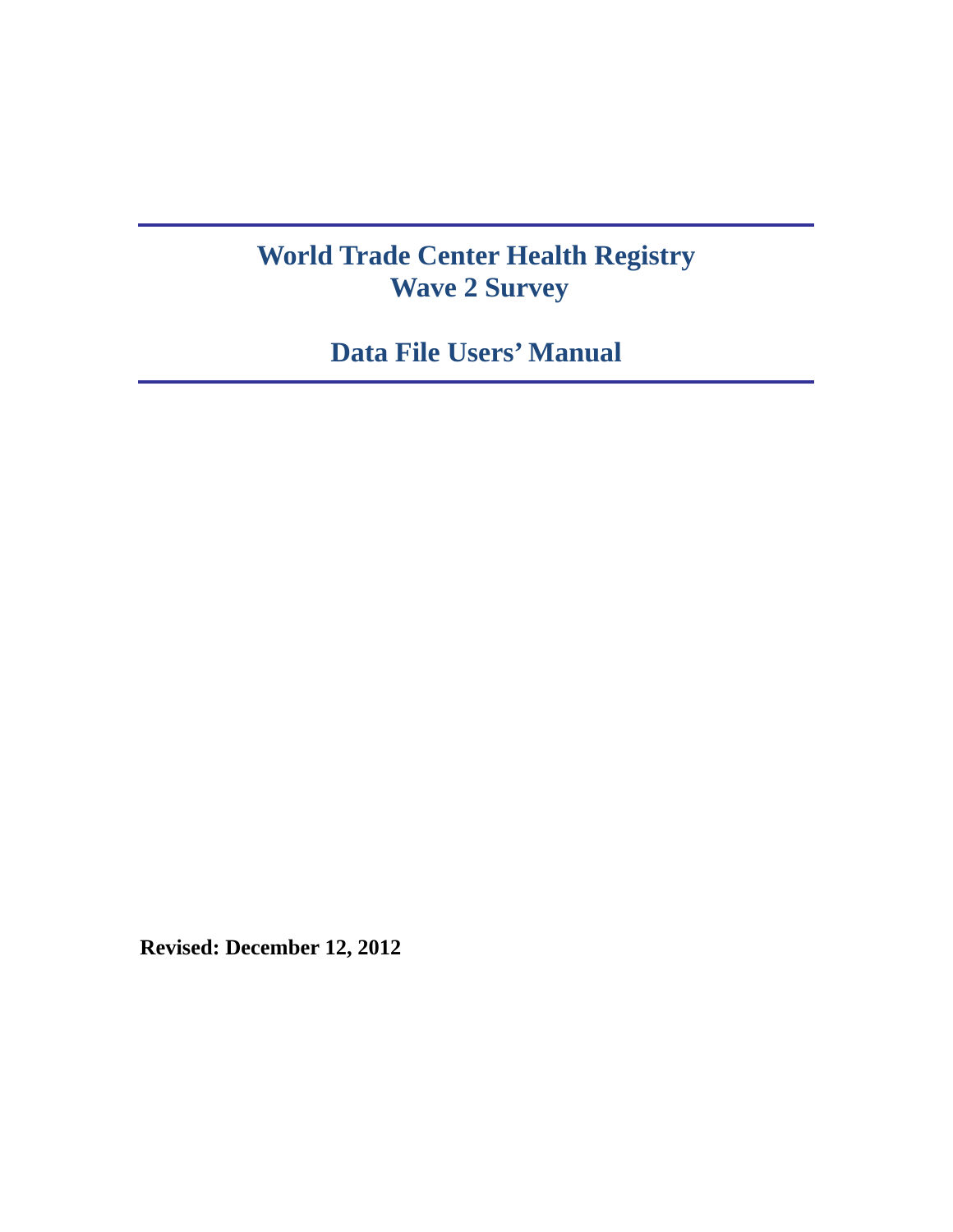# World Trade Center Health Registry
# Wave 2 Survey

# Data File Users' Manual

**Revised: December 12, 2012**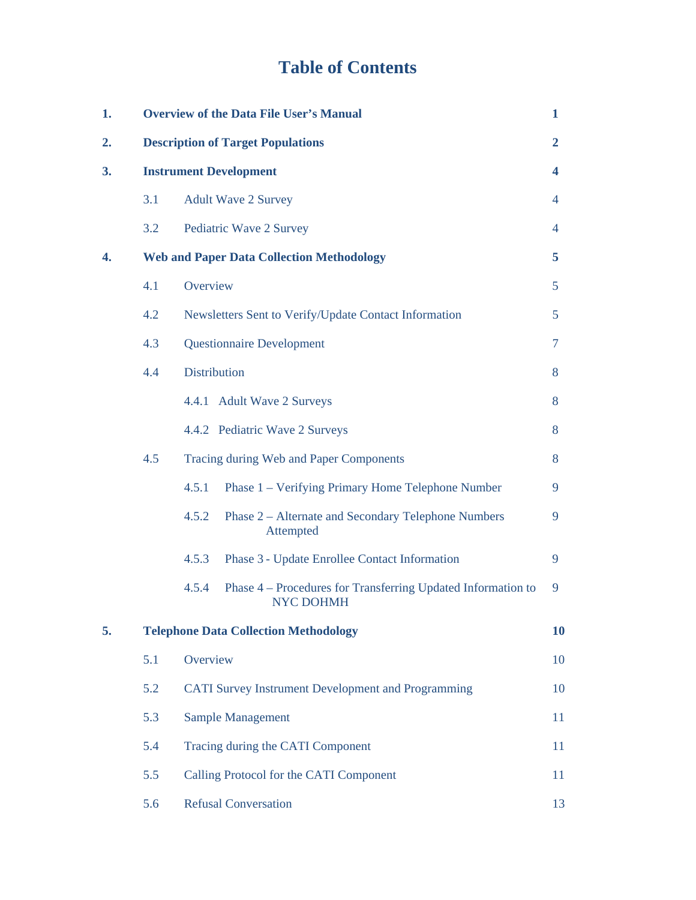# Table of Contents

| | | |
|---|---|---|
| **1.** | **Overview of the Data File User's Manual** | **1** |
| **2.** | **Description of Target Populations** | **2** |
| **3.** | **Instrument Development** | **4** |
| 3.1 | Adult Wave 2 Survey | 4 |
| 3.2 | Pediatric Wave 2 Survey | 4 |
| **4.** | **Web and Paper Data Collection Methodology** | **5** |
| 4.1 | Overview | 5 |
| 4.2 | Newsletters Sent to Verify/Update Contact Information | 5 |
| 4.3 | Questionnaire Development | 7 |
| 4.4 | Distribution | 8 |
| 4.4.1 | Adult Wave 2 Surveys | 8 |
| 4.4.2 | Pediatric Wave 2 Surveys | 8 |
| 4.5 | Tracing during Web and Paper Components | 8 |
| 4.5.1 | Phase 1 – Verifying Primary Home Telephone Number | 9 |
| 4.5.2 | Phase 2 – Alternate and Secondary Telephone Numbers Attempted | 9 |
| 4.5.3 | Phase 3 - Update Enrollee Contact Information | 9 |
| 4.5.4 | Phase 4 – Procedures for Transferring Updated Information to NYC DOHMH | 9 |
| **5.** | **Telephone Data Collection Methodology** | **10** |
| 5.1 | Overview | 10 |
| 5.2 | CATI Survey Instrument Development and Programming | 10 |
| 5.3 | Sample Management | 11 |
| 5.4 | Tracing during the CATI Component | 11 |
| 5.5 | Calling Protocol for the CATI Component | 11 |
| 5.6 | Refusal Conversation | 13 |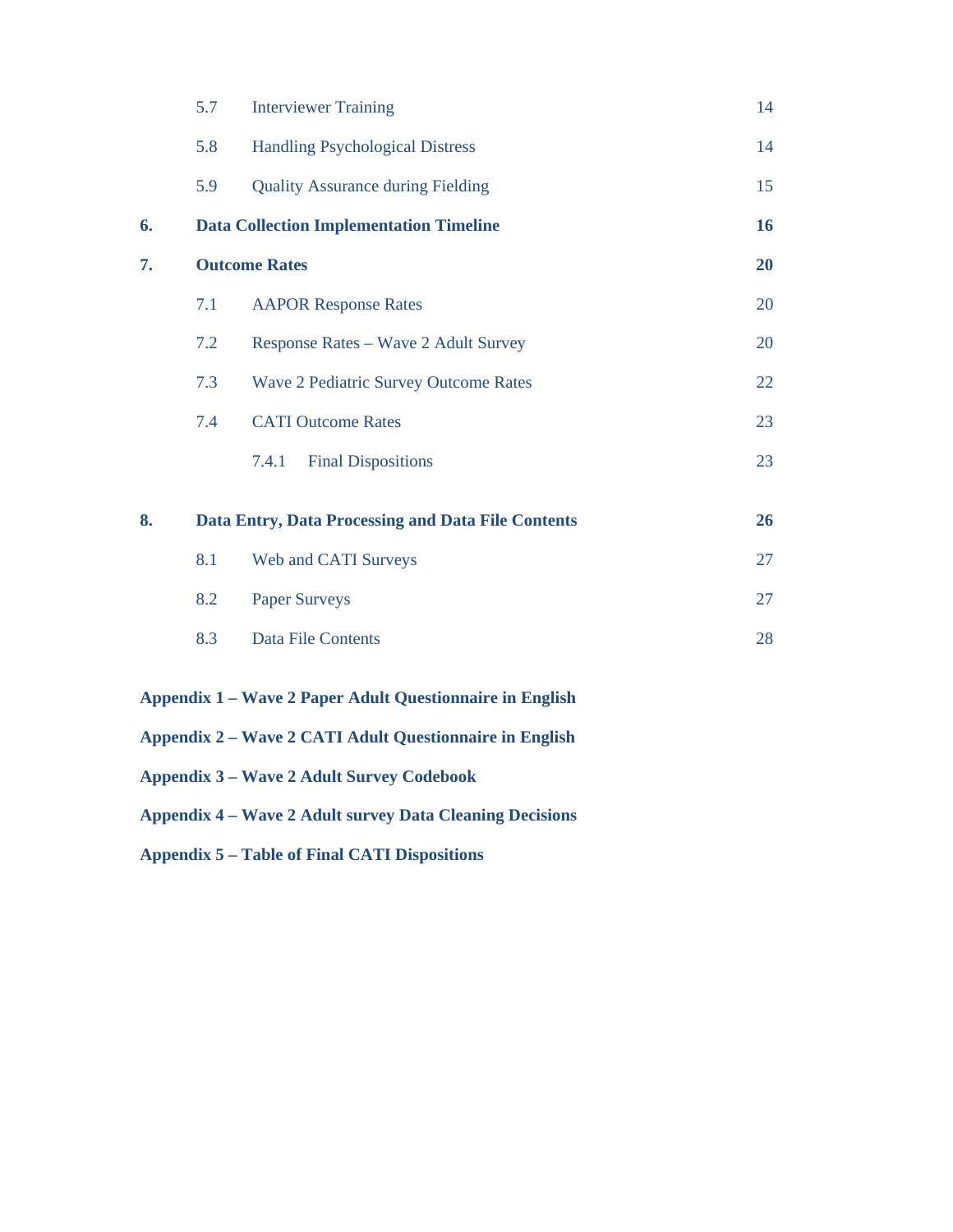| | | | |
|---|---|---|---|
| | 5.7 | Interviewer Training | 14 |
| | 5.8 | Handling Psychological Distress | 14 |
| | 5.9 | Quality Assurance during Fielding | 15 |
| **6.** | **Data Collection Implementation Timeline** | | **16** |
| **7.** | **Outcome Rates** | | **20** |
| | 7.1 | AAPOR Response Rates | 20 |
| | 7.2 | Response Rates – Wave 2 Adult Survey | 20 |
| | 7.3 | Wave 2 Pediatric Survey Outcome Rates | 22 |
| | 7.4 | CATI Outcome Rates | 23 |
| | | 7.4.1 Final Dispositions | 23 |
| **8.** | **Data Entry, Data Processing and Data File Contents** | | **26** |
| | 8.1 | Web and CATI Surveys | 27 |
| | 8.2 | Paper Surveys | 27 |
| | 8.3 | Data File Contents | 28 |

**Appendix 1 – Wave 2 Paper Adult Questionnaire in English**

**Appendix 2 – Wave 2 CATI Adult Questionnaire in English**

**Appendix 3 – Wave 2 Adult Survey Codebook**

**Appendix 4 – Wave 2 Adult survey Data Cleaning Decisions**

**Appendix 5 – Table of Final CATI Dispositions**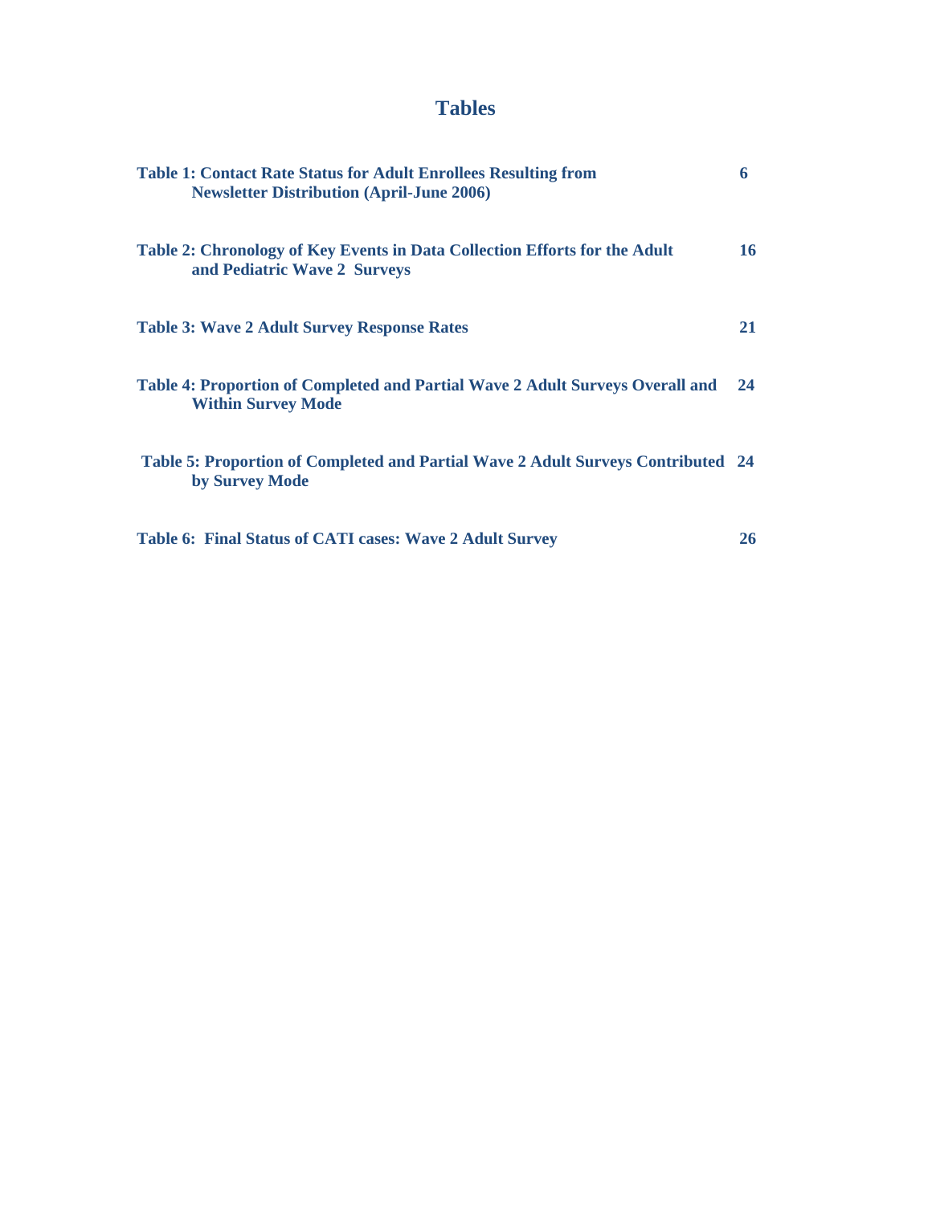# Tables

| | |
|---|---|
| **Table 1: Contact Rate Status for Adult Enrollees Resulting from Newsletter Distribution (April-June 2006)** | **6** |
| **Table 2: Chronology of Key Events in Data Collection Efforts for the Adult and Pediatric Wave 2 Surveys** | **16** |
| **Table 3: Wave 2 Adult Survey Response Rates** | **21** |
| **Table 4: Proportion of Completed and Partial Wave 2 Adult Surveys Overall and Within Survey Mode** | **24** |
| **Table 5: Proportion of Completed and Partial Wave 2 Adult Surveys Contributed by Survey Mode** | **24** |
| **Table 6: Final Status of CATI cases: Wave 2 Adult Survey** | **26** |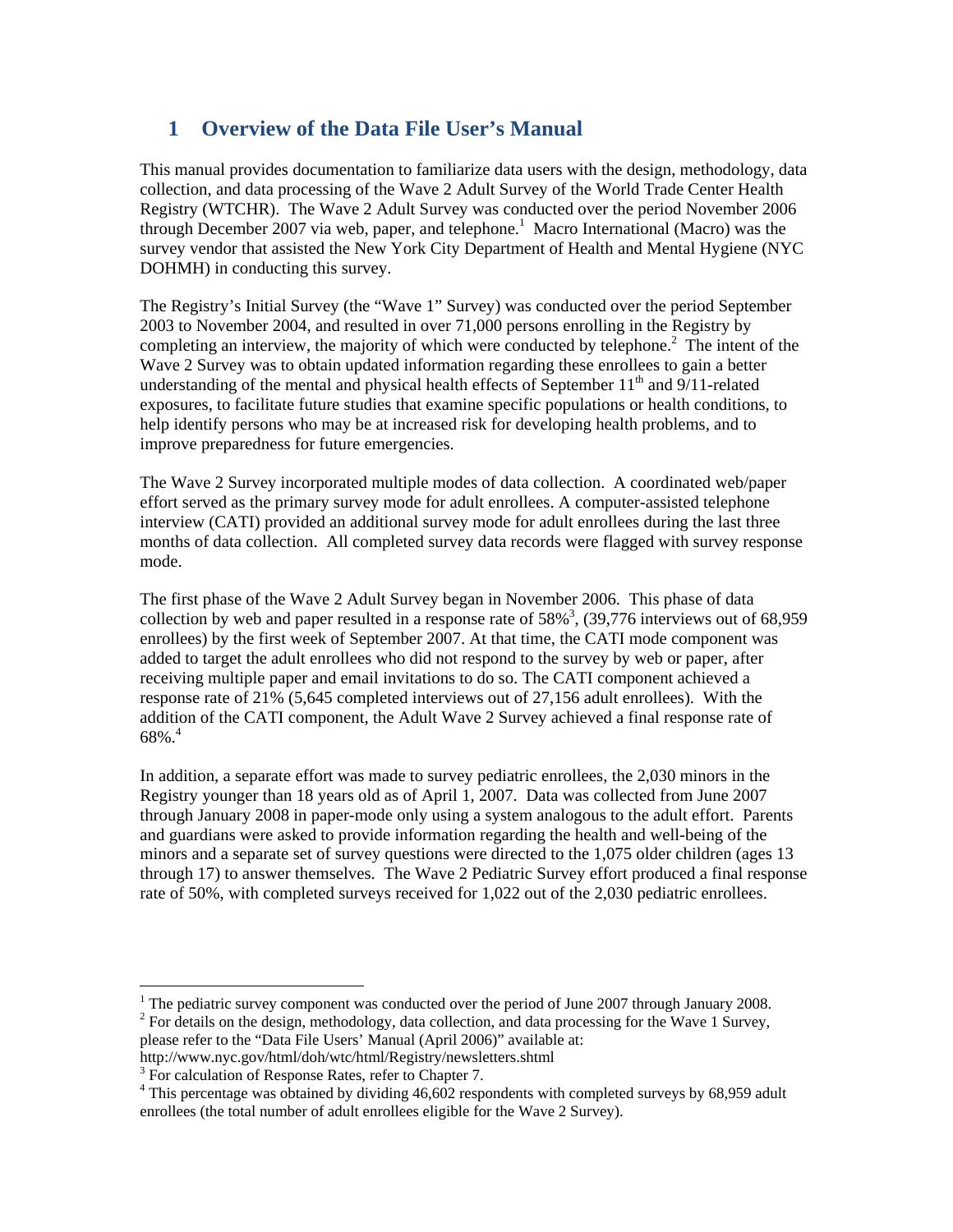# 1 Overview of the Data File User's Manual

This manual provides documentation to familiarize data users with the design, methodology, data collection, and data processing of the Wave 2 Adult Survey of the World Trade Center Health Registry (WTCHR). The Wave 2 Adult Survey was conducted over the period November 2006 through December 2007 via web, paper, and telephone.[1] Macro International (Macro) was the survey vendor that assisted the New York City Department of Health and Mental Hygiene (NYC DOHMH) in conducting this survey.

The Registry's Initial Survey (the "Wave 1" Survey) was conducted over the period September 2003 to November 2004, and resulted in over 71,000 persons enrolling in the Registry by completing an interview, the majority of which were conducted by telephone.[2] The intent of the Wave 2 Survey was to obtain updated information regarding these enrollees to gain a better understanding of the mental and physical health effects of September 11th and 9/11-related exposures, to facilitate future studies that examine specific populations or health conditions, to help identify persons who may be at increased risk for developing health problems, and to improve preparedness for future emergencies.

The Wave 2 Survey incorporated multiple modes of data collection. A coordinated web/paper effort served as the primary survey mode for adult enrollees. A computer-assisted telephone interview (CATI) provided an additional survey mode for adult enrollees during the last three months of data collection. All completed survey data records were flagged with survey response mode.

The first phase of the Wave 2 Adult Survey began in November 2006. This phase of data collection by web and paper resulted in a response rate of 58%[3], (39,776 interviews out of 68,959 enrollees) by the first week of September 2007. At that time, the CATI mode component was added to target the adult enrollees who did not respond to the survey by web or paper, after receiving multiple paper and email invitations to do so. The CATI component achieved a response rate of 21% (5,645 completed interviews out of 27,156 adult enrollees). With the addition of the CATI component, the Adult Wave 2 Survey achieved a final response rate of 68%.[4]

In addition, a separate effort was made to survey pediatric enrollees, the 2,030 minors in the Registry younger than 18 years old as of April 1, 2007. Data was collected from June 2007 through January 2008 in paper-mode only using a system analogous to the adult effort. Parents and guardians were asked to provide information regarding the health and well-being of the minors and a separate set of survey questions were directed to the 1,075 older children (ages 13 through 17) to answer themselves. The Wave 2 Pediatric Survey effort produced a final response rate of 50%, with completed surveys received for 1,022 out of the 2,030 pediatric enrollees.

---

[1] The pediatric survey component was conducted over the period of June 2007 through January 2008.

[2] For details on the design, methodology, data collection, and data processing for the Wave 1 Survey, please refer to the "Data File Users' Manual (April 2006)" available at: http://www.nyc.gov/html/doh/wtc/html/Registry/newsletters.shtml

[3] For calculation of Response Rates, refer to Chapter 7.

[4] This percentage was obtained by dividing 46,602 respondents with completed surveys by 68,959 adult enrollees (the total number of adult enrollees eligible for the Wave 2 Survey).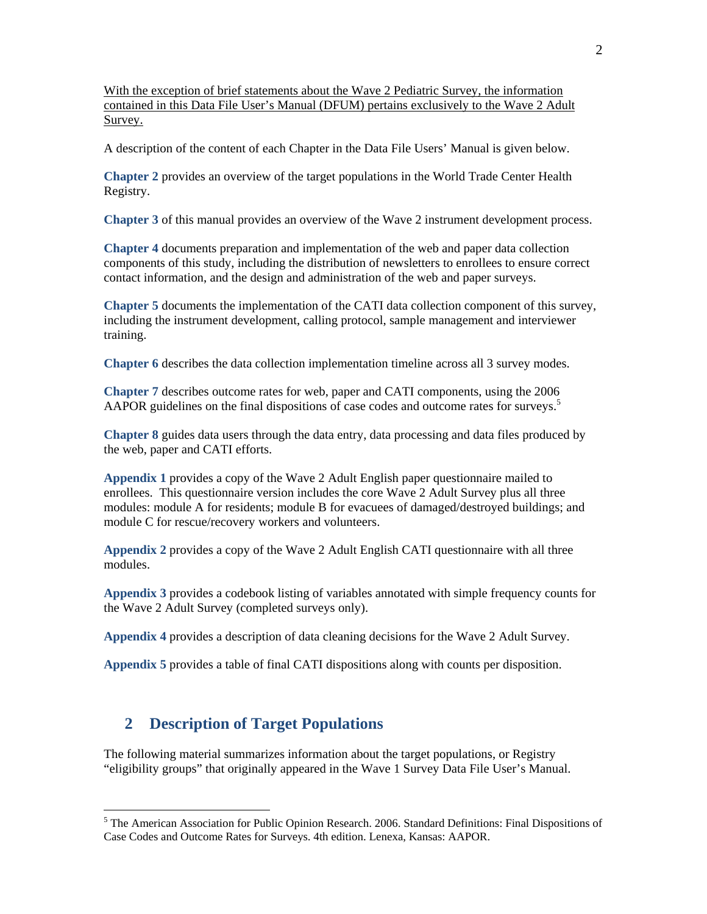<u>With the exception of brief statements about the Wave 2 Pediatric Survey, the information contained in this Data File User's Manual (DFUM) pertains exclusively to the Wave 2 Adult Survey.</u>

A description of the content of each Chapter in the Data File Users' Manual is given below.

**Chapter 2** provides an overview of the target populations in the World Trade Center Health Registry.

**Chapter 3** of this manual provides an overview of the Wave 2 instrument development process.

**Chapter 4** documents preparation and implementation of the web and paper data collection components of this study, including the distribution of newsletters to enrollees to ensure correct contact information, and the design and administration of the web and paper surveys.

**Chapter 5** documents the implementation of the CATI data collection component of this survey, including the instrument development, calling protocol, sample management and interviewer training.

**Chapter 6** describes the data collection implementation timeline across all 3 survey modes.

**Chapter 7** describes outcome rates for web, paper and CATI components, using the 2006 AAPOR guidelines on the final dispositions of case codes and outcome rates for surveys.[5]

**Chapter 8** guides data users through the data entry, data processing and data files produced by the web, paper and CATI efforts.

**Appendix 1** provides a copy of the Wave 2 Adult English paper questionnaire mailed to enrollees. This questionnaire version includes the core Wave 2 Adult Survey plus all three modules: module A for residents; module B for evacuees of damaged/destroyed buildings; and module C for rescue/recovery workers and volunteers.

**Appendix 2** provides a copy of the Wave 2 Adult English CATI questionnaire with all three modules.

**Appendix 3** provides a codebook listing of variables annotated with simple frequency counts for the Wave 2 Adult Survey (completed surveys only).

**Appendix 4** provides a description of data cleaning decisions for the Wave 2 Adult Survey.

**Appendix 5** provides a table of final CATI dispositions along with counts per disposition.

## 2 Description of Target Populations

The following material summarizes information about the target populations, or Registry "eligibility groups" that originally appeared in the Wave 1 Survey Data File User's Manual.

---

[5] The American Association for Public Opinion Research. 2006. Standard Definitions: Final Dispositions of Case Codes and Outcome Rates for Surveys. 4th edition. Lenexa, Kansas: AAPOR.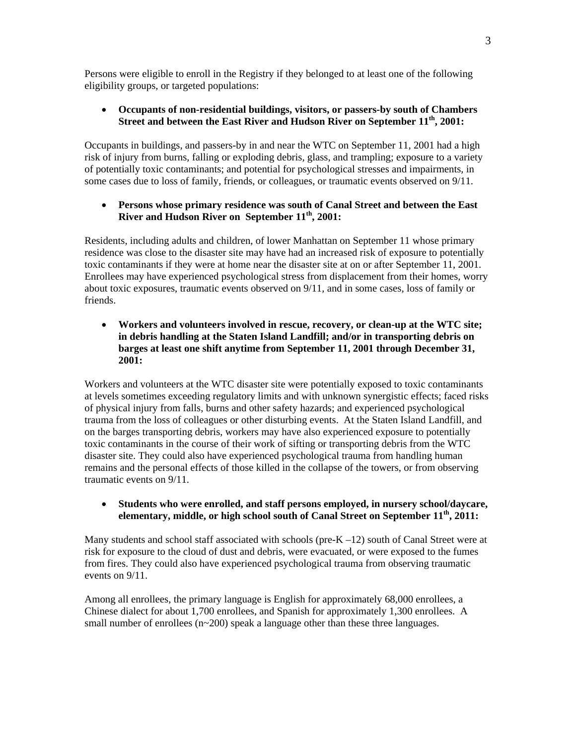Persons were eligible to enroll in the Registry if they belonged to at least one of the following eligibility groups, or targeted populations:

- **Occupants of non-residential buildings, visitors, or passers-by south of Chambers Street and between the East River and Hudson River on September 11th, 2001:**

Occupants in buildings, and passers-by in and near the WTC on September 11, 2001 had a high risk of injury from burns, falling or exploding debris, glass, and trampling; exposure to a variety of potentially toxic contaminants; and potential for psychological stresses and impairments, in some cases due to loss of family, friends, or colleagues, or traumatic events observed on 9/11.

- **Persons whose primary residence was south of Canal Street and between the East River and Hudson River on September 11th, 2001:**

Residents, including adults and children, of lower Manhattan on September 11 whose primary residence was close to the disaster site may have had an increased risk of exposure to potentially toxic contaminants if they were at home near the disaster site at on or after September 11, 2001. Enrollees may have experienced psychological stress from displacement from their homes, worry about toxic exposures, traumatic events observed on 9/11, and in some cases, loss of family or friends.

- **Workers and volunteers involved in rescue, recovery, or clean-up at the WTC site; in debris handling at the Staten Island Landfill; and/or in transporting debris on barges at least one shift anytime from September 11, 2001 through December 31, 2001:**

Workers and volunteers at the WTC disaster site were potentially exposed to toxic contaminants at levels sometimes exceeding regulatory limits and with unknown synergistic effects; faced risks of physical injury from falls, burns and other safety hazards; and experienced psychological trauma from the loss of colleagues or other disturbing events. At the Staten Island Landfill, and on the barges transporting debris, workers may have also experienced exposure to potentially toxic contaminants in the course of their work of sifting or transporting debris from the WTC disaster site. They could also have experienced psychological trauma from handling human remains and the personal effects of those killed in the collapse of the towers, or from observing traumatic events on 9/11.

- **Students who were enrolled, and staff persons employed, in nursery school/daycare, elementary, middle, or high school south of Canal Street on September 11th, 2011:**

Many students and school staff associated with schools (pre-K –12) south of Canal Street were at risk for exposure to the cloud of dust and debris, were evacuated, or were exposed to the fumes from fires. They could also have experienced psychological trauma from observing traumatic events on 9/11.

Among all enrollees, the primary language is English for approximately 68,000 enrollees, a Chinese dialect for about 1,700 enrollees, and Spanish for approximately 1,300 enrollees. A small number of enrollees (n~200) speak a language other than these three languages.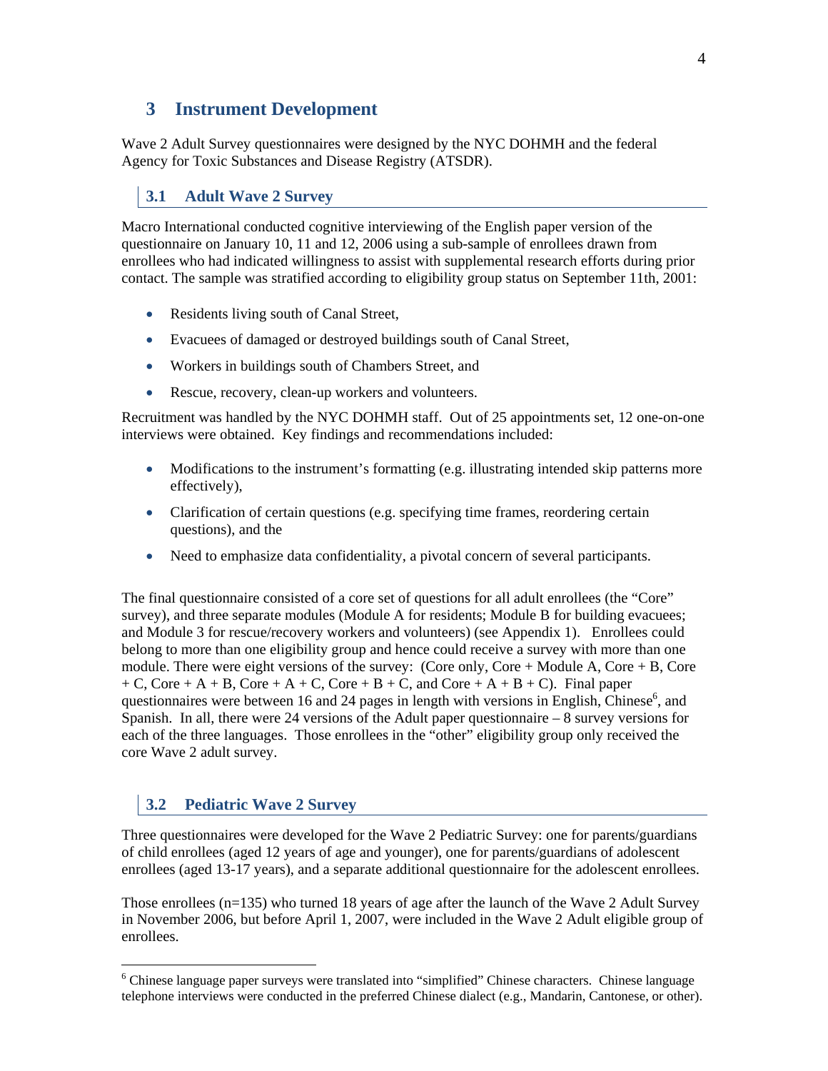# 3 Instrument Development

Wave 2 Adult Survey questionnaires were designed by the NYC DOHMH and the federal Agency for Toxic Substances and Disease Registry (ATSDR).

## 3.1 Adult Wave 2 Survey

Macro International conducted cognitive interviewing of the English paper version of the questionnaire on January 10, 11 and 12, 2006 using a sub-sample of enrollees drawn from enrollees who had indicated willingness to assist with supplemental research efforts during prior contact. The sample was stratified according to eligibility group status on September 11th, 2001:

- Residents living south of Canal Street,
- Evacuees of damaged or destroyed buildings south of Canal Street,
- Workers in buildings south of Chambers Street, and
- Rescue, recovery, clean-up workers and volunteers.

Recruitment was handled by the NYC DOHMH staff. Out of 25 appointments set, 12 one-on-one interviews were obtained. Key findings and recommendations included:

- Modifications to the instrument's formatting (e.g. illustrating intended skip patterns more effectively),
- Clarification of certain questions (e.g. specifying time frames, reordering certain questions), and the
- Need to emphasize data confidentiality, a pivotal concern of several participants.

The final questionnaire consisted of a core set of questions for all adult enrollees (the "Core" survey), and three separate modules (Module A for residents; Module B for building evacuees; and Module 3 for rescue/recovery workers and volunteers) (see Appendix 1). Enrollees could belong to more than one eligibility group and hence could receive a survey with more than one module. There were eight versions of the survey: (Core only, Core + Module A, Core + B, Core + C, Core + A + B, Core + A + C, Core + B + C, and Core + A + B + C). Final paper questionnaires were between 16 and 24 pages in length with versions in English, Chinese[6], and Spanish. In all, there were 24 versions of the Adult paper questionnaire – 8 survey versions for each of the three languages. Those enrollees in the "other" eligibility group only received the core Wave 2 adult survey.

## 3.2 Pediatric Wave 2 Survey

Three questionnaires were developed for the Wave 2 Pediatric Survey: one for parents/guardians of child enrollees (aged 12 years of age and younger), one for parents/guardians of adolescent enrollees (aged 13-17 years), and a separate additional questionnaire for the adolescent enrollees.

Those enrollees (n=135) who turned 18 years of age after the launch of the Wave 2 Adult Survey in November 2006, but before April 1, 2007, were included in the Wave 2 Adult eligible group of enrollees.

[6] Chinese language paper surveys were translated into "simplified" Chinese characters. Chinese language telephone interviews were conducted in the preferred Chinese dialect (e.g., Mandarin, Cantonese, or other).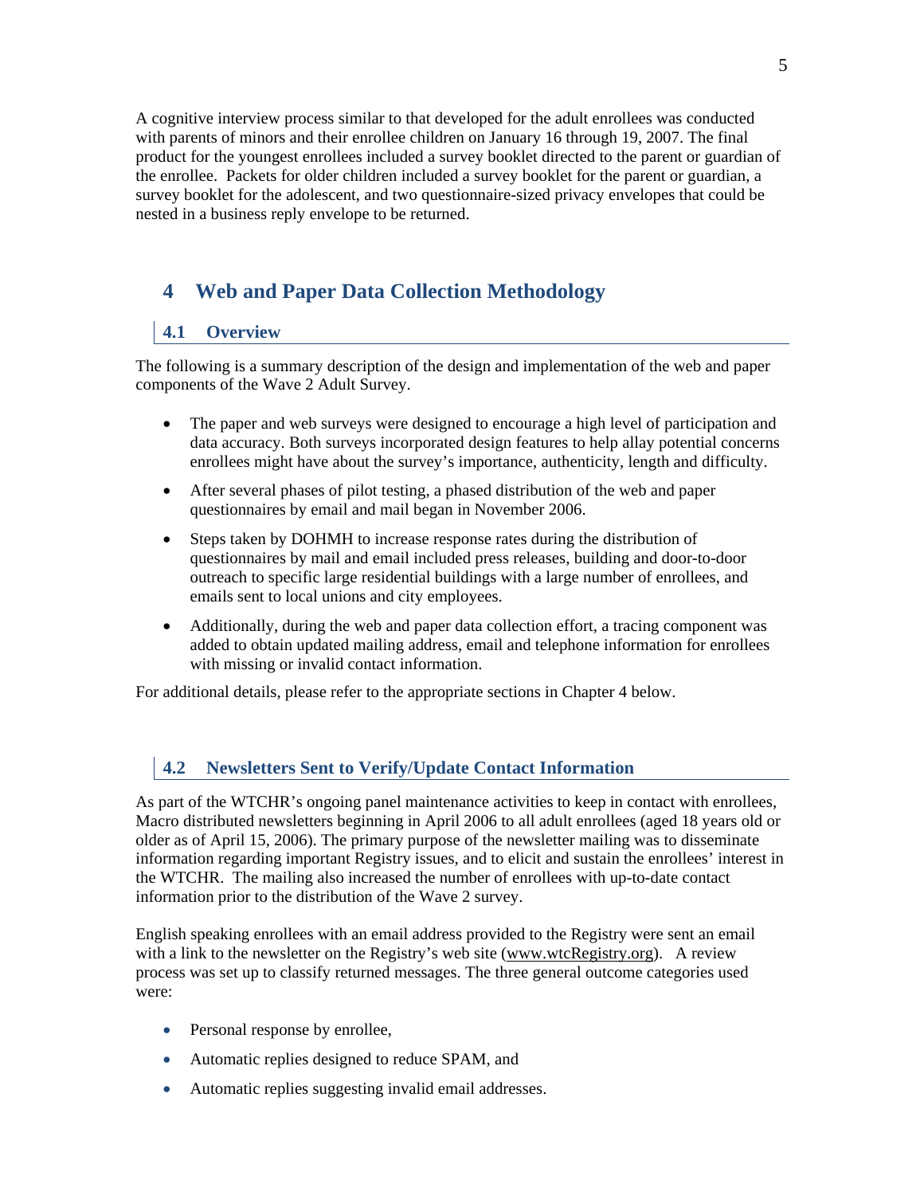A cognitive interview process similar to that developed for the adult enrollees was conducted with parents of minors and their enrollee children on January 16 through 19, 2007. The final product for the youngest enrollees included a survey booklet directed to the parent or guardian of the enrollee. Packets for older children included a survey booklet for the parent or guardian, a survey booklet for the adolescent, and two questionnaire-sized privacy envelopes that could be nested in a business reply envelope to be returned.

# 4 Web and Paper Data Collection Methodology

## 4.1 Overview

The following is a summary description of the design and implementation of the web and paper components of the Wave 2 Adult Survey.

- The paper and web surveys were designed to encourage a high level of participation and data accuracy. Both surveys incorporated design features to help allay potential concerns enrollees might have about the survey's importance, authenticity, length and difficulty.
- After several phases of pilot testing, a phased distribution of the web and paper questionnaires by email and mail began in November 2006.
- Steps taken by DOHMH to increase response rates during the distribution of questionnaires by mail and email included press releases, building and door-to-door outreach to specific large residential buildings with a large number of enrollees, and emails sent to local unions and city employees.
- Additionally, during the web and paper data collection effort, a tracing component was added to obtain updated mailing address, email and telephone information for enrollees with missing or invalid contact information.

For additional details, please refer to the appropriate sections in Chapter 4 below.

## 4.2 Newsletters Sent to Verify/Update Contact Information

As part of the WTCHR's ongoing panel maintenance activities to keep in contact with enrollees, Macro distributed newsletters beginning in April 2006 to all adult enrollees (aged 18 years old or older as of April 15, 2006). The primary purpose of the newsletter mailing was to disseminate information regarding important Registry issues, and to elicit and sustain the enrollees' interest in the WTCHR. The mailing also increased the number of enrollees with up-to-date contact information prior to the distribution of the Wave 2 survey.

English speaking enrollees with an email address provided to the Registry were sent an email with a link to the newsletter on the Registry's web site (www.wtcRegistry.org). A review process was set up to classify returned messages. The three general outcome categories used were:

- Personal response by enrollee,
- Automatic replies designed to reduce SPAM, and
- Automatic replies suggesting invalid email addresses.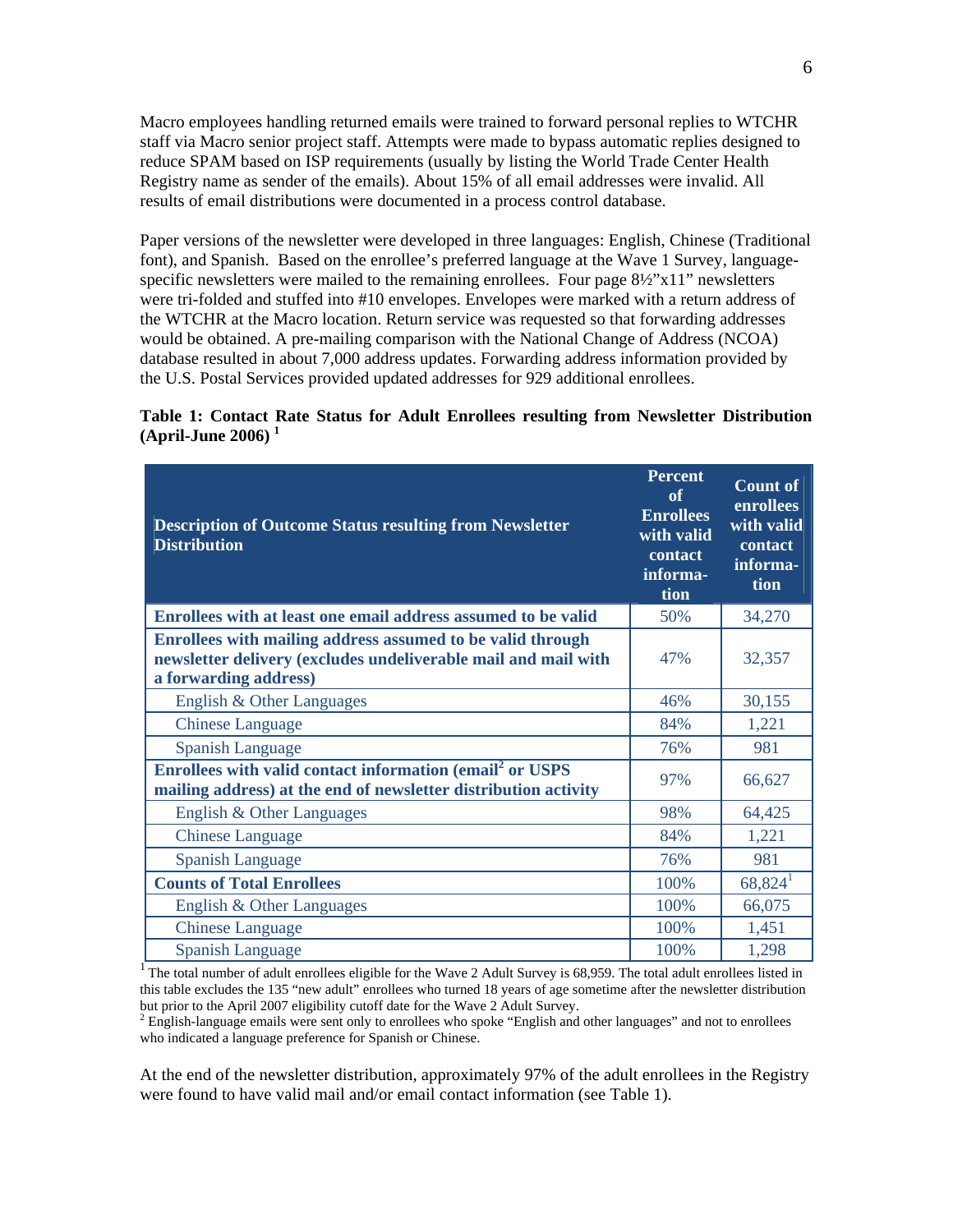Macro employees handling returned emails were trained to forward personal replies to WTCHR staff via Macro senior project staff. Attempts were made to bypass automatic replies designed to reduce SPAM based on ISP requirements (usually by listing the World Trade Center Health Registry name as sender of the emails). About 15% of all email addresses were invalid. All results of email distributions were documented in a process control database.

Paper versions of the newsletter were developed in three languages: English, Chinese (Traditional font), and Spanish. Based on the enrollee's preferred language at the Wave 1 Survey, language-specific newsletters were mailed to the remaining enrollees. Four page 8½"x11" newsletters were tri-folded and stuffed into #10 envelopes. Envelopes were marked with a return address of the WTCHR at the Macro location. Return service was requested so that forwarding addresses would be obtained. A pre-mailing comparison with the National Change of Address (NCOA) database resulted in about 7,000 address updates. Forwarding address information provided by the U.S. Postal Services provided updated addresses for 929 additional enrollees.

**Table 1: Contact Rate Status for Adult Enrollees resulting from Newsletter Distribution (April-June 2006) [1]**

| Description of Outcome Status resulting from Newsletter Distribution | Percent of Enrollees with valid contact information | Count of enrollees with valid contact information |
|---|---|---|
| **Enrollees with at least one email address assumed to be valid** | 50% | 34,270 |
| **Enrollees with mailing address assumed to be valid through newsletter delivery (excludes undeliverable mail and mail with a forwarding address)** | 47% | 32,357 |
| English & Other Languages | 46% | 30,155 |
| Chinese Language | 84% | 1,221 |
| Spanish Language | 76% | 981 |
| **Enrollees with valid contact information (email[2] or USPS mailing address) at the end of newsletter distribution activity** | 97% | 66,627 |
| English & Other Languages | 98% | 64,425 |
| Chinese Language | 84% | 1,221 |
| Spanish Language | 76% | 981 |
| **Counts of Total Enrollees** | 100% | 68,824[1] |
| English & Other Languages | 100% | 66,075 |
| Chinese Language | 100% | 1,451 |
| Spanish Language | 100% | 1,298 |

[1] The total number of adult enrollees eligible for the Wave 2 Adult Survey is 68,959. The total adult enrollees listed in this table excludes the 135 "new adult" enrollees who turned 18 years of age sometime after the newsletter distribution but prior to the April 2007 eligibility cutoff date for the Wave 2 Adult Survey.

[2] English-language emails were sent only to enrollees who spoke "English and other languages" and not to enrollees who indicated a language preference for Spanish or Chinese.

At the end of the newsletter distribution, approximately 97% of the adult enrollees in the Registry were found to have valid mail and/or email contact information (see Table 1).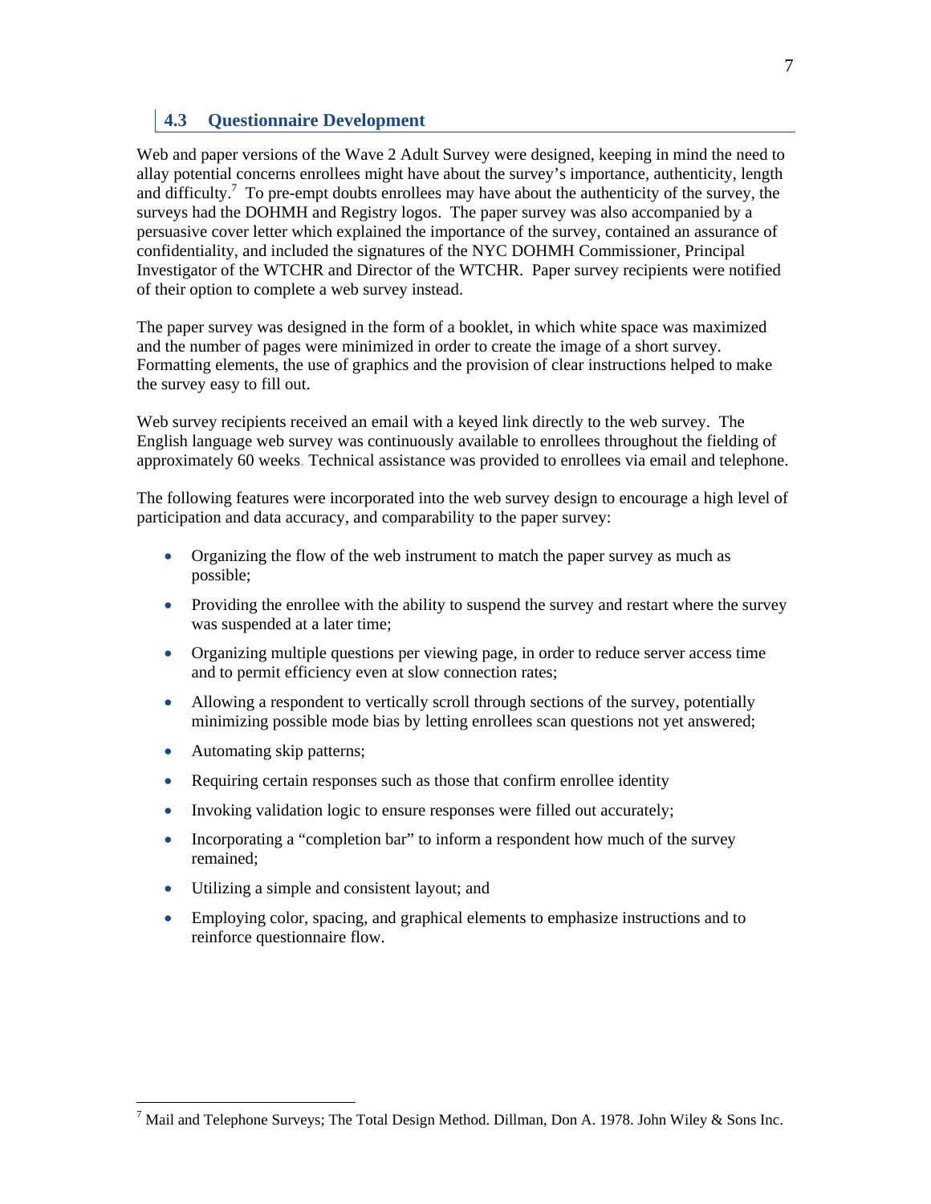## 4.3 Questionnaire Development

Web and paper versions of the Wave 2 Adult Survey were designed, keeping in mind the need to allay potential concerns enrollees might have about the survey's importance, authenticity, length and difficulty.[7] To pre-empt doubts enrollees may have about the authenticity of the survey, the surveys had the DOHMH and Registry logos. The paper survey was also accompanied by a persuasive cover letter which explained the importance of the survey, contained an assurance of confidentiality, and included the signatures of the NYC DOHMH Commissioner, Principal Investigator of the WTCHR and Director of the WTCHR. Paper survey recipients were notified of their option to complete a web survey instead.

The paper survey was designed in the form of a booklet, in which white space was maximized and the number of pages were minimized in order to create the image of a short survey. Formatting elements, the use of graphics and the provision of clear instructions helped to make the survey easy to fill out.

Web survey recipients received an email with a keyed link directly to the web survey. The English language web survey was continuously available to enrollees throughout the fielding of approximately 60 weeks. Technical assistance was provided to enrollees via email and telephone.

The following features were incorporated into the web survey design to encourage a high level of participation and data accuracy, and comparability to the paper survey:

- Organizing the flow of the web instrument to match the paper survey as much as possible;
- Providing the enrollee with the ability to suspend the survey and restart where the survey was suspended at a later time;
- Organizing multiple questions per viewing page, in order to reduce server access time and to permit efficiency even at slow connection rates;
- Allowing a respondent to vertically scroll through sections of the survey, potentially minimizing possible mode bias by letting enrollees scan questions not yet answered;
- Automating skip patterns;
- Requiring certain responses such as those that confirm enrollee identity
- Invoking validation logic to ensure responses were filled out accurately;
- Incorporating a "completion bar" to inform a respondent how much of the survey remained;
- Utilizing a simple and consistent layout; and
- Employing color, spacing, and graphical elements to emphasize instructions and to reinforce questionnaire flow.

[7] Mail and Telephone Surveys; The Total Design Method. Dillman, Don A. 1978. John Wiley & Sons Inc.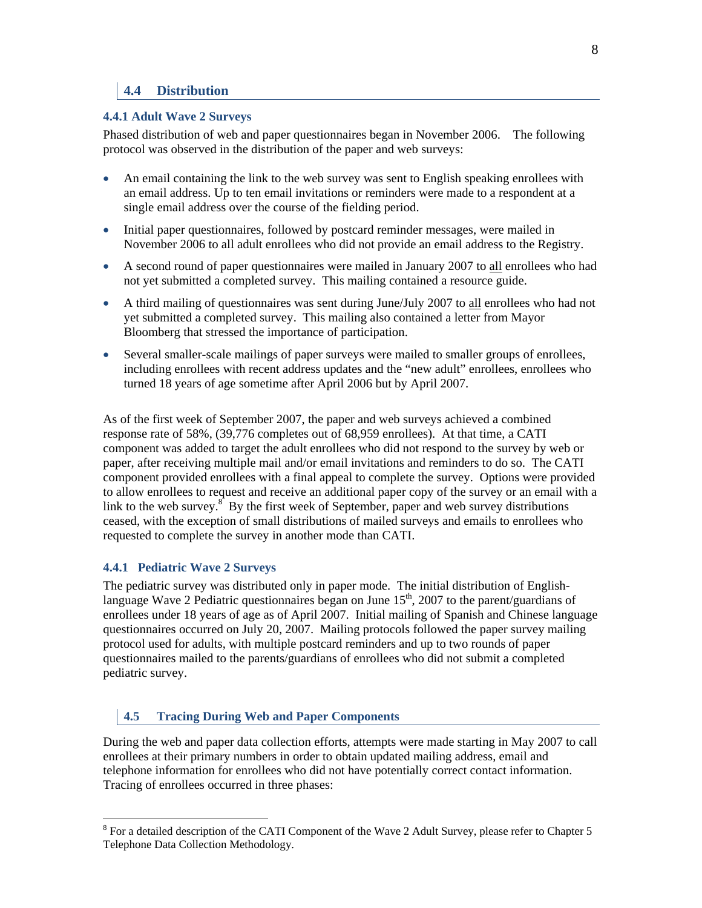## 4.4 Distribution

### 4.4.1 Adult Wave 2 Surveys

Phased distribution of web and paper questionnaires began in November 2006. The following protocol was observed in the distribution of the paper and web surveys:

- An email containing the link to the web survey was sent to English speaking enrollees with an email address. Up to ten email invitations or reminders were made to a respondent at a single email address over the course of the fielding period.
- Initial paper questionnaires, followed by postcard reminder messages, were mailed in November 2006 to all adult enrollees who did not provide an email address to the Registry.
- A second round of paper questionnaires were mailed in January 2007 to all enrollees who had not yet submitted a completed survey. This mailing contained a resource guide.
- A third mailing of questionnaires was sent during June/July 2007 to all enrollees who had not yet submitted a completed survey. This mailing also contained a letter from Mayor Bloomberg that stressed the importance of participation.
- Several smaller-scale mailings of paper surveys were mailed to smaller groups of enrollees, including enrollees with recent address updates and the "new adult" enrollees, enrollees who turned 18 years of age sometime after April 2006 but by April 2007.

As of the first week of September 2007, the paper and web surveys achieved a combined response rate of 58%, (39,776 completes out of 68,959 enrollees). At that time, a CATI component was added to target the adult enrollees who did not respond to the survey by web or paper, after receiving multiple mail and/or email invitations and reminders to do so. The CATI component provided enrollees with a final appeal to complete the survey. Options were provided to allow enrollees to request and receive an additional paper copy of the survey or an email with a link to the web survey.[8] By the first week of September, paper and web survey distributions ceased, with the exception of small distributions of mailed surveys and emails to enrollees who requested to complete the survey in another mode than CATI.

### 4.4.1 Pediatric Wave 2 Surveys

The pediatric survey was distributed only in paper mode. The initial distribution of English-language Wave 2 Pediatric questionnaires began on June 15th, 2007 to the parent/guardians of enrollees under 18 years of age as of April 2007. Initial mailing of Spanish and Chinese language questionnaires occurred on July 20, 2007. Mailing protocols followed the paper survey mailing protocol used for adults, with multiple postcard reminders and up to two rounds of paper questionnaires mailed to the parents/guardians of enrollees who did not submit a completed pediatric survey.

## 4.5 Tracing During Web and Paper Components

During the web and paper data collection efforts, attempts were made starting in May 2007 to call enrollees at their primary numbers in order to obtain updated mailing address, email and telephone information for enrollees who did not have potentially correct contact information. Tracing of enrollees occurred in three phases:

---

[8] For a detailed description of the CATI Component of the Wave 2 Adult Survey, please refer to Chapter 5 Telephone Data Collection Methodology.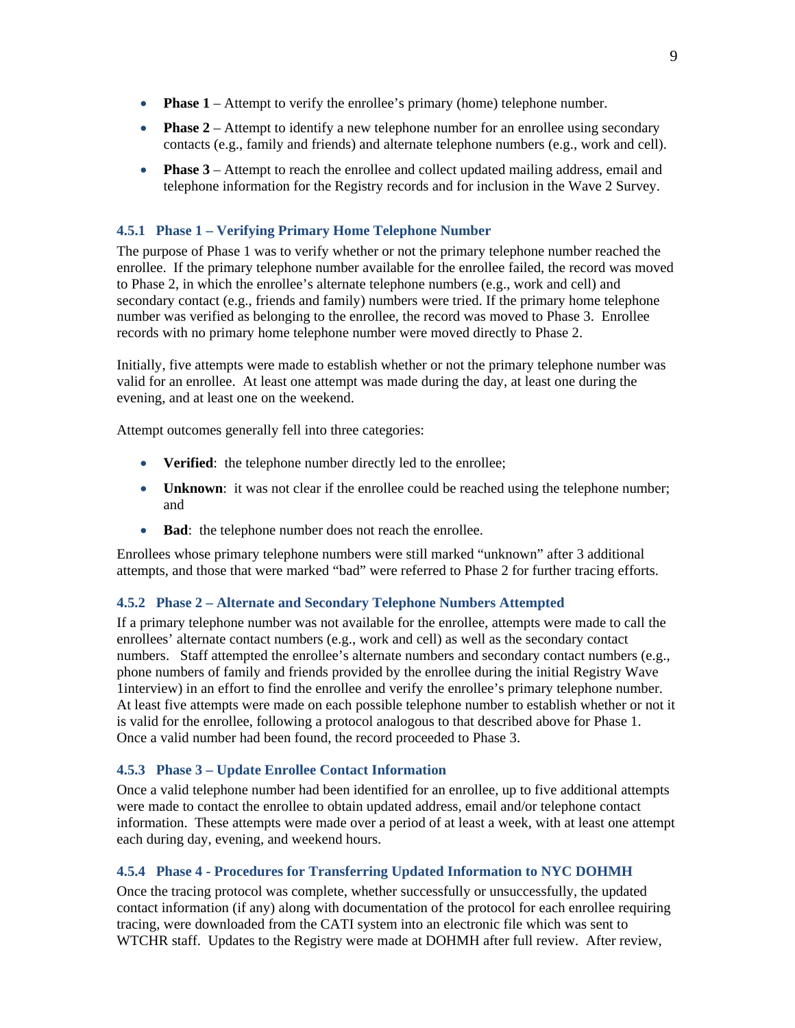- **Phase 1** – Attempt to verify the enrollee's primary (home) telephone number.
- **Phase 2** – Attempt to identify a new telephone number for an enrollee using secondary contacts (e.g., family and friends) and alternate telephone numbers (e.g., work and cell).
- **Phase 3** – Attempt to reach the enrollee and collect updated mailing address, email and telephone information for the Registry records and for inclusion in the Wave 2 Survey.

### 4.5.1 Phase 1 – Verifying Primary Home Telephone Number

The purpose of Phase 1 was to verify whether or not the primary telephone number reached the enrollee. If the primary telephone number available for the enrollee failed, the record was moved to Phase 2, in which the enrollee's alternate telephone numbers (e.g., work and cell) and secondary contact (e.g., friends and family) numbers were tried. If the primary home telephone number was verified as belonging to the enrollee, the record was moved to Phase 3. Enrollee records with no primary home telephone number were moved directly to Phase 2.

Initially, five attempts were made to establish whether or not the primary telephone number was valid for an enrollee. At least one attempt was made during the day, at least one during the evening, and at least one on the weekend.

Attempt outcomes generally fell into three categories:

- **Verified**: the telephone number directly led to the enrollee;
- **Unknown**: it was not clear if the enrollee could be reached using the telephone number; and
- **Bad**: the telephone number does not reach the enrollee.

Enrollees whose primary telephone numbers were still marked "unknown" after 3 additional attempts, and those that were marked "bad" were referred to Phase 2 for further tracing efforts.

### 4.5.2 Phase 2 – Alternate and Secondary Telephone Numbers Attempted

If a primary telephone number was not available for the enrollee, attempts were made to call the enrollees' alternate contact numbers (e.g., work and cell) as well as the secondary contact numbers. Staff attempted the enrollee's alternate numbers and secondary contact numbers (e.g., phone numbers of family and friends provided by the enrollee during the initial Registry Wave 1interview) in an effort to find the enrollee and verify the enrollee's primary telephone number. At least five attempts were made on each possible telephone number to establish whether or not it is valid for the enrollee, following a protocol analogous to that described above for Phase 1. Once a valid number had been found, the record proceeded to Phase 3.

### 4.5.3 Phase 3 – Update Enrollee Contact Information

Once a valid telephone number had been identified for an enrollee, up to five additional attempts were made to contact the enrollee to obtain updated address, email and/or telephone contact information. These attempts were made over a period of at least a week, with at least one attempt each during day, evening, and weekend hours.

### 4.5.4 Phase 4 - Procedures for Transferring Updated Information to NYC DOHMH

Once the tracing protocol was complete, whether successfully or unsuccessfully, the updated contact information (if any) along with documentation of the protocol for each enrollee requiring tracing, were downloaded from the CATI system into an electronic file which was sent to WTCHR staff. Updates to the Registry were made at DOHMH after full review. After review,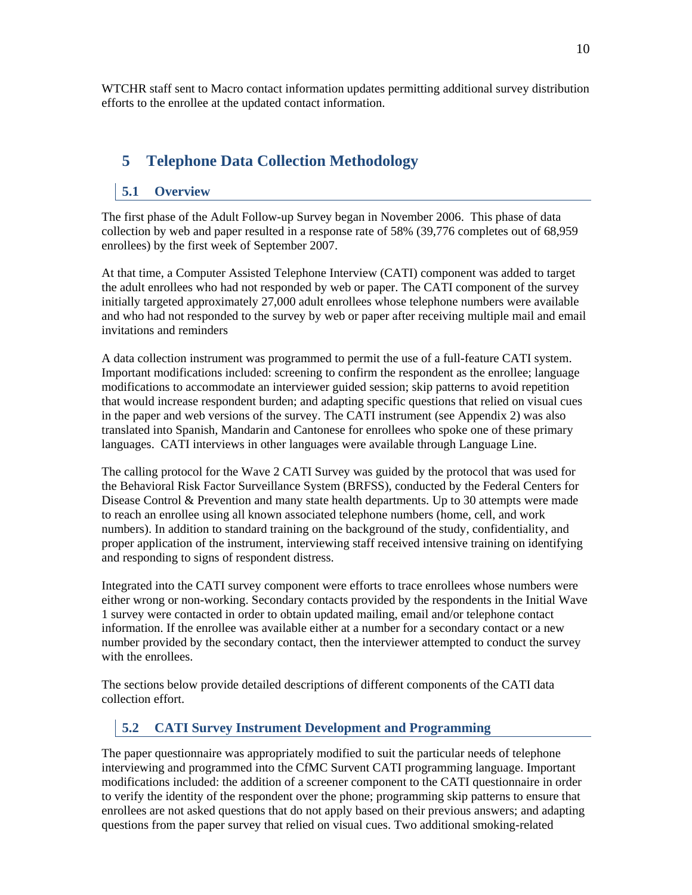WTCHR staff sent to Macro contact information updates permitting additional survey distribution efforts to the enrollee at the updated contact information.

# 5 Telephone Data Collection Methodology

## 5.1 Overview

The first phase of the Adult Follow-up Survey began in November 2006. This phase of data collection by web and paper resulted in a response rate of 58% (39,776 completes out of 68,959 enrollees) by the first week of September 2007.

At that time, a Computer Assisted Telephone Interview (CATI) component was added to target the adult enrollees who had not responded by web or paper. The CATI component of the survey initially targeted approximately 27,000 adult enrollees whose telephone numbers were available and who had not responded to the survey by web or paper after receiving multiple mail and email invitations and reminders

A data collection instrument was programmed to permit the use of a full-feature CATI system. Important modifications included: screening to confirm the respondent as the enrollee; language modifications to accommodate an interviewer guided session; skip patterns to avoid repetition that would increase respondent burden; and adapting specific questions that relied on visual cues in the paper and web versions of the survey. The CATI instrument (see Appendix 2) was also translated into Spanish, Mandarin and Cantonese for enrollees who spoke one of these primary languages. CATI interviews in other languages were available through Language Line.

The calling protocol for the Wave 2 CATI Survey was guided by the protocol that was used for the Behavioral Risk Factor Surveillance System (BRFSS), conducted by the Federal Centers for Disease Control & Prevention and many state health departments. Up to 30 attempts were made to reach an enrollee using all known associated telephone numbers (home, cell, and work numbers). In addition to standard training on the background of the study, confidentiality, and proper application of the instrument, interviewing staff received intensive training on identifying and responding to signs of respondent distress.

Integrated into the CATI survey component were efforts to trace enrollees whose numbers were either wrong or non-working. Secondary contacts provided by the respondents in the Initial Wave 1 survey were contacted in order to obtain updated mailing, email and/or telephone contact information. If the enrollee was available either at a number for a secondary contact or a new number provided by the secondary contact, then the interviewer attempted to conduct the survey with the enrollees.

The sections below provide detailed descriptions of different components of the CATI data collection effort.

## 5.2 CATI Survey Instrument Development and Programming

The paper questionnaire was appropriately modified to suit the particular needs of telephone interviewing and programmed into the CfMC Survent CATI programming language. Important modifications included: the addition of a screener component to the CATI questionnaire in order to verify the identity of the respondent over the phone; programming skip patterns to ensure that enrollees are not asked questions that do not apply based on their previous answers; and adapting questions from the paper survey that relied on visual cues. Two additional smoking-related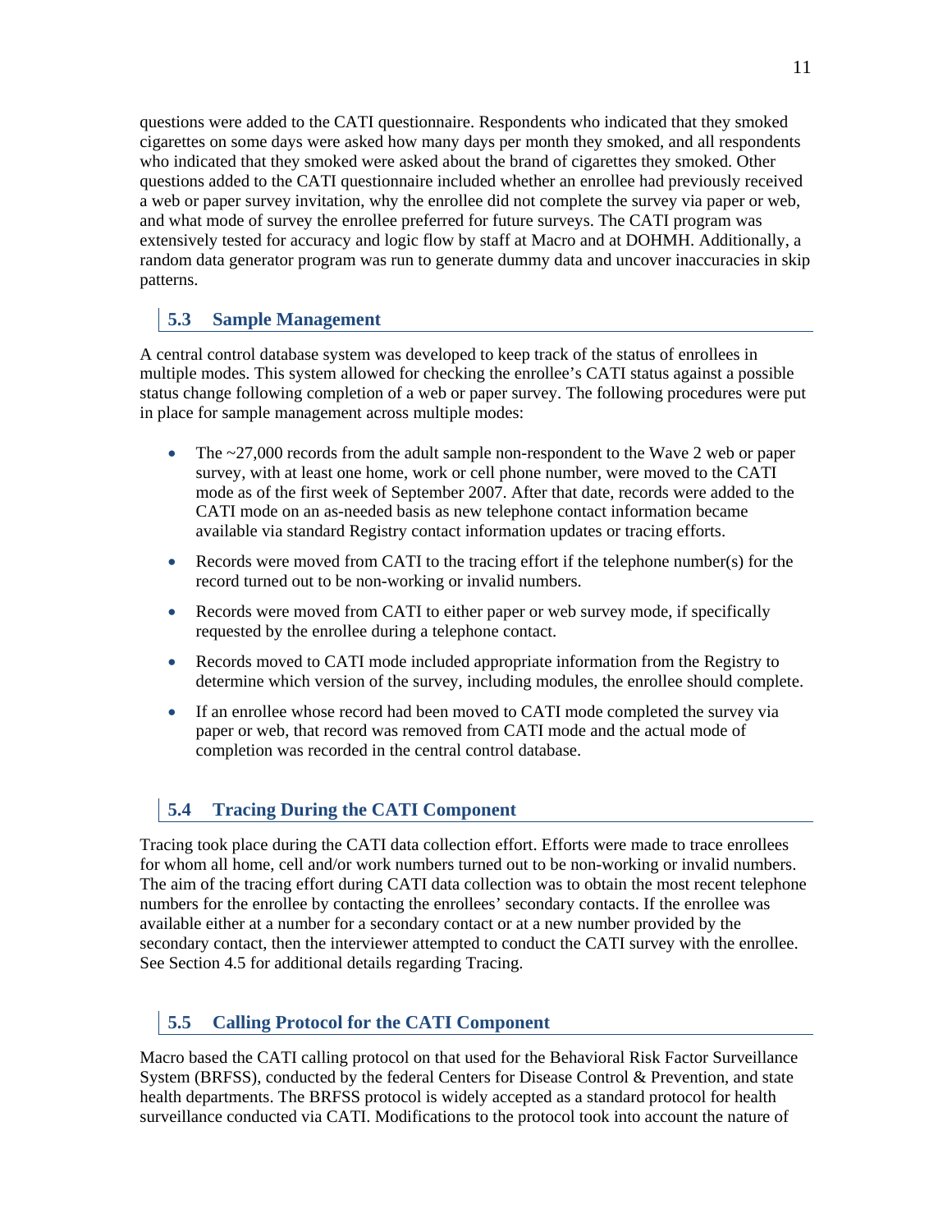questions were added to the CATI questionnaire. Respondents who indicated that they smoked cigarettes on some days were asked how many days per month they smoked, and all respondents who indicated that they smoked were asked about the brand of cigarettes they smoked. Other questions added to the CATI questionnaire included whether an enrollee had previously received a web or paper survey invitation, why the enrollee did not complete the survey via paper or web, and what mode of survey the enrollee preferred for future surveys. The CATI program was extensively tested for accuracy and logic flow by staff at Macro and at DOHMH. Additionally, a random data generator program was run to generate dummy data and uncover inaccuracies in skip patterns.

## 5.3 Sample Management

A central control database system was developed to keep track of the status of enrollees in multiple modes. This system allowed for checking the enrollee's CATI status against a possible status change following completion of a web or paper survey. The following procedures were put in place for sample management across multiple modes:

- The ~27,000 records from the adult sample non-respondent to the Wave 2 web or paper survey, with at least one home, work or cell phone number, were moved to the CATI mode as of the first week of September 2007. After that date, records were added to the CATI mode on an as-needed basis as new telephone contact information became available via standard Registry contact information updates or tracing efforts.
- Records were moved from CATI to the tracing effort if the telephone number(s) for the record turned out to be non-working or invalid numbers.
- Records were moved from CATI to either paper or web survey mode, if specifically requested by the enrollee during a telephone contact.
- Records moved to CATI mode included appropriate information from the Registry to determine which version of the survey, including modules, the enrollee should complete.
- If an enrollee whose record had been moved to CATI mode completed the survey via paper or web, that record was removed from CATI mode and the actual mode of completion was recorded in the central control database.

## 5.4 Tracing During the CATI Component

Tracing took place during the CATI data collection effort. Efforts were made to trace enrollees for whom all home, cell and/or work numbers turned out to be non-working or invalid numbers. The aim of the tracing effort during CATI data collection was to obtain the most recent telephone numbers for the enrollee by contacting the enrollees' secondary contacts. If the enrollee was available either at a number for a secondary contact or at a new number provided by the secondary contact, then the interviewer attempted to conduct the CATI survey with the enrollee. See Section 4.5 for additional details regarding Tracing.

## 5.5 Calling Protocol for the CATI Component

Macro based the CATI calling protocol on that used for the Behavioral Risk Factor Surveillance System (BRFSS), conducted by the federal Centers for Disease Control & Prevention, and state health departments. The BRFSS protocol is widely accepted as a standard protocol for health surveillance conducted via CATI. Modifications to the protocol took into account the nature of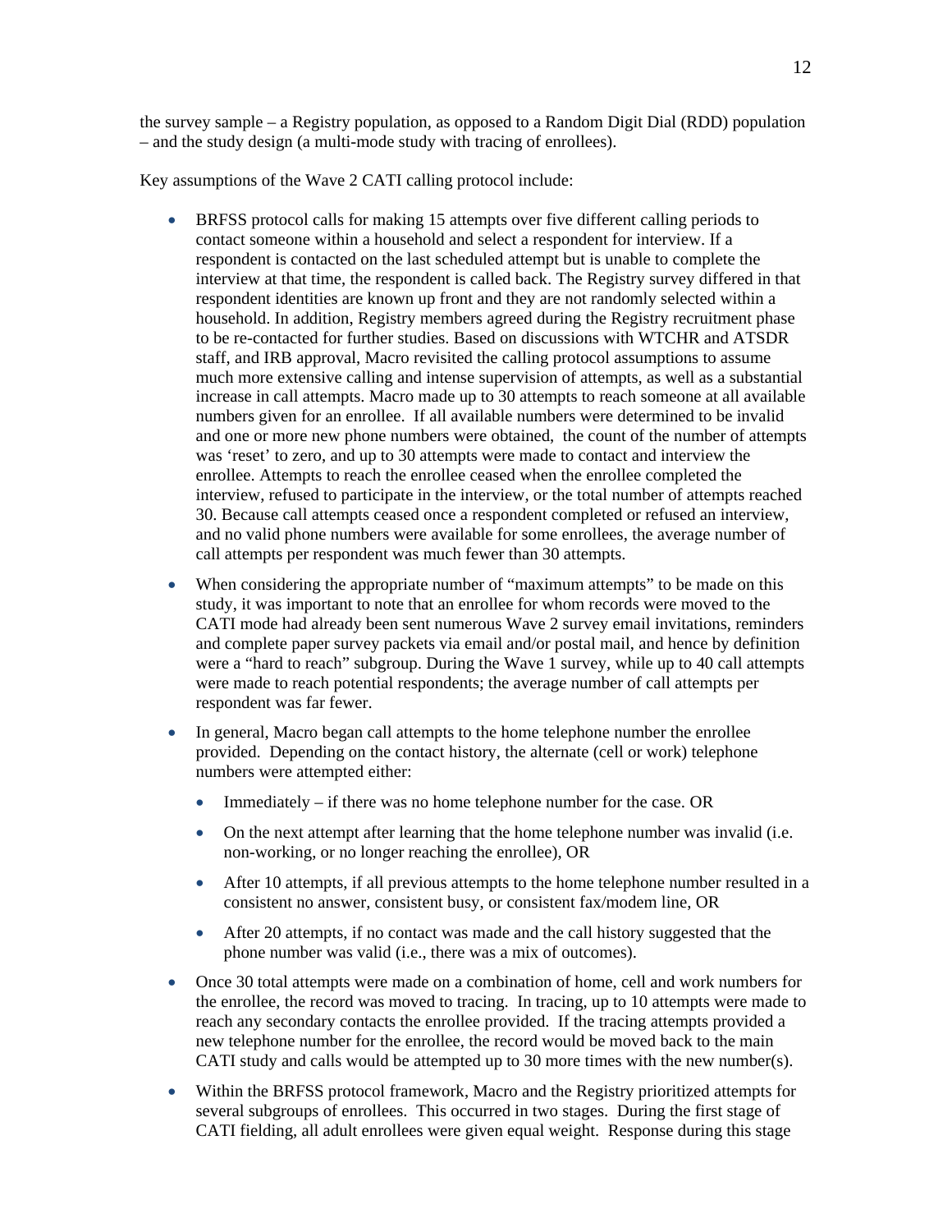the survey sample – a Registry population, as opposed to a Random Digit Dial (RDD) population – and the study design (a multi-mode study with tracing of enrollees).

Key assumptions of the Wave 2 CATI calling protocol include:

- BRFSS protocol calls for making 15 attempts over five different calling periods to contact someone within a household and select a respondent for interview. If a respondent is contacted on the last scheduled attempt but is unable to complete the interview at that time, the respondent is called back. The Registry survey differed in that respondent identities are known up front and they are not randomly selected within a household. In addition, Registry members agreed during the Registry recruitment phase to be re-contacted for further studies. Based on discussions with WTCHR and ATSDR staff, and IRB approval, Macro revisited the calling protocol assumptions to assume much more extensive calling and intense supervision of attempts, as well as a substantial increase in call attempts. Macro made up to 30 attempts to reach someone at all available numbers given for an enrollee. If all available numbers were determined to be invalid and one or more new phone numbers were obtained, the count of the number of attempts was 'reset' to zero, and up to 30 attempts were made to contact and interview the enrollee. Attempts to reach the enrollee ceased when the enrollee completed the interview, refused to participate in the interview, or the total number of attempts reached 30. Because call attempts ceased once a respondent completed or refused an interview, and no valid phone numbers were available for some enrollees, the average number of call attempts per respondent was much fewer than 30 attempts.
- When considering the appropriate number of "maximum attempts" to be made on this study, it was important to note that an enrollee for whom records were moved to the CATI mode had already been sent numerous Wave 2 survey email invitations, reminders and complete paper survey packets via email and/or postal mail, and hence by definition were a "hard to reach" subgroup. During the Wave 1 survey, while up to 40 call attempts were made to reach potential respondents; the average number of call attempts per respondent was far fewer.
- In general, Macro began call attempts to the home telephone number the enrollee provided. Depending on the contact history, the alternate (cell or work) telephone numbers were attempted either:
  - Immediately – if there was no home telephone number for the case. OR
  - On the next attempt after learning that the home telephone number was invalid (i.e. non-working, or no longer reaching the enrollee), OR
  - After 10 attempts, if all previous attempts to the home telephone number resulted in a consistent no answer, consistent busy, or consistent fax/modem line, OR
  - After 20 attempts, if no contact was made and the call history suggested that the phone number was valid (i.e., there was a mix of outcomes).
- Once 30 total attempts were made on a combination of home, cell and work numbers for the enrollee, the record was moved to tracing. In tracing, up to 10 attempts were made to reach any secondary contacts the enrollee provided. If the tracing attempts provided a new telephone number for the enrollee, the record would be moved back to the main CATI study and calls would be attempted up to 30 more times with the new number(s).
- Within the BRFSS protocol framework, Macro and the Registry prioritized attempts for several subgroups of enrollees. This occurred in two stages. During the first stage of CATI fielding, all adult enrollees were given equal weight. Response during this stage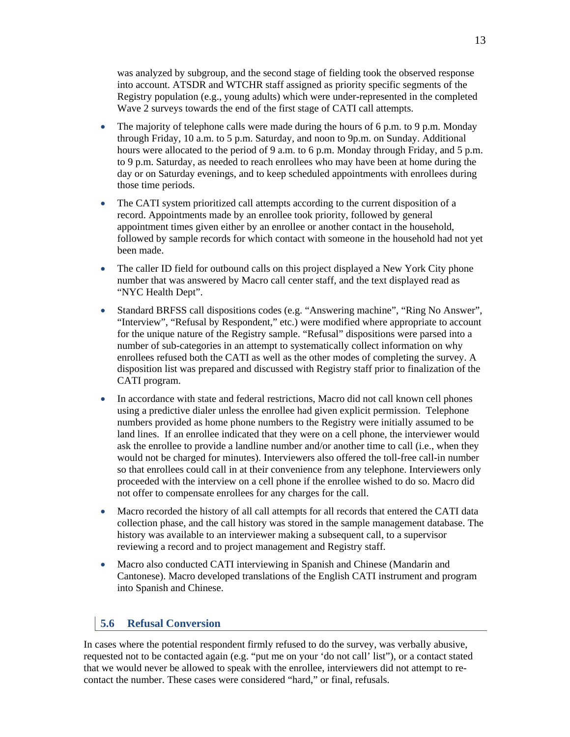was analyzed by subgroup, and the second stage of fielding took the observed response into account. ATSDR and WTCHR staff assigned as priority specific segments of the Registry population (e.g., young adults) which were under-represented in the completed Wave 2 surveys towards the end of the first stage of CATI call attempts.

- The majority of telephone calls were made during the hours of 6 p.m. to 9 p.m. Monday through Friday, 10 a.m. to 5 p.m. Saturday, and noon to 9p.m. on Sunday. Additional hours were allocated to the period of 9 a.m. to 6 p.m. Monday through Friday, and 5 p.m. to 9 p.m. Saturday, as needed to reach enrollees who may have been at home during the day or on Saturday evenings, and to keep scheduled appointments with enrollees during those time periods.

- The CATI system prioritized call attempts according to the current disposition of a record. Appointments made by an enrollee took priority, followed by general appointment times given either by an enrollee or another contact in the household, followed by sample records for which contact with someone in the household had not yet been made.

- The caller ID field for outbound calls on this project displayed a New York City phone number that was answered by Macro call center staff, and the text displayed read as "NYC Health Dept".

- Standard BRFSS call dispositions codes (e.g. "Answering machine", "Ring No Answer", "Interview", "Refusal by Respondent," etc.) were modified where appropriate to account for the unique nature of the Registry sample. "Refusal" dispositions were parsed into a number of sub-categories in an attempt to systematically collect information on why enrollees refused both the CATI as well as the other modes of completing the survey. A disposition list was prepared and discussed with Registry staff prior to finalization of the CATI program.

- In accordance with state and federal restrictions, Macro did not call known cell phones using a predictive dialer unless the enrollee had given explicit permission. Telephone numbers provided as home phone numbers to the Registry were initially assumed to be land lines. If an enrollee indicated that they were on a cell phone, the interviewer would ask the enrollee to provide a landline number and/or another time to call (i.e., when they would not be charged for minutes). Interviewers also offered the toll-free call-in number so that enrollees could call in at their convenience from any telephone. Interviewers only proceeded with the interview on a cell phone if the enrollee wished to do so. Macro did not offer to compensate enrollees for any charges for the call.

- Macro recorded the history of all call attempts for all records that entered the CATI data collection phase, and the call history was stored in the sample management database. The history was available to an interviewer making a subsequent call, to a supervisor reviewing a record and to project management and Registry staff.

- Macro also conducted CATI interviewing in Spanish and Chinese (Mandarin and Cantonese). Macro developed translations of the English CATI instrument and program into Spanish and Chinese.

## 5.6 Refusal Conversion

In cases where the potential respondent firmly refused to do the survey, was verbally abusive, requested not to be contacted again (e.g. "put me on your 'do not call' list"), or a contact stated that we would never be allowed to speak with the enrollee, interviewers did not attempt to re-contact the number. These cases were considered "hard," or final, refusals.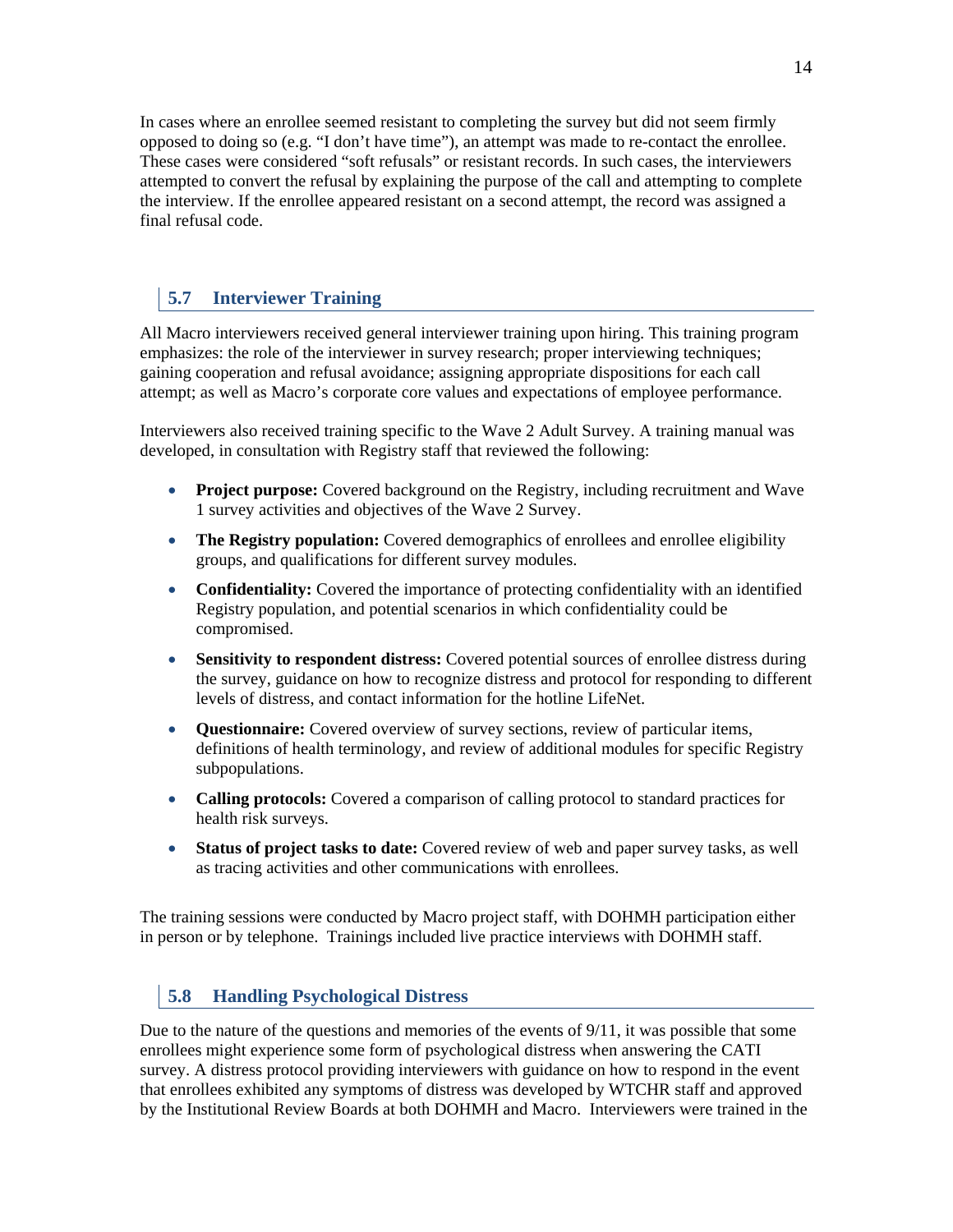In cases where an enrollee seemed resistant to completing the survey but did not seem firmly opposed to doing so (e.g. "I don't have time"), an attempt was made to re-contact the enrollee. These cases were considered "soft refusals" or resistant records. In such cases, the interviewers attempted to convert the refusal by explaining the purpose of the call and attempting to complete the interview. If the enrollee appeared resistant on a second attempt, the record was assigned a final refusal code.

## 5.7 Interviewer Training

All Macro interviewers received general interviewer training upon hiring. This training program emphasizes: the role of the interviewer in survey research; proper interviewing techniques; gaining cooperation and refusal avoidance; assigning appropriate dispositions for each call attempt; as well as Macro's corporate core values and expectations of employee performance.

Interviewers also received training specific to the Wave 2 Adult Survey. A training manual was developed, in consultation with Registry staff that reviewed the following:

- **Project purpose:** Covered background on the Registry, including recruitment and Wave 1 survey activities and objectives of the Wave 2 Survey.
- **The Registry population:** Covered demographics of enrollees and enrollee eligibility groups, and qualifications for different survey modules.
- **Confidentiality:** Covered the importance of protecting confidentiality with an identified Registry population, and potential scenarios in which confidentiality could be compromised.
- **Sensitivity to respondent distress:** Covered potential sources of enrollee distress during the survey, guidance on how to recognize distress and protocol for responding to different levels of distress, and contact information for the hotline LifeNet.
- **Questionnaire:** Covered overview of survey sections, review of particular items, definitions of health terminology, and review of additional modules for specific Registry subpopulations.
- **Calling protocols:** Covered a comparison of calling protocol to standard practices for health risk surveys.
- **Status of project tasks to date:** Covered review of web and paper survey tasks, as well as tracing activities and other communications with enrollees.

The training sessions were conducted by Macro project staff, with DOHMH participation either in person or by telephone. Trainings included live practice interviews with DOHMH staff.

## 5.8 Handling Psychological Distress

Due to the nature of the questions and memories of the events of 9/11, it was possible that some enrollees might experience some form of psychological distress when answering the CATI survey. A distress protocol providing interviewers with guidance on how to respond in the event that enrollees exhibited any symptoms of distress was developed by WTCHR staff and approved by the Institutional Review Boards at both DOHMH and Macro. Interviewers were trained in the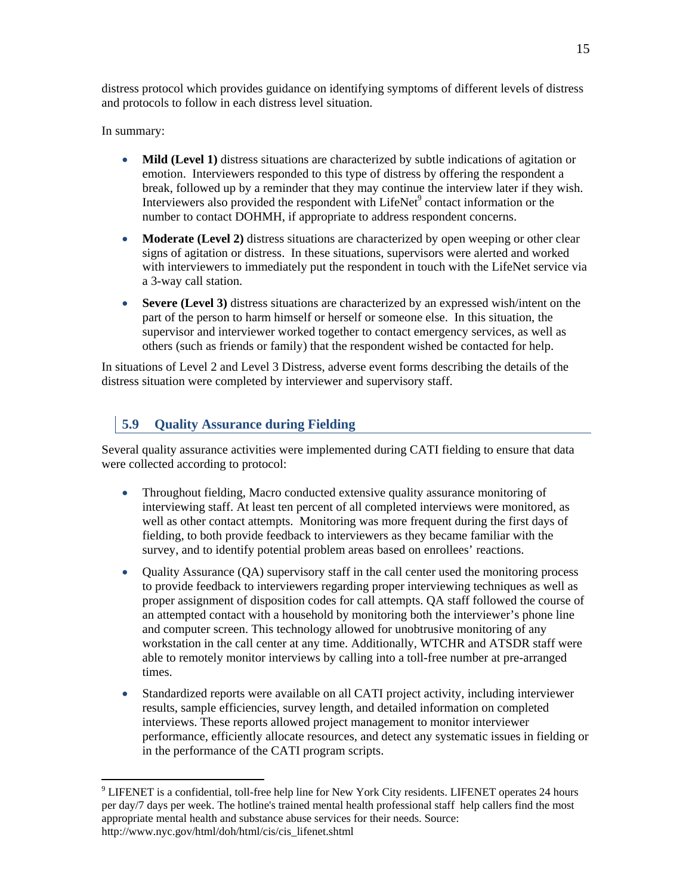distress protocol which provides guidance on identifying symptoms of different levels of distress and protocols to follow in each distress level situation.

In summary:

- **Mild (Level 1)** distress situations are characterized by subtle indications of agitation or emotion. Interviewers responded to this type of distress by offering the respondent a break, followed up by a reminder that they may continue the interview later if they wish. Interviewers also provided the respondent with LifeNet[9] contact information or the number to contact DOHMH, if appropriate to address respondent concerns.
- **Moderate (Level 2)** distress situations are characterized by open weeping or other clear signs of agitation or distress. In these situations, supervisors were alerted and worked with interviewers to immediately put the respondent in touch with the LifeNet service via a 3-way call station.
- **Severe (Level 3)** distress situations are characterized by an expressed wish/intent on the part of the person to harm himself or herself or someone else. In this situation, the supervisor and interviewer worked together to contact emergency services, as well as others (such as friends or family) that the respondent wished be contacted for help.

In situations of Level 2 and Level 3 Distress, adverse event forms describing the details of the distress situation were completed by interviewer and supervisory staff.

## 5.9 Quality Assurance during Fielding

Several quality assurance activities were implemented during CATI fielding to ensure that data were collected according to protocol:

- Throughout fielding, Macro conducted extensive quality assurance monitoring of interviewing staff. At least ten percent of all completed interviews were monitored, as well as other contact attempts. Monitoring was more frequent during the first days of fielding, to both provide feedback to interviewers as they became familiar with the survey, and to identify potential problem areas based on enrollees' reactions.
- Quality Assurance (QA) supervisory staff in the call center used the monitoring process to provide feedback to interviewers regarding proper interviewing techniques as well as proper assignment of disposition codes for call attempts. QA staff followed the course of an attempted contact with a household by monitoring both the interviewer's phone line and computer screen. This technology allowed for unobtrusive monitoring of any workstation in the call center at any time. Additionally, WTCHR and ATSDR staff were able to remotely monitor interviews by calling into a toll-free number at pre-arranged times.
- Standardized reports were available on all CATI project activity, including interviewer results, sample efficiencies, survey length, and detailed information on completed interviews. These reports allowed project management to monitor interviewer performance, efficiently allocate resources, and detect any systematic issues in fielding or in the performance of the CATI program scripts.

[9] LIFENET is a confidential, toll-free help line for New York City residents. LIFENET operates 24 hours per day/7 days per week. The hotline's trained mental health professional staff help callers find the most appropriate mental health and substance abuse services for their needs. Source: http://www.nyc.gov/html/doh/html/cis/cis_lifenet.shtml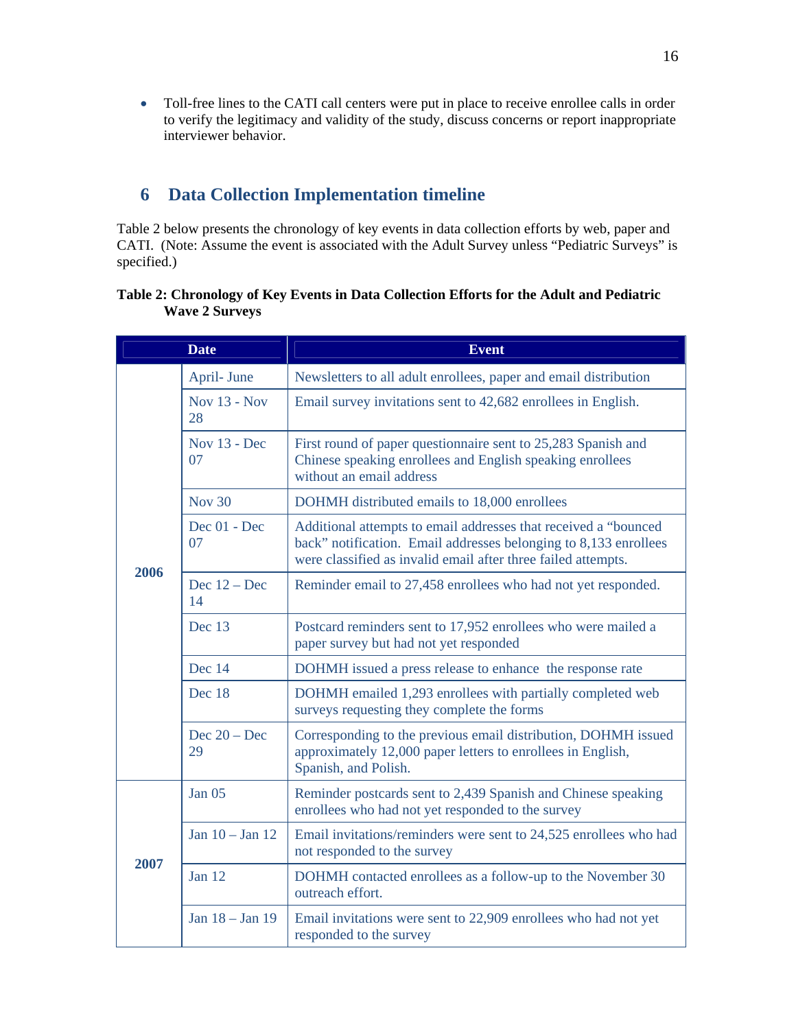- Toll-free lines to the CATI call centers were put in place to receive enrollee calls in order to verify the legitimacy and validity of the study, discuss concerns or report inappropriate interviewer behavior.

## 6 Data Collection Implementation timeline

Table 2 below presents the chronology of key events in data collection efforts by web, paper and CATI. (Note: Assume the event is associated with the Adult Survey unless "Pediatric Surveys" is specified.)

**Table 2: Chronology of Key Events in Data Collection Efforts for the Adult and Pediatric Wave 2 Surveys**

| Date | | Event |
|---|---|---|
| 2006 | April- June | Newsletters to all adult enrollees, paper and email distribution |
| | Nov 13 - Nov 28 | Email survey invitations sent to 42,682 enrollees in English. |
| | Nov 13 - Dec 07 | First round of paper questionnaire sent to 25,283 Spanish and Chinese speaking enrollees and English speaking enrollees without an email address |
| | Nov 30 | DOHMH distributed emails to 18,000 enrollees |
| | Dec 01 - Dec 07 | Additional attempts to email addresses that received a "bounced back" notification. Email addresses belonging to 8,133 enrollees were classified as invalid email after three failed attempts. |
| | Dec 12 – Dec 14 | Reminder email to 27,458 enrollees who had not yet responded. |
| | Dec 13 | Postcard reminders sent to 17,952 enrollees who were mailed a paper survey but had not yet responded |
| | Dec 14 | DOHMH issued a press release to enhance the response rate |
| | Dec 18 | DOHMH emailed 1,293 enrollees with partially completed web surveys requesting they complete the forms |
| | Dec 20 – Dec 29 | Corresponding to the previous email distribution, DOHMH issued approximately 12,000 paper letters to enrollees in English, Spanish, and Polish. |
| 2007 | Jan 05 | Reminder postcards sent to 2,439 Spanish and Chinese speaking enrollees who had not yet responded to the survey |
| | Jan 10 – Jan 12 | Email invitations/reminders were sent to 24,525 enrollees who had not responded to the survey |
| | Jan 12 | DOHMH contacted enrollees as a follow-up to the November 30 outreach effort. |
| | Jan 18 – Jan 19 | Email invitations were sent to 22,909 enrollees who had not yet responded to the survey |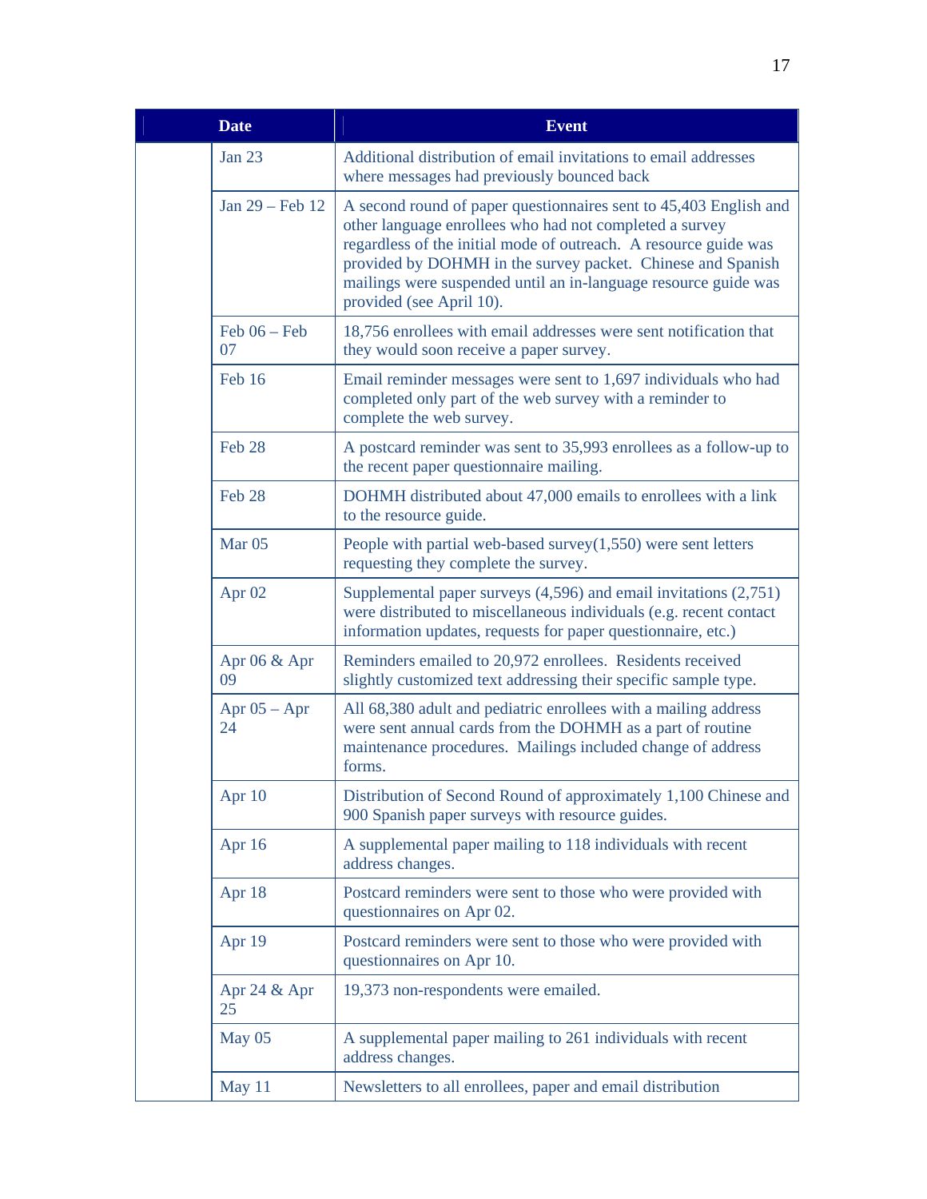| Date | Event |
|---|---|
| Jan 23 | Additional distribution of email invitations to email addresses where messages had previously bounced back |
| Jan 29 – Feb 12 | A second round of paper questionnaires sent to 45,403 English and other language enrollees who had not completed a survey regardless of the initial mode of outreach. A resource guide was provided by DOHMH in the survey packet. Chinese and Spanish mailings were suspended until an in-language resource guide was provided (see April 10). |
| Feb 06 – Feb 07 | 18,756 enrollees with email addresses were sent notification that they would soon receive a paper survey. |
| Feb 16 | Email reminder messages were sent to 1,697 individuals who had completed only part of the web survey with a reminder to complete the web survey. |
| Feb 28 | A postcard reminder was sent to 35,993 enrollees as a follow-up to the recent paper questionnaire mailing. |
| Feb 28 | DOHMH distributed about 47,000 emails to enrollees with a link to the resource guide. |
| Mar 05 | People with partial web-based survey(1,550) were sent letters requesting they complete the survey. |
| Apr 02 | Supplemental paper surveys (4,596) and email invitations (2,751) were distributed to miscellaneous individuals (e.g. recent contact information updates, requests for paper questionnaire, etc.) |
| Apr 06 & Apr 09 | Reminders emailed to 20,972 enrollees. Residents received slightly customized text addressing their specific sample type. |
| Apr 05 – Apr 24 | All 68,380 adult and pediatric enrollees with a mailing address were sent annual cards from the DOHMH as a part of routine maintenance procedures. Mailings included change of address forms. |
| Apr 10 | Distribution of Second Round of approximately 1,100 Chinese and 900 Spanish paper surveys with resource guides. |
| Apr 16 | A supplemental paper mailing to 118 individuals with recent address changes. |
| Apr 18 | Postcard reminders were sent to those who were provided with questionnaires on Apr 02. |
| Apr 19 | Postcard reminders were sent to those who were provided with questionnaires on Apr 10. |
| Apr 24 & Apr 25 | 19,373 non-respondents were emailed. |
| May 05 | A supplemental paper mailing to 261 individuals with recent address changes. |
| May 11 | Newsletters to all enrollees, paper and email distribution |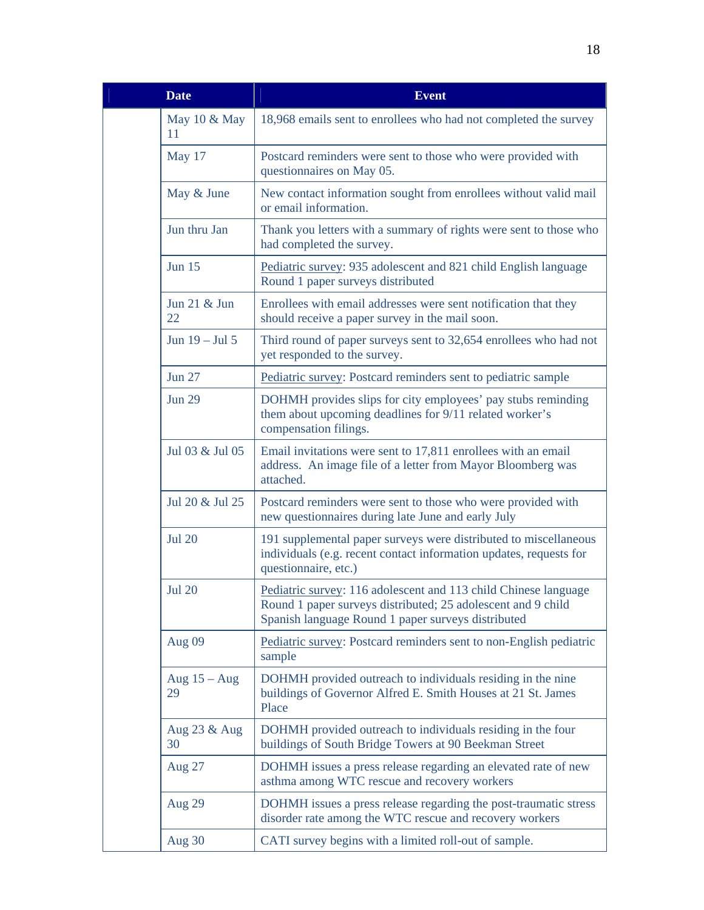| Date | | Event |
|---|---|---|
| | May 10 & May 11 | 18,968 emails sent to enrollees who had not completed the survey |
| | May 17 | Postcard reminders were sent to those who were provided with questionnaires on May 05. |
| | May & June | New contact information sought from enrollees without valid mail or email information. |
| | Jun thru Jan | Thank you letters with a summary of rights were sent to those who had completed the survey. |
| | Jun 15 | Pediatric survey: 935 adolescent and 821 child English language Round 1 paper surveys distributed |
| | Jun 21 & Jun 22 | Enrollees with email addresses were sent notification that they should receive a paper survey in the mail soon. |
| | Jun 19 – Jul 5 | Third round of paper surveys sent to 32,654 enrollees who had not yet responded to the survey. |
| | Jun 27 | Pediatric survey: Postcard reminders sent to pediatric sample |
| | Jun 29 | DOHMH provides slips for city employees' pay stubs reminding them about upcoming deadlines for 9/11 related worker's compensation filings. |
| | Jul 03 & Jul 05 | Email invitations were sent to 17,811 enrollees with an email address. An image file of a letter from Mayor Bloomberg was attached. |
| | Jul 20 & Jul 25 | Postcard reminders were sent to those who were provided with new questionnaires during late June and early July |
| | Jul 20 | 191 supplemental paper surveys were distributed to miscellaneous individuals (e.g. recent contact information updates, requests for questionnaire, etc.) |
| | Jul 20 | Pediatric survey: 116 adolescent and 113 child Chinese language Round 1 paper surveys distributed; 25 adolescent and 9 child Spanish language Round 1 paper surveys distributed |
| | Aug 09 | Pediatric survey: Postcard reminders sent to non-English pediatric sample |
| | Aug 15 – Aug 29 | DOHMH provided outreach to individuals residing in the nine buildings of Governor Alfred E. Smith Houses at 21 St. James Place |
| | Aug 23 & Aug 30 | DOHMH provided outreach to individuals residing in the four buildings of South Bridge Towers at 90 Beekman Street |
| | Aug 27 | DOHMH issues a press release regarding an elevated rate of new asthma among WTC rescue and recovery workers |
| | Aug 29 | DOHMH issues a press release regarding the post-traumatic stress disorder rate among the WTC rescue and recovery workers |
| | Aug 30 | CATI survey begins with a limited roll-out of sample. |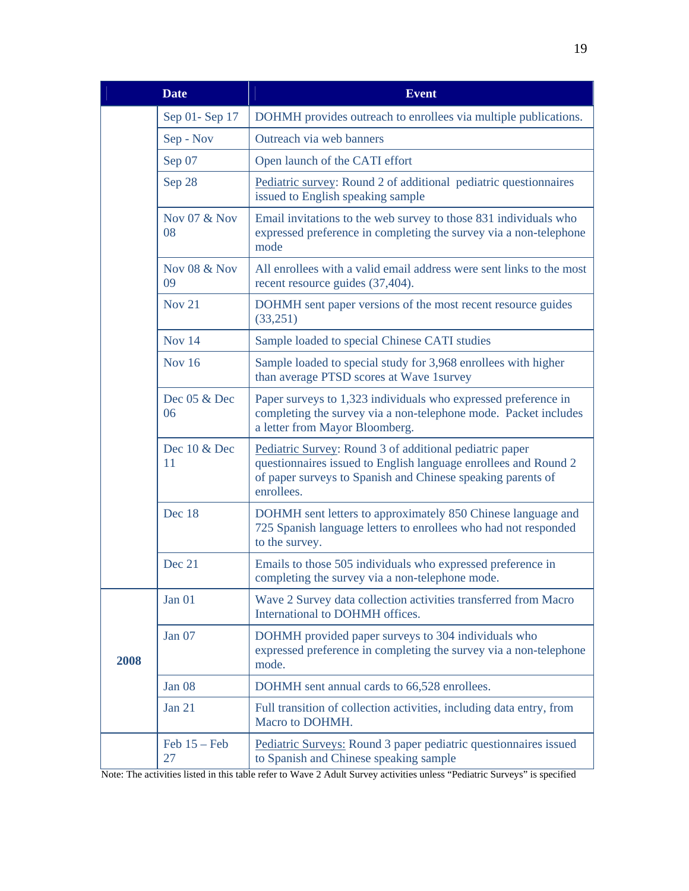| Date | | Event |
|---|---|---|
| | Sep 01- Sep 17 | DOHMH provides outreach to enrollees via multiple publications. |
| | Sep - Nov | Outreach via web banners |
| | Sep 07 | Open launch of the CATI effort |
| | Sep 28 | Pediatric survey: Round 2 of additional pediatric questionnaires issued to English speaking sample |
| | Nov 07 & Nov 08 | Email invitations to the web survey to those 831 individuals who expressed preference in completing the survey via a non-telephone mode |
| | Nov 08 & Nov 09 | All enrollees with a valid email address were sent links to the most recent resource guides (37,404). |
| | Nov 21 | DOHMH sent paper versions of the most recent resource guides (33,251) |
| | Nov 14 | Sample loaded to special Chinese CATI studies |
| | Nov 16 | Sample loaded to special study for 3,968 enrollees with higher than average PTSD scores at Wave 1survey |
| | Dec 05 & Dec 06 | Paper surveys to 1,323 individuals who expressed preference in completing the survey via a non-telephone mode. Packet includes a letter from Mayor Bloomberg. |
| | Dec 10 & Dec 11 | Pediatric Survey: Round 3 of additional pediatric paper questionnaires issued to English language enrollees and Round 2 of paper surveys to Spanish and Chinese speaking parents of enrollees. |
| | Dec 18 | DOHMH sent letters to approximately 850 Chinese language and 725 Spanish language letters to enrollees who had not responded to the survey. |
| | Dec 21 | Emails to those 505 individuals who expressed preference in completing the survey via a non-telephone mode. |
| 2008 | Jan 01 | Wave 2 Survey data collection activities transferred from Macro International to DOHMH offices. |
| | Jan 07 | DOHMH provided paper surveys to 304 individuals who expressed preference in completing the survey via a non-telephone mode. |
| | Jan 08 | DOHMH sent annual cards to 66,528 enrollees. |
| | Jan 21 | Full transition of collection activities, including data entry, from Macro to DOHMH. |
| | Feb 15 – Feb 27 | Pediatric Surveys: Round 3 paper pediatric questionnaires issued to Spanish and Chinese speaking sample |

Note: The activities listed in this table refer to Wave 2 Adult Survey activities unless "Pediatric Surveys" is specified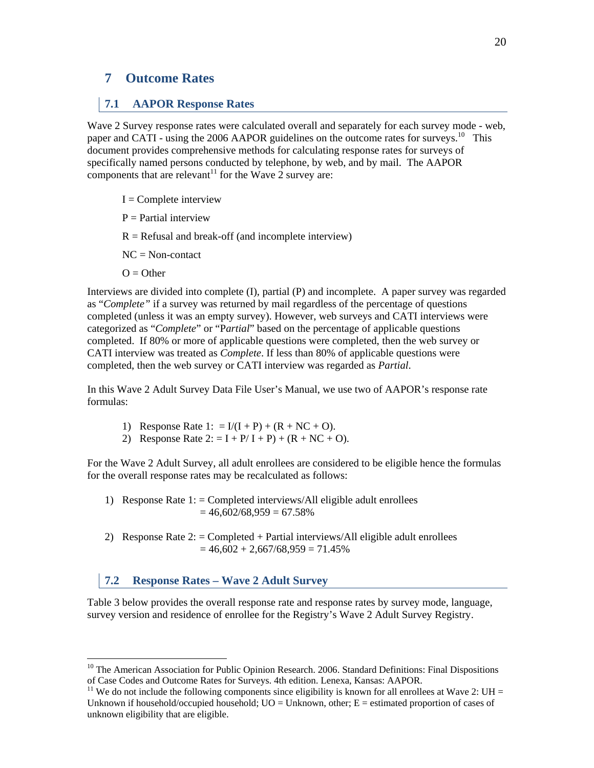# 7 Outcome Rates

## 7.1 AAPOR Response Rates

Wave 2 Survey response rates were calculated overall and separately for each survey mode - web, paper and CATI - using the 2006 AAPOR guidelines on the outcome rates for surveys.[10] This document provides comprehensive methods for calculating response rates for surveys of specifically named persons conducted by telephone, by web, and by mail. The AAPOR components that are relevant[11] for the Wave 2 survey are:

I = Complete interview

P = Partial interview

R = Refusal and break-off (and incomplete interview)

NC = Non-contact

O = Other

Interviews are divided into complete (I), partial (P) and incomplete. A paper survey was regarded as "*Complete*" if a survey was returned by mail regardless of the percentage of questions completed (unless it was an empty survey). However, web surveys and CATI interviews were categorized as "*Complete*" or "*Partial*" based on the percentage of applicable questions completed. If 80% or more of applicable questions were completed, then the web survey or CATI interview was treated as *Complete*. If less than 80% of applicable questions were completed, then the web survey or CATI interview was regarded as *Partial*.

In this Wave 2 Adult Survey Data File User's Manual, we use two of AAPOR's response rate formulas:

1) Response Rate 1: = I/(I + P) + (R + NC + O).
2) Response Rate 2: = I + P/ I + P) + (R + NC + O).

For the Wave 2 Adult Survey, all adult enrollees are considered to be eligible hence the formulas for the overall response rates may be recalculated as follows:

1) Response Rate 1: = Completed interviews/All eligible adult enrollees
   = 46,602/68,959 = 67.58%

2) Response Rate 2: = Completed + Partial interviews/All eligible adult enrollees
   = 46,602 + 2,667/68,959 = 71.45%

## 7.2 Response Rates – Wave 2 Adult Survey

Table 3 below provides the overall response rate and response rates by survey mode, language, survey version and residence of enrollee for the Registry's Wave 2 Adult Survey Registry.

---

[10] The American Association for Public Opinion Research. 2006. Standard Definitions: Final Dispositions of Case Codes and Outcome Rates for Surveys. 4th edition. Lenexa, Kansas: AAPOR.

[11] We do not include the following components since eligibility is known for all enrollees at Wave 2: UH = Unknown if household/occupied household; UO = Unknown, other; E = estimated proportion of cases of unknown eligibility that are eligible.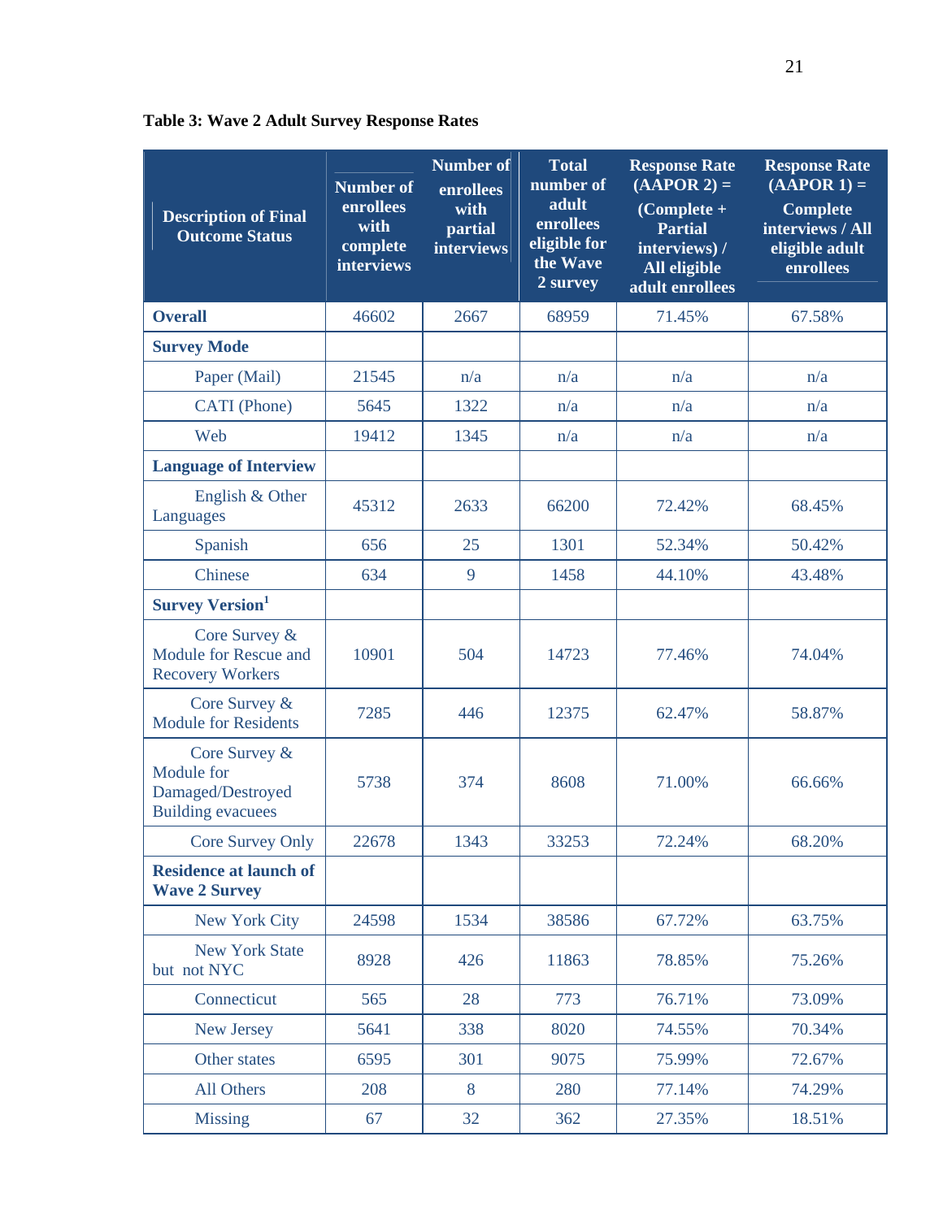**Table 3: Wave 2 Adult Survey Response Rates**

| Description of Final Outcome Status | Number of enrollees with complete interviews | Number of enrollees with partial interviews | Total number of adult enrollees eligible for the Wave 2 survey | Response Rate (AAPOR 2) = (Complete + Partial interviews) / All eligible adult enrollees | Response Rate (AAPOR 1) = Complete interviews / All eligible adult enrollees |
|---|---|---|---|---|---|
| **Overall** | 46602 | 2667 | 68959 | 71.45% | 67.58% |
| **Survey Mode** | | | | | |
| Paper (Mail) | 21545 | n/a | n/a | n/a | n/a |
| CATI (Phone) | 5645 | 1322 | n/a | n/a | n/a |
| Web | 19412 | 1345 | n/a | n/a | n/a |
| **Language of Interview** | | | | | |
| English & Other Languages | 45312 | 2633 | 66200 | 72.42% | 68.45% |
| Spanish | 656 | 25 | 1301 | 52.34% | 50.42% |
| Chinese | 634 | 9 | 1458 | 44.10% | 43.48% |
| **Survey Version**[1] | | | | | |
| Core Survey & Module for Rescue and Recovery Workers | 10901 | 504 | 14723 | 77.46% | 74.04% |
| Core Survey & Module for Residents | 7285 | 446 | 12375 | 62.47% | 58.87% |
| Core Survey & Module for Damaged/Destroyed Building evacuees | 5738 | 374 | 8608 | 71.00% | 66.66% |
| Core Survey Only | 22678 | 1343 | 33253 | 72.24% | 68.20% |
| **Residence at launch of Wave 2 Survey** | | | | | |
| New York City | 24598 | 1534 | 38586 | 67.72% | 63.75% |
| New York State but not NYC | 8928 | 426 | 11863 | 78.85% | 75.26% |
| Connecticut | 565 | 28 | 773 | 76.71% | 73.09% |
| New Jersey | 5641 | 338 | 8020 | 74.55% | 70.34% |
| Other states | 6595 | 301 | 9075 | 75.99% | 72.67% |
| All Others | 208 | 8 | 280 | 77.14% | 74.29% |
| Missing | 67 | 32 | 362 | 27.35% | 18.51% |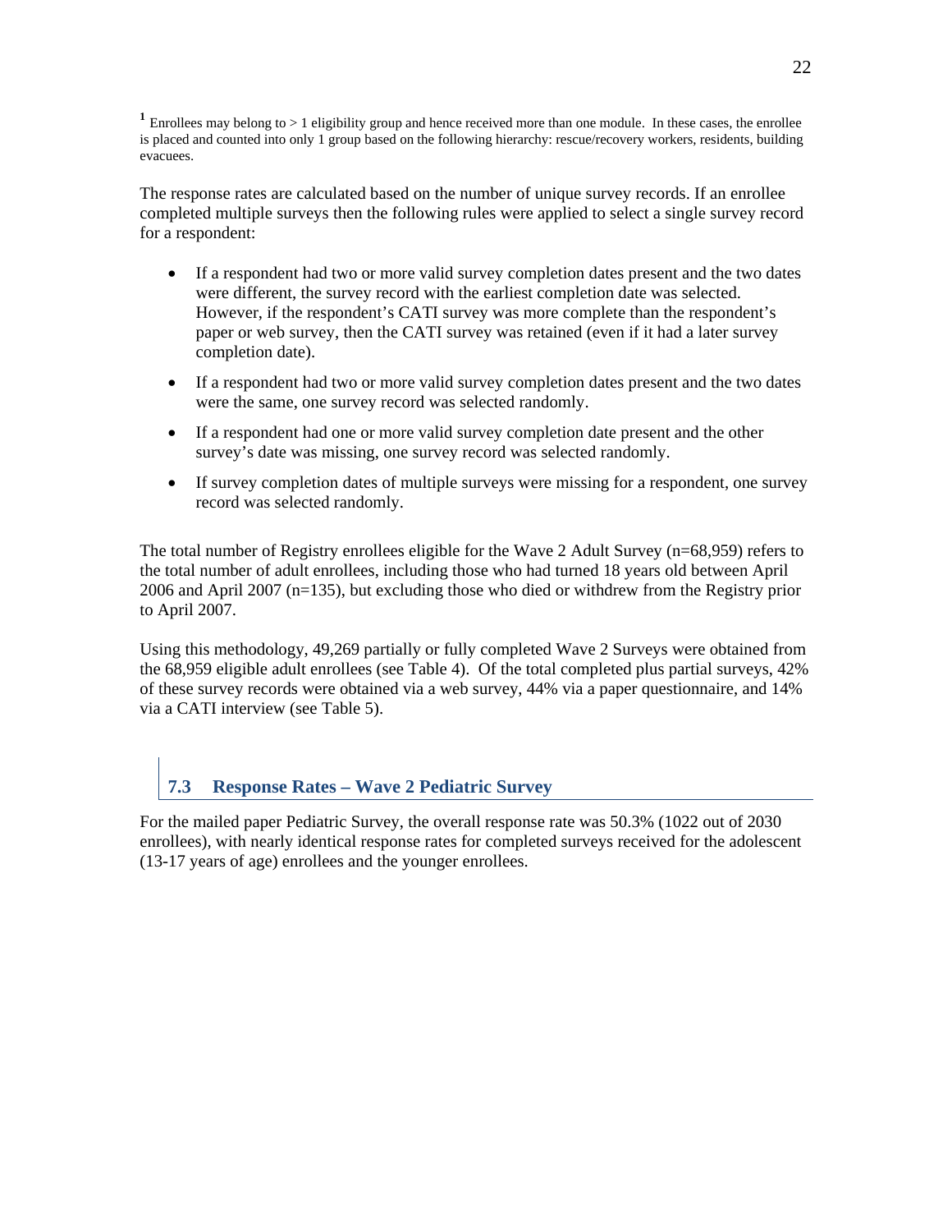[1] Enrollees may belong to > 1 eligibility group and hence received more than one module. In these cases, the enrollee is placed and counted into only 1 group based on the following hierarchy: rescue/recovery workers, residents, building evacuees.

The response rates are calculated based on the number of unique survey records. If an enrollee completed multiple surveys then the following rules were applied to select a single survey record for a respondent:

- If a respondent had two or more valid survey completion dates present and the two dates were different, the survey record with the earliest completion date was selected. However, if the respondent's CATI survey was more complete than the respondent's paper or web survey, then the CATI survey was retained (even if it had a later survey completion date).
- If a respondent had two or more valid survey completion dates present and the two dates were the same, one survey record was selected randomly.
- If a respondent had one or more valid survey completion date present and the other survey's date was missing, one survey record was selected randomly.
- If survey completion dates of multiple surveys were missing for a respondent, one survey record was selected randomly.

The total number of Registry enrollees eligible for the Wave 2 Adult Survey (n=68,959) refers to the total number of adult enrollees, including those who had turned 18 years old between April 2006 and April 2007 (n=135), but excluding those who died or withdrew from the Registry prior to April 2007.

Using this methodology, 49,269 partially or fully completed Wave 2 Surveys were obtained from the 68,959 eligible adult enrollees (see Table 4). Of the total completed plus partial surveys, 42% of these survey records were obtained via a web survey, 44% via a paper questionnaire, and 14% via a CATI interview (see Table 5).

## 7.3 Response Rates – Wave 2 Pediatric Survey

For the mailed paper Pediatric Survey, the overall response rate was 50.3% (1022 out of 2030 enrollees), with nearly identical response rates for completed surveys received for the adolescent (13-17 years of age) enrollees and the younger enrollees.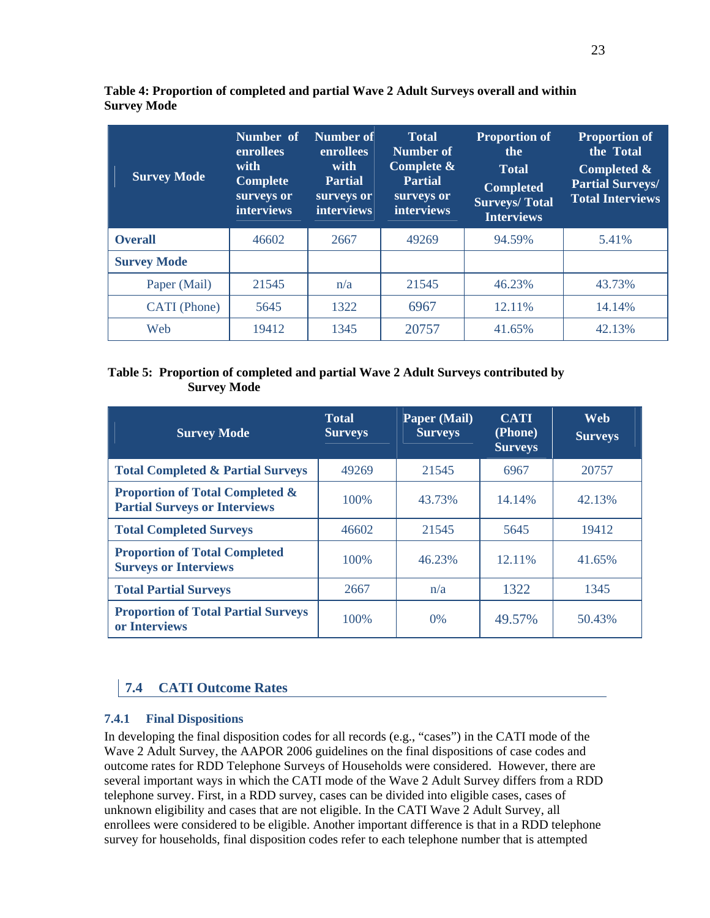**Table 4: Proportion of completed and partial Wave 2 Adult Surveys overall and within Survey Mode**

| Survey Mode | Number of enrollees with Complete surveys or interviews | Number of enrollees with Partial surveys or interviews | Total Number of Complete & Partial surveys or interviews | Proportion of the Total Completed Surveys/ Total Interviews | Proportion of the Total Completed & Partial Surveys/ Total Interviews |
|---|---|---|---|---|---|
| **Overall** | 46602 | 2667 | 49269 | 94.59% | 5.41% |
| **Survey Mode** | | | | | |
| Paper (Mail) | 21545 | n/a | 21545 | 46.23% | 43.73% |
| CATI (Phone) | 5645 | 1322 | 6967 | 12.11% | 14.14% |
| Web | 19412 | 1345 | 20757 | 41.65% | 42.13% |

**Table 5: Proportion of completed and partial Wave 2 Adult Surveys contributed by Survey Mode**

| Survey Mode | Total Surveys | Paper (Mail) Surveys | CATI (Phone) Surveys | Web Surveys |
|---|---|---|---|---|
| **Total Completed & Partial Surveys** | 49269 | 21545 | 6967 | 20757 |
| **Proportion of Total Completed & Partial Surveys or Interviews** | 100% | 43.73% | 14.14% | 42.13% |
| **Total Completed Surveys** | 46602 | 21545 | 5645 | 19412 |
| **Proportion of Total Completed Surveys or Interviews** | 100% | 46.23% | 12.11% | 41.65% |
| **Total Partial Surveys** | 2667 | n/a | 1322 | 1345 |
| **Proportion of Total Partial Surveys or Interviews** | 100% | 0% | 49.57% | 50.43% |

## 7.4 CATI Outcome Rates

### 7.4.1 Final Dispositions

In developing the final disposition codes for all records (e.g., "cases") in the CATI mode of the Wave 2 Adult Survey, the AAPOR 2006 guidelines on the final dispositions of case codes and outcome rates for RDD Telephone Surveys of Households were considered. However, there are several important ways in which the CATI mode of the Wave 2 Adult Survey differs from a RDD telephone survey. First, in a RDD survey, cases can be divided into eligible cases, cases of unknown eligibility and cases that are not eligible. In the CATI Wave 2 Adult Survey, all enrollees were considered to be eligible. Another important difference is that in a RDD telephone survey for households, final disposition codes refer to each telephone number that is attempted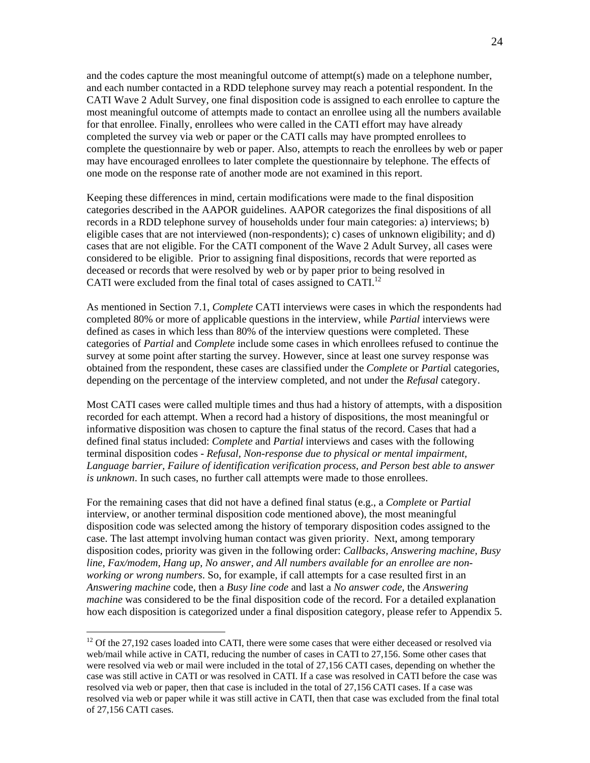and the codes capture the most meaningful outcome of attempt(s) made on a telephone number, and each number contacted in a RDD telephone survey may reach a potential respondent. In the CATI Wave 2 Adult Survey, one final disposition code is assigned to each enrollee to capture the most meaningful outcome of attempts made to contact an enrollee using all the numbers available for that enrollee. Finally, enrollees who were called in the CATI effort may have already completed the survey via web or paper or the CATI calls may have prompted enrollees to complete the questionnaire by web or paper. Also, attempts to reach the enrollees by web or paper may have encouraged enrollees to later complete the questionnaire by telephone. The effects of one mode on the response rate of another mode are not examined in this report.

Keeping these differences in mind, certain modifications were made to the final disposition categories described in the AAPOR guidelines. AAPOR categorizes the final dispositions of all records in a RDD telephone survey of households under four main categories: a) interviews; b) eligible cases that are not interviewed (non-respondents); c) cases of unknown eligibility; and d) cases that are not eligible. For the CATI component of the Wave 2 Adult Survey, all cases were considered to be eligible. Prior to assigning final dispositions, records that were reported as deceased or records that were resolved by web or by paper prior to being resolved in CATI were excluded from the final total of cases assigned to CATI.[12]

As mentioned in Section 7.1, *Complete* CATI interviews were cases in which the respondents had completed 80% or more of applicable questions in the interview, while *Partial* interviews were defined as cases in which less than 80% of the interview questions were completed. These categories of *Partial* and *Complete* include some cases in which enrollees refused to continue the survey at some point after starting the survey. However, since at least one survey response was obtained from the respondent, these cases are classified under the *Complete* or *Partial* categories, depending on the percentage of the interview completed, and not under the *Refusal* category.

Most CATI cases were called multiple times and thus had a history of attempts, with a disposition recorded for each attempt. When a record had a history of dispositions, the most meaningful or informative disposition was chosen to capture the final status of the record. Cases that had a defined final status included: *Complete* and *Partial* interviews and cases with the following terminal disposition codes - *Refusal, Non-response due to physical or mental impairment, Language barrier, Failure of identification verification process, and Person best able to answer is unknown*. In such cases, no further call attempts were made to those enrollees.

For the remaining cases that did not have a defined final status (e.g., a *Complete* or *Partial* interview, or another terminal disposition code mentioned above), the most meaningful disposition code was selected among the history of temporary disposition codes assigned to the case. The last attempt involving human contact was given priority. Next, among temporary disposition codes, priority was given in the following order: *Callbacks, Answering machine, Busy line, Fax/modem, Hang up, No answer, and All numbers available for an enrollee are non-working or wrong numbers*. So, for example, if call attempts for a case resulted first in an *Answering machine* code, then a *Busy line code* and last a *No answer code*, the *Answering machine* was considered to be the final disposition code of the record. For a detailed explanation how each disposition is categorized under a final disposition category, please refer to Appendix 5.

---

[12] Of the 27,192 cases loaded into CATI, there were some cases that were either deceased or resolved via web/mail while active in CATI, reducing the number of cases in CATI to 27,156. Some other cases that were resolved via web or mail were included in the total of 27,156 CATI cases, depending on whether the case was still active in CATI or was resolved in CATI. If a case was resolved in CATI before the case was resolved via web or paper, then that case is included in the total of 27,156 CATI cases. If a case was resolved via web or paper while it was still active in CATI, then that case was excluded from the final total of 27,156 CATI cases.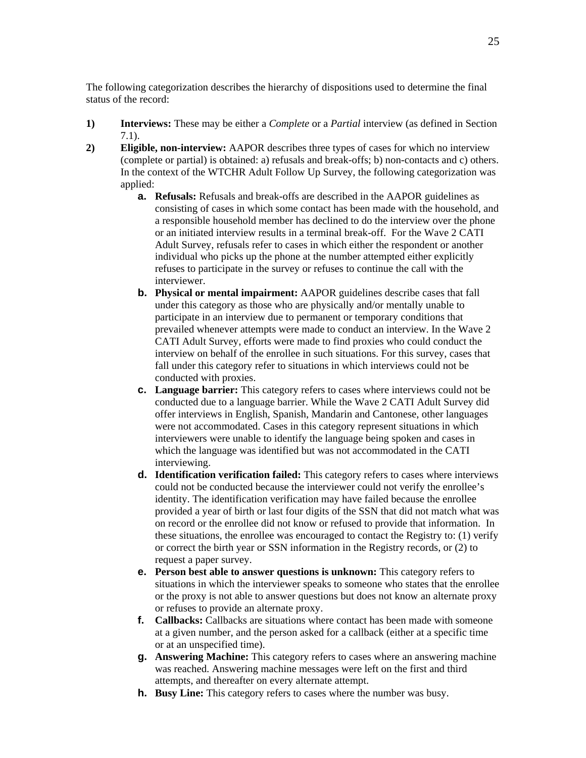The following categorization describes the hierarchy of dispositions used to determine the final status of the record:

1) **Interviews:** These may be either a *Complete* or a *Partial* interview (as defined in Section 7.1).

2) **Eligible, non-interview:** AAPOR describes three types of cases for which no interview (complete or partial) is obtained: a) refusals and break-offs; b) non-contacts and c) others. In the context of the WTCHR Adult Follow Up Survey, the following categorization was applied:

   a. **Refusals:** Refusals and break-offs are described in the AAPOR guidelines as consisting of cases in which some contact has been made with the household, and a responsible household member has declined to do the interview over the phone or an initiated interview results in a terminal break-off. For the Wave 2 CATI Adult Survey, refusals refer to cases in which either the respondent or another individual who picks up the phone at the number attempted either explicitly refuses to participate in the survey or refuses to continue the call with the interviewer.

   b. **Physical or mental impairment:** AAPOR guidelines describe cases that fall under this category as those who are physically and/or mentally unable to participate in an interview due to permanent or temporary conditions that prevailed whenever attempts were made to conduct an interview. In the Wave 2 CATI Adult Survey, efforts were made to find proxies who could conduct the interview on behalf of the enrollee in such situations. For this survey, cases that fall under this category refer to situations in which interviews could not be conducted with proxies.

   c. **Language barrier:** This category refers to cases where interviews could not be conducted due to a language barrier. While the Wave 2 CATI Adult Survey did offer interviews in English, Spanish, Mandarin and Cantonese, other languages were not accommodated. Cases in this category represent situations in which interviewers were unable to identify the language being spoken and cases in which the language was identified but was not accommodated in the CATI interviewing.

   d. **Identification verification failed:** This category refers to cases where interviews could not be conducted because the interviewer could not verify the enrollee's identity. The identification verification may have failed because the enrollee provided a year of birth or last four digits of the SSN that did not match what was on record or the enrollee did not know or refused to provide that information. In these situations, the enrollee was encouraged to contact the Registry to: (1) verify or correct the birth year or SSN information in the Registry records, or (2) to request a paper survey.

   e. **Person best able to answer questions is unknown:** This category refers to situations in which the interviewer speaks to someone who states that the enrollee or the proxy is not able to answer questions but does not know an alternate proxy or refuses to provide an alternate proxy.

   f. **Callbacks:** Callbacks are situations where contact has been made with someone at a given number, and the person asked for a callback (either at a specific time or at an unspecified time).

   g. **Answering Machine:** This category refers to cases where an answering machine was reached. Answering machine messages were left on the first and third attempts, and thereafter on every alternate attempt.

   h. **Busy Line:** This category refers to cases where the number was busy.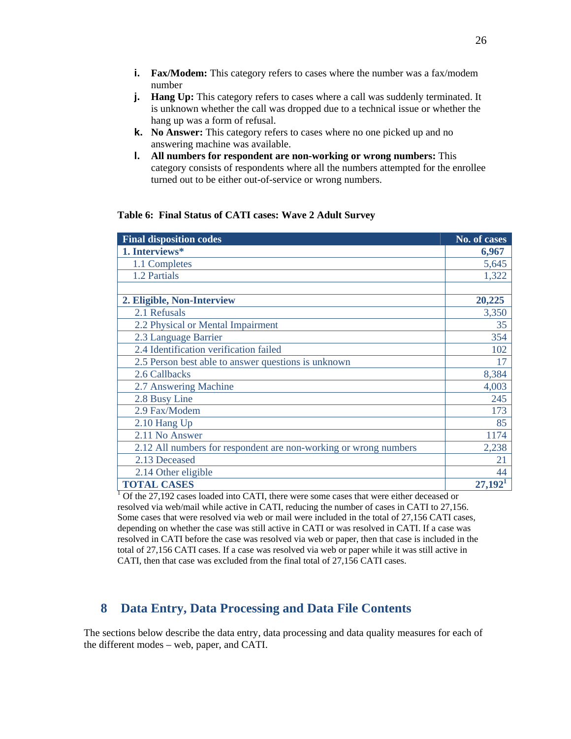i. **Fax/Modem:** This category refers to cases where the number was a fax/modem number
j. **Hang Up:** This category refers to cases where a call was suddenly terminated. It is unknown whether the call was dropped due to a technical issue or whether the hang up was a form of refusal.
k. **No Answer:** This category refers to cases where no one picked up and no answering machine was available.
l. **All numbers for respondent are non-working or wrong numbers:** This category consists of respondents where all the numbers attempted for the enrollee turned out to be either out-of-service or wrong numbers.

**Table 6: Final Status of CATI cases: Wave 2 Adult Survey**

| Final disposition codes | No. of cases |
|---|---|
| **1. Interviews*** | **6,967** |
| 1.1 Completes | 5,645 |
| 1.2 Partials | 1,322 |
| | |
| **2. Eligible, Non-Interview** | **20,225** |
| 2.1 Refusals | 3,350 |
| 2.2 Physical or Mental Impairment | 35 |
| 2.3 Language Barrier | 354 |
| 2.4 Identification verification failed | 102 |
| 2.5 Person best able to answer questions is unknown | 17 |
| 2.6 Callbacks | 8,384 |
| 2.7 Answering Machine | 4,003 |
| 2.8 Busy Line | 245 |
| 2.9 Fax/Modem | 173 |
| 2.10 Hang Up | 85 |
| 2.11 No Answer | 1174 |
| 2.12 All numbers for respondent are non-working or wrong numbers | 2,238 |
| 2.13 Deceased | 21 |
| 2.14 Other eligible | 44 |
| **TOTAL CASES** | **27,192**[1] |

[1] Of the 27,192 cases loaded into CATI, there were some cases that were either deceased or resolved via web/mail while active in CATI, reducing the number of cases in CATI to 27,156. Some cases that were resolved via web or mail were included in the total of 27,156 CATI cases, depending on whether the case was still active in CATI or was resolved in CATI. If a case was resolved in CATI before the case was resolved via web or paper, then that case is included in the total of 27,156 CATI cases. If a case was resolved via web or paper while it was still active in CATI, then that case was excluded from the final total of 27,156 CATI cases.

# 8 Data Entry, Data Processing and Data File Contents

The sections below describe the data entry, data processing and data quality measures for each of the different modes – web, paper, and CATI.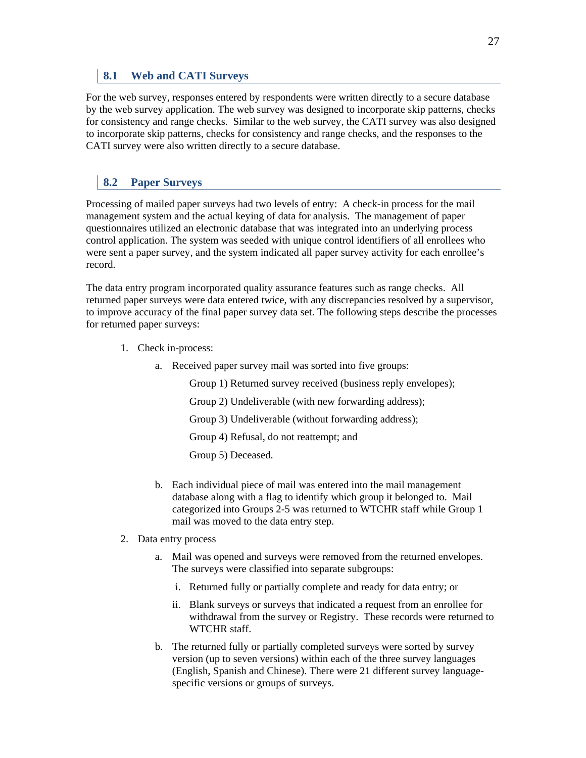## 8.1 Web and CATI Surveys

For the web survey, responses entered by respondents were written directly to a secure database by the web survey application. The web survey was designed to incorporate skip patterns, checks for consistency and range checks. Similar to the web survey, the CATI survey was also designed to incorporate skip patterns, checks for consistency and range checks, and the responses to the CATI survey were also written directly to a secure database.

## 8.2 Paper Surveys

Processing of mailed paper surveys had two levels of entry: A check-in process for the mail management system and the actual keying of data for analysis. The management of paper questionnaires utilized an electronic database that was integrated into an underlying process control application. The system was seeded with unique control identifiers of all enrollees who were sent a paper survey, and the system indicated all paper survey activity for each enrollee's record.

The data entry program incorporated quality assurance features such as range checks. All returned paper surveys were data entered twice, with any discrepancies resolved by a supervisor, to improve accuracy of the final paper survey data set. The following steps describe the processes for returned paper surveys:

1. Check in-process:
    a. Received paper survey mail was sorted into five groups:

        Group 1) Returned survey received (business reply envelopes);

        Group 2) Undeliverable (with new forwarding address);

        Group 3) Undeliverable (without forwarding address);

        Group 4) Refusal, do not reattempt; and

        Group 5) Deceased.

    b. Each individual piece of mail was entered into the mail management database along with a flag to identify which group it belonged to. Mail categorized into Groups 2-5 was returned to WTCHR staff while Group 1 mail was moved to the data entry step.
2. Data entry process
    a. Mail was opened and surveys were removed from the returned envelopes. The surveys were classified into separate subgroups:
        i. Returned fully or partially complete and ready for data entry; or
        ii. Blank surveys or surveys that indicated a request from an enrollee for withdrawal from the survey or Registry. These records were returned to WTCHR staff.
    b. The returned fully or partially completed surveys were sorted by survey version (up to seven versions) within each of the three survey languages (English, Spanish and Chinese). There were 21 different survey language-specific versions or groups of surveys.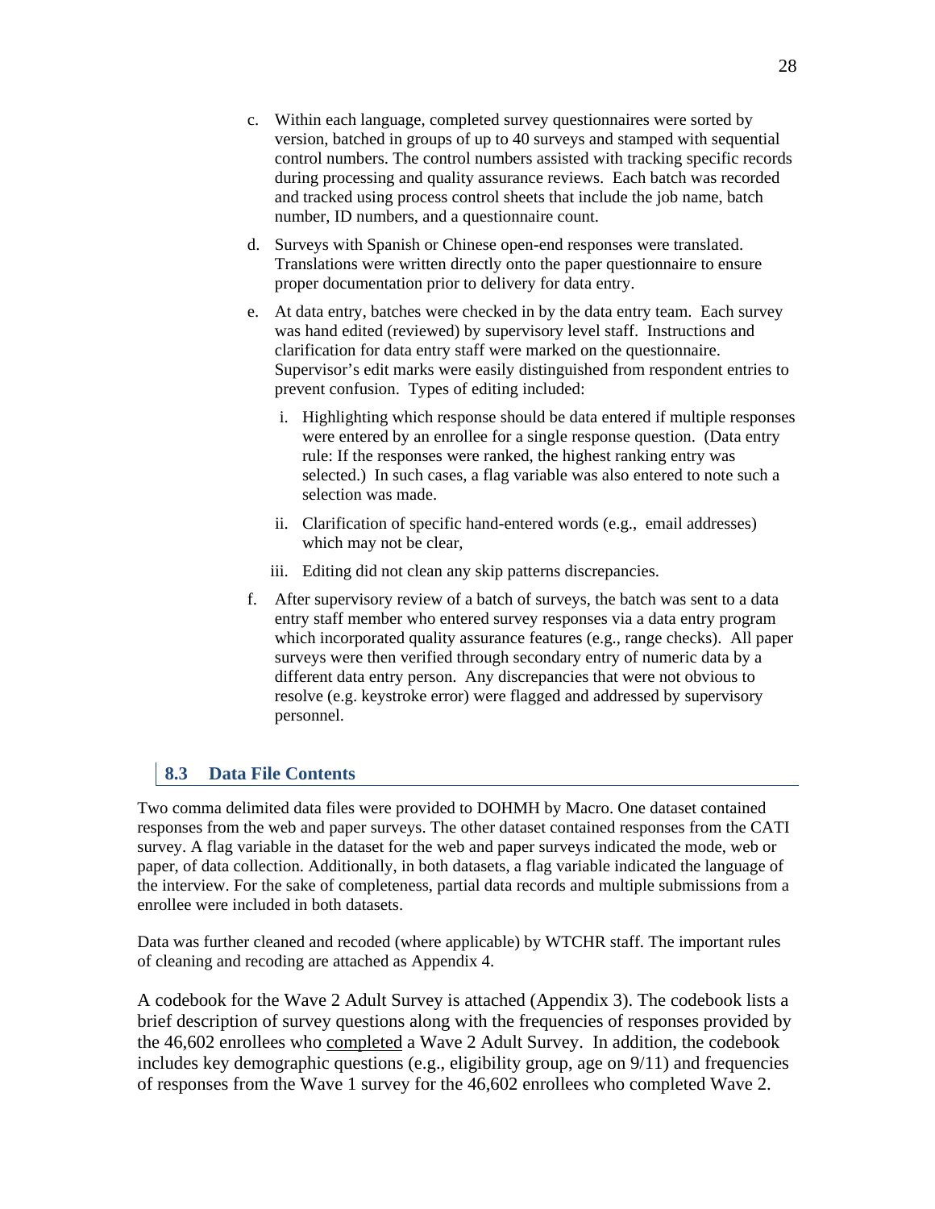c. Within each language, completed survey questionnaires were sorted by version, batched in groups of up to 40 surveys and stamped with sequential control numbers. The control numbers assisted with tracking specific records during processing and quality assurance reviews. Each batch was recorded and tracked using process control sheets that include the job name, batch number, ID numbers, and a questionnaire count.

d. Surveys with Spanish or Chinese open-end responses were translated. Translations were written directly onto the paper questionnaire to ensure proper documentation prior to delivery for data entry.

e. At data entry, batches were checked in by the data entry team. Each survey was hand edited (reviewed) by supervisory level staff. Instructions and clarification for data entry staff were marked on the questionnaire. Supervisor's edit marks were easily distinguished from respondent entries to prevent confusion. Types of editing included:

   i. Highlighting which response should be data entered if multiple responses were entered by an enrollee for a single response question. (Data entry rule: If the responses were ranked, the highest ranking entry was selected.) In such cases, a flag variable was also entered to note such a selection was made.

   ii. Clarification of specific hand-entered words (e.g., email addresses) which may not be clear,

   iii. Editing did not clean any skip patterns discrepancies.

f. After supervisory review of a batch of surveys, the batch was sent to a data entry staff member who entered survey responses via a data entry program which incorporated quality assurance features (e.g., range checks). All paper surveys were then verified through secondary entry of numeric data by a different data entry person. Any discrepancies that were not obvious to resolve (e.g. keystroke error) were flagged and addressed by supervisory personnel.

## 8.3 Data File Contents

Two comma delimited data files were provided to DOHMH by Macro. One dataset contained responses from the web and paper surveys. The other dataset contained responses from the CATI survey. A flag variable in the dataset for the web and paper surveys indicated the mode, web or paper, of data collection. Additionally, in both datasets, a flag variable indicated the language of the interview. For the sake of completeness, partial data records and multiple submissions from a enrollee were included in both datasets.

Data was further cleaned and recoded (where applicable) by WTCHR staff. The important rules of cleaning and recoding are attached as Appendix 4.

A codebook for the Wave 2 Adult Survey is attached (Appendix 3). The codebook lists a brief description of survey questions along with the frequencies of responses provided by the 46,602 enrollees who completed a Wave 2 Adult Survey. In addition, the codebook includes key demographic questions (e.g., eligibility group, age on 9/11) and frequencies of responses from the Wave 1 survey for the 46,602 enrollees who completed Wave 2.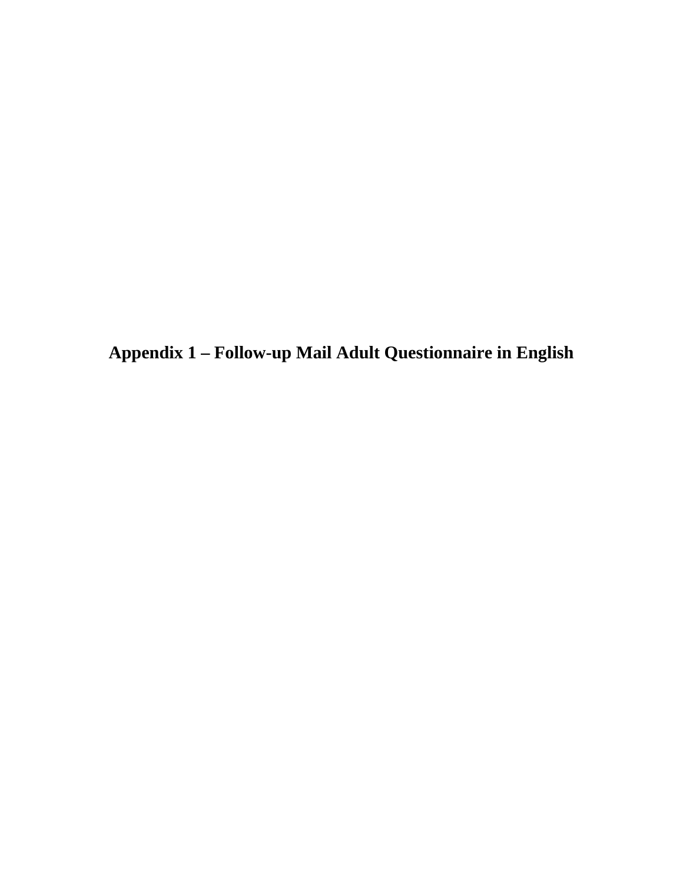# Appendix 1 – Follow-up Mail Adult Questionnaire in English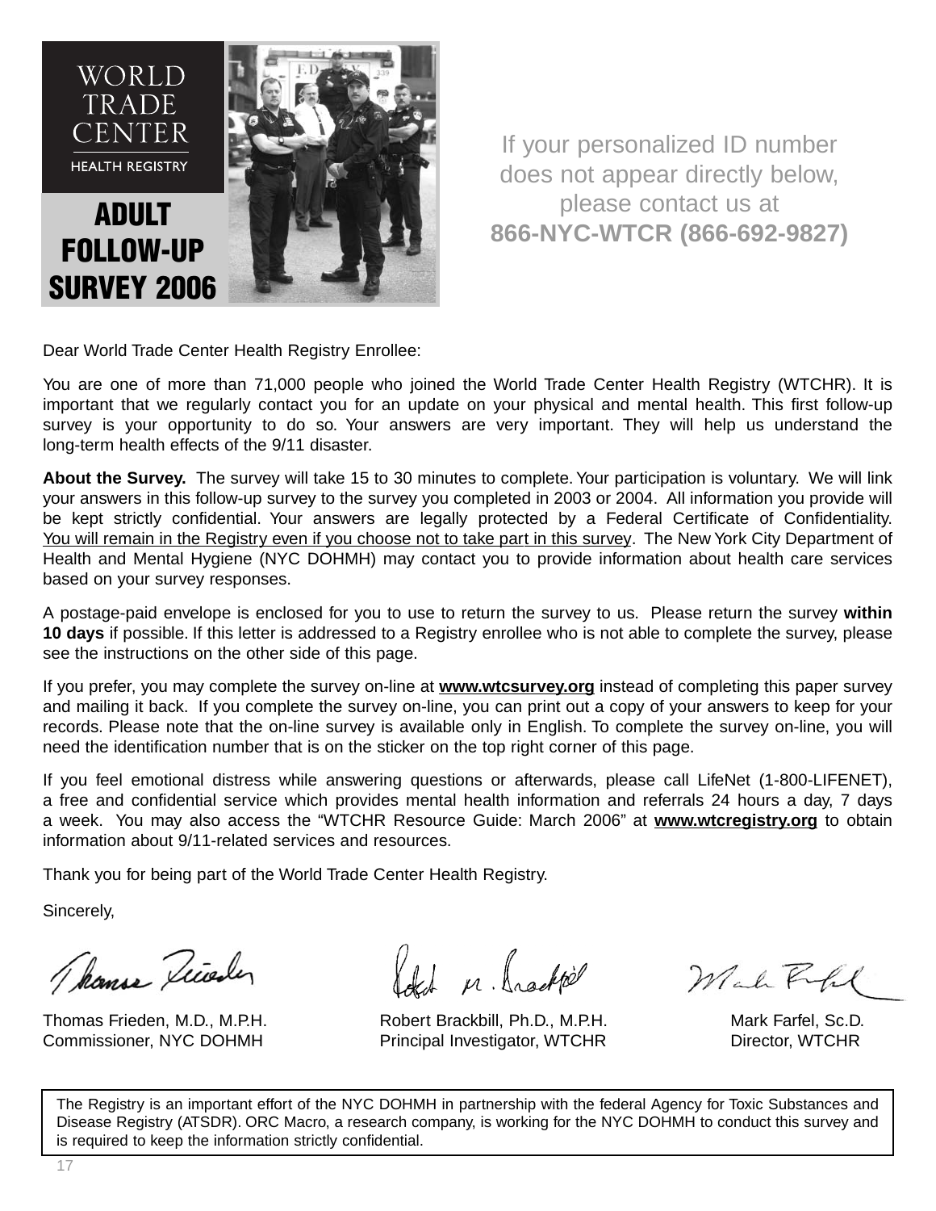WORLD TRADE CENTER HEALTH REGISTRY

# ADULT FOLLOW-UP SURVEY 2006

If your personalized ID number does not appear directly below, please contact us at
**866-NYC-WTCR (866-692-9827)**

Dear World Trade Center Health Registry Enrollee:

You are one of more than 71,000 people who joined the World Trade Center Health Registry (WTCHR). It is important that we regularly contact you for an update on your physical and mental health. This first follow-up survey is your opportunity to do so. Your answers are very important. They will help us understand the long-term health effects of the 9/11 disaster.

**About the Survey.** The survey will take 15 to 30 minutes to complete. Your participation is voluntary. We will link your answers in this follow-up survey to the survey you completed in 2003 or 2004. All information you provide will be kept strictly confidential. Your answers are legally protected by a Federal Certificate of Confidentiality. You will remain in the Registry even if you choose not to take part in this survey. The New York City Department of Health and Mental Hygiene (NYC DOHMH) may contact you to provide information about health care services based on your survey responses.

A postage-paid envelope is enclosed for you to use to return the survey to us. Please return the survey **within 10 days** if possible. If this letter is addressed to a Registry enrollee who is not able to complete the survey, please see the instructions on the other side of this page.

If you prefer, you may complete the survey on-line at **www.wtcsurvey.org** instead of completing this paper survey and mailing it back. If you complete the survey on-line, you can print out a copy of your answers to keep for your records. Please note that the on-line survey is available only in English. To complete the survey on-line, you will need the identification number that is on the sticker on the top right corner of this page.

If you feel emotional distress while answering questions or afterwards, please call LifeNet (1-800-LIFENET), a free and confidential service which provides mental health information and referrals 24 hours a day, 7 days a week. You may also access the "WTCHR Resource Guide: March 2006" at **www.wtcregistry.org** to obtain information about 9/11-related services and resources.

Thank you for being part of the World Trade Center Health Registry.

Sincerely,

Thomas Frieden, M.D., M.P.H.
Commissioner, NYC DOHMH

Robert Brackbill, Ph.D., M.P.H.
Principal Investigator, WTCHR

Mark Farfel, Sc.D.
Director, WTCHR

The Registry is an important effort of the NYC DOHMH in partnership with the federal Agency for Toxic Substances and Disease Registry (ATSDR). ORC Macro, a research company, is working for the NYC DOHMH to conduct this survey and is required to keep the information strictly confidential.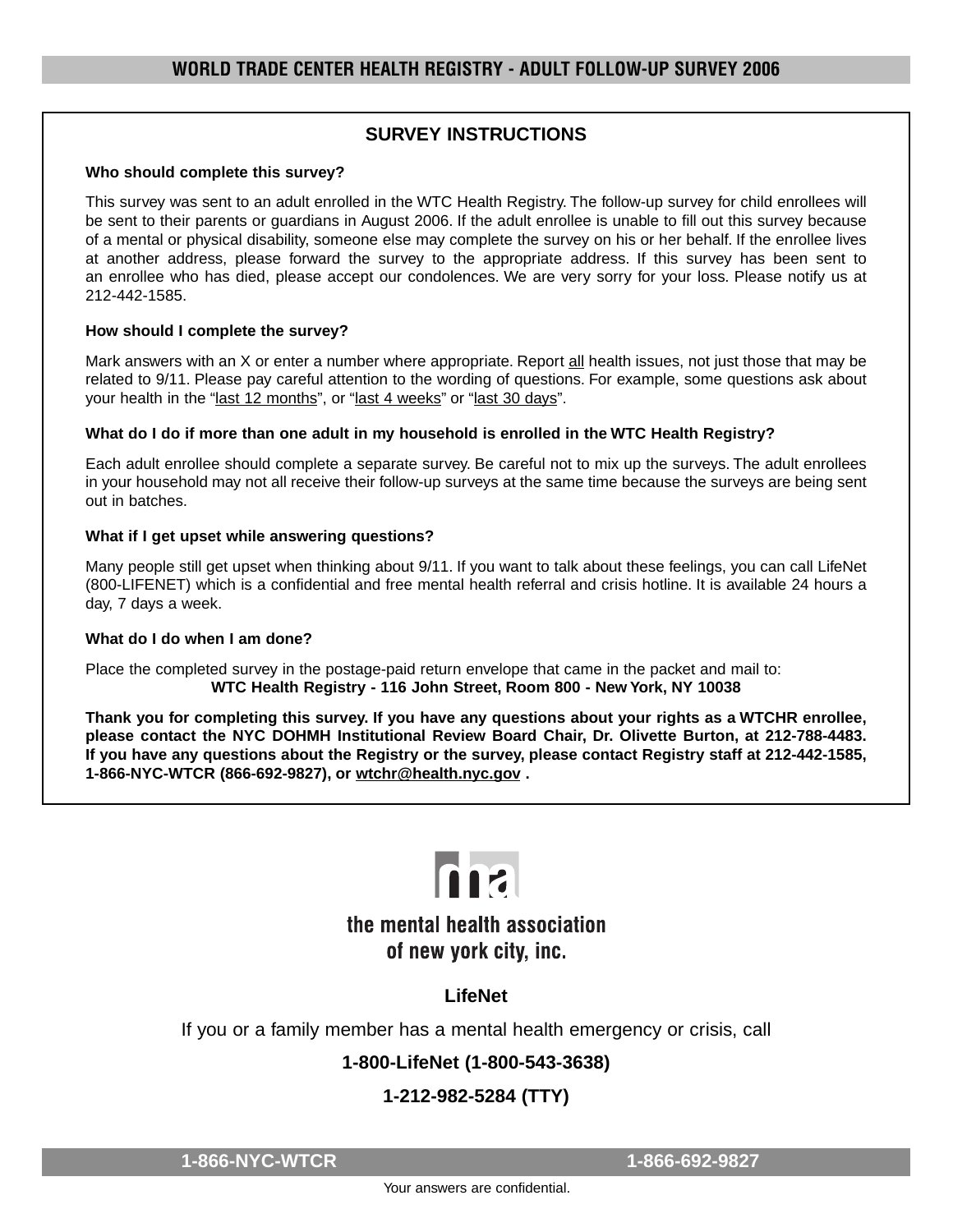# WORLD TRADE CENTER HEALTH REGISTRY - ADULT FOLLOW-UP SURVEY 2006

## SURVEY INSTRUCTIONS

**Who should complete this survey?**

This survey was sent to an adult enrolled in the WTC Health Registry. The follow-up survey for child enrollees will be sent to their parents or guardians in August 2006. If the adult enrollee is unable to fill out this survey because of a mental or physical disability, someone else may complete the survey on his or her behalf. If the enrollee lives at another address, please forward the survey to the appropriate address. If this survey has been sent to an enrollee who has died, please accept our condolences. We are very sorry for your loss. Please notify us at 212-442-1585.

**How should I complete the survey?**

Mark answers with an X or enter a number where appropriate. Report all health issues, not just those that may be related to 9/11. Please pay careful attention to the wording of questions. For example, some questions ask about your health in the "last 12 months", or "last 4 weeks" or "last 30 days".

**What do I do if more than one adult in my household is enrolled in the WTC Health Registry?**

Each adult enrollee should complete a separate survey. Be careful not to mix up the surveys. The adult enrollees in your household may not all receive their follow-up surveys at the same time because the surveys are being sent out in batches.

**What if I get upset while answering questions?**

Many people still get upset when thinking about 9/11. If you want to talk about these feelings, you can call LifeNet (800-LIFENET) which is a confidential and free mental health referral and crisis hotline. It is available 24 hours a day, 7 days a week.

**What do I do when I am done?**

Place the completed survey in the postage-paid return envelope that came in the packet and mail to:

**WTC Health Registry - 116 John Street, Room 800 - New York, NY 10038**

**Thank you for completing this survey. If you have any questions about your rights as a WTCHR enrollee, please contact the NYC DOHMH Institutional Review Board Chair, Dr. Olivette Burton, at 212-788-4483. If you have any questions about the Registry or the survey, please contact Registry staff at 212-442-1585, 1-866-NYC-WTCR (866-692-9827), or wtchr@health.nyc.gov .**

mha

the mental health association of new york city, inc.

**LifeNet**

If you or a family member has a mental health emergency or crisis, call

**1-800-LifeNet (1-800-543-3638)**

**1-212-982-5284 (TTY)**

**1-866-NYC-WTCR** **1-866-692-9827**

Your answers are confidential.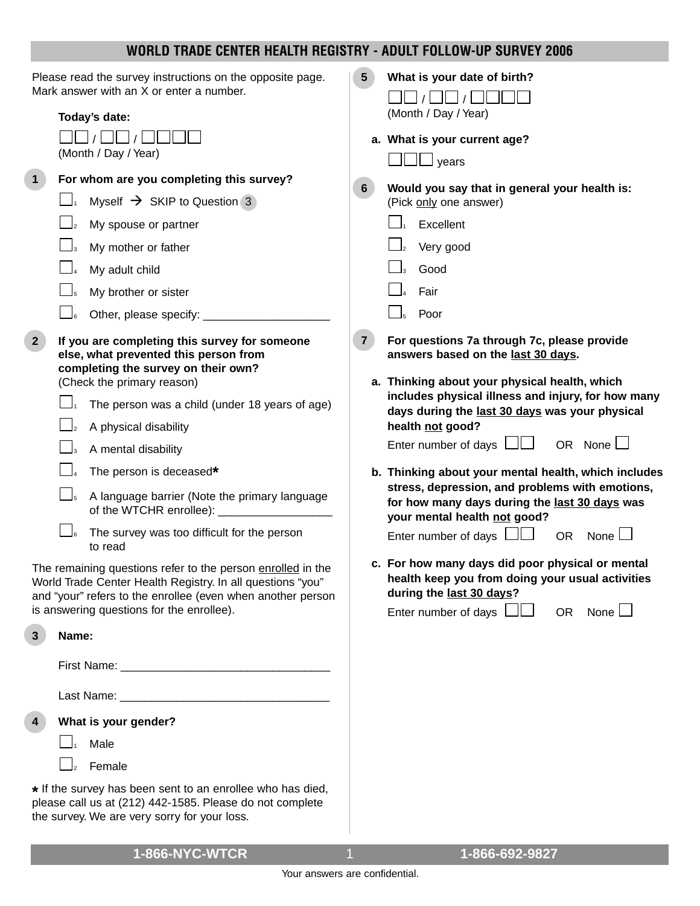# WORLD TRADE CENTER HEALTH REGISTRY - ADULT FOLLOW-UP SURVEY 2006

Please read the survey instructions on the opposite page. Mark answer with an X or enter a number.

**Today's date:**

☐☐ / ☐☐ / ☐☐☐☐
(Month / Day / Year)

**1 For whom are you completing this survey?**

- ☐1 Myself → SKIP to Question 3
- ☐2 My spouse or partner
- ☐3 My mother or father
- ☐4 My adult child
- ☐5 My brother or sister
- ☐6 Other, please specify: ____________________

**2 If you are completing this survey for someone else, what prevented this person from completing the survey on their own?**
(Check the primary reason)

- ☐1 The person was a child (under 18 years of age)
- ☐2 A physical disability
- ☐3 A mental disability
- ☐4 The person is deceased*
- ☐5 A language barrier (Note the primary language of the WTCHR enrollee): __________________
- ☐6 The survey was too difficult for the person to read

The remaining questions refer to the person enrolled in the World Trade Center Health Registry. In all questions "you" and "your" refers to the enrollee (even when another person is answering questions for the enrollee).

**3 Name:**

First Name: ________________________________

Last Name: ________________________________

**4 What is your gender?**

- ☐1 Male
- ☐2 Female

* If the survey has been sent to an enrollee who has died, please call us at (212) 442-1585. Please do not complete the survey. We are very sorry for your loss.

**5 What is your date of birth?**

☐☐ / ☐☐ / ☐☐☐☐
(Month / Day / Year)

**a. What is your current age?**

☐☐☐ years

**6 Would you say that in general your health is:**
(Pick only one answer)

- ☐1 Excellent
- ☐2 Very good
- ☐3 Good
- ☐4 Fair
- ☐5 Poor

**7 For questions 7a through 7c, please provide answers based on the last 30 days.**

**a. Thinking about your physical health, which includes physical illness and injury, for how many days during the last 30 days was your physical health not good?**

Enter number of days ☐☐ OR None ☐

**b. Thinking about your mental health, which includes stress, depression, and problems with emotions, for how many days during the last 30 days was your mental health not good?**

Enter number of days ☐☐ OR None ☐

**c. For how many days did poor physical or mental health keep you from doing your usual activities during the last 30 days?**

Enter number of days ☐☐ OR None ☐

1-866-NYC-WTCR 1-866-692-9827

Your answers are confidential.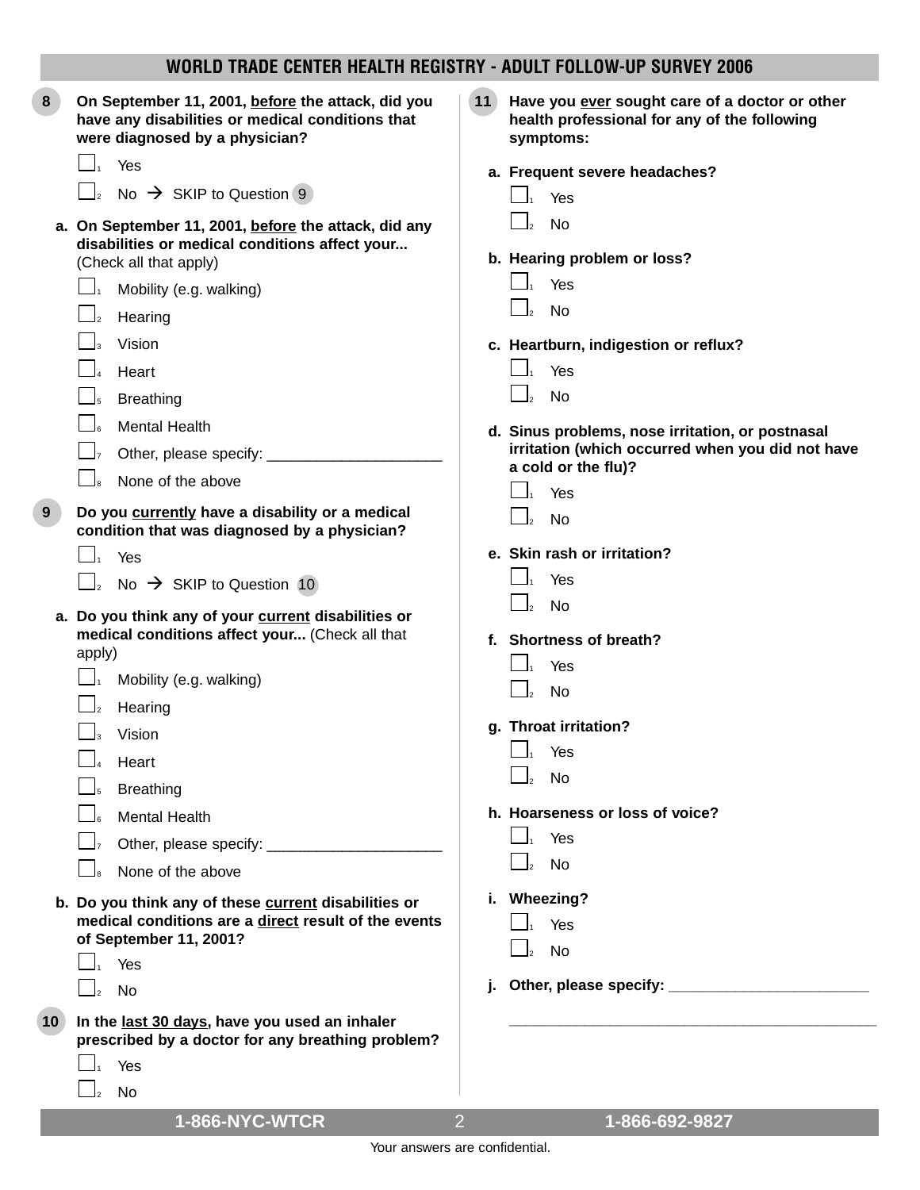# WORLD TRADE CENTER HEALTH REGISTRY - ADULT FOLLOW-UP SURVEY 2006

**8** **On September 11, 2001, <u>before</u> the attack, did you have any disabilities or medical conditions that were diagnosed by a physician?**

- ☐1 Yes
- ☐2 No → SKIP to Question 9

**a. On September 11, 2001, <u>before</u> the attack, did any disabilities or medical conditions affect your...** (Check all that apply)

- ☐1 Mobility (e.g. walking)
- ☐2 Hearing
- ☐3 Vision
- ☐4 Heart
- ☐5 Breathing
- ☐6 Mental Health
- ☐7 Other, please specify: _____________________
- ☐8 None of the above

**9** **Do you <u>currently</u> have a disability or a medical condition that was diagnosed by a physician?**

- ☐1 Yes
- ☐2 No → SKIP to Question 10

**a. Do you think any of your <u>current</u> disabilities or medical conditions affect your...** (Check all that apply)

- ☐1 Mobility (e.g. walking)
- ☐2 Hearing
- ☐3 Vision
- ☐4 Heart
- ☐5 Breathing
- ☐6 Mental Health
- ☐7 Other, please specify: _____________________
- ☐8 None of the above

**b. Do you think any of these <u>current</u> disabilities or medical conditions are a <u>direct</u> result of the events of September 11, 2001?**

- ☐1 Yes
- ☐2 No

**10** **In the <u>last 30 days</u>, have you used an inhaler prescribed by a doctor for any breathing problem?**

- ☐1 Yes
- ☐2 No

**11** **Have you <u>ever</u> sought care of a doctor or other health professional for any of the following symptoms:**

**a. Frequent severe headaches?**

- ☐1 Yes
- ☐2 No

**b. Hearing problem or loss?**

- ☐1 Yes
- ☐2 No

**c. Heartburn, indigestion or reflux?**

- ☐1 Yes
- ☐2 No

**d. Sinus problems, nose irritation, or postnasal irritation (which occurred when you did not have a cold or the flu)?**

- ☐1 Yes
- ☐2 No

**e. Skin rash or irritation?**

- ☐1 Yes
- ☐2 No

**f. Shortness of breath?**

- ☐1 Yes
- ☐2 No

**g. Throat irritation?**

- ☐1 Yes
- ☐2 No

**h. Hoarseness or loss of voice?**

- ☐1 Yes
- ☐2 No

**i. Wheezing?**

- ☐1 Yes
- ☐2 No

**j. Other, please specify:** _________________________

_____________________________________________

1-866-NYC-WTCR 1-866-692-9827

Your answers are confidential.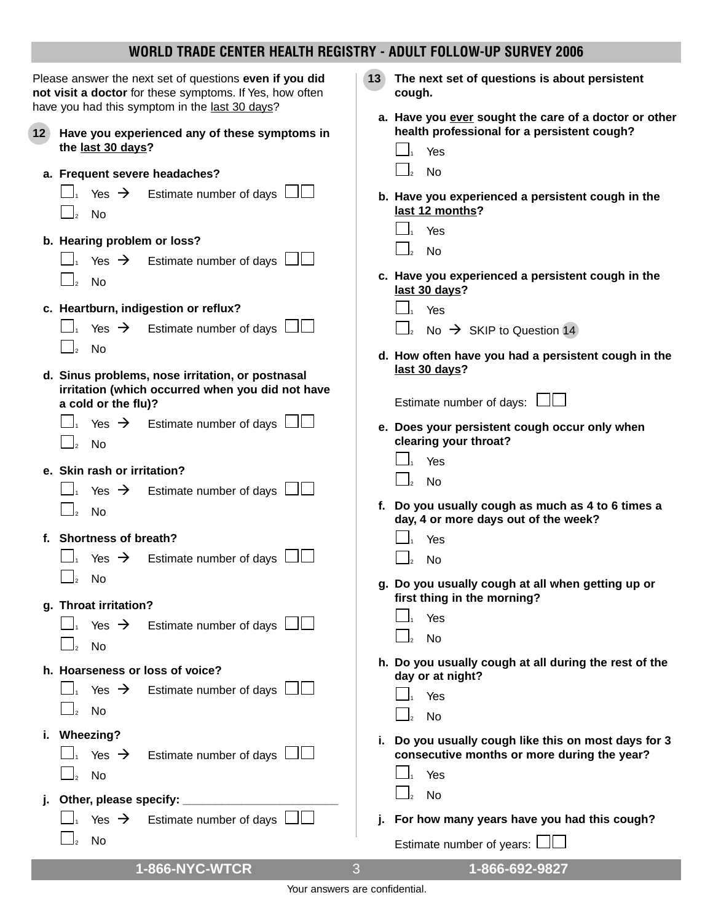## WORLD TRADE CENTER HEALTH REGISTRY - ADULT FOLLOW-UP SURVEY 2006

Please answer the next set of questions **even if you did not visit a doctor** for these symptoms. If Yes, how often have you had this symptom in the last 30 days?

**12 Have you experienced any of these symptoms in the last 30 days?**

**a. Frequent severe headaches?**
- ☐1 Yes → Estimate number of days ☐☐
- ☐2 No

**b. Hearing problem or loss?**
- ☐1 Yes → Estimate number of days ☐☐
- ☐2 No

**c. Heartburn, indigestion or reflux?**
- ☐1 Yes → Estimate number of days ☐☐
- ☐2 No

**d. Sinus problems, nose irritation, or postnasal irritation (which occurred when you did not have a cold or the flu)?**
- ☐1 Yes → Estimate number of days ☐☐
- ☐2 No

**e. Skin rash or irritation?**
- ☐1 Yes → Estimate number of days ☐☐
- ☐2 No

**f. Shortness of breath?**
- ☐1 Yes → Estimate number of days ☐☐
- ☐2 No

**g. Throat irritation?**
- ☐1 Yes → Estimate number of days ☐☐
- ☐2 No

**h. Hoarseness or loss of voice?**
- ☐1 Yes → Estimate number of days ☐☐
- ☐2 No

**i. Wheezing?**
- ☐1 Yes → Estimate number of days ☐☐
- ☐2 No

**j. Other, please specify:** _______________________
- ☐1 Yes → Estimate number of days ☐☐
- ☐2 No

**13 The next set of questions is about persistent cough.**

**a. Have you ever sought the care of a doctor or other health professional for a persistent cough?**
- ☐1 Yes
- ☐2 No

**b. Have you experienced a persistent cough in the last 12 months?**
- ☐1 Yes
- ☐2 No

**c. Have you experienced a persistent cough in the last 30 days?**
- ☐1 Yes
- ☐2 No → SKIP to Question 14

**d. How often have you had a persistent cough in the last 30 days?**

Estimate number of days: ☐☐

**e. Does your persistent cough occur only when clearing your throat?**
- ☐1 Yes
- ☐2 No

**f. Do you usually cough as much as 4 to 6 times a day, 4 or more days out of the week?**
- ☐1 Yes
- ☐2 No

**g. Do you usually cough at all when getting up or first thing in the morning?**
- ☐1 Yes
- ☐2 No

**h. Do you usually cough at all during the rest of the day or at night?**
- ☐1 Yes
- ☐2 No

**i. Do you usually cough like this on most days for 3 consecutive months or more during the year?**
- ☐1 Yes
- ☐2 No

**j. For how many years have you had this cough?**

Estimate number of years: ☐☐

1-866-NYC-WTCR 1-866-692-9827

Your answers are confidential.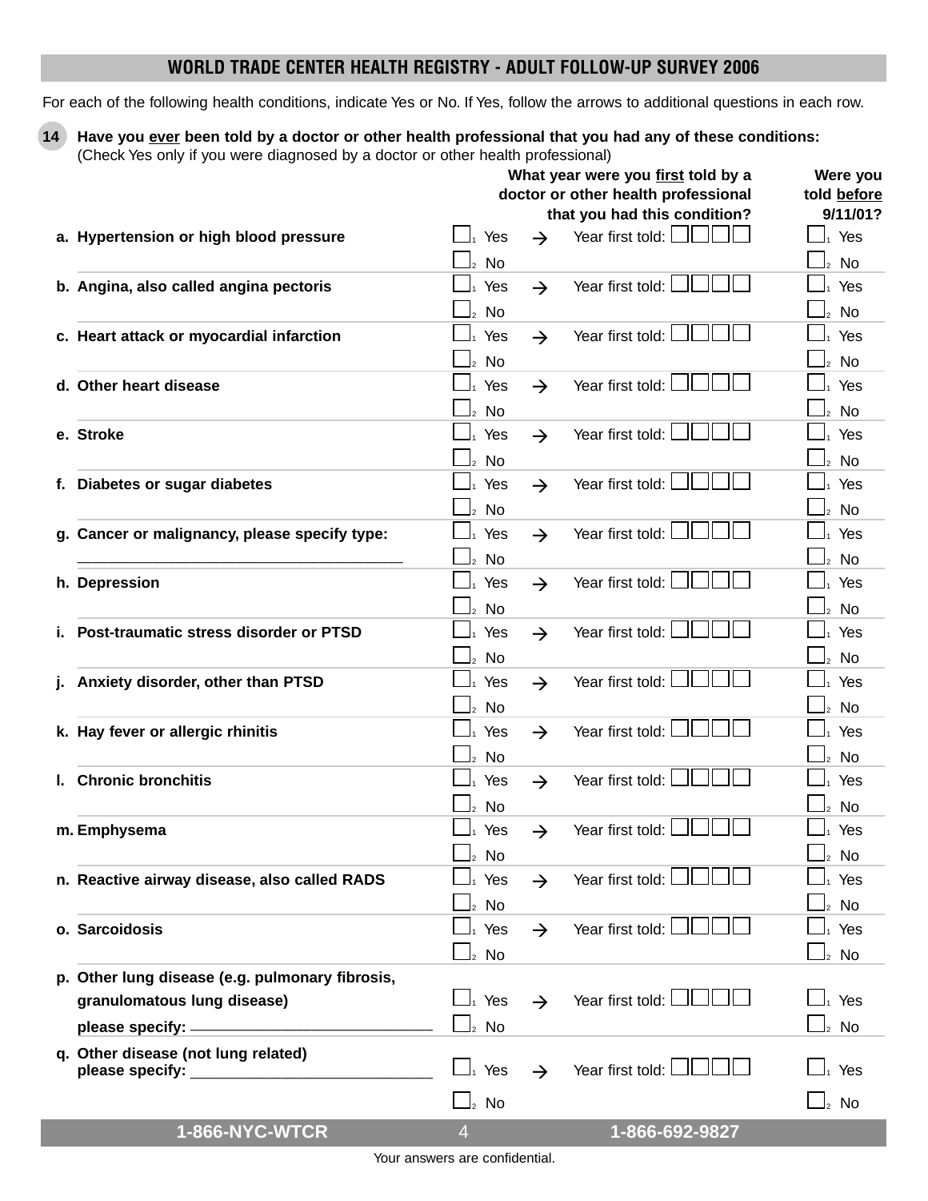## WORLD TRADE CENTER HEALTH REGISTRY - ADULT FOLLOW-UP SURVEY 2006

For each of the following health conditions, indicate Yes or No. If Yes, follow the arrows to additional questions in each row.

**14** **Have you ever been told by a doctor or other health professional that you had any of these conditions:**
(Check Yes only if you were diagnosed by a doctor or other health professional)

| Condition | | | What year were you first told by a doctor or other health professional that you had this condition? | Were you told before 9/11/01? |
|---|---|---|---|---|
| **a. Hypertension or high blood pressure** | ☐1 Yes ☐2 No | → | Year first told: ☐☐☐☐ | ☐1 Yes ☐2 No |
| **b. Angina, also called angina pectoris** | ☐1 Yes ☐2 No | → | Year first told: ☐☐☐☐ | ☐1 Yes ☐2 No |
| **c. Heart attack or myocardial infarction** | ☐1 Yes ☐2 No | → | Year first told: ☐☐☐☐ | ☐1 Yes ☐2 No |
| **d. Other heart disease** | ☐1 Yes ☐2 No | → | Year first told: ☐☐☐☐ | ☐1 Yes ☐2 No |
| **e. Stroke** | ☐1 Yes ☐2 No | → | Year first told: ☐☐☐☐ | ☐1 Yes ☐2 No |
| **f. Diabetes or sugar diabetes** | ☐1 Yes ☐2 No | → | Year first told: ☐☐☐☐ | ☐1 Yes ☐2 No |
| **g. Cancer or malignancy, please specify type:** ______________________ | ☐1 Yes ☐2 No | → | Year first told: ☐☐☐☐ | ☐1 Yes ☐2 No |
| **h. Depression** | ☐1 Yes ☐2 No | → | Year first told: ☐☐☐☐ | ☐1 Yes ☐2 No |
| **i. Post-traumatic stress disorder or PTSD** | ☐1 Yes ☐2 No | → | Year first told: ☐☐☐☐ | ☐1 Yes ☐2 No |
| **j. Anxiety disorder, other than PTSD** | ☐1 Yes ☐2 No | → | Year first told: ☐☐☐☐ | ☐1 Yes ☐2 No |
| **k. Hay fever or allergic rhinitis** | ☐1 Yes ☐2 No | → | Year first told: ☐☐☐☐ | ☐1 Yes ☐2 No |
| **l. Chronic bronchitis** | ☐1 Yes ☐2 No | → | Year first told: ☐☐☐☐ | ☐1 Yes ☐2 No |
| **m. Emphysema** | ☐1 Yes ☐2 No | → | Year first told: ☐☐☐☐ | ☐1 Yes ☐2 No |
| **n. Reactive airway disease, also called RADS** | ☐1 Yes ☐2 No | → | Year first told: ☐☐☐☐ | ☐1 Yes ☐2 No |
| **o. Sarcoidosis** | ☐1 Yes ☐2 No | → | Year first told: ☐☐☐☐ | ☐1 Yes ☐2 No |
| **p. Other lung disease (e.g. pulmonary fibrosis, granulomatous lung disease) please specify:** ______________________ | ☐1 Yes ☐2 No | → | Year first told: ☐☐☐☐ | ☐1 Yes ☐2 No |
| **q. Other disease (not lung related) please specify:** ______________________ | ☐1 Yes ☐2 No | → | Year first told: ☐☐☐☐ | ☐1 Yes ☐2 No |

1-866-NYC-WTCR 1-866-692-9827

Your answers are confidential.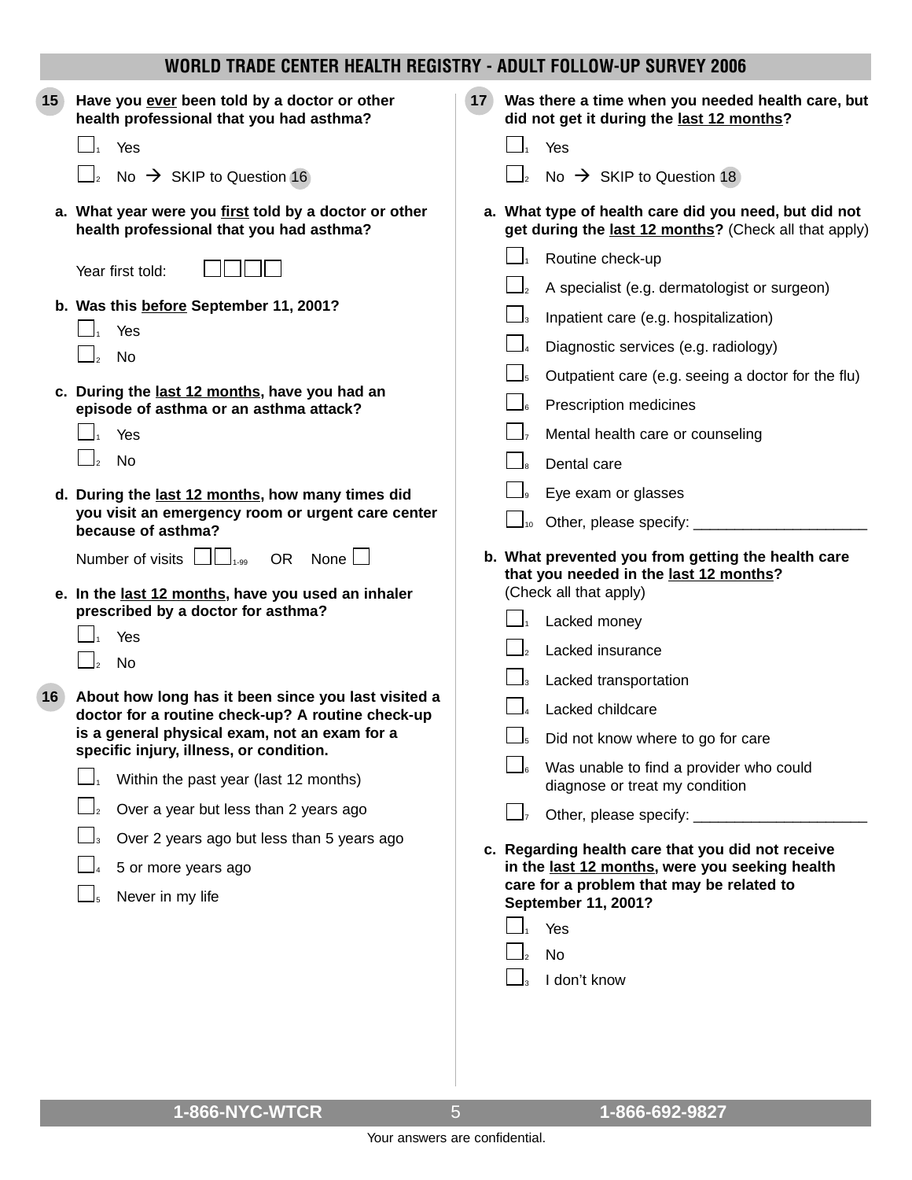## WORLD TRADE CENTER HEALTH REGISTRY - ADULT FOLLOW-UP SURVEY 2006

**15** **Have you ever been told by a doctor or other health professional that you had asthma?**

- ☐1 Yes
- ☐2 No → SKIP to Question 16

**a. What year were you first told by a doctor or other health professional that you had asthma?**

Year first told: ☐☐☐☐

**b. Was this before September 11, 2001?**

- ☐1 Yes
- ☐2 No

**c. During the last 12 months, have you had an episode of asthma or an asthma attack?**

- ☐1 Yes
- ☐2 No

**d. During the last 12 months, how many times did you visit an emergency room or urgent care center because of asthma?**

Number of visits ☐☐ 1-99 OR None ☐

**e. In the last 12 months, have you used an inhaler prescribed by a doctor for asthma?**

- ☐1 Yes
- ☐2 No

**16** **About how long has it been since you last visited a doctor for a routine check-up? A routine check-up is a general physical exam, not an exam for a specific injury, illness, or condition.**

- ☐1 Within the past year (last 12 months)
- ☐2 Over a year but less than 2 years ago
- ☐3 Over 2 years ago but less than 5 years ago
- ☐4 5 or more years ago
- ☐5 Never in my life

**17** **Was there a time when you needed health care, but did not get it during the last 12 months?**

- ☐1 Yes
- ☐2 No → SKIP to Question 18

**a. What type of health care did you need, but did not get during the last 12 months?** (Check all that apply)

- ☐1 Routine check-up
- ☐2 A specialist (e.g. dermatologist or surgeon)
- ☐3 Inpatient care (e.g. hospitalization)
- ☐4 Diagnostic services (e.g. radiology)
- ☐5 Outpatient care (e.g. seeing a doctor for the flu)
- ☐6 Prescription medicines
- ☐7 Mental health care or counseling
- ☐8 Dental care
- ☐9 Eye exam or glasses
- ☐10 Other, please specify: _____________________

**b. What prevented you from getting the health care that you needed in the last 12 months?** (Check all that apply)

- ☐1 Lacked money
- ☐2 Lacked insurance
- ☐3 Lacked transportation
- ☐4 Lacked childcare
- ☐5 Did not know where to go for care
- ☐6 Was unable to find a provider who could diagnose or treat my condition
- ☐7 Other, please specify: _____________________

**c. Regarding health care that you did not receive in the last 12 months, were you seeking health care for a problem that may be related to September 11, 2001?**

- ☐1 Yes
- ☐2 No
- ☐3 I don't know

1-866-NYC-WTCR 1-866-692-9827

Your answers are confidential.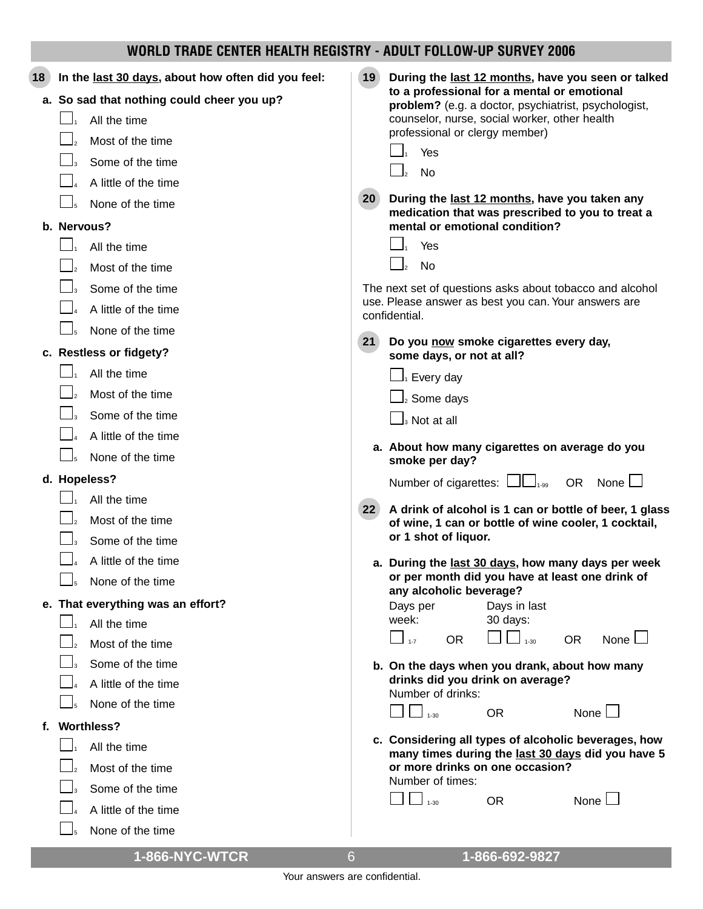## WORLD TRADE CENTER HEALTH REGISTRY - ADULT FOLLOW-UP SURVEY 2006

**18 In the last 30 days, about how often did you feel:**

**a. So sad that nothing could cheer you up?**

- ☐1 All the time
- ☐2 Most of the time
- ☐3 Some of the time
- ☐4 A little of the time
- ☐5 None of the time

**b. Nervous?**

- ☐1 All the time
- ☐2 Most of the time
- ☐3 Some of the time
- ☐4 A little of the time
- ☐5 None of the time

**c. Restless or fidgety?**

- ☐1 All the time
- ☐2 Most of the time
- ☐3 Some of the time
- ☐4 A little of the time
- ☐5 None of the time

**d. Hopeless?**

- ☐1 All the time
- ☐2 Most of the time
- ☐3 Some of the time
- ☐4 A little of the time
- ☐5 None of the time

**e. That everything was an effort?**

- ☐1 All the time
- ☐2 Most of the time
- ☐3 Some of the time
- ☐4 A little of the time
- ☐5 None of the time

**f. Worthless?**

- ☐1 All the time
- ☐2 Most of the time
- ☐3 Some of the time
- ☐4 A little of the time
- ☐5 None of the time

**19 During the last 12 months, have you seen or talked to a professional for a mental or emotional problem?** (e.g. a doctor, psychiatrist, psychologist, counselor, nurse, social worker, other health professional or clergy member)

- ☐1 Yes
- ☐2 No

**20 During the last 12 months, have you taken any medication that was prescribed to you to treat a mental or emotional condition?**

- ☐1 Yes
- ☐2 No

The next set of questions asks about tobacco and alcohol use. Please answer as best you can. Your answers are confidential.

**21 Do you now smoke cigarettes every day, some days, or not at all?**

- ☐1 Every day
- ☐2 Some days
- ☐3 Not at all

**a. About how many cigarettes on average do you smoke per day?**

Number of cigarettes: ☐☐ 1-99 OR None ☐

**22 A drink of alcohol is 1 can or bottle of beer, 1 glass of wine, 1 can or bottle of wine cooler, 1 cocktail, or 1 shot of liquor.**

**a. During the last 30 days, how many days per week or per month did you have at least one drink of any alcoholic beverage?**

Days per week: ☐ 1-7 OR Days in last 30 days: ☐☐ 1-30 OR None ☐

**b. On the days when you drank, about how many drinks did you drink on average?**

Number of drinks:

☐☐ 1-30 OR None ☐

**c. Considering all types of alcoholic beverages, how many times during the last 30 days did you have 5 or more drinks on one occasion?**

Number of times:

☐☐ 1-30 OR None ☐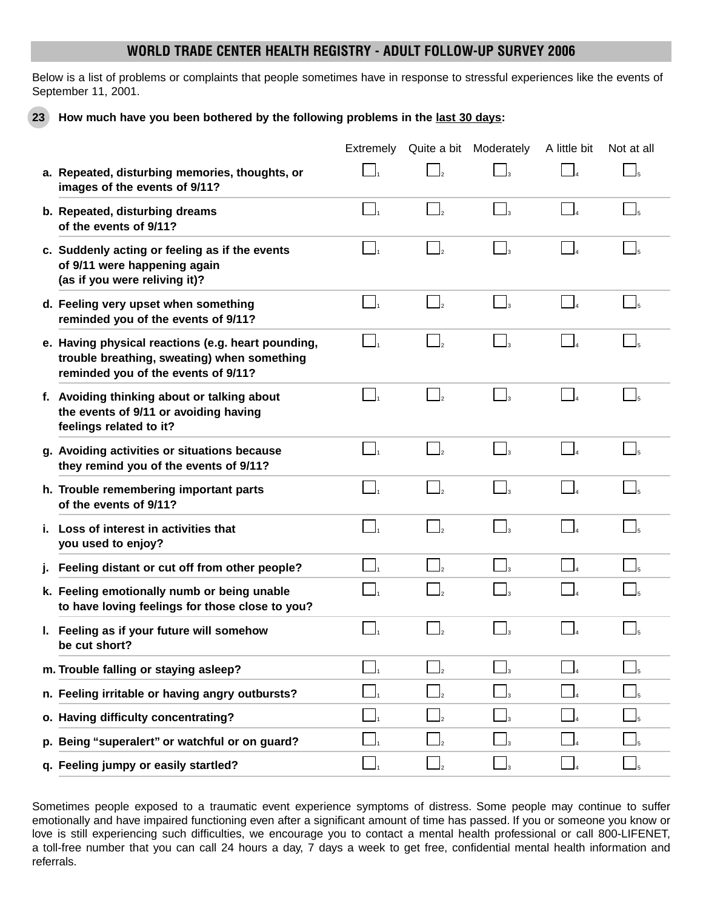## WORLD TRADE CENTER HEALTH REGISTRY - ADULT FOLLOW-UP SURVEY 2006

Below is a list of problems or complaints that people sometimes have in response to stressful experiences like the events of September 11, 2001.

**23 How much have you been bothered by the following problems in the last 30 days:**

| | Extremely | Quite a bit | Moderately | A little bit | Not at all |
|---|---|---|---|---|---|
| **a. Repeated, disturbing memories, thoughts, or images of the events of 9/11?** | ☐1 | ☐2 | ☐3 | ☐4 | ☐5 |
| **b. Repeated, disturbing dreams of the events of 9/11?** | ☐1 | ☐2 | ☐3 | ☐4 | ☐5 |
| **c. Suddenly acting or feeling as if the events of 9/11 were happening again (as if you were reliving it)?** | ☐1 | ☐2 | ☐3 | ☐4 | ☐5 |
| **d. Feeling very upset when something reminded you of the events of 9/11?** | ☐1 | ☐2 | ☐3 | ☐4 | ☐5 |
| **e. Having physical reactions (e.g. heart pounding, trouble breathing, sweating) when something reminded you of the events of 9/11?** | ☐1 | ☐2 | ☐3 | ☐4 | ☐5 |
| **f. Avoiding thinking about or talking about the events of 9/11 or avoiding having feelings related to it?** | ☐1 | ☐2 | ☐3 | ☐4 | ☐5 |
| **g. Avoiding activities or situations because they remind you of the events of 9/11?** | ☐1 | ☐2 | ☐3 | ☐4 | ☐5 |
| **h. Trouble remembering important parts of the events of 9/11?** | ☐1 | ☐2 | ☐3 | ☐4 | ☐5 |
| **i. Loss of interest in activities that you used to enjoy?** | ☐1 | ☐2 | ☐3 | ☐4 | ☐5 |
| **j. Feeling distant or cut off from other people?** | ☐1 | ☐2 | ☐3 | ☐4 | ☐5 |
| **k. Feeling emotionally numb or being unable to have loving feelings for those close to you?** | ☐1 | ☐2 | ☐3 | ☐4 | ☐5 |
| **l. Feeling as if your future will somehow be cut short?** | ☐1 | ☐2 | ☐3 | ☐4 | ☐5 |
| **m. Trouble falling or staying asleep?** | ☐1 | ☐2 | ☐3 | ☐4 | ☐5 |
| **n. Feeling irritable or having angry outbursts?** | ☐1 | ☐2 | ☐3 | ☐4 | ☐5 |
| **o. Having difficulty concentrating?** | ☐1 | ☐2 | ☐3 | ☐4 | ☐5 |
| **p. Being "superalert" or watchful or on guard?** | ☐1 | ☐2 | ☐3 | ☐4 | ☐5 |
| **q. Feeling jumpy or easily startled?** | ☐1 | ☐2 | ☐3 | ☐4 | ☐5 |

Sometimes people exposed to a traumatic event experience symptoms of distress. Some people may continue to suffer emotionally and have impaired functioning even after a significant amount of time has passed. If you or someone you know or love is still experiencing such difficulties, we encourage you to contact a mental health professional or call 800-LIFENET, a toll-free number that you can call 24 hours a day, 7 days a week to get free, confidential mental health information and referrals.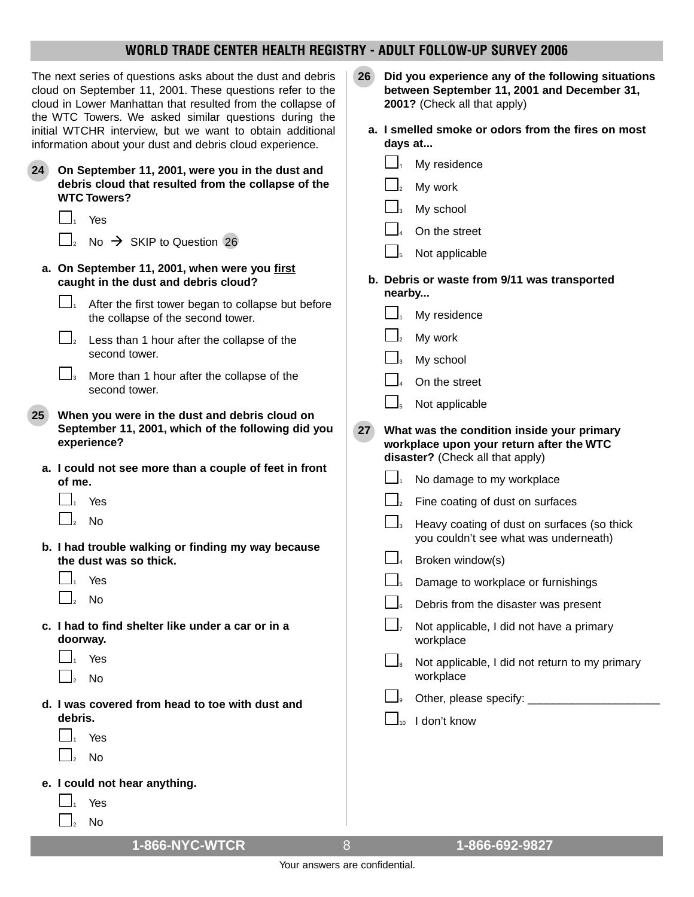## WORLD TRADE CENTER HEALTH REGISTRY - ADULT FOLLOW-UP SURVEY 2006

The next series of questions asks about the dust and debris cloud on September 11, 2001. These questions refer to the cloud in Lower Manhattan that resulted from the collapse of the WTC Towers. We asked similar questions during the initial WTCHR interview, but we want to obtain additional information about your dust and debris cloud experience.

**24 On September 11, 2001, were you in the dust and debris cloud that resulted from the collapse of the WTC Towers?**

- ☐1 Yes
- ☐2 No → SKIP to Question 26

**a. On September 11, 2001, when were you first caught in the dust and debris cloud?**

- ☐1 After the first tower began to collapse but before the collapse of the second tower.
- ☐2 Less than 1 hour after the collapse of the second tower.
- ☐3 More than 1 hour after the collapse of the second tower.

**25 When you were in the dust and debris cloud on September 11, 2001, which of the following did you experience?**

**a. I could not see more than a couple of feet in front of me.**

- ☐1 Yes
- ☐2 No

**b. I had trouble walking or finding my way because the dust was so thick.**

- ☐1 Yes
- ☐2 No

**c. I had to find shelter like under a car or in a doorway.**

- ☐1 Yes
- ☐2 No

**d. I was covered from head to toe with dust and debris.**

- ☐1 Yes
- ☐2 No

**e. I could not hear anything.**

- ☐1 Yes
- ☐2 No

**26 Did you experience any of the following situations between September 11, 2001 and December 31, 2001?** (Check all that apply)

**a. I smelled smoke or odors from the fires on most days at...**

- ☐1 My residence
- ☐2 My work
- ☐3 My school
- ☐4 On the street
- ☐5 Not applicable

**b. Debris or waste from 9/11 was transported nearby...**

- ☐1 My residence
- ☐2 My work
- ☐3 My school
- ☐4 On the street
- ☐5 Not applicable

**27 What was the condition inside your primary workplace upon your return after the WTC disaster?** (Check all that apply)

- ☐1 No damage to my workplace
- ☐2 Fine coating of dust on surfaces
- ☐3 Heavy coating of dust on surfaces (so thick you couldn't see what was underneath)
- ☐4 Broken window(s)
- ☐5 Damage to workplace or furnishings
- ☐6 Debris from the disaster was present
- ☐7 Not applicable, I did not have a primary workplace
- ☐8 Not applicable, I did not return to my primary workplace
- ☐9 Other, please specify: ____________________
- ☐10 I don't know

1-866-NYC-WTCR 1-866-692-9827

Your answers are confidential.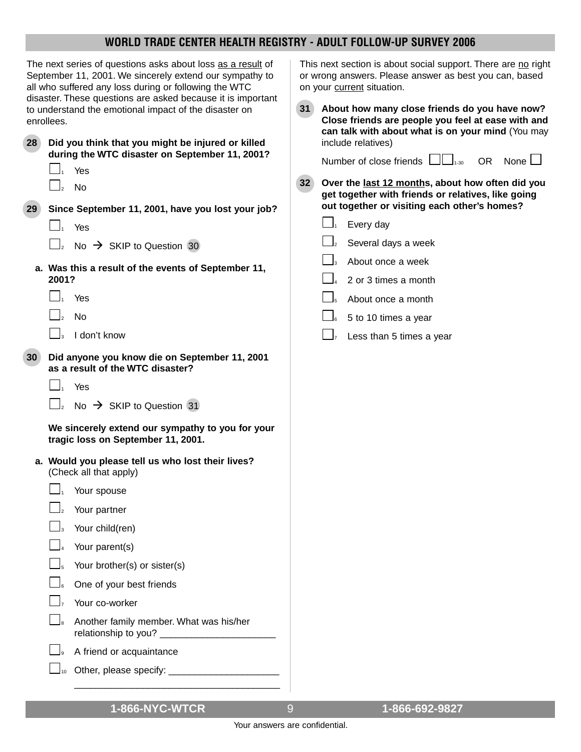## WORLD TRADE CENTER HEALTH REGISTRY - ADULT FOLLOW-UP SURVEY 2006

The next series of questions asks about loss as a result of September 11, 2001. We sincerely extend our sympathy to all who suffered any loss during or following the WTC disaster. These questions are asked because it is important to understand the emotional impact of the disaster on enrollees.

**28 Did you think that you might be injured or killed during the WTC disaster on September 11, 2001?**

- ☐1 Yes
- ☐2 No

**29 Since September 11, 2001, have you lost your job?**

- ☐1 Yes
- ☐2 No → SKIP to Question 30

**a. Was this a result of the events of September 11, 2001?**

- ☐1 Yes
- ☐2 No
- ☐3 I don't know

**30 Did anyone you know die on September 11, 2001 as a result of the WTC disaster?**

- ☐1 Yes
- ☐2 No → SKIP to Question 31

**We sincerely extend our sympathy to you for your tragic loss on September 11, 2001.**

**a. Would you please tell us who lost their lives?** (Check all that apply)

- ☐1 Your spouse
- ☐2 Your partner
- ☐3 Your child(ren)
- ☐4 Your parent(s)
- ☐5 Your brother(s) or sister(s)
- ☐6 One of your best friends
- ☐7 Your co-worker
- ☐8 Another family member. What was his/her relationship to you? ______________________
- ☐9 A friend or acquaintance
- ☐10 Other, please specify: ______________________

This next section is about social support. There are no right or wrong answers. Please answer as best you can, based on your current situation.

**31 About how many close friends do you have now? Close friends are people you feel at ease with and can talk with about what is on your mind** (You may include relatives)

Number of close friends ☐☐ 1-30 OR None ☐

**32 Over the last 12 months, about how often did you get together with friends or relatives, like going out together or visiting each other's homes?**

- ☐1 Every day
- ☐2 Several days a week
- ☐3 About once a week
- ☐4 2 or 3 times a month
- ☐5 About once a month
- ☐6 5 to 10 times a year
- ☐7 Less than 5 times a year

1-866-NYC-WTCR 1-866-692-9827

Your answers are confidential.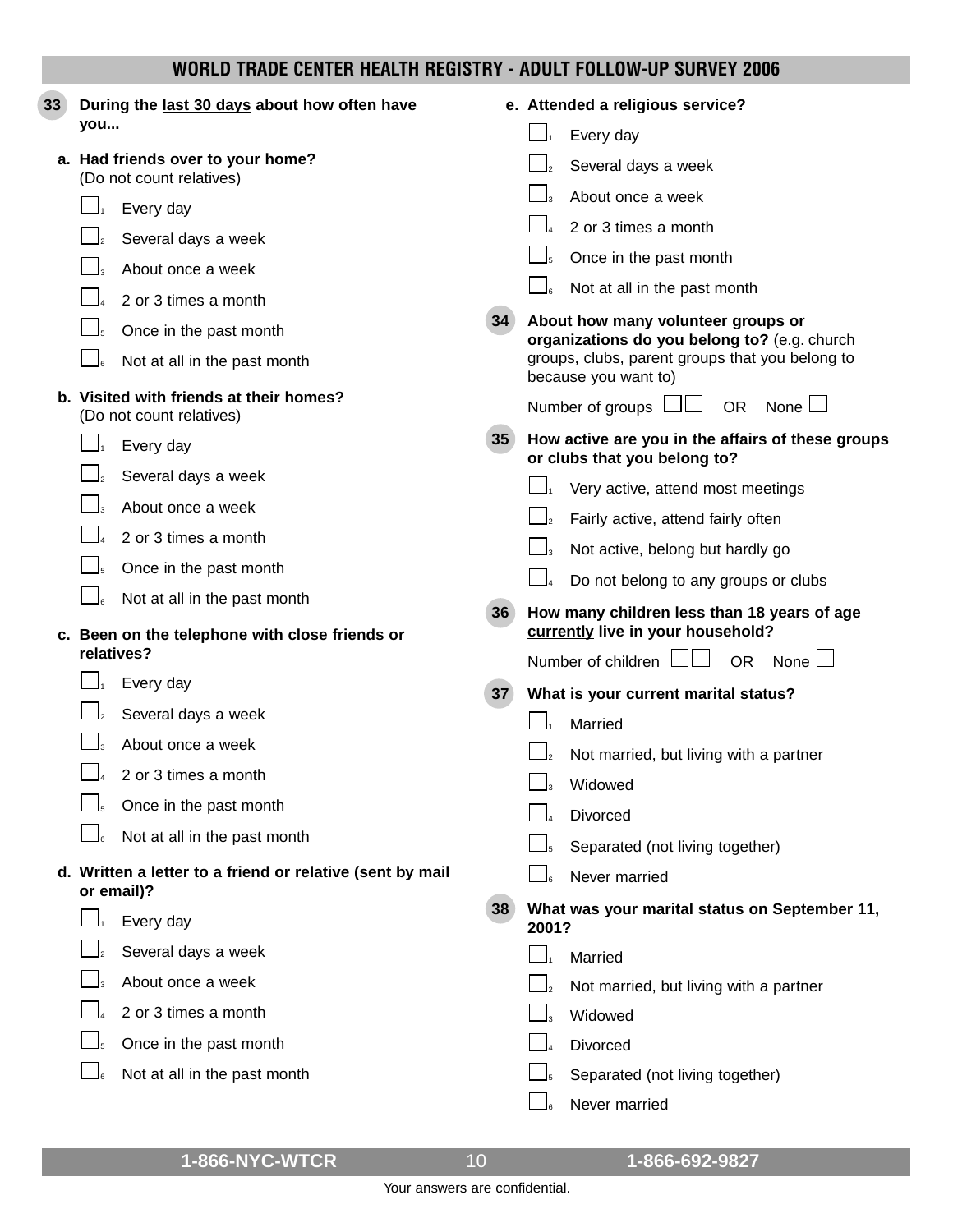**33** **During the <u>last 30 days</u> about how often have you...**

**a. Had friends over to your home?** (Do not count relatives)

- ☐1 Every day
- ☐2 Several days a week
- ☐3 About once a week
- ☐4 2 or 3 times a month
- ☐5 Once in the past month
- ☐6 Not at all in the past month

**b. Visited with friends at their homes?** (Do not count relatives)

- ☐1 Every day
- ☐2 Several days a week
- ☐3 About once a week
- ☐4 2 or 3 times a month
- ☐5 Once in the past month
- ☐6 Not at all in the past month

**c. Been on the telephone with close friends or relatives?**

- ☐1 Every day
- ☐2 Several days a week
- ☐3 About once a week
- ☐4 2 or 3 times a month
- ☐5 Once in the past month
- ☐6 Not at all in the past month

**d. Written a letter to a friend or relative (sent by mail or email)?**

- ☐1 Every day
- ☐2 Several days a week
- ☐3 About once a week
- ☐4 2 or 3 times a month
- ☐5 Once in the past month
- ☐6 Not at all in the past month

**e. Attended a religious service?**

- ☐1 Every day
- ☐2 Several days a week
- ☐3 About once a week
- ☐4 2 or 3 times a month
- ☐5 Once in the past month
- ☐6 Not at all in the past month

**34** **About how many volunteer groups or organizations do you belong to?** (e.g. church groups, clubs, parent groups that you belong to because you want to)

Number of groups ☐☐ OR None ☐

**35** **How active are you in the affairs of these groups or clubs that you belong to?**

- ☐1 Very active, attend most meetings
- ☐2 Fairly active, attend fairly often
- ☐3 Not active, belong but hardly go
- ☐4 Do not belong to any groups or clubs

**36** **How many children less than 18 years of age <u>currently</u> live in your household?**

Number of children ☐☐ OR None ☐

**37** **What is your <u>current</u> marital status?**

- ☐1 Married
- ☐2 Not married, but living with a partner
- ☐3 Widowed
- ☐4 Divorced
- ☐5 Separated (not living together)
- ☐6 Never married

**38** **What was your marital status on September 11, 2001?**

- ☐1 Married
- ☐2 Not married, but living with a partner
- ☐3 Widowed
- ☐4 Divorced
- ☐5 Separated (not living together)
- ☐6 Never married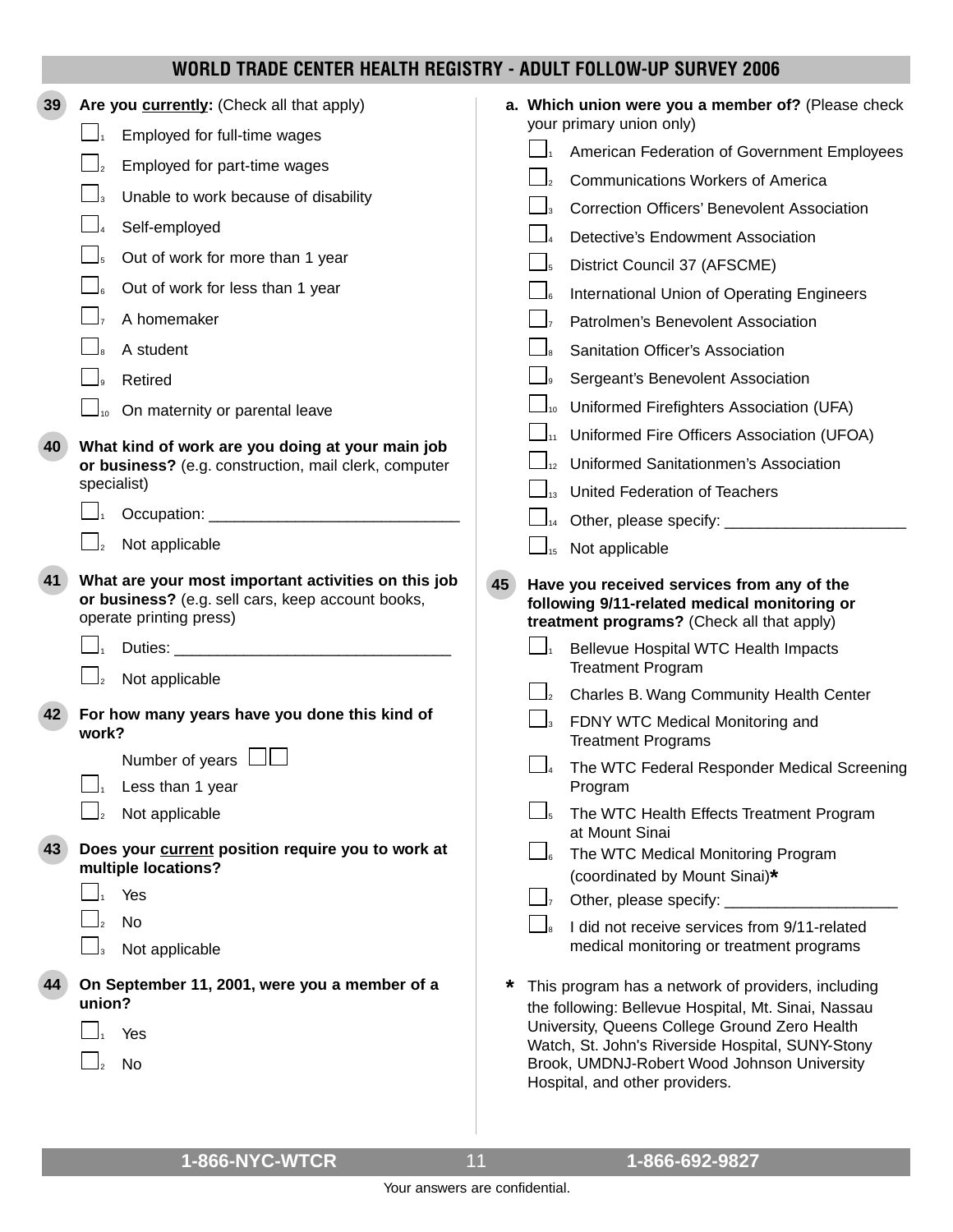## WORLD TRADE CENTER HEALTH REGISTRY - ADULT FOLLOW-UP SURVEY 2006

**39** **Are you currently:** (Check all that apply)

- ☐1 Employed for full-time wages
- ☐2 Employed for part-time wages
- ☐3 Unable to work because of disability
- ☐4 Self-employed
- ☐5 Out of work for more than 1 year
- ☐6 Out of work for less than 1 year
- ☐7 A homemaker
- ☐8 A student
- ☐9 Retired
- ☐10 On maternity or parental leave

**40** **What kind of work are you doing at your main job or business?** (e.g. construction, mail clerk, computer specialist)

- ☐1 Occupation: ______________________________
- ☐2 Not applicable

**41** **What are your most important activities on this job or business?** (e.g. sell cars, keep account books, operate printing press)

- ☐1 Duties: ________________________________
- ☐2 Not applicable

**42** **For how many years have you done this kind of work?**

Number of years ☐☐

- ☐1 Less than 1 year
- ☐2 Not applicable

**43** **Does your current position require you to work at multiple locations?**

- ☐1 Yes
- ☐2 No
- ☐3 Not applicable

**44** **On September 11, 2001, were you a member of a union?**

- ☐1 Yes
- ☐2 No

**a. Which union were you a member of?** (Please check your primary union only)

- ☐1 American Federation of Government Employees
- ☐2 Communications Workers of America
- ☐3 Correction Officers' Benevolent Association
- ☐4 Detective's Endowment Association
- ☐5 District Council 37 (AFSCME)
- ☐6 International Union of Operating Engineers
- ☐7 Patrolmen's Benevolent Association
- ☐8 Sanitation Officer's Association
- ☐9 Sergeant's Benevolent Association
- ☐10 Uniformed Firefighters Association (UFA)
- ☐11 Uniformed Fire Officers Association (UFOA)
- ☐12 Uniformed Sanitationmen's Association
- ☐13 United Federation of Teachers
- ☐14 Other, please specify: _____________________
- ☐15 Not applicable

**45** **Have you received services from any of the following 9/11-related medical monitoring or treatment programs?** (Check all that apply)

- ☐1 Bellevue Hospital WTC Health Impacts Treatment Program
- ☐2 Charles B. Wang Community Health Center
- ☐3 FDNY WTC Medical Monitoring and Treatment Programs
- ☐4 The WTC Federal Responder Medical Screening Program
- ☐5 The WTC Health Effects Treatment Program at Mount Sinai
- ☐6 The WTC Medical Monitoring Program (coordinated by Mount Sinai)*
- ☐7 Other, please specify: ____________________
- ☐8 I did not receive services from 9/11-related medical monitoring or treatment programs

\* This program has a network of providers, including the following: Bellevue Hospital, Mt. Sinai, Nassau University, Queens College Ground Zero Health Watch, St. John's Riverside Hospital, SUNY-Stony Brook, UMDNJ-Robert Wood Johnson University Hospital, and other providers.

1-866-NYC-WTCR 1-866-692-9827

Your answers are confidential.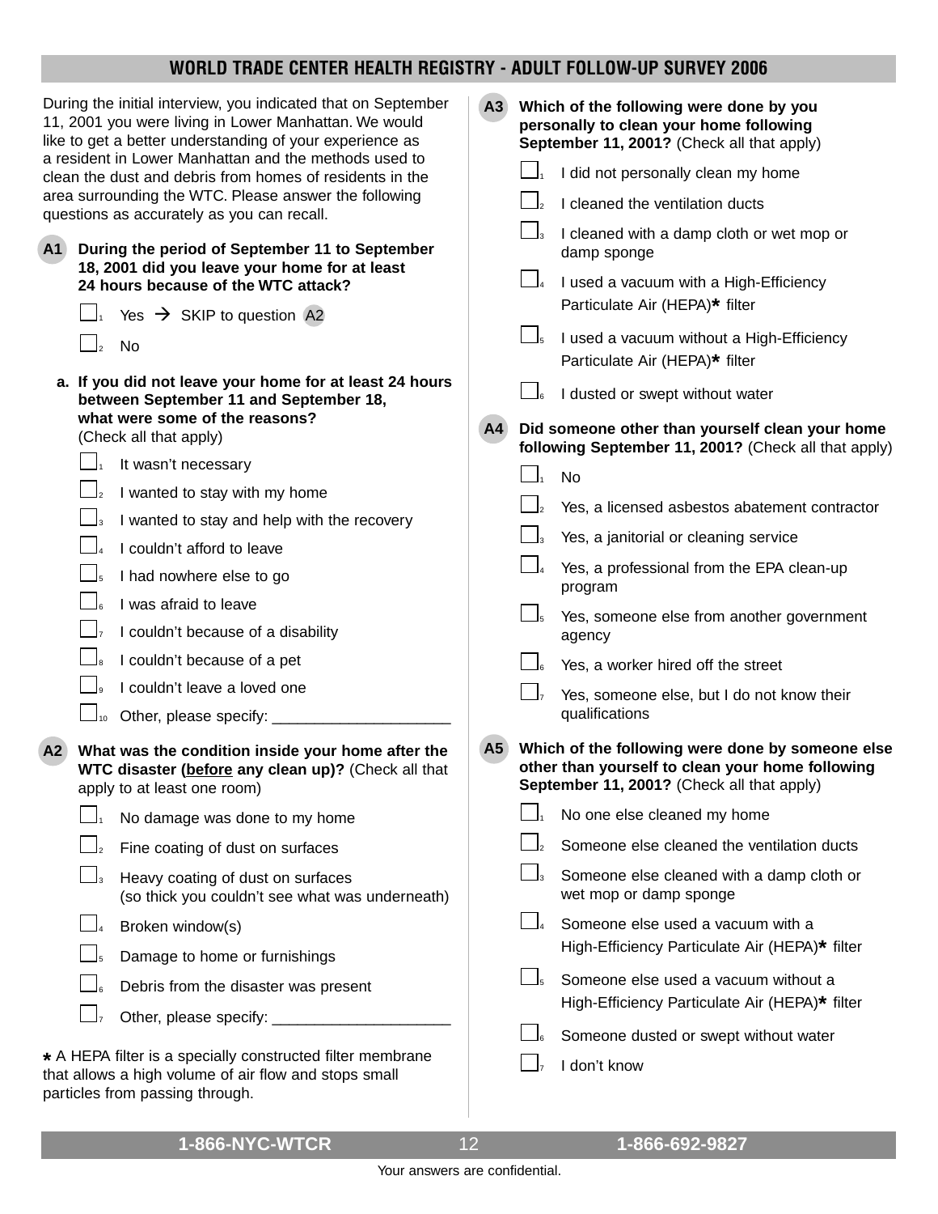## WORLD TRADE CENTER HEALTH REGISTRY - ADULT FOLLOW-UP SURVEY 2006

During the initial interview, you indicated that on September 11, 2001 you were living in Lower Manhattan. We would like to get a better understanding of your experience as a resident in Lower Manhattan and the methods used to clean the dust and debris from homes of residents in the area surrounding the WTC. Please answer the following questions as accurately as you can recall.

**A1 During the period of September 11 to September 18, 2001 did you leave your home for at least 24 hours because of the WTC attack?**

- ☐1 Yes → SKIP to question A2
- ☐2 No

**a. If you did not leave your home for at least 24 hours between September 11 and September 18, what were some of the reasons?** (Check all that apply)

- ☐1 It wasn't necessary
- ☐2 I wanted to stay with my home
- ☐3 I wanted to stay and help with the recovery
- ☐4 I couldn't afford to leave
- ☐5 I had nowhere else to go
- ☐6 I was afraid to leave
- ☐7 I couldn't because of a disability
- ☐8 I couldn't because of a pet
- ☐9 I couldn't leave a loved one
- ☐10 Other, please specify: _____________________

**A2 What was the condition inside your home after the WTC disaster (before any clean up)?** (Check all that apply to at least one room)

- ☐1 No damage was done to my home
- ☐2 Fine coating of dust on surfaces
- ☐3 Heavy coating of dust on surfaces (so thick you couldn't see what was underneath)
- ☐4 Broken window(s)
- ☐5 Damage to home or furnishings
- ☐6 Debris from the disaster was present
- ☐7 Other, please specify: _____________________

* A HEPA filter is a specially constructed filter membrane that allows a high volume of air flow and stops small particles from passing through.

**A3 Which of the following were done by you personally to clean your home following September 11, 2001?** (Check all that apply)

- ☐1 I did not personally clean my home
- ☐2 I cleaned the ventilation ducts
- ☐3 I cleaned with a damp cloth or wet mop or damp sponge
- ☐4 I used a vacuum with a High-Efficiency Particulate Air (HEPA)* filter
- ☐5 I used a vacuum without a High-Efficiency Particulate Air (HEPA)* filter
- ☐6 I dusted or swept without water

**A4 Did someone other than yourself clean your home following September 11, 2001?** (Check all that apply)

- ☐1 No
- ☐2 Yes, a licensed asbestos abatement contractor
- ☐3 Yes, a janitorial or cleaning service
- ☐4 Yes, a professional from the EPA clean-up program
- ☐5 Yes, someone else from another government agency
- ☐6 Yes, a worker hired off the street
- ☐7 Yes, someone else, but I do not know their qualifications

**A5 Which of the following were done by someone else other than yourself to clean your home following September 11, 2001?** (Check all that apply)

- ☐1 No one else cleaned my home
- ☐2 Someone else cleaned the ventilation ducts
- ☐3 Someone else cleaned with a damp cloth or wet mop or damp sponge
- ☐4 Someone else used a vacuum with a High-Efficiency Particulate Air (HEPA)* filter
- ☐5 Someone else used a vacuum without a High-Efficiency Particulate Air (HEPA)* filter
- ☐6 Someone dusted or swept without water
- ☐7 I don't know

1-866-NYC-WTCR 1-866-692-9827

Your answers are confidential.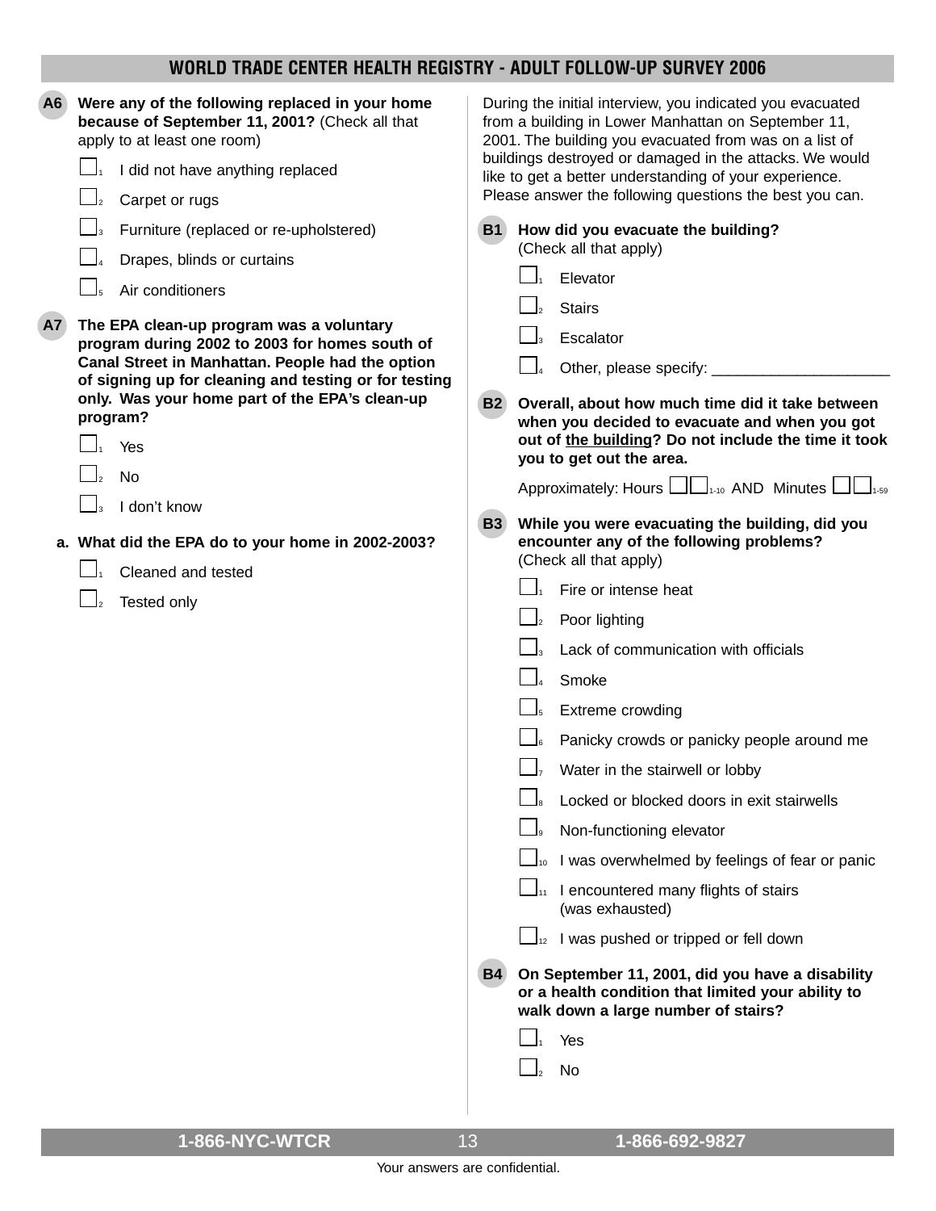## WORLD TRADE CENTER HEALTH REGISTRY - ADULT FOLLOW-UP SURVEY 2006

**A6** **Were any of the following replaced in your home because of September 11, 2001?** (Check all that apply to at least one room)

- ☐1 I did not have anything replaced
- ☐2 Carpet or rugs
- ☐3 Furniture (replaced or re-upholstered)
- ☐4 Drapes, blinds or curtains
- ☐5 Air conditioners

**A7** **The EPA clean-up program was a voluntary program during 2002 to 2003 for homes south of Canal Street in Manhattan. People had the option of signing up for cleaning and testing or for testing only. Was your home part of the EPA's clean-up program?**

- ☐1 Yes
- ☐2 No
- ☐3 I don't know

**a. What did the EPA do to your home in 2002-2003?**

- ☐1 Cleaned and tested
- ☐2 Tested only

During the initial interview, you indicated you evacuated from a building in Lower Manhattan on September 11, 2001. The building you evacuated from was on a list of buildings destroyed or damaged in the attacks. We would like to get a better understanding of your experience. Please answer the following questions the best you can.

**B1** **How did you evacuate the building?** (Check all that apply)

- ☐1 Elevator
- ☐2 Stairs
- ☐3 Escalator
- ☐4 Other, please specify: ______________________

**B2** **Overall, about how much time did it take between when you decided to evacuate and when you got out of <u>the building</u>? Do not include the time it took you to get out the area.**

Approximately: Hours ☐☐ 1-10 AND Minutes ☐☐ 1-59

**B3** **While you were evacuating the building, did you encounter any of the following problems?** (Check all that apply)

- ☐1 Fire or intense heat
- ☐2 Poor lighting
- ☐3 Lack of communication with officials
- ☐4 Smoke
- ☐5 Extreme crowding
- ☐6 Panicky crowds or panicky people around me
- ☐7 Water in the stairwell or lobby
- ☐8 Locked or blocked doors in exit stairwells
- ☐9 Non-functioning elevator
- ☐10 I was overwhelmed by feelings of fear or panic
- ☐11 I encountered many flights of stairs (was exhausted)
- ☐12 I was pushed or tripped or fell down

**B4** **On September 11, 2001, did you have a disability or a health condition that limited your ability to walk down a large number of stairs?**

- ☐1 Yes
- ☐2 No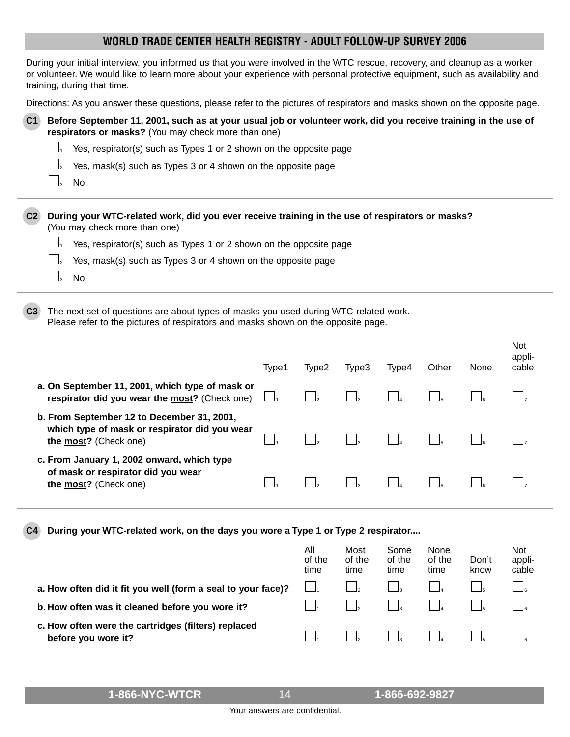## WORLD TRADE CENTER HEALTH REGISTRY - ADULT FOLLOW-UP SURVEY 2006

During your initial interview, you informed us that you were involved in the WTC rescue, recovery, and cleanup as a worker or volunteer. We would like to learn more about your experience with personal protective equipment, such as availability and training, during that time.

Directions: As you answer these questions, please refer to the pictures of respirators and masks shown on the opposite page.

**C1 Before September 11, 2001, such as at your usual job or volunteer work, did you receive training in the use of respirators or masks?** (You may check more than one)

- ☐1 Yes, respirator(s) such as Types 1 or 2 shown on the opposite page
- ☐2 Yes, mask(s) such as Types 3 or 4 shown on the opposite page
- ☐3 No

**C2 During your WTC-related work, did you ever receive training in the use of respirators or masks?** (You may check more than one)

- ☐1 Yes, respirator(s) such as Types 1 or 2 shown on the opposite page
- ☐2 Yes, mask(s) such as Types 3 or 4 shown on the opposite page
- ☐3 No

**C3** The next set of questions are about types of masks you used during WTC-related work. Please refer to the pictures of respirators and masks shown on the opposite page.

| | Type1 | Type2 | Type3 | Type4 | Other | None | Not applicable |
|---|---|---|---|---|---|---|---|
| **a. On September 11, 2001, which type of mask or respirator did you wear the most?** (Check one) | ☐1 | ☐2 | ☐3 | ☐4 | ☐5 | ☐6 | ☐7 |
| **b. From September 12 to December 31, 2001, which type of mask or respirator did you wear the most?** (Check one) | ☐1 | ☐2 | ☐3 | ☐4 | ☐5 | ☐6 | ☐7 |
| **c. From January 1, 2002 onward, which type of mask or respirator did you wear the most?** (Check one) | ☐1 | ☐2 | ☐3 | ☐4 | ☐5 | ☐6 | ☐7 |

**C4 During your WTC-related work, on the days you wore a Type 1 or Type 2 respirator....**

| | All of the time | Most of the time | Some of the time | None of the time | Don't know | Not applicable |
|---|---|---|---|---|---|---|
| **a. How often did it fit you well (form a seal to your face)?** | ☐1 | ☐2 | ☐3 | ☐4 | ☐5 | ☐6 |
| **b. How often was it cleaned before you wore it?** | ☐1 | ☐2 | ☐3 | ☐4 | ☐5 | ☐6 |
| **c. How often were the cartridges (filters) replaced before you wore it?** | ☐1 | ☐2 | ☐3 | ☐4 | ☐5 | ☐6 |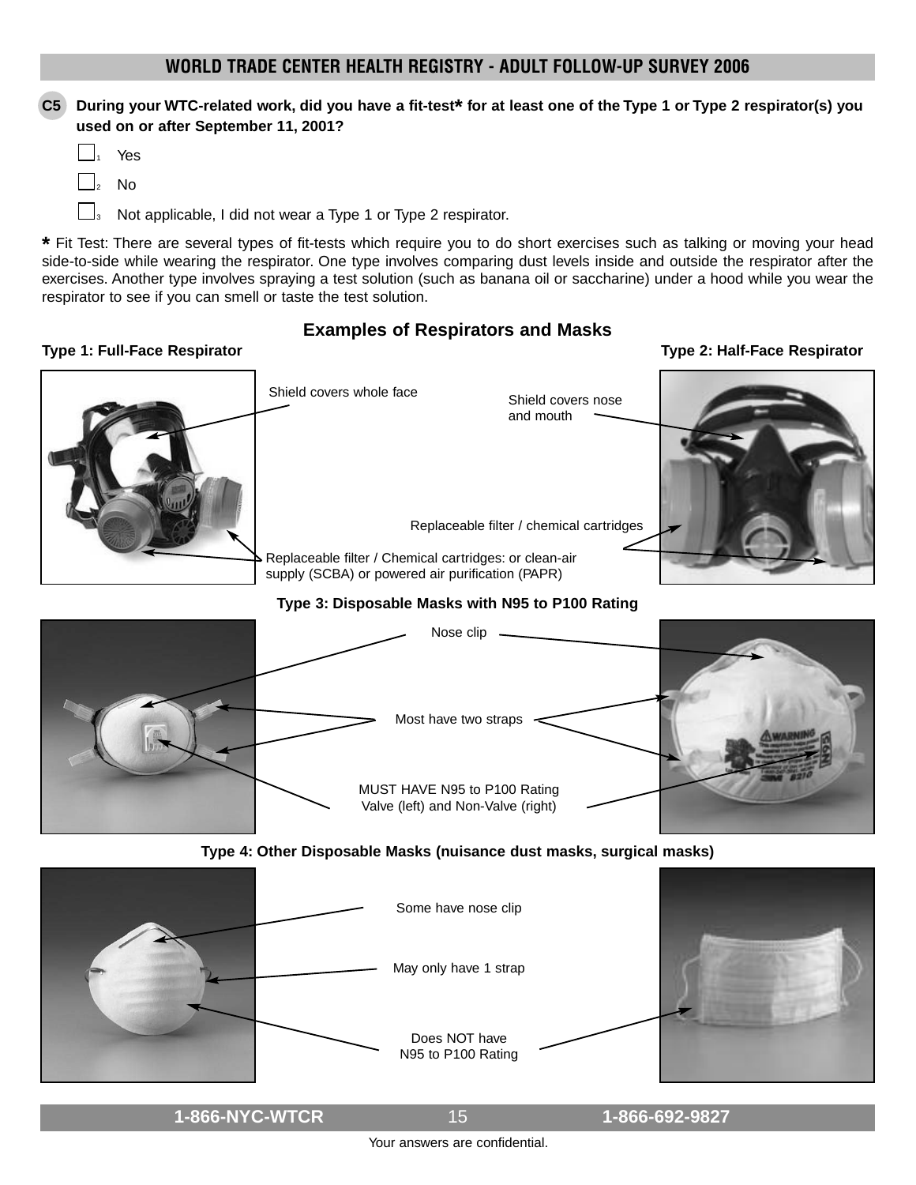**C5** **During your WTC-related work, did you have a fit-test* for at least one of the Type 1 or Type 2 respirator(s) you used on or after September 11, 2001?**

- ☐1 Yes
- ☐2 No
- ☐3 Not applicable, I did not wear a Type 1 or Type 2 respirator.

* Fit Test: There are several types of fit-tests which require you to do short exercises such as talking or moving your head side-to-side while wearing the respirator. One type involves comparing dust levels inside and outside the respirator after the exercises. Another type involves spraying a test solution (such as banana oil or saccharine) under a hood while you wear the respirator to see if you can smell or taste the test solution.

## Examples of Respirators and Masks

**Type 1: Full-Face Respirator**

- Shield covers whole face
- Replaceable filter / Chemical cartridges: or clean-air supply (SCBA) or powered air purification (PAPR)

**Type 2: Half-Face Respirator**

- Shield covers nose and mouth
- Replaceable filter / chemical cartridges

**Type 3: Disposable Masks with N95 to P100 Rating**

- Nose clip
- Most have two straps
- MUST HAVE N95 to P100 Rating Valve (left) and Non-Valve (right)

**Type 4: Other Disposable Masks (nuisance dust masks, surgical masks)**

- Some have nose clip
- May only have 1 strap
- Does NOT have N95 to P100 Rating

Your answers are confidential.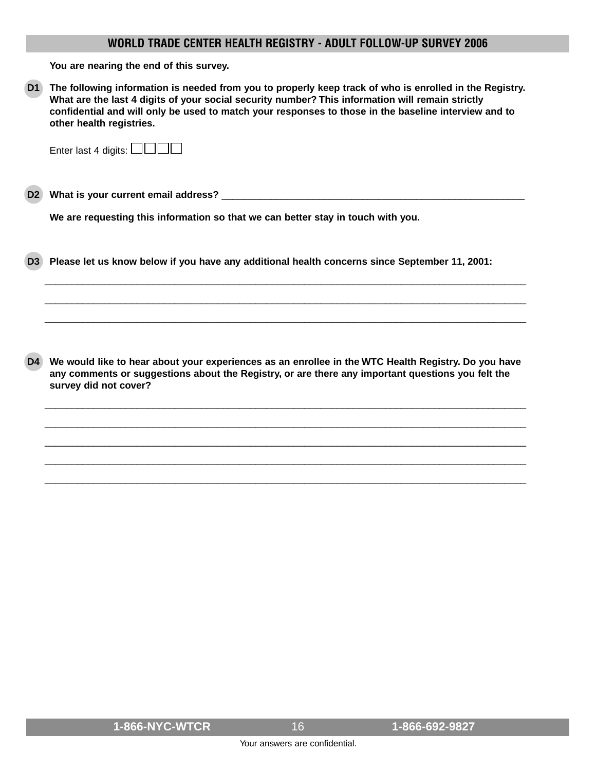**You are nearing the end of this survey.**

**D1** **The following information is needed from you to properly keep track of who is enrolled in the Registry. What are the last 4 digits of your social security number? This information will remain strictly confidential and will only be used to match your responses to those in the baseline interview and to other health registries.**

Enter last 4 digits: ☐☐☐☐

**D2** **What is your current email address?** ____________________________________________________________

**We are requesting this information so that we can better stay in touch with you.**

**D3** **Please let us know below if you have any additional health concerns since September 11, 2001:**

____________________________________________________________________________________________

____________________________________________________________________________________________

____________________________________________________________________________________________

**D4** **We would like to hear about your experiences as an enrollee in the WTC Health Registry. Do you have any comments or suggestions about the Registry, or are there any important questions you felt the survey did not cover?**

____________________________________________________________________________________________

____________________________________________________________________________________________

____________________________________________________________________________________________

____________________________________________________________________________________________

____________________________________________________________________________________________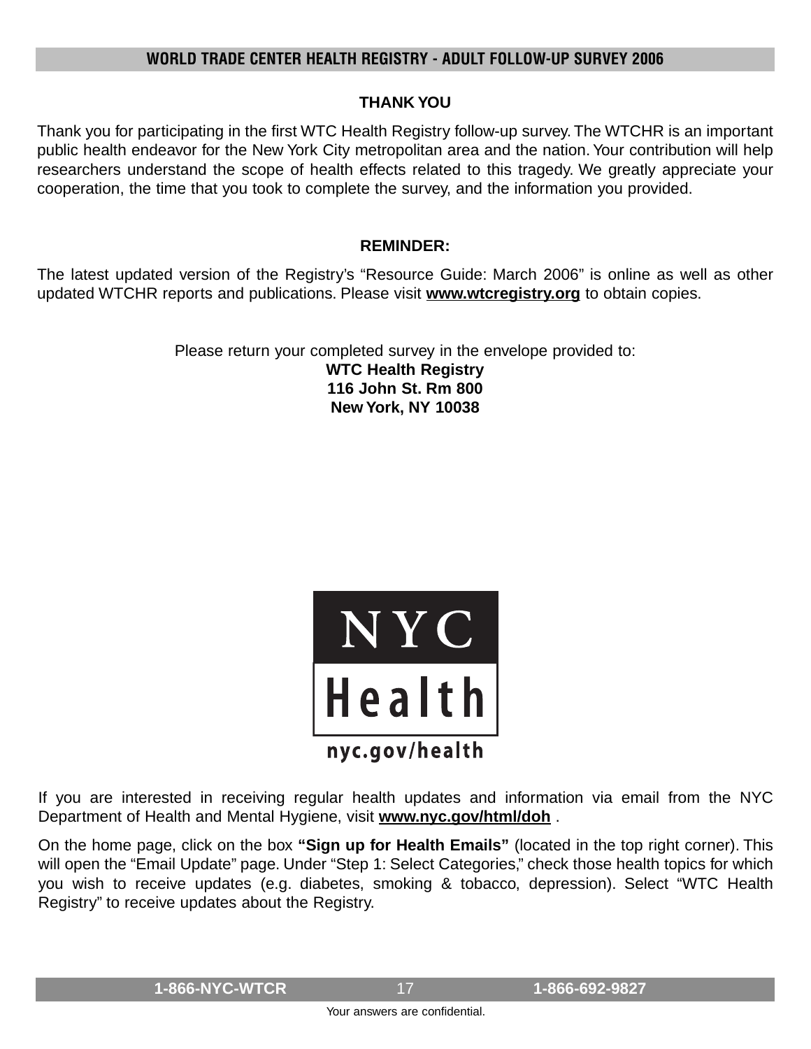## THANK YOU

Thank you for participating in the first WTC Health Registry follow-up survey. The WTCHR is an important public health endeavor for the New York City metropolitan area and the nation. Your contribution will help researchers understand the scope of health effects related to this tragedy. We greatly appreciate your cooperation, the time that you took to complete the survey, and the information you provided.

## REMINDER:

The latest updated version of the Registry's "Resource Guide: March 2006" is online as well as other updated WTCHR reports and publications. Please visit **www.wtcregistry.org** to obtain copies.

Please return your completed survey in the envelope provided to:
**WTC Health Registry**
**116 John St. Rm 800**
**New York, NY 10038**

NYC Health
nyc.gov/health

If you are interested in receiving regular health updates and information via email from the NYC Department of Health and Mental Hygiene, visit **www.nyc.gov/html/doh** .

On the home page, click on the box **"Sign up for Health Emails"** (located in the top right corner). This will open the "Email Update" page. Under "Step 1: Select Categories," check those health topics for which you wish to receive updates (e.g. diabetes, smoking & tobacco, depression). Select "WTC Health Registry" to receive updates about the Registry.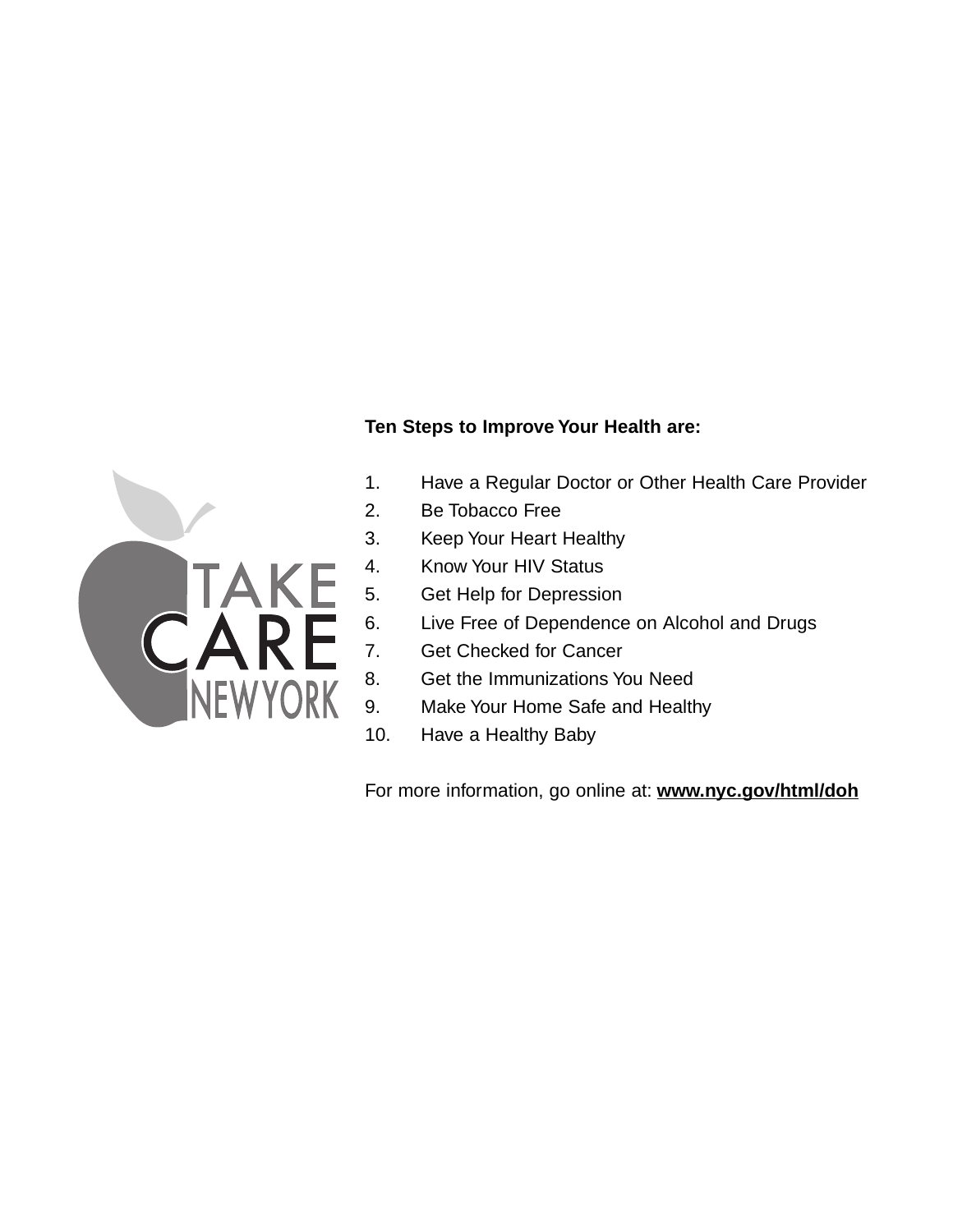TAKE CARE NEW YORK

**Ten Steps to Improve Your Health are:**

1. Have a Regular Doctor or Other Health Care Provider
2. Be Tobacco Free
3. Keep Your Heart Healthy
4. Know Your HIV Status
5. Get Help for Depression
6. Live Free of Dependence on Alcohol and Drugs
7. Get Checked for Cancer
8. Get the Immunizations You Need
9. Make Your Home Safe and Healthy
10. Have a Healthy Baby

For more information, go online at: **www.nyc.gov/html/doh**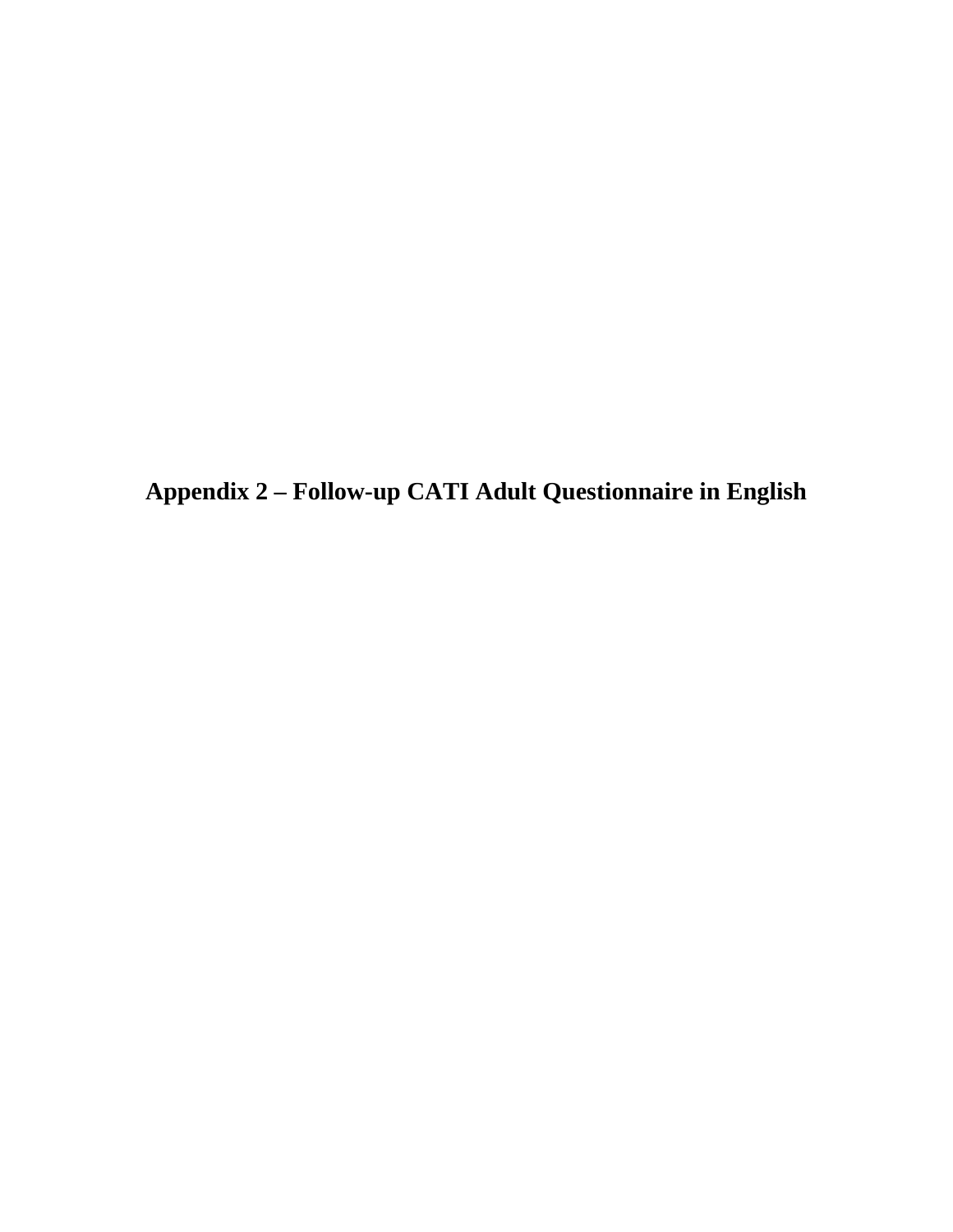# Appendix 2 – Follow-up CATI Adult Questionnaire in English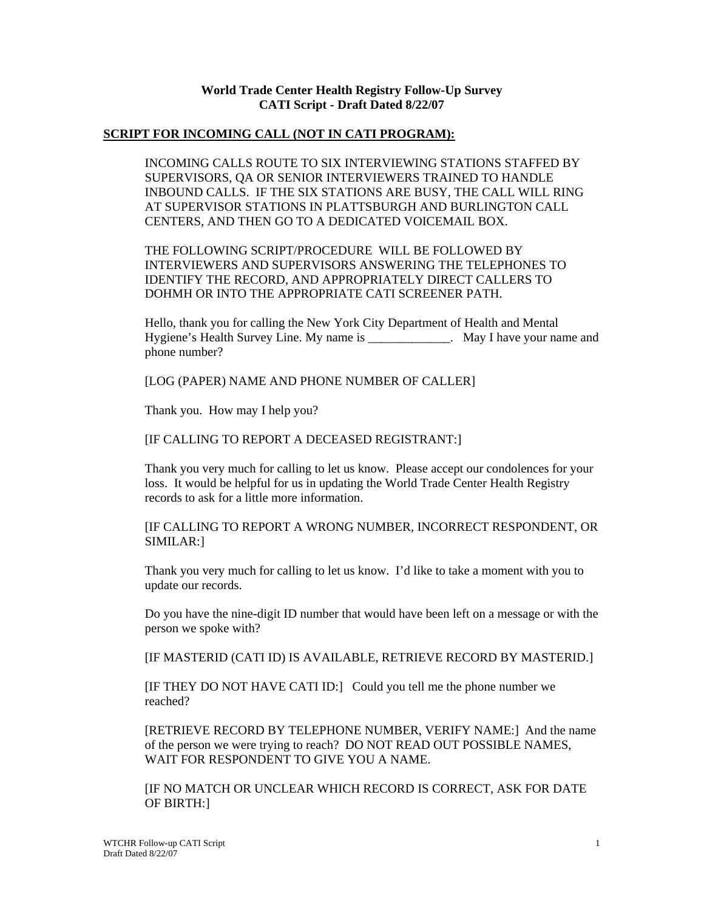**World Trade Center Health Registry Follow-Up Survey**
**CATI Script - Draft Dated 8/22/07**

**SCRIPT FOR INCOMING CALL (NOT IN CATI PROGRAM):**

INCOMING CALLS ROUTE TO SIX INTERVIEWING STATIONS STAFFED BY SUPERVISORS, QA OR SENIOR INTERVIEWERS TRAINED TO HANDLE INBOUND CALLS. IF THE SIX STATIONS ARE BUSY, THE CALL WILL RING AT SUPERVISOR STATIONS IN PLATTSBURGH AND BURLINGTON CALL CENTERS, AND THEN GO TO A DEDICATED VOICEMAIL BOX.

THE FOLLOWING SCRIPT/PROCEDURE WILL BE FOLLOWED BY INTERVIEWERS AND SUPERVISORS ANSWERING THE TELEPHONES TO IDENTIFY THE RECORD, AND APPROPRIATELY DIRECT CALLERS TO DOHMH OR INTO THE APPROPRIATE CATI SCREENER PATH.

Hello, thank you for calling the New York City Department of Health and Mental Hygiene's Health Survey Line. My name is _____________. May I have your name and phone number?

[LOG (PAPER) NAME AND PHONE NUMBER OF CALLER]

Thank you. How may I help you?

[IF CALLING TO REPORT A DECEASED REGISTRANT:]

Thank you very much for calling to let us know. Please accept our condolences for your loss. It would be helpful for us in updating the World Trade Center Health Registry records to ask for a little more information.

[IF CALLING TO REPORT A WRONG NUMBER, INCORRECT RESPONDENT, OR SIMILAR:]

Thank you very much for calling to let us know. I'd like to take a moment with you to update our records.

Do you have the nine-digit ID number that would have been left on a message or with the person we spoke with?

[IF MASTERID (CATI ID) IS AVAILABLE, RETRIEVE RECORD BY MASTERID.]

[IF THEY DO NOT HAVE CATI ID:] Could you tell me the phone number we reached?

[RETRIEVE RECORD BY TELEPHONE NUMBER, VERIFY NAME:] And the name of the person we were trying to reach? DO NOT READ OUT POSSIBLE NAMES, WAIT FOR RESPONDENT TO GIVE YOU A NAME.

[IF NO MATCH OR UNCLEAR WHICH RECORD IS CORRECT, ASK FOR DATE OF BIRTH:]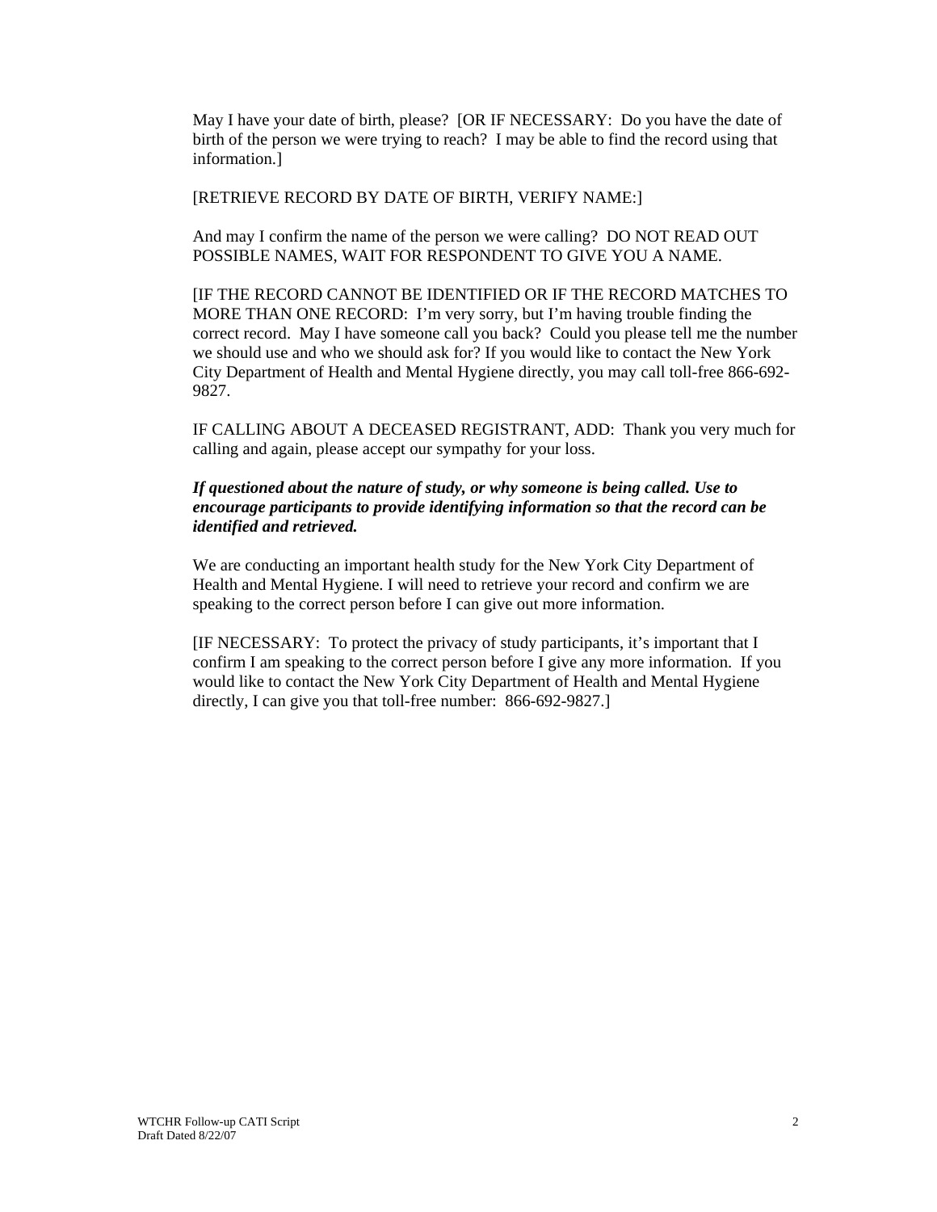May I have your date of birth, please? [OR IF NECESSARY: Do you have the date of birth of the person we were trying to reach? I may be able to find the record using that information.]

[RETRIEVE RECORD BY DATE OF BIRTH, VERIFY NAME:]

And may I confirm the name of the person we were calling? DO NOT READ OUT POSSIBLE NAMES, WAIT FOR RESPONDENT TO GIVE YOU A NAME.

[IF THE RECORD CANNOT BE IDENTIFIED OR IF THE RECORD MATCHES TO MORE THAN ONE RECORD: I'm very sorry, but I'm having trouble finding the correct record. May I have someone call you back? Could you please tell me the number we should use and who we should ask for? If you would like to contact the New York City Department of Health and Mental Hygiene directly, you may call toll-free 866-692-9827.

IF CALLING ABOUT A DECEASED REGISTRANT, ADD: Thank you very much for calling and again, please accept our sympathy for your loss.

***If questioned about the nature of study, or why someone is being called. Use to encourage participants to provide identifying information so that the record can be identified and retrieved.***

We are conducting an important health study for the New York City Department of Health and Mental Hygiene. I will need to retrieve your record and confirm we are speaking to the correct person before I can give out more information.

[IF NECESSARY: To protect the privacy of study participants, it's important that I confirm I am speaking to the correct person before I give any more information. If you would like to contact the New York City Department of Health and Mental Hygiene directly, I can give you that toll-free number: 866-692-9827.]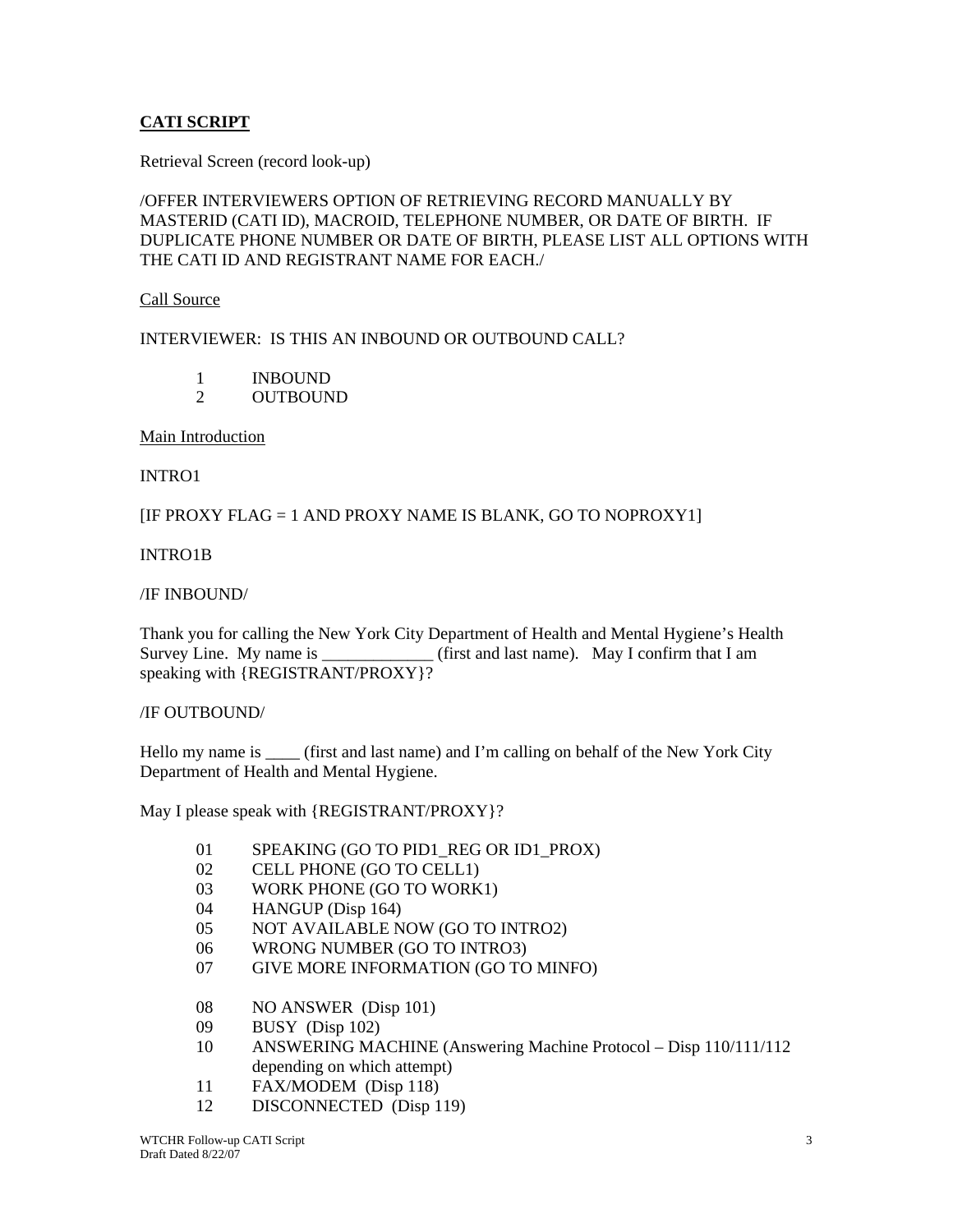**CATI SCRIPT**

Retrieval Screen (record look-up)

/OFFER INTERVIEWERS OPTION OF RETRIEVING RECORD MANUALLY BY MASTERID (CATI ID), MACROID, TELEPHONE NUMBER, OR DATE OF BIRTH. IF DUPLICATE PHONE NUMBER OR DATE OF BIRTH, PLEASE LIST ALL OPTIONS WITH THE CATI ID AND REGISTRANT NAME FOR EACH./

Call Source

INTERVIEWER: IS THIS AN INBOUND OR OUTBOUND CALL?

1 INBOUND
2 OUTBOUND

Main Introduction

INTRO1

[IF PROXY FLAG = 1 AND PROXY NAME IS BLANK, GO TO NOPROXY1]

INTRO1B

/IF INBOUND/

Thank you for calling the New York City Department of Health and Mental Hygiene's Health Survey Line. My name is _____________ (first and last name). May I confirm that I am speaking with {REGISTRANT/PROXY}?

/IF OUTBOUND/

Hello my name is ____ (first and last name) and I'm calling on behalf of the New York City Department of Health and Mental Hygiene.

May I please speak with {REGISTRANT/PROXY}?

01 SPEAKING (GO TO PID1_REG OR ID1_PROX)
02 CELL PHONE (GO TO CELL1)
03 WORK PHONE (GO TO WORK1)
04 HANGUP (Disp 164)
05 NOT AVAILABLE NOW (GO TO INTRO2)
06 WRONG NUMBER (GO TO INTRO3)
07 GIVE MORE INFORMATION (GO TO MINFO)

08 NO ANSWER (Disp 101)
09 BUSY (Disp 102)
10 ANSWERING MACHINE (Answering Machine Protocol – Disp 110/111/112 depending on which attempt)
11 FAX/MODEM (Disp 118)
12 DISCONNECTED (Disp 119)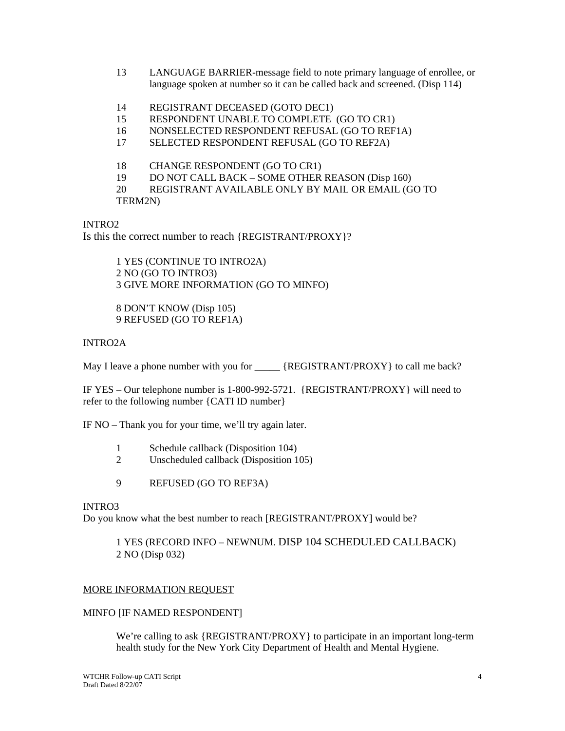13 LANGUAGE BARRIER-message field to note primary language of enrollee, or language spoken at number so it can be called back and screened. (Disp 114)

14 REGISTRANT DECEASED (GOTO DEC1)
15 RESPONDENT UNABLE TO COMPLETE (GO TO CR1)
16 NONSELECTED RESPONDENT REFUSAL (GO TO REF1A)
17 SELECTED RESPONDENT REFUSAL (GO TO REF2A)

18 CHANGE RESPONDENT (GO TO CR1)
19 DO NOT CALL BACK – SOME OTHER REASON (Disp 160)
20 REGISTRANT AVAILABLE ONLY BY MAIL OR EMAIL (GO TO TERM2N)

INTRO2
Is this the correct number to reach {REGISTRANT/PROXY}?

1 YES (CONTINUE TO INTRO2A)
2 NO (GO TO INTRO3)
3 GIVE MORE INFORMATION (GO TO MINFO)

8 DON'T KNOW (Disp 105)
9 REFUSED (GO TO REF1A)

INTRO2A

May I leave a phone number with you for _____ {REGISTRANT/PROXY} to call me back?

IF YES – Our telephone number is 1-800-992-5721. {REGISTRANT/PROXY} will need to refer to the following number {CATI ID number}

IF NO – Thank you for your time, we'll try again later.

1 Schedule callback (Disposition 104)
2 Unscheduled callback (Disposition 105)

9 REFUSED (GO TO REF3A)

INTRO3
Do you know what the best number to reach [REGISTRANT/PROXY] would be?

1 YES (RECORD INFO – NEWNUM. DISP 104 SCHEDULED CALLBACK)
2 NO (Disp 032)

MORE INFORMATION REQUEST

MINFO [IF NAMED RESPONDENT]

We're calling to ask {REGISTRANT/PROXY} to participate in an important long-term health study for the New York City Department of Health and Mental Hygiene.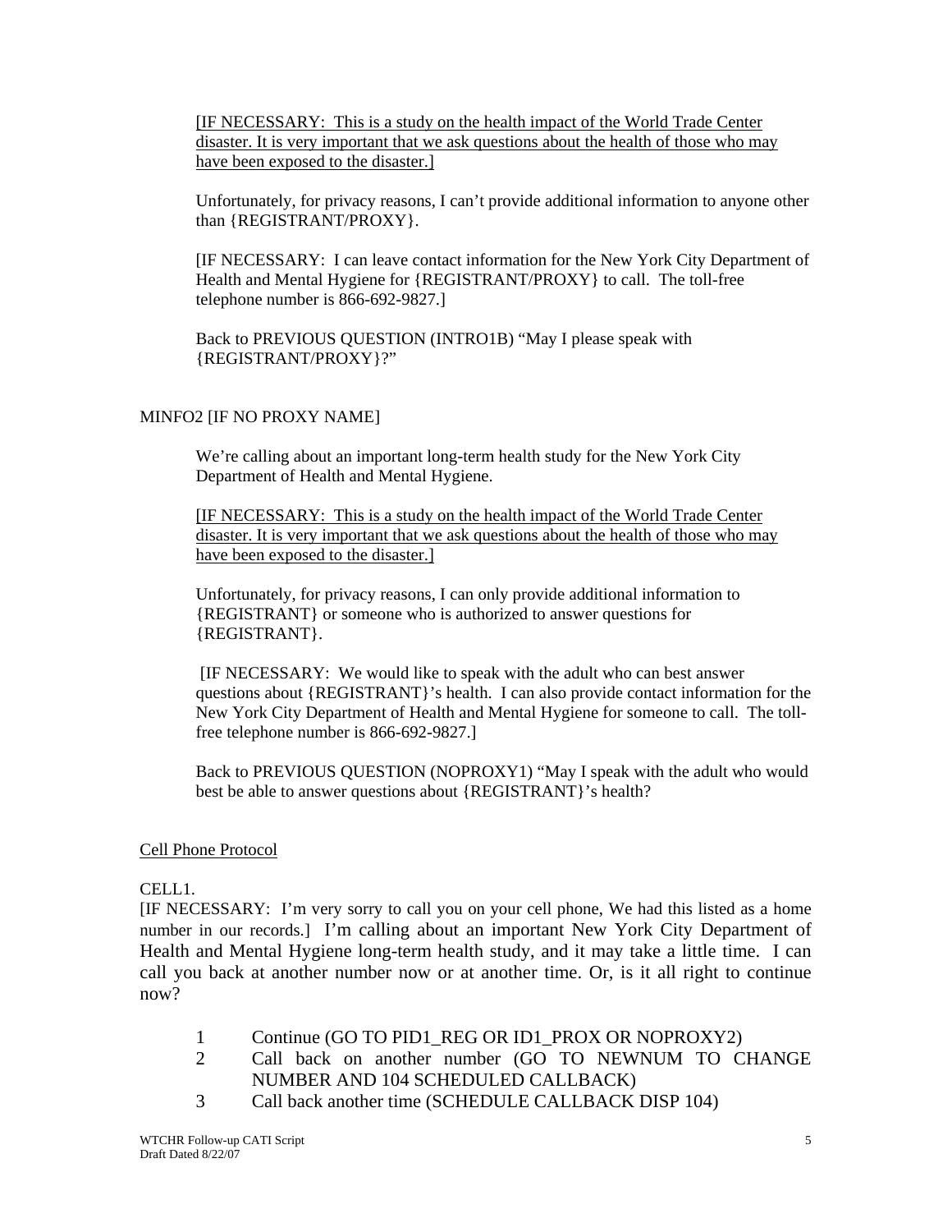[IF NECESSARY: This is a study on the health impact of the World Trade Center disaster. It is very important that we ask questions about the health of those who may have been exposed to the disaster.]

Unfortunately, for privacy reasons, I can't provide additional information to anyone other than {REGISTRANT/PROXY}.

[IF NECESSARY: I can leave contact information for the New York City Department of Health and Mental Hygiene for {REGISTRANT/PROXY} to call. The toll-free telephone number is 866-692-9827.]

Back to PREVIOUS QUESTION (INTRO1B) "May I please speak with {REGISTRANT/PROXY}?"

MINFO2 [IF NO PROXY NAME]

We're calling about an important long-term health study for the New York City Department of Health and Mental Hygiene.

[IF NECESSARY: This is a study on the health impact of the World Trade Center disaster. It is very important that we ask questions about the health of those who may have been exposed to the disaster.]

Unfortunately, for privacy reasons, I can only provide additional information to {REGISTRANT} or someone who is authorized to answer questions for {REGISTRANT}.

[IF NECESSARY: We would like to speak with the adult who can best answer questions about {REGISTRANT}'s health. I can also provide contact information for the New York City Department of Health and Mental Hygiene for someone to call. The toll-free telephone number is 866-692-9827.]

Back to PREVIOUS QUESTION (NOPROXY1) "May I speak with the adult who would best be able to answer questions about {REGISTRANT}'s health?

Cell Phone Protocol

CELL1.

[IF NECESSARY: I'm very sorry to call you on your cell phone, We had this listed as a home number in our records.] I'm calling about an important New York City Department of Health and Mental Hygiene long-term health study, and it may take a little time. I can call you back at another number now or at another time. Or, is it all right to continue now?

1 Continue (GO TO PID1_REG OR ID1_PROX OR NOPROXY2)
2 Call back on another number (GO TO NEWNUM TO CHANGE NUMBER AND 104 SCHEDULED CALLBACK)
3 Call back another time (SCHEDULE CALLBACK DISP 104)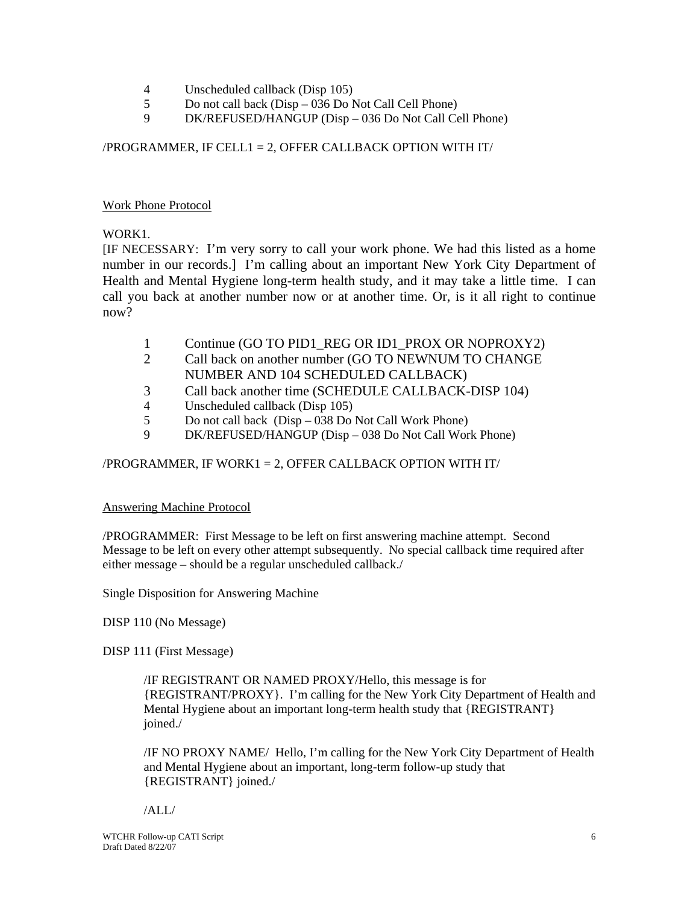4 Unscheduled callback (Disp 105)
5 Do not call back (Disp – 036 Do Not Call Cell Phone)
9 DK/REFUSED/HANGUP (Disp – 036 Do Not Call Cell Phone)

/PROGRAMMER, IF CELL1 = 2, OFFER CALLBACK OPTION WITH IT/

<u>Work Phone Protocol</u>

WORK1.

[IF NECESSARY: I'm very sorry to call your work phone. We had this listed as a home number in our records.] I'm calling about an important New York City Department of Health and Mental Hygiene long-term health study, and it may take a little time. I can call you back at another number now or at another time. Or, is it all right to continue now?

1 Continue (GO TO PID1_REG OR ID1_PROX OR NOPROXY2)
2 Call back on another number (GO TO NEWNUM TO CHANGE NUMBER AND 104 SCHEDULED CALLBACK)
3 Call back another time (SCHEDULE CALLBACK-DISP 104)
4 Unscheduled callback (Disp 105)
5 Do not call back (Disp – 038 Do Not Call Work Phone)
9 DK/REFUSED/HANGUP (Disp – 038 Do Not Call Work Phone)

/PROGRAMMER, IF WORK1 = 2, OFFER CALLBACK OPTION WITH IT/

<u>Answering Machine Protocol</u>

/PROGRAMMER: First Message to be left on first answering machine attempt. Second Message to be left on every other attempt subsequently. No special callback time required after either message – should be a regular unscheduled callback./

Single Disposition for Answering Machine

DISP 110 (No Message)

DISP 111 (First Message)

/IF REGISTRANT OR NAMED PROXY/Hello, this message is for {REGISTRANT/PROXY}. I'm calling for the New York City Department of Health and Mental Hygiene about an important long-term health study that {REGISTRANT} joined./

/IF NO PROXY NAME/ Hello, I'm calling for the New York City Department of Health and Mental Hygiene about an important, long-term follow-up study that {REGISTRANT} joined./

/ALL/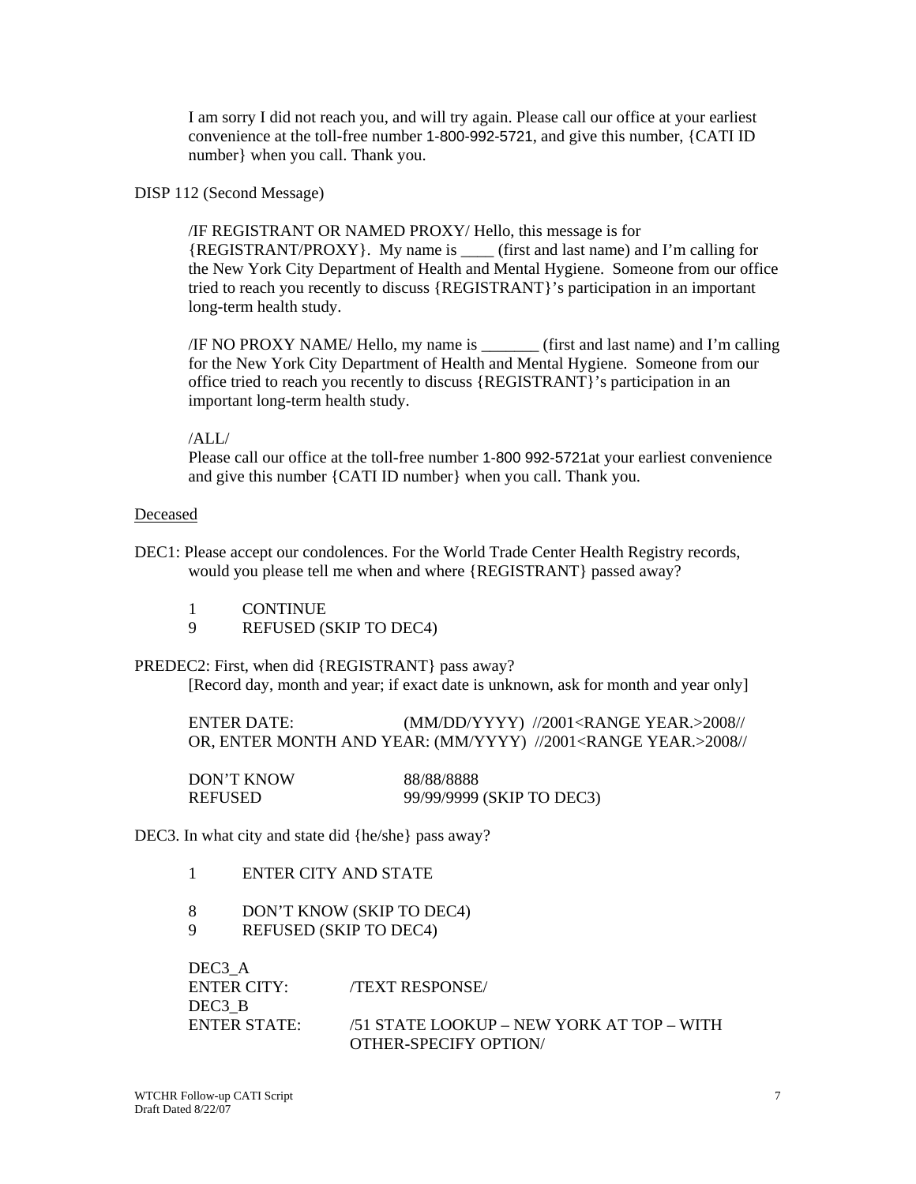I am sorry I did not reach you, and will try again. Please call our office at your earliest convenience at the toll-free number 1-800-992-5721, and give this number, {CATI ID number} when you call. Thank you.

DISP 112 (Second Message)

/IF REGISTRANT OR NAMED PROXY/ Hello, this message is for {REGISTRANT/PROXY}. My name is ____ (first and last name) and I'm calling for the New York City Department of Health and Mental Hygiene. Someone from our office tried to reach you recently to discuss {REGISTRANT}'s participation in an important long-term health study.

/IF NO PROXY NAME/ Hello, my name is _______ (first and last name) and I'm calling for the New York City Department of Health and Mental Hygiene. Someone from our office tried to reach you recently to discuss {REGISTRANT}'s participation in an important long-term health study.

/ALL/
Please call our office at the toll-free number 1-800 992-5721at your earliest convenience and give this number {CATI ID number} when you call. Thank you.

Deceased

DEC1: Please accept our condolences. For the World Trade Center Health Registry records, would you please tell me when and where {REGISTRANT} passed away?

1 CONTINUE
9 REFUSED (SKIP TO DEC4)

PREDEC2: First, when did {REGISTRANT} pass away?
[Record day, month and year; if exact date is unknown, ask for month and year only]

ENTER DATE: (MM/DD/YYYY) //2001<RANGE YEAR.>2008//
OR, ENTER MONTH AND YEAR: (MM/YYYY) //2001<RANGE YEAR.>2008//

DON'T KNOW 88/88/8888
REFUSED 99/99/9999 (SKIP TO DEC3)

DEC3. In what city and state did {he/she} pass away?

1 ENTER CITY AND STATE

8 DON'T KNOW (SKIP TO DEC4)
9 REFUSED (SKIP TO DEC4)

DEC3_A
ENTER CITY: /TEXT RESPONSE/
DEC3_B
ENTER STATE: /51 STATE LOOKUP – NEW YORK AT TOP – WITH OTHER-SPECIFY OPTION/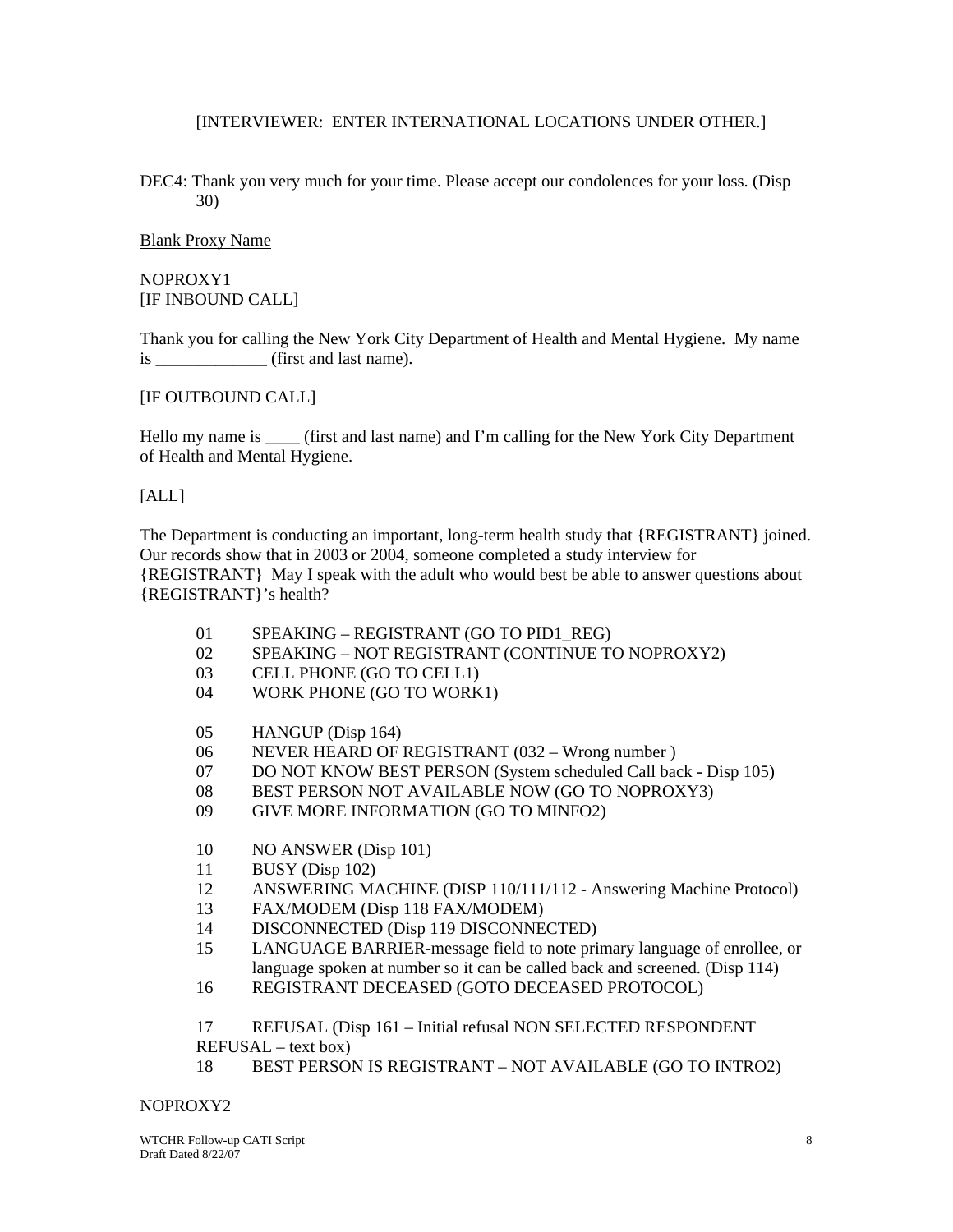[INTERVIEWER: ENTER INTERNATIONAL LOCATIONS UNDER OTHER.]

DEC4: Thank you very much for your time. Please accept our condolences for your loss. (Disp 30)

<u>Blank Proxy Name</u>

NOPROXY1
[IF INBOUND CALL]

Thank you for calling the New York City Department of Health and Mental Hygiene. My name is _____________ (first and last name).

[IF OUTBOUND CALL]

Hello my name is ____ (first and last name) and I'm calling for the New York City Department of Health and Mental Hygiene.

[ALL]

The Department is conducting an important, long-term health study that {REGISTRANT} joined. Our records show that in 2003 or 2004, someone completed a study interview for {REGISTRANT} May I speak with the adult who would best be able to answer questions about {REGISTRANT}'s health?

01 SPEAKING – REGISTRANT (GO TO PID1_REG)
02 SPEAKING – NOT REGISTRANT (CONTINUE TO NOPROXY2)
03 CELL PHONE (GO TO CELL1)
04 WORK PHONE (GO TO WORK1)

05 HANGUP (Disp 164)
06 NEVER HEARD OF REGISTRANT (032 – Wrong number )
07 DO NOT KNOW BEST PERSON (System scheduled Call back - Disp 105)
08 BEST PERSON NOT AVAILABLE NOW (GO TO NOPROXY3)
09 GIVE MORE INFORMATION (GO TO MINFO2)

10 NO ANSWER (Disp 101)
11 BUSY (Disp 102)
12 ANSWERING MACHINE (DISP 110/111/112 - Answering Machine Protocol)
13 FAX/MODEM (Disp 118 FAX/MODEM)
14 DISCONNECTED (Disp 119 DISCONNECTED)
15 LANGUAGE BARRIER-message field to note primary language of enrollee, or language spoken at number so it can be called back and screened. (Disp 114)
16 REGISTRANT DECEASED (GOTO DECEASED PROTOCOL)

17 REFUSAL (Disp 161 – Initial refusal NON SELECTED RESPONDENT REFUSAL – text box)
18 BEST PERSON IS REGISTRANT – NOT AVAILABLE (GO TO INTRO2)

NOPROXY2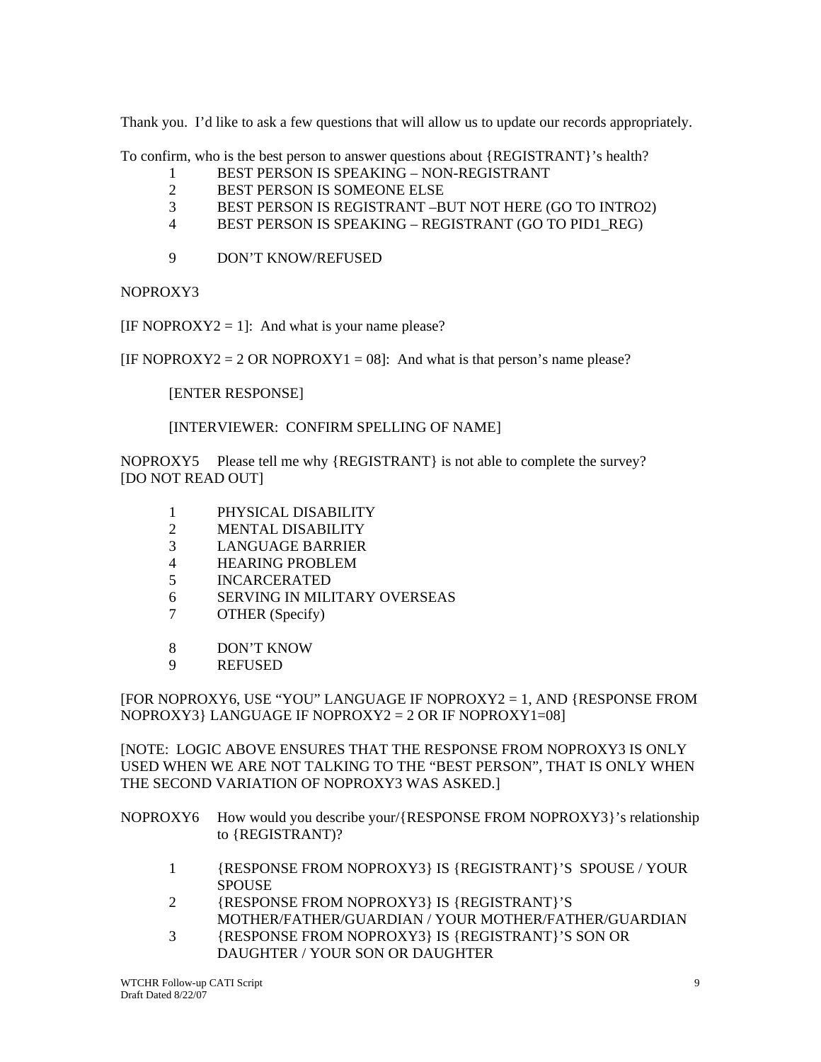Thank you. I'd like to ask a few questions that will allow us to update our records appropriately.

To confirm, who is the best person to answer questions about {REGISTRANT}'s health?

1 BEST PERSON IS SPEAKING – NON-REGISTRANT
2 BEST PERSON IS SOMEONE ELSE
3 BEST PERSON IS REGISTRANT –BUT NOT HERE (GO TO INTRO2)
4 BEST PERSON IS SPEAKING – REGISTRANT (GO TO PID1_REG)

9 DON'T KNOW/REFUSED

NOPROXY3

[IF NOPROXY2 = 1]: And what is your name please?

[IF NOPROXY2 = 2 OR NOPROXY1 = 08]: And what is that person's name please?

[ENTER RESPONSE]

[INTERVIEWER: CONFIRM SPELLING OF NAME]

NOPROXY5 Please tell me why {REGISTRANT} is not able to complete the survey? [DO NOT READ OUT]

1 PHYSICAL DISABILITY
2 MENTAL DISABILITY
3 LANGUAGE BARRIER
4 HEARING PROBLEM
5 INCARCERATED
6 SERVING IN MILITARY OVERSEAS
7 OTHER (Specify)

8 DON'T KNOW
9 REFUSED

[FOR NOPROXY6, USE "YOU" LANGUAGE IF NOPROXY2 = 1, AND {RESPONSE FROM NOPROXY3} LANGUAGE IF NOPROXY2 = 2 OR IF NOPROXY1=08]

[NOTE: LOGIC ABOVE ENSURES THAT THE RESPONSE FROM NOPROXY3 IS ONLY USED WHEN WE ARE NOT TALKING TO THE "BEST PERSON", THAT IS ONLY WHEN THE SECOND VARIATION OF NOPROXY3 WAS ASKED.]

NOPROXY6 How would you describe your/{RESPONSE FROM NOPROXY3}'s relationship to {REGISTRANT)?

1 {RESPONSE FROM NOPROXY3} IS {REGISTRANT}'S SPOUSE / YOUR SPOUSE
2 {RESPONSE FROM NOPROXY3} IS {REGISTRANT}'S MOTHER/FATHER/GUARDIAN / YOUR MOTHER/FATHER/GUARDIAN
3 {RESPONSE FROM NOPROXY3} IS {REGISTRANT}'S SON OR DAUGHTER / YOUR SON OR DAUGHTER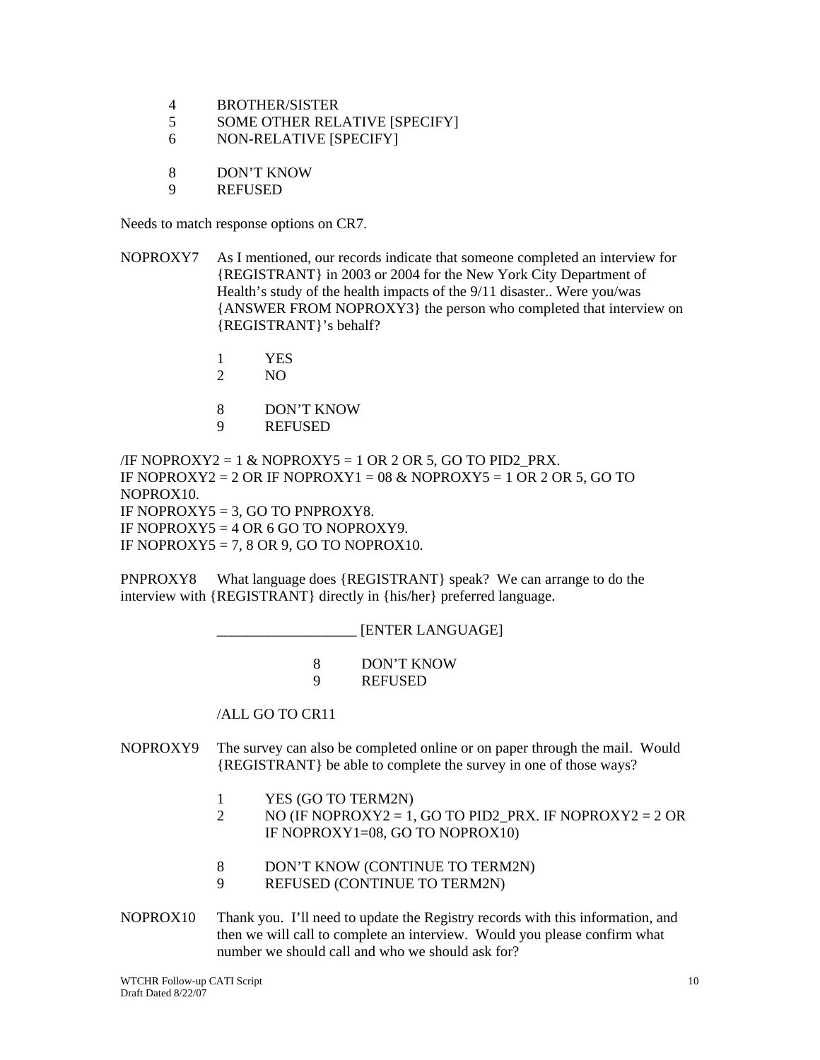4 BROTHER/SISTER
5 SOME OTHER RELATIVE [SPECIFY]
6 NON-RELATIVE [SPECIFY]

8 DON'T KNOW
9 REFUSED

Needs to match response options on CR7.

NOPROXY7 As I mentioned, our records indicate that someone completed an interview for {REGISTRANT} in 2003 or 2004 for the New York City Department of Health's study of the health impacts of the 9/11 disaster.. Were you/was {ANSWER FROM NOPROXY3} the person who completed that interview on {REGISTRANT}'s behalf?

1 YES
2 NO

8 DON'T KNOW
9 REFUSED

/IF NOPROXY2 = 1 & NOPROXY5 = 1 OR 2 OR 5, GO TO PID2_PRX.
IF NOPROXY2 = 2 OR IF NOPROXY1 = 08 & NOPROXY5 = 1 OR 2 OR 5, GO TO NOPROX10.
IF NOPROXY5 = 3, GO TO PNPROXY8.
IF NOPROXY5 = 4 OR 6 GO TO NOPROXY9.
IF NOPROXY5 = 7, 8 OR 9, GO TO NOPROX10.

PNPROXY8 What language does {REGISTRANT} speak? We can arrange to do the interview with {REGISTRANT} directly in {his/her} preferred language.

___________________ [ENTER LANGUAGE]

8 DON'T KNOW
9 REFUSED

/ALL GO TO CR11

NOPROXY9 The survey can also be completed online or on paper through the mail. Would {REGISTRANT} be able to complete the survey in one of those ways?

1 YES (GO TO TERM2N)
2 NO (IF NOPROXY2 = 1, GO TO PID2_PRX. IF NOPROXY2 = 2 OR IF NOPROXY1=08, GO TO NOPROX10)

8 DON'T KNOW (CONTINUE TO TERM2N)
9 REFUSED (CONTINUE TO TERM2N)

NOPROX10 Thank you. I'll need to update the Registry records with this information, and then we will call to complete an interview. Would you please confirm what number we should call and who we should ask for?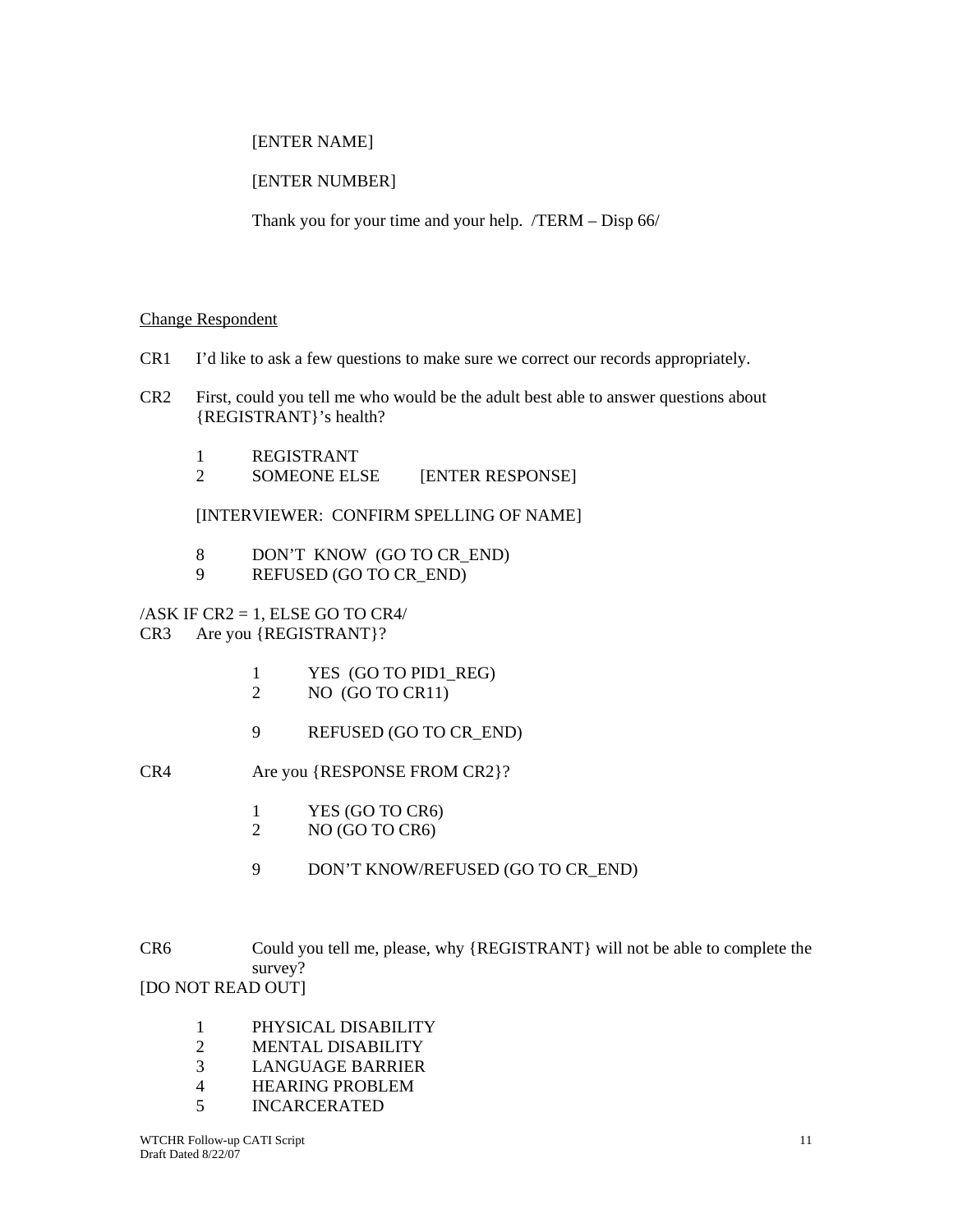[ENTER NAME]

[ENTER NUMBER]

Thank you for your time and your help. /TERM – Disp 66/

Change Respondent

CR1 I'd like to ask a few questions to make sure we correct our records appropriately.

CR2 First, could you tell me who would be the adult best able to answer questions about {REGISTRANT}'s health?

1 REGISTRANT
2 SOMEONE ELSE [ENTER RESPONSE]

[INTERVIEWER: CONFIRM SPELLING OF NAME]

8 DON'T KNOW (GO TO CR_END)
9 REFUSED (GO TO CR_END)

/ASK IF CR2 = 1, ELSE GO TO CR4/
CR3 Are you {REGISTRANT}?

1 YES (GO TO PID1_REG)
2 NO (GO TO CR11)

9 REFUSED (GO TO CR_END)

CR4 Are you {RESPONSE FROM CR2}?

1 YES (GO TO CR6)
2 NO (GO TO CR6)

9 DON'T KNOW/REFUSED (GO TO CR_END)

CR6 Could you tell me, please, why {REGISTRANT} will not be able to complete the survey?
[DO NOT READ OUT]

1 PHYSICAL DISABILITY
2 MENTAL DISABILITY
3 LANGUAGE BARRIER
4 HEARING PROBLEM
5 INCARCERATED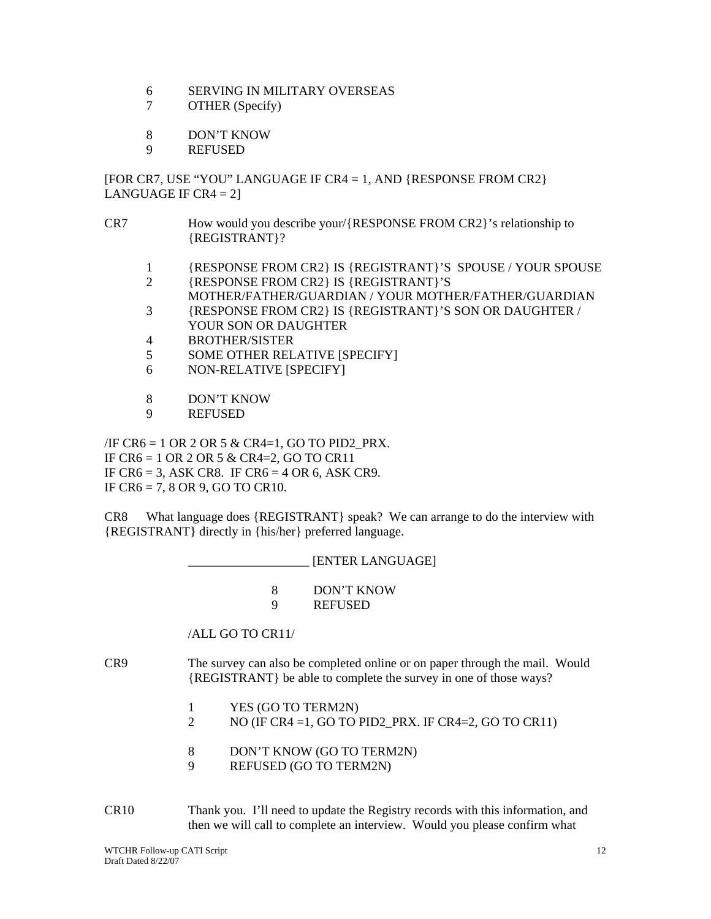6 SERVING IN MILITARY OVERSEAS
7 OTHER (Specify)

8 DON'T KNOW
9 REFUSED

[FOR CR7, USE "YOU" LANGUAGE IF CR4 = 1, AND {RESPONSE FROM CR2} LANGUAGE IF CR4 = 2]

CR7 How would you describe your/{RESPONSE FROM CR2}'s relationship to {REGISTRANT}?

1 {RESPONSE FROM CR2} IS {REGISTRANT}'S SPOUSE / YOUR SPOUSE
2 {RESPONSE FROM CR2} IS {REGISTRANT}'S MOTHER/FATHER/GUARDIAN / YOUR MOTHER/FATHER/GUARDIAN
3 {RESPONSE FROM CR2} IS {REGISTRANT}'S SON OR DAUGHTER / YOUR SON OR DAUGHTER
4 BROTHER/SISTER
5 SOME OTHER RELATIVE [SPECIFY]
6 NON-RELATIVE [SPECIFY]

8 DON'T KNOW
9 REFUSED

/IF CR6 = 1 OR 2 OR 5 & CR4=1, GO TO PID2_PRX.
IF CR6 = 1 OR 2 OR 5 & CR4=2, GO TO CR11
IF CR6 = 3, ASK CR8. IF CR6 = 4 OR 6, ASK CR9.
IF CR6 = 7, 8 OR 9, GO TO CR10.

CR8 What language does {REGISTRANT} speak? We can arrange to do the interview with {REGISTRANT} directly in {his/her} preferred language.

___________________ [ENTER LANGUAGE]

8 DON'T KNOW
9 REFUSED

/ALL GO TO CR11/

CR9 The survey can also be completed online or on paper through the mail. Would {REGISTRANT} be able to complete the survey in one of those ways?

1 YES (GO TO TERM2N)
2 NO (IF CR4 =1, GO TO PID2_PRX. IF CR4=2, GO TO CR11)

8 DON'T KNOW (GO TO TERM2N)
9 REFUSED (GO TO TERM2N)

CR10 Thank you. I'll need to update the Registry records with this information, and then we will call to complete an interview. Would you please confirm what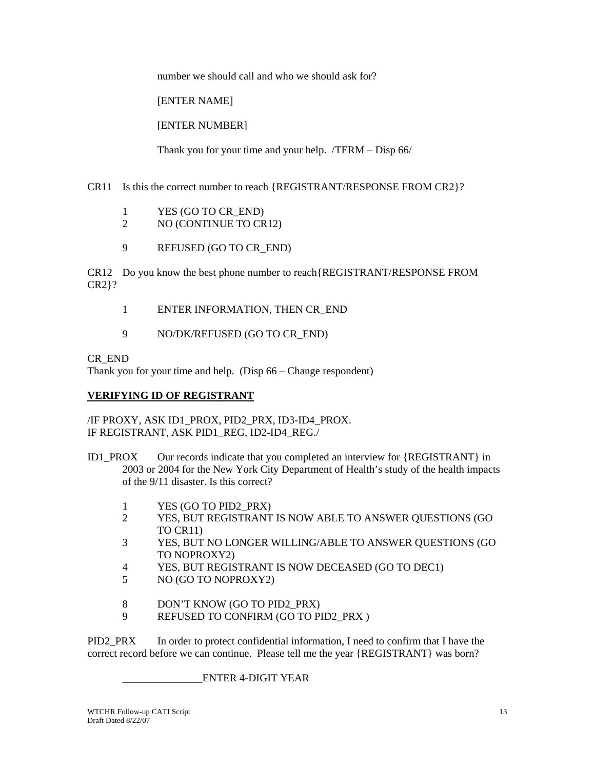number we should call and who we should ask for?

[ENTER NAME]

[ENTER NUMBER]

Thank you for your time and your help. /TERM – Disp 66/

CR11 Is this the correct number to reach {REGISTRANT/RESPONSE FROM CR2}?

1 YES (GO TO CR_END)
2 NO (CONTINUE TO CR12)

9 REFUSED (GO TO CR_END)

CR12 Do you know the best phone number to reach{REGISTRANT/RESPONSE FROM CR2}?

1 ENTER INFORMATION, THEN CR_END

9 NO/DK/REFUSED (GO TO CR_END)

CR_END
Thank you for your time and help. (Disp 66 – Change respondent)

**VERIFYING ID OF REGISTRANT**

/IF PROXY, ASK ID1_PROX, PID2_PRX, ID3-ID4_PROX.
IF REGISTRANT, ASK PID1_REG, ID2-ID4_REG./

ID1_PROX Our records indicate that you completed an interview for {REGISTRANT} in 2003 or 2004 for the New York City Department of Health's study of the health impacts of the 9/11 disaster. Is this correct?

1 YES (GO TO PID2_PRX)
2 YES, BUT REGISTRANT IS NOW ABLE TO ANSWER QUESTIONS (GO TO CR11)
3 YES, BUT NO LONGER WILLING/ABLE TO ANSWER QUESTIONS (GO TO NOPROXY2)
4 YES, BUT REGISTRANT IS NOW DECEASED (GO TO DEC1)
5 NO (GO TO NOPROXY2)

8 DON'T KNOW (GO TO PID2_PRX)
9 REFUSED TO CONFIRM (GO TO PID2_PRX )

PID2_PRX In order to protect confidential information, I need to confirm that I have the correct record before we can continue. Please tell me the year {REGISTRANT} was born?

_______________ENTER 4-DIGIT YEAR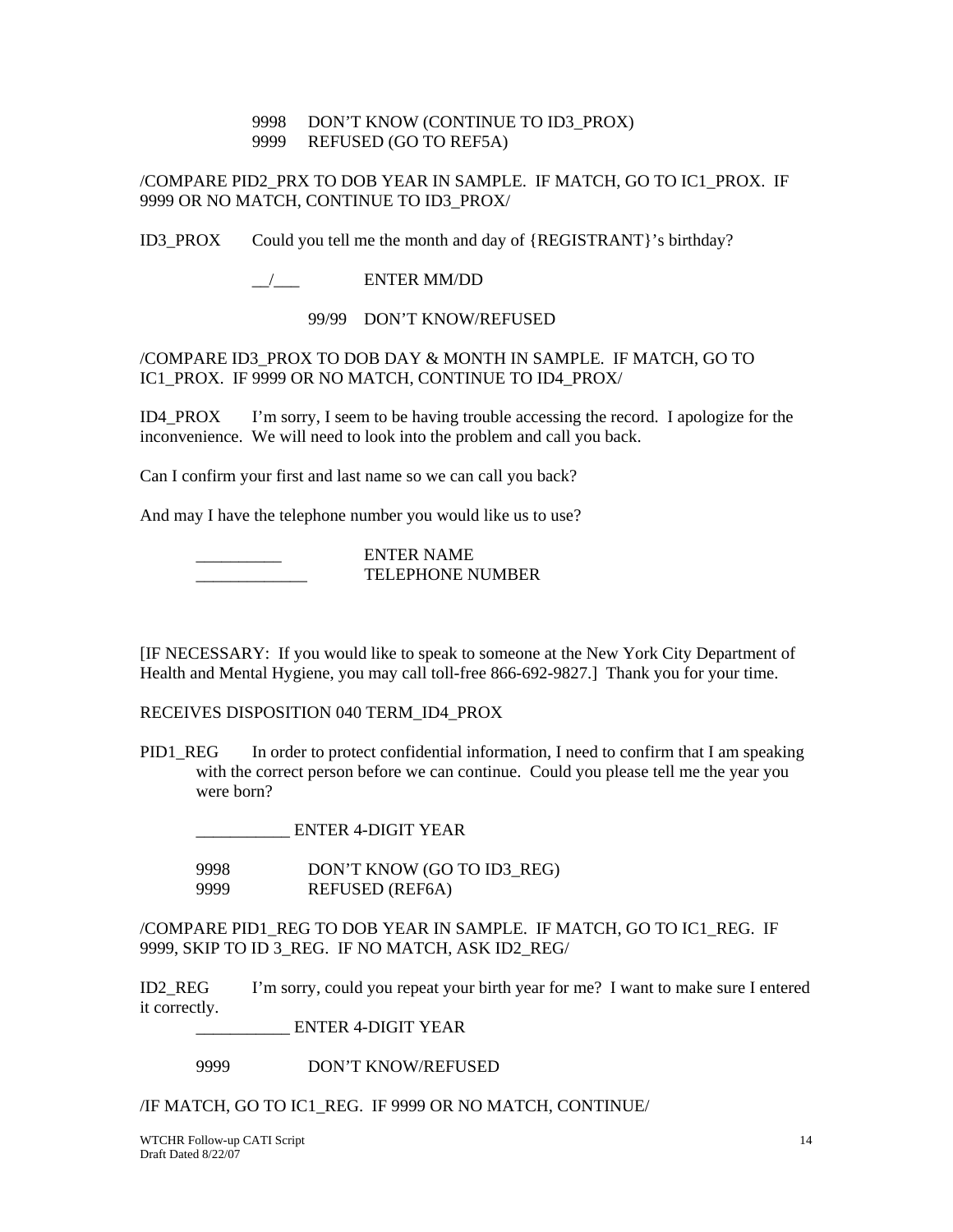9998 DON'T KNOW (CONTINUE TO ID3_PROX)
9999 REFUSED (GO TO REF5A)

/COMPARE PID2_PRX TO DOB YEAR IN SAMPLE. IF MATCH, GO TO IC1_PROX. IF 9999 OR NO MATCH, CONTINUE TO ID3_PROX/

ID3_PROX Could you tell me the month and day of {REGISTRANT}'s birthday?

__/___ ENTER MM/DD

99/99 DON'T KNOW/REFUSED

/COMPARE ID3_PROX TO DOB DAY & MONTH IN SAMPLE. IF MATCH, GO TO IC1_PROX. IF 9999 OR NO MATCH, CONTINUE TO ID4_PROX/

ID4_PROX I'm sorry, I seem to be having trouble accessing the record. I apologize for the inconvenience. We will need to look into the problem and call you back.

Can I confirm your first and last name so we can call you back?

And may I have the telephone number you would like us to use?

__________ ENTER NAME
_____________ TELEPHONE NUMBER

[IF NECESSARY: If you would like to speak to someone at the New York City Department of Health and Mental Hygiene, you may call toll-free 866-692-9827.] Thank you for your time.

RECEIVES DISPOSITION 040 TERM_ID4_PROX

PID1_REG In order to protect confidential information, I need to confirm that I am speaking with the correct person before we can continue. Could you please tell me the year you were born?

___________ ENTER 4-DIGIT YEAR

9998 DON'T KNOW (GO TO ID3_REG)
9999 REFUSED (REF6A)

/COMPARE PID1_REG TO DOB YEAR IN SAMPLE. IF MATCH, GO TO IC1_REG. IF 9999, SKIP TO ID 3_REG. IF NO MATCH, ASK ID2_REG/

ID2_REG I'm sorry, could you repeat your birth year for me? I want to make sure I entered it correctly.

___________ ENTER 4-DIGIT YEAR

9999 DON'T KNOW/REFUSED

/IF MATCH, GO TO IC1_REG. IF 9999 OR NO MATCH, CONTINUE/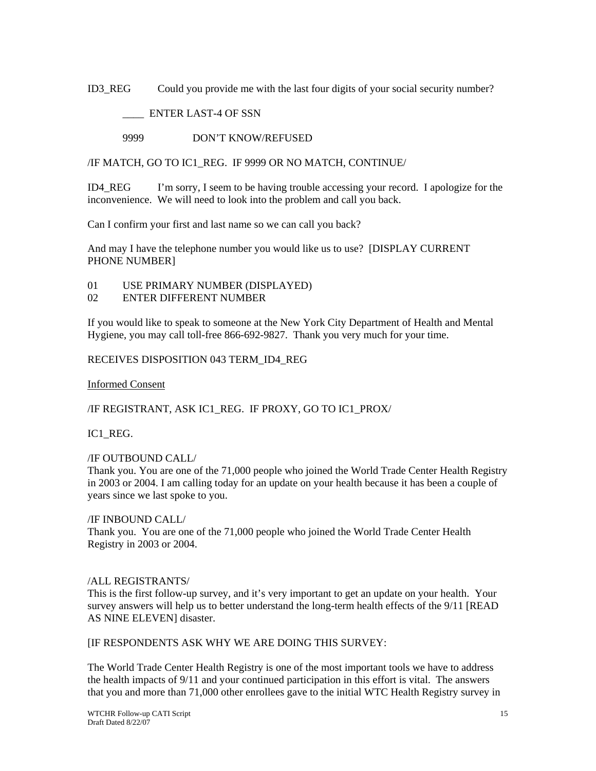ID3_REG Could you provide me with the last four digits of your social security number?

____ ENTER LAST-4 OF SSN

9999 DON'T KNOW/REFUSED

/IF MATCH, GO TO IC1_REG. IF 9999 OR NO MATCH, CONTINUE/

ID4_REG I'm sorry, I seem to be having trouble accessing your record. I apologize for the inconvenience. We will need to look into the problem and call you back.

Can I confirm your first and last name so we can call you back?

And may I have the telephone number you would like us to use? [DISPLAY CURRENT PHONE NUMBER]

01 USE PRIMARY NUMBER (DISPLAYED)
02 ENTER DIFFERENT NUMBER

If you would like to speak to someone at the New York City Department of Health and Mental Hygiene, you may call toll-free 866-692-9827. Thank you very much for your time.

RECEIVES DISPOSITION 043 TERM_ID4_REG

<u>Informed Consent</u>

/IF REGISTRANT, ASK IC1_REG. IF PROXY, GO TO IC1_PROX/

IC1_REG.

/IF OUTBOUND CALL/
Thank you. You are one of the 71,000 people who joined the World Trade Center Health Registry in 2003 or 2004. I am calling today for an update on your health because it has been a couple of years since we last spoke to you.

/IF INBOUND CALL/
Thank you. You are one of the 71,000 people who joined the World Trade Center Health Registry in 2003 or 2004.

/ALL REGISTRANTS/
This is the first follow-up survey, and it's very important to get an update on your health. Your survey answers will help us to better understand the long-term health effects of the 9/11 [READ AS NINE ELEVEN] disaster.

[IF RESPONDENTS ASK WHY WE ARE DOING THIS SURVEY:

The World Trade Center Health Registry is one of the most important tools we have to address the health impacts of 9/11 and your continued participation in this effort is vital. The answers that you and more than 71,000 other enrollees gave to the initial WTC Health Registry survey in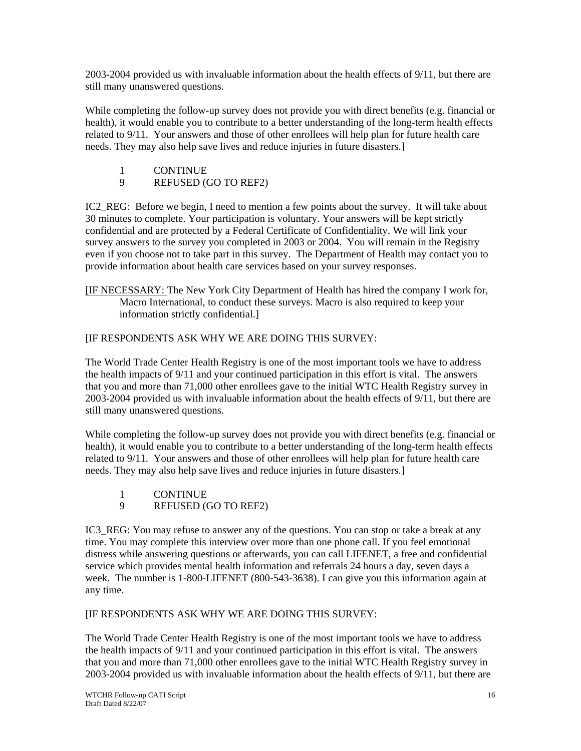2003-2004 provided us with invaluable information about the health effects of 9/11, but there are still many unanswered questions.

While completing the follow-up survey does not provide you with direct benefits (e.g. financial or health), it would enable you to contribute to a better understanding of the long-term health effects related to 9/11. Your answers and those of other enrollees will help plan for future health care needs. They may also help save lives and reduce injuries in future disasters.]

1 CONTINUE
9 REFUSED (GO TO REF2)

IC2_REG: Before we begin, I need to mention a few points about the survey. It will take about 30 minutes to complete. Your participation is voluntary. Your answers will be kept strictly confidential and are protected by a Federal Certificate of Confidentiality. We will link your survey answers to the survey you completed in 2003 or 2004. You will remain in the Registry even if you choose not to take part in this survey. The Department of Health may contact you to provide information about health care services based on your survey responses.

[IF NECESSARY: The New York City Department of Health has hired the company I work for, Macro International, to conduct these surveys. Macro is also required to keep your information strictly confidential.]

[IF RESPONDENTS ASK WHY WE ARE DOING THIS SURVEY:

The World Trade Center Health Registry is one of the most important tools we have to address the health impacts of 9/11 and your continued participation in this effort is vital. The answers that you and more than 71,000 other enrollees gave to the initial WTC Health Registry survey in 2003-2004 provided us with invaluable information about the health effects of 9/11, but there are still many unanswered questions.

While completing the follow-up survey does not provide you with direct benefits (e.g. financial or health), it would enable you to contribute to a better understanding of the long-term health effects related to 9/11. Your answers and those of other enrollees will help plan for future health care needs. They may also help save lives and reduce injuries in future disasters.]

1 CONTINUE
9 REFUSED (GO TO REF2)

IC3_REG: You may refuse to answer any of the questions. You can stop or take a break at any time. You may complete this interview over more than one phone call. If you feel emotional distress while answering questions or afterwards, you can call LIFENET, a free and confidential service which provides mental health information and referrals 24 hours a day, seven days a week. The number is 1-800-LIFENET (800-543-3638). I can give you this information again at any time.

[IF RESPONDENTS ASK WHY WE ARE DOING THIS SURVEY:

The World Trade Center Health Registry is one of the most important tools we have to address the health impacts of 9/11 and your continued participation in this effort is vital. The answers that you and more than 71,000 other enrollees gave to the initial WTC Health Registry survey in 2003-2004 provided us with invaluable information about the health effects of 9/11, but there are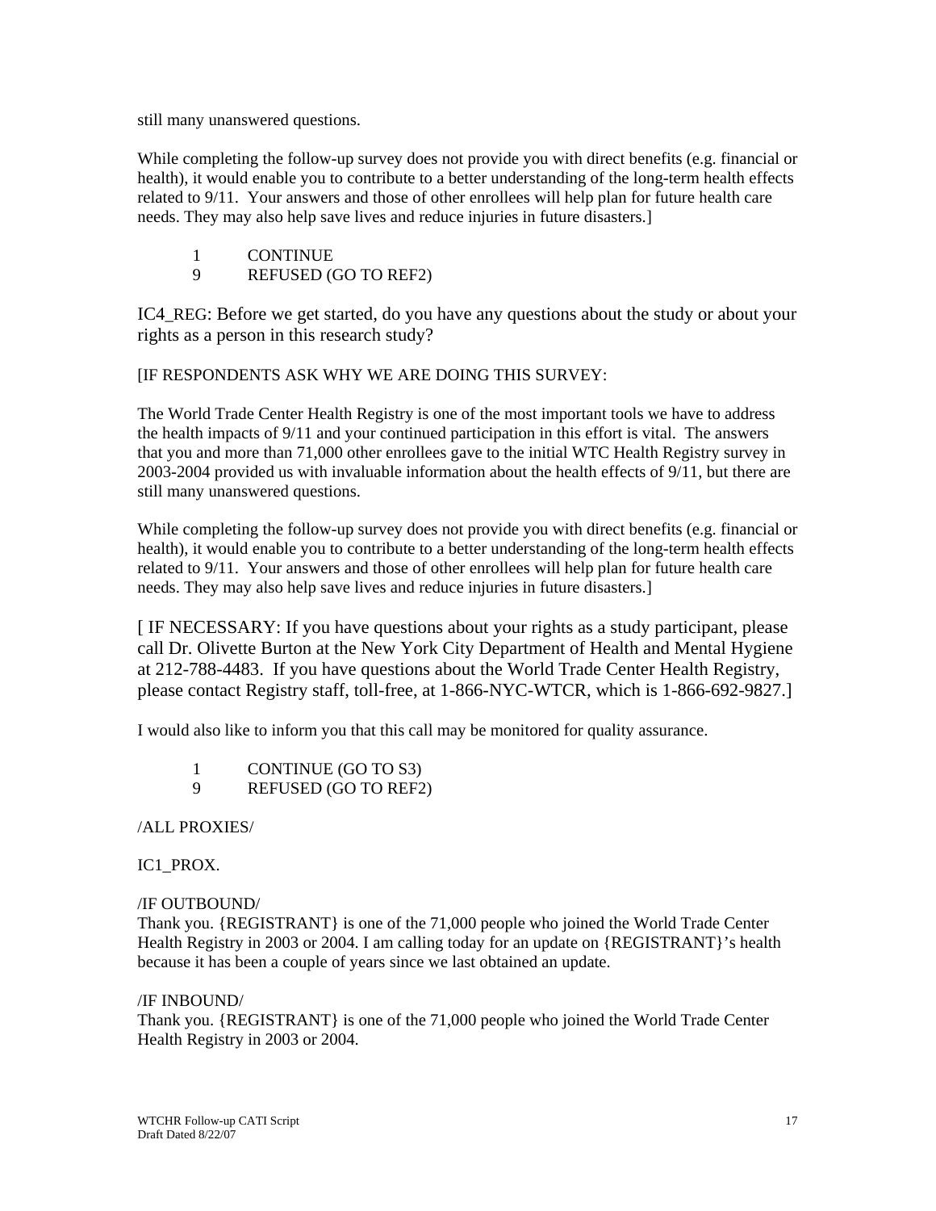still many unanswered questions.

While completing the follow-up survey does not provide you with direct benefits (e.g. financial or health), it would enable you to contribute to a better understanding of the long-term health effects related to 9/11. Your answers and those of other enrollees will help plan for future health care needs. They may also help save lives and reduce injuries in future disasters.]

1 CONTINUE
9 REFUSED (GO TO REF2)

IC4_REG: Before we get started, do you have any questions about the study or about your rights as a person in this research study?

[IF RESPONDENTS ASK WHY WE ARE DOING THIS SURVEY:

The World Trade Center Health Registry is one of the most important tools we have to address the health impacts of 9/11 and your continued participation in this effort is vital. The answers that you and more than 71,000 other enrollees gave to the initial WTC Health Registry survey in 2003-2004 provided us with invaluable information about the health effects of 9/11, but there are still many unanswered questions.

While completing the follow-up survey does not provide you with direct benefits (e.g. financial or health), it would enable you to contribute to a better understanding of the long-term health effects related to 9/11. Your answers and those of other enrollees will help plan for future health care needs. They may also help save lives and reduce injuries in future disasters.]

[ IF NECESSARY: If you have questions about your rights as a study participant, please call Dr. Olivette Burton at the New York City Department of Health and Mental Hygiene at 212-788-4483. If you have questions about the World Trade Center Health Registry, please contact Registry staff, toll-free, at 1-866-NYC-WTCR, which is 1-866-692-9827.]

I would also like to inform you that this call may be monitored for quality assurance.

1 CONTINUE (GO TO S3)
9 REFUSED (GO TO REF2)

/ALL PROXIES/

IC1_PROX.

/IF OUTBOUND/
Thank you. {REGISTRANT} is one of the 71,000 people who joined the World Trade Center Health Registry in 2003 or 2004. I am calling today for an update on {REGISTRANT}'s health because it has been a couple of years since we last obtained an update.

/IF INBOUND/
Thank you. {REGISTRANT} is one of the 71,000 people who joined the World Trade Center Health Registry in 2003 or 2004.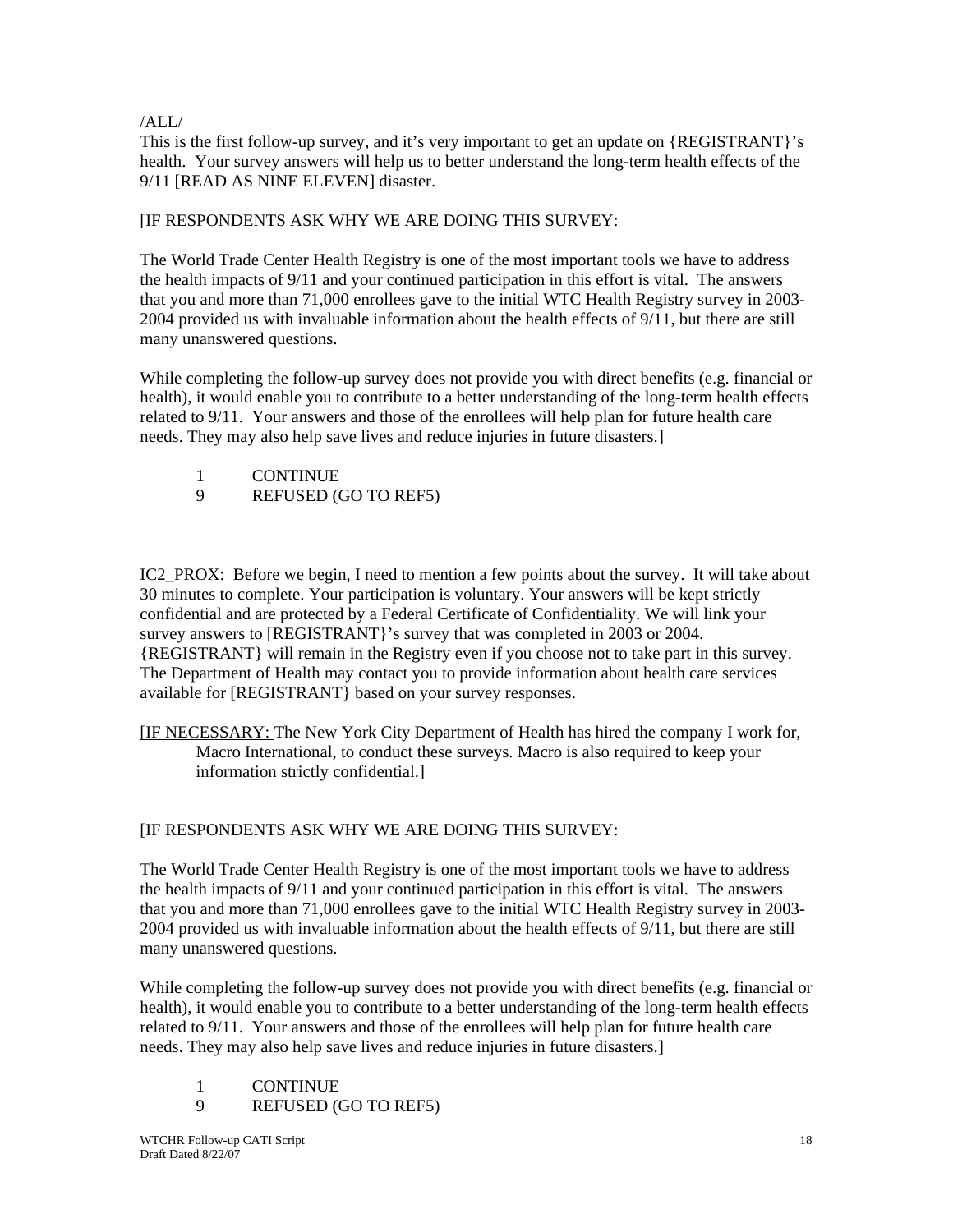/ALL/

This is the first follow-up survey, and it's very important to get an update on {REGISTRANT}'s health. Your survey answers will help us to better understand the long-term health effects of the 9/11 [READ AS NINE ELEVEN] disaster.

[IF RESPONDENTS ASK WHY WE ARE DOING THIS SURVEY:

The World Trade Center Health Registry is one of the most important tools we have to address the health impacts of 9/11 and your continued participation in this effort is vital. The answers that you and more than 71,000 enrollees gave to the initial WTC Health Registry survey in 2003-2004 provided us with invaluable information about the health effects of 9/11, but there are still many unanswered questions.

While completing the follow-up survey does not provide you with direct benefits (e.g. financial or health), it would enable you to contribute to a better understanding of the long-term health effects related to 9/11. Your answers and those of the enrollees will help plan for future health care needs. They may also help save lives and reduce injuries in future disasters.]

1 CONTINUE
9 REFUSED (GO TO REF5)

IC2_PROX: Before we begin, I need to mention a few points about the survey. It will take about 30 minutes to complete. Your participation is voluntary. Your answers will be kept strictly confidential and are protected by a Federal Certificate of Confidentiality. We will link your survey answers to [REGISTRANT}'s survey that was completed in 2003 or 2004. {REGISTRANT} will remain in the Registry even if you choose not to take part in this survey. The Department of Health may contact you to provide information about health care services available for [REGISTRANT} based on your survey responses.

[IF NECESSARY: The New York City Department of Health has hired the company I work for, Macro International, to conduct these surveys. Macro is also required to keep your information strictly confidential.]

[IF RESPONDENTS ASK WHY WE ARE DOING THIS SURVEY:

The World Trade Center Health Registry is one of the most important tools we have to address the health impacts of 9/11 and your continued participation in this effort is vital. The answers that you and more than 71,000 enrollees gave to the initial WTC Health Registry survey in 2003-2004 provided us with invaluable information about the health effects of 9/11, but there are still many unanswered questions.

While completing the follow-up survey does not provide you with direct benefits (e.g. financial or health), it would enable you to contribute to a better understanding of the long-term health effects related to 9/11. Your answers and those of the enrollees will help plan for future health care needs. They may also help save lives and reduce injuries in future disasters.]

1 CONTINUE
9 REFUSED (GO TO REF5)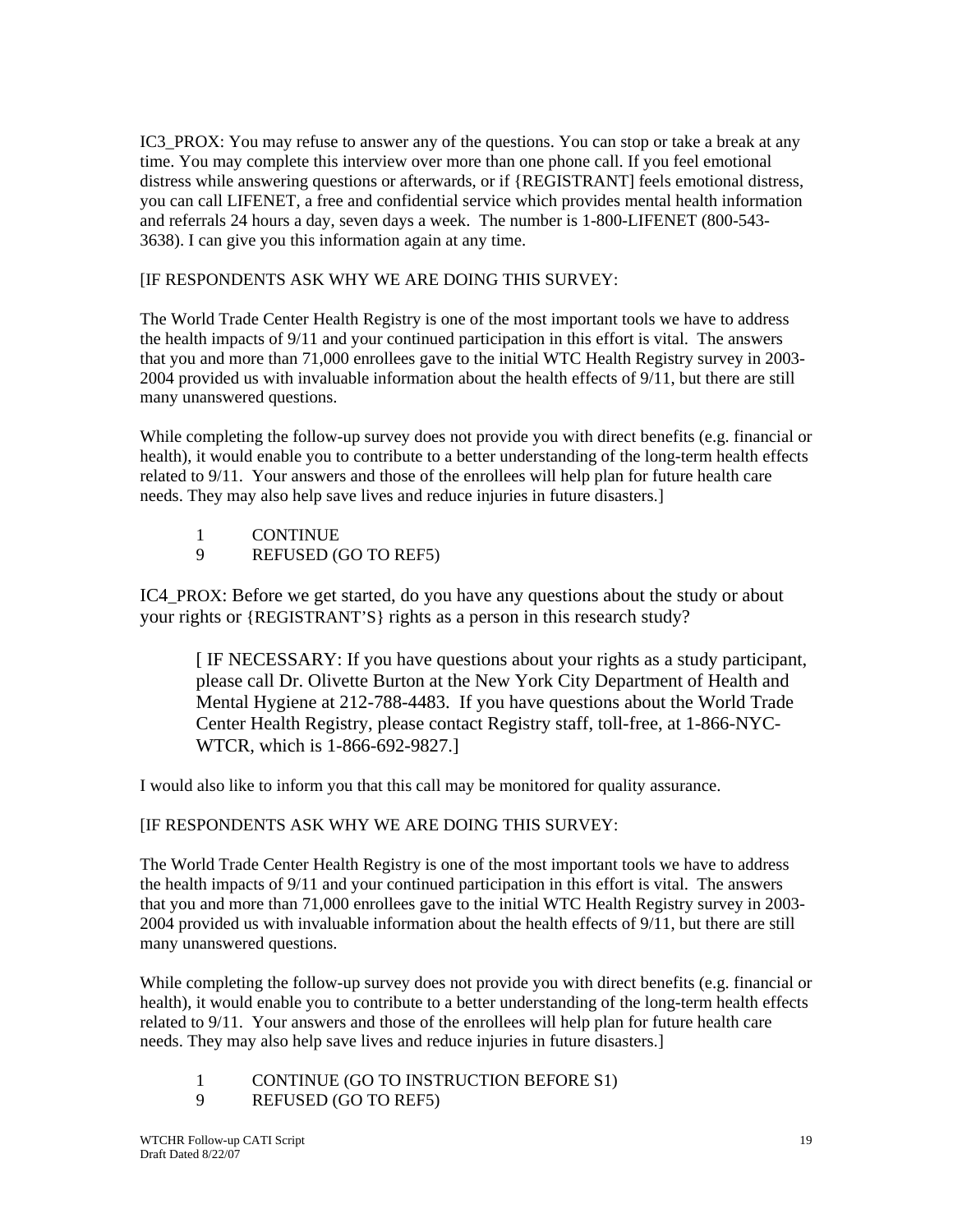IC3_PROX: You may refuse to answer any of the questions. You can stop or take a break at any time. You may complete this interview over more than one phone call. If you feel emotional distress while answering questions or afterwards, or if {REGISTRANT] feels emotional distress, you can call LIFENET, a free and confidential service which provides mental health information and referrals 24 hours a day, seven days a week. The number is 1-800-LIFENET (800-543-3638). I can give you this information again at any time.

[IF RESPONDENTS ASK WHY WE ARE DOING THIS SURVEY:

The World Trade Center Health Registry is one of the most important tools we have to address the health impacts of 9/11 and your continued participation in this effort is vital. The answers that you and more than 71,000 enrollees gave to the initial WTC Health Registry survey in 2003-2004 provided us with invaluable information about the health effects of 9/11, but there are still many unanswered questions.

While completing the follow-up survey does not provide you with direct benefits (e.g. financial or health), it would enable you to contribute to a better understanding of the long-term health effects related to 9/11. Your answers and those of the enrollees will help plan for future health care needs. They may also help save lives and reduce injuries in future disasters.]

1 CONTINUE
9 REFUSED (GO TO REF5)

IC4_PROX: Before we get started, do you have any questions about the study or about your rights or {REGISTRANT'S} rights as a person in this research study?

> [ IF NECESSARY: If you have questions about your rights as a study participant, please call Dr. Olivette Burton at the New York City Department of Health and Mental Hygiene at 212-788-4483. If you have questions about the World Trade Center Health Registry, please contact Registry staff, toll-free, at 1-866-NYC-WTCR, which is 1-866-692-9827.]

I would also like to inform you that this call may be monitored for quality assurance.

[IF RESPONDENTS ASK WHY WE ARE DOING THIS SURVEY:

The World Trade Center Health Registry is one of the most important tools we have to address the health impacts of 9/11 and your continued participation in this effort is vital. The answers that you and more than 71,000 enrollees gave to the initial WTC Health Registry survey in 2003-2004 provided us with invaluable information about the health effects of 9/11, but there are still many unanswered questions.

While completing the follow-up survey does not provide you with direct benefits (e.g. financial or health), it would enable you to contribute to a better understanding of the long-term health effects related to 9/11. Your answers and those of the enrollees will help plan for future health care needs. They may also help save lives and reduce injuries in future disasters.]

1 CONTINUE (GO TO INSTRUCTION BEFORE S1)
9 REFUSED (GO TO REF5)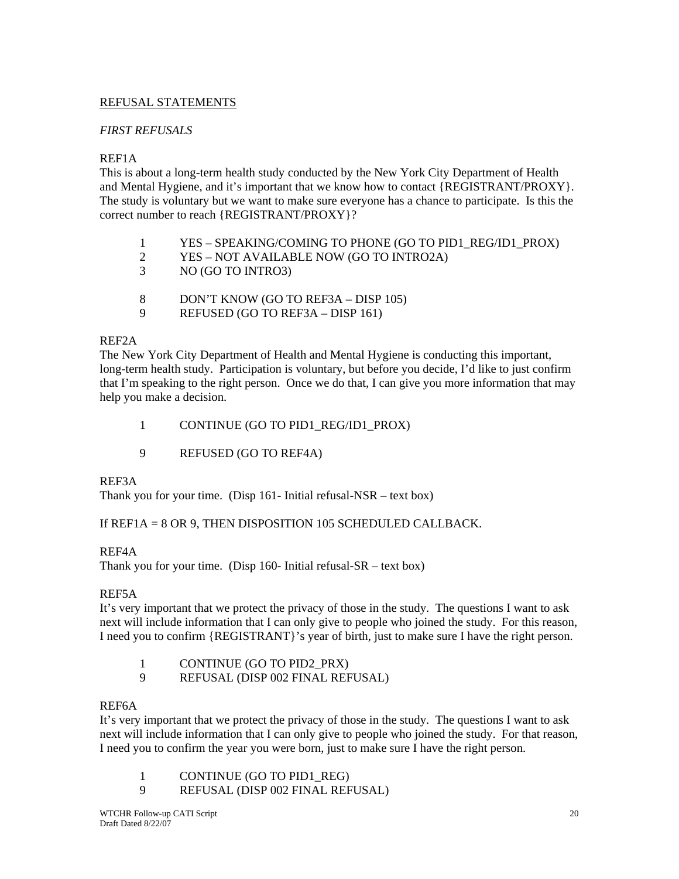<u>REFUSAL STATEMENTS</u>

*FIRST REFUSALS*

REF1A
This is about a long-term health study conducted by the New York City Department of Health and Mental Hygiene, and it's important that we know how to contact {REGISTRANT/PROXY}. The study is voluntary but we want to make sure everyone has a chance to participate. Is this the correct number to reach {REGISTRANT/PROXY}?

1 YES – SPEAKING/COMING TO PHONE (GO TO PID1_REG/ID1_PROX)
2 YES – NOT AVAILABLE NOW (GO TO INTRO2A)
3 NO (GO TO INTRO3)

8 DON'T KNOW (GO TO REF3A – DISP 105)
9 REFUSED (GO TO REF3A – DISP 161)

REF2A
The New York City Department of Health and Mental Hygiene is conducting this important, long-term health study. Participation is voluntary, but before you decide, I'd like to just confirm that I'm speaking to the right person. Once we do that, I can give you more information that may help you make a decision.

1 CONTINUE (GO TO PID1_REG/ID1_PROX)

9 REFUSED (GO TO REF4A)

REF3A
Thank you for your time. (Disp 161- Initial refusal-NSR – text box)

If REF1A = 8 OR 9, THEN DISPOSITION 105 SCHEDULED CALLBACK.

REF4A
Thank you for your time. (Disp 160- Initial refusal-SR – text box)

REF5A
It's very important that we protect the privacy of those in the study. The questions I want to ask next will include information that I can only give to people who joined the study. For this reason, I need you to confirm {REGISTRANT}'s year of birth, just to make sure I have the right person.

1 CONTINUE (GO TO PID2_PRX)
9 REFUSAL (DISP 002 FINAL REFUSAL)

REF6A
It's very important that we protect the privacy of those in the study. The questions I want to ask next will include information that I can only give to people who joined the study. For that reason, I need you to confirm the year you were born, just to make sure I have the right person.

1 CONTINUE (GO TO PID1_REG)
9 REFUSAL (DISP 002 FINAL REFUSAL)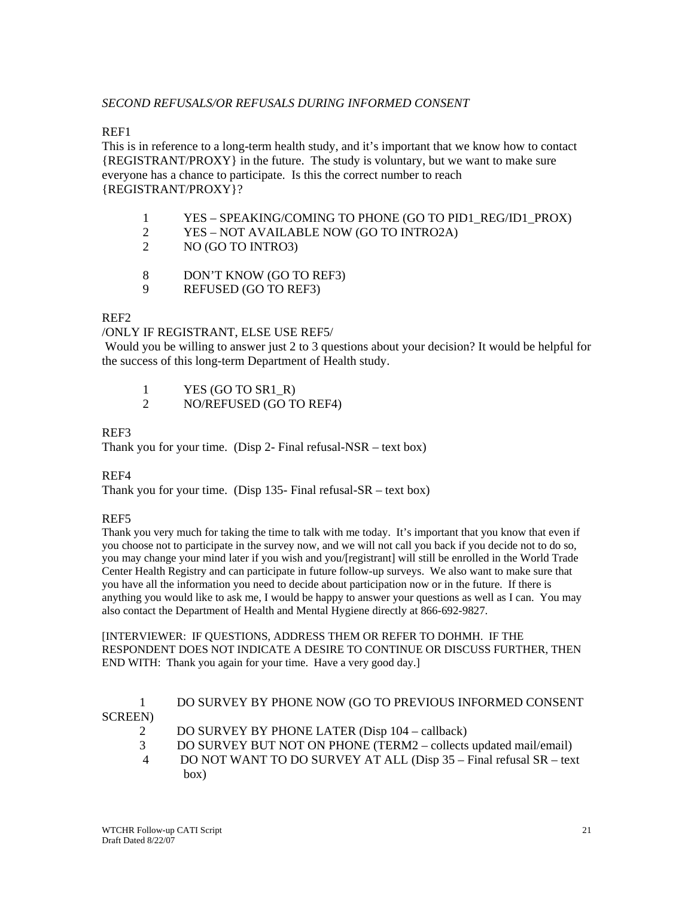*SECOND REFUSALS/OR REFUSALS DURING INFORMED CONSENT*

REF1

This is in reference to a long-term health study, and it's important that we know how to contact {REGISTRANT/PROXY} in the future. The study is voluntary, but we want to make sure everyone has a chance to participate. Is this the correct number to reach {REGISTRANT/PROXY}?

1 YES – SPEAKING/COMING TO PHONE (GO TO PID1_REG/ID1_PROX)
2 YES – NOT AVAILABLE NOW (GO TO INTRO2A)
2 NO (GO TO INTRO3)

8 DON'T KNOW (GO TO REF3)
9 REFUSED (GO TO REF3)

REF2

/ONLY IF REGISTRANT, ELSE USE REF5/

Would you be willing to answer just 2 to 3 questions about your decision? It would be helpful for the success of this long-term Department of Health study.

1 YES (GO TO SR1_R)
2 NO/REFUSED (GO TO REF4)

REF3

Thank you for your time. (Disp 2- Final refusal-NSR – text box)

REF4

Thank you for your time. (Disp 135- Final refusal-SR – text box)

REF5

Thank you very much for taking the time to talk with me today. It's important that you know that even if you choose not to participate in the survey now, and we will not call you back if you decide not to do so, you may change your mind later if you wish and you/[registrant] will still be enrolled in the World Trade Center Health Registry and can participate in future follow-up surveys. We also want to make sure that you have all the information you need to decide about participation now or in the future. If there is anything you would like to ask me, I would be happy to answer your questions as well as I can. You may also contact the Department of Health and Mental Hygiene directly at 866-692-9827.

[INTERVIEWER: IF QUESTIONS, ADDRESS THEM OR REFER TO DOHMH. IF THE RESPONDENT DOES NOT INDICATE A DESIRE TO CONTINUE OR DISCUSS FURTHER, THEN END WITH: Thank you again for your time. Have a very good day.]

1 DO SURVEY BY PHONE NOW (GO TO PREVIOUS INFORMED CONSENT SCREEN)
2 DO SURVEY BY PHONE LATER (Disp 104 – callback)
3 DO SURVEY BUT NOT ON PHONE (TERM2 – collects updated mail/email)
4 DO NOT WANT TO DO SURVEY AT ALL (Disp 35 – Final refusal SR – text box)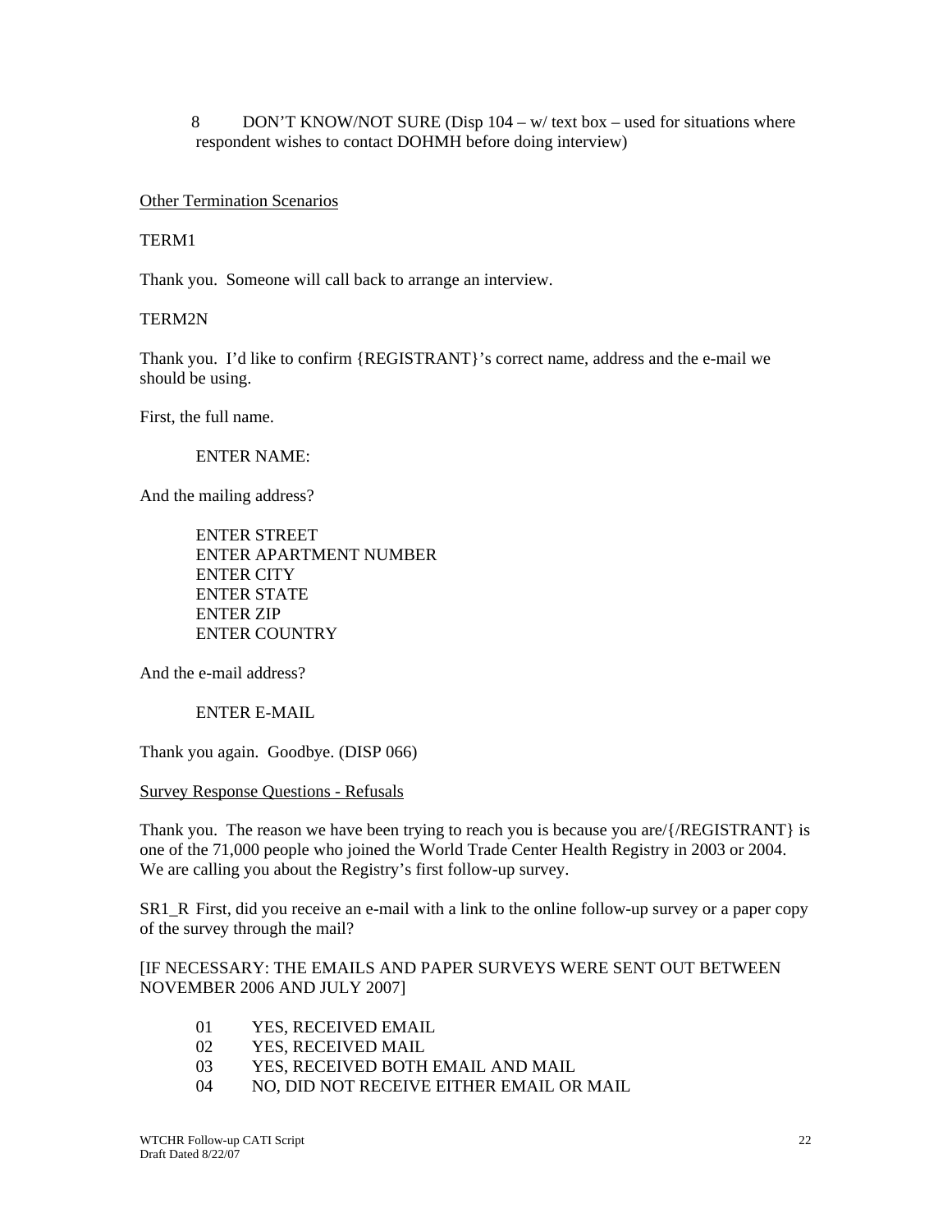8 DON'T KNOW/NOT SURE (Disp 104 – w/ text box – used for situations where respondent wishes to contact DOHMH before doing interview)

<u>Other Termination Scenarios</u>

TERM1

Thank you. Someone will call back to arrange an interview.

TERM2N

Thank you. I'd like to confirm {REGISTRANT}'s correct name, address and the e-mail we should be using.

First, the full name.

ENTER NAME:

And the mailing address?

ENTER STREET
ENTER APARTMENT NUMBER
ENTER CITY
ENTER STATE
ENTER ZIP
ENTER COUNTRY

And the e-mail address?

ENTER E-MAIL

Thank you again. Goodbye. (DISP 066)

<u>Survey Response Questions - Refusals</u>

Thank you. The reason we have been trying to reach you is because you are/{/REGISTRANT} is one of the 71,000 people who joined the World Trade Center Health Registry in 2003 or 2004. We are calling you about the Registry's first follow-up survey.

SR1_R First, did you receive an e-mail with a link to the online follow-up survey or a paper copy of the survey through the mail?

[IF NECESSARY: THE EMAILS AND PAPER SURVEYS WERE SENT OUT BETWEEN NOVEMBER 2006 AND JULY 2007]

01 YES, RECEIVED EMAIL
02 YES, RECEIVED MAIL
03 YES, RECEIVED BOTH EMAIL AND MAIL
04 NO, DID NOT RECEIVE EITHER EMAIL OR MAIL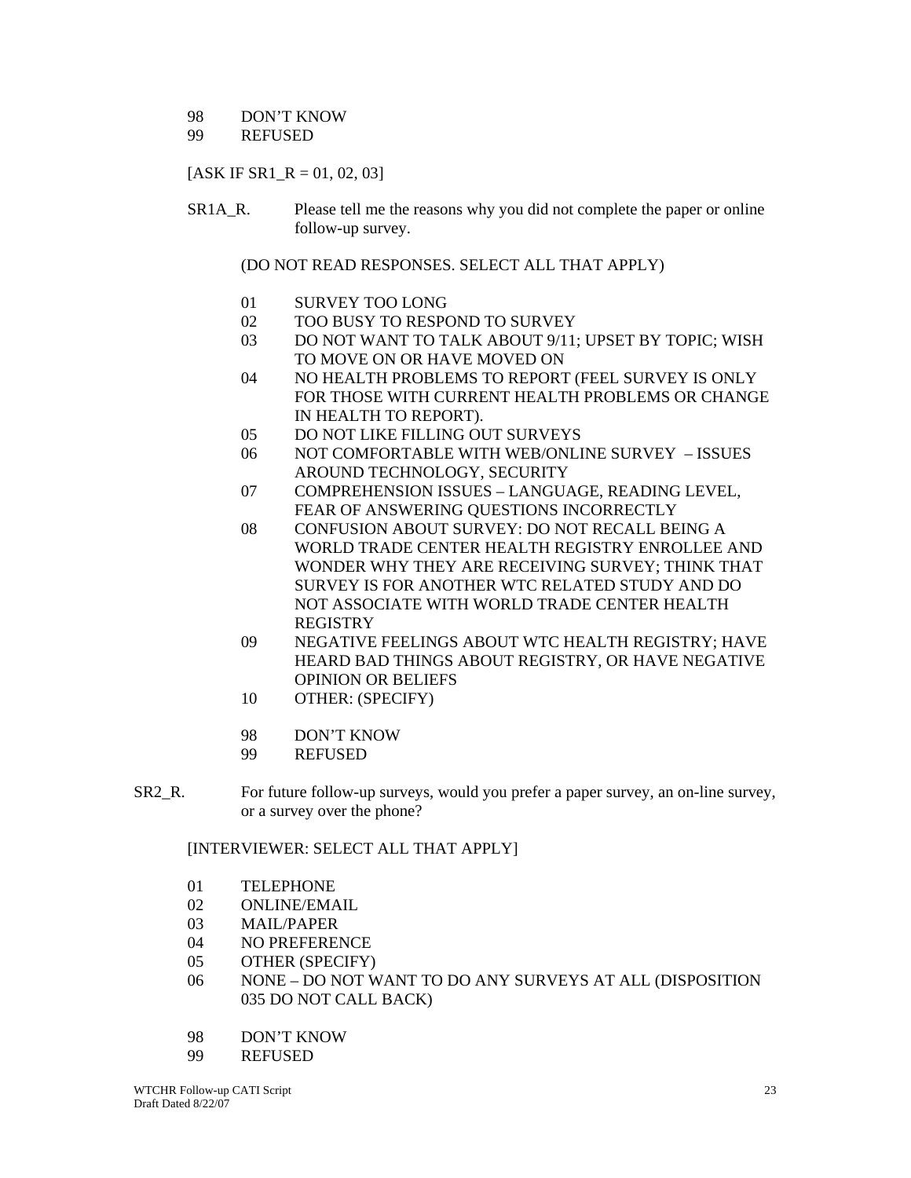98 DON'T KNOW
99 REFUSED

[ASK IF SR1_R = 01, 02, 03]

SR1A_R. Please tell me the reasons why you did not complete the paper or online follow-up survey.

(DO NOT READ RESPONSES. SELECT ALL THAT APPLY)

01 SURVEY TOO LONG
02 TOO BUSY TO RESPOND TO SURVEY
03 DO NOT WANT TO TALK ABOUT 9/11; UPSET BY TOPIC; WISH TO MOVE ON OR HAVE MOVED ON
04 NO HEALTH PROBLEMS TO REPORT (FEEL SURVEY IS ONLY FOR THOSE WITH CURRENT HEALTH PROBLEMS OR CHANGE IN HEALTH TO REPORT).
05 DO NOT LIKE FILLING OUT SURVEYS
06 NOT COMFORTABLE WITH WEB/ONLINE SURVEY – ISSUES AROUND TECHNOLOGY, SECURITY
07 COMPREHENSION ISSUES – LANGUAGE, READING LEVEL, FEAR OF ANSWERING QUESTIONS INCORRECTLY
08 CONFUSION ABOUT SURVEY: DO NOT RECALL BEING A WORLD TRADE CENTER HEALTH REGISTRY ENROLLEE AND WONDER WHY THEY ARE RECEIVING SURVEY; THINK THAT SURVEY IS FOR ANOTHER WTC RELATED STUDY AND DO NOT ASSOCIATE WITH WORLD TRADE CENTER HEALTH REGISTRY
09 NEGATIVE FEELINGS ABOUT WTC HEALTH REGISTRY; HAVE HEARD BAD THINGS ABOUT REGISTRY, OR HAVE NEGATIVE OPINION OR BELIEFS
10 OTHER: (SPECIFY)

98 DON'T KNOW
99 REFUSED

SR2_R. For future follow-up surveys, would you prefer a paper survey, an on-line survey, or a survey over the phone?

[INTERVIEWER: SELECT ALL THAT APPLY]

01 TELEPHONE
02 ONLINE/EMAIL
03 MAIL/PAPER
04 NO PREFERENCE
05 OTHER (SPECIFY)
06 NONE – DO NOT WANT TO DO ANY SURVEYS AT ALL (DISPOSITION 035 DO NOT CALL BACK)

98 DON'T KNOW
99 REFUSED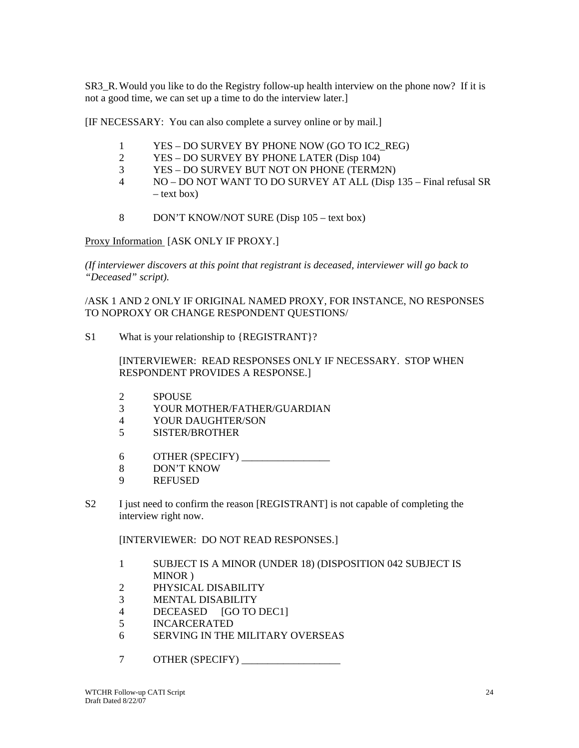SR3_R. Would you like to do the Registry follow-up health interview on the phone now? If it is not a good time, we can set up a time to do the interview later.]

[IF NECESSARY: You can also complete a survey online or by mail.]

1 YES – DO SURVEY BY PHONE NOW (GO TO IC2_REG)
2 YES – DO SURVEY BY PHONE LATER (Disp 104)
3 YES – DO SURVEY BUT NOT ON PHONE (TERM2N)
4 NO – DO NOT WANT TO DO SURVEY AT ALL (Disp 135 – Final refusal SR – text box)

8 DON'T KNOW/NOT SURE (Disp 105 – text box)

<u>Proxy Information</u> [ASK ONLY IF PROXY.]

*(If interviewer discovers at this point that registrant is deceased, interviewer will go back to "Deceased" script).*

/ASK 1 AND 2 ONLY IF ORIGINAL NAMED PROXY, FOR INSTANCE, NO RESPONSES TO NOPROXY OR CHANGE RESPONDENT QUESTIONS/

S1 What is your relationship to {REGISTRANT}?

[INTERVIEWER: READ RESPONSES ONLY IF NECESSARY. STOP WHEN RESPONDENT PROVIDES A RESPONSE.]

2 SPOUSE
3 YOUR MOTHER/FATHER/GUARDIAN
4 YOUR DAUGHTER/SON
5 SISTER/BROTHER

6 OTHER (SPECIFY) _________________
8 DON'T KNOW
9 REFUSED

S2 I just need to confirm the reason [REGISTRANT] is not capable of completing the interview right now.

[INTERVIEWER: DO NOT READ RESPONSES.]

1 SUBJECT IS A MINOR (UNDER 18) (DISPOSITION 042 SUBJECT IS MINOR )
2 PHYSICAL DISABILITY
3 MENTAL DISABILITY
4 DECEASED [GO TO DEC1]
5 INCARCERATED
6 SERVING IN THE MILITARY OVERSEAS

7 OTHER (SPECIFY) ___________________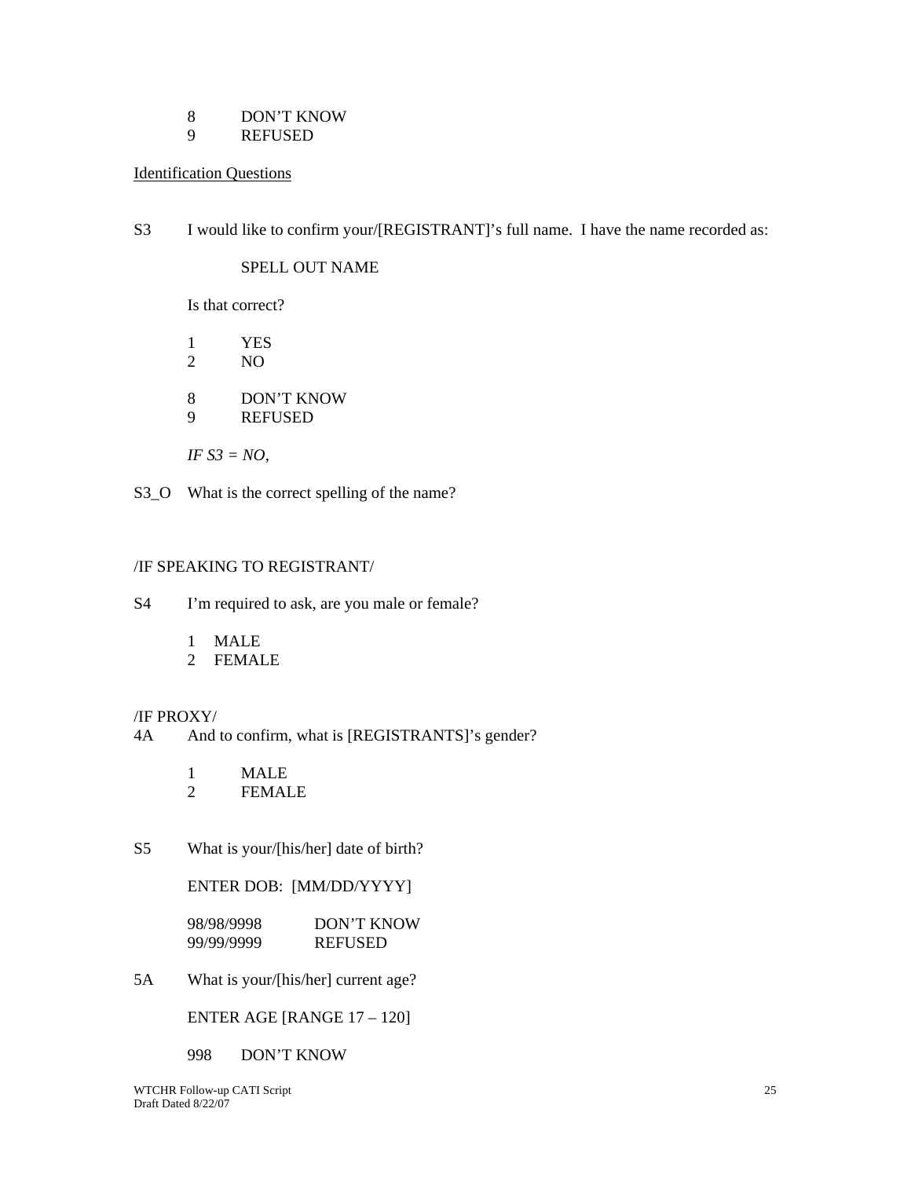8 DON'T KNOW
9 REFUSED

<u>Identification Questions</u>

S3 I would like to confirm your/[REGISTRANT]'s full name. I have the name recorded as:

SPELL OUT NAME

Is that correct?

1 YES
2 NO

8 DON'T KNOW
9 REFUSED

*IF S3 = NO,*

S3_O What is the correct spelling of the name?

/IF SPEAKING TO REGISTRANT/

S4 I'm required to ask, are you male or female?

1 MALE
2 FEMALE

/IF PROXY/
4A And to confirm, what is [REGISTRANTS]'s gender?

1 MALE
2 FEMALE

S5 What is your/[his/her] date of birth?

ENTER DOB: [MM/DD/YYYY]

98/98/9998 DON'T KNOW
99/99/9999 REFUSED

5A What is your/[his/her] current age?

ENTER AGE [RANGE 17 – 120]

998 DON'T KNOW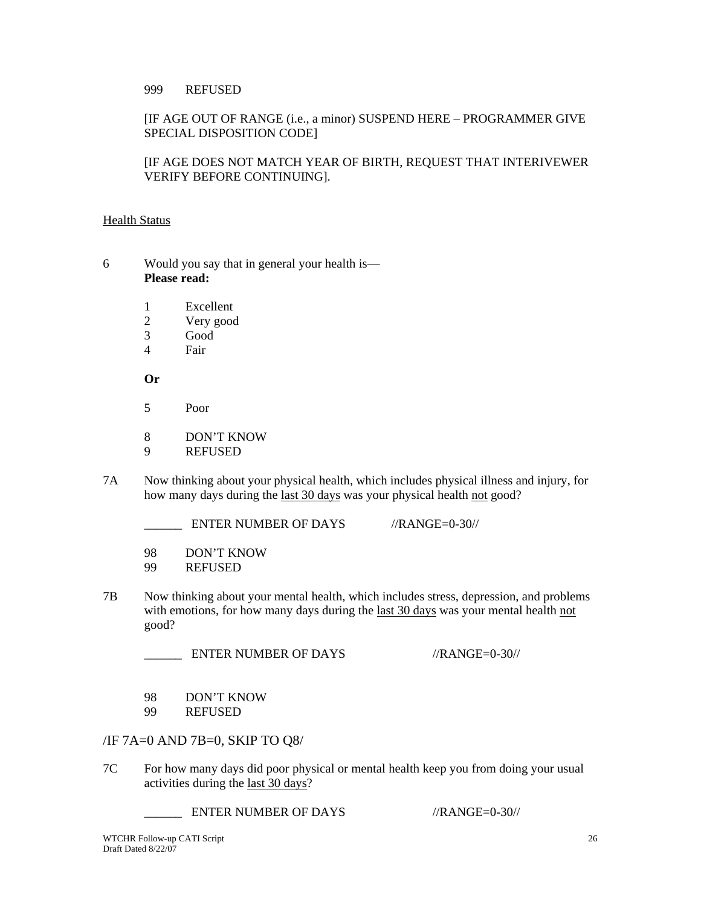999 REFUSED

[IF AGE OUT OF RANGE (i.e., a minor) SUSPEND HERE – PROGRAMMER GIVE SPECIAL DISPOSITION CODE]

[IF AGE DOES NOT MATCH YEAR OF BIRTH, REQUEST THAT INTERIVEWER VERIFY BEFORE CONTINUING].

Health Status

6 Would you say that in general your health is—
**Please read:**

1 Excellent
2 Very good
3 Good
4 Fair

**Or**

5 Poor

8 DON'T KNOW
9 REFUSED

7A Now thinking about your physical health, which includes physical illness and injury, for how many days during the last 30 days was your physical health not good?

______ ENTER NUMBER OF DAYS //RANGE=0-30//

98 DON'T KNOW
99 REFUSED

7B Now thinking about your mental health, which includes stress, depression, and problems with emotions, for how many days during the last 30 days was your mental health not good?

______ ENTER NUMBER OF DAYS //RANGE=0-30//

98 DON'T KNOW
99 REFUSED

/IF 7A=0 AND 7B=0, SKIP TO Q8/

7C For how many days did poor physical or mental health keep you from doing your usual activities during the last 30 days?

______ ENTER NUMBER OF DAYS //RANGE=0-30//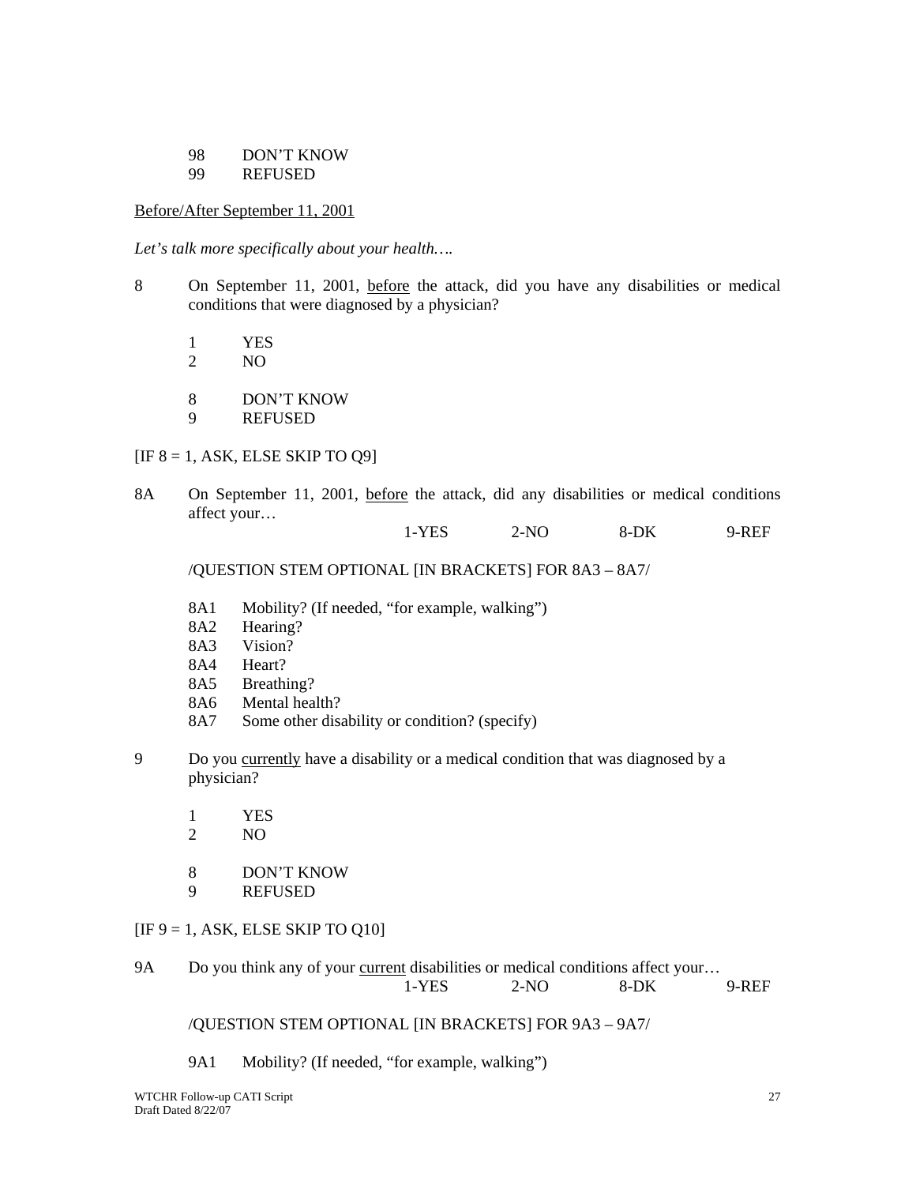98 DON'T KNOW
99 REFUSED

Before/After September 11, 2001

*Let's talk more specifically about your health….*

8 On September 11, 2001, before the attack, did you have any disabilities or medical conditions that were diagnosed by a physician?

1 YES
2 NO

8 DON'T KNOW
9 REFUSED

[IF 8 = 1, ASK, ELSE SKIP TO Q9]

8A On September 11, 2001, before the attack, did any disabilities or medical conditions affect your…

1-YES 2-NO 8-DK 9-REF

/QUESTION STEM OPTIONAL [IN BRACKETS] FOR 8A3 – 8A7/

8A1 Mobility? (If needed, "for example, walking")
8A2 Hearing?
8A3 Vision?
8A4 Heart?
8A5 Breathing?
8A6 Mental health?
8A7 Some other disability or condition? (specify)

9 Do you currently have a disability or a medical condition that was diagnosed by a physician?

1 YES
2 NO

8 DON'T KNOW
9 REFUSED

[IF 9 = 1, ASK, ELSE SKIP TO Q10]

9A Do you think any of your current disabilities or medical conditions affect your…

1-YES 2-NO 8-DK 9-REF

/QUESTION STEM OPTIONAL [IN BRACKETS] FOR 9A3 – 9A7/

9A1 Mobility? (If needed, "for example, walking")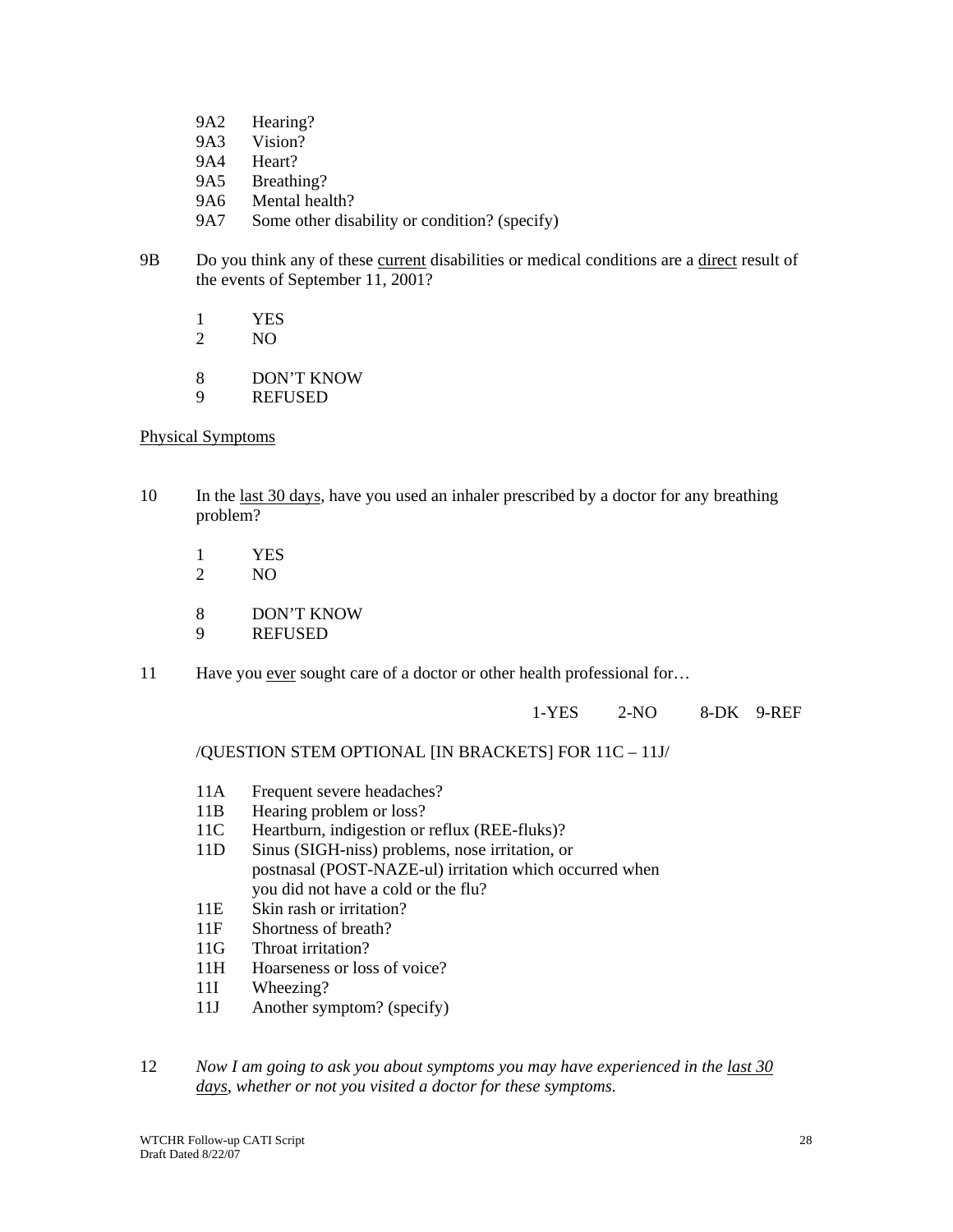9A2 Hearing?
9A3 Vision?
9A4 Heart?
9A5 Breathing?
9A6 Mental health?
9A7 Some other disability or condition? (specify)

9B Do you think any of these current disabilities or medical conditions are a direct result of the events of September 11, 2001?

1 YES
2 NO

8 DON'T KNOW
9 REFUSED

Physical Symptoms

10 In the last 30 days, have you used an inhaler prescribed by a doctor for any breathing problem?

1 YES
2 NO

8 DON'T KNOW
9 REFUSED

11 Have you ever sought care of a doctor or other health professional for…

1-YES 2-NO 8-DK 9-REF

/QUESTION STEM OPTIONAL [IN BRACKETS] FOR 11C – 11J/

11A Frequent severe headaches?
11B Hearing problem or loss?
11C Heartburn, indigestion or reflux (REE-fluks)?
11D Sinus (SIGH-niss) problems, nose irritation, or postnasal (POST-NAZE-ul) irritation which occurred when you did not have a cold or the flu?
11E Skin rash or irritation?
11F Shortness of breath?
11G Throat irritation?
11H Hoarseness or loss of voice?
11I Wheezing?
11J Another symptom? (specify)

12 *Now I am going to ask you about symptoms you may have experienced in the last 30 days, whether or not you visited a doctor for these symptoms.*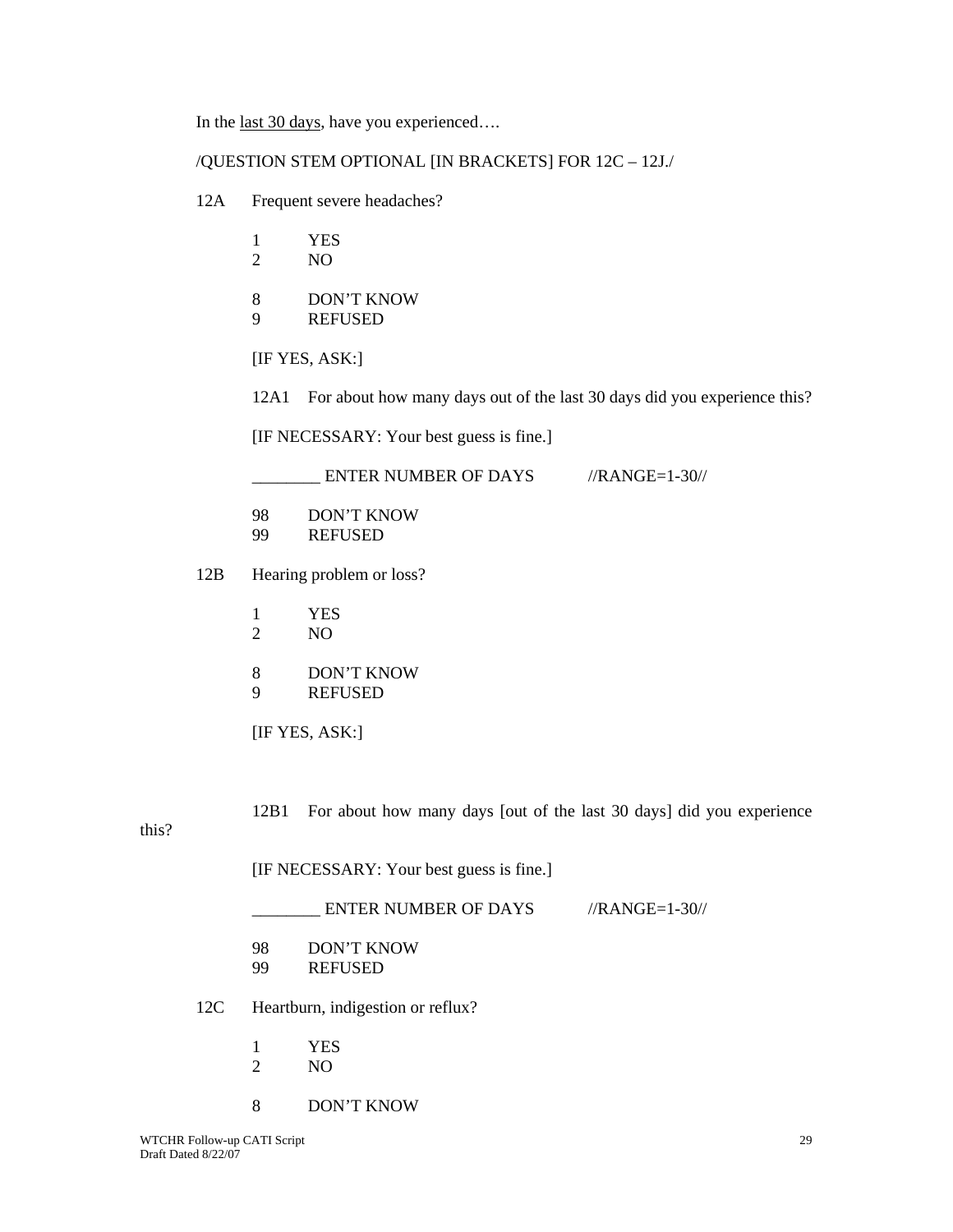In the last 30 days, have you experienced….

/QUESTION STEM OPTIONAL [IN BRACKETS] FOR 12C – 12J./

12A Frequent severe headaches?

1 YES
2 NO

8 DON'T KNOW
9 REFUSED

[IF YES, ASK:]

12A1 For about how many days out of the last 30 days did you experience this?

[IF NECESSARY: Your best guess is fine.]

________ ENTER NUMBER OF DAYS //RANGE=1-30//

98 DON'T KNOW
99 REFUSED

12B Hearing problem or loss?

1 YES
2 NO

8 DON'T KNOW
9 REFUSED

[IF YES, ASK:]

12B1 For about how many days [out of the last 30 days] did you experience this?

[IF NECESSARY: Your best guess is fine.]

________ ENTER NUMBER OF DAYS //RANGE=1-30//

98 DON'T KNOW
99 REFUSED

12C Heartburn, indigestion or reflux?

1 YES
2 NO

8 DON'T KNOW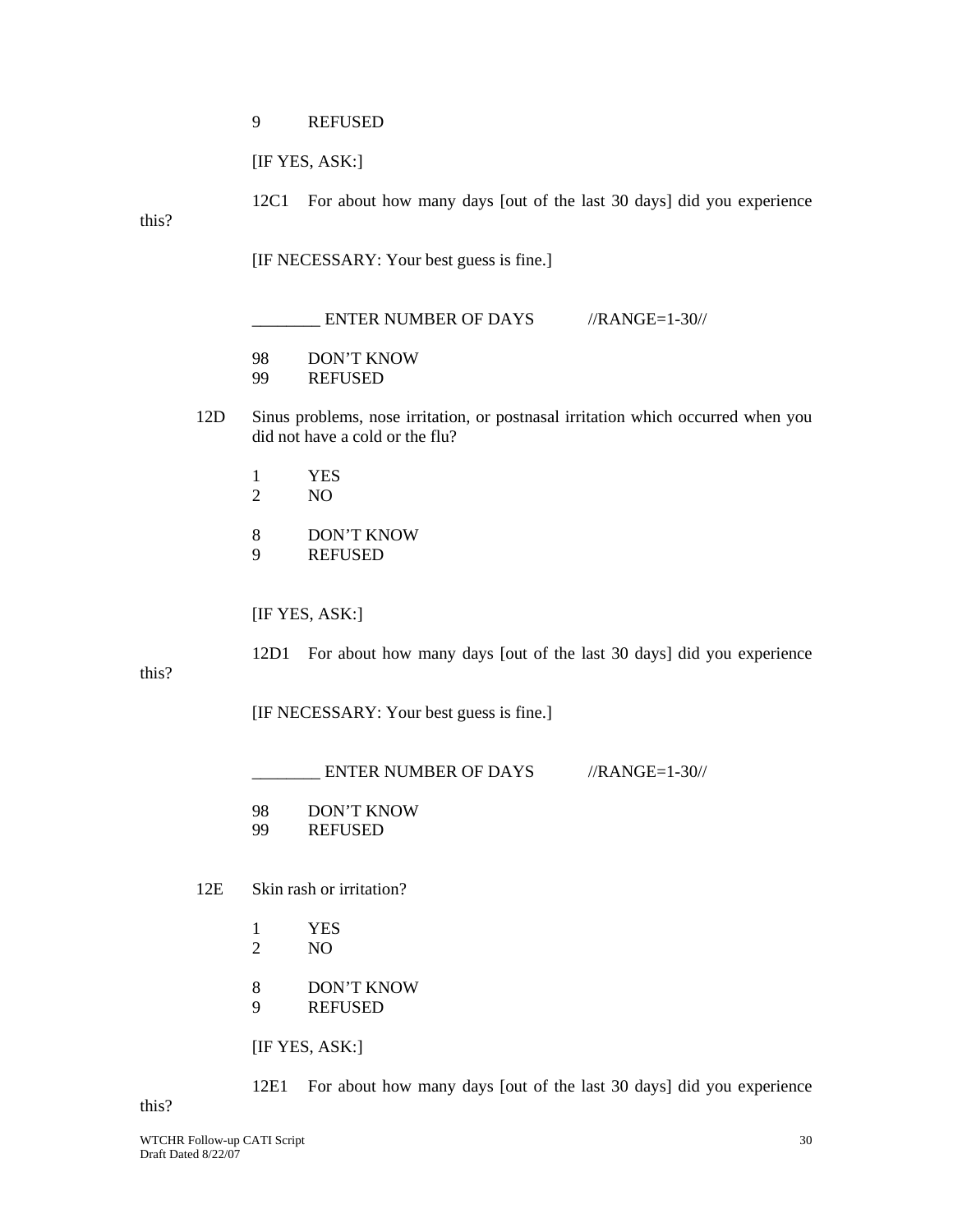9 REFUSED

[IF YES, ASK:]

12C1 For about how many days [out of the last 30 days] did you experience this?

[IF NECESSARY: Your best guess is fine.]

________ ENTER NUMBER OF DAYS //RANGE=1-30//

98 DON'T KNOW
99 REFUSED

12D Sinus problems, nose irritation, or postnasal irritation which occurred when you did not have a cold or the flu?

1 YES
2 NO

8 DON'T KNOW
9 REFUSED

[IF YES, ASK:]

12D1 For about how many days [out of the last 30 days] did you experience this?

[IF NECESSARY: Your best guess is fine.]

________ ENTER NUMBER OF DAYS //RANGE=1-30//

98 DON'T KNOW
99 REFUSED

12E Skin rash or irritation?

1 YES
2 NO

8 DON'T KNOW
9 REFUSED

[IF YES, ASK:]

12E1 For about how many days [out of the last 30 days] did you experience this?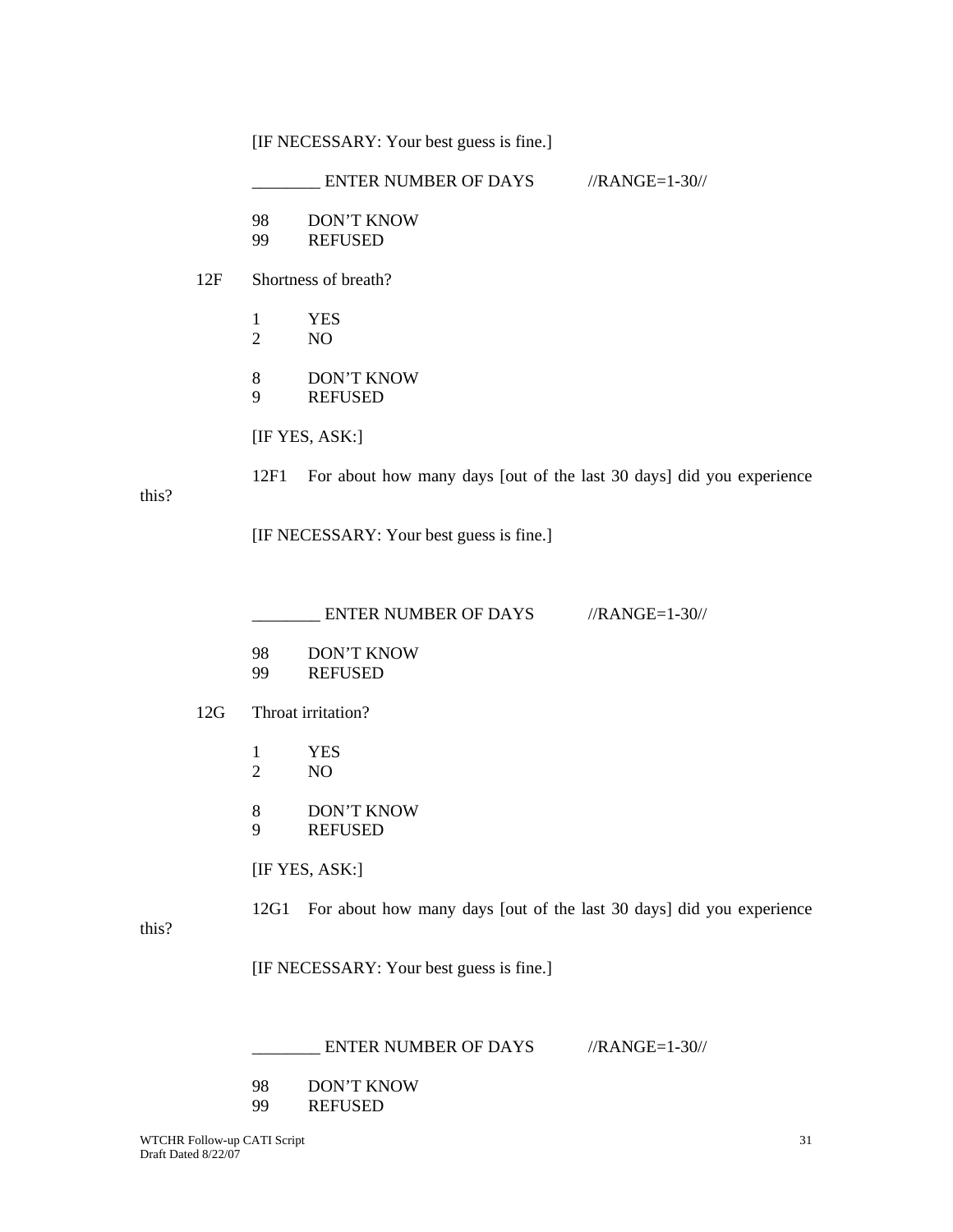[IF NECESSARY: Your best guess is fine.]

________ ENTER NUMBER OF DAYS //RANGE=1-30//

98 DON'T KNOW
99 REFUSED

12F Shortness of breath?

1 YES
2 NO

8 DON'T KNOW
9 REFUSED

[IF YES, ASK:]

12F1 For about how many days [out of the last 30 days] did you experience this?

[IF NECESSARY: Your best guess is fine.]

________ ENTER NUMBER OF DAYS //RANGE=1-30//

98 DON'T KNOW
99 REFUSED

12G Throat irritation?

1 YES
2 NO

8 DON'T KNOW
9 REFUSED

[IF YES, ASK:]

12G1 For about how many days [out of the last 30 days] did you experience this?

[IF NECESSARY: Your best guess is fine.]

________ ENTER NUMBER OF DAYS //RANGE=1-30//

98 DON'T KNOW
99 REFUSED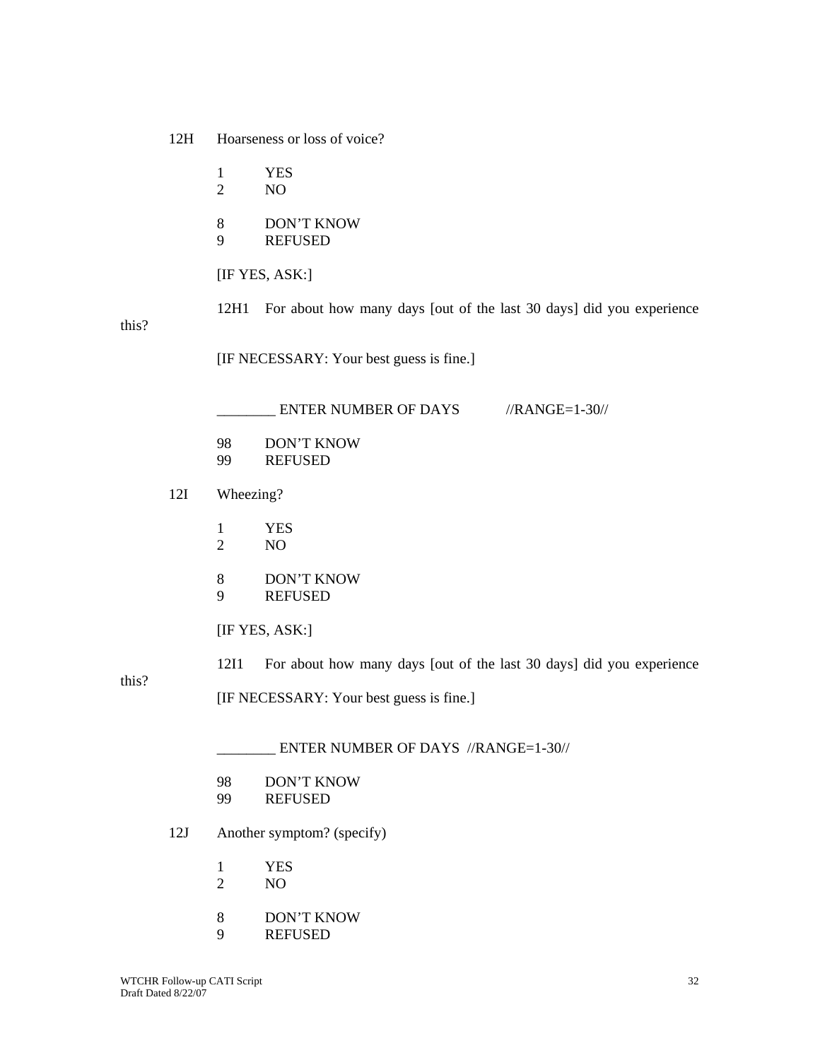12H Hoarseness or loss of voice?

1 YES
2 NO

8 DON'T KNOW
9 REFUSED

[IF YES, ASK:]

12H1 For about how many days [out of the last 30 days] did you experience this?

[IF NECESSARY: Your best guess is fine.]

________ ENTER NUMBER OF DAYS //RANGE=1-30//

98 DON'T KNOW
99 REFUSED

12I Wheezing?

1 YES
2 NO

8 DON'T KNOW
9 REFUSED

[IF YES, ASK:]

12I1 For about how many days [out of the last 30 days] did you experience this?

[IF NECESSARY: Your best guess is fine.]

________ ENTER NUMBER OF DAYS //RANGE=1-30//

98 DON'T KNOW
99 REFUSED

12J Another symptom? (specify)

1 YES
2 NO

8 DON'T KNOW
9 REFUSED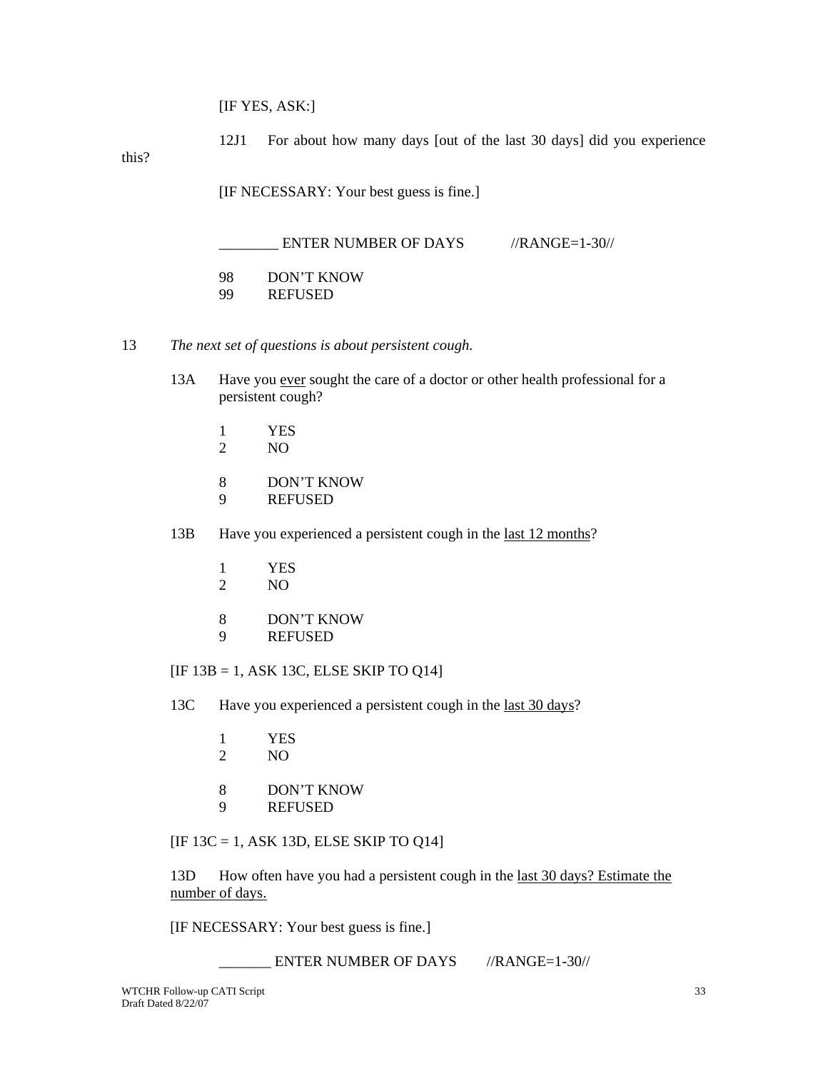[IF YES, ASK:]

12J1 For about how many days [out of the last 30 days] did you experience this?

[IF NECESSARY: Your best guess is fine.]

________ ENTER NUMBER OF DAYS //RANGE=1-30//

98 DON'T KNOW
99 REFUSED

13 *The next set of questions is about persistent cough.*

13A Have you ever sought the care of a doctor or other health professional for a persistent cough?

1 YES
2 NO

8 DON'T KNOW
9 REFUSED

13B Have you experienced a persistent cough in the last 12 months?

1 YES
2 NO

8 DON'T KNOW
9 REFUSED

[IF 13B = 1, ASK 13C, ELSE SKIP TO Q14]

13C Have you experienced a persistent cough in the last 30 days?

1 YES
2 NO

8 DON'T KNOW
9 REFUSED

[IF 13C = 1, ASK 13D, ELSE SKIP TO Q14]

13D How often have you had a persistent cough in the last 30 days? Estimate the number of days.

[IF NECESSARY: Your best guess is fine.]

_______ ENTER NUMBER OF DAYS //RANGE=1-30//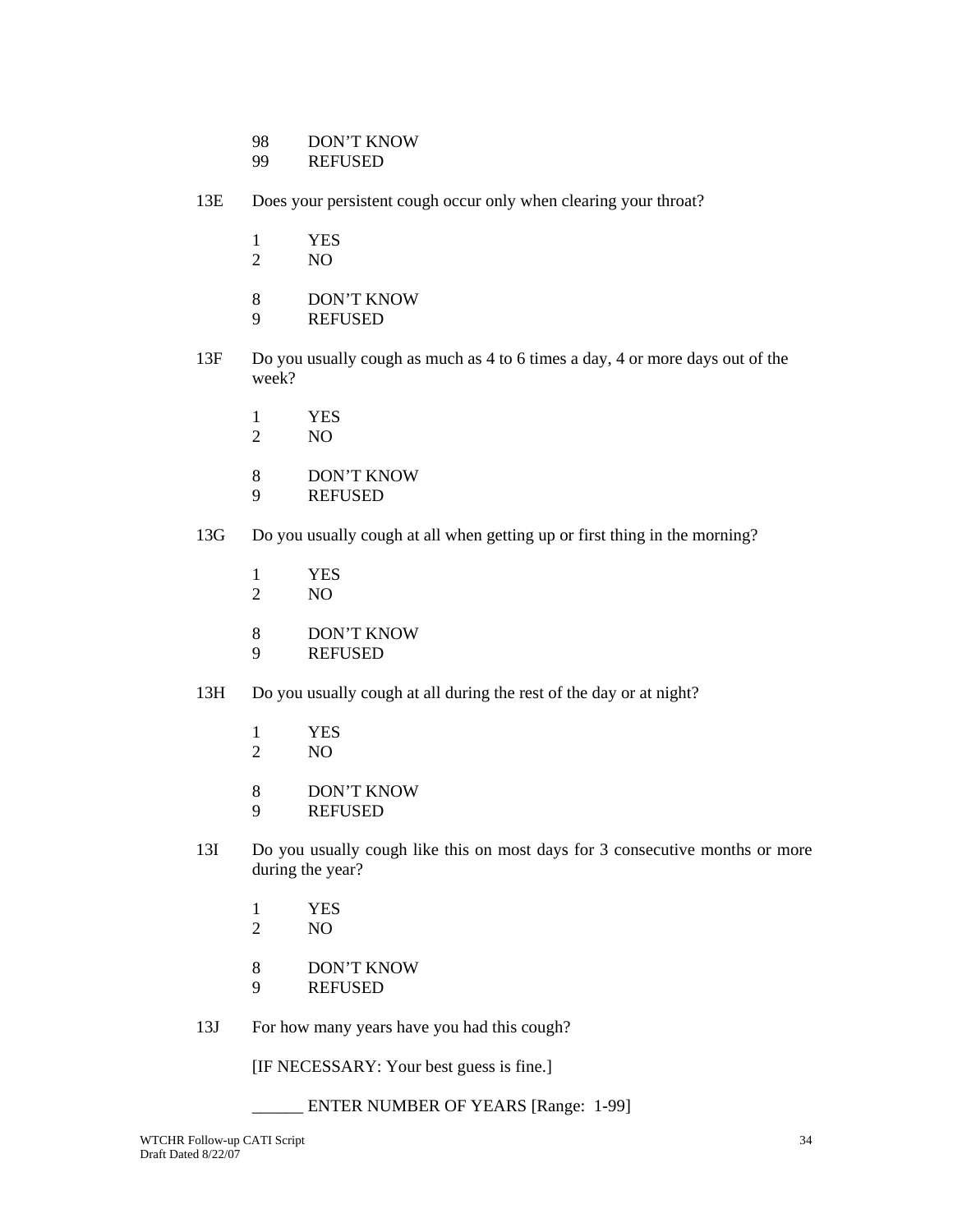98 DON'T KNOW
99 REFUSED

13E Does your persistent cough occur only when clearing your throat?

1 YES
2 NO

8 DON'T KNOW
9 REFUSED

13F Do you usually cough as much as 4 to 6 times a day, 4 or more days out of the week?

1 YES
2 NO

8 DON'T KNOW
9 REFUSED

13G Do you usually cough at all when getting up or first thing in the morning?

1 YES
2 NO

8 DON'T KNOW
9 REFUSED

13H Do you usually cough at all during the rest of the day or at night?

1 YES
2 NO

8 DON'T KNOW
9 REFUSED

13I Do you usually cough like this on most days for 3 consecutive months or more during the year?

1 YES
2 NO

8 DON'T KNOW
9 REFUSED

13J For how many years have you had this cough?

[IF NECESSARY: Your best guess is fine.]

______ ENTER NUMBER OF YEARS [Range: 1-99]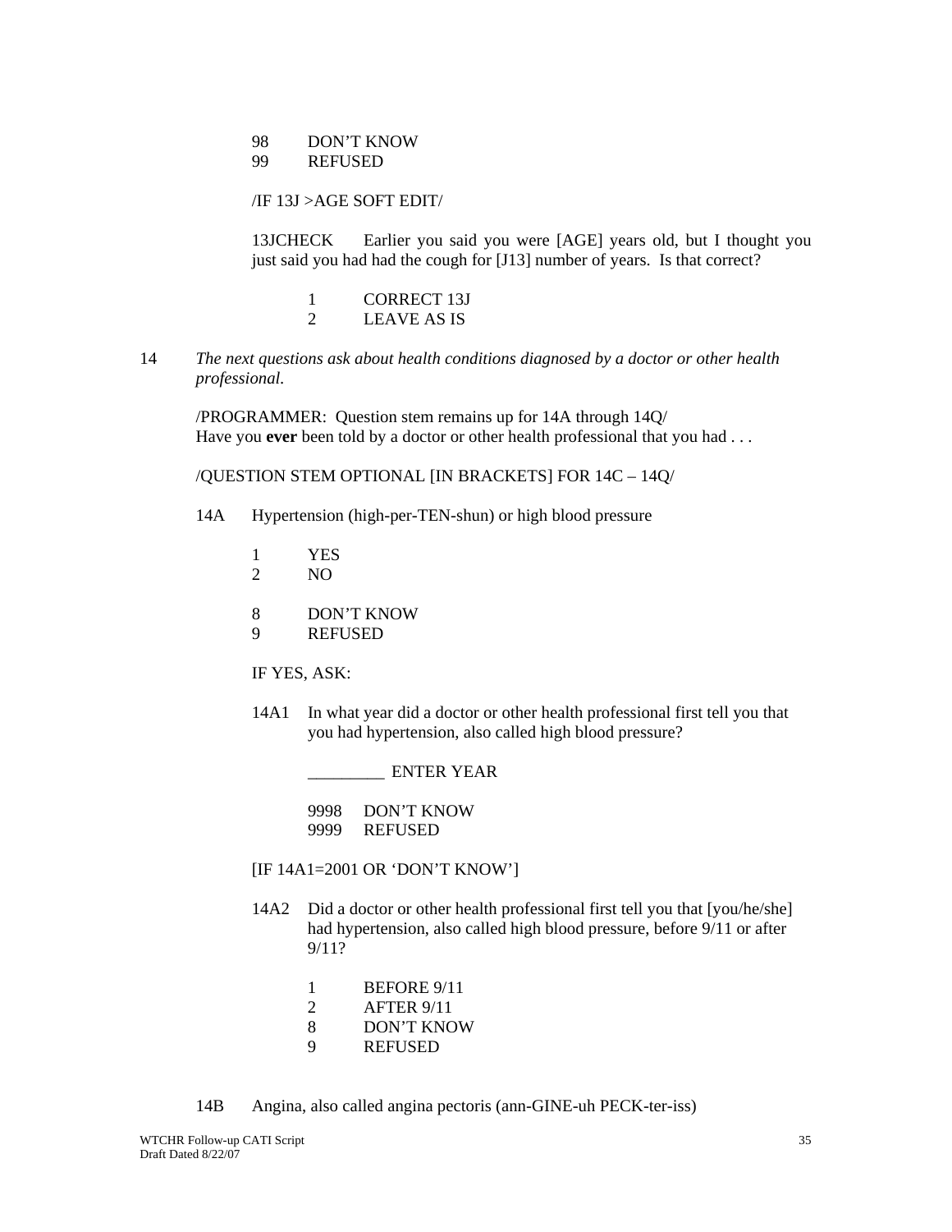98 DON'T KNOW
99 REFUSED

/IF 13J >AGE SOFT EDIT/

13JCHECK Earlier you said you were [AGE] years old, but I thought you just said you had had the cough for [J13] number of years. Is that correct?

1 CORRECT 13J
2 LEAVE AS IS

14 *The next questions ask about health conditions diagnosed by a doctor or other health professional.*

/PROGRAMMER: Question stem remains up for 14A through 14Q/
Have you **ever** been told by a doctor or other health professional that you had . . .

/QUESTION STEM OPTIONAL [IN BRACKETS] FOR 14C – 14Q/

14A Hypertension (high-per-TEN-shun) or high blood pressure

1 YES
2 NO

8 DON'T KNOW
9 REFUSED

IF YES, ASK:

14A1 In what year did a doctor or other health professional first tell you that you had hypertension, also called high blood pressure?

_________ ENTER YEAR

9998 DON'T KNOW
9999 REFUSED

[IF 14A1=2001 OR 'DON'T KNOW']

14A2 Did a doctor or other health professional first tell you that [you/he/she] had hypertension, also called high blood pressure, before 9/11 or after 9/11?

1 BEFORE 9/11
2 AFTER 9/11
8 DON'T KNOW
9 REFUSED

14B Angina, also called angina pectoris (ann-GINE-uh PECK-ter-iss)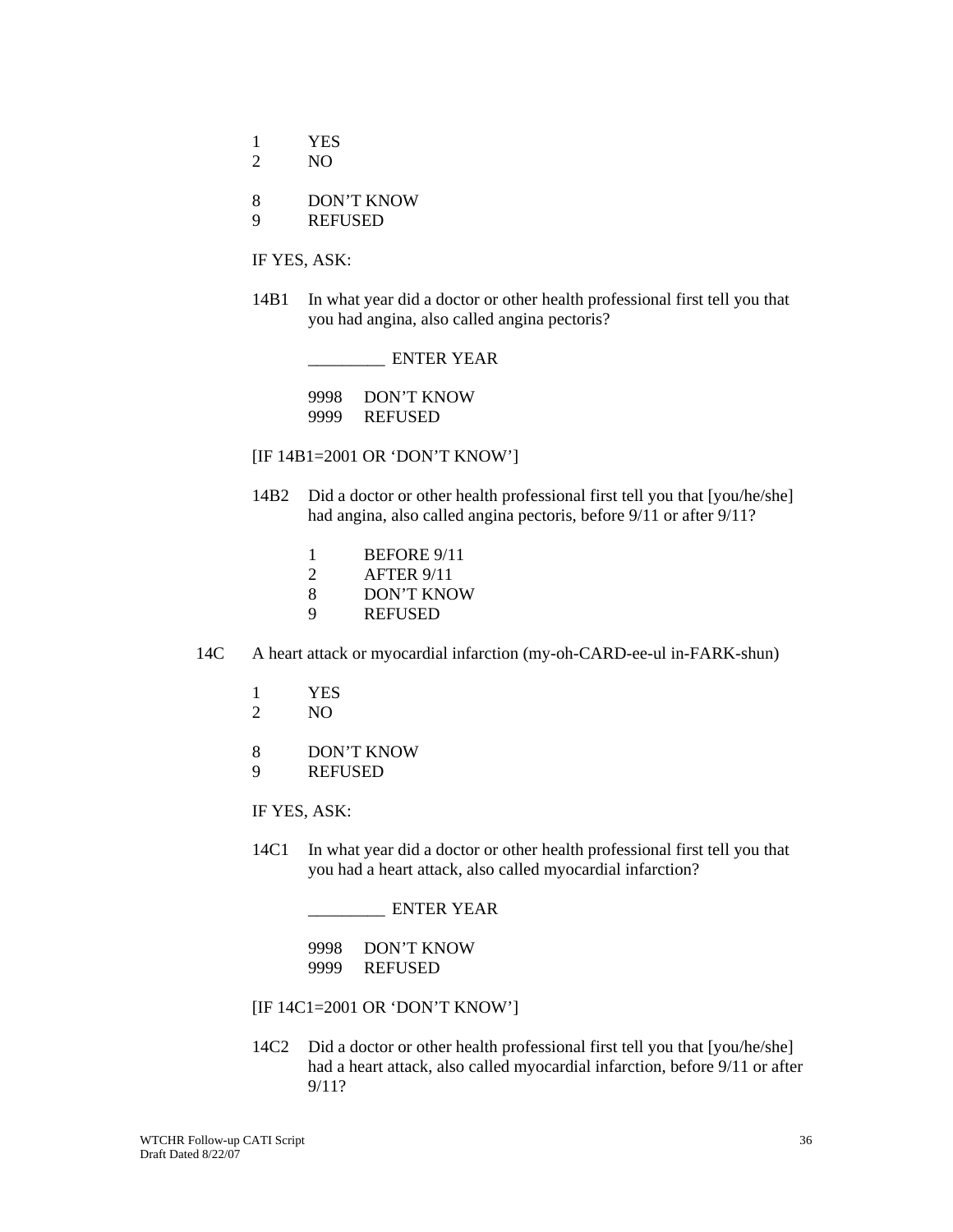1 YES
2 NO

8 DON'T KNOW
9 REFUSED

IF YES, ASK:

14B1 In what year did a doctor or other health professional first tell you that you had angina, also called angina pectoris?

_________ ENTER YEAR

9998 DON'T KNOW
9999 REFUSED

[IF 14B1=2001 OR 'DON'T KNOW']

14B2 Did a doctor or other health professional first tell you that [you/he/she] had angina, also called angina pectoris, before 9/11 or after 9/11?

1 BEFORE 9/11
2 AFTER 9/11
8 DON'T KNOW
9 REFUSED

14C A heart attack or myocardial infarction (my-oh-CARD-ee-ul in-FARK-shun)

1 YES
2 NO

8 DON'T KNOW
9 REFUSED

IF YES, ASK:

14C1 In what year did a doctor or other health professional first tell you that you had a heart attack, also called myocardial infarction?

_________ ENTER YEAR

9998 DON'T KNOW
9999 REFUSED

[IF 14C1=2001 OR 'DON'T KNOW']

14C2 Did a doctor or other health professional first tell you that [you/he/she] had a heart attack, also called myocardial infarction, before 9/11 or after 9/11?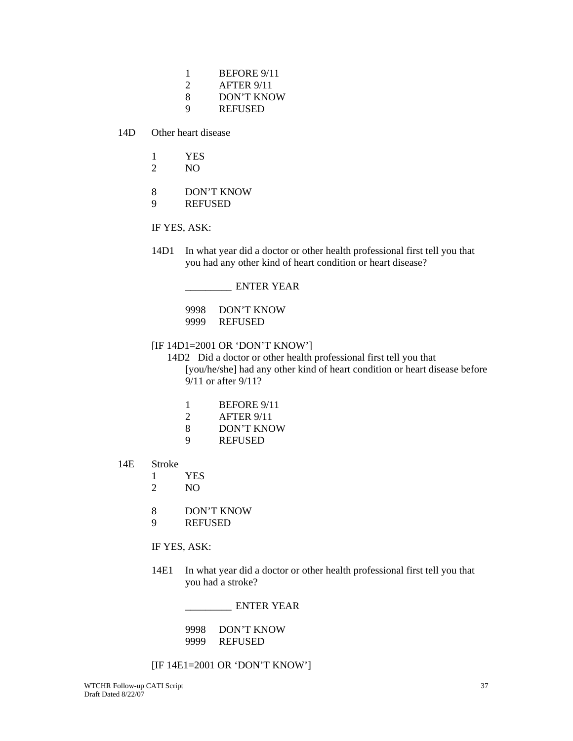1 BEFORE 9/11
2 AFTER 9/11
8 DON'T KNOW
9 REFUSED

14D Other heart disease

1 YES
2 NO

8 DON'T KNOW
9 REFUSED

IF YES, ASK:

14D1 In what year did a doctor or other health professional first tell you that you had any other kind of heart condition or heart disease?

_________ ENTER YEAR

9998 DON'T KNOW
9999 REFUSED

[IF 14D1=2001 OR 'DON'T KNOW']

14D2 Did a doctor or other health professional first tell you that [you/he/she] had any other kind of heart condition or heart disease before 9/11 or after 9/11?

1 BEFORE 9/11
2 AFTER 9/11
8 DON'T KNOW
9 REFUSED

14E Stroke

1 YES
2 NO

8 DON'T KNOW
9 REFUSED

IF YES, ASK:

14E1 In what year did a doctor or other health professional first tell you that you had a stroke?

_________ ENTER YEAR

9998 DON'T KNOW
9999 REFUSED

[IF 14E1=2001 OR 'DON'T KNOW']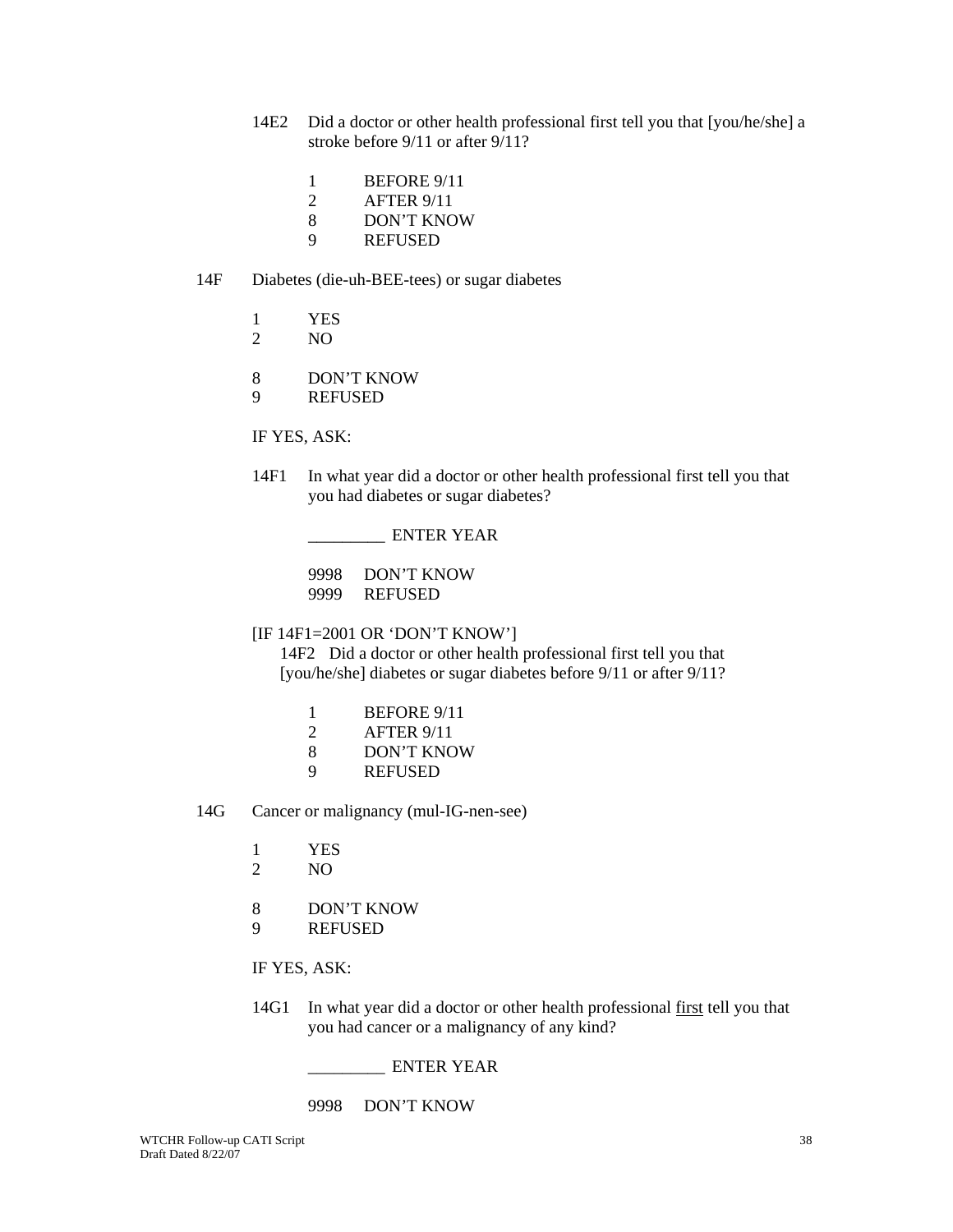14E2 Did a doctor or other health professional first tell you that [you/he/she] a stroke before 9/11 or after 9/11?

1 BEFORE 9/11
2 AFTER 9/11
8 DON'T KNOW
9 REFUSED

14F Diabetes (die-uh-BEE-tees) or sugar diabetes

1 YES
2 NO

8 DON'T KNOW
9 REFUSED

IF YES, ASK:

14F1 In what year did a doctor or other health professional first tell you that you had diabetes or sugar diabetes?

_________ ENTER YEAR

9998 DON'T KNOW
9999 REFUSED

[IF 14F1=2001 OR 'DON'T KNOW']
14F2 Did a doctor or other health professional first tell you that [you/he/she] diabetes or sugar diabetes before 9/11 or after 9/11?

1 BEFORE 9/11
2 AFTER 9/11
8 DON'T KNOW
9 REFUSED

14G Cancer or malignancy (mul-IG-nen-see)

1 YES
2 NO

8 DON'T KNOW
9 REFUSED

IF YES, ASK:

14G1 In what year did a doctor or other health professional <u>first</u> tell you that you had cancer or a malignancy of any kind?

_________ ENTER YEAR

9998 DON'T KNOW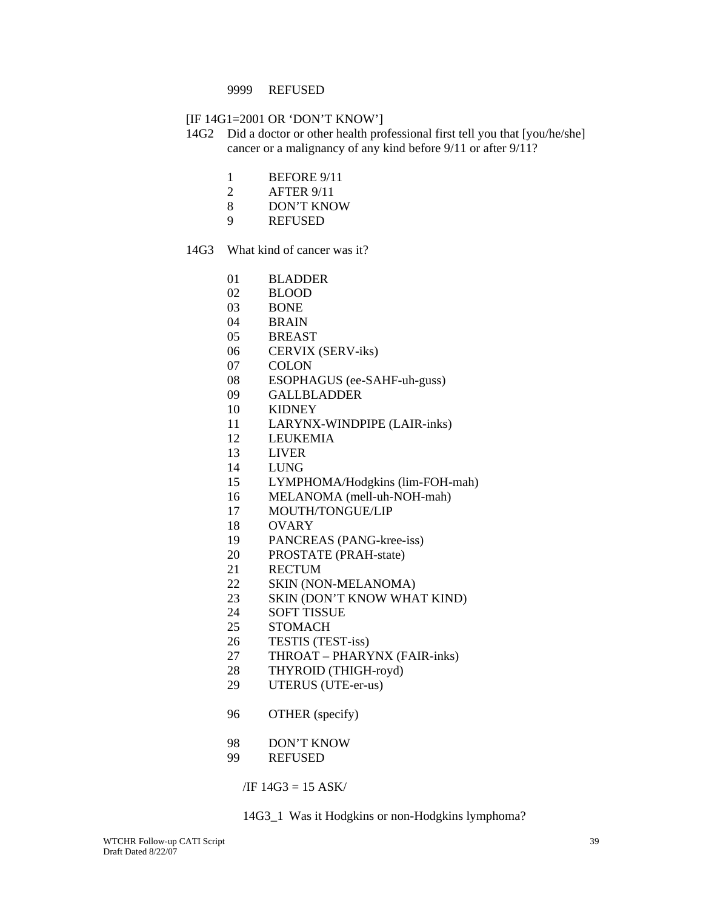9999 REFUSED

[IF 14G1=2001 OR 'DON'T KNOW']

14G2 Did a doctor or other health professional first tell you that [you/he/she] cancer or a malignancy of any kind before 9/11 or after 9/11?

1 BEFORE 9/11
2 AFTER 9/11
8 DON'T KNOW
9 REFUSED

14G3 What kind of cancer was it?

01 BLADDER
02 BLOOD
03 BONE
04 BRAIN
05 BREAST
06 CERVIX (SERV-iks)
07 COLON
08 ESOPHAGUS (ee-SAHF-uh-guss)
09 GALLBLADDER
10 KIDNEY
11 LARYNX-WINDPIPE (LAIR-inks)
12 LEUKEMIA
13 LIVER
14 LUNG
15 LYMPHOMA/Hodgkins (lim-FOH-mah)
16 MELANOMA (mell-uh-NOH-mah)
17 MOUTH/TONGUE/LIP
18 OVARY
19 PANCREAS (PANG-kree-iss)
20 PROSTATE (PRAH-state)
21 RECTUM
22 SKIN (NON-MELANOMA)
23 SKIN (DON'T KNOW WHAT KIND)
24 SOFT TISSUE
25 STOMACH
26 TESTIS (TEST-iss)
27 THROAT – PHARYNX (FAIR-inks)
28 THYROID (THIGH-royd)
29 UTERUS (UTE-er-us)

96 OTHER (specify)

98 DON'T KNOW
99 REFUSED

/IF 14G3 = 15 ASK/

14G3_1 Was it Hodgkins or non-Hodgkins lymphoma?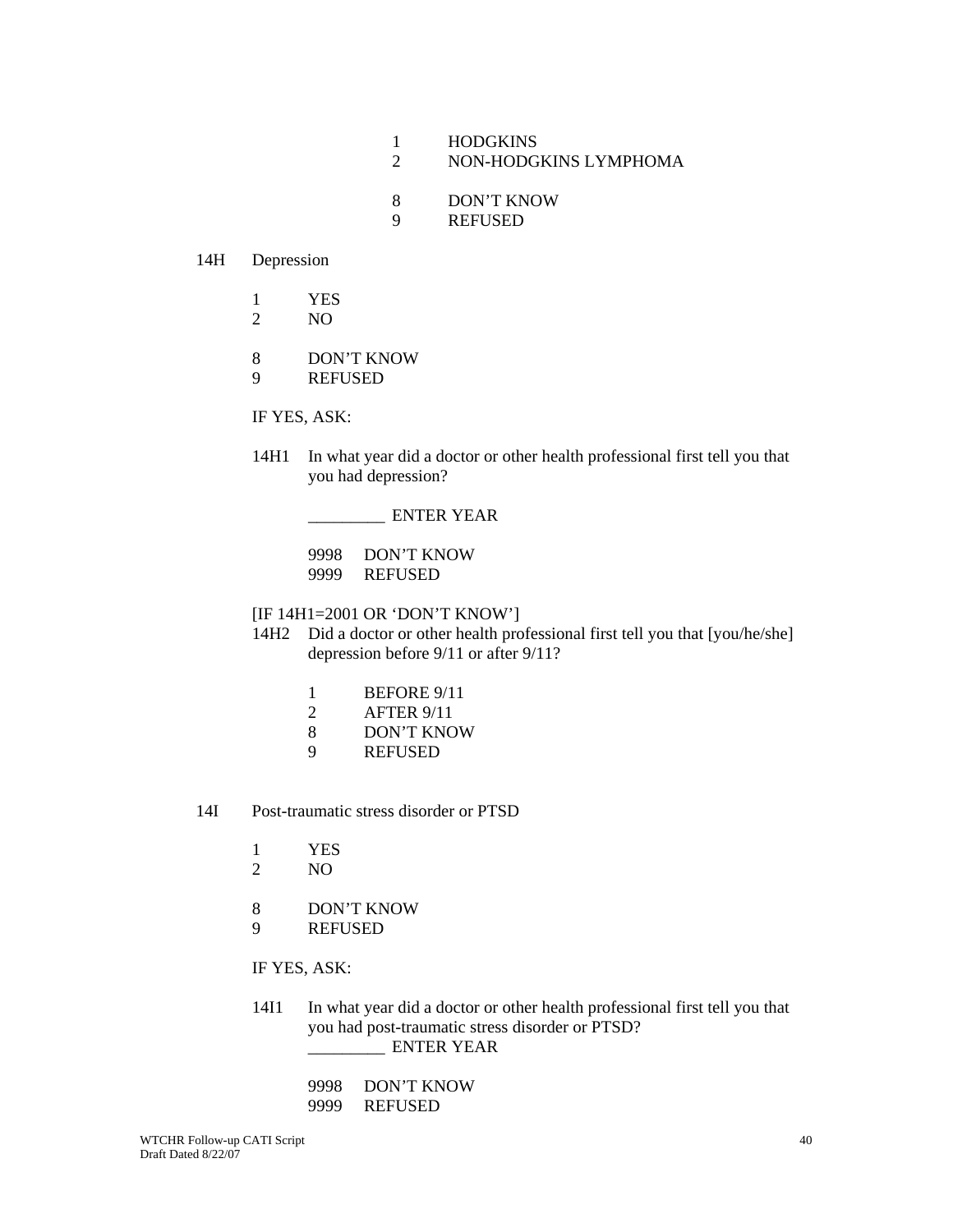1 HODGKINS
2 NON-HODGKINS LYMPHOMA

8 DON'T KNOW
9 REFUSED

14H Depression

1 YES
2 NO

8 DON'T KNOW
9 REFUSED

IF YES, ASK:

14H1 In what year did a doctor or other health professional first tell you that you had depression?

_________ ENTER YEAR

9998 DON'T KNOW
9999 REFUSED

[IF 14H1=2001 OR 'DON'T KNOW']
14H2 Did a doctor or other health professional first tell you that [you/he/she] depression before 9/11 or after 9/11?

1 BEFORE 9/11
2 AFTER 9/11
8 DON'T KNOW
9 REFUSED

14I Post-traumatic stress disorder or PTSD

1 YES
2 NO

8 DON'T KNOW
9 REFUSED

IF YES, ASK:

14I1 In what year did a doctor or other health professional first tell you that you had post-traumatic stress disorder or PTSD?
_________ ENTER YEAR

9998 DON'T KNOW
9999 REFUSED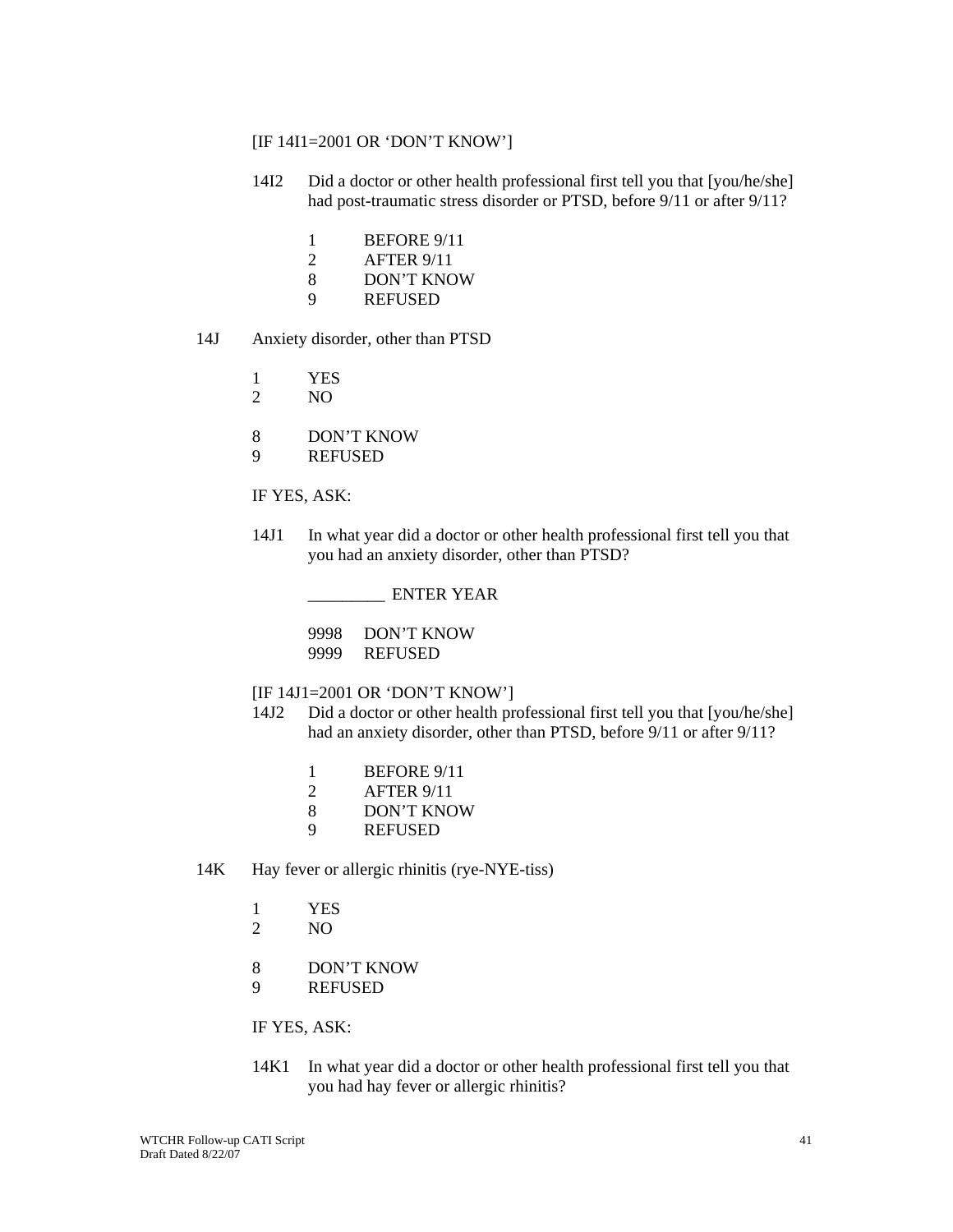[IF 14I1=2001 OR 'DON'T KNOW']

14I2 Did a doctor or other health professional first tell you that [you/he/she] had post-traumatic stress disorder or PTSD, before 9/11 or after 9/11?

1 BEFORE 9/11
2 AFTER 9/11
8 DON'T KNOW
9 REFUSED

14J Anxiety disorder, other than PTSD

1 YES
2 NO

8 DON'T KNOW
9 REFUSED

IF YES, ASK:

14J1 In what year did a doctor or other health professional first tell you that you had an anxiety disorder, other than PTSD?

_________ ENTER YEAR

9998 DON'T KNOW
9999 REFUSED

[IF 14J1=2001 OR 'DON'T KNOW']

14J2 Did a doctor or other health professional first tell you that [you/he/she] had an anxiety disorder, other than PTSD, before 9/11 or after 9/11?

1 BEFORE 9/11
2 AFTER 9/11
8 DON'T KNOW
9 REFUSED

14K Hay fever or allergic rhinitis (rye-NYE-tiss)

1 YES
2 NO

8 DON'T KNOW
9 REFUSED

IF YES, ASK:

14K1 In what year did a doctor or other health professional first tell you that you had hay fever or allergic rhinitis?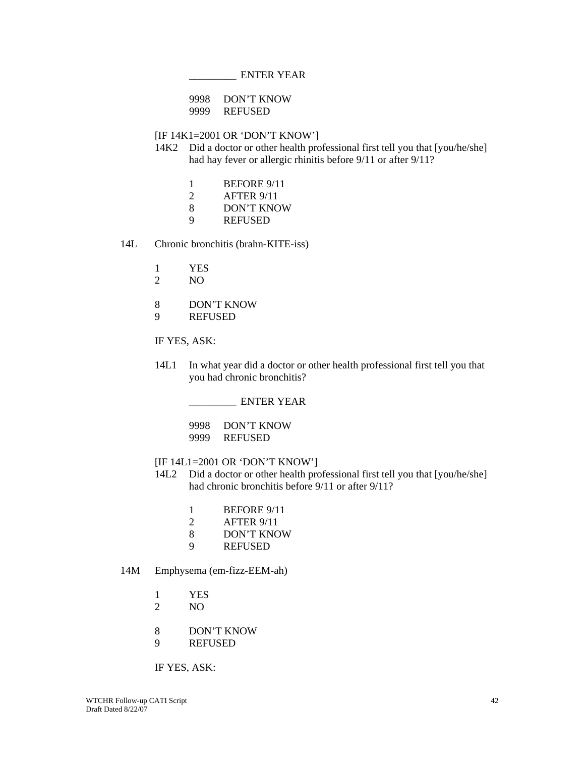_________ ENTER YEAR

9998 DON'T KNOW
9999 REFUSED

[IF 14K1=2001 OR 'DON'T KNOW']

14K2 Did a doctor or other health professional first tell you that [you/he/she] had hay fever or allergic rhinitis before 9/11 or after 9/11?

1 BEFORE 9/11
2 AFTER 9/11
8 DON'T KNOW
9 REFUSED

14L Chronic bronchitis (brahn-KITE-iss)

1 YES
2 NO

8 DON'T KNOW
9 REFUSED

IF YES, ASK:

14L1 In what year did a doctor or other health professional first tell you that you had chronic bronchitis?

_________ ENTER YEAR

9998 DON'T KNOW
9999 REFUSED

[IF 14L1=2001 OR 'DON'T KNOW']

14L2 Did a doctor or other health professional first tell you that [you/he/she] had chronic bronchitis before 9/11 or after 9/11?

1 BEFORE 9/11
2 AFTER 9/11
8 DON'T KNOW
9 REFUSED

14M Emphysema (em-fizz-EEM-ah)

1 YES
2 NO

8 DON'T KNOW
9 REFUSED

IF YES, ASK: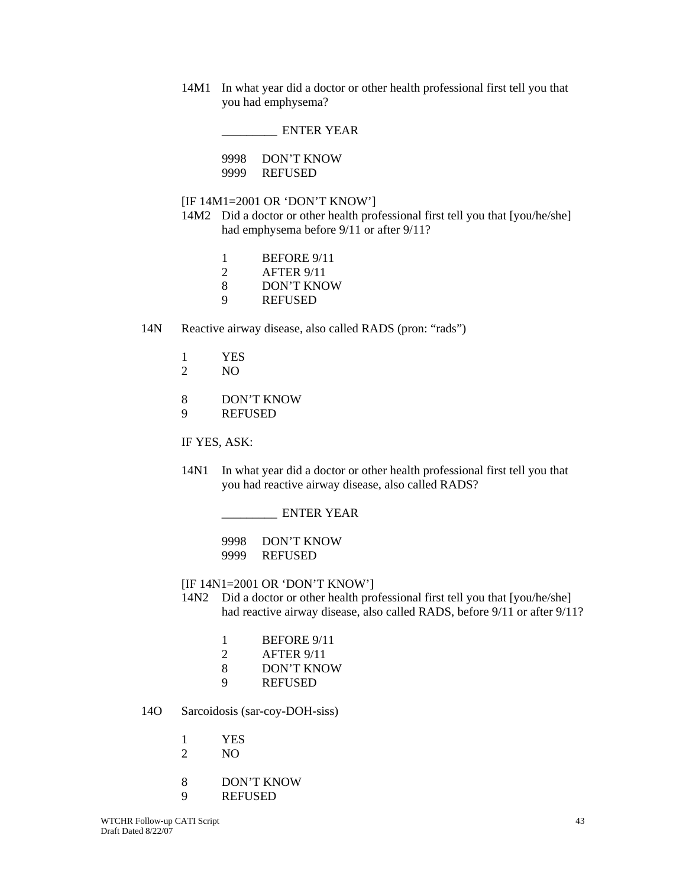14M1 In what year did a doctor or other health professional first tell you that you had emphysema?

_________ ENTER YEAR

9998 DON'T KNOW
9999 REFUSED

[IF 14M1=2001 OR 'DON'T KNOW']
14M2 Did a doctor or other health professional first tell you that [you/he/she] had emphysema before 9/11 or after 9/11?

1 BEFORE 9/11
2 AFTER 9/11
8 DON'T KNOW
9 REFUSED

14N Reactive airway disease, also called RADS (pron: "rads")

1 YES
2 NO

8 DON'T KNOW
9 REFUSED

IF YES, ASK:

14N1 In what year did a doctor or other health professional first tell you that you had reactive airway disease, also called RADS?

_________ ENTER YEAR

9998 DON'T KNOW
9999 REFUSED

[IF 14N1=2001 OR 'DON'T KNOW']
14N2 Did a doctor or other health professional first tell you that [you/he/she] had reactive airway disease, also called RADS, before 9/11 or after 9/11?

1 BEFORE 9/11
2 AFTER 9/11
8 DON'T KNOW
9 REFUSED

14O Sarcoidosis (sar-coy-DOH-siss)

1 YES
2 NO

8 DON'T KNOW
9 REFUSED

WTCHR Follow-up CATI Script
Draft Dated 8/22/07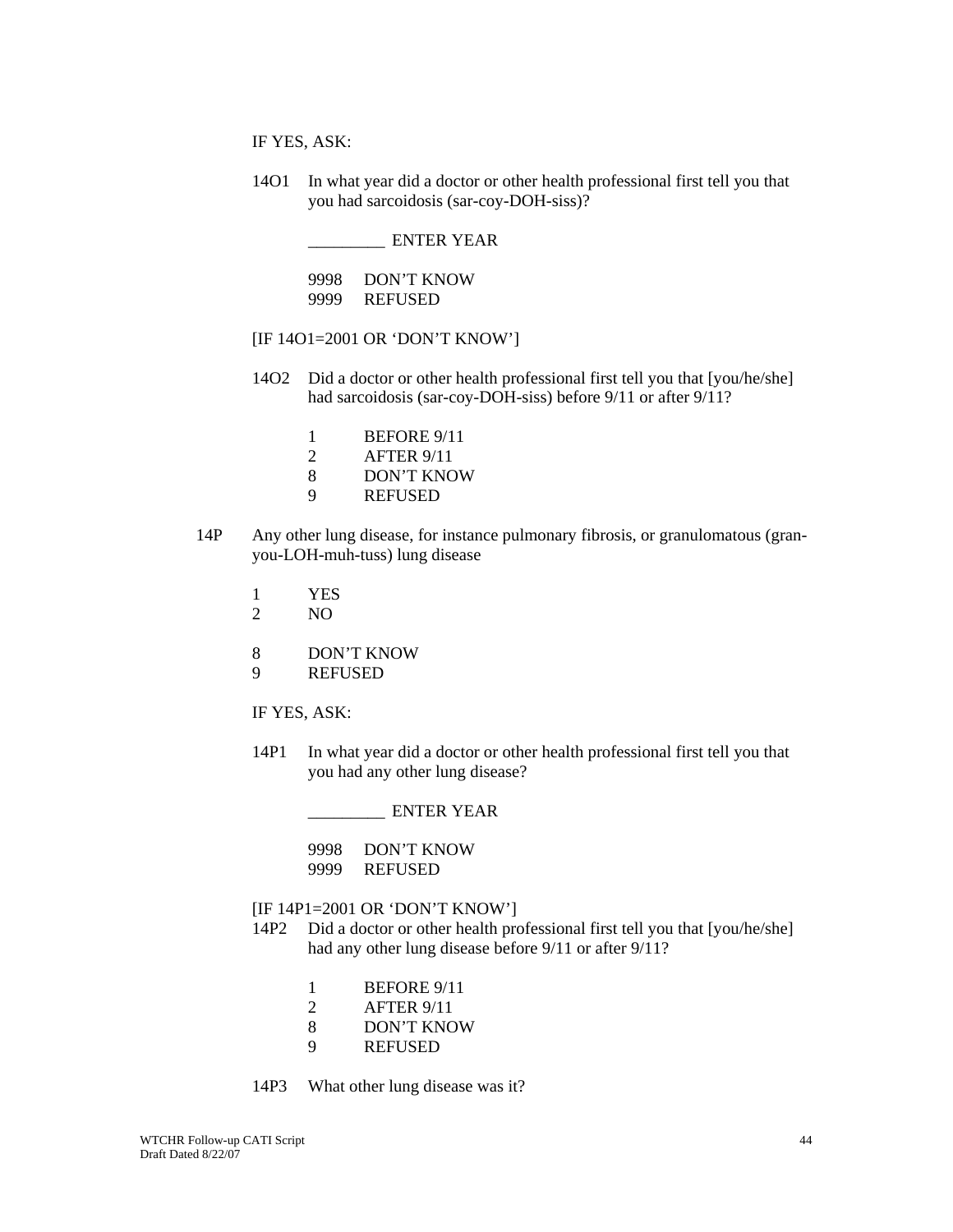IF YES, ASK:

14O1 In what year did a doctor or other health professional first tell you that you had sarcoidosis (sar-coy-DOH-siss)?

_________ ENTER YEAR

9998 DON'T KNOW
9999 REFUSED

[IF 14O1=2001 OR 'DON'T KNOW']

14O2 Did a doctor or other health professional first tell you that [you/he/she] had sarcoidosis (sar-coy-DOH-siss) before 9/11 or after 9/11?

1 BEFORE 9/11
2 AFTER 9/11
8 DON'T KNOW
9 REFUSED

14P Any other lung disease, for instance pulmonary fibrosis, or granulomatous (gran-you-LOH-muh-tuss) lung disease

1 YES
2 NO

8 DON'T KNOW
9 REFUSED

IF YES, ASK:

14P1 In what year did a doctor or other health professional first tell you that you had any other lung disease?

_________ ENTER YEAR

9998 DON'T KNOW
9999 REFUSED

[IF 14P1=2001 OR 'DON'T KNOW']

14P2 Did a doctor or other health professional first tell you that [you/he/she] had any other lung disease before 9/11 or after 9/11?

1 BEFORE 9/11
2 AFTER 9/11
8 DON'T KNOW
9 REFUSED

14P3 What other lung disease was it?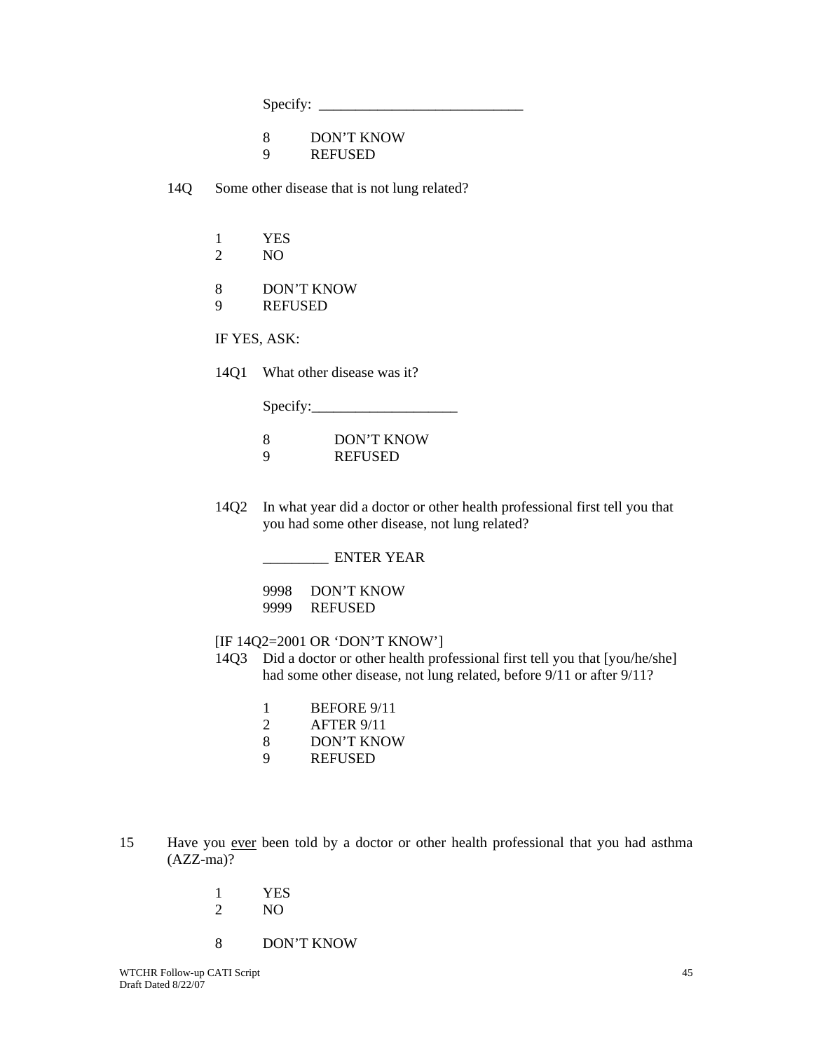Specify: ____________________________

8 DON'T KNOW
9 REFUSED

14Q Some other disease that is not lung related?

1 YES
2 NO

8 DON'T KNOW
9 REFUSED

IF YES, ASK:

14Q1 What other disease was it?

Specify:____________________

8 DON'T KNOW
9 REFUSED

14Q2 In what year did a doctor or other health professional first tell you that you had some other disease, not lung related?

_________ ENTER YEAR

9998 DON'T KNOW
9999 REFUSED

[IF 14Q2=2001 OR 'DON'T KNOW']
14Q3 Did a doctor or other health professional first tell you that [you/he/she] had some other disease, not lung related, before 9/11 or after 9/11?

1 BEFORE 9/11
2 AFTER 9/11
8 DON'T KNOW
9 REFUSED

15 Have you <u>ever</u> been told by a doctor or other health professional that you had asthma (AZZ-ma)?

1 YES
2 NO

8 DON'T KNOW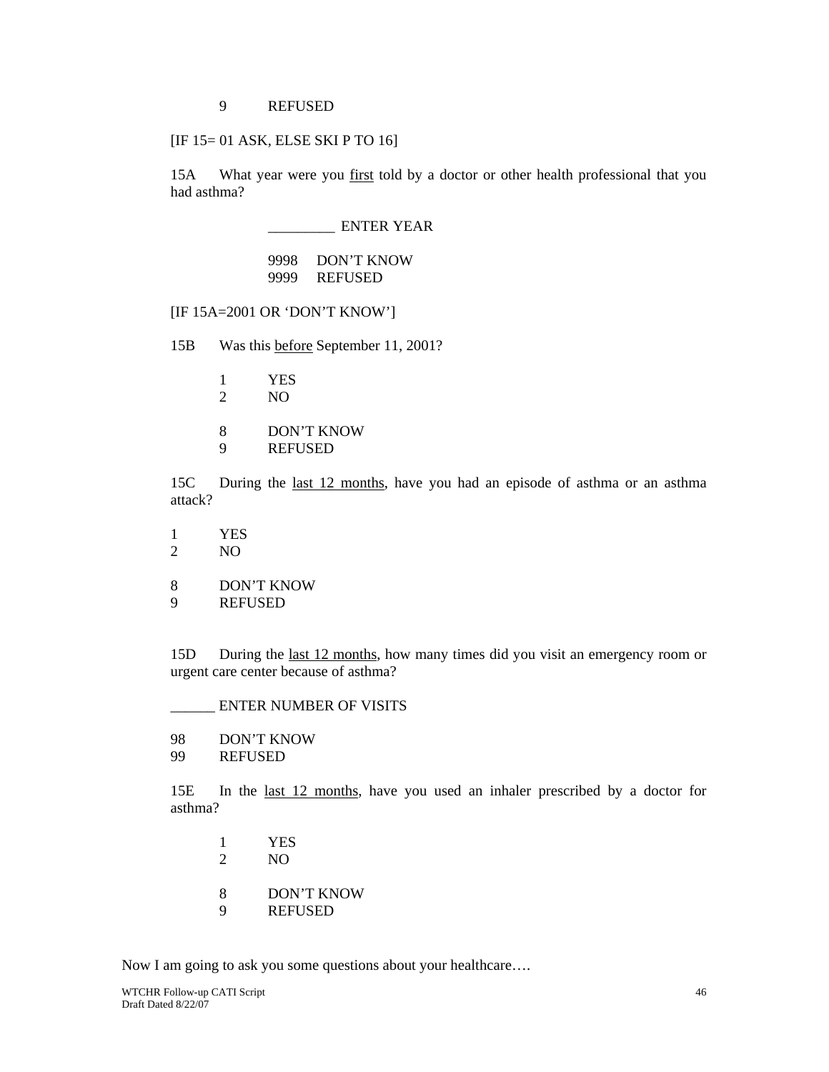9 REFUSED

[IF 15= 01 ASK, ELSE SKI P TO 16]

15A What year were you <u>first</u> told by a doctor or other health professional that you had asthma?

_________ ENTER YEAR

9998 DON'T KNOW
9999 REFUSED

[IF 15A=2001 OR 'DON'T KNOW']

15B Was this <u>before</u> September 11, 2001?

1 YES
2 NO

8 DON'T KNOW
9 REFUSED

15C During the <u>last 12 months</u>, have you had an episode of asthma or an asthma attack?

1 YES
2 NO

8 DON'T KNOW
9 REFUSED

15D During the <u>last 12 months</u>, how many times did you visit an emergency room or urgent care center because of asthma?

______ ENTER NUMBER OF VISITS

98 DON'T KNOW
99 REFUSED

15E In the <u>last 12 months</u>, have you used an inhaler prescribed by a doctor for asthma?

1 YES
2 NO

8 DON'T KNOW
9 REFUSED

Now I am going to ask you some questions about your healthcare….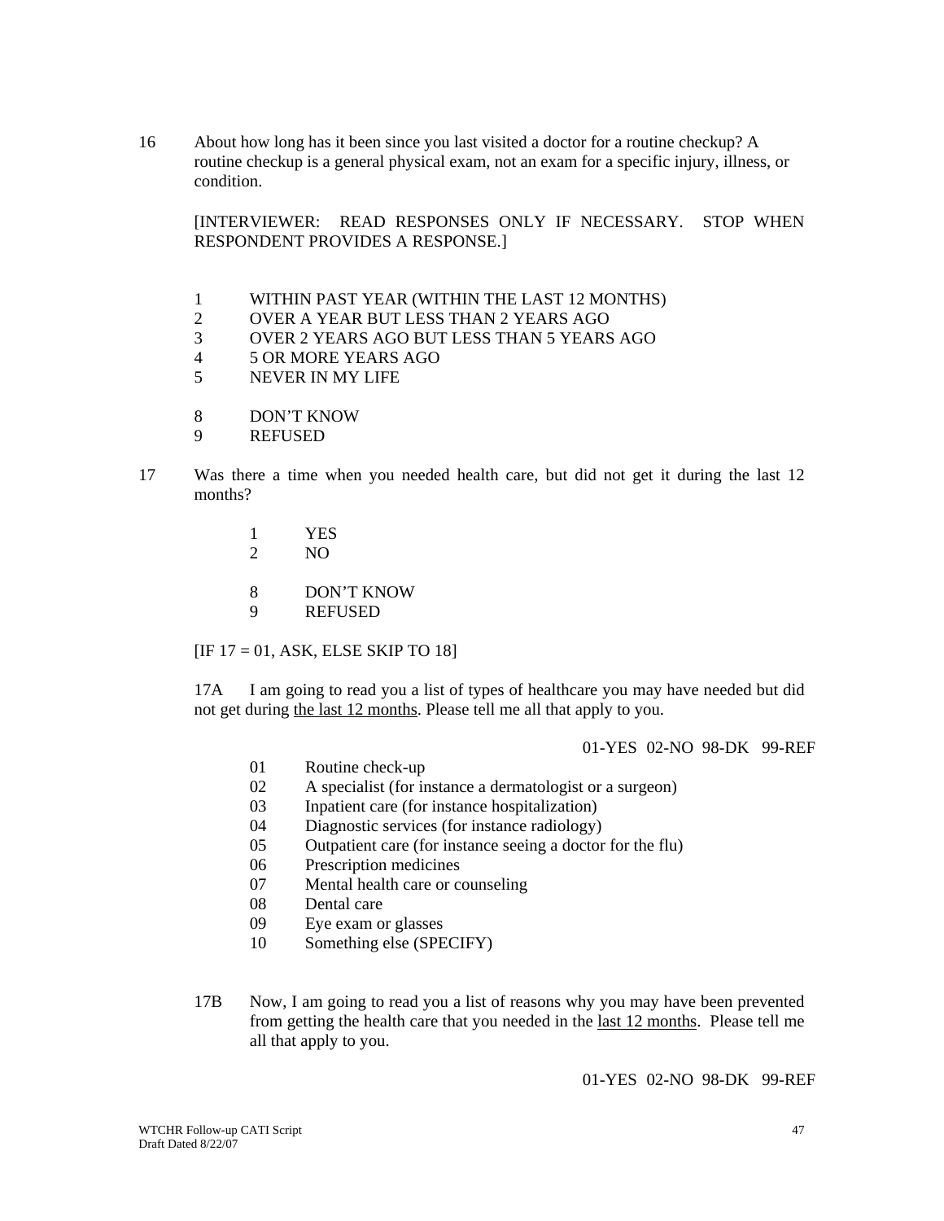16 About how long has it been since you last visited a doctor for a routine checkup? A routine checkup is a general physical exam, not an exam for a specific injury, illness, or condition.

[INTERVIEWER: READ RESPONSES ONLY IF NECESSARY. STOP WHEN RESPONDENT PROVIDES A RESPONSE.]

1 WITHIN PAST YEAR (WITHIN THE LAST 12 MONTHS)
2 OVER A YEAR BUT LESS THAN 2 YEARS AGO
3 OVER 2 YEARS AGO BUT LESS THAN 5 YEARS AGO
4 5 OR MORE YEARS AGO
5 NEVER IN MY LIFE

8 DON'T KNOW
9 REFUSED

17 Was there a time when you needed health care, but did not get it during the last 12 months?

1 YES
2 NO

8 DON'T KNOW
9 REFUSED

[IF 17 = 01, ASK, ELSE SKIP TO 18]

17A I am going to read you a list of types of healthcare you may have needed but did not get during the last 12 months. Please tell me all that apply to you.

01-YES 02-NO 98-DK 99-REF

01 Routine check-up
02 A specialist (for instance a dermatologist or a surgeon)
03 Inpatient care (for instance hospitalization)
04 Diagnostic services (for instance radiology)
05 Outpatient care (for instance seeing a doctor for the flu)
06 Prescription medicines
07 Mental health care or counseling
08 Dental care
09 Eye exam or glasses
10 Something else (SPECIFY)

17B Now, I am going to read you a list of reasons why you may have been prevented from getting the health care that you needed in the last 12 months. Please tell me all that apply to you.

01-YES 02-NO 98-DK 99-REF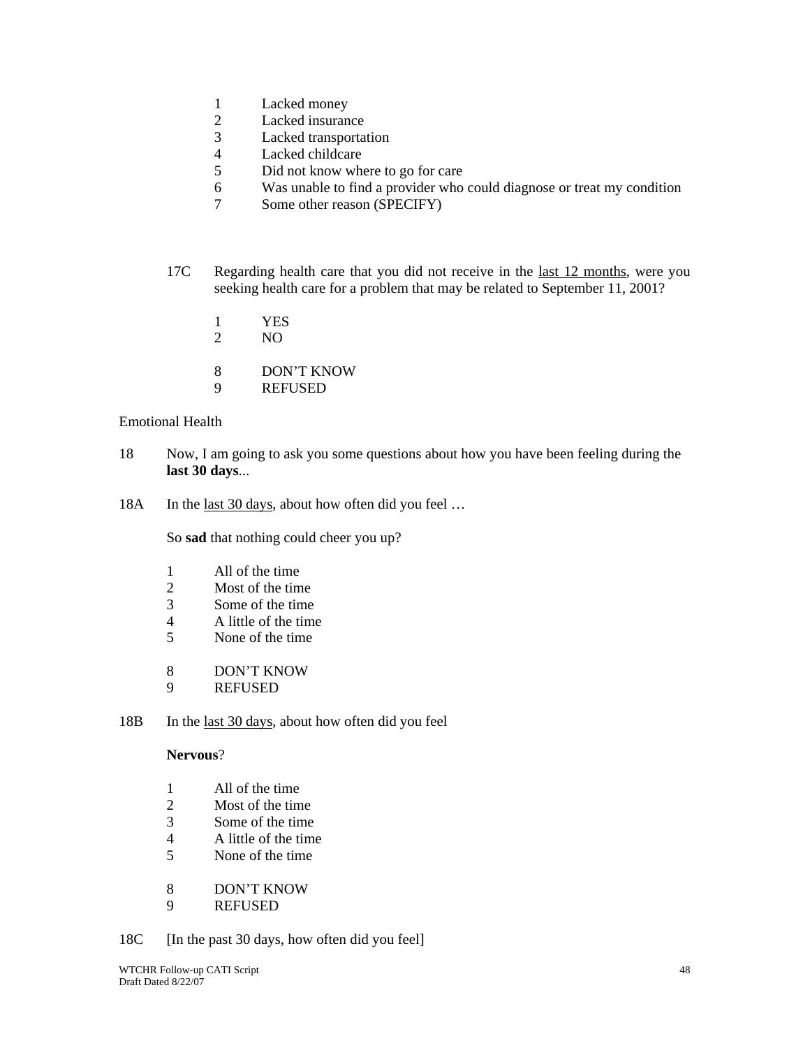1 Lacked money
2 Lacked insurance
3 Lacked transportation
4 Lacked childcare
5 Did not know where to go for care
6 Was unable to find a provider who could diagnose or treat my condition
7 Some other reason (SPECIFY)

17C Regarding health care that you did not receive in the <u>last 12 months</u>, were you seeking health care for a problem that may be related to September 11, 2001?

1 YES
2 NO

8 DON'T KNOW
9 REFUSED

Emotional Health

18 Now, I am going to ask you some questions about how you have been feeling during the **last 30 days**...

18A In the <u>last 30 days</u>, about how often did you feel …

So **sad** that nothing could cheer you up?

1 All of the time
2 Most of the time
3 Some of the time
4 A little of the time
5 None of the time

8 DON'T KNOW
9 REFUSED

18B In the <u>last 30 days</u>, about how often did you feel

**Nervous**?

1 All of the time
2 Most of the time
3 Some of the time
4 A little of the time
5 None of the time

8 DON'T KNOW
9 REFUSED

18C [In the past 30 days, how often did you feel]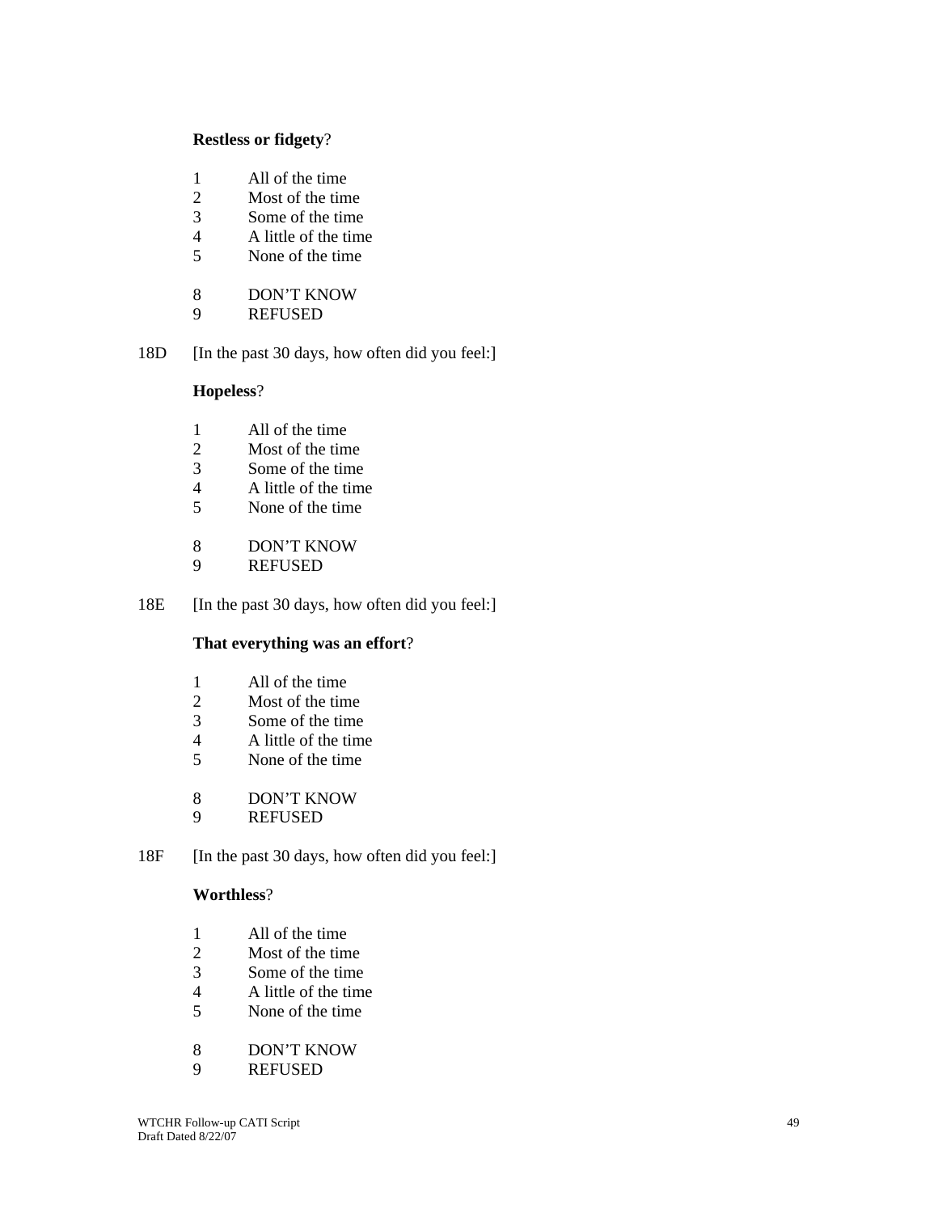**Restless or fidgety**?

1 All of the time
2 Most of the time
3 Some of the time
4 A little of the time
5 None of the time

8 DON'T KNOW
9 REFUSED

18D [In the past 30 days, how often did you feel:]

**Hopeless**?

1 All of the time
2 Most of the time
3 Some of the time
4 A little of the time
5 None of the time

8 DON'T KNOW
9 REFUSED

18E [In the past 30 days, how often did you feel:]

**That everything was an effort**?

1 All of the time
2 Most of the time
3 Some of the time
4 A little of the time
5 None of the time

8 DON'T KNOW
9 REFUSED

18F [In the past 30 days, how often did you feel:]

**Worthless**?

1 All of the time
2 Most of the time
3 Some of the time
4 A little of the time
5 None of the time

8 DON'T KNOW
9 REFUSED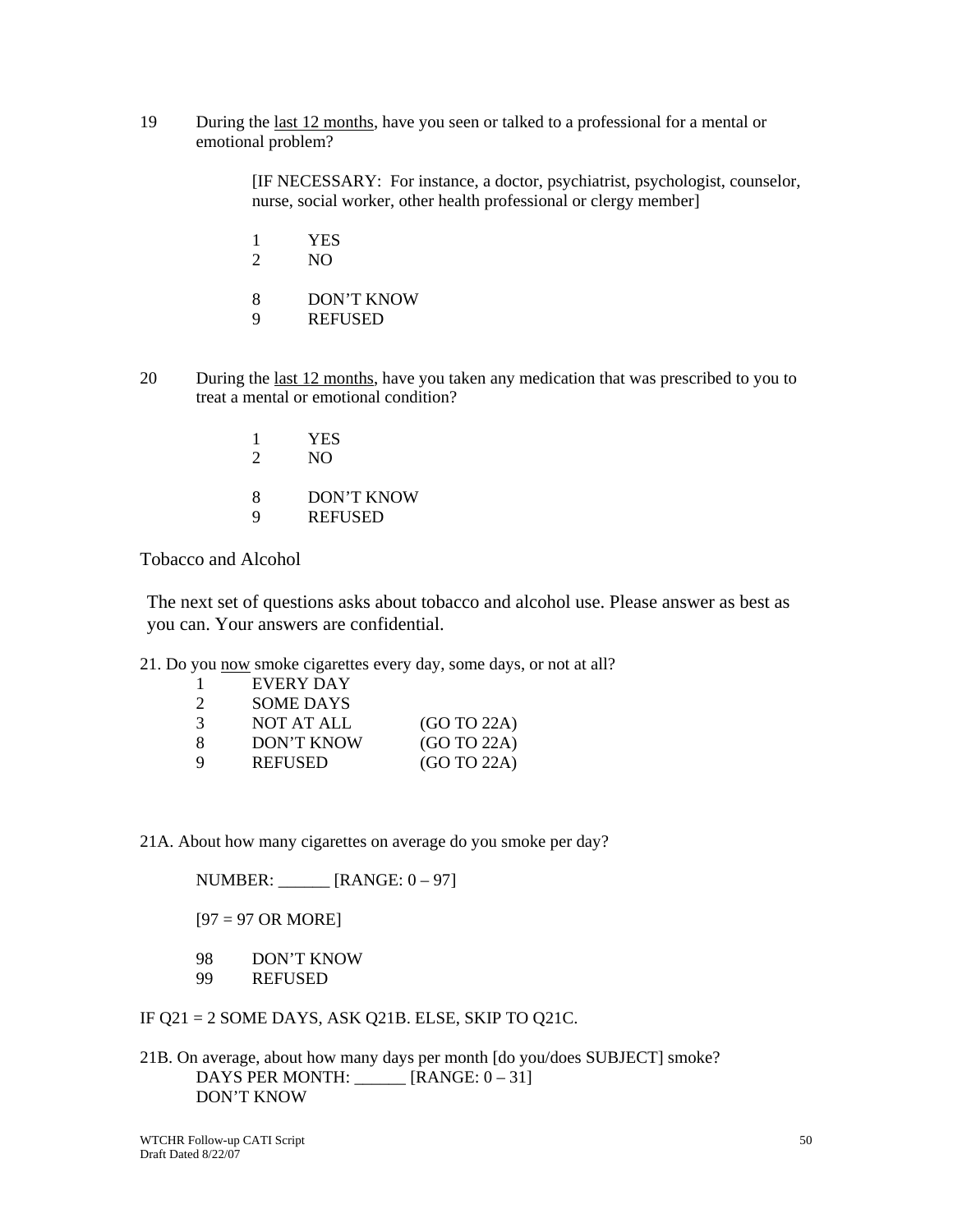19 During the <u>last 12 months</u>, have you seen or talked to a professional for a mental or emotional problem?

[IF NECESSARY: For instance, a doctor, psychiatrist, psychologist, counselor, nurse, social worker, other health professional or clergy member]

1 YES
2 NO

8 DON'T KNOW
9 REFUSED

20 During the <u>last 12 months</u>, have you taken any medication that was prescribed to you to treat a mental or emotional condition?

1 YES
2 NO

8 DON'T KNOW
9 REFUSED

## Tobacco and Alcohol

The next set of questions asks about tobacco and alcohol use. Please answer as best as you can. Your answers are confidential.

21. Do you <u>now</u> smoke cigarettes every day, some days, or not at all?

1 EVERY DAY
2 SOME DAYS
3 NOT AT ALL (GO TO 22A)
8 DON'T KNOW (GO TO 22A)
9 REFUSED (GO TO 22A)

21A. About how many cigarettes on average do you smoke per day?

NUMBER: ______ [RANGE: 0 – 97]

[97 = 97 OR MORE]

98 DON'T KNOW
99 REFUSED

IF Q21 = 2 SOME DAYS, ASK Q21B. ELSE, SKIP TO Q21C.

21B. On average, about how many days per month [do you/does SUBJECT] smoke?
DAYS PER MONTH: ______ [RANGE: 0 – 31]
DON'T KNOW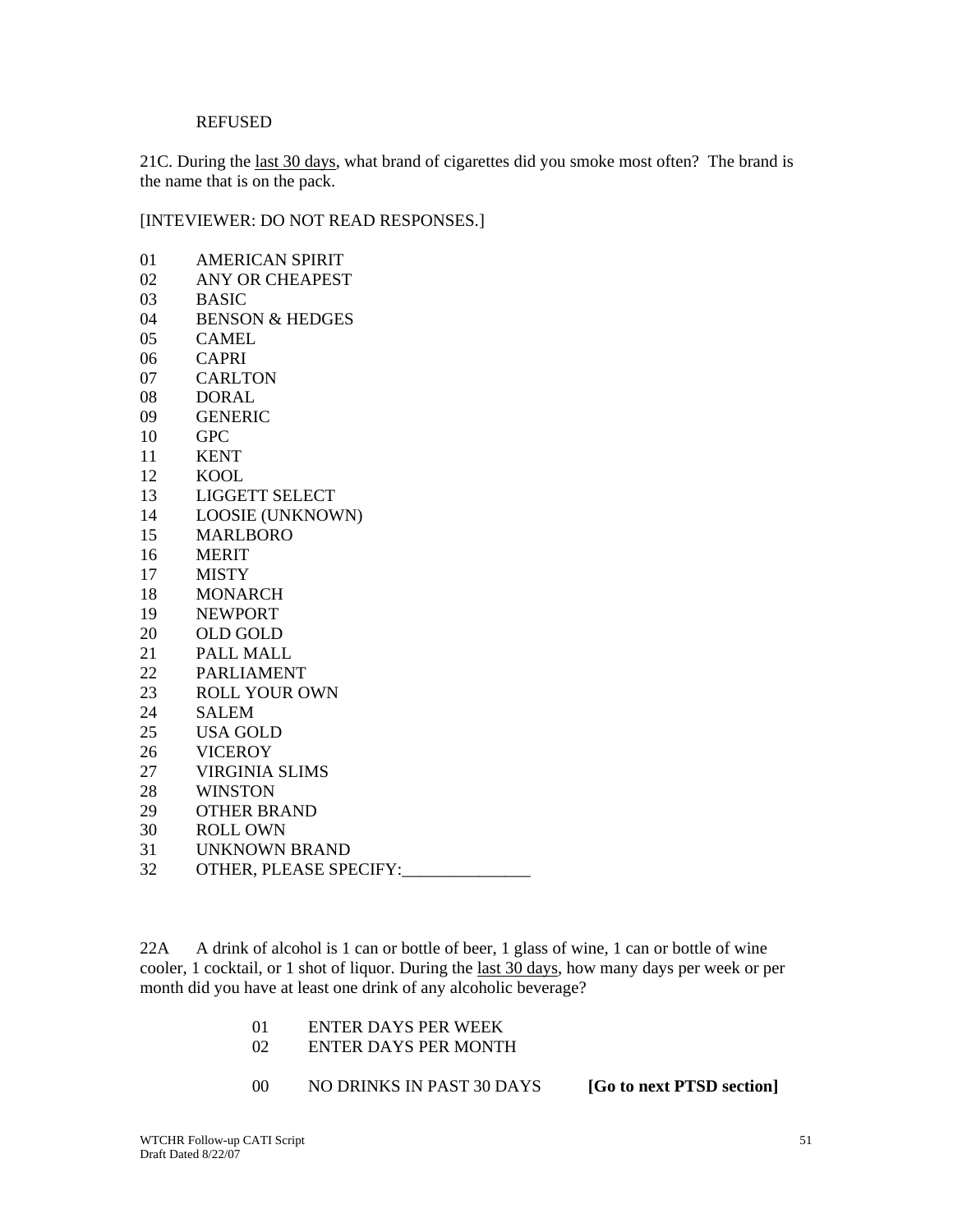REFUSED

21C. During the <u>last 30 days</u>, what brand of cigarettes did you smoke most often? The brand is the name that is on the pack.

[INTEVIEWER: DO NOT READ RESPONSES.]

01 AMERICAN SPIRIT
02 ANY OR CHEAPEST
03 BASIC
04 BENSON & HEDGES
05 CAMEL
06 CAPRI
07 CARLTON
08 DORAL
09 GENERIC
10 GPC
11 KENT
12 KOOL
13 LIGGETT SELECT
14 LOOSIE (UNKNOWN)
15 MARLBORO
16 MERIT
17 MISTY
18 MONARCH
19 NEWPORT
20 OLD GOLD
21 PALL MALL
22 PARLIAMENT
23 ROLL YOUR OWN
24 SALEM
25 USA GOLD
26 VICEROY
27 VIRGINIA SLIMS
28 WINSTON
29 OTHER BRAND
30 ROLL OWN
31 UNKNOWN BRAND
32 OTHER, PLEASE SPECIFY:_______________

22A A drink of alcohol is 1 can or bottle of beer, 1 glass of wine, 1 can or bottle of wine cooler, 1 cocktail, or 1 shot of liquor. During the <u>last 30 days</u>, how many days per week or per month did you have at least one drink of any alcoholic beverage?

01 ENTER DAYS PER WEEK
02 ENTER DAYS PER MONTH

00 NO DRINKS IN PAST 30 DAYS **[Go to next PTSD section]**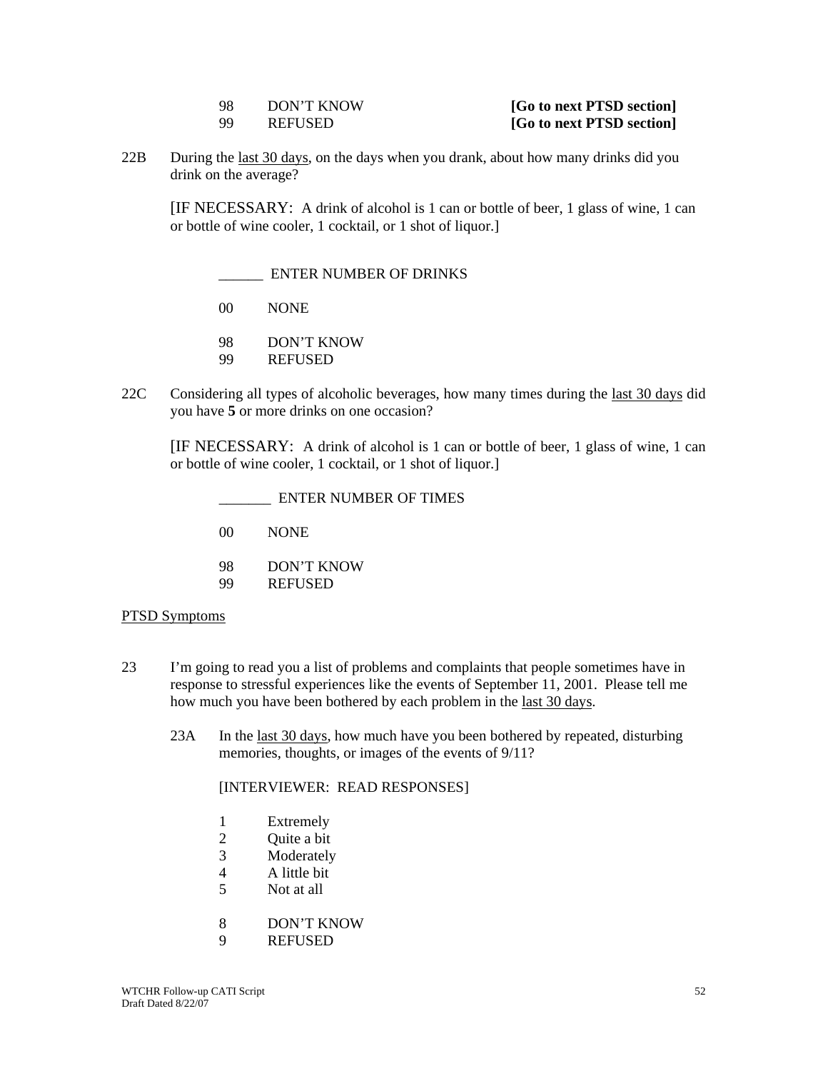98 DON'T KNOW **[Go to next PTSD section]**
99 REFUSED **[Go to next PTSD section]**

22B During the <u>last 30 days</u>, on the days when you drank, about how many drinks did you drink on the average?

[IF NECESSARY: A drink of alcohol is 1 can or bottle of beer, 1 glass of wine, 1 can or bottle of wine cooler, 1 cocktail, or 1 shot of liquor.]

______ ENTER NUMBER OF DRINKS

00 NONE

98 DON'T KNOW
99 REFUSED

22C Considering all types of alcoholic beverages, how many times during the <u>last 30 days</u> did you have **5** or more drinks on one occasion?

[IF NECESSARY: A drink of alcohol is 1 can or bottle of beer, 1 glass of wine, 1 can or bottle of wine cooler, 1 cocktail, or 1 shot of liquor.]

_______ ENTER NUMBER OF TIMES

00 NONE

98 DON'T KNOW
99 REFUSED

<u>PTSD Symptoms</u>

23 I'm going to read you a list of problems and complaints that people sometimes have in response to stressful experiences like the events of September 11, 2001. Please tell me how much you have been bothered by each problem in the <u>last 30 days</u>.

23A In the <u>last 30 days</u>, how much have you been bothered by repeated, disturbing memories, thoughts, or images of the events of 9/11?

[INTERVIEWER: READ RESPONSES]

1 Extremely
2 Quite a bit
3 Moderately
4 A little bit
5 Not at all

8 DON'T KNOW
9 REFUSED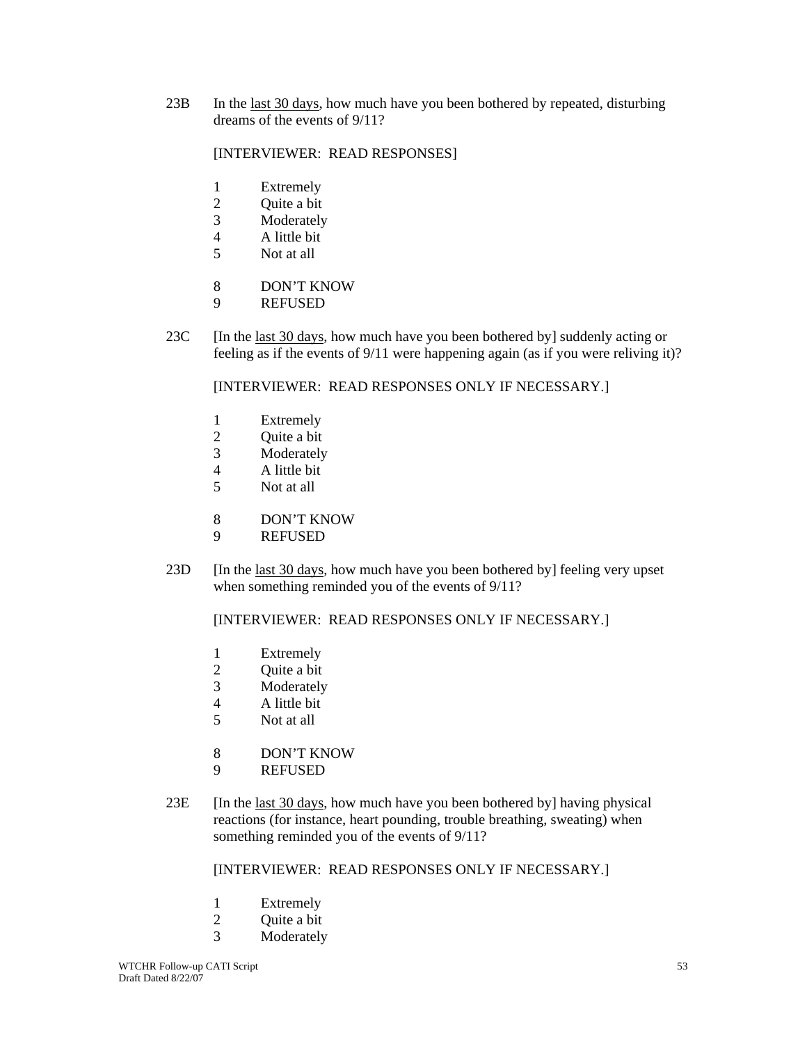23B In the <u>last 30 days</u>, how much have you been bothered by repeated, disturbing dreams of the events of 9/11?

[INTERVIEWER: READ RESPONSES]

1 Extremely
2 Quite a bit
3 Moderately
4 A little bit
5 Not at all

8 DON'T KNOW
9 REFUSED

23C [In the <u>last 30 days</u>, how much have you been bothered by] suddenly acting or feeling as if the events of 9/11 were happening again (as if you were reliving it)?

[INTERVIEWER: READ RESPONSES ONLY IF NECESSARY.]

1 Extremely
2 Quite a bit
3 Moderately
4 A little bit
5 Not at all

8 DON'T KNOW
9 REFUSED

23D [In the <u>last 30 days</u>, how much have you been bothered by] feeling very upset when something reminded you of the events of 9/11?

[INTERVIEWER: READ RESPONSES ONLY IF NECESSARY.]

1 Extremely
2 Quite a bit
3 Moderately
4 A little bit
5 Not at all

8 DON'T KNOW
9 REFUSED

23E [In the <u>last 30 days</u>, how much have you been bothered by] having physical reactions (for instance, heart pounding, trouble breathing, sweating) when something reminded you of the events of 9/11?

[INTERVIEWER: READ RESPONSES ONLY IF NECESSARY.]

1 Extremely
2 Quite a bit
3 Moderately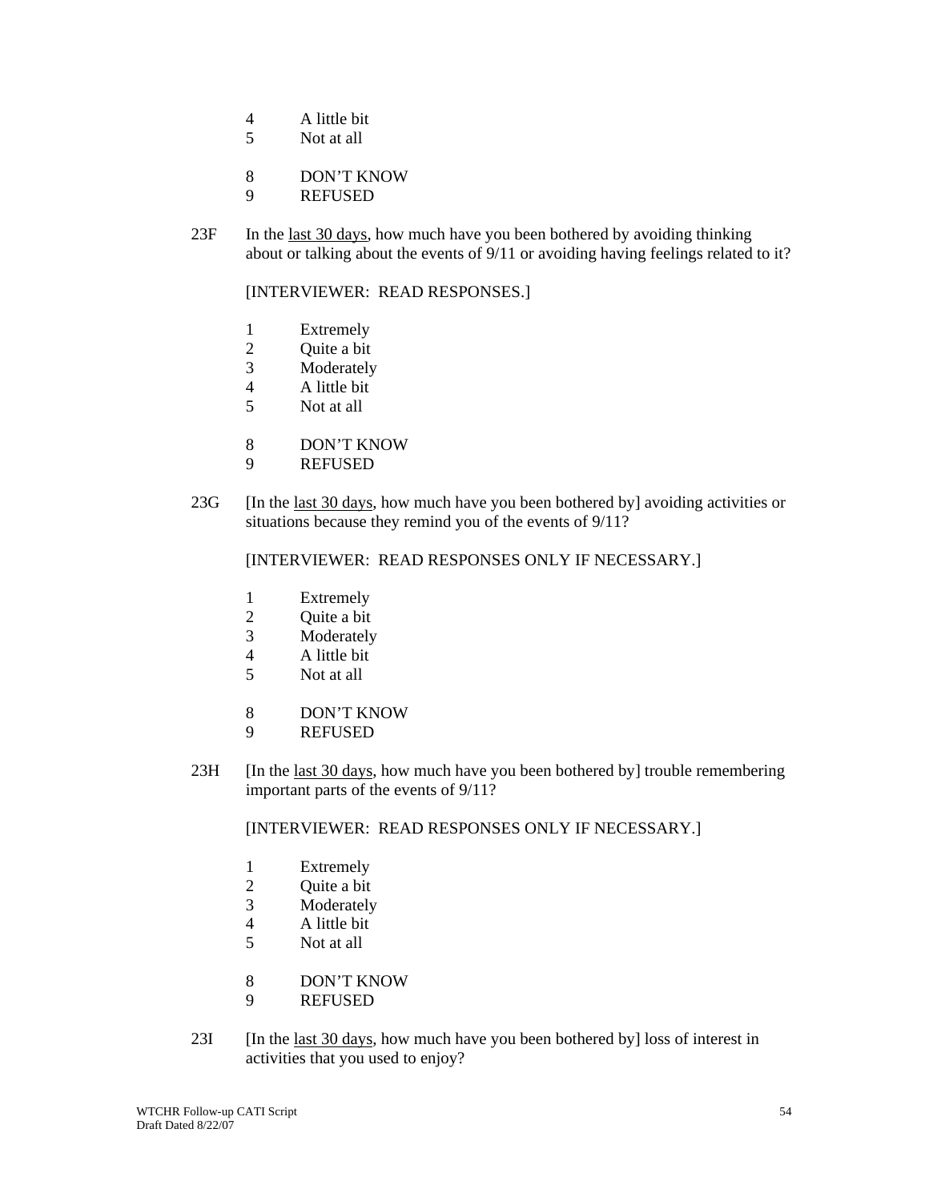4 A little bit
5 Not at all

8 DON'T KNOW
9 REFUSED

23F In the <u>last 30 days</u>, how much have you been bothered by avoiding thinking about or talking about the events of 9/11 or avoiding having feelings related to it?

[INTERVIEWER: READ RESPONSES.]

1 Extremely
2 Quite a bit
3 Moderately
4 A little bit
5 Not at all

8 DON'T KNOW
9 REFUSED

23G [In the <u>last 30 days</u>, how much have you been bothered by] avoiding activities or situations because they remind you of the events of 9/11?

[INTERVIEWER: READ RESPONSES ONLY IF NECESSARY.]

1 Extremely
2 Quite a bit
3 Moderately
4 A little bit
5 Not at all

8 DON'T KNOW
9 REFUSED

23H [In the <u>last 30 days</u>, how much have you been bothered by] trouble remembering important parts of the events of 9/11?

[INTERVIEWER: READ RESPONSES ONLY IF NECESSARY.]

1 Extremely
2 Quite a bit
3 Moderately
4 A little bit
5 Not at all

8 DON'T KNOW
9 REFUSED

23I [In the <u>last 30 days</u>, how much have you been bothered by] loss of interest in activities that you used to enjoy?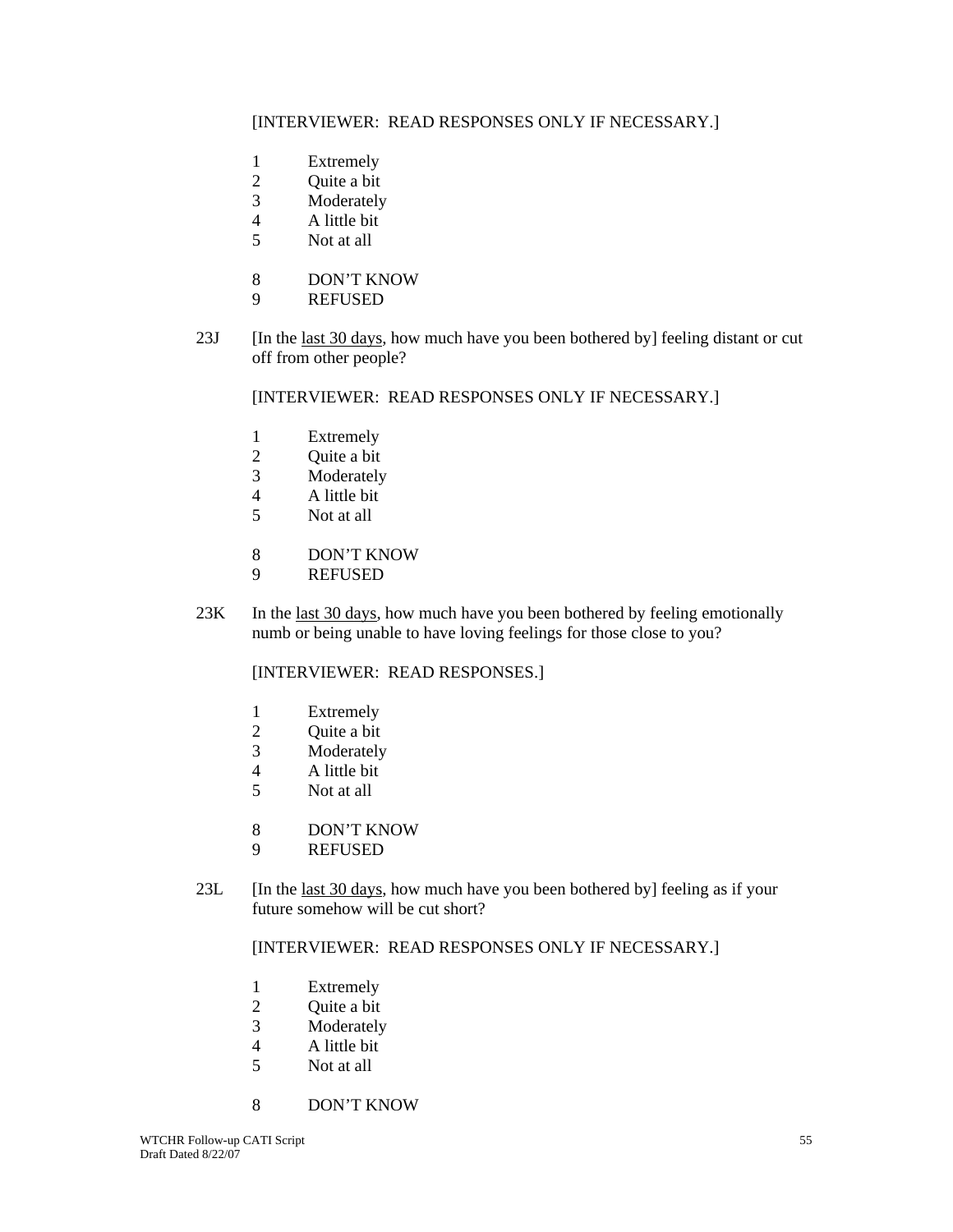[INTERVIEWER: READ RESPONSES ONLY IF NECESSARY.]

1 Extremely
2 Quite a bit
3 Moderately
4 A little bit
5 Not at all

8 DON'T KNOW
9 REFUSED

23J [In the <u>last 30 days</u>, how much have you been bothered by] feeling distant or cut off from other people?

[INTERVIEWER: READ RESPONSES ONLY IF NECESSARY.]

1 Extremely
2 Quite a bit
3 Moderately
4 A little bit
5 Not at all

8 DON'T KNOW
9 REFUSED

23K In the <u>last 30 days</u>, how much have you been bothered by feeling emotionally numb or being unable to have loving feelings for those close to you?

[INTERVIEWER: READ RESPONSES.]

1 Extremely
2 Quite a bit
3 Moderately
4 A little bit
5 Not at all

8 DON'T KNOW
9 REFUSED

23L [In the <u>last 30 days</u>, how much have you been bothered by] feeling as if your future somehow will be cut short?

[INTERVIEWER: READ RESPONSES ONLY IF NECESSARY.]

1 Extremely
2 Quite a bit
3 Moderately
4 A little bit
5 Not at all

8 DON'T KNOW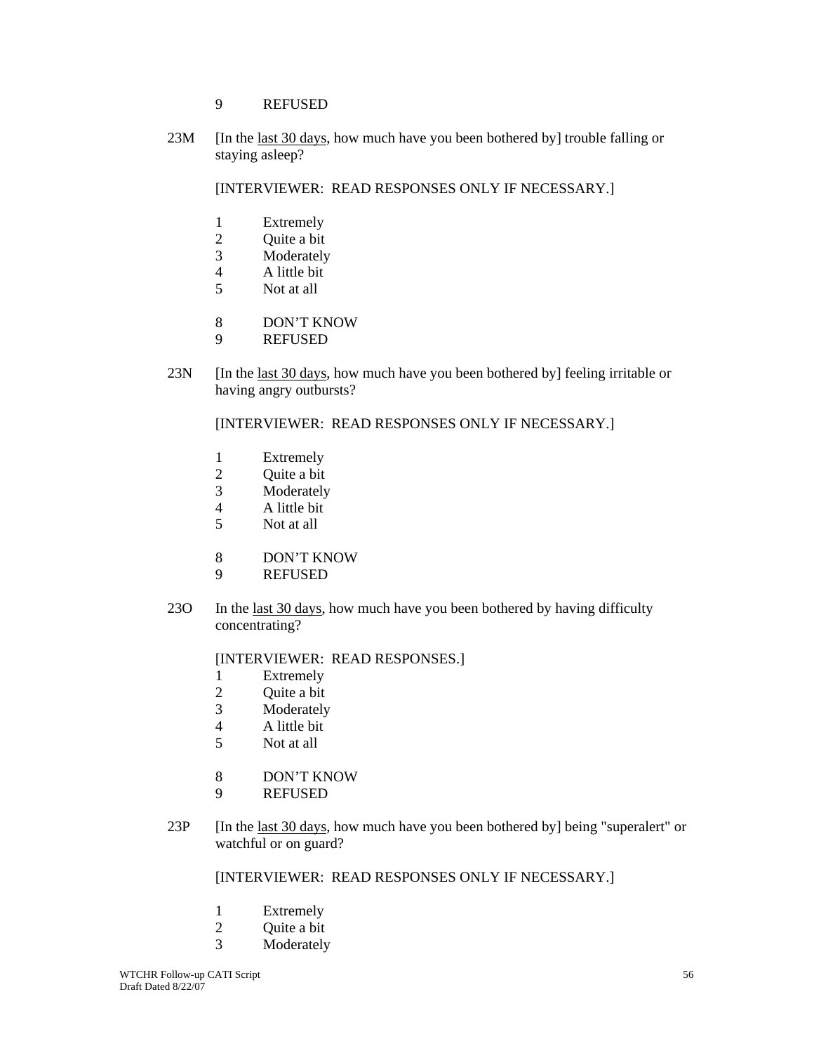9 REFUSED

23M [In the <u>last 30 days</u>, how much have you been bothered by] trouble falling or staying asleep?

[INTERVIEWER: READ RESPONSES ONLY IF NECESSARY.]

1 Extremely
2 Quite a bit
3 Moderately
4 A little bit
5 Not at all

8 DON'T KNOW
9 REFUSED

23N [In the <u>last 30 days</u>, how much have you been bothered by] feeling irritable or having angry outbursts?

[INTERVIEWER: READ RESPONSES ONLY IF NECESSARY.]

1 Extremely
2 Quite a bit
3 Moderately
4 A little bit
5 Not at all

8 DON'T KNOW
9 REFUSED

23O In the <u>last 30 days</u>, how much have you been bothered by having difficulty concentrating?

[INTERVIEWER: READ RESPONSES.]

1 Extremely
2 Quite a bit
3 Moderately
4 A little bit
5 Not at all

8 DON'T KNOW
9 REFUSED

23P [In the <u>last 30 days</u>, how much have you been bothered by] being "superalert" or watchful or on guard?

[INTERVIEWER: READ RESPONSES ONLY IF NECESSARY.]

1 Extremely
2 Quite a bit
3 Moderately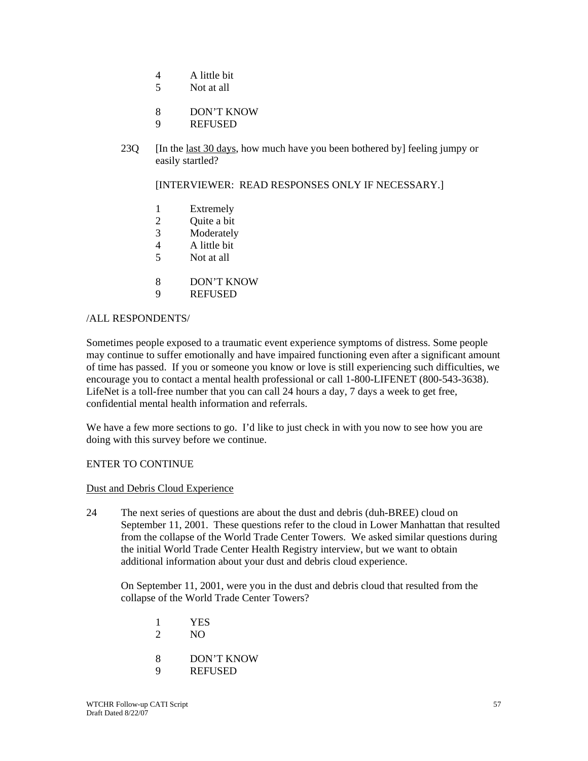4 A little bit
5 Not at all

8 DON'T KNOW
9 REFUSED

23Q [In the last 30 days, how much have you been bothered by] feeling jumpy or easily startled?

[INTERVIEWER: READ RESPONSES ONLY IF NECESSARY.]

1 Extremely
2 Quite a bit
3 Moderately
4 A little bit
5 Not at all

8 DON'T KNOW
9 REFUSED

/ALL RESPONDENTS/

Sometimes people exposed to a traumatic event experience symptoms of distress. Some people may continue to suffer emotionally and have impaired functioning even after a significant amount of time has passed. If you or someone you know or love is still experiencing such difficulties, we encourage you to contact a mental health professional or call 1-800-LIFENET (800-543-3638). LifeNet is a toll-free number that you can call 24 hours a day, 7 days a week to get free, confidential mental health information and referrals.

We have a few more sections to go. I'd like to just check in with you now to see how you are doing with this survey before we continue.

ENTER TO CONTINUE

Dust and Debris Cloud Experience

24 The next series of questions are about the dust and debris (duh-BREE) cloud on September 11, 2001. These questions refer to the cloud in Lower Manhattan that resulted from the collapse of the World Trade Center Towers. We asked similar questions during the initial World Trade Center Health Registry interview, but we want to obtain additional information about your dust and debris cloud experience.

On September 11, 2001, were you in the dust and debris cloud that resulted from the collapse of the World Trade Center Towers?

1 YES
2 NO

8 DON'T KNOW
9 REFUSED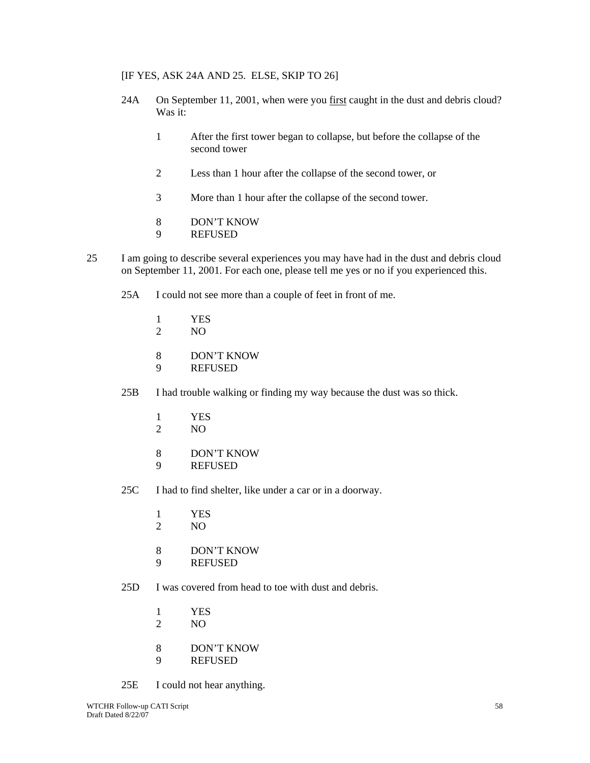[IF YES, ASK 24A AND 25. ELSE, SKIP TO 26]

24A On September 11, 2001, when were you <u>first</u> caught in the dust and debris cloud? Was it:

1 After the first tower began to collapse, but before the collapse of the second tower

2 Less than 1 hour after the collapse of the second tower, or

3 More than 1 hour after the collapse of the second tower.

8 DON'T KNOW
9 REFUSED

25 I am going to describe several experiences you may have had in the dust and debris cloud on September 11, 2001. For each one, please tell me yes or no if you experienced this.

25A I could not see more than a couple of feet in front of me.

1 YES
2 NO

8 DON'T KNOW
9 REFUSED

25B I had trouble walking or finding my way because the dust was so thick.

1 YES
2 NO

8 DON'T KNOW
9 REFUSED

25C I had to find shelter, like under a car or in a doorway.

1 YES
2 NO

8 DON'T KNOW
9 REFUSED

25D I was covered from head to toe with dust and debris.

1 YES
2 NO

8 DON'T KNOW
9 REFUSED

25E I could not hear anything.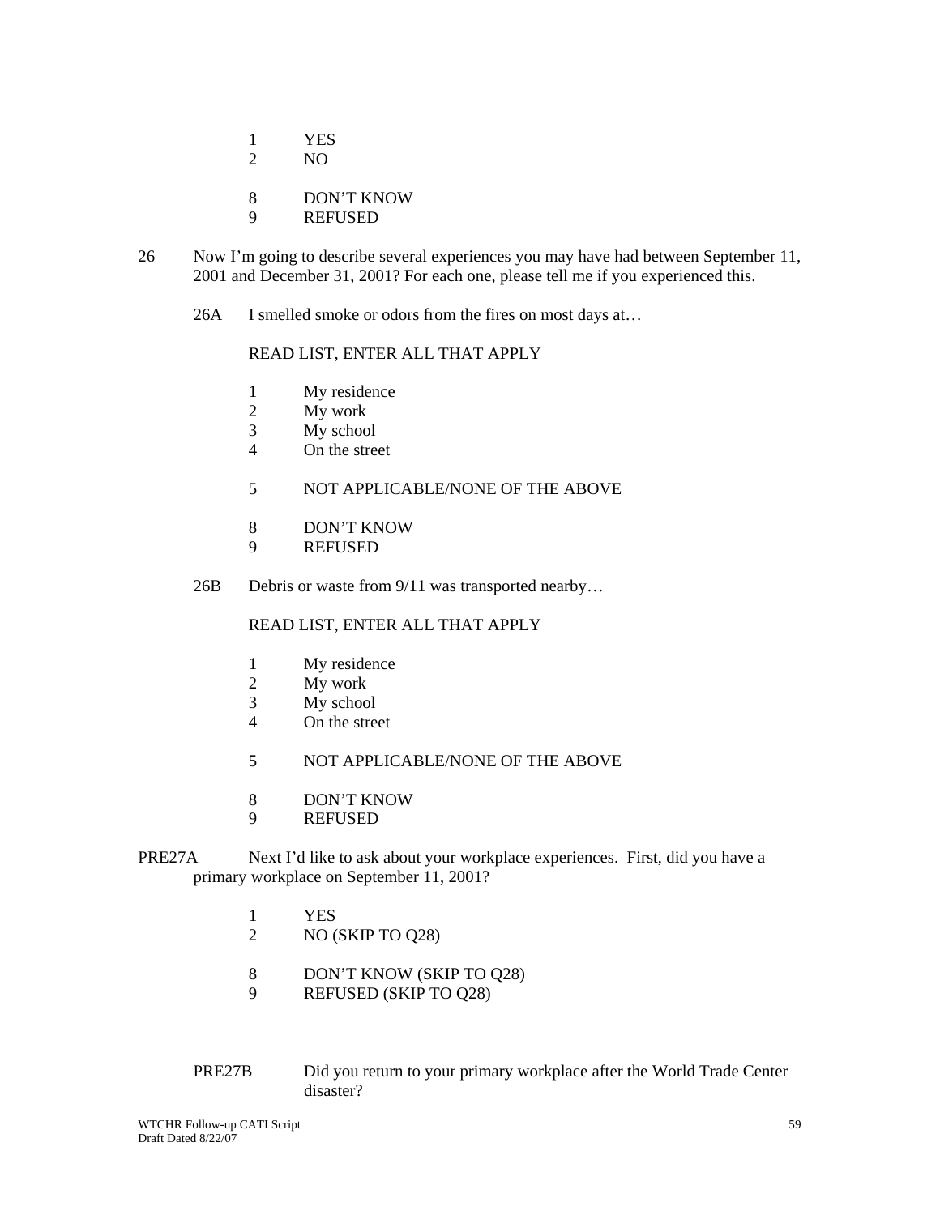1 YES
2 NO

8 DON'T KNOW
9 REFUSED

26 Now I'm going to describe several experiences you may have had between September 11, 2001 and December 31, 2001? For each one, please tell me if you experienced this.

26A I smelled smoke or odors from the fires on most days at…

READ LIST, ENTER ALL THAT APPLY

1 My residence
2 My work
3 My school
4 On the street

5 NOT APPLICABLE/NONE OF THE ABOVE

8 DON'T KNOW
9 REFUSED

26B Debris or waste from 9/11 was transported nearby…

READ LIST, ENTER ALL THAT APPLY

1 My residence
2 My work
3 My school
4 On the street

5 NOT APPLICABLE/NONE OF THE ABOVE

8 DON'T KNOW
9 REFUSED

PRE27A Next I'd like to ask about your workplace experiences. First, did you have a primary workplace on September 11, 2001?

1 YES
2 NO (SKIP TO Q28)

8 DON'T KNOW (SKIP TO Q28)
9 REFUSED (SKIP TO Q28)

PRE27B Did you return to your primary workplace after the World Trade Center disaster?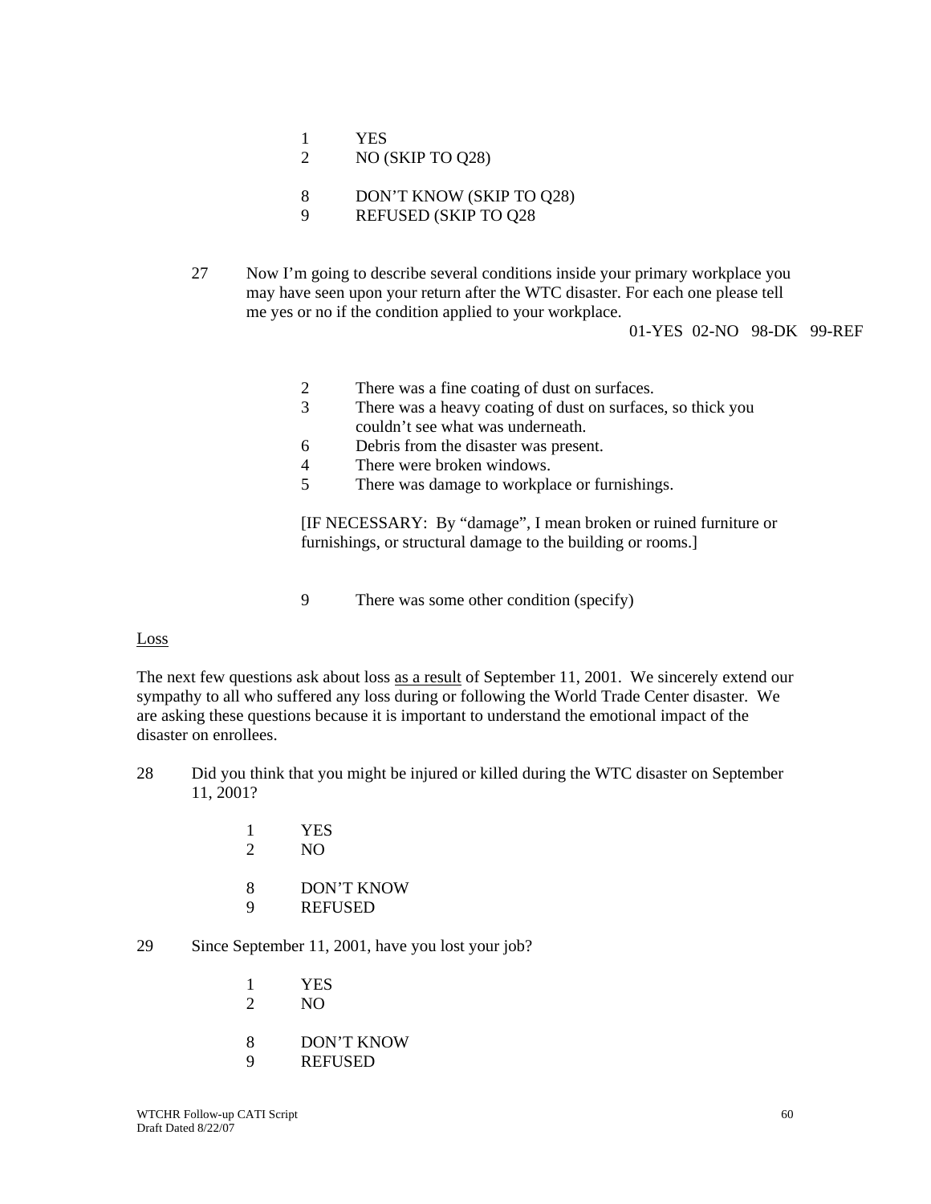1 YES
2 NO (SKIP TO Q28)

8 DON'T KNOW (SKIP TO Q28)
9 REFUSED (SKIP TO Q28

27 Now I'm going to describe several conditions inside your primary workplace you may have seen upon your return after the WTC disaster. For each one please tell me yes or no if the condition applied to your workplace.

01-YES 02-NO 98-DK 99-REF

2 There was a fine coating of dust on surfaces.
3 There was a heavy coating of dust on surfaces, so thick you couldn't see what was underneath.
6 Debris from the disaster was present.
4 There were broken windows.
5 There was damage to workplace or furnishings.

[IF NECESSARY: By "damage", I mean broken or ruined furniture or furnishings, or structural damage to the building or rooms.]

9 There was some other condition (specify)

Loss

The next few questions ask about loss as a result of September 11, 2001. We sincerely extend our sympathy to all who suffered any loss during or following the World Trade Center disaster. We are asking these questions because it is important to understand the emotional impact of the disaster on enrollees.

28 Did you think that you might be injured or killed during the WTC disaster on September 11, 2001?

1 YES
2 NO

8 DON'T KNOW
9 REFUSED

29 Since September 11, 2001, have you lost your job?

1 YES
2 NO

8 DON'T KNOW
9 REFUSED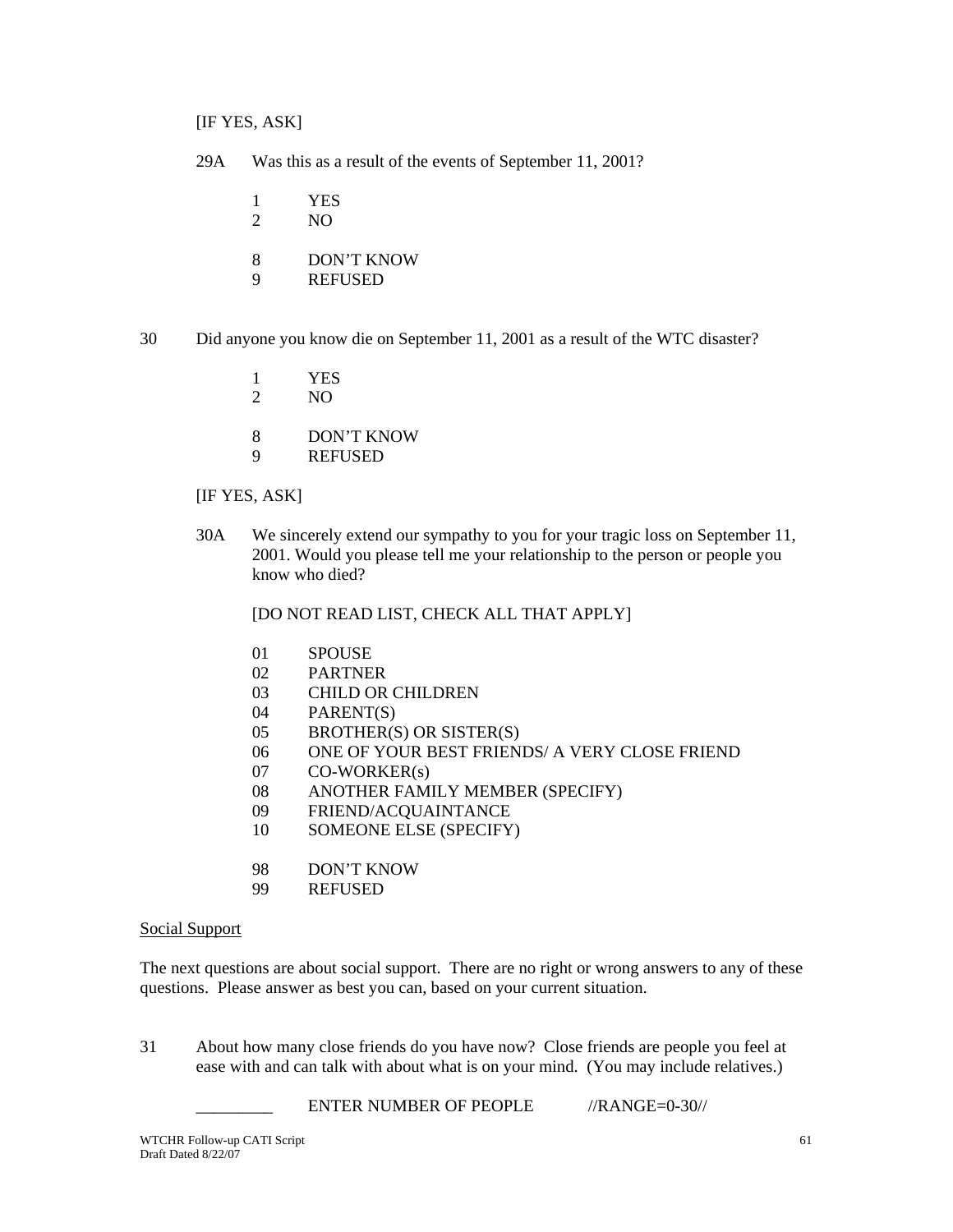[IF YES, ASK]

29A Was this as a result of the events of September 11, 2001?

1 YES
2 NO

8 DON'T KNOW
9 REFUSED

30 Did anyone you know die on September 11, 2001 as a result of the WTC disaster?

1 YES
2 NO

8 DON'T KNOW
9 REFUSED

[IF YES, ASK]

30A We sincerely extend our sympathy to you for your tragic loss on September 11, 2001. Would you please tell me your relationship to the person or people you know who died?

[DO NOT READ LIST, CHECK ALL THAT APPLY]

01 SPOUSE
02 PARTNER
03 CHILD OR CHILDREN
04 PARENT(S)
05 BROTHER(S) OR SISTER(S)
06 ONE OF YOUR BEST FRIENDS/ A VERY CLOSE FRIEND
07 CO-WORKER(s)
08 ANOTHER FAMILY MEMBER (SPECIFY)
09 FRIEND/ACQUAINTANCE
10 SOMEONE ELSE (SPECIFY)

98 DON'T KNOW
99 REFUSED

Social Support

The next questions are about social support. There are no right or wrong answers to any of these questions. Please answer as best you can, based on your current situation.

31 About how many close friends do you have now? Close friends are people you feel at ease with and can talk with about what is on your mind. (You may include relatives.)

_________ ENTER NUMBER OF PEOPLE //RANGE=0-30//

WTCHR Follow-up CATI Script
Draft Dated 8/22/07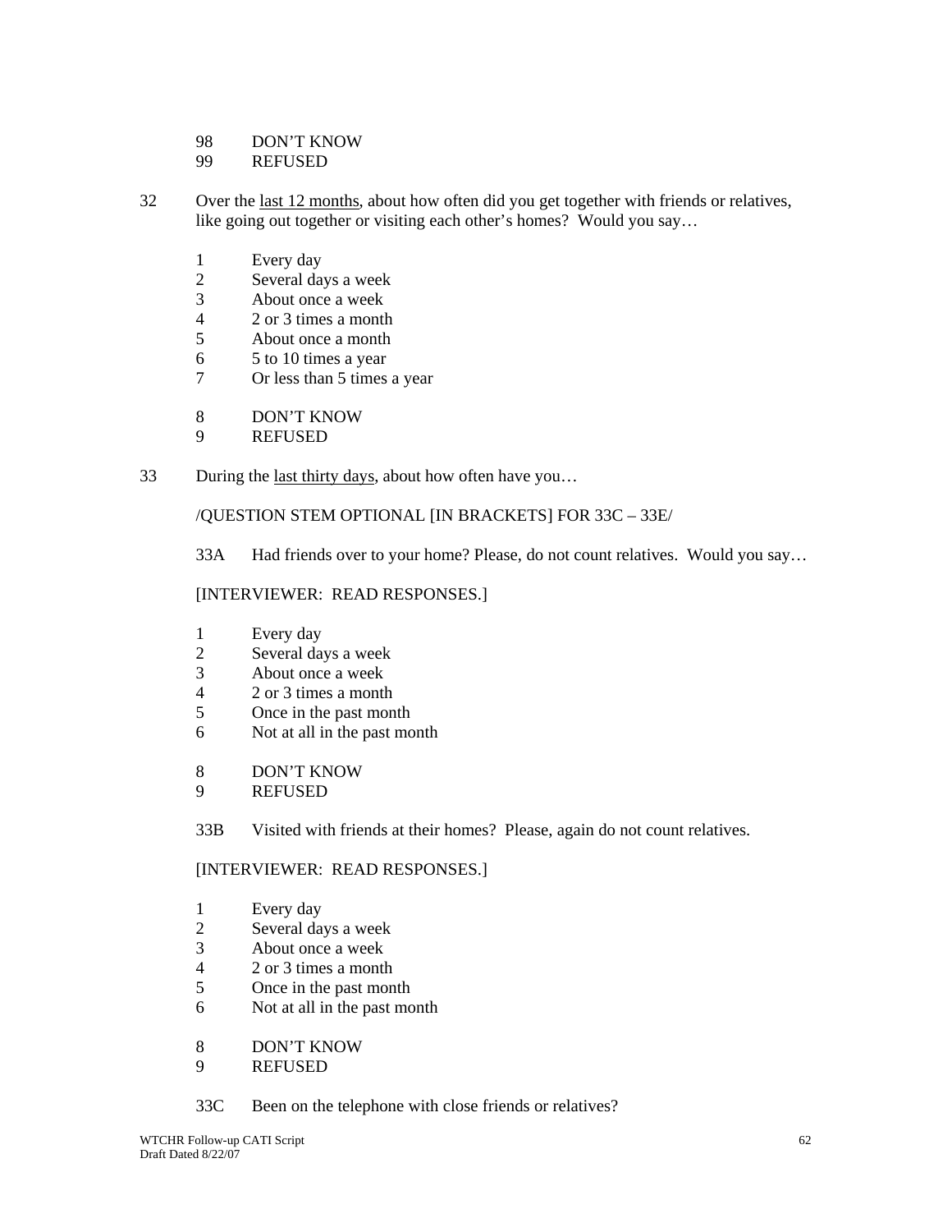98 DON'T KNOW
99 REFUSED

32 Over the <u>last 12 months</u>, about how often did you get together with friends or relatives, like going out together or visiting each other's homes? Would you say…

1 Every day
2 Several days a week
3 About once a week
4 2 or 3 times a month
5 About once a month
6 5 to 10 times a year
7 Or less than 5 times a year

8 DON'T KNOW
9 REFUSED

33 During the <u>last thirty days</u>, about how often have you…

/QUESTION STEM OPTIONAL [IN BRACKETS] FOR 33C – 33E/

33A Had friends over to your home? Please, do not count relatives. Would you say…

[INTERVIEWER: READ RESPONSES.]

1 Every day
2 Several days a week
3 About once a week
4 2 or 3 times a month
5 Once in the past month
6 Not at all in the past month

8 DON'T KNOW
9 REFUSED

33B Visited with friends at their homes? Please, again do not count relatives.

[INTERVIEWER: READ RESPONSES.]

1 Every day
2 Several days a week
3 About once a week
4 2 or 3 times a month
5 Once in the past month
6 Not at all in the past month

8 DON'T KNOW
9 REFUSED

33C Been on the telephone with close friends or relatives?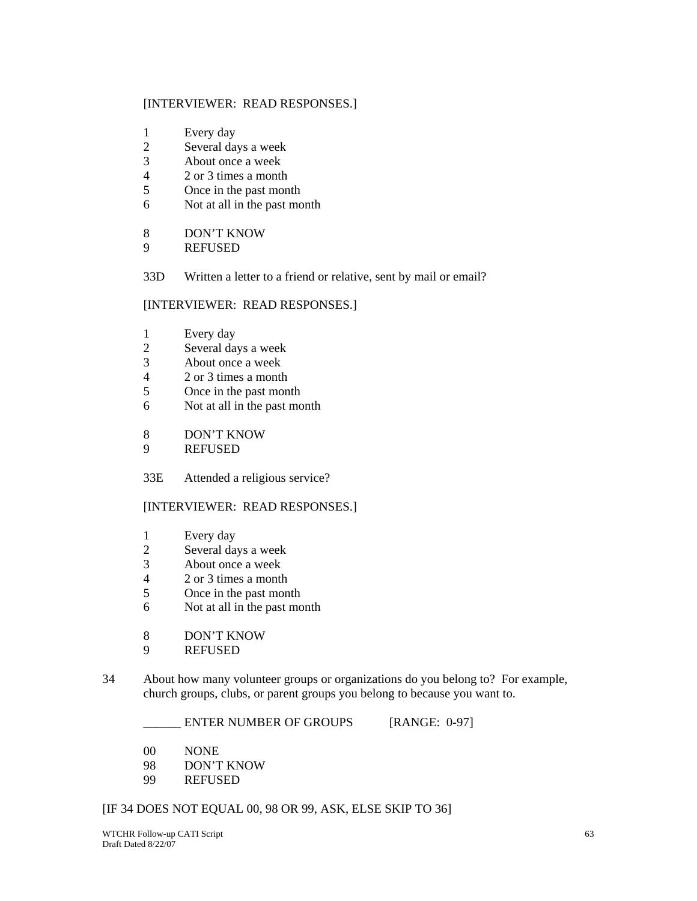[INTERVIEWER:  READ RESPONSES.]

1 Every day
2 Several days a week
3 About once a week
4 2 or 3 times a month
5 Once in the past month
6 Not at all in the past month

8 DON'T KNOW
9 REFUSED

33D Written a letter to a friend or relative, sent by mail or email?

[INTERVIEWER:  READ RESPONSES.]

1 Every day
2 Several days a week
3 About once a week
4 2 or 3 times a month
5 Once in the past month
6 Not at all in the past month

8 DON'T KNOW
9 REFUSED

33E Attended a religious service?

[INTERVIEWER:  READ RESPONSES.]

1 Every day
2 Several days a week
3 About once a week
4 2 or 3 times a month
5 Once in the past month
6 Not at all in the past month

8 DON'T KNOW
9 REFUSED

34 About how many volunteer groups or organizations do you belong to?  For example, church groups, clubs, or parent groups you belong to because you want to.

______ ENTER NUMBER OF GROUPS [RANGE:  0-97]

00 NONE
98 DON'T KNOW
99 REFUSED

[IF 34 DOES NOT EQUAL 00, 98 OR 99, ASK, ELSE SKIP TO 36]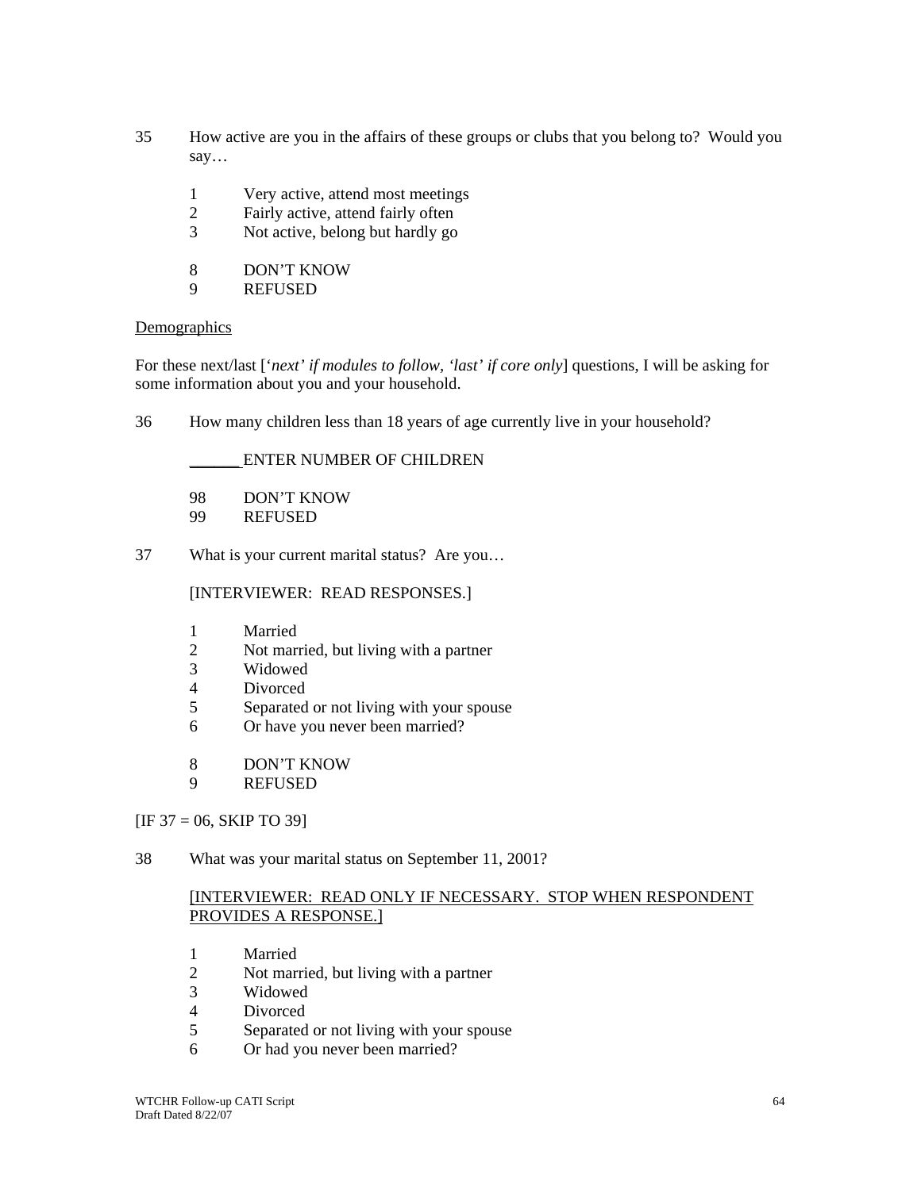35 How active are you in the affairs of these groups or clubs that you belong to? Would you say…

1 Very active, attend most meetings
2 Fairly active, attend fairly often
3 Not active, belong but hardly go

8 DON'T KNOW
9 REFUSED

<u>Demographics</u>

For these next/last ['*next' if modules to follow, 'last' if core only*] questions, I will be asking for some information about you and your household.

36 How many children less than 18 years of age currently live in your household?

\_\_\_\_\_\_ ENTER NUMBER OF CHILDREN

98 DON'T KNOW
99 REFUSED

37 What is your current marital status? Are you…

[INTERVIEWER: READ RESPONSES.]

1 Married
2 Not married, but living with a partner
3 Widowed
4 Divorced
5 Separated or not living with your spouse
6 Or have you never been married?

8 DON'T KNOW
9 REFUSED

[IF 37 = 06, SKIP TO 39]

38 What was your marital status on September 11, 2001?

<u>[INTERVIEWER: READ ONLY IF NECESSARY. STOP WHEN RESPONDENT PROVIDES A RESPONSE.]</u>

1 Married
2 Not married, but living with a partner
3 Widowed
4 Divorced
5 Separated or not living with your spouse
6 Or had you never been married?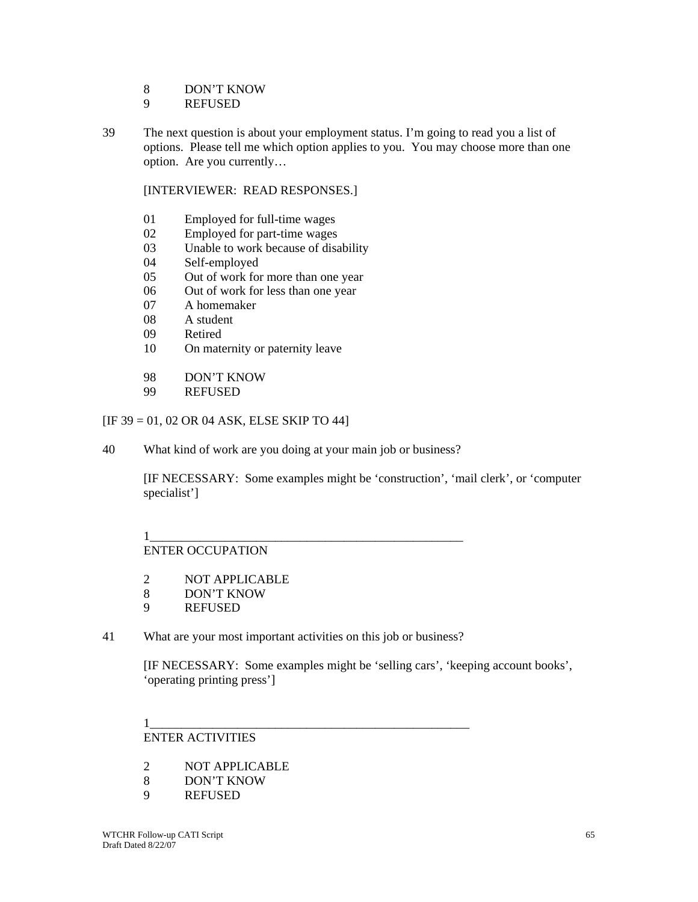8 DON'T KNOW
9 REFUSED

39 The next question is about your employment status. I'm going to read you a list of options. Please tell me which option applies to you. You may choose more than one option. Are you currently…

[INTERVIEWER: READ RESPONSES.]

01 Employed for full-time wages
02 Employed for part-time wages
03 Unable to work because of disability
04 Self-employed
05 Out of work for more than one year
06 Out of work for less than one year
07 A homemaker
08 A student
09 Retired
10 On maternity or paternity leave

98 DON'T KNOW
99 REFUSED

[IF 39 = 01, 02 OR 04 ASK, ELSE SKIP TO 44]

40 What kind of work are you doing at your main job or business?

[IF NECESSARY: Some examples might be 'construction', 'mail clerk', or 'computer specialist']

1_______________________________________________
ENTER OCCUPATION

2 NOT APPLICABLE
8 DON'T KNOW
9 REFUSED

41 What are your most important activities on this job or business?

[IF NECESSARY: Some examples might be 'selling cars', 'keeping account books', 'operating printing press']

1_______________________________________________
ENTER ACTIVITIES

2 NOT APPLICABLE
8 DON'T KNOW
9 REFUSED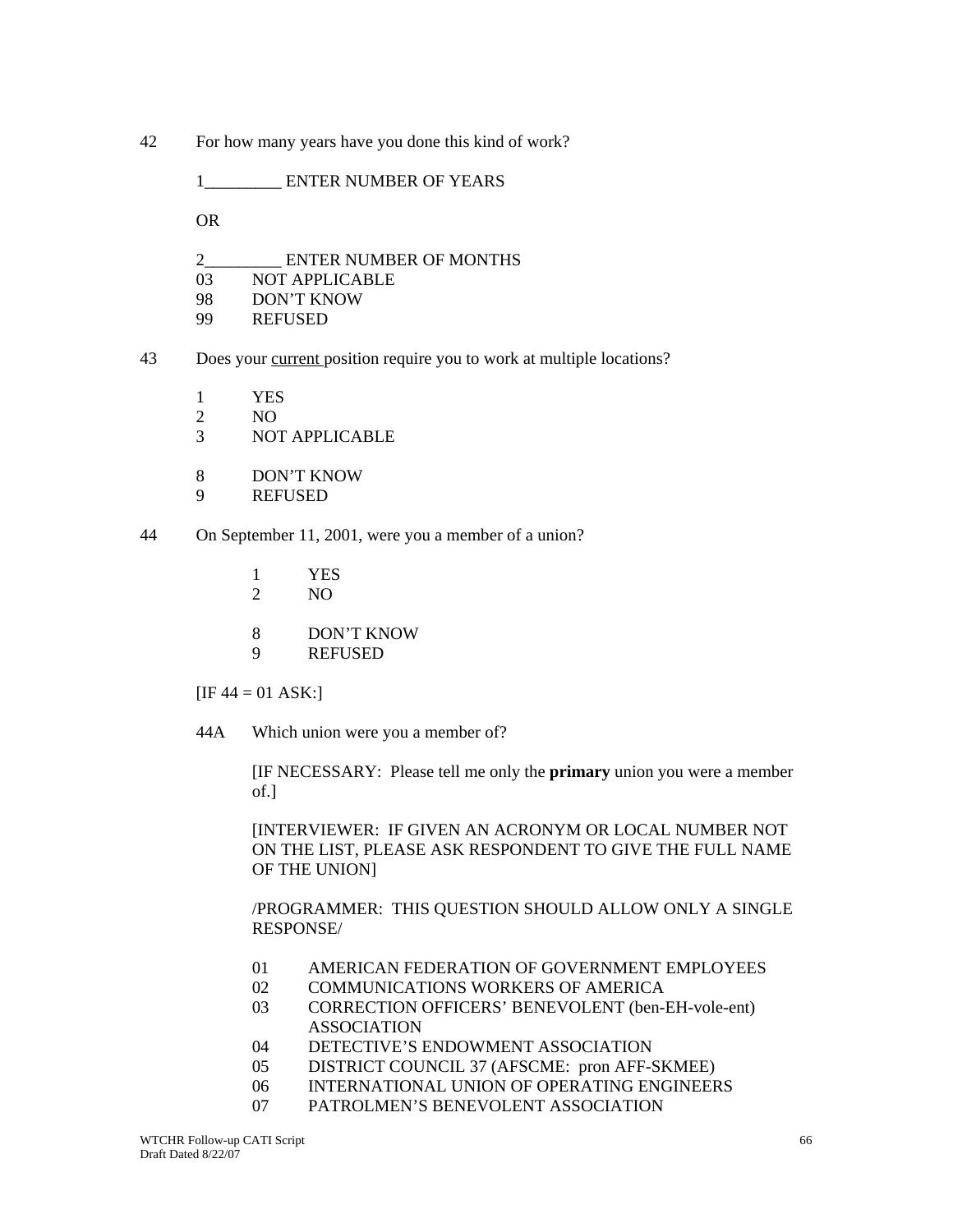42 For how many years have you done this kind of work?

1_________ ENTER NUMBER OF YEARS

OR

2_________ ENTER NUMBER OF MONTHS
03 NOT APPLICABLE
98 DON'T KNOW
99 REFUSED

43 Does your <u>current</u> position require you to work at multiple locations?

1 YES
2 NO
3 NOT APPLICABLE

8 DON'T KNOW
9 REFUSED

44 On September 11, 2001, were you a member of a union?

1 YES
2 NO

8 DON'T KNOW
9 REFUSED

[IF 44 = 01 ASK:]

44A Which union were you a member of?

[IF NECESSARY: Please tell me only the **primary** union you were a member of.]

[INTERVIEWER: IF GIVEN AN ACRONYM OR LOCAL NUMBER NOT ON THE LIST, PLEASE ASK RESPONDENT TO GIVE THE FULL NAME OF THE UNION]

/PROGRAMMER: THIS QUESTION SHOULD ALLOW ONLY A SINGLE RESPONSE/

01 AMERICAN FEDERATION OF GOVERNMENT EMPLOYEES
02 COMMUNICATIONS WORKERS OF AMERICA
03 CORRECTION OFFICERS' BENEVOLENT (ben-EH-vole-ent) ASSOCIATION
04 DETECTIVE'S ENDOWMENT ASSOCIATION
05 DISTRICT COUNCIL 37 (AFSCME: pron AFF-SKMEE)
06 INTERNATIONAL UNION OF OPERATING ENGINEERS
07 PATROLMEN'S BENEVOLENT ASSOCIATION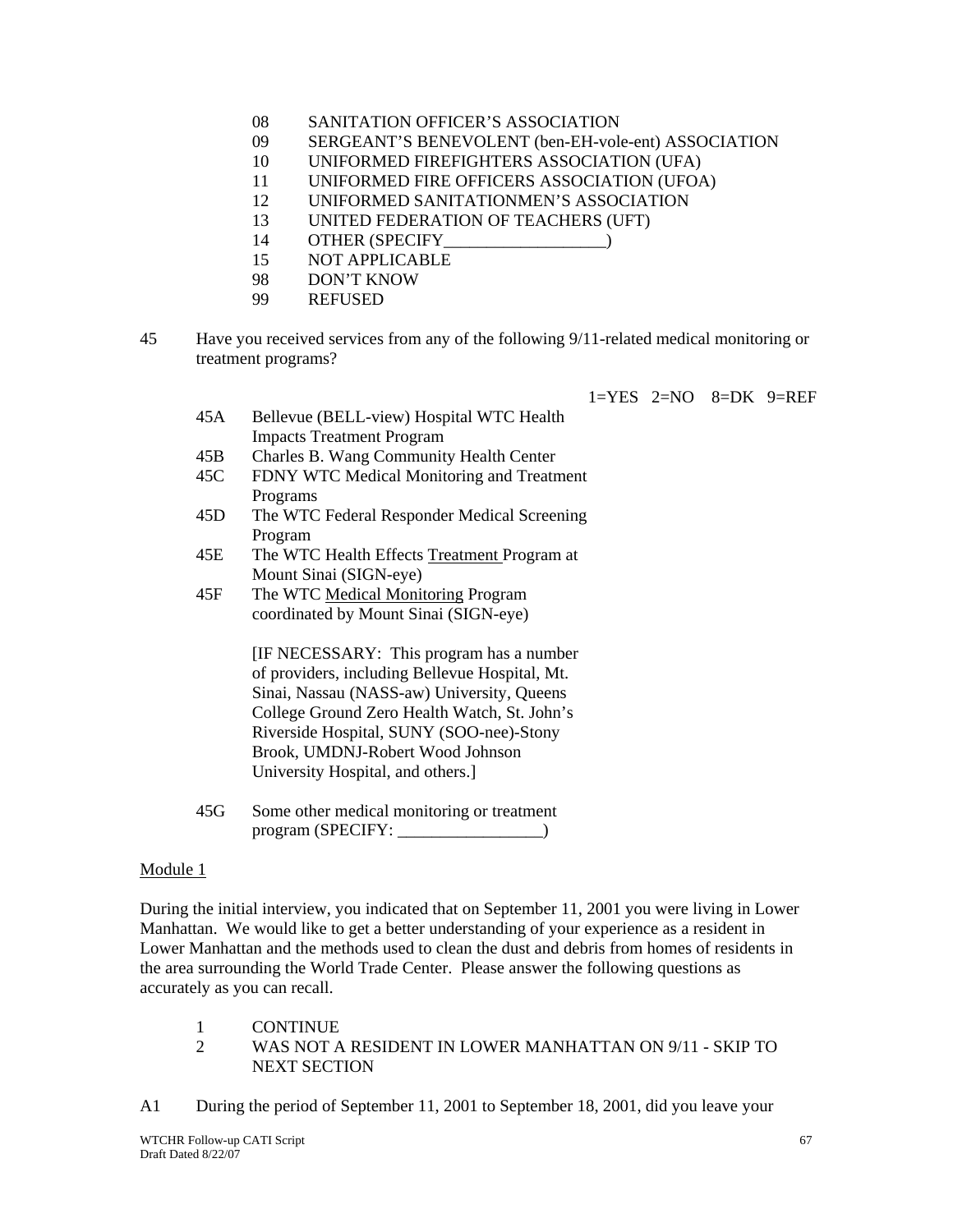08 SANITATION OFFICER'S ASSOCIATION
09 SERGEANT'S BENEVOLENT (ben-EH-vole-ent) ASSOCIATION
10 UNIFORMED FIREFIGHTERS ASSOCIATION (UFA)
11 UNIFORMED FIRE OFFICERS ASSOCIATION (UFOA)
12 UNIFORMED SANITATIONMEN'S ASSOCIATION
13 UNITED FEDERATION OF TEACHERS (UFT)
14 OTHER (SPECIFY___________________)
15 NOT APPLICABLE
98 DON'T KNOW
99 REFUSED

45 Have you received services from any of the following 9/11-related medical monitoring or treatment programs?

1=YES 2=NO 8=DK 9=REF

45A Bellevue (BELL-view) Hospital WTC Health Impacts Treatment Program

45B Charles B. Wang Community Health Center

45C FDNY WTC Medical Monitoring and Treatment Programs

45D The WTC Federal Responder Medical Screening Program

45E The WTC Health Effects Treatment Program at Mount Sinai (SIGN-eye)

45F The WTC Medical Monitoring Program coordinated by Mount Sinai (SIGN-eye)

[IF NECESSARY: This program has a number of providers, including Bellevue Hospital, Mt. Sinai, Nassau (NASS-aw) University, Queens College Ground Zero Health Watch, St. John's Riverside Hospital, SUNY (SOO-nee)-Stony Brook, UMDNJ-Robert Wood Johnson University Hospital, and others.]

45G Some other medical monitoring or treatment program (SPECIFY: _________________)

## Module 1

During the initial interview, you indicated that on September 11, 2001 you were living in Lower Manhattan. We would like to get a better understanding of your experience as a resident in Lower Manhattan and the methods used to clean the dust and debris from homes of residents in the area surrounding the World Trade Center. Please answer the following questions as accurately as you can recall.

1 CONTINUE
2 WAS NOT A RESIDENT IN LOWER MANHATTAN ON 9/11 - SKIP TO NEXT SECTION

A1 During the period of September 11, 2001 to September 18, 2001, did you leave your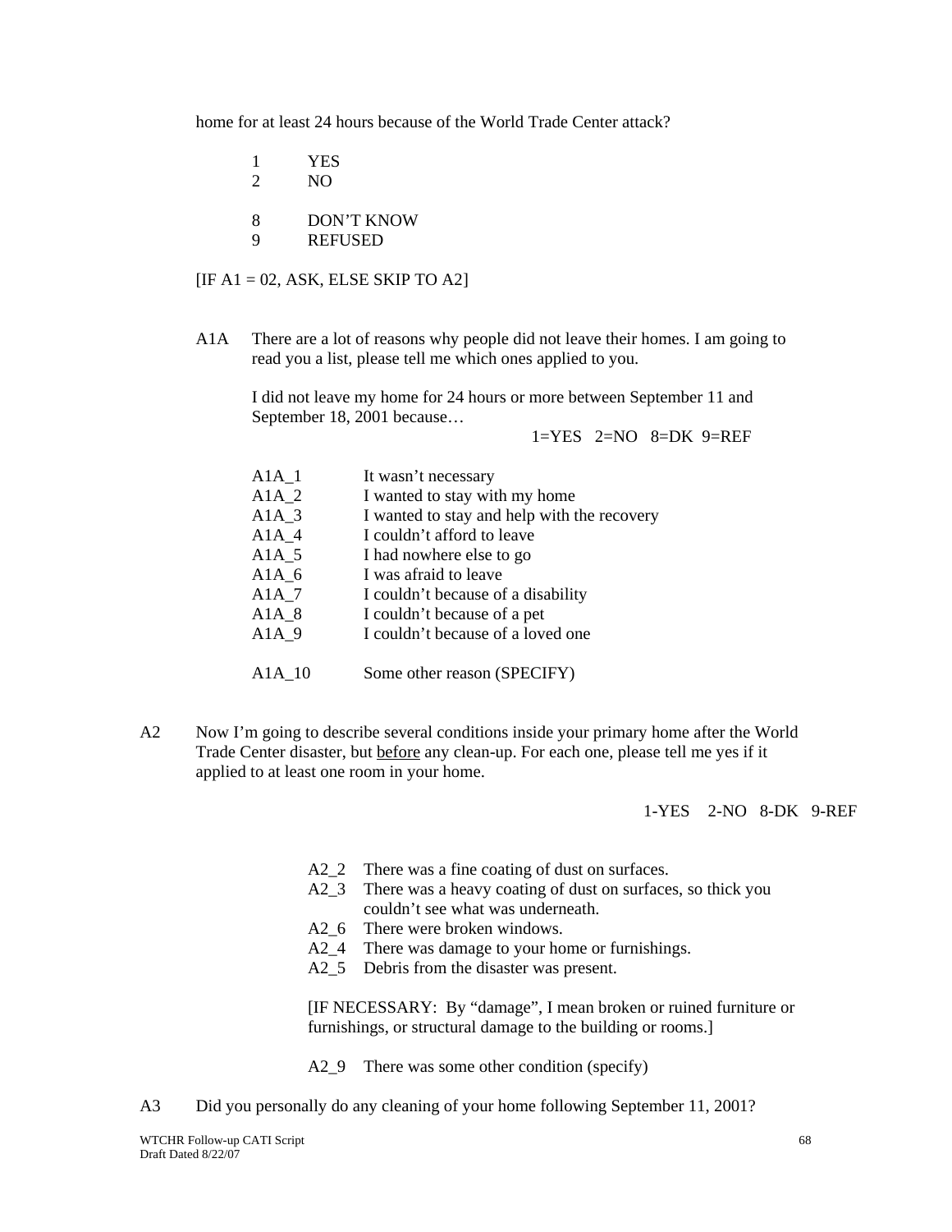home for at least 24 hours because of the World Trade Center attack?

1 YES
2 NO

8 DON'T KNOW
9 REFUSED

[IF A1 = 02, ASK, ELSE SKIP TO A2]

A1A There are a lot of reasons why people did not leave their homes. I am going to read you a list, please tell me which ones applied to you.

I did not leave my home for 24 hours or more between September 11 and September 18, 2001 because…

1=YES 2=NO 8=DK 9=REF

| | |
|---|---|
| A1A_1 | It wasn't necessary |
| A1A_2 | I wanted to stay with my home |
| A1A_3 | I wanted to stay and help with the recovery |
| A1A_4 | I couldn't afford to leave |
| A1A_5 | I had nowhere else to go |
| A1A_6 | I was afraid to leave |
| A1A_7 | I couldn't because of a disability |
| A1A_8 | I couldn't because of a pet |
| A1A_9 | I couldn't because of a loved one |
| A1A_10 | Some other reason (SPECIFY) |

A2 Now I'm going to describe several conditions inside your primary home after the World Trade Center disaster, but <u>before</u> any clean-up. For each one, please tell me yes if it applied to at least one room in your home.

1-YES 2-NO 8-DK 9-REF

A2_2 There was a fine coating of dust on surfaces.
A2_3 There was a heavy coating of dust on surfaces, so thick you couldn't see what was underneath.
A2_6 There were broken windows.
A2_4 There was damage to your home or furnishings.
A2_5 Debris from the disaster was present.

[IF NECESSARY: By "damage", I mean broken or ruined furniture or furnishings, or structural damage to the building or rooms.]

A2_9 There was some other condition (specify)

A3 Did you personally do any cleaning of your home following September 11, 2001?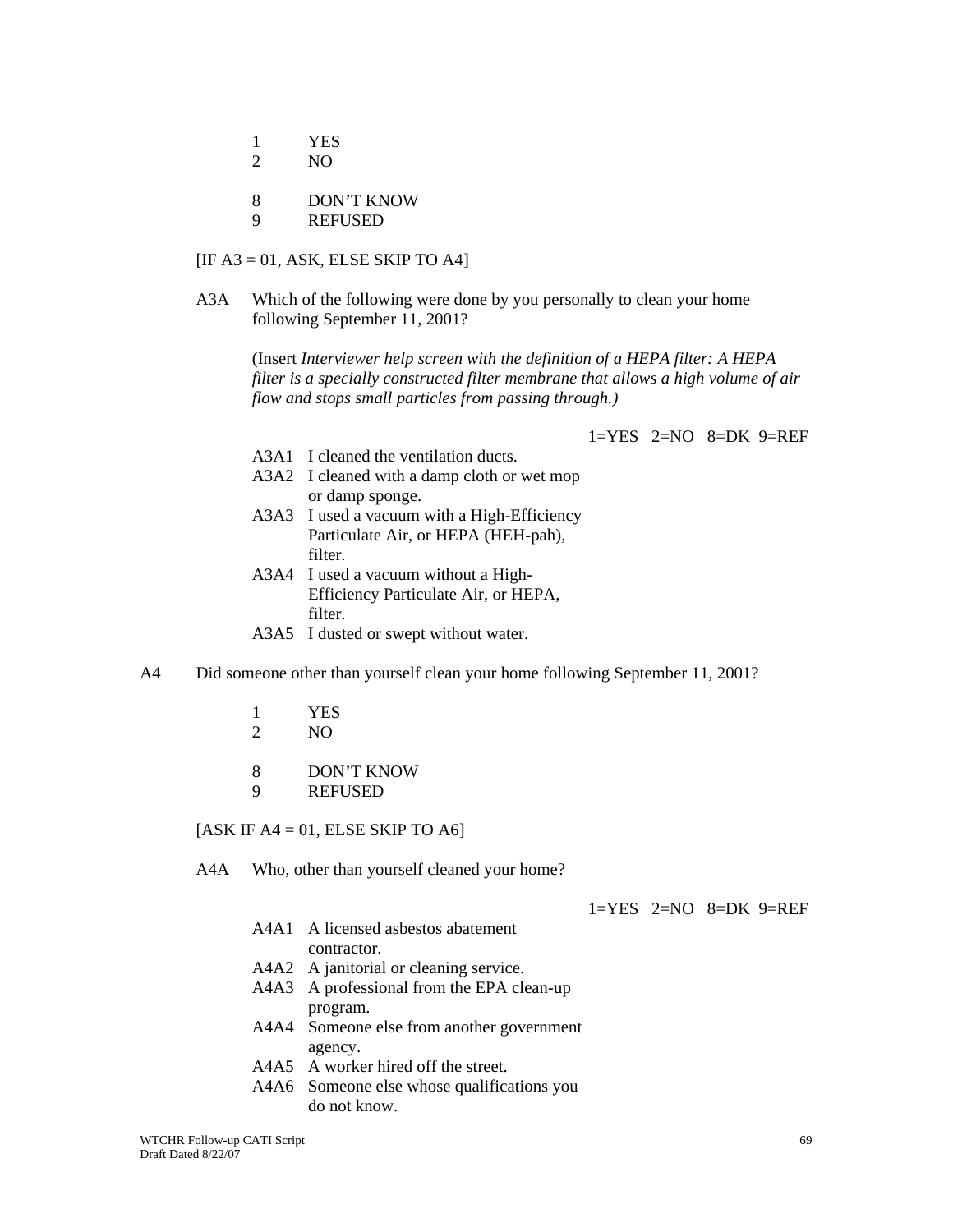1 YES
2 NO

8 DON'T KNOW
9 REFUSED

[IF A3 = 01, ASK, ELSE SKIP TO A4]

A3A Which of the following were done by you personally to clean your home following September 11, 2001?

(Insert *Interviewer help screen with the definition of a HEPA filter: A HEPA filter is a specially constructed filter membrane that allows a high volume of air flow and stops small particles from passing through.)*

1=YES 2=NO 8=DK 9=REF

A3A1 I cleaned the ventilation ducts.
A3A2 I cleaned with a damp cloth or wet mop or damp sponge.
A3A3 I used a vacuum with a High-Efficiency Particulate Air, or HEPA (HEH-pah), filter.
A3A4 I used a vacuum without a High-Efficiency Particulate Air, or HEPA, filter.
A3A5 I dusted or swept without water.

A4 Did someone other than yourself clean your home following September 11, 2001?

1 YES
2 NO

8 DON'T KNOW
9 REFUSED

[ASK IF A4 = 01, ELSE SKIP TO A6]

A4A Who, other than yourself cleaned your home?

1=YES 2=NO 8=DK 9=REF

A4A1 A licensed asbestos abatement contractor.
A4A2 A janitorial or cleaning service.
A4A3 A professional from the EPA clean-up program.
A4A4 Someone else from another government agency.
A4A5 A worker hired off the street.
A4A6 Someone else whose qualifications you do not know.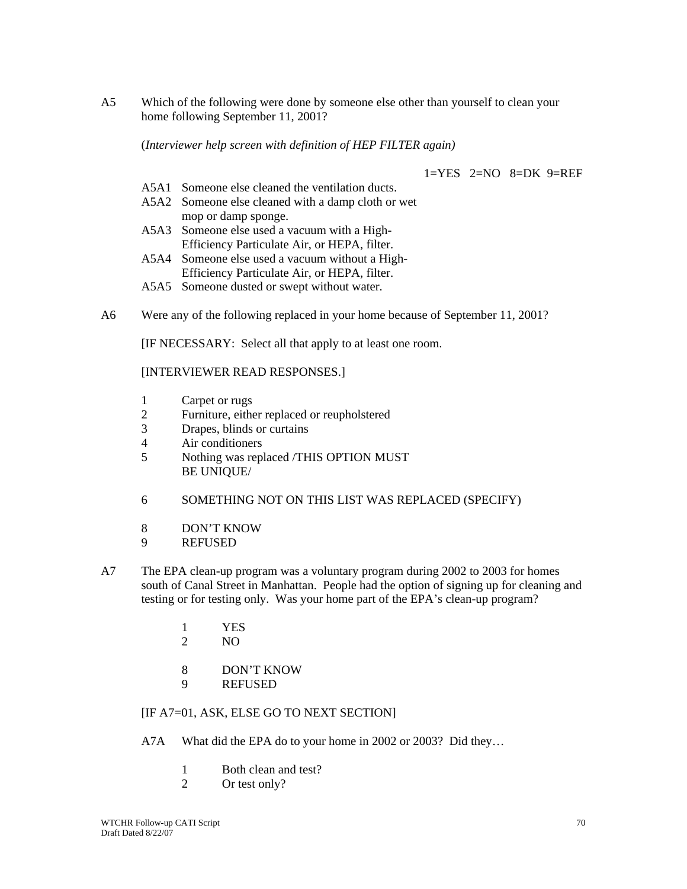A5 Which of the following were done by someone else other than yourself to clean your home following September 11, 2001?

(*Interviewer help screen with definition of HEP FILTER again)*

1=YES 2=NO 8=DK 9=REF

A5A1 Someone else cleaned the ventilation ducts.
A5A2 Someone else cleaned with a damp cloth or wet mop or damp sponge.
A5A3 Someone else used a vacuum with a High-Efficiency Particulate Air, or HEPA, filter.
A5A4 Someone else used a vacuum without a High-Efficiency Particulate Air, or HEPA, filter.
A5A5 Someone dusted or swept without water.

A6 Were any of the following replaced in your home because of September 11, 2001?

[IF NECESSARY: Select all that apply to at least one room.

[INTERVIEWER READ RESPONSES.]

1 Carpet or rugs
2 Furniture, either replaced or reupholstered
3 Drapes, blinds or curtains
4 Air conditioners
5 Nothing was replaced /THIS OPTION MUST BE UNIQUE/

6 SOMETHING NOT ON THIS LIST WAS REPLACED (SPECIFY)

8 DON'T KNOW
9 REFUSED

A7 The EPA clean-up program was a voluntary program during 2002 to 2003 for homes south of Canal Street in Manhattan. People had the option of signing up for cleaning and testing or for testing only. Was your home part of the EPA's clean-up program?

1 YES
2 NO

8 DON'T KNOW
9 REFUSED

[IF A7=01, ASK, ELSE GO TO NEXT SECTION]

A7A What did the EPA do to your home in 2002 or 2003? Did they…

1 Both clean and test?
2 Or test only?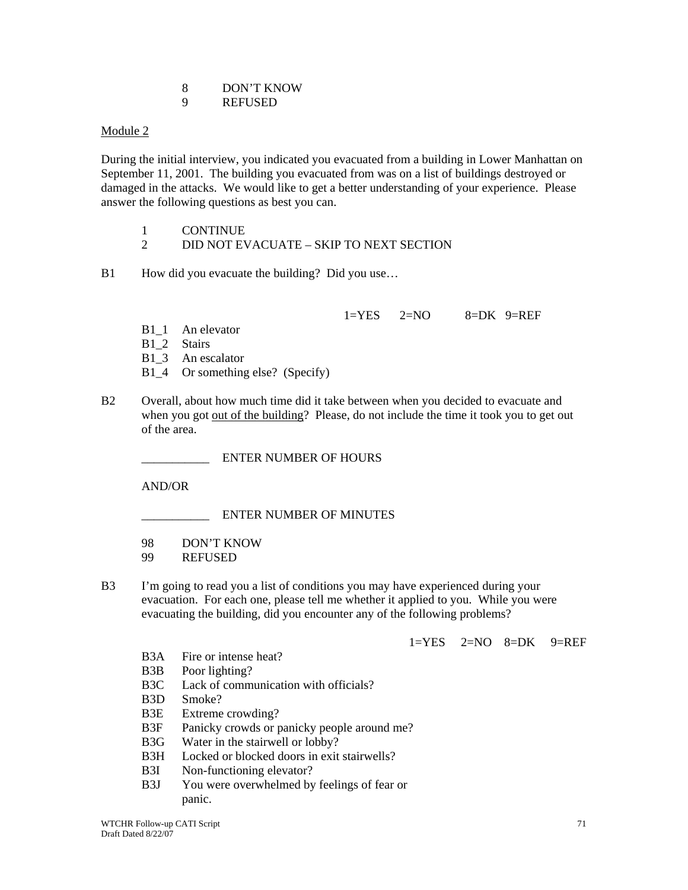8	DON'T KNOW
9	REFUSED

Module 2

During the initial interview, you indicated you evacuated from a building in Lower Manhattan on September 11, 2001. The building you evacuated from was on a list of buildings destroyed or damaged in the attacks. We would like to get a better understanding of your experience. Please answer the following questions as best you can.

1	CONTINUE
2	DID NOT EVACUATE – SKIP TO NEXT SECTION

B1	How did you evacuate the building? Did you use…

| | | 1=YES | 2=NO | 8=DK | 9=REF |
|---|---|---|---|---|---|
| B1_1 | An elevator | | | | |
| B1_2 | Stairs | | | | |
| B1_3 | An escalator | | | | |
| B1_4 | Or something else? (Specify) | | | | |

B2	Overall, about how much time did it take between when you decided to evacuate and when you got out of the building? Please, do not include the time it took you to get out of the area.

___________	ENTER NUMBER OF HOURS

AND/OR

___________	ENTER NUMBER OF MINUTES

98	DON'T KNOW
99	REFUSED

B3	I'm going to read you a list of conditions you may have experienced during your evacuation. For each one, please tell me whether it applied to you. While you were evacuating the building, did you encounter any of the following problems?

| | | 1=YES | 2=NO | 8=DK | 9=REF |
|---|---|---|---|---|---|
| B3A | Fire or intense heat? | | | | |
| B3B | Poor lighting? | | | | |
| B3C | Lack of communication with officials? | | | | |
| B3D | Smoke? | | | | |
| B3E | Extreme crowding? | | | | |
| B3F | Panicky crowds or panicky people around me? | | | | |
| B3G | Water in the stairwell or lobby? | | | | |
| B3H | Locked or blocked doors in exit stairwells? | | | | |
| B3I | Non-functioning elevator? | | | | |
| B3J | You were overwhelmed by feelings of fear or panic. | | | | |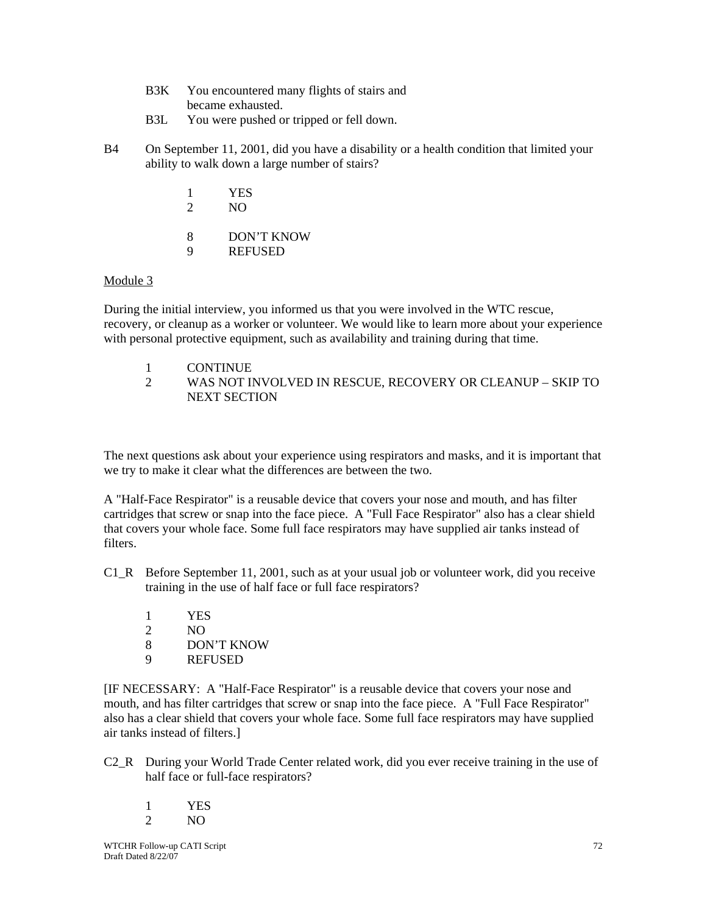B3K You encountered many flights of stairs and became exhausted.

B3L You were pushed or tripped or fell down.

B4 On September 11, 2001, did you have a disability or a health condition that limited your ability to walk down a large number of stairs?

1 YES
2 NO

8 DON'T KNOW
9 REFUSED

Module 3

During the initial interview, you informed us that you were involved in the WTC rescue, recovery, or cleanup as a worker or volunteer. We would like to learn more about your experience with personal protective equipment, such as availability and training during that time.

1 CONTINUE
2 WAS NOT INVOLVED IN RESCUE, RECOVERY OR CLEANUP – SKIP TO NEXT SECTION

The next questions ask about your experience using respirators and masks, and it is important that we try to make it clear what the differences are between the two.

A "Half-Face Respirator" is a reusable device that covers your nose and mouth, and has filter cartridges that screw or snap into the face piece. A "Full Face Respirator" also has a clear shield that covers your whole face. Some full face respirators may have supplied air tanks instead of filters.

C1_R Before September 11, 2001, such as at your usual job or volunteer work, did you receive training in the use of half face or full face respirators?

1 YES
2 NO
8 DON'T KNOW
9 REFUSED

[IF NECESSARY: A "Half-Face Respirator" is a reusable device that covers your nose and mouth, and has filter cartridges that screw or snap into the face piece. A "Full Face Respirator" also has a clear shield that covers your whole face. Some full face respirators may have supplied air tanks instead of filters.]

C2_R During your World Trade Center related work, did you ever receive training in the use of half face or full-face respirators?

1 YES
2 NO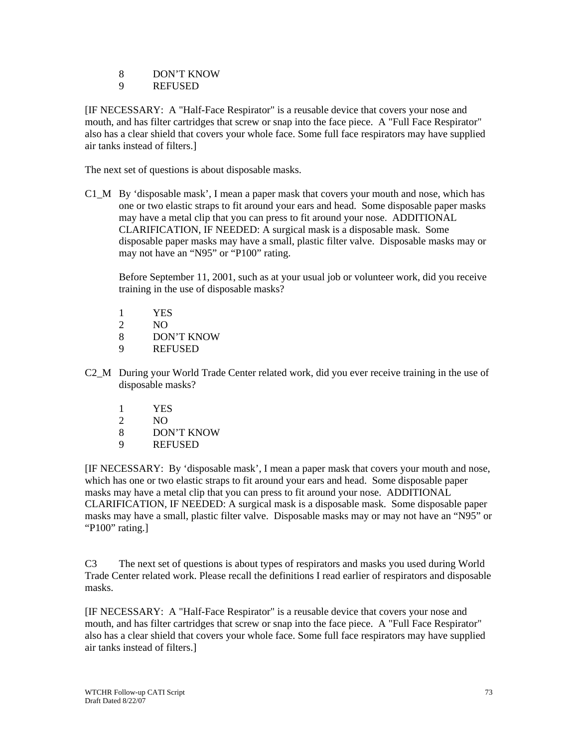8 DON'T KNOW
9 REFUSED

[IF NECESSARY: A "Half-Face Respirator" is a reusable device that covers your nose and mouth, and has filter cartridges that screw or snap into the face piece. A "Full Face Respirator" also has a clear shield that covers your whole face. Some full face respirators may have supplied air tanks instead of filters.]

The next set of questions is about disposable masks.

C1_M By 'disposable mask', I mean a paper mask that covers your mouth and nose, which has one or two elastic straps to fit around your ears and head. Some disposable paper masks may have a metal clip that you can press to fit around your nose. ADDITIONAL CLARIFICATION, IF NEEDED: A surgical mask is a disposable mask. Some disposable paper masks may have a small, plastic filter valve. Disposable masks may or may not have an "N95" or "P100" rating.

Before September 11, 2001, such as at your usual job or volunteer work, did you receive training in the use of disposable masks?

1 YES
2 NO
8 DON'T KNOW
9 REFUSED

C2_M During your World Trade Center related work, did you ever receive training in the use of disposable masks?

1 YES
2 NO
8 DON'T KNOW
9 REFUSED

[IF NECESSARY: By 'disposable mask', I mean a paper mask that covers your mouth and nose, which has one or two elastic straps to fit around your ears and head. Some disposable paper masks may have a metal clip that you can press to fit around your nose. ADDITIONAL CLARIFICATION, IF NEEDED: A surgical mask is a disposable mask. Some disposable paper masks may have a small, plastic filter valve. Disposable masks may or may not have an "N95" or "P100" rating.]

C3 The next set of questions is about types of respirators and masks you used during World Trade Center related work. Please recall the definitions I read earlier of respirators and disposable masks.

[IF NECESSARY: A "Half-Face Respirator" is a reusable device that covers your nose and mouth, and has filter cartridges that screw or snap into the face piece. A "Full Face Respirator" also has a clear shield that covers your whole face. Some full face respirators may have supplied air tanks instead of filters.]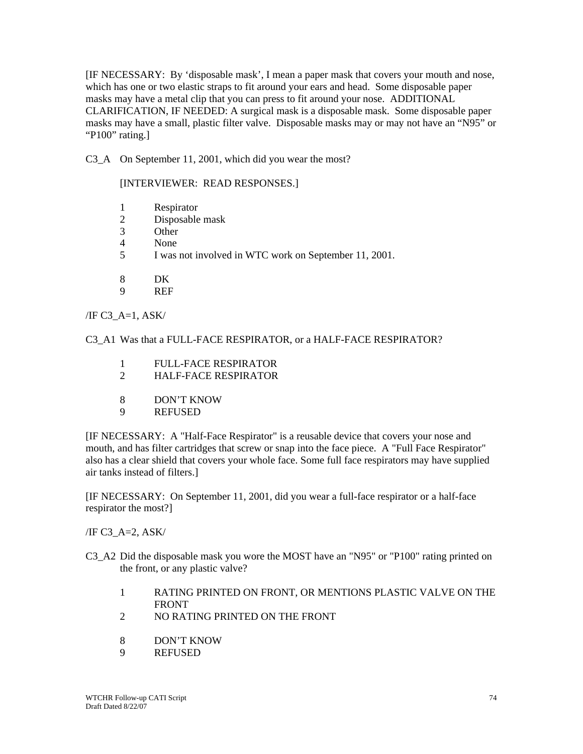[IF NECESSARY: By ‘disposable mask’, I mean a paper mask that covers your mouth and nose, which has one or two elastic straps to fit around your ears and head. Some disposable paper masks may have a metal clip that you can press to fit around your nose. ADDITIONAL CLARIFICATION, IF NEEDED: A surgical mask is a disposable mask. Some disposable paper masks may have a small, plastic filter valve. Disposable masks may or may not have an “N95” or “P100” rating.]

C3_A On September 11, 2001, which did you wear the most?

[INTERVIEWER: READ RESPONSES.]

1 Respirator
2 Disposable mask
3 Other
4 None
5 I was not involved in WTC work on September 11, 2001.

8 DK
9 REF

/IF C3_A=1, ASK/

C3_A1 Was that a FULL-FACE RESPIRATOR, or a HALF-FACE RESPIRATOR?

1 FULL-FACE RESPIRATOR
2 HALF-FACE RESPIRATOR

8 DON’T KNOW
9 REFUSED

[IF NECESSARY: A "Half-Face Respirator" is a reusable device that covers your nose and mouth, and has filter cartridges that screw or snap into the face piece. A "Full Face Respirator" also has a clear shield that covers your whole face. Some full face respirators may have supplied air tanks instead of filters.]

[IF NECESSARY: On September 11, 2001, did you wear a full-face respirator or a half-face respirator the most?]

/IF C3_A=2, ASK/

C3_A2 Did the disposable mask you wore the MOST have an "N95" or "P100" rating printed on the front, or any plastic valve?

1 RATING PRINTED ON FRONT, OR MENTIONS PLASTIC VALVE ON THE FRONT
2 NO RATING PRINTED ON THE FRONT

8 DON’T KNOW
9 REFUSED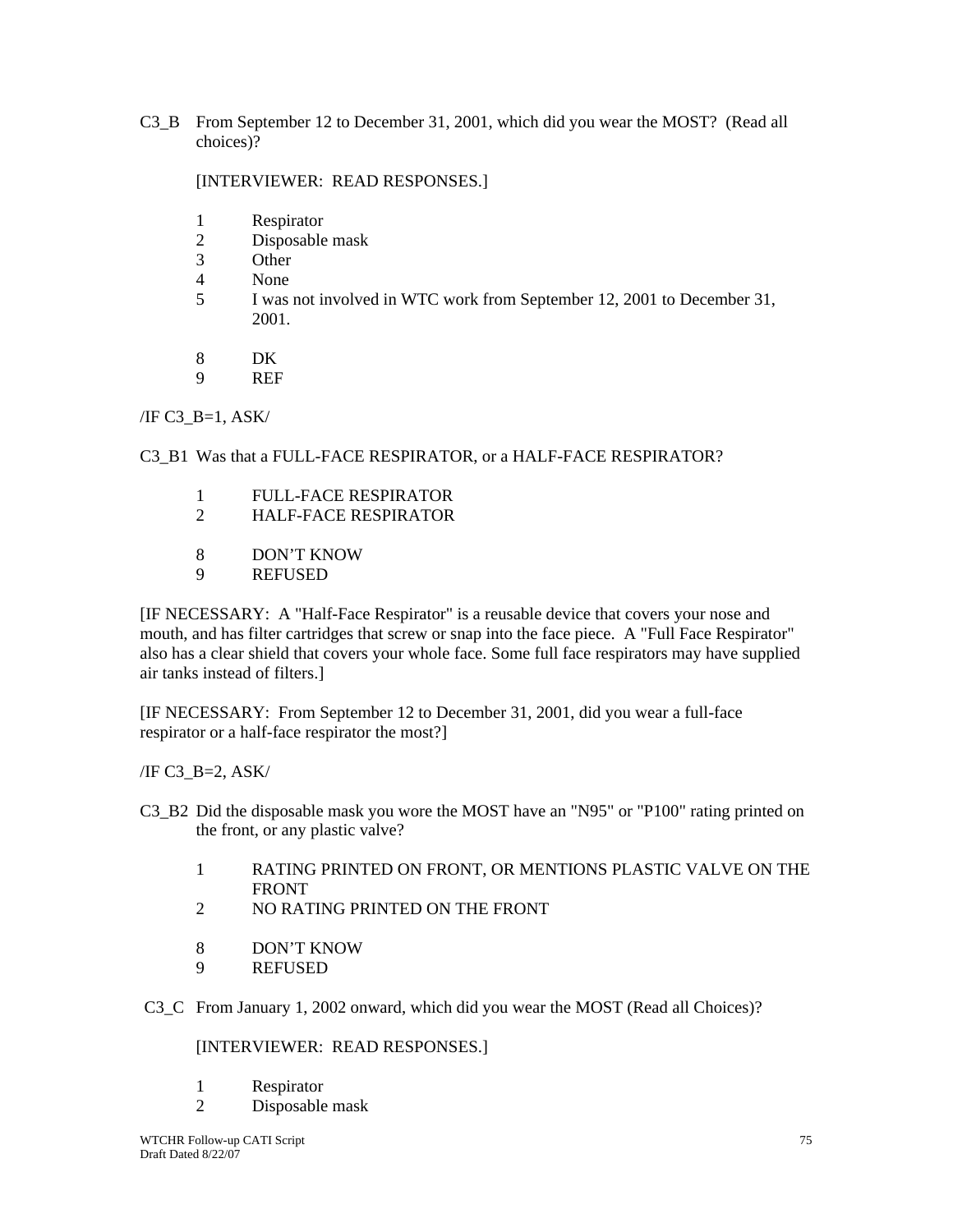C3_B From September 12 to December 31, 2001, which did you wear the MOST? (Read all choices)?

[INTERVIEWER: READ RESPONSES.]

1 Respirator
2 Disposable mask
3 Other
4 None
5 I was not involved in WTC work from September 12, 2001 to December 31, 2001.

8 DK
9 REF

/IF C3_B=1, ASK/

C3_B1 Was that a FULL-FACE RESPIRATOR, or a HALF-FACE RESPIRATOR?

1 FULL-FACE RESPIRATOR
2 HALF-FACE RESPIRATOR

8 DON'T KNOW
9 REFUSED

[IF NECESSARY: A "Half-Face Respirator" is a reusable device that covers your nose and mouth, and has filter cartridges that screw or snap into the face piece. A "Full Face Respirator" also has a clear shield that covers your whole face. Some full face respirators may have supplied air tanks instead of filters.]

[IF NECESSARY: From September 12 to December 31, 2001, did you wear a full-face respirator or a half-face respirator the most?]

/IF C3_B=2, ASK/

C3_B2 Did the disposable mask you wore the MOST have an "N95" or "P100" rating printed on the front, or any plastic valve?

1 RATING PRINTED ON FRONT, OR MENTIONS PLASTIC VALVE ON THE FRONT
2 NO RATING PRINTED ON THE FRONT

8 DON'T KNOW
9 REFUSED

C3_C From January 1, 2002 onward, which did you wear the MOST (Read all Choices)?

[INTERVIEWER: READ RESPONSES.]

1 Respirator
2 Disposable mask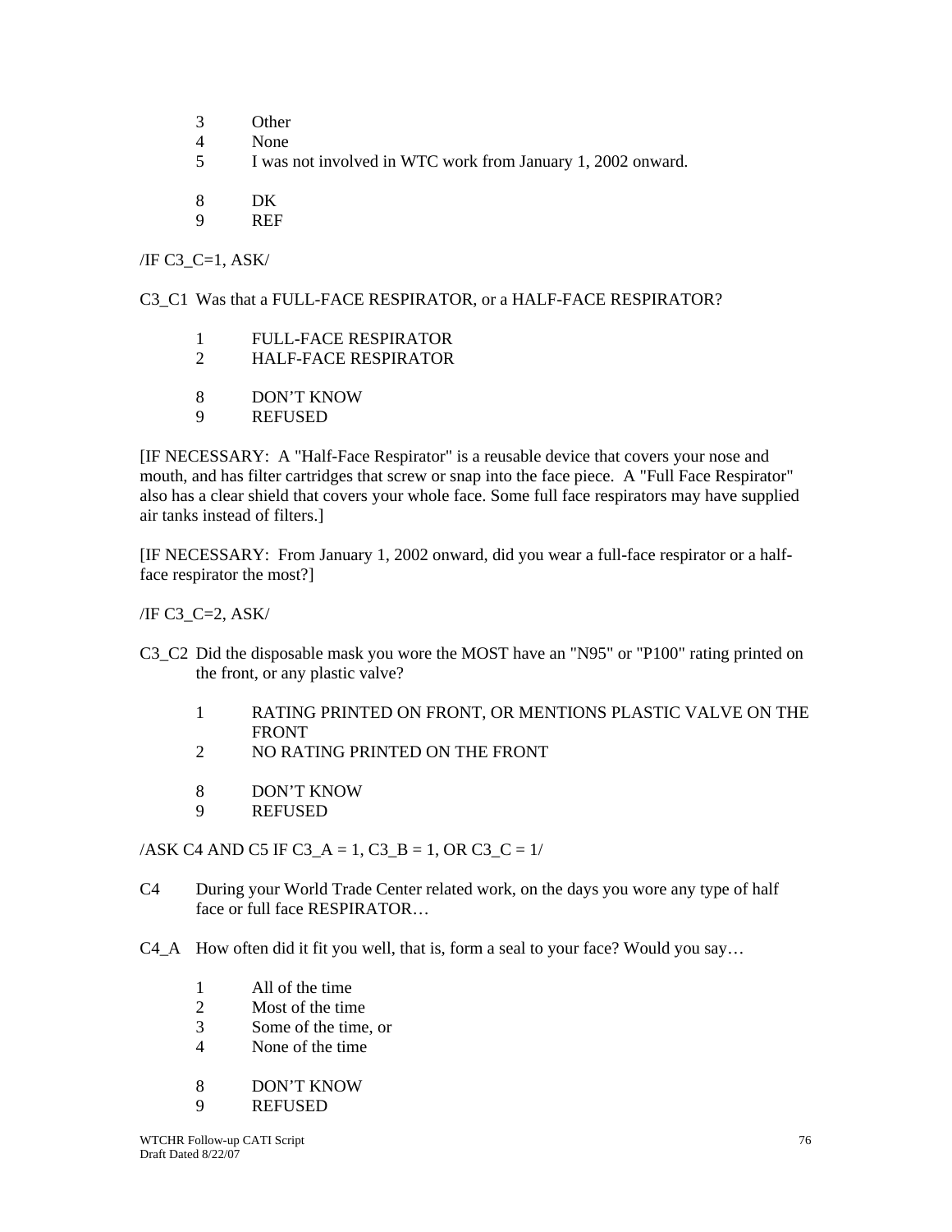3 Other
4 None
5 I was not involved in WTC work from January 1, 2002 onward.

8 DK
9 REF

/IF C3_C=1, ASK/

C3_C1 Was that a FULL-FACE RESPIRATOR, or a HALF-FACE RESPIRATOR?

1 FULL-FACE RESPIRATOR
2 HALF-FACE RESPIRATOR

8 DON'T KNOW
9 REFUSED

[IF NECESSARY: A "Half-Face Respirator" is a reusable device that covers your nose and mouth, and has filter cartridges that screw or snap into the face piece. A "Full Face Respirator" also has a clear shield that covers your whole face. Some full face respirators may have supplied air tanks instead of filters.]

[IF NECESSARY: From January 1, 2002 onward, did you wear a full-face respirator or a half-face respirator the most?]

/IF C3_C=2, ASK/

C3_C2 Did the disposable mask you wore the MOST have an "N95" or "P100" rating printed on the front, or any plastic valve?

1 RATING PRINTED ON FRONT, OR MENTIONS PLASTIC VALVE ON THE FRONT
2 NO RATING PRINTED ON THE FRONT

8 DON'T KNOW
9 REFUSED

/ASK C4 AND C5 IF C3_A = 1, C3_B = 1, OR C3_C = 1/

C4 During your World Trade Center related work, on the days you wore any type of half face or full face RESPIRATOR…

C4_A How often did it fit you well, that is, form a seal to your face? Would you say…

1 All of the time
2 Most of the time
3 Some of the time, or
4 None of the time

8 DON'T KNOW
9 REFUSED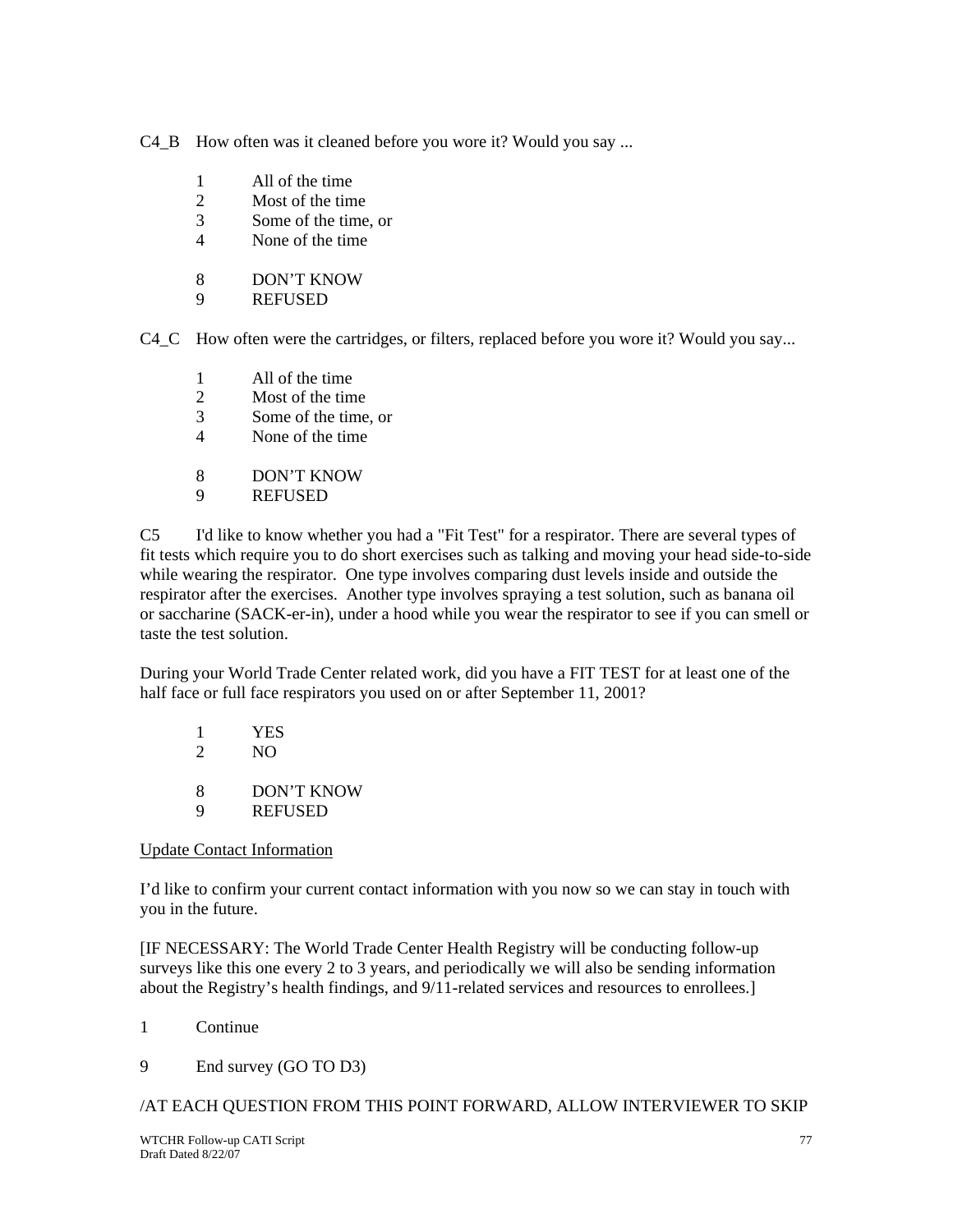C4_B How often was it cleaned before you wore it? Would you say ...

1 All of the time
2 Most of the time
3 Some of the time, or
4 None of the time

8 DON'T KNOW
9 REFUSED

C4_C How often were the cartridges, or filters, replaced before you wore it? Would you say...

1 All of the time
2 Most of the time
3 Some of the time, or
4 None of the time

8 DON'T KNOW
9 REFUSED

C5 I'd like to know whether you had a "Fit Test" for a respirator. There are several types of fit tests which require you to do short exercises such as talking and moving your head side-to-side while wearing the respirator. One type involves comparing dust levels inside and outside the respirator after the exercises. Another type involves spraying a test solution, such as banana oil or saccharine (SACK-er-in), under a hood while you wear the respirator to see if you can smell or taste the test solution.

During your World Trade Center related work, did you have a FIT TEST for at least one of the half face or full face respirators you used on or after September 11, 2001?

1 YES
2 NO

8 DON'T KNOW
9 REFUSED

<u>Update Contact Information</u>

I'd like to confirm your current contact information with you now so we can stay in touch with you in the future.

[IF NECESSARY: The World Trade Center Health Registry will be conducting follow-up surveys like this one every 2 to 3 years, and periodically we will also be sending information about the Registry's health findings, and 9/11-related services and resources to enrollees.]

1 Continue

9 End survey (GO TO D3)

/AT EACH QUESTION FROM THIS POINT FORWARD, ALLOW INTERVIEWER TO SKIP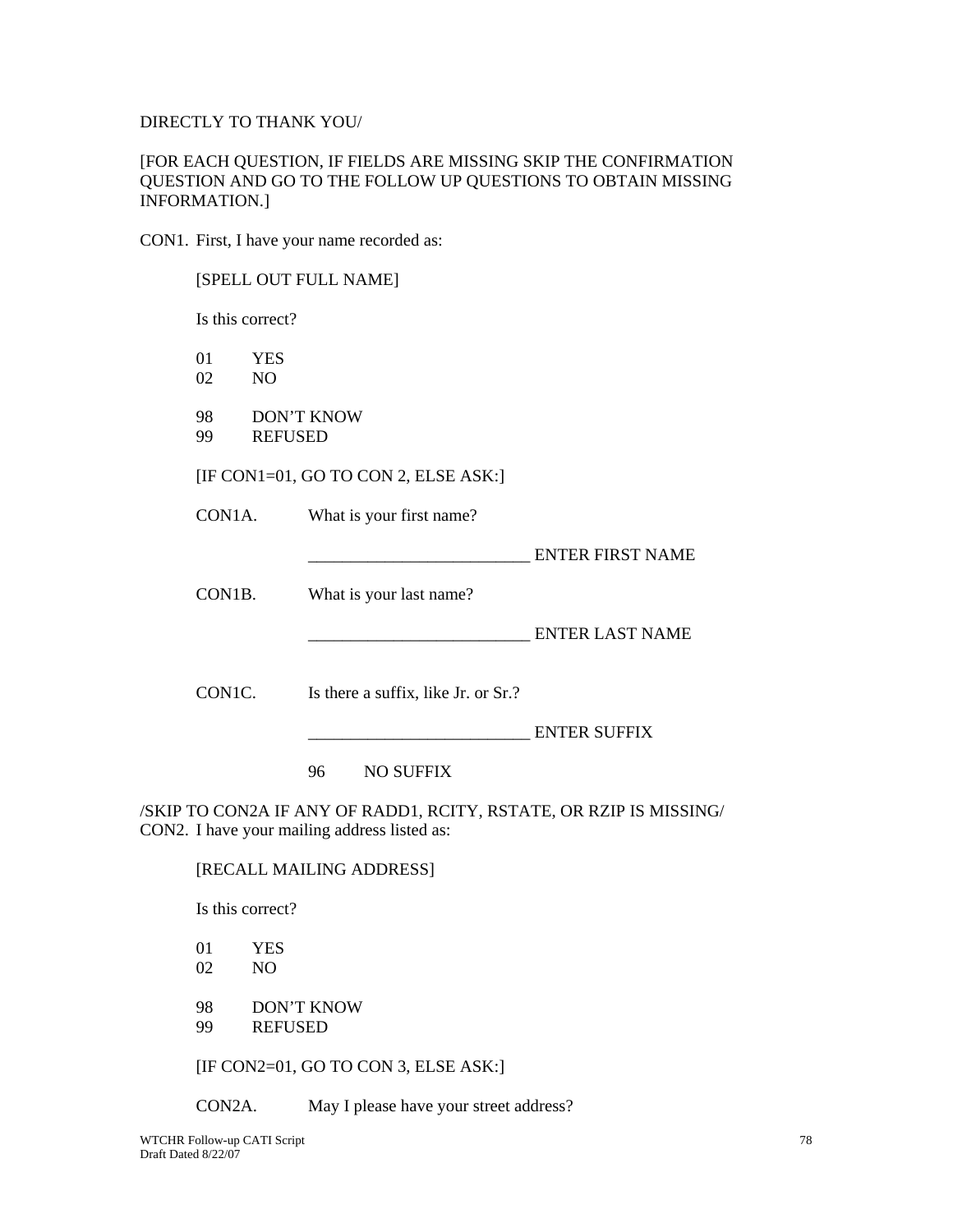DIRECTLY TO THANK YOU/

[FOR EACH QUESTION, IF FIELDS ARE MISSING SKIP THE CONFIRMATION QUESTION AND GO TO THE FOLLOW UP QUESTIONS TO OBTAIN MISSING INFORMATION.]

CON1. First, I have your name recorded as:

[SPELL OUT FULL NAME]

Is this correct?

01 YES
02 NO

98 DON'T KNOW
99 REFUSED

[IF CON1=01, GO TO CON 2, ELSE ASK:]

CON1A. What is your first name?

__________________________ ENTER FIRST NAME

CON1B. What is your last name?

__________________________ ENTER LAST NAME

CON1C. Is there a suffix, like Jr. or Sr.?

__________________________ ENTER SUFFIX

96 NO SUFFIX

/SKIP TO CON2A IF ANY OF RADD1, RCITY, RSTATE, OR RZIP IS MISSING/
CON2. I have your mailing address listed as:

[RECALL MAILING ADDRESS]

Is this correct?

01 YES
02 NO

98 DON'T KNOW
99 REFUSED

[IF CON2=01, GO TO CON 3, ELSE ASK:]

CON2A. May I please have your street address?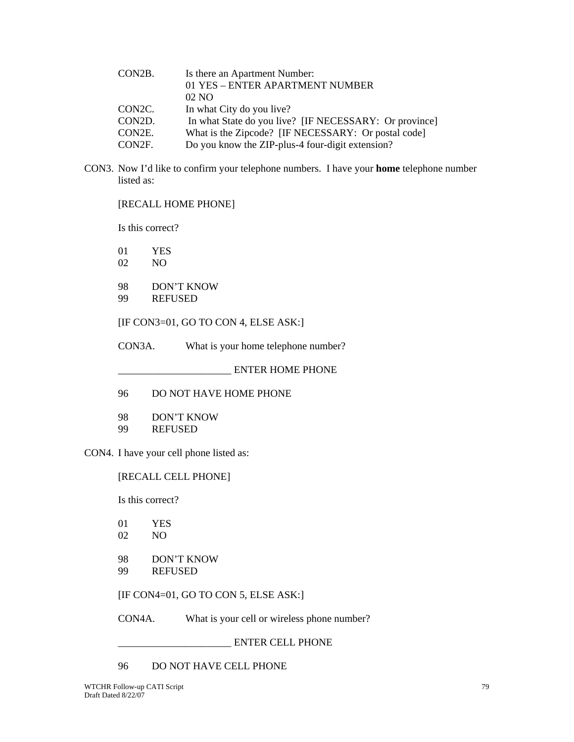CON2B. Is there an Apartment Number:
01 YES – ENTER APARTMENT NUMBER
02 NO

CON2C. In what City do you live?

CON2D. In what State do you live? [IF NECESSARY: Or province]

CON2E. What is the Zipcode? [IF NECESSARY: Or postal code]

CON2F. Do you know the ZIP-plus-4 four-digit extension?

CON3. Now I'd like to confirm your telephone numbers. I have your **home** telephone number listed as:

[RECALL HOME PHONE]

Is this correct?

01 YES
02 NO

98 DON'T KNOW
99 REFUSED

[IF CON3=01, GO TO CON 4, ELSE ASK:]

CON3A. What is your home telephone number?

______________________ ENTER HOME PHONE

96 DO NOT HAVE HOME PHONE

98 DON'T KNOW
99 REFUSED

CON4. I have your cell phone listed as:

[RECALL CELL PHONE]

Is this correct?

01 YES
02 NO

98 DON'T KNOW
99 REFUSED

[IF CON4=01, GO TO CON 5, ELSE ASK:]

CON4A. What is your cell or wireless phone number?

______________________ ENTER CELL PHONE

96 DO NOT HAVE CELL PHONE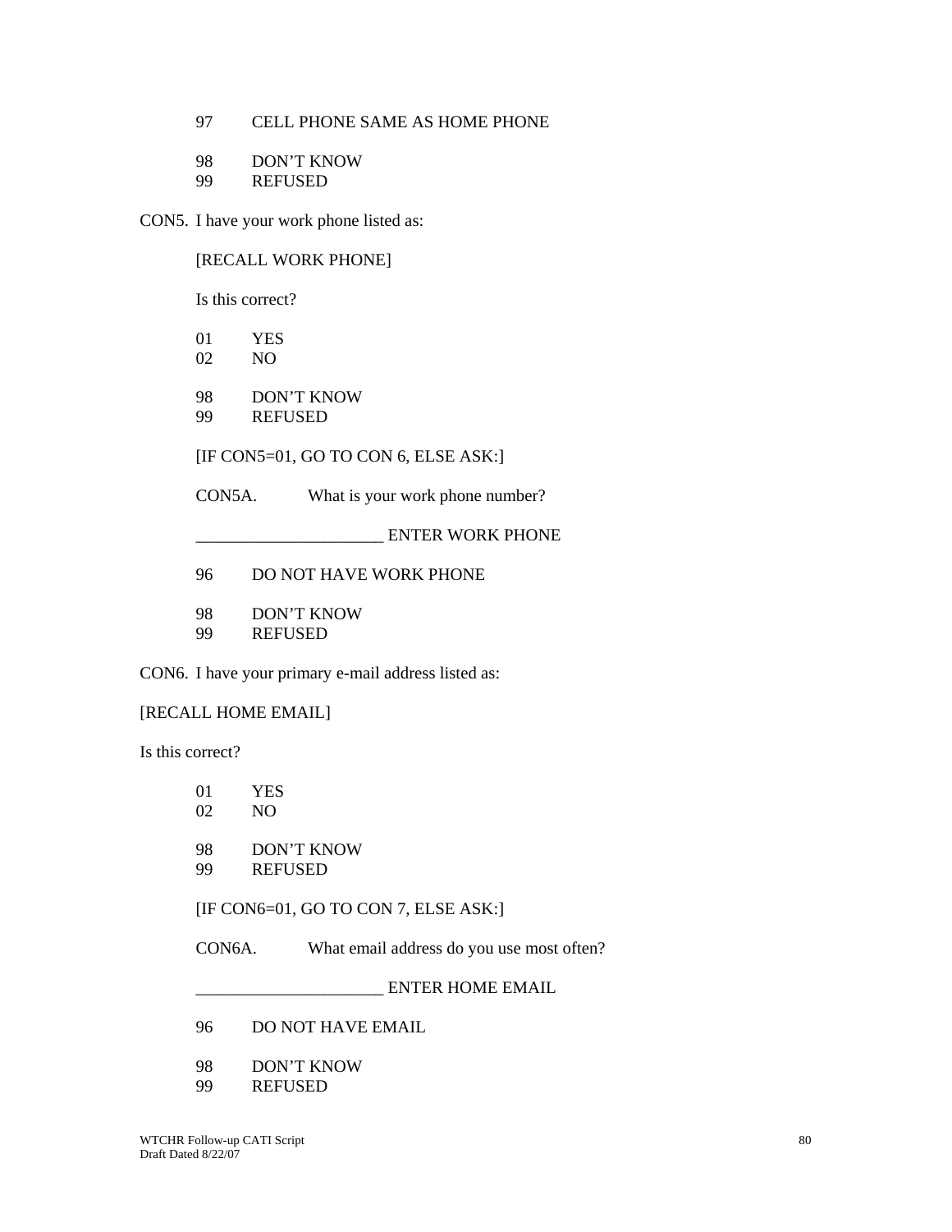97 CELL PHONE SAME AS HOME PHONE

98 DON'T KNOW
99 REFUSED

CON5. I have your work phone listed as:

[RECALL WORK PHONE]

Is this correct?

01 YES
02 NO

98 DON'T KNOW
99 REFUSED

[IF CON5=01, GO TO CON 6, ELSE ASK:]

CON5A. What is your work phone number?

______________________ ENTER WORK PHONE

96 DO NOT HAVE WORK PHONE

98 DON'T KNOW
99 REFUSED

CON6. I have your primary e-mail address listed as:

[RECALL HOME EMAIL]

Is this correct?

01 YES
02 NO

98 DON'T KNOW
99 REFUSED

[IF CON6=01, GO TO CON 7, ELSE ASK:]

CON6A. What email address do you use most often?

______________________ ENTER HOME EMAIL

96 DO NOT HAVE EMAIL

98 DON'T KNOW
99 REFUSED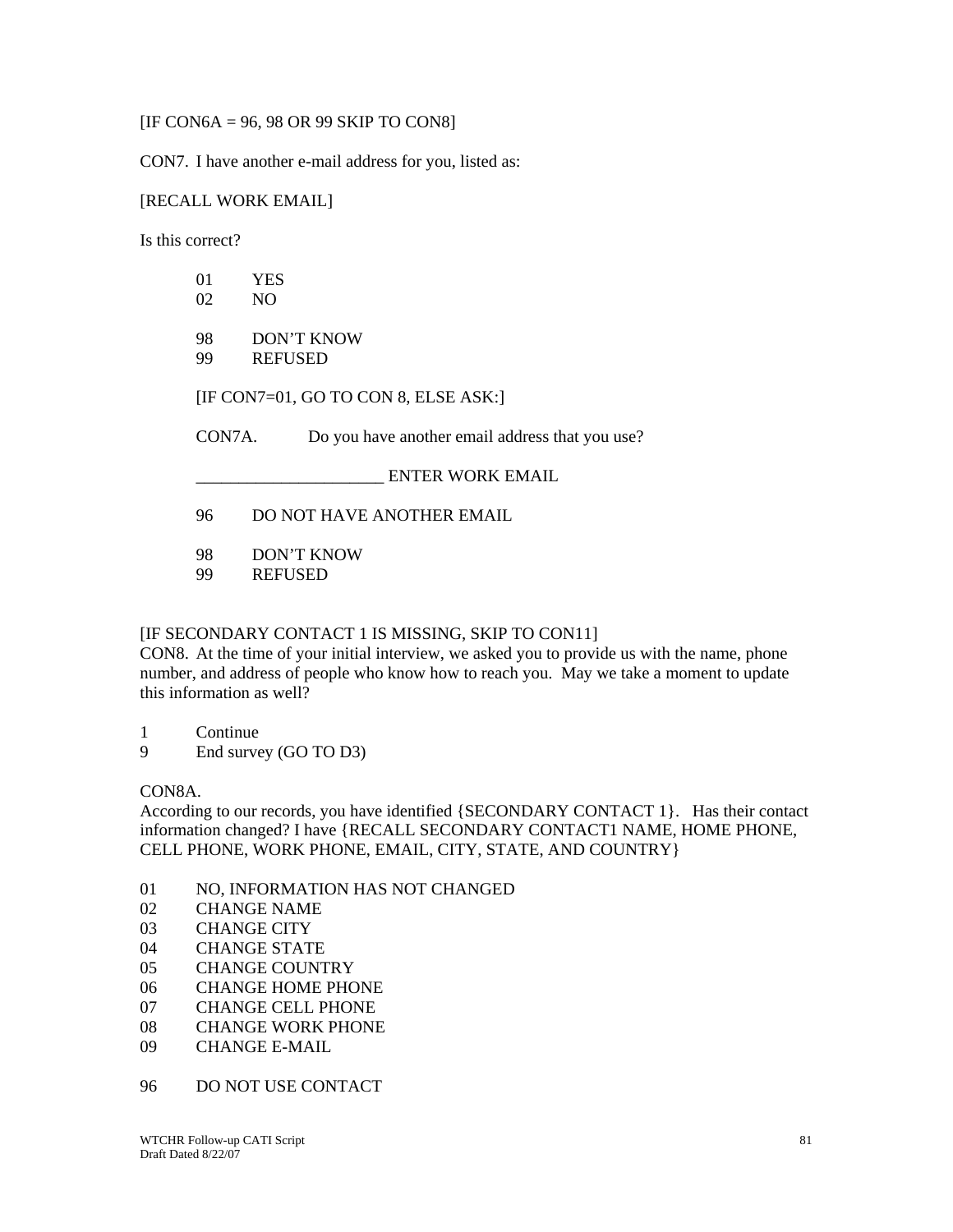[IF CON6A = 96, 98 OR 99 SKIP TO CON8]

CON7. I have another e-mail address for you, listed as:

[RECALL WORK EMAIL]

Is this correct?

01 YES
02 NO

98 DON'T KNOW
99 REFUSED

[IF CON7=01, GO TO CON 8, ELSE ASK:]

CON7A. Do you have another email address that you use?

______________________ ENTER WORK EMAIL

96 DO NOT HAVE ANOTHER EMAIL

98 DON'T KNOW
99 REFUSED

[IF SECONDARY CONTACT 1 IS MISSING, SKIP TO CON11]
CON8. At the time of your initial interview, we asked you to provide us with the name, phone number, and address of people who know how to reach you. May we take a moment to update this information as well?

1 Continue
9 End survey (GO TO D3)

CON8A.
According to our records, you have identified {SECONDARY CONTACT 1}. Has their contact information changed? I have {RECALL SECONDARY CONTACT1 NAME, HOME PHONE, CELL PHONE, WORK PHONE, EMAIL, CITY, STATE, AND COUNTRY}

01 NO, INFORMATION HAS NOT CHANGED
02 CHANGE NAME
03 CHANGE CITY
04 CHANGE STATE
05 CHANGE COUNTRY
06 CHANGE HOME PHONE
07 CHANGE CELL PHONE
08 CHANGE WORK PHONE
09 CHANGE E-MAIL

96 DO NOT USE CONTACT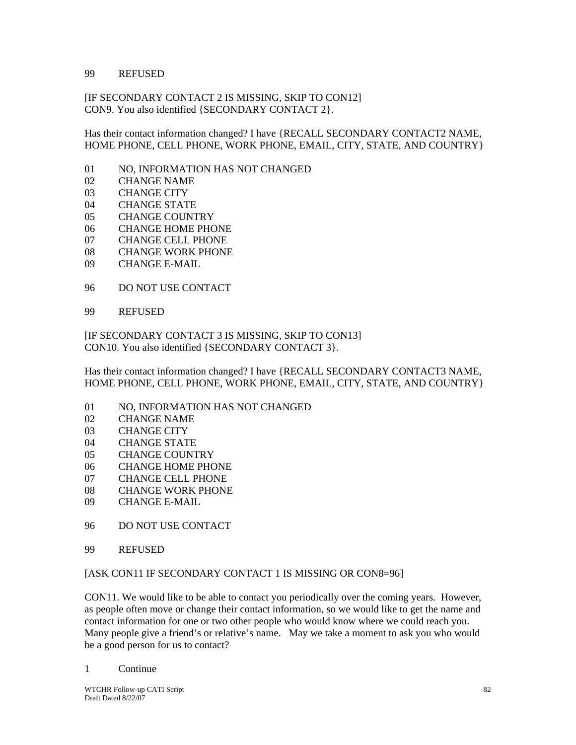99 REFUSED

[IF SECONDARY CONTACT 2 IS MISSING, SKIP TO CON12]
CON9. You also identified {SECONDARY CONTACT 2}.

Has their contact information changed? I have {RECALL SECONDARY CONTACT2 NAME, HOME PHONE, CELL PHONE, WORK PHONE, EMAIL, CITY, STATE, AND COUNTRY}

01 NO, INFORMATION HAS NOT CHANGED
02 CHANGE NAME
03 CHANGE CITY
04 CHANGE STATE
05 CHANGE COUNTRY
06 CHANGE HOME PHONE
07 CHANGE CELL PHONE
08 CHANGE WORK PHONE
09 CHANGE E-MAIL

96 DO NOT USE CONTACT

99 REFUSED

[IF SECONDARY CONTACT 3 IS MISSING, SKIP TO CON13]
CON10. You also identified {SECONDARY CONTACT 3}.

Has their contact information changed? I have {RECALL SECONDARY CONTACT3 NAME, HOME PHONE, CELL PHONE, WORK PHONE, EMAIL, CITY, STATE, AND COUNTRY}

01 NO, INFORMATION HAS NOT CHANGED
02 CHANGE NAME
03 CHANGE CITY
04 CHANGE STATE
05 CHANGE COUNTRY
06 CHANGE HOME PHONE
07 CHANGE CELL PHONE
08 CHANGE WORK PHONE
09 CHANGE E-MAIL

96 DO NOT USE CONTACT

99 REFUSED

[ASK CON11 IF SECONDARY CONTACT 1 IS MISSING OR CON8=96]

CON11. We would like to be able to contact you periodically over the coming years. However, as people often move or change their contact information, so we would like to get the name and contact information for one or two other people who would know where we could reach you. Many people give a friend's or relative's name. May we take a moment to ask you who would be a good person for us to contact?

1 Continue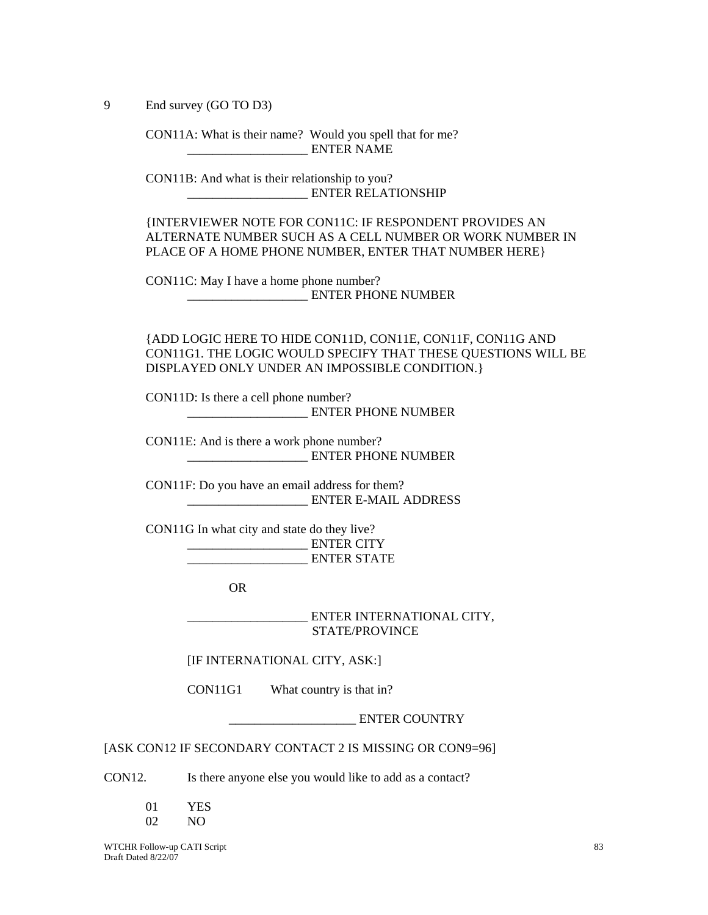9 End survey (GO TO D3)

CON11A: What is their name? Would you spell that for me?
___________________ ENTER NAME

CON11B: And what is their relationship to you?
___________________ ENTER RELATIONSHIP

{INTERVIEWER NOTE FOR CON11C: IF RESPONDENT PROVIDES AN ALTERNATE NUMBER SUCH AS A CELL NUMBER OR WORK NUMBER IN PLACE OF A HOME PHONE NUMBER, ENTER THAT NUMBER HERE}

CON11C: May I have a home phone number?
___________________ ENTER PHONE NUMBER

{ADD LOGIC HERE TO HIDE CON11D, CON11E, CON11F, CON11G AND CON11G1. THE LOGIC WOULD SPECIFY THAT THESE QUESTIONS WILL BE DISPLAYED ONLY UNDER AN IMPOSSIBLE CONDITION.}

CON11D: Is there a cell phone number?
___________________ ENTER PHONE NUMBER

CON11E: And is there a work phone number?
___________________ ENTER PHONE NUMBER

CON11F: Do you have an email address for them?
___________________ ENTER E-MAIL ADDRESS

CON11G In what city and state do they live?
___________________ ENTER CITY
___________________ ENTER STATE

OR

___________________ ENTER INTERNATIONAL CITY, STATE/PROVINCE

[IF INTERNATIONAL CITY, ASK:]

CON11G1 What country is that in?

____________________ ENTER COUNTRY

[ASK CON12 IF SECONDARY CONTACT 2 IS MISSING OR CON9=96]

CON12. Is there anyone else you would like to add as a contact?

01 YES
02 NO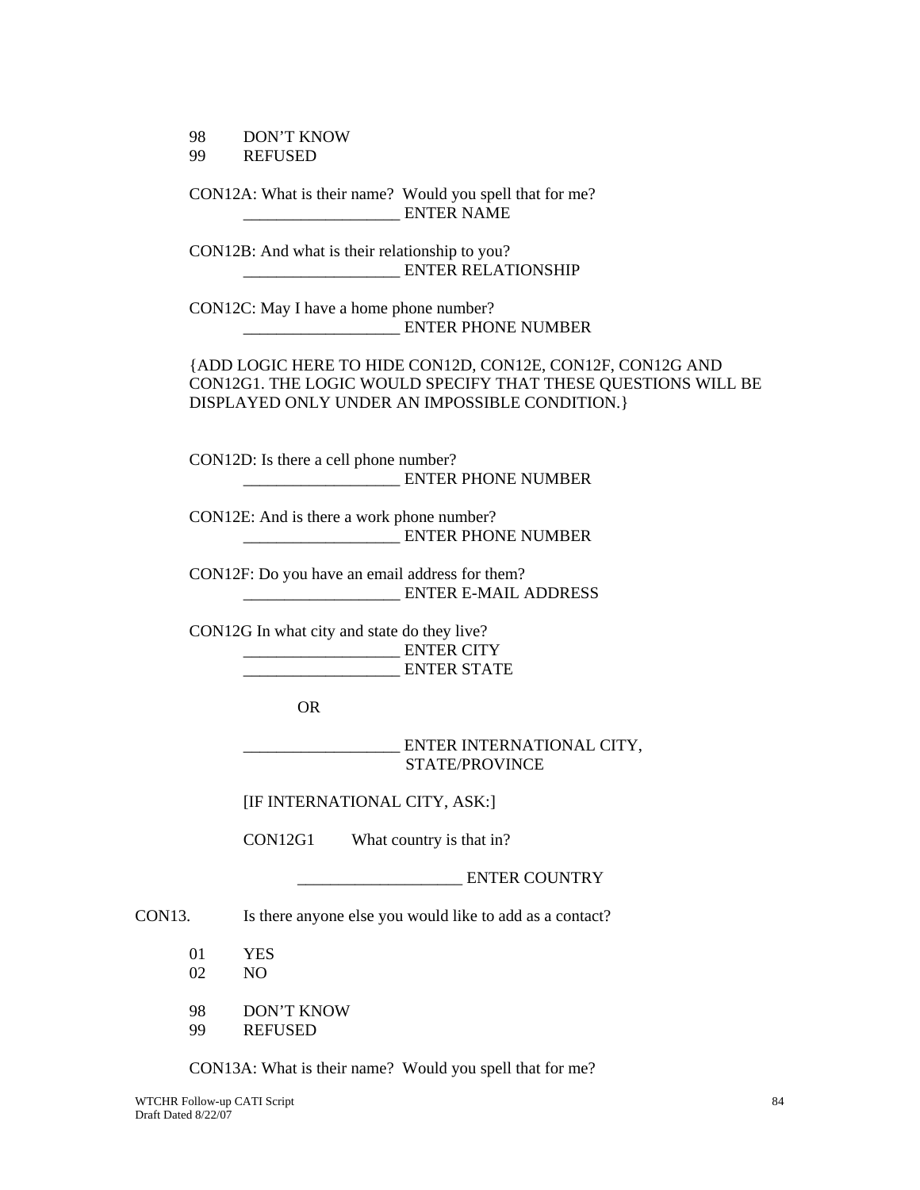98 DON'T KNOW
99 REFUSED

CON12A: What is their name? Would you spell that for me?
___________________ ENTER NAME

CON12B: And what is their relationship to you?
___________________ ENTER RELATIONSHIP

CON12C: May I have a home phone number?
___________________ ENTER PHONE NUMBER

{ADD LOGIC HERE TO HIDE CON12D, CON12E, CON12F, CON12G AND CON12G1. THE LOGIC WOULD SPECIFY THAT THESE QUESTIONS WILL BE DISPLAYED ONLY UNDER AN IMPOSSIBLE CONDITION.}

CON12D: Is there a cell phone number?
___________________ ENTER PHONE NUMBER

CON12E: And is there a work phone number?
___________________ ENTER PHONE NUMBER

CON12F: Do you have an email address for them?
___________________ ENTER E-MAIL ADDRESS

CON12G In what city and state do they live?
___________________ ENTER CITY
___________________ ENTER STATE

OR

___________________ ENTER INTERNATIONAL CITY, STATE/PROVINCE

[IF INTERNATIONAL CITY, ASK:]

CON12G1 What country is that in?

____________________ ENTER COUNTRY

CON13. Is there anyone else you would like to add as a contact?

01 YES
02 NO

98 DON'T KNOW
99 REFUSED

CON13A: What is their name? Would you spell that for me?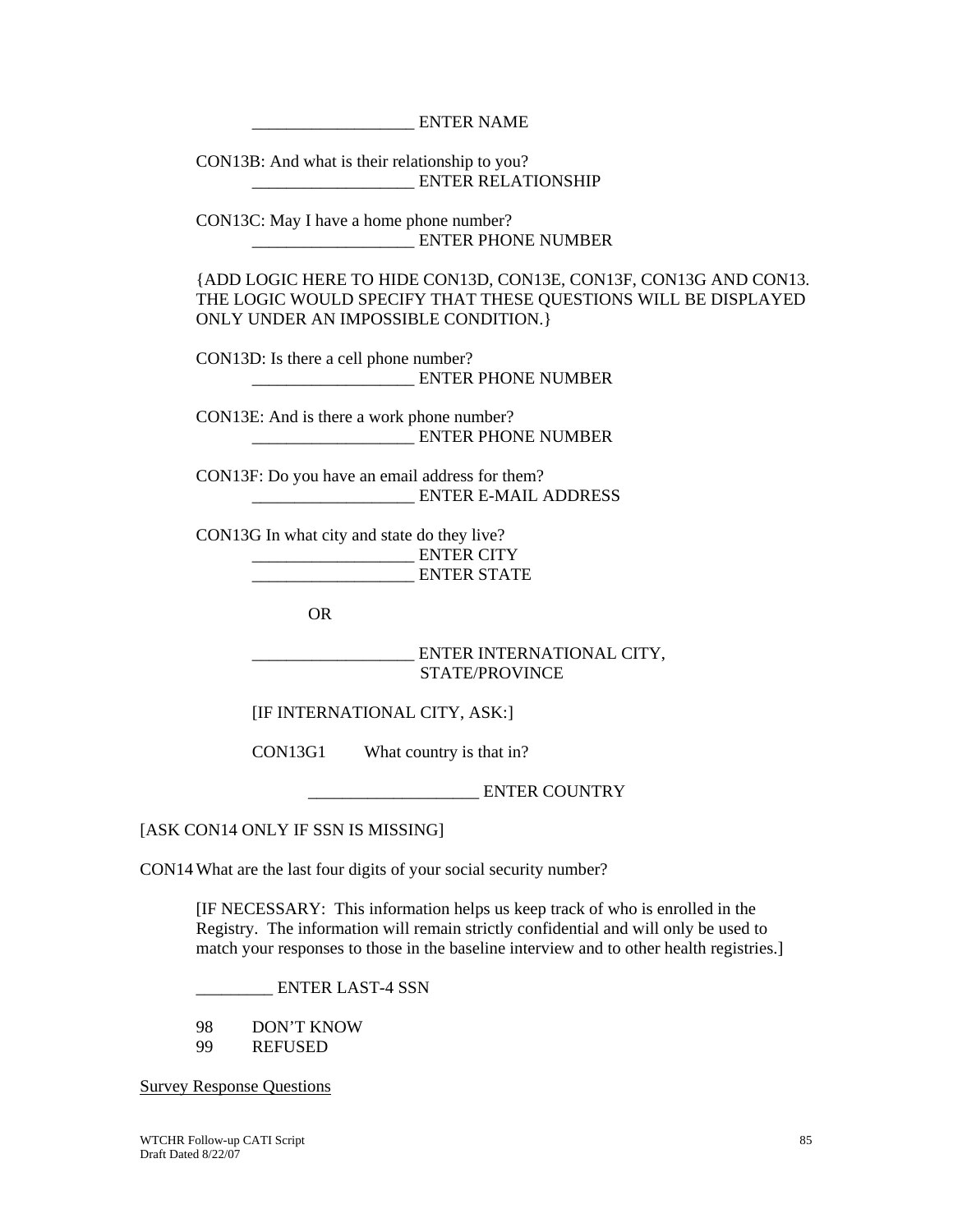___________________ ENTER NAME

CON13B: And what is their relationship to you?
___________________ ENTER RELATIONSHIP

CON13C: May I have a home phone number?
___________________ ENTER PHONE NUMBER

{ADD LOGIC HERE TO HIDE CON13D, CON13E, CON13F, CON13G AND CON13. THE LOGIC WOULD SPECIFY THAT THESE QUESTIONS WILL BE DISPLAYED ONLY UNDER AN IMPOSSIBLE CONDITION.}

CON13D: Is there a cell phone number?
___________________ ENTER PHONE NUMBER

CON13E: And is there a work phone number?
___________________ ENTER PHONE NUMBER

CON13F: Do you have an email address for them?
___________________ ENTER E-MAIL ADDRESS

CON13G In what city and state do they live?
___________________ ENTER CITY
___________________ ENTER STATE

OR

___________________ ENTER INTERNATIONAL CITY, STATE/PROVINCE

[IF INTERNATIONAL CITY, ASK:]

CON13G1 What country is that in?

____________________ ENTER COUNTRY

[ASK CON14 ONLY IF SSN IS MISSING]

CON14 What are the last four digits of your social security number?

[IF NECESSARY: This information helps us keep track of who is enrolled in the Registry. The information will remain strictly confidential and will only be used to match your responses to those in the baseline interview and to other health registries.]

_________ ENTER LAST-4 SSN

98 DON'T KNOW
99 REFUSED

<u>Survey Response Questions</u>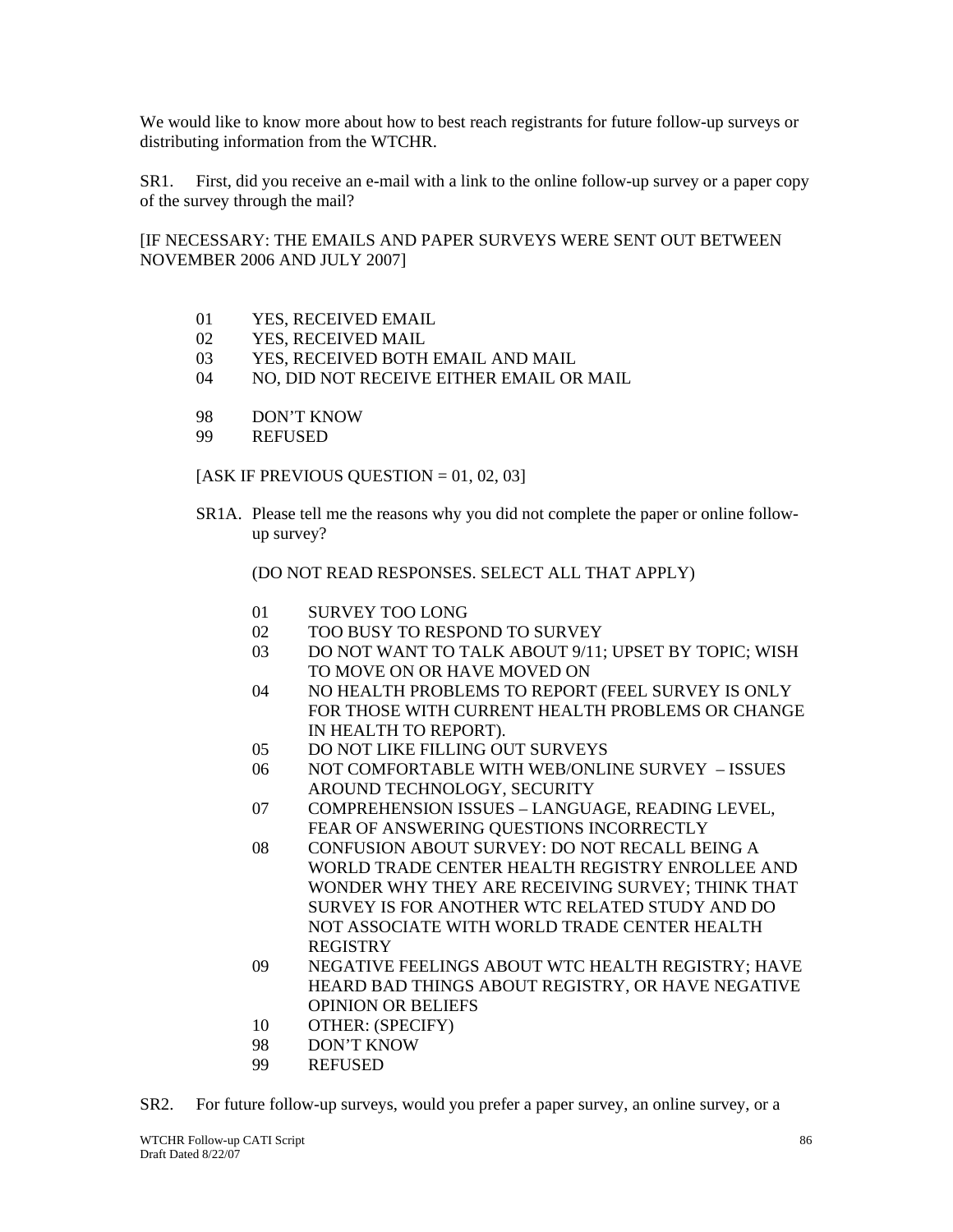We would like to know more about how to best reach registrants for future follow-up surveys or distributing information from the WTCHR.

SR1. First, did you receive an e-mail with a link to the online follow-up survey or a paper copy of the survey through the mail?

[IF NECESSARY: THE EMAILS AND PAPER SURVEYS WERE SENT OUT BETWEEN NOVEMBER 2006 AND JULY 2007]

01 YES, RECEIVED EMAIL
02 YES, RECEIVED MAIL
03 YES, RECEIVED BOTH EMAIL AND MAIL
04 NO, DID NOT RECEIVE EITHER EMAIL OR MAIL

98 DON'T KNOW
99 REFUSED

[ASK IF PREVIOUS QUESTION = 01, 02, 03]

SR1A. Please tell me the reasons why you did not complete the paper or online follow-up survey?

(DO NOT READ RESPONSES. SELECT ALL THAT APPLY)

01 SURVEY TOO LONG
02 TOO BUSY TO RESPOND TO SURVEY
03 DO NOT WANT TO TALK ABOUT 9/11; UPSET BY TOPIC; WISH TO MOVE ON OR HAVE MOVED ON
04 NO HEALTH PROBLEMS TO REPORT (FEEL SURVEY IS ONLY FOR THOSE WITH CURRENT HEALTH PROBLEMS OR CHANGE IN HEALTH TO REPORT).
05 DO NOT LIKE FILLING OUT SURVEYS
06 NOT COMFORTABLE WITH WEB/ONLINE SURVEY – ISSUES AROUND TECHNOLOGY, SECURITY
07 COMPREHENSION ISSUES – LANGUAGE, READING LEVEL, FEAR OF ANSWERING QUESTIONS INCORRECTLY
08 CONFUSION ABOUT SURVEY: DO NOT RECALL BEING A WORLD TRADE CENTER HEALTH REGISTRY ENROLLEE AND WONDER WHY THEY ARE RECEIVING SURVEY; THINK THAT SURVEY IS FOR ANOTHER WTC RELATED STUDY AND DO NOT ASSOCIATE WITH WORLD TRADE CENTER HEALTH REGISTRY
09 NEGATIVE FEELINGS ABOUT WTC HEALTH REGISTRY; HAVE HEARD BAD THINGS ABOUT REGISTRY, OR HAVE NEGATIVE OPINION OR BELIEFS
10 OTHER: (SPECIFY)
98 DON'T KNOW
99 REFUSED

SR2. For future follow-up surveys, would you prefer a paper survey, an online survey, or a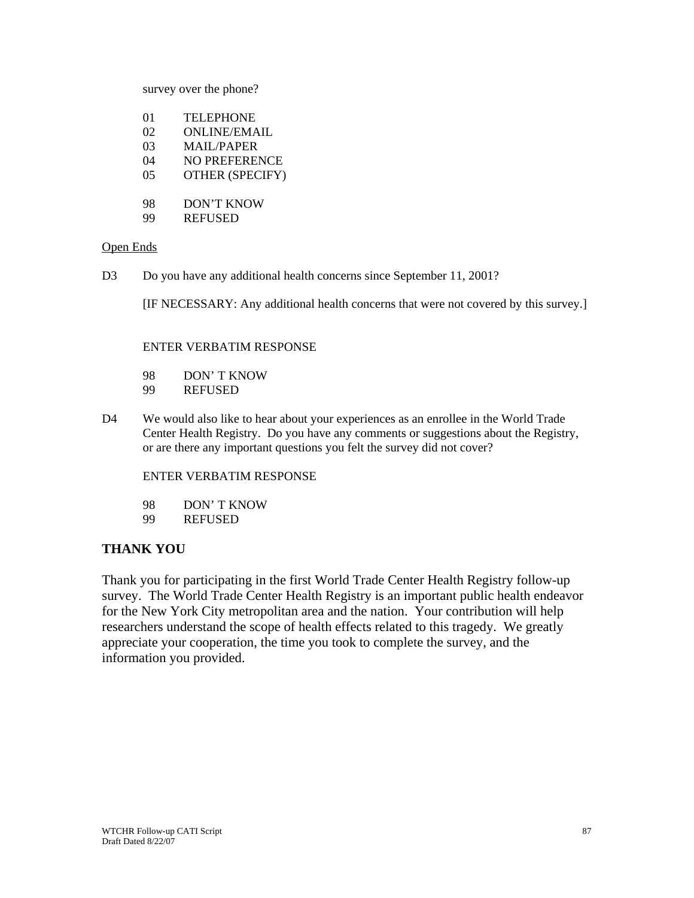survey over the phone?

01 TELEPHONE
02 ONLINE/EMAIL
03 MAIL/PAPER
04 NO PREFERENCE
05 OTHER (SPECIFY)

98 DON'T KNOW
99 REFUSED

<u>Open Ends</u>

D3 Do you have any additional health concerns since September 11, 2001?

[IF NECESSARY: Any additional health concerns that were not covered by this survey.]

ENTER VERBATIM RESPONSE

98 DON' T KNOW
99 REFUSED

D4 We would also like to hear about your experiences as an enrollee in the World Trade Center Health Registry. Do you have any comments or suggestions about the Registry, or are there any important questions you felt the survey did not cover?

ENTER VERBATIM RESPONSE

98 DON' T KNOW
99 REFUSED

## THANK YOU

Thank you for participating in the first World Trade Center Health Registry follow-up survey. The World Trade Center Health Registry is an important public health endeavor for the New York City metropolitan area and the nation. Your contribution will help researchers understand the scope of health effects related to this tragedy. We greatly appreciate your cooperation, the time you took to complete the survey, and the information you provided.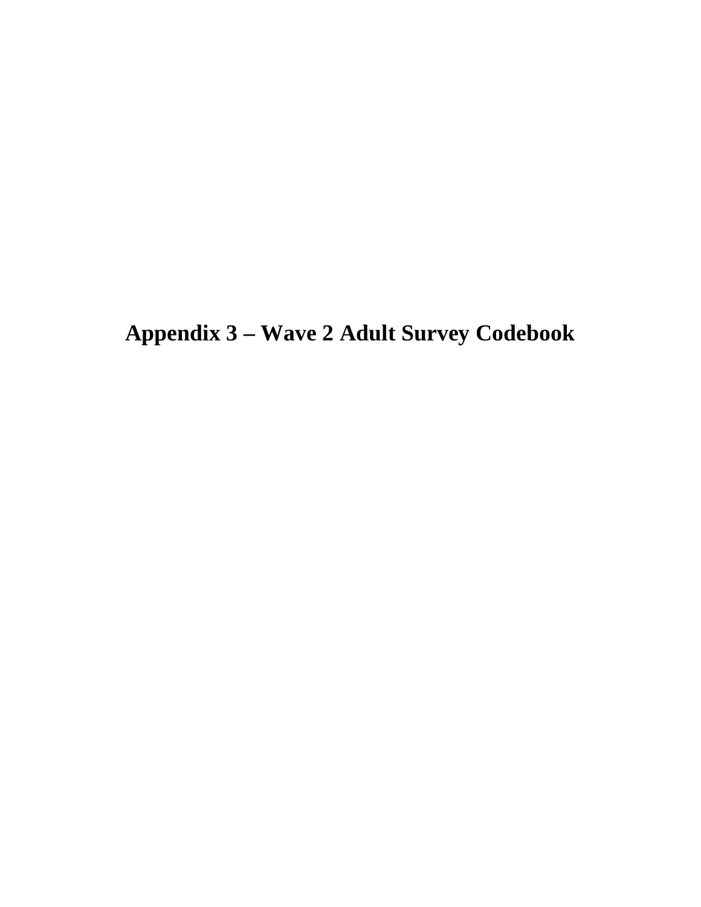# Appendix 3 – Wave 2 Adult Survey Codebook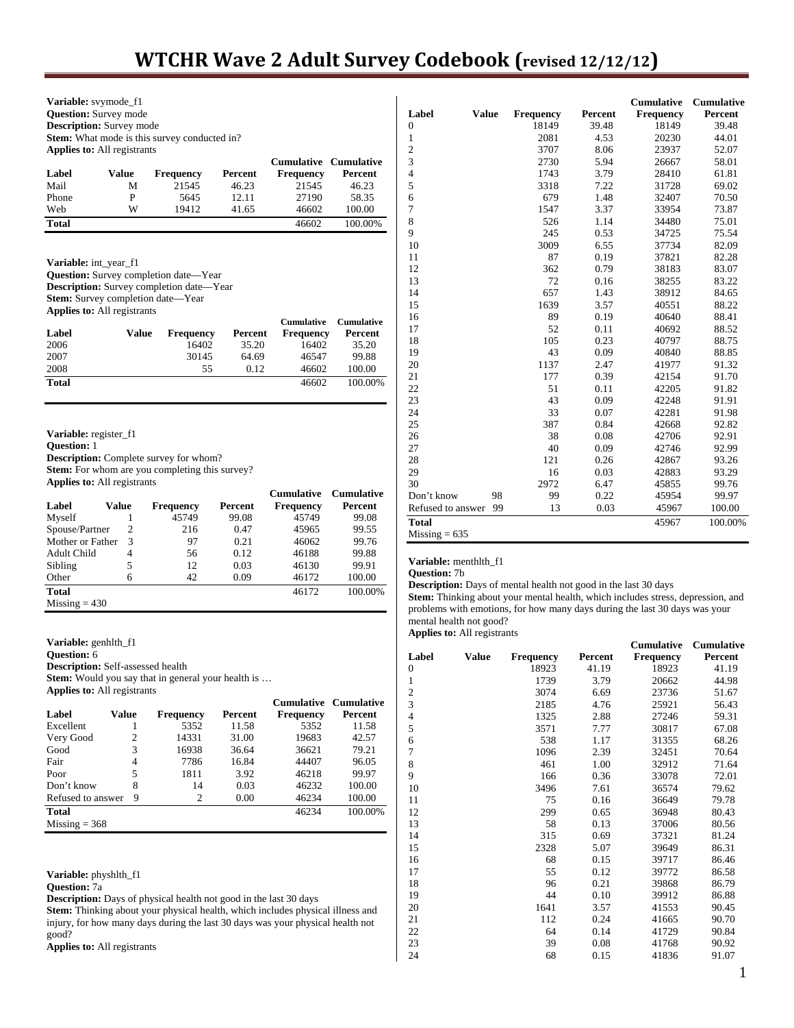# WTCHR Wave 2 Adult Survey Codebook (revised 12/12/12)

**Variable:** svymode_f1
**Question:** Survey mode
**Description:** Survey mode
**Stem:** What mode is this survey conducted in?
**Applies to:** All registrants

| Label | Value | Frequency | Percent | Cumulative Frequency | Cumulative Percent |
|---|---|---|---|---|---|
| Mail | M | 21545 | 46.23 | 21545 | 46.23 |
| Phone | P | 5645 | 12.11 | 27190 | 58.35 |
| Web | W | 19412 | 41.65 | 46602 | 100.00 |
| **Total** | | | | 46602 | 100.00% |

**Variable:** int_year_f1
**Question:** Survey completion date—Year
**Description:** Survey completion date—Year
**Stem:** Survey completion date—Year
**Applies to:** All registrants

| Label | Value | Frequency | Percent | Cumulative Frequency | Cumulative Percent |
|---|---|---|---|---|---|
| 2006 | | 16402 | 35.20 | 16402 | 35.20 |
| 2007 | | 30145 | 64.69 | 46547 | 99.88 |
| 2008 | | 55 | 0.12 | 46602 | 100.00 |
| **Total** | | | | 46602 | 100.00% |

**Variable:** register_f1
**Question:** 1
**Description:** Complete survey for whom?
**Stem:** For whom are you completing this survey?
**Applies to:** All registrants

| Label | Value | Frequency | Percent | Cumulative Frequency | Cumulative Percent |
|---|---|---|---|---|---|
| Myself | 1 | 45749 | 99.08 | 45749 | 99.08 |
| Spouse/Partner | 2 | 216 | 0.47 | 45965 | 99.55 |
| Mother or Father | 3 | 97 | 0.21 | 46062 | 99.76 |
| Adult Child | 4 | 56 | 0.12 | 46188 | 99.88 |
| Sibling | 5 | 12 | 0.03 | 46130 | 99.91 |
| Other | 6 | 42 | 0.09 | 46172 | 100.00 |
| **Total** | | | | 46172 | 100.00% |
| Missing = 430 | | | | | |

**Variable:** genhlth_f1
**Question:** 6
**Description:** Self-assessed health
**Stem:** Would you say that in general your health is …
**Applies to:** All registrants

| Label | Value | Frequency | Percent | Cumulative Frequency | Cumulative Percent |
|---|---|---|---|---|---|
| Excellent | 1 | 5352 | 11.58 | 5352 | 11.58 |
| Very Good | 2 | 14331 | 31.00 | 19683 | 42.57 |
| Good | 3 | 16938 | 36.64 | 36621 | 79.21 |
| Fair | 4 | 7786 | 16.84 | 44407 | 96.05 |
| Poor | 5 | 1811 | 3.92 | 46218 | 99.97 |
| Don't know | 8 | 14 | 0.03 | 46232 | 100.00 |
| Refused to answer | 9 | 2 | 0.00 | 46234 | 100.00 |
| **Total** | | | | 46234 | 100.00% |
| Missing = 368 | | | | | |

**Variable:** physhlth_f1
**Question:** 7a
**Description:** Days of physical health not good in the last 30 days
**Stem:** Thinking about your physical health, which includes physical illness and injury, for how many days during the last 30 days was your physical health not good?
**Applies to:** All registrants

| Label | Value | Frequency | Percent | Cumulative Frequency | Cumulative Percent |
|---|---|---|---|---|---|
| 0 | | 18149 | 39.48 | 18149 | 39.48 |
| 1 | | 2081 | 4.53 | 20230 | 44.01 |
| 2 | | 3707 | 8.06 | 23937 | 52.07 |
| 3 | | 2730 | 5.94 | 26667 | 58.01 |
| 4 | | 1743 | 3.79 | 28410 | 61.81 |
| 5 | | 3318 | 7.22 | 31728 | 69.02 |
| 6 | | 679 | 1.48 | 32407 | 70.50 |
| 7 | | 1547 | 3.37 | 33954 | 73.87 |
| 8 | | 526 | 1.14 | 34480 | 75.01 |
| 9 | | 245 | 0.53 | 34725 | 75.54 |
| 10 | | 3009 | 6.55 | 37734 | 82.09 |
| 11 | | 87 | 0.19 | 37821 | 82.28 |
| 12 | | 362 | 0.79 | 38183 | 83.07 |
| 13 | | 72 | 0.16 | 38255 | 83.22 |
| 14 | | 657 | 1.43 | 38912 | 84.65 |
| 15 | | 1639 | 3.57 | 40551 | 88.22 |
| 16 | | 89 | 0.19 | 40640 | 88.41 |
| 17 | | 52 | 0.11 | 40692 | 88.52 |
| 18 | | 105 | 0.23 | 40797 | 88.75 |
| 19 | | 43 | 0.09 | 40840 | 88.85 |
| 20 | | 1137 | 2.47 | 41977 | 91.32 |
| 21 | | 177 | 0.39 | 42154 | 91.70 |
| 22 | | 51 | 0.11 | 42205 | 91.82 |
| 23 | | 43 | 0.09 | 42248 | 91.91 |
| 24 | | 33 | 0.07 | 42281 | 91.98 |
| 25 | | 387 | 0.84 | 42668 | 92.82 |
| 26 | | 38 | 0.08 | 42706 | 92.91 |
| 27 | | 40 | 0.09 | 42746 | 92.99 |
| 28 | | 121 | 0.26 | 42867 | 93.26 |
| 29 | | 16 | 0.03 | 42883 | 93.29 |
| 30 | | 2972 | 6.47 | 45855 | 99.76 |
| Don't know | 98 | 99 | 0.22 | 45954 | 99.97 |
| Refused to answer | 99 | 13 | 0.03 | 45967 | 100.00 |
| **Total** | | | | 45967 | 100.00% |
| Missing = 635 | | | | | |

**Variable:** menthlth_f1
**Question:** 7b
**Description:** Days of mental health not good in the last 30 days
**Stem:** Thinking about your mental health, which includes stress, depression, and problems with emotions, for how many days during the last 30 days was your mental health not good?
**Applies to:** All registrants

| Label | Value | Frequency | Percent | Cumulative Frequency | Cumulative Percent |
|---|---|---|---|---|---|
| 0 | | 18923 | 41.19 | 18923 | 41.19 |
| 1 | | 1739 | 3.79 | 20662 | 44.98 |
| 2 | | 3074 | 6.69 | 23736 | 51.67 |
| 3 | | 2185 | 4.76 | 25921 | 56.43 |
| 4 | | 1325 | 2.88 | 27246 | 59.31 |
| 5 | | 3571 | 7.77 | 30817 | 67.08 |
| 6 | | 538 | 1.17 | 31355 | 68.26 |
| 7 | | 1096 | 2.39 | 32451 | 70.64 |
| 8 | | 461 | 1.00 | 32912 | 71.64 |
| 9 | | 166 | 0.36 | 33078 | 72.01 |
| 10 | | 3496 | 7.61 | 36574 | 79.62 |
| 11 | | 75 | 0.16 | 36649 | 79.78 |
| 12 | | 299 | 0.65 | 36948 | 80.43 |
| 13 | | 58 | 0.13 | 37006 | 80.56 |
| 14 | | 315 | 0.69 | 37321 | 81.24 |
| 15 | | 2328 | 5.07 | 39649 | 86.31 |
| 16 | | 68 | 0.15 | 39717 | 86.46 |
| 17 | | 55 | 0.12 | 39772 | 86.58 |
| 18 | | 96 | 0.21 | 39868 | 86.79 |
| 19 | | 44 | 0.10 | 39912 | 86.88 |
| 20 | | 1641 | 3.57 | 41553 | 90.45 |
| 21 | | 112 | 0.24 | 41665 | 90.70 |
| 22 | | 64 | 0.14 | 41729 | 90.84 |
| 23 | | 39 | 0.08 | 41768 | 90.92 |
| 24 | | 68 | 0.15 | 41836 | 91.07 |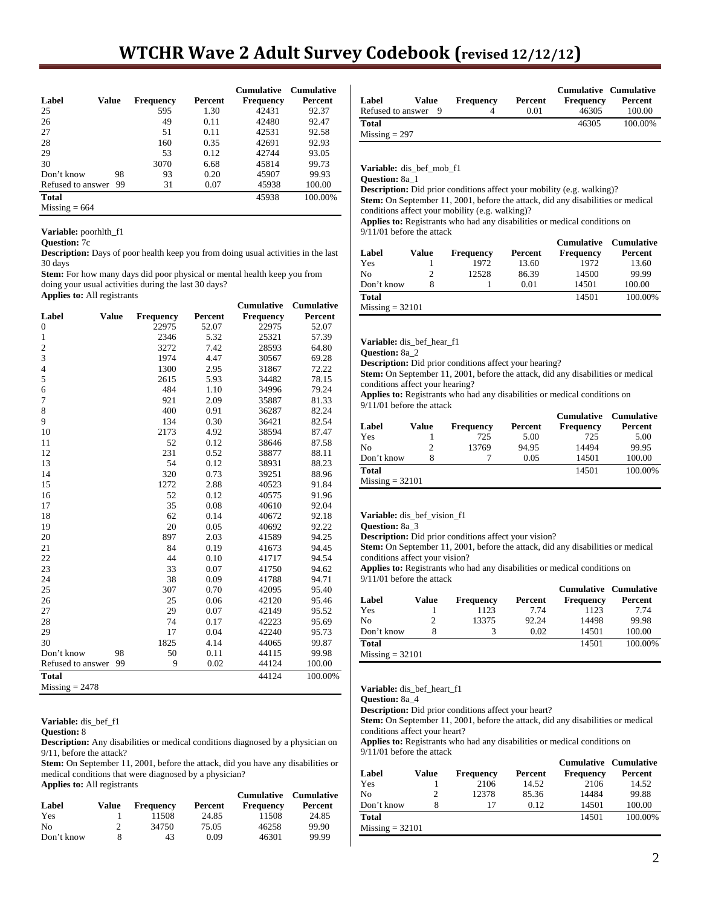| Label | Value | Frequency | Percent | Cumulative Frequency | Cumulative Percent |
|---|---|---|---|---|---|
| 25 | | 595 | 1.30 | 42431 | 92.37 |
| 26 | | 49 | 0.11 | 42480 | 92.47 |
| 27 | | 51 | 0.11 | 42531 | 92.58 |
| 28 | | 160 | 0.35 | 42691 | 92.93 |
| 29 | | 53 | 0.12 | 42744 | 93.05 |
| 30 | | 3070 | 6.68 | 45814 | 99.73 |
| Don't know | 98 | 93 | 0.20 | 45907 | 99.93 |
| Refused to answer | 99 | 31 | 0.07 | 45938 | 100.00 |
| **Total** | | | | 45938 | 100.00% |
| Missing = 664 | | | | | |

**Variable:** poorhlth_f1
**Question:** 7c
**Description:** Days of poor health keep you from doing usual activities in the last 30 days
**Stem:** For how many days did poor physical or mental health keep you from doing your usual activities during the last 30 days?
**Applies to:** All registrants

| Label | Value | Frequency | Percent | Cumulative Frequency | Cumulative Percent |
|---|---|---|---|---|---|
| 0 | | 22975 | 52.07 | 22975 | 52.07 |
| 1 | | 2346 | 5.32 | 25321 | 57.39 |
| 2 | | 3272 | 7.42 | 28593 | 64.80 |
| 3 | | 1974 | 4.47 | 30567 | 69.28 |
| 4 | | 1300 | 2.95 | 31867 | 72.22 |
| 5 | | 2615 | 5.93 | 34482 | 78.15 |
| 6 | | 484 | 1.10 | 34996 | 79.24 |
| 7 | | 921 | 2.09 | 35887 | 81.33 |
| 8 | | 400 | 0.91 | 36287 | 82.24 |
| 9 | | 134 | 0.30 | 36421 | 82.54 |
| 10 | | 2173 | 4.92 | 38594 | 87.47 |
| 11 | | 52 | 0.12 | 38646 | 87.58 |
| 12 | | 231 | 0.52 | 38877 | 88.11 |
| 13 | | 54 | 0.12 | 38931 | 88.23 |
| 14 | | 320 | 0.73 | 39251 | 88.96 |
| 15 | | 1272 | 2.88 | 40523 | 91.84 |
| 16 | | 52 | 0.12 | 40575 | 91.96 |
| 17 | | 35 | 0.08 | 40610 | 92.04 |
| 18 | | 62 | 0.14 | 40672 | 92.18 |
| 19 | | 20 | 0.05 | 40692 | 92.22 |
| 20 | | 897 | 2.03 | 41589 | 94.25 |
| 21 | | 84 | 0.19 | 41673 | 94.45 |
| 22 | | 44 | 0.10 | 41717 | 94.54 |
| 23 | | 33 | 0.07 | 41750 | 94.62 |
| 24 | | 38 | 0.09 | 41788 | 94.71 |
| 25 | | 307 | 0.70 | 42095 | 95.40 |
| 26 | | 25 | 0.06 | 42120 | 95.46 |
| 27 | | 29 | 0.07 | 42149 | 95.52 |
| 28 | | 74 | 0.17 | 42223 | 95.69 |
| 29 | | 17 | 0.04 | 42240 | 95.73 |
| 30 | | 1825 | 4.14 | 44065 | 99.87 |
| Don't know | 98 | 50 | 0.11 | 44115 | 99.98 |
| Refused to answer | 99 | 9 | 0.02 | 44124 | 100.00 |
| **Total** | | | | 44124 | 100.00% |
| Missing = 2478 | | | | | |

**Variable:** dis_bef_f1
**Question:** 8
**Description:** Any disabilities or medical conditions diagnosed by a physician on 9/11, before the attack?
**Stem:** On September 11, 2001, before the attack, did you have any disabilities or medical conditions that were diagnosed by a physician?
**Applies to:** All registrants

| Label | Value | Frequency | Percent | Cumulative Frequency | Cumulative Percent |
|---|---|---|---|---|---|
| Yes | 1 | 11508 | 24.85 | 11508 | 24.85 |
| No | 2 | 34750 | 75.05 | 46258 | 99.90 |
| Don't know | 8 | 43 | 0.09 | 46301 | 99.99 |
| Refused to answer | 9 | 4 | 0.01 | 46305 | 100.00 |
| **Total** | | | | 46305 | 100.00% |
| Missing = 297 | | | | | |

**Variable:** dis_bef_mob_f1
**Question:** 8a_1
**Description:** Did prior conditions affect your mobility (e.g. walking)?
**Stem:** On September 11, 2001, before the attack, did any disabilities or medical conditions affect your mobility (e.g. walking)?
**Applies to:** Registrants who had any disabilities or medical conditions on 9/11/01 before the attack

| Label | Value | Frequency | Percent | Cumulative Frequency | Cumulative Percent |
|---|---|---|---|---|---|
| Yes | 1 | 1972 | 13.60 | 1972 | 13.60 |
| No | 2 | 12528 | 86.39 | 14500 | 99.99 |
| Don't know | 8 | 1 | 0.01 | 14501 | 100.00 |
| **Total** | | | | 14501 | 100.00% |
| Missing = 32101 | | | | | |

**Variable:** dis_bef_hear_f1
**Question:** 8a_2
**Description:** Did prior conditions affect your hearing?
**Stem:** On September 11, 2001, before the attack, did any disabilities or medical conditions affect your hearing?
**Applies to:** Registrants who had any disabilities or medical conditions on 9/11/01 before the attack

| Label | Value | Frequency | Percent | Cumulative Frequency | Cumulative Percent |
|---|---|---|---|---|---|
| Yes | 1 | 725 | 5.00 | 725 | 5.00 |
| No | 2 | 13769 | 94.95 | 14494 | 99.95 |
| Don't know | 8 | 7 | 0.05 | 14501 | 100.00 |
| **Total** | | | | 14501 | 100.00% |
| Missing = 32101 | | | | | |

**Variable:** dis_bef_vision_f1
**Question:** 8a_3
**Description:** Did prior conditions affect your vision?
**Stem:** On September 11, 2001, before the attack, did any disabilities or medical conditions affect your vision?
**Applies to:** Registrants who had any disabilities or medical conditions on 9/11/01 before the attack

| Label | Value | Frequency | Percent | Cumulative Frequency | Cumulative Percent |
|---|---|---|---|---|---|
| Yes | 1 | 1123 | 7.74 | 1123 | 7.74 |
| No | 2 | 13375 | 92.24 | 14498 | 99.98 |
| Don't know | 8 | 3 | 0.02 | 14501 | 100.00 |
| **Total** | | | | 14501 | 100.00% |
| Missing = 32101 | | | | | |

**Variable:** dis_bef_heart_f1
**Question:** 8a_4
**Description:** Did prior conditions affect your heart?
**Stem:** On September 11, 2001, before the attack, did any disabilities or medical conditions affect your heart?
**Applies to:** Registrants who had any disabilities or medical conditions on 9/11/01 before the attack

| Label | Value | Frequency | Percent | Cumulative Frequency | Cumulative Percent |
|---|---|---|---|---|---|
| Yes | 1 | 2106 | 14.52 | 2106 | 14.52 |
| No | 2 | 12378 | 85.36 | 14484 | 99.88 |
| Don't know | 8 | 17 | 0.12 | 14501 | 100.00 |
| **Total** | | | | 14501 | 100.00% |
| Missing = 32101 | | | | | |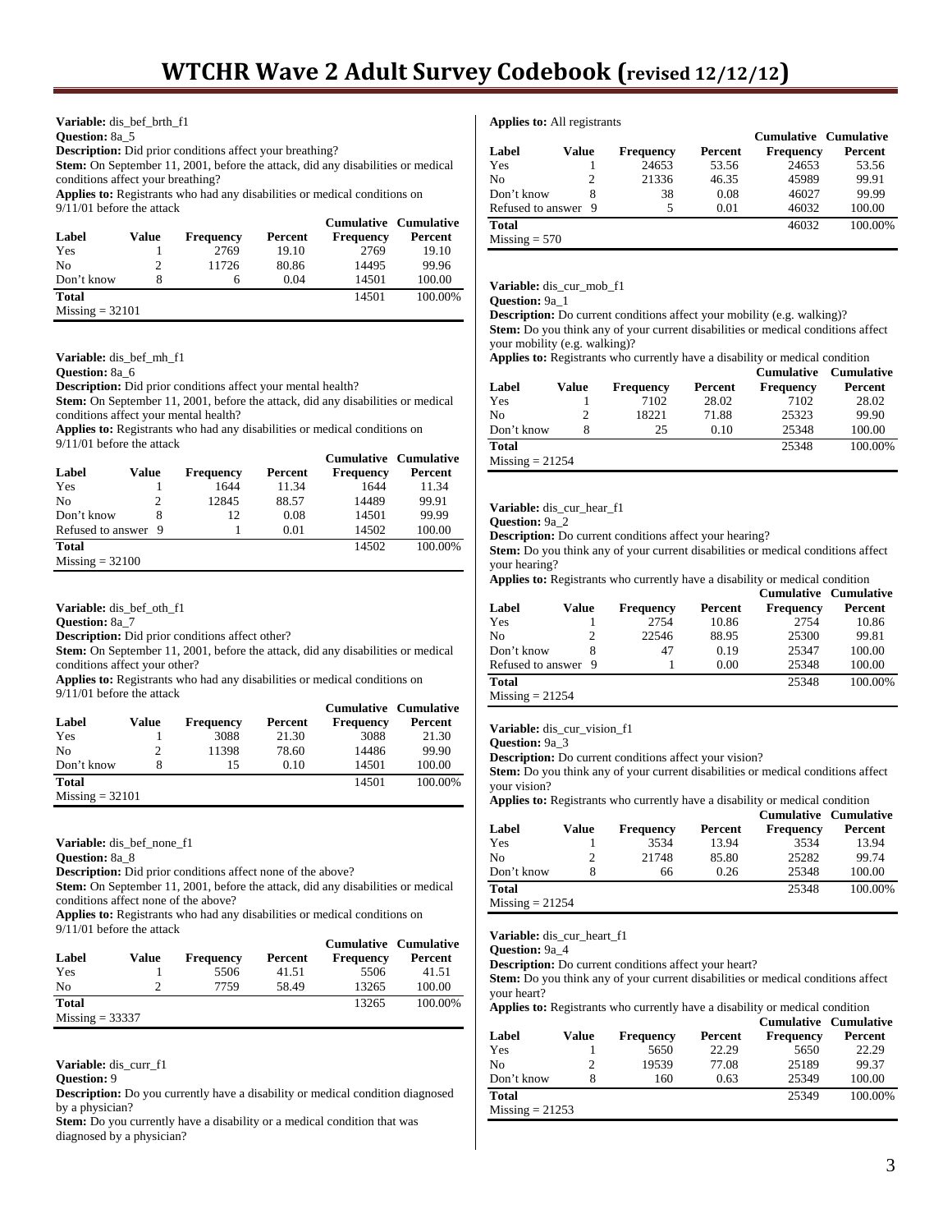**Variable:** dis_bef_brth_f1
**Question:** 8a_5
**Description:** Did prior conditions affect your breathing?
**Stem:** On September 11, 2001, before the attack, did any disabilities or medical conditions affect your breathing?
**Applies to:** Registrants who had any disabilities or medical conditions on 9/11/01 before the attack

| Label | Value | Frequency | Percent | Cumulative Frequency | Cumulative Percent |
|---|---|---|---|---|---|
| Yes | 1 | 2769 | 19.10 | 2769 | 19.10 |
| No | 2 | 11726 | 80.86 | 14495 | 99.96 |
| Don't know | 8 | 6 | 0.04 | 14501 | 100.00 |
| **Total** | | | | 14501 | 100.00% |
| Missing = 32101 | | | | | |

**Variable:** dis_bef_mh_f1
**Question:** 8a_6
**Description:** Did prior conditions affect your mental health?
**Stem:** On September 11, 2001, before the attack, did any disabilities or medical conditions affect your mental health?
**Applies to:** Registrants who had any disabilities or medical conditions on 9/11/01 before the attack

| Label | Value | Frequency | Percent | Cumulative Frequency | Cumulative Percent |
|---|---|---|---|---|---|
| Yes | 1 | 1644 | 11.34 | 1644 | 11.34 |
| No | 2 | 12845 | 88.57 | 14489 | 99.91 |
| Don't know | 8 | 12 | 0.08 | 14501 | 99.99 |
| Refused to answer | 9 | 1 | 0.01 | 14502 | 100.00 |
| **Total** | | | | 14502 | 100.00% |
| Missing = 32100 | | | | | |

**Variable:** dis_bef_oth_f1
**Question:** 8a_7
**Description:** Did prior conditions affect other?
**Stem:** On September 11, 2001, before the attack, did any disabilities or medical conditions affect your other?
**Applies to:** Registrants who had any disabilities or medical conditions on 9/11/01 before the attack

| Label | Value | Frequency | Percent | Cumulative Frequency | Cumulative Percent |
|---|---|---|---|---|---|
| Yes | 1 | 3088 | 21.30 | 3088 | 21.30 |
| No | 2 | 11398 | 78.60 | 14486 | 99.90 |
| Don't know | 8 | 15 | 0.10 | 14501 | 100.00 |
| **Total** | | | | 14501 | 100.00% |
| Missing = 32101 | | | | | |

**Variable:** dis_bef_none_f1
**Question:** 8a_8
**Description:** Did prior conditions affect none of the above?
**Stem:** On September 11, 2001, before the attack, did any disabilities or medical conditions affect none of the above?
**Applies to:** Registrants who had any disabilities or medical conditions on 9/11/01 before the attack

| Label | Value | Frequency | Percent | Cumulative Frequency | Cumulative Percent |
|---|---|---|---|---|---|
| Yes | 1 | 5506 | 41.51 | 5506 | 41.51 |
| No | 2 | 7759 | 58.49 | 13265 | 100.00 |
| **Total** | | | | 13265 | 100.00% |
| Missing = 33337 | | | | | |

**Variable:** dis_curr_f1
**Question:** 9
**Description:** Do you currently have a disability or medical condition diagnosed by a physician?
**Stem:** Do you currently have a disability or a medical condition that was diagnosed by a physician?
**Applies to:** All registrants

| Label | Value | Frequency | Percent | Cumulative Frequency | Cumulative Percent |
|---|---|---|---|---|---|
| Yes | 1 | 24653 | 53.56 | 24653 | 53.56 |
| No | 2 | 21336 | 46.35 | 45989 | 99.91 |
| Don't know | 8 | 38 | 0.08 | 46027 | 99.99 |
| Refused to answer | 9 | 5 | 0.01 | 46032 | 100.00 |
| **Total** | | | | 46032 | 100.00% |
| Missing = 570 | | | | | |

**Variable:** dis_cur_mob_f1
**Question:** 9a_1
**Description:** Do current conditions affect your mobility (e.g. walking)?
**Stem:** Do you think any of your current disabilities or medical conditions affect your mobility (e.g. walking)?
**Applies to:** Registrants who currently have a disability or medical condition

| Label | Value | Frequency | Percent | Cumulative Frequency | Cumulative Percent |
|---|---|---|---|---|---|
| Yes | 1 | 7102 | 28.02 | 7102 | 28.02 |
| No | 2 | 18221 | 71.88 | 25323 | 99.90 |
| Don't know | 8 | 25 | 0.10 | 25348 | 100.00 |
| **Total** | | | | 25348 | 100.00% |
| Missing = 21254 | | | | | |

**Variable:** dis_cur_hear_f1
**Question:** 9a_2
**Description:** Do current conditions affect your hearing?
**Stem:** Do you think any of your current disabilities or medical conditions affect your hearing?
**Applies to:** Registrants who currently have a disability or medical condition

| Label | Value | Frequency | Percent | Cumulative Frequency | Cumulative Percent |
|---|---|---|---|---|---|
| Yes | 1 | 2754 | 10.86 | 2754 | 10.86 |
| No | 2 | 22546 | 88.95 | 25300 | 99.81 |
| Don't know | 8 | 47 | 0.19 | 25347 | 100.00 |
| Refused to answer | 9 | 1 | 0.00 | 25348 | 100.00 |
| **Total** | | | | 25348 | 100.00% |
| Missing = 21254 | | | | | |

**Variable:** dis_cur_vision_f1
**Question:** 9a_3
**Description:** Do current conditions affect your vision?
**Stem:** Do you think any of your current disabilities or medical conditions affect your vision?
**Applies to:** Registrants who currently have a disability or medical condition

| Label | Value | Frequency | Percent | Cumulative Frequency | Cumulative Percent |
|---|---|---|---|---|---|
| Yes | 1 | 3534 | 13.94 | 3534 | 13.94 |
| No | 2 | 21748 | 85.80 | 25282 | 99.74 |
| Don't know | 8 | 66 | 0.26 | 25348 | 100.00 |
| **Total** | | | | 25348 | 100.00% |
| Missing = 21254 | | | | | |

**Variable:** dis_cur_heart_f1
**Question:** 9a_4
**Description:** Do current conditions affect your heart?
**Stem:** Do you think any of your current disabilities or medical conditions affect your heart?
**Applies to:** Registrants who currently have a disability or medical condition

| Label | Value | Frequency | Percent | Cumulative Frequency | Cumulative Percent |
|---|---|---|---|---|---|
| Yes | 1 | 5650 | 22.29 | 5650 | 22.29 |
| No | 2 | 19539 | 77.08 | 25189 | 99.37 |
| Don't know | 8 | 160 | 0.63 | 25349 | 100.00 |
| **Total** | | | | 25349 | 100.00% |
| Missing = 21253 | | | | | |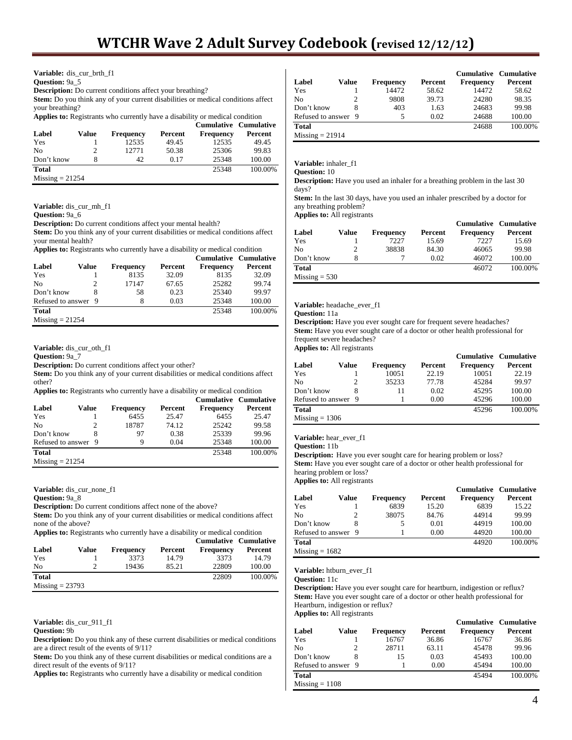**Variable:** dis_cur_brth_f1
**Question:** 9a_5
**Description:** Do current conditions affect your breathing?
**Stem:** Do you think any of your current disabilities or medical conditions affect your breathing?
**Applies to:** Registrants who currently have a disability or medical condition

| Label | Value | Frequency | Percent | Cumulative Frequency | Cumulative Percent |
|---|---|---|---|---|---|
| Yes | 1 | 12535 | 49.45 | 12535 | 49.45 |
| No | 2 | 12771 | 50.38 | 25306 | 99.83 |
| Don't know | 8 | 42 | 0.17 | 25348 | 100.00 |
| **Total** | | | | 25348 | 100.00% |
| Missing = 21254 | | | | | |

**Variable:** dis_cur_mh_f1
**Question:** 9a_6
**Description:** Do current conditions affect your mental health?
**Stem:** Do you think any of your current disabilities or medical conditions affect your mental health?
**Applies to:** Registrants who currently have a disability or medical condition

| Label | Value | Frequency | Percent | Cumulative Frequency | Cumulative Percent |
|---|---|---|---|---|---|
| Yes | 1 | 8135 | 32.09 | 8135 | 32.09 |
| No | 2 | 17147 | 67.65 | 25282 | 99.74 |
| Don't know | 8 | 58 | 0.23 | 25340 | 99.97 |
| Refused to answer | 9 | 8 | 0.03 | 25348 | 100.00 |
| **Total** | | | | 25348 | 100.00% |
| Missing = 21254 | | | | | |

**Variable:** dis_cur_oth_f1
**Question:** 9a_7
**Description:** Do current conditions affect your other?
**Stem:** Do you think any of your current disabilities or medical conditions affect other?
**Applies to:** Registrants who currently have a disability or medical condition

| Label | Value | Frequency | Percent | Cumulative Frequency | Cumulative Percent |
|---|---|---|---|---|---|
| Yes | 1 | 6455 | 25.47 | 6455 | 25.47 |
| No | 2 | 18787 | 74.12 | 25242 | 99.58 |
| Don't know | 8 | 97 | 0.38 | 25339 | 99.96 |
| Refused to answer | 9 | 9 | 0.04 | 25348 | 100.00 |
| **Total** | | | | 25348 | 100.00% |
| Missing = 21254 | | | | | |

**Variable:** dis_cur_none_f1
**Question:** 9a_8
**Description:** Do current conditions affect none of the above?
**Stem:** Do you think any of your current disabilities or medical conditions affect none of the above?
**Applies to:** Registrants who currently have a disability or medical condition

| Label | Value | Frequency | Percent | Cumulative Frequency | Cumulative Percent |
|---|---|---|---|---|---|
| Yes | 1 | 3373 | 14.79 | 3373 | 14.79 |
| No | 2 | 19436 | 85.21 | 22809 | 100.00 |
| **Total** | | | | 22809 | 100.00% |
| Missing = 23793 | | | | | |

**Variable:** dis_cur_911_f1
**Question:** 9b
**Description:** Do you think any of these current disabilities or medical conditions are a direct result of the events of 9/11?
**Stem:** Do you think any of these current disabilities or medical conditions are a direct result of the events of 9/11?
**Applies to:** Registrants who currently have a disability or medical condition

| Label | Value | Frequency | Percent | Cumulative Frequency | Cumulative Percent |
|---|---|---|---|---|---|
| Yes | 1 | 14472 | 58.62 | 14472 | 58.62 |
| No | 2 | 9808 | 39.73 | 24280 | 98.35 |
| Don't know | 8 | 403 | 1.63 | 24683 | 99.98 |
| Refused to answer | 9 | 5 | 0.02 | 24688 | 100.00 |
| **Total** | | | | 24688 | 100.00% |
| Missing = 21914 | | | | | |

**Variable:** inhaler_f1
**Question:** 10
**Description:** Have you used an inhaler for a breathing problem in the last 30 days?
**Stem:** In the last 30 days, have you used an inhaler prescribed by a doctor for any breathing problem?
**Applies to:** All registrants

| Label | Value | Frequency | Percent | Cumulative Frequency | Cumulative Percent |
|---|---|---|---|---|---|
| Yes | 1 | 7227 | 15.69 | 7227 | 15.69 |
| No | 2 | 38838 | 84.30 | 46065 | 99.98 |
| Don't know | 8 | 7 | 0.02 | 46072 | 100.00 |
| **Total** | | | | 46072 | 100.00% |
| Missing = 530 | | | | | |

**Variable:** headache_ever_f1
**Question:** 11a
**Description:** Have you ever sought care for frequent severe headaches?
**Stem:** Have you ever sought care of a doctor or other health professional for frequent severe headaches?
**Applies to:** All registrants

| Label | Value | Frequency | Percent | Cumulative Frequency | Cumulative Percent |
|---|---|---|---|---|---|
| Yes | 1 | 10051 | 22.19 | 10051 | 22.19 |
| No | 2 | 35233 | 77.78 | 45284 | 99.97 |
| Don't know | 8 | 11 | 0.02 | 45295 | 100.00 |
| Refused to answer | 9 | 1 | 0.00 | 45296 | 100.00 |
| **Total** | | | | 45296 | 100.00% |
| Missing = 1306 | | | | | |

**Variable:** hear_ever_f1
**Question:** 11b
**Description:** Have you ever sought care for hearing problem or loss?
**Stem:** Have you ever sought care of a doctor or other health professional for hearing problem or loss?
**Applies to:** All registrants

| Label | Value | Frequency | Percent | Cumulative Frequency | Cumulative Percent |
|---|---|---|---|---|---|
| Yes | 1 | 6839 | 15.20 | 6839 | 15.22 |
| No | 2 | 38075 | 84.76 | 44914 | 99.99 |
| Don't know | 8 | 5 | 0.01 | 44919 | 100.00 |
| Refused to answer | 9 | 1 | 0.00 | 44920 | 100.00 |
| **Total** | | | | 44920 | 100.00% |
| Missing = 1682 | | | | | |

**Variable:** htburn_ever_f1
**Question:** 11c
**Description:** Have you ever sought care for heartburn, indigestion or reflux?
**Stem:** Have you ever sought care of a doctor or other health professional for Heartburn, indigestion or reflux?
**Applies to:** All registrants

| Label | Value | Frequency | Percent | Cumulative Frequency | Cumulative Percent |
|---|---|---|---|---|---|
| Yes | 1 | 16767 | 36.86 | 16767 | 36.86 |
| No | 2 | 28711 | 63.11 | 45478 | 99.96 |
| Don't know | 8 | 15 | 0.03 | 45493 | 100.00 |
| Refused to answer | 9 | 1 | 0.00 | 45494 | 100.00 |
| **Total** | | | | 45494 | 100.00% |
| Missing = 1108 | | | | | |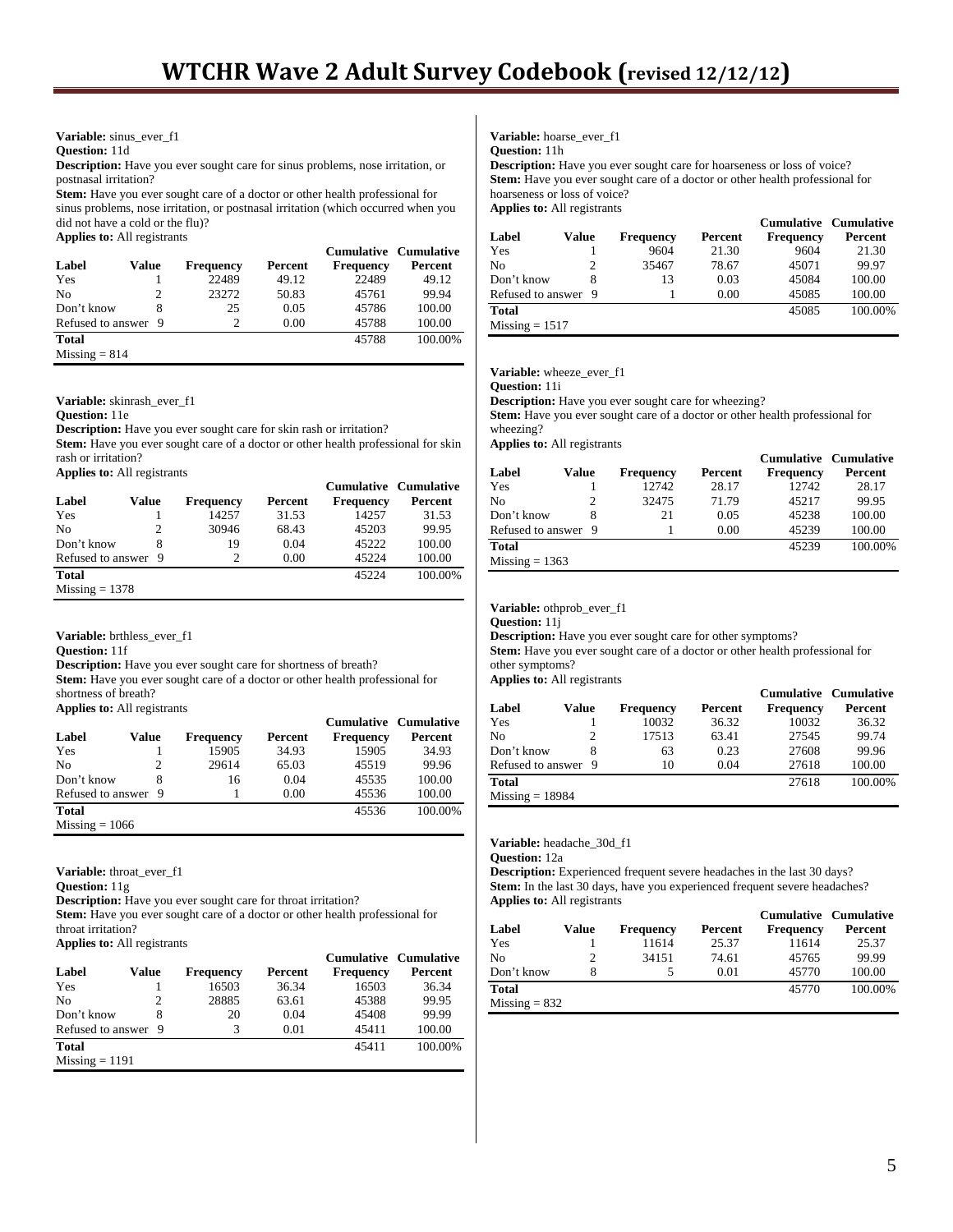**Variable:** sinus_ever_f1
**Question:** 11d
**Description:** Have you ever sought care for sinus problems, nose irritation, or postnasal irritation?
**Stem:** Have you ever sought care of a doctor or other health professional for sinus problems, nose irritation, or postnasal irritation (which occurred when you did not have a cold or the flu)?
**Applies to:** All registrants

| Label | Value | Frequency | Percent | Cumulative Frequency | Cumulative Percent |
|---|---|---|---|---|---|
| Yes | 1 | 22489 | 49.12 | 22489 | 49.12 |
| No | 2 | 23272 | 50.83 | 45761 | 99.94 |
| Don't know | 8 | 25 | 0.05 | 45786 | 100.00 |
| Refused to answer | 9 | 2 | 0.00 | 45788 | 100.00 |
| **Total** | | | | 45788 | 100.00% |
| Missing = 814 | | | | | |

**Variable:** skinrash_ever_f1
**Question:** 11e
**Description:** Have you ever sought care for skin rash or irritation?
**Stem:** Have you ever sought care of a doctor or other health professional for skin rash or irritation?
**Applies to:** All registrants

| Label | Value | Frequency | Percent | Cumulative Frequency | Cumulative Percent |
|---|---|---|---|---|---|
| Yes | 1 | 14257 | 31.53 | 14257 | 31.53 |
| No | 2 | 30946 | 68.43 | 45203 | 99.95 |
| Don't know | 8 | 19 | 0.04 | 45222 | 100.00 |
| Refused to answer | 9 | 2 | 0.00 | 45224 | 100.00 |
| **Total** | | | | 45224 | 100.00% |
| Missing = 1378 | | | | | |

**Variable:** brthless_ever_f1
**Question:** 11f
**Description:** Have you ever sought care for shortness of breath?
**Stem:** Have you ever sought care of a doctor or other health professional for shortness of breath?
**Applies to:** All registrants

| Label | Value | Frequency | Percent | Cumulative Frequency | Cumulative Percent |
|---|---|---|---|---|---|
| Yes | 1 | 15905 | 34.93 | 15905 | 34.93 |
| No | 2 | 29614 | 65.03 | 45519 | 99.96 |
| Don't know | 8 | 16 | 0.04 | 45535 | 100.00 |
| Refused to answer | 9 | 1 | 0.00 | 45536 | 100.00 |
| **Total** | | | | 45536 | 100.00% |
| Missing = 1066 | | | | | |

**Variable:** throat_ever_f1
**Question:** 11g
**Description:** Have you ever sought care for throat irritation?
**Stem:** Have you ever sought care of a doctor or other health professional for throat irritation?
**Applies to:** All registrants

| Label | Value | Frequency | Percent | Cumulative Frequency | Cumulative Percent |
|---|---|---|---|---|---|
| Yes | 1 | 16503 | 36.34 | 16503 | 36.34 |
| No | 2 | 28885 | 63.61 | 45388 | 99.95 |
| Don't know | 8 | 20 | 0.04 | 45408 | 99.99 |
| Refused to answer | 9 | 3 | 0.01 | 45411 | 100.00 |
| **Total** | | | | 45411 | 100.00% |
| Missing = 1191 | | | | | |

**Variable:** hoarse_ever_f1
**Question:** 11h
**Description:** Have you ever sought care for hoarseness or loss of voice?
**Stem:** Have you ever sought care of a doctor or other health professional for hoarseness or loss of voice?
**Applies to:** All registrants

| Label | Value | Frequency | Percent | Cumulative Frequency | Cumulative Percent |
|---|---|---|---|---|---|
| Yes | 1 | 9604 | 21.30 | 9604 | 21.30 |
| No | 2 | 35467 | 78.67 | 45071 | 99.97 |
| Don't know | 8 | 13 | 0.03 | 45084 | 100.00 |
| Refused to answer | 9 | 1 | 0.00 | 45085 | 100.00 |
| **Total** | | | | 45085 | 100.00% |
| Missing = 1517 | | | | | |

**Variable:** wheeze_ever_f1
**Question:** 11i
**Description:** Have you ever sought care for wheezing?
**Stem:** Have you ever sought care of a doctor or other health professional for wheezing?
**Applies to:** All registrants

| Label | Value | Frequency | Percent | Cumulative Frequency | Cumulative Percent |
|---|---|---|---|---|---|
| Yes | 1 | 12742 | 28.17 | 12742 | 28.17 |
| No | 2 | 32475 | 71.79 | 45217 | 99.95 |
| Don't know | 8 | 21 | 0.05 | 45238 | 100.00 |
| Refused to answer | 9 | 1 | 0.00 | 45239 | 100.00 |
| **Total** | | | | 45239 | 100.00% |
| Missing = 1363 | | | | | |

**Variable:** othprob_ever_f1
**Question:** 11j
**Description:** Have you ever sought care for other symptoms?
**Stem:** Have you ever sought care of a doctor or other health professional for other symptoms?
**Applies to:** All registrants

| Label | Value | Frequency | Percent | Cumulative Frequency | Cumulative Percent |
|---|---|---|---|---|---|
| Yes | 1 | 10032 | 36.32 | 10032 | 36.32 |
| No | 2 | 17513 | 63.41 | 27545 | 99.74 |
| Don't know | 8 | 63 | 0.23 | 27608 | 99.96 |
| Refused to answer | 9 | 10 | 0.04 | 27618 | 100.00 |
| **Total** | | | | 27618 | 100.00% |
| Missing = 18984 | | | | | |

**Variable:** headache_30d_f1
**Question:** 12a
**Description:** Experienced frequent severe headaches in the last 30 days?
**Stem:** In the last 30 days, have you experienced frequent severe headaches?
**Applies to:** All registrants

| Label | Value | Frequency | Percent | Cumulative Frequency | Cumulative Percent |
|---|---|---|---|---|---|
| Yes | 1 | 11614 | 25.37 | 11614 | 25.37 |
| No | 2 | 34151 | 74.61 | 45765 | 99.99 |
| Don't know | 8 | 5 | 0.01 | 45770 | 100.00 |
| **Total** | | | | 45770 | 100.00% |
| Missing = 832 | | | | | |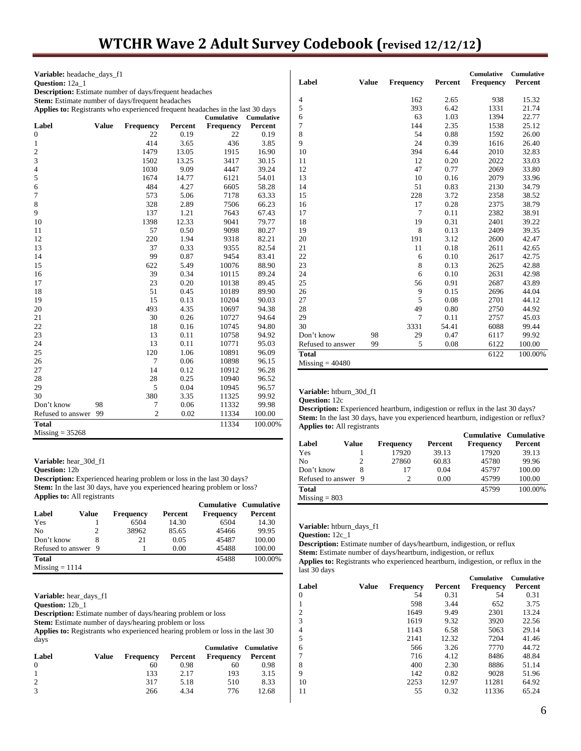**Variable:** headache_days_f1
**Question:** 12a_1
**Description:** Estimate number of days/frequent headaches
**Stem:** Estimate number of days/frequent headaches
**Applies to:** Registrants who experienced frequent headaches in the last 30 days

| Label | Value | Frequency | Percent | Cumulative Frequency | Cumulative Percent |
|---|---|---|---|---|---|
| 0 | | 22 | 0.19 | 22 | 0.19 |
| 1 | | 414 | 3.65 | 436 | 3.85 |
| 2 | | 1479 | 13.05 | 1915 | 16.90 |
| 3 | | 1502 | 13.25 | 3417 | 30.15 |
| 4 | | 1030 | 9.09 | 4447 | 39.24 |
| 5 | | 1674 | 14.77 | 6121 | 54.01 |
| 6 | | 484 | 4.27 | 6605 | 58.28 |
| 7 | | 573 | 5.06 | 7178 | 63.33 |
| 8 | | 328 | 2.89 | 7506 | 66.23 |
| 9 | | 137 | 1.21 | 7643 | 67.43 |
| 10 | | 1398 | 12.33 | 9041 | 79.77 |
| 11 | | 57 | 0.50 | 9098 | 80.27 |
| 12 | | 220 | 1.94 | 9318 | 82.21 |
| 13 | | 37 | 0.33 | 9355 | 82.54 |
| 14 | | 99 | 0.87 | 9454 | 83.41 |
| 15 | | 622 | 5.49 | 10076 | 88.90 |
| 16 | | 39 | 0.34 | 10115 | 89.24 |
| 17 | | 23 | 0.20 | 10138 | 89.45 |
| 18 | | 51 | 0.45 | 10189 | 89.90 |
| 19 | | 15 | 0.13 | 10204 | 90.03 |
| 20 | | 493 | 4.35 | 10697 | 94.38 |
| 21 | | 30 | 0.26 | 10727 | 94.64 |
| 22 | | 18 | 0.16 | 10745 | 94.80 |
| 23 | | 13 | 0.11 | 10758 | 94.92 |
| 24 | | 13 | 0.11 | 10771 | 95.03 |
| 25 | | 120 | 1.06 | 10891 | 96.09 |
| 26 | | 7 | 0.06 | 10898 | 96.15 |
| 27 | | 14 | 0.12 | 10912 | 96.28 |
| 28 | | 28 | 0.25 | 10940 | 96.52 |
| 29 | | 5 | 0.04 | 10945 | 96.57 |
| 30 | | 380 | 3.35 | 11325 | 99.92 |
| Don't know | 98 | 7 | 0.06 | 11332 | 99.98 |
| Refused to answer | 99 | 2 | 0.02 | 11334 | 100.00 |
| **Total** | | | | 11334 | 100.00% |
| Missing = 35268 | | | | | |

**Variable:** hear_30d_f1
**Question:** 12b
**Description:** Experienced hearing problem or loss in the last 30 days?
**Stem:** In the last 30 days, have you experienced hearing problem or loss?
**Applies to:** All registrants

| Label | Value | Frequency | Percent | Cumulative Frequency | Cumulative Percent |
|---|---|---|---|---|---|
| Yes | 1 | 6504 | 14.30 | 6504 | 14.30 |
| No | 2 | 38962 | 85.65 | 45466 | 99.95 |
| Don't know | 8 | 21 | 0.05 | 45487 | 100.00 |
| Refused to answer | 9 | 1 | 0.00 | 45488 | 100.00 |
| **Total** | | | | 45488 | 100.00% |
| Missing = 1114 | | | | | |

**Variable:** hear_days_f1
**Question:** 12b_1
**Description:** Estimate number of days/hearing problem or loss
**Stem:** Estimate number of days/hearing problem or loss
**Applies to:** Registrants who experienced hearing problem or loss in the last 30 days

| Label | Value | Frequency | Percent | Cumulative Frequency | Cumulative Percent |
|---|---|---|---|---|---|
| 0 | | 60 | 0.98 | 60 | 0.98 |
| 1 | | 133 | 2.17 | 193 | 3.15 |
| 2 | | 317 | 5.18 | 510 | 8.33 |
| 3 | | 266 | 4.34 | 776 | 12.68 |
| 4 | | 162 | 2.65 | 938 | 15.32 |
| 5 | | 393 | 6.42 | 1331 | 21.74 |
| 6 | | 63 | 1.03 | 1394 | 22.77 |
| 7 | | 144 | 2.35 | 1538 | 25.12 |
| 8 | | 54 | 0.88 | 1592 | 26.00 |
| 9 | | 24 | 0.39 | 1616 | 26.40 |
| 10 | | 394 | 6.44 | 2010 | 32.83 |
| 11 | | 12 | 0.20 | 2022 | 33.03 |
| 12 | | 47 | 0.77 | 2069 | 33.80 |
| 13 | | 10 | 0.16 | 2079 | 33.96 |
| 14 | | 51 | 0.83 | 2130 | 34.79 |
| 15 | | 228 | 3.72 | 2358 | 38.52 |
| 16 | | 17 | 0.28 | 2375 | 38.79 |
| 17 | | 7 | 0.11 | 2382 | 38.91 |
| 18 | | 19 | 0.31 | 2401 | 39.22 |
| 19 | | 8 | 0.13 | 2409 | 39.35 |
| 20 | | 191 | 3.12 | 2600 | 42.47 |
| 21 | | 11 | 0.18 | 2611 | 42.65 |
| 22 | | 6 | 0.10 | 2617 | 42.75 |
| 23 | | 8 | 0.13 | 2625 | 42.88 |
| 24 | | 6 | 0.10 | 2631 | 42.98 |
| 25 | | 56 | 0.91 | 2687 | 43.89 |
| 26 | | 9 | 0.15 | 2696 | 44.04 |
| 27 | | 5 | 0.08 | 2701 | 44.12 |
| 28 | | 49 | 0.80 | 2750 | 44.92 |
| 29 | | 7 | 0.11 | 2757 | 45.03 |
| 30 | | 3331 | 54.41 | 6088 | 99.44 |
| Don't know | 98 | 29 | 0.47 | 6117 | 99.92 |
| Refused to answer | 99 | 5 | 0.08 | 6122 | 100.00 |
| **Total** | | | | 6122 | 100.00% |
| Missing = 40480 | | | | | |

**Variable:** htburn_30d_f1
**Question:** 12c
**Description:** Experienced heartburn, indigestion or reflux in the last 30 days?
**Stem:** In the last 30 days, have you experienced heartburn, indigestion or reflux?
**Applies to:** All registrants

| Label | Value | Frequency | Percent | Cumulative Frequency | Cumulative Percent |
|---|---|---|---|---|---|
| Yes | 1 | 17920 | 39.13 | 17920 | 39.13 |
| No | 2 | 27860 | 60.83 | 45780 | 99.96 |
| Don't know | 8 | 17 | 0.04 | 45797 | 100.00 |
| Refused to answer | 9 | 2 | 0.00 | 45799 | 100.00 |
| **Total** | | | | 45799 | 100.00% |
| Missing = 803 | | | | | |

**Variable:** htburn_days_f1
**Question:** 12c_1
**Description:** Estimate number of days/heartburn, indigestion, or reflux
**Stem:** Estimate number of days/heartburn, indigestion, or reflux
**Applies to:** Registrants who experienced heartburn, indigestion, or reflux in the last 30 days

| Label | Value | Frequency | Percent | Cumulative Frequency | Cumulative Percent |
|---|---|---|---|---|---|
| 0 | | 54 | 0.31 | 54 | 0.31 |
| 1 | | 598 | 3.44 | 652 | 3.75 |
| 2 | | 1649 | 9.49 | 2301 | 13.24 |
| 3 | | 1619 | 9.32 | 3920 | 22.56 |
| 4 | | 1143 | 6.58 | 5063 | 29.14 |
| 5 | | 2141 | 12.32 | 7204 | 41.46 |
| 6 | | 566 | 3.26 | 7770 | 44.72 |
| 7 | | 716 | 4.12 | 8486 | 48.84 |
| 8 | | 400 | 2.30 | 8886 | 51.14 |
| 9 | | 142 | 0.82 | 9028 | 51.96 |
| 10 | | 2253 | 12.97 | 11281 | 64.92 |
| 11 | | 55 | 0.32 | 11336 | 65.24 |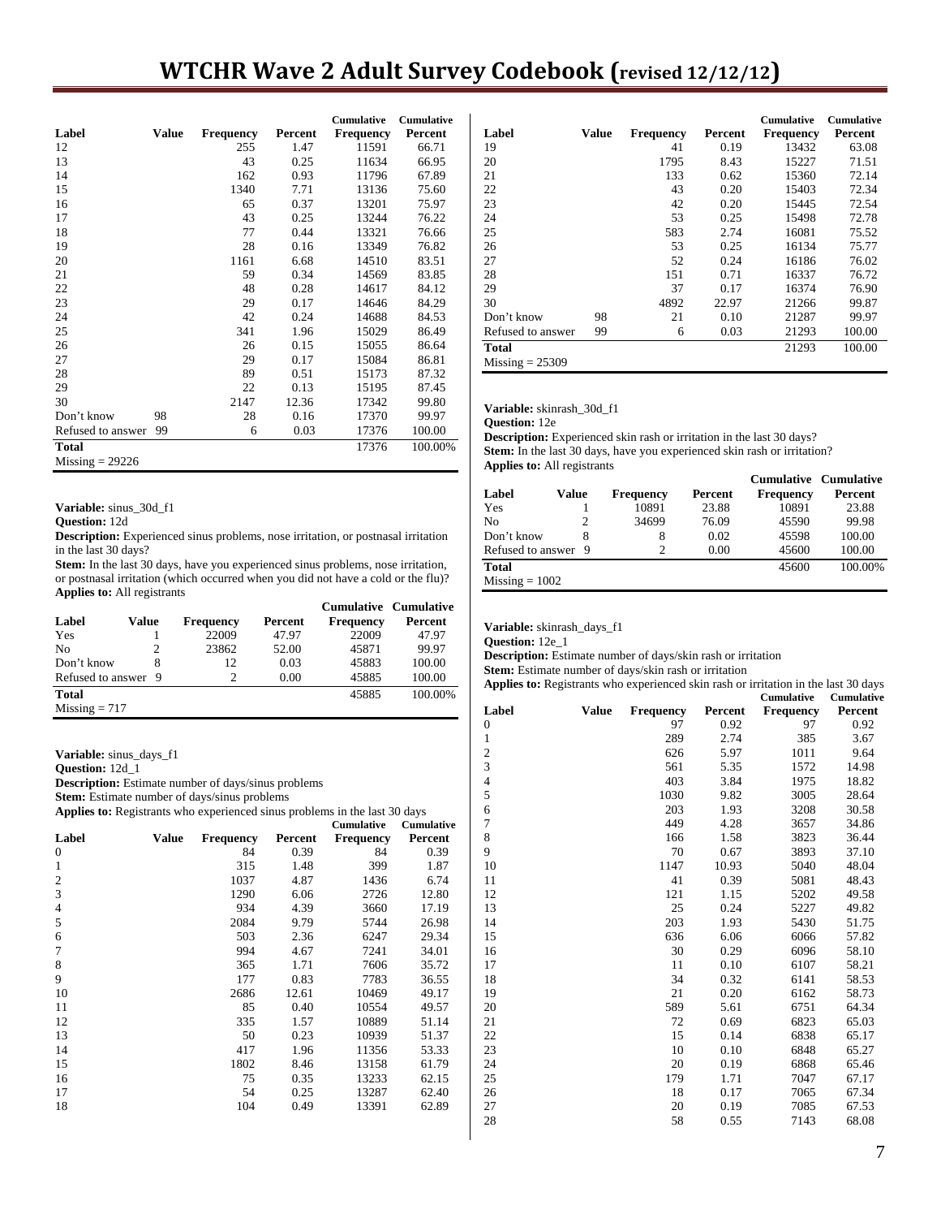| Label | Value | Frequency | Percent | Cumulative Frequency | Cumulative Percent |
|---|---|---|---|---|---|
| 12 | | 255 | 1.47 | 11591 | 66.71 |
| 13 | | 43 | 0.25 | 11634 | 66.95 |
| 14 | | 162 | 0.93 | 11796 | 67.89 |
| 15 | | 1340 | 7.71 | 13136 | 75.60 |
| 16 | | 65 | 0.37 | 13201 | 75.97 |
| 17 | | 43 | 0.25 | 13244 | 76.22 |
| 18 | | 77 | 0.44 | 13321 | 76.66 |
| 19 | | 28 | 0.16 | 13349 | 76.82 |
| 20 | | 1161 | 6.68 | 14510 | 83.51 |
| 21 | | 59 | 0.34 | 14569 | 83.85 |
| 22 | | 48 | 0.28 | 14617 | 84.12 |
| 23 | | 29 | 0.17 | 14646 | 84.29 |
| 24 | | 42 | 0.24 | 14688 | 84.53 |
| 25 | | 341 | 1.96 | 15029 | 86.49 |
| 26 | | 26 | 0.15 | 15055 | 86.64 |
| 27 | | 29 | 0.17 | 15084 | 86.81 |
| 28 | | 89 | 0.51 | 15173 | 87.32 |
| 29 | | 22 | 0.13 | 15195 | 87.45 |
| 30 | | 2147 | 12.36 | 17342 | 99.80 |
| Don't know | 98 | 28 | 0.16 | 17370 | 99.97 |
| Refused to answer | 99 | 6 | 0.03 | 17376 | 100.00 |
| **Total** | | | | 17376 | 100.00% |
| Missing = 29226 | | | | | |

**Variable:** sinus_30d_f1
**Question:** 12d
**Description:** Experienced sinus problems, nose irritation, or postnasal irritation in the last 30 days?
**Stem:** In the last 30 days, have you experienced sinus problems, nose irritation, or postnasal irritation (which occurred when you did not have a cold or the flu)?
**Applies to:** All registrants

| Label | Value | Frequency | Percent | Cumulative Frequency | Cumulative Percent |
|---|---|---|---|---|---|
| Yes | 1 | 22009 | 47.97 | 22009 | 47.97 |
| No | 2 | 23862 | 52.00 | 45871 | 99.97 |
| Don't know | 8 | 12 | 0.03 | 45883 | 100.00 |
| Refused to answer | 9 | 2 | 0.00 | 45885 | 100.00 |
| **Total** | | | | 45885 | 100.00% |
| Missing = 717 | | | | | |

**Variable:** sinus_days_f1
**Question:** 12d_1
**Description:** Estimate number of days/sinus problems
**Stem:** Estimate number of days/sinus problems
**Applies to:** Registrants who experienced sinus problems in the last 30 days

| Label | Value | Frequency | Percent | Cumulative Frequency | Cumulative Percent |
|---|---|---|---|---|---|
| 0 | | 84 | 0.39 | 84 | 0.39 |
| 1 | | 315 | 1.48 | 399 | 1.87 |
| 2 | | 1037 | 4.87 | 1436 | 6.74 |
| 3 | | 1290 | 6.06 | 2726 | 12.80 |
| 4 | | 934 | 4.39 | 3660 | 17.19 |
| 5 | | 2084 | 9.79 | 5744 | 26.98 |
| 6 | | 503 | 2.36 | 6247 | 29.34 |
| 7 | | 994 | 4.67 | 7241 | 34.01 |
| 8 | | 365 | 1.71 | 7606 | 35.72 |
| 9 | | 177 | 0.83 | 7783 | 36.55 |
| 10 | | 2686 | 12.61 | 10469 | 49.17 |
| 11 | | 85 | 0.40 | 10554 | 49.57 |
| 12 | | 335 | 1.57 | 10889 | 51.14 |
| 13 | | 50 | 0.23 | 10939 | 51.37 |
| 14 | | 417 | 1.96 | 11356 | 53.33 |
| 15 | | 1802 | 8.46 | 13158 | 61.79 |
| 16 | | 75 | 0.35 | 13233 | 62.15 |
| 17 | | 54 | 0.25 | 13287 | 62.40 |
| 18 | | 104 | 0.49 | 13391 | 62.89 |
| 19 | | 41 | 0.19 | 13432 | 63.08 |
| 20 | | 1795 | 8.43 | 15227 | 71.51 |
| 21 | | 133 | 0.62 | 15360 | 72.14 |
| 22 | | 43 | 0.20 | 15403 | 72.34 |
| 23 | | 42 | 0.20 | 15445 | 72.54 |
| 24 | | 53 | 0.25 | 15498 | 72.78 |
| 25 | | 583 | 2.74 | 16081 | 75.52 |
| 26 | | 53 | 0.25 | 16134 | 75.77 |
| 27 | | 52 | 0.24 | 16186 | 76.02 |
| 28 | | 151 | 0.71 | 16337 | 76.72 |
| 29 | | 37 | 0.17 | 16374 | 76.90 |
| 30 | | 4892 | 22.97 | 21266 | 99.87 |
| Don't know | 98 | 21 | 0.10 | 21287 | 99.97 |
| Refused to answer | 99 | 6 | 0.03 | 21293 | 100.00 |
| **Total** | | | | 21293 | 100.00 |
| Missing = 25309 | | | | | |

**Variable:** skinrash_30d_f1
**Question:** 12e
**Description:** Experienced skin rash or irritation in the last 30 days?
**Stem:** In the last 30 days, have you experienced skin rash or irritation?
**Applies to:** All registrants

| Label | Value | Frequency | Percent | Cumulative Frequency | Cumulative Percent |
|---|---|---|---|---|---|
| Yes | 1 | 10891 | 23.88 | 10891 | 23.88 |
| No | 2 | 34699 | 76.09 | 45590 | 99.98 |
| Don't know | 8 | 8 | 0.02 | 45598 | 100.00 |
| Refused to answer | 9 | 2 | 0.00 | 45600 | 100.00 |
| **Total** | | | | 45600 | 100.00% |
| Missing = 1002 | | | | | |

**Variable:** skinrash_days_f1
**Question:** 12e_1
**Description:** Estimate number of days/skin rash or irritation
**Stem:** Estimate number of days/skin rash or irritation
**Applies to:** Registrants who experienced skin rash or irritation in the last 30 days

| Label | Value | Frequency | Percent | Cumulative Frequency | Cumulative Percent |
|---|---|---|---|---|---|
| 0 | | 97 | 0.92 | 97 | 0.92 |
| 1 | | 289 | 2.74 | 385 | 3.67 |
| 2 | | 626 | 5.97 | 1011 | 9.64 |
| 3 | | 561 | 5.35 | 1572 | 14.98 |
| 4 | | 403 | 3.84 | 1975 | 18.82 |
| 5 | | 1030 | 9.82 | 3005 | 28.64 |
| 6 | | 203 | 1.93 | 3208 | 30.58 |
| 7 | | 449 | 4.28 | 3657 | 34.86 |
| 8 | | 166 | 1.58 | 3823 | 36.44 |
| 9 | | 70 | 0.67 | 3893 | 37.10 |
| 10 | | 1147 | 10.93 | 5040 | 48.04 |
| 11 | | 41 | 0.39 | 5081 | 48.43 |
| 12 | | 121 | 1.15 | 5202 | 49.58 |
| 13 | | 25 | 0.24 | 5227 | 49.82 |
| 14 | | 203 | 1.93 | 5430 | 51.75 |
| 15 | | 636 | 6.06 | 6066 | 57.82 |
| 16 | | 30 | 0.29 | 6096 | 58.10 |
| 17 | | 11 | 0.10 | 6107 | 58.21 |
| 18 | | 34 | 0.32 | 6141 | 58.53 |
| 19 | | 21 | 0.20 | 6162 | 58.73 |
| 20 | | 589 | 5.61 | 6751 | 64.34 |
| 21 | | 72 | 0.69 | 6823 | 65.03 |
| 22 | | 15 | 0.14 | 6838 | 65.17 |
| 23 | | 10 | 0.10 | 6848 | 65.27 |
| 24 | | 20 | 0.19 | 6868 | 65.46 |
| 25 | | 179 | 1.71 | 7047 | 67.17 |
| 26 | | 18 | 0.17 | 7065 | 67.34 |
| 27 | | 20 | 0.19 | 7085 | 67.53 |
| 28 | | 58 | 0.55 | 7143 | 68.08 |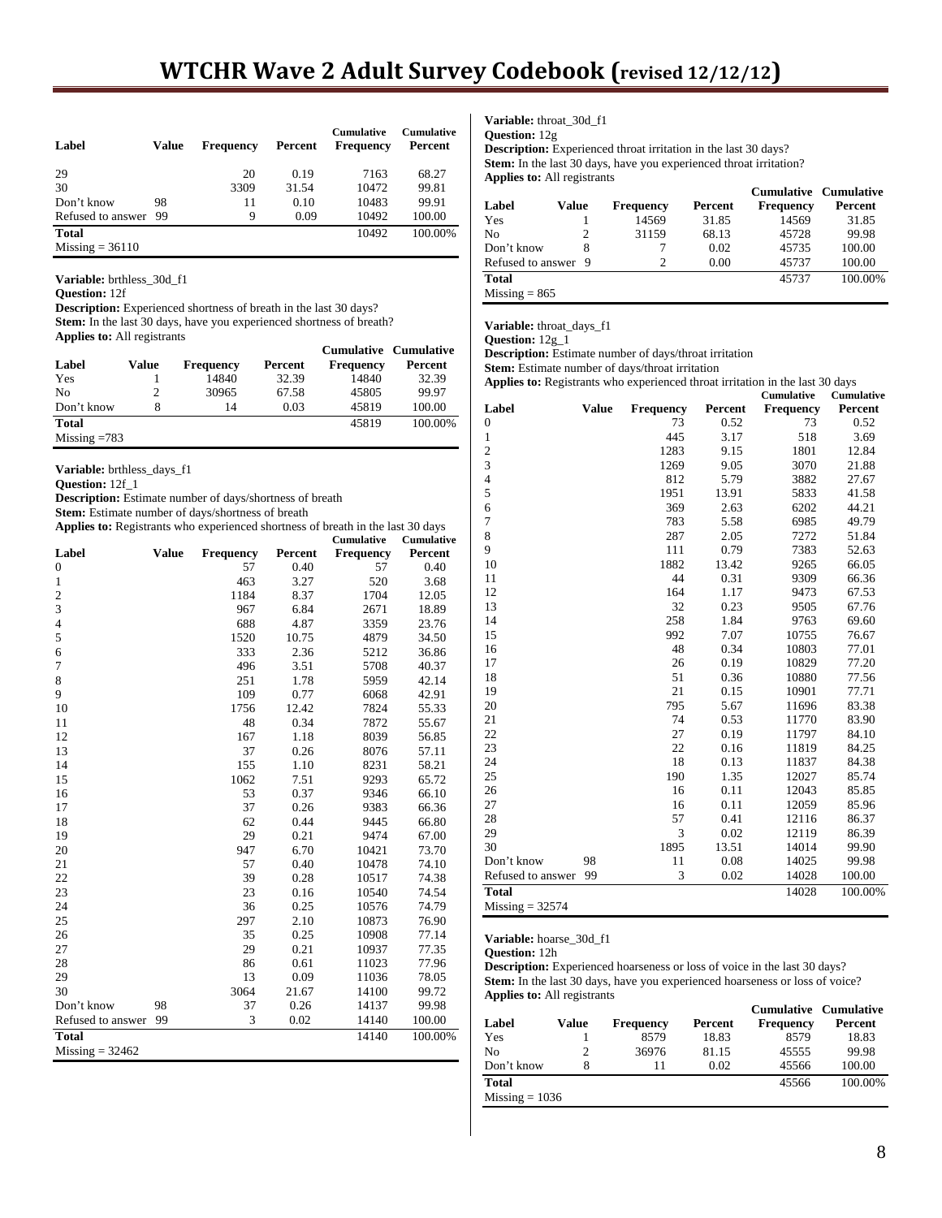| Label | Value | Frequency | Percent | Cumulative Frequency | Cumulative Percent |
|---|---|---|---|---|---|
| 29 | | 20 | 0.19 | 7163 | 68.27 |
| 30 | | 3309 | 31.54 | 10472 | 99.81 |
| Don't know | 98 | 11 | 0.10 | 10483 | 99.91 |
| Refused to answer | 99 | 9 | 0.09 | 10492 | 100.00 |
| **Total** | | | | 10492 | 100.00% |
| Missing = 36110 | | | | | |

**Variable:** brthless_30d_f1
**Question:** 12f
**Description:** Experienced shortness of breath in the last 30 days?
**Stem:** In the last 30 days, have you experienced shortness of breath?
**Applies to:** All registrants

| Label | Value | Frequency | Percent | Cumulative Frequency | Cumulative Percent |
|---|---|---|---|---|---|
| Yes | 1 | 14840 | 32.39 | 14840 | 32.39 |
| No | 2 | 30965 | 67.58 | 45805 | 99.97 |
| Don't know | 8 | 14 | 0.03 | 45819 | 100.00 |
| **Total** | | | | 45819 | 100.00% |
| Missing =783 | | | | | |

**Variable:** brthless_days_f1
**Question:** 12f_1
**Description:** Estimate number of days/shortness of breath
**Stem:** Estimate number of days/shortness of breath
**Applies to:** Registrants who experienced shortness of breath in the last 30 days

| Label | Value | Frequency | Percent | Cumulative Frequency | Cumulative Percent |
|---|---|---|---|---|---|
| 0 | | 57 | 0.40 | 57 | 0.40 |
| 1 | | 463 | 3.27 | 520 | 3.68 |
| 2 | | 1184 | 8.37 | 1704 | 12.05 |
| 3 | | 967 | 6.84 | 2671 | 18.89 |
| 4 | | 688 | 4.87 | 3359 | 23.76 |
| 5 | | 1520 | 10.75 | 4879 | 34.50 |
| 6 | | 333 | 2.36 | 5212 | 36.86 |
| 7 | | 496 | 3.51 | 5708 | 40.37 |
| 8 | | 251 | 1.78 | 5959 | 42.14 |
| 9 | | 109 | 0.77 | 6068 | 42.91 |
| 10 | | 1756 | 12.42 | 7824 | 55.33 |
| 11 | | 48 | 0.34 | 7872 | 55.67 |
| 12 | | 167 | 1.18 | 8039 | 56.85 |
| 13 | | 37 | 0.26 | 8076 | 57.11 |
| 14 | | 155 | 1.10 | 8231 | 58.21 |
| 15 | | 1062 | 7.51 | 9293 | 65.72 |
| 16 | | 53 | 0.37 | 9346 | 66.10 |
| 17 | | 37 | 0.26 | 9383 | 66.36 |
| 18 | | 62 | 0.44 | 9445 | 66.80 |
| 19 | | 29 | 0.21 | 9474 | 67.00 |
| 20 | | 947 | 6.70 | 10421 | 73.70 |
| 21 | | 57 | 0.40 | 10478 | 74.10 |
| 22 | | 39 | 0.28 | 10517 | 74.38 |
| 23 | | 23 | 0.16 | 10540 | 74.54 |
| 24 | | 36 | 0.25 | 10576 | 74.79 |
| 25 | | 297 | 2.10 | 10873 | 76.90 |
| 26 | | 35 | 0.25 | 10908 | 77.14 |
| 27 | | 29 | 0.21 | 10937 | 77.35 |
| 28 | | 86 | 0.61 | 11023 | 77.96 |
| 29 | | 13 | 0.09 | 11036 | 78.05 |
| 30 | | 3064 | 21.67 | 14100 | 99.72 |
| Don't know | 98 | 37 | 0.26 | 14137 | 99.98 |
| Refused to answer | 99 | 3 | 0.02 | 14140 | 100.00 |
| **Total** | | | | 14140 | 100.00% |
| Missing = 32462 | | | | | |

**Variable:** throat_30d_f1
**Question:** 12g
**Description:** Experienced throat irritation in the last 30 days?
**Stem:** In the last 30 days, have you experienced throat irritation?
**Applies to:** All registrants

| Label | Value | Frequency | Percent | Cumulative Frequency | Cumulative Percent |
|---|---|---|---|---|---|
| Yes | 1 | 14569 | 31.85 | 14569 | 31.85 |
| No | 2 | 31159 | 68.13 | 45728 | 99.98 |
| Don't know | 8 | 7 | 0.02 | 45735 | 100.00 |
| Refused to answer | 9 | 2 | 0.00 | 45737 | 100.00 |
| **Total** | | | | 45737 | 100.00% |
| Missing = 865 | | | | | |

**Variable:** throat_days_f1
**Question:** 12g_1
**Description:** Estimate number of days/throat irritation
**Stem:** Estimate number of days/throat irritation
**Applies to:** Registrants who experienced throat irritation in the last 30 days

| Label | Value | Frequency | Percent | Cumulative Frequency | Cumulative Percent |
|---|---|---|---|---|---|
| 0 | | 73 | 0.52 | 73 | 0.52 |
| 1 | | 445 | 3.17 | 518 | 3.69 |
| 2 | | 1283 | 9.15 | 1801 | 12.84 |
| 3 | | 1269 | 9.05 | 3070 | 21.88 |
| 4 | | 812 | 5.79 | 3882 | 27.67 |
| 5 | | 1951 | 13.91 | 5833 | 41.58 |
| 6 | | 369 | 2.63 | 6202 | 44.21 |
| 7 | | 783 | 5.58 | 6985 | 49.79 |
| 8 | | 287 | 2.05 | 7272 | 51.84 |
| 9 | | 111 | 0.79 | 7383 | 52.63 |
| 10 | | 1882 | 13.42 | 9265 | 66.05 |
| 11 | | 44 | 0.31 | 9309 | 66.36 |
| 12 | | 164 | 1.17 | 9473 | 67.53 |
| 13 | | 32 | 0.23 | 9505 | 67.76 |
| 14 | | 258 | 1.84 | 9763 | 69.60 |
| 15 | | 992 | 7.07 | 10755 | 76.67 |
| 16 | | 48 | 0.34 | 10803 | 77.01 |
| 17 | | 26 | 0.19 | 10829 | 77.20 |
| 18 | | 51 | 0.36 | 10880 | 77.56 |
| 19 | | 21 | 0.15 | 10901 | 77.71 |
| 20 | | 795 | 5.67 | 11696 | 83.38 |
| 21 | | 74 | 0.53 | 11770 | 83.90 |
| 22 | | 27 | 0.19 | 11797 | 84.10 |
| 23 | | 22 | 0.16 | 11819 | 84.25 |
| 24 | | 18 | 0.13 | 11837 | 84.38 |
| 25 | | 190 | 1.35 | 12027 | 85.74 |
| 26 | | 16 | 0.11 | 12043 | 85.85 |
| 27 | | 16 | 0.11 | 12059 | 85.96 |
| 28 | | 57 | 0.41 | 12116 | 86.37 |
| 29 | | 3 | 0.02 | 12119 | 86.39 |
| 30 | | 1895 | 13.51 | 14014 | 99.90 |
| Don't know | 98 | 11 | 0.08 | 14025 | 99.98 |
| Refused to answer | 99 | 3 | 0.02 | 14028 | 100.00 |
| **Total** | | | | 14028 | 100.00% |
| Missing = 32574 | | | | | |

**Variable:** hoarse_30d_f1
**Question:** 12h
**Description:** Experienced hoarseness or loss of voice in the last 30 days?
**Stem:** In the last 30 days, have you experienced hoarseness or loss of voice?
**Applies to:** All registrants

| Label | Value | Frequency | Percent | Cumulative Frequency | Cumulative Percent |
|---|---|---|---|---|---|
| Yes | 1 | 8579 | 18.83 | 8579 | 18.83 |
| No | 2 | 36976 | 81.15 | 45555 | 99.98 |
| Don't know | 8 | 11 | 0.02 | 45566 | 100.00 |
| **Total** | | | | 45566 | 100.00% |
| Missing = 1036 | | | | | |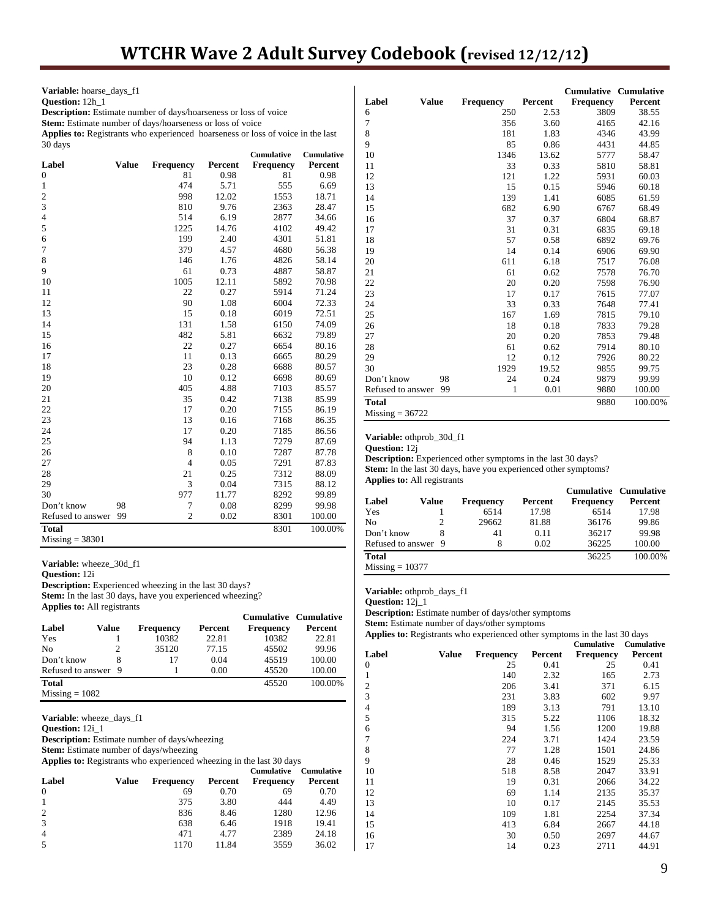**Variable:** hoarse_days_f1
**Question:** 12h_1
**Description:** Estimate number of days/hoarseness or loss of voice
**Stem:** Estimate number of days/hoarseness or loss of voice
**Applies to:** Registrants who experienced hoarseness or loss of voice in the last 30 days

| Label | Value | Frequency | Percent | Cumulative Frequency | Cumulative Percent |
|---|---|---|---|---|---|
| 0 | | 81 | 0.98 | 81 | 0.98 |
| 1 | | 474 | 5.71 | 555 | 6.69 |
| 2 | | 998 | 12.02 | 1553 | 18.71 |
| 3 | | 810 | 9.76 | 2363 | 28.47 |
| 4 | | 514 | 6.19 | 2877 | 34.66 |
| 5 | | 1225 | 14.76 | 4102 | 49.42 |
| 6 | | 199 | 2.40 | 4301 | 51.81 |
| 7 | | 379 | 4.57 | 4680 | 56.38 |
| 8 | | 146 | 1.76 | 4826 | 58.14 |
| 9 | | 61 | 0.73 | 4887 | 58.87 |
| 10 | | 1005 | 12.11 | 5892 | 70.98 |
| 11 | | 22 | 0.27 | 5914 | 71.24 |
| 12 | | 90 | 1.08 | 6004 | 72.33 |
| 13 | | 15 | 0.18 | 6019 | 72.51 |
| 14 | | 131 | 1.58 | 6150 | 74.09 |
| 15 | | 482 | 5.81 | 6632 | 79.89 |
| 16 | | 22 | 0.27 | 6654 | 80.16 |
| 17 | | 11 | 0.13 | 6665 | 80.29 |
| 18 | | 23 | 0.28 | 6688 | 80.57 |
| 19 | | 10 | 0.12 | 6698 | 80.69 |
| 20 | | 405 | 4.88 | 7103 | 85.57 |
| 21 | | 35 | 0.42 | 7138 | 85.99 |
| 22 | | 17 | 0.20 | 7155 | 86.19 |
| 23 | | 13 | 0.16 | 7168 | 86.35 |
| 24 | | 17 | 0.20 | 7185 | 86.56 |
| 25 | | 94 | 1.13 | 7279 | 87.69 |
| 26 | | 8 | 0.10 | 7287 | 87.78 |
| 27 | | 4 | 0.05 | 7291 | 87.83 |
| 28 | | 21 | 0.25 | 7312 | 88.09 |
| 29 | | 3 | 0.04 | 7315 | 88.12 |
| 30 | | 977 | 11.77 | 8292 | 99.89 |
| Don't know | 98 | 7 | 0.08 | 8299 | 99.98 |
| Refused to answer | 99 | 2 | 0.02 | 8301 | 100.00 |
| **Total** | | | | 8301 | 100.00% |
| Missing = 38301 | | | | | |

**Variable:** wheeze_30d_f1
**Question:** 12i
**Description:** Experienced wheezing in the last 30 days?
**Stem:** In the last 30 days, have you experienced wheezing?
**Applies to:** All registrants

| Label | Value | Frequency | Percent | Cumulative Frequency | Cumulative Percent |
|---|---|---|---|---|---|
| Yes | 1 | 10382 | 22.81 | 10382 | 22.81 |
| No | 2 | 35120 | 77.15 | 45502 | 99.96 |
| Don't know | 8 | 17 | 0.04 | 45519 | 100.00 |
| Refused to answer | 9 | 1 | 0.00 | 45520 | 100.00 |
| **Total** | | | | 45520 | 100.00% |
| Missing = 1082 | | | | | |

**Variable**: wheeze_days_f1
**Question:** 12i_1
**Description:** Estimate number of days/wheezing
**Stem:** Estimate number of days/wheezing
**Applies to:** Registrants who experienced wheezing in the last 30 days

| Label | Value | Frequency | Percent | Cumulative Frequency | Cumulative Percent |
|---|---|---|---|---|---|
| 0 | | 69 | 0.70 | 69 | 0.70 |
| 1 | | 375 | 3.80 | 444 | 4.49 |
| 2 | | 836 | 8.46 | 1280 | 12.96 |
| 3 | | 638 | 6.46 | 1918 | 19.41 |
| 4 | | 471 | 4.77 | 2389 | 24.18 |
| 5 | | 1170 | 11.84 | 3559 | 36.02 |
| 6 | | 250 | 2.53 | 3809 | 38.55 |
| 7 | | 356 | 3.60 | 4165 | 42.16 |
| 8 | | 181 | 1.83 | 4346 | 43.99 |
| 9 | | 85 | 0.86 | 4431 | 44.85 |
| 10 | | 1346 | 13.62 | 5777 | 58.47 |
| 11 | | 33 | 0.33 | 5810 | 58.81 |
| 12 | | 121 | 1.22 | 5931 | 60.03 |
| 13 | | 15 | 0.15 | 5946 | 60.18 |
| 14 | | 139 | 1.41 | 6085 | 61.59 |
| 15 | | 682 | 6.90 | 6767 | 68.49 |
| 16 | | 37 | 0.37 | 6804 | 68.87 |
| 17 | | 31 | 0.31 | 6835 | 69.18 |
| 18 | | 57 | 0.58 | 6892 | 69.76 |
| 19 | | 14 | 0.14 | 6906 | 69.90 |
| 20 | | 611 | 6.18 | 7517 | 76.08 |
| 21 | | 61 | 0.62 | 7578 | 76.70 |
| 22 | | 20 | 0.20 | 7598 | 76.90 |
| 23 | | 17 | 0.17 | 7615 | 77.07 |
| 24 | | 33 | 0.33 | 7648 | 77.41 |
| 25 | | 167 | 1.69 | 7815 | 79.10 |
| 26 | | 18 | 0.18 | 7833 | 79.28 |
| 27 | | 20 | 0.20 | 7853 | 79.48 |
| 28 | | 61 | 0.62 | 7914 | 80.10 |
| 29 | | 12 | 0.12 | 7926 | 80.22 |
| 30 | | 1929 | 19.52 | 9855 | 99.75 |
| Don't know | 98 | 24 | 0.24 | 9879 | 99.99 |
| Refused to answer | 99 | 1 | 0.01 | 9880 | 100.00 |
| **Total** | | | | 9880 | 100.00% |
| Missing = 36722 | | | | | |

**Variable:** othprob_30d_f1
**Question:** 12j
**Description:** Experienced other symptoms in the last 30 days?
**Stem:** In the last 30 days, have you experienced other symptoms?
**Applies to:** All registrants

| Label | Value | Frequency | Percent | Cumulative Frequency | Cumulative Percent |
|---|---|---|---|---|---|
| Yes | 1 | 6514 | 17.98 | 6514 | 17.98 |
| No | 2 | 29662 | 81.88 | 36176 | 99.86 |
| Don't know | 8 | 41 | 0.11 | 36217 | 99.98 |
| Refused to answer | 9 | 8 | 0.02 | 36225 | 100.00 |
| **Total** | | | | 36225 | 100.00% |
| Missing = 10377 | | | | | |

**Variable:** othprob_days_f1
**Question:** 12j_1
**Description:** Estimate number of days/other symptoms
**Stem:** Estimate number of days/other symptoms
**Applies to:** Registrants who experienced other symptoms in the last 30 days

| Label | Value | Frequency | Percent | Cumulative Frequency | Cumulative Percent |
|---|---|---|---|---|---|
| 0 | | 25 | 0.41 | 25 | 0.41 |
| 1 | | 140 | 2.32 | 165 | 2.73 |
| 2 | | 206 | 3.41 | 371 | 6.15 |
| 3 | | 231 | 3.83 | 602 | 9.97 |
| 4 | | 189 | 3.13 | 791 | 13.10 |
| 5 | | 315 | 5.22 | 1106 | 18.32 |
| 6 | | 94 | 1.56 | 1200 | 19.88 |
| 7 | | 224 | 3.71 | 1424 | 23.59 |
| 8 | | 77 | 1.28 | 1501 | 24.86 |
| 9 | | 28 | 0.46 | 1529 | 25.33 |
| 10 | | 518 | 8.58 | 2047 | 33.91 |
| 11 | | 19 | 0.31 | 2066 | 34.22 |
| 12 | | 69 | 1.14 | 2135 | 35.37 |
| 13 | | 10 | 0.17 | 2145 | 35.53 |
| 14 | | 109 | 1.81 | 2254 | 37.34 |
| 15 | | 413 | 6.84 | 2667 | 44.18 |
| 16 | | 30 | 0.50 | 2697 | 44.67 |
| 17 | | 14 | 0.23 | 2711 | 44.91 |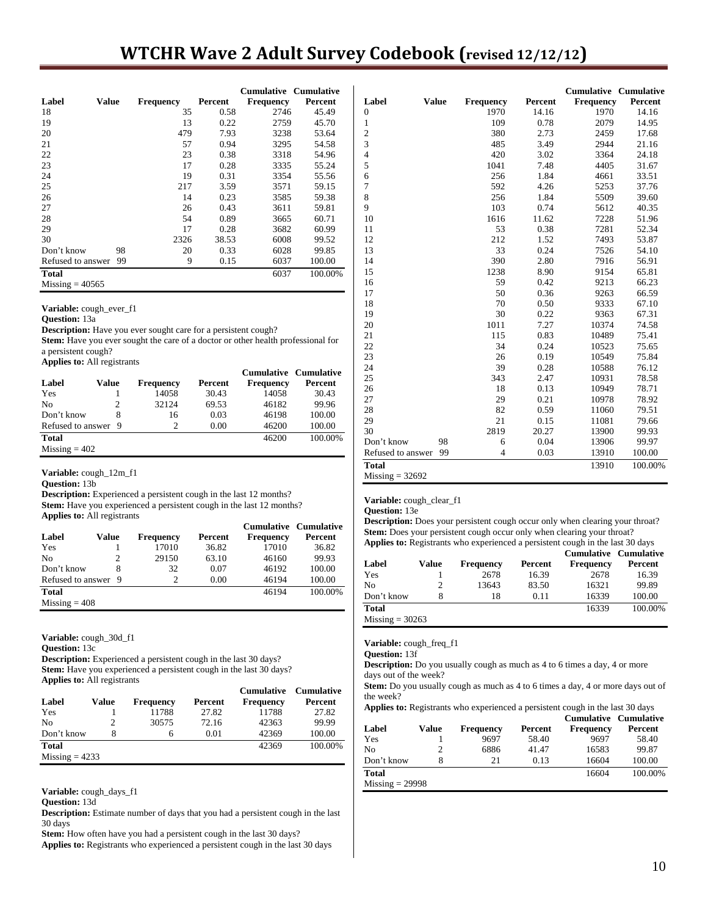| Label | Value | Frequency | Percent | Cumulative Frequency | Cumulative Percent |
|---|---|---|---|---|---|
| 18 | | 35 | 0.58 | 2746 | 45.49 |
| 19 | | 13 | 0.22 | 2759 | 45.70 |
| 20 | | 479 | 7.93 | 3238 | 53.64 |
| 21 | | 57 | 0.94 | 3295 | 54.58 |
| 22 | | 23 | 0.38 | 3318 | 54.96 |
| 23 | | 17 | 0.28 | 3335 | 55.24 |
| 24 | | 19 | 0.31 | 3354 | 55.56 |
| 25 | | 217 | 3.59 | 3571 | 59.15 |
| 26 | | 14 | 0.23 | 3585 | 59.38 |
| 27 | | 26 | 0.43 | 3611 | 59.81 |
| 28 | | 54 | 0.89 | 3665 | 60.71 |
| 29 | | 17 | 0.28 | 3682 | 60.99 |
| 30 | | 2326 | 38.53 | 6008 | 99.52 |
| Don't know | 98 | 20 | 0.33 | 6028 | 99.85 |
| Refused to answer | 99 | 9 | 0.15 | 6037 | 100.00 |
| **Total** | | | | 6037 | 100.00% |
| Missing = 40565 | | | | | |

**Variable:** cough_ever_f1
**Question:** 13a
**Description:** Have you ever sought care for a persistent cough?
**Stem:** Have you ever sought the care of a doctor or other health professional for a persistent cough?
**Applies to:** All registrants

| Label | Value | Frequency | Percent | Cumulative Frequency | Cumulative Percent |
|---|---|---|---|---|---|
| Yes | 1 | 14058 | 30.43 | 14058 | 30.43 |
| No | 2 | 32124 | 69.53 | 46182 | 99.96 |
| Don't know | 8 | 16 | 0.03 | 46198 | 100.00 |
| Refused to answer | 9 | 2 | 0.00 | 46200 | 100.00 |
| **Total** | | | | 46200 | 100.00% |
| Missing = 402 | | | | | |

**Variable:** cough_12m_f1
**Question:** 13b
**Description:** Experienced a persistent cough in the last 12 months?
**Stem:** Have you experienced a persistent cough in the last 12 months?
**Applies to:** All registrants

| Label | Value | Frequency | Percent | Cumulative Frequency | Cumulative Percent |
|---|---|---|---|---|---|
| Yes | 1 | 17010 | 36.82 | 17010 | 36.82 |
| No | 2 | 29150 | 63.10 | 46160 | 99.93 |
| Don't know | 8 | 32 | 0.07 | 46192 | 100.00 |
| Refused to answer | 9 | 2 | 0.00 | 46194 | 100.00 |
| **Total** | | | | 46194 | 100.00% |
| Missing = 408 | | | | | |

**Variable:** cough_30d_f1
**Question:** 13c
**Description:** Experienced a persistent cough in the last 30 days?
**Stem:** Have you experienced a persistent cough in the last 30 days?
**Applies to:** All registrants

| Label | Value | Frequency | Percent | Cumulative Frequency | Cumulative Percent |
|---|---|---|---|---|---|
| Yes | 1 | 11788 | 27.82 | 11788 | 27.82 |
| No | 2 | 30575 | 72.16 | 42363 | 99.99 |
| Don't know | 8 | 6 | 0.01 | 42369 | 100.00 |
| **Total** | | | | 42369 | 100.00% |
| Missing = 4233 | | | | | |

**Variable:** cough_days_f1
**Question:** 13d
**Description:** Estimate number of days that you had a persistent cough in the last 30 days
**Stem:** How often have you had a persistent cough in the last 30 days?
**Applies to:** Registrants who experienced a persistent cough in the last 30 days

| Label | Value | Frequency | Percent | Cumulative Frequency | Cumulative Percent |
|---|---|---|---|---|---|
| 0 | | 1970 | 14.16 | 1970 | 14.16 |
| 1 | | 109 | 0.78 | 2079 | 14.95 |
| 2 | | 380 | 2.73 | 2459 | 17.68 |
| 3 | | 485 | 3.49 | 2944 | 21.16 |
| 4 | | 420 | 3.02 | 3364 | 24.18 |
| 5 | | 1041 | 7.48 | 4405 | 31.67 |
| 6 | | 256 | 1.84 | 4661 | 33.51 |
| 7 | | 592 | 4.26 | 5253 | 37.76 |
| 8 | | 256 | 1.84 | 5509 | 39.60 |
| 9 | | 103 | 0.74 | 5612 | 40.35 |
| 10 | | 1616 | 11.62 | 7228 | 51.96 |
| 11 | | 53 | 0.38 | 7281 | 52.34 |
| 12 | | 212 | 1.52 | 7493 | 53.87 |
| 13 | | 33 | 0.24 | 7526 | 54.10 |
| 14 | | 390 | 2.80 | 7916 | 56.91 |
| 15 | | 1238 | 8.90 | 9154 | 65.81 |
| 16 | | 59 | 0.42 | 9213 | 66.23 |
| 17 | | 50 | 0.36 | 9263 | 66.59 |
| 18 | | 70 | 0.50 | 9333 | 67.10 |
| 19 | | 30 | 0.22 | 9363 | 67.31 |
| 20 | | 1011 | 7.27 | 10374 | 74.58 |
| 21 | | 115 | 0.83 | 10489 | 75.41 |
| 22 | | 34 | 0.24 | 10523 | 75.65 |
| 23 | | 26 | 0.19 | 10549 | 75.84 |
| 24 | | 39 | 0.28 | 10588 | 76.12 |
| 25 | | 343 | 2.47 | 10931 | 78.58 |
| 26 | | 18 | 0.13 | 10949 | 78.71 |
| 27 | | 29 | 0.21 | 10978 | 78.92 |
| 28 | | 82 | 0.59 | 11060 | 79.51 |
| 29 | | 21 | 0.15 | 11081 | 79.66 |
| 30 | | 2819 | 20.27 | 13900 | 99.93 |
| Don't know | 98 | 6 | 0.04 | 13906 | 99.97 |
| Refused to answer | 99 | 4 | 0.03 | 13910 | 100.00 |
| **Total** | | | | 13910 | 100.00% |
| Missing = 32692 | | | | | |

**Variable:** cough_clear_f1
**Question:** 13e
**Description:** Does your persistent cough occur only when clearing your throat?
**Stem:** Does your persistent cough occur only when clearing your throat?
**Applies to:** Registrants who experienced a persistent cough in the last 30 days

| Label | Value | Frequency | Percent | Cumulative Frequency | Cumulative Percent |
|---|---|---|---|---|---|
| Yes | 1 | 2678 | 16.39 | 2678 | 16.39 |
| No | 2 | 13643 | 83.50 | 16321 | 99.89 |
| Don't know | 8 | 18 | 0.11 | 16339 | 100.00 |
| **Total** | | | | 16339 | 100.00% |
| Missing = 30263 | | | | | |

**Variable:** cough_freq_f1
**Question:** 13f
**Description:** Do you usually cough as much as 4 to 6 times a day, 4 or more days out of the week?
**Stem:** Do you usually cough as much as 4 to 6 times a day, 4 or more days out of the week?
**Applies to:** Registrants who experienced a persistent cough in the last 30 days

| Label | Value | Frequency | Percent | Cumulative Frequency | Cumulative Percent |
|---|---|---|---|---|---|
| Yes | 1 | 9697 | 58.40 | 9697 | 58.40 |
| No | 2 | 6886 | 41.47 | 16583 | 99.87 |
| Don't know | 8 | 21 | 0.13 | 16604 | 100.00 |
| **Total** | | | | 16604 | 100.00% |
| Missing = 29998 | | | | | |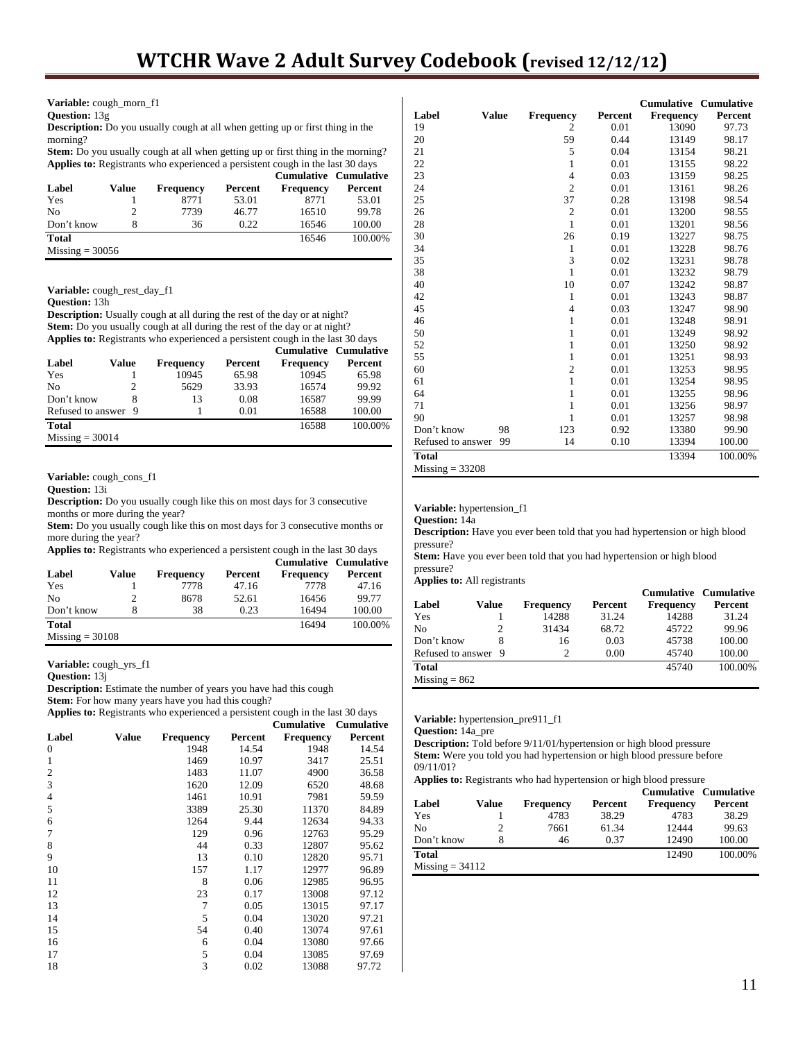**Variable:** cough_morn_f1
**Question:** 13g
**Description:** Do you usually cough at all when getting up or first thing in the morning?
**Stem:** Do you usually cough at all when getting up or first thing in the morning?
**Applies to:** Registrants who experienced a persistent cough in the last 30 days

| Label | Value | Frequency | Percent | Cumulative Frequency | Cumulative Percent |
|---|---|---|---|---|---|
| Yes | 1 | 8771 | 53.01 | 8771 | 53.01 |
| No | 2 | 7739 | 46.77 | 16510 | 99.78 |
| Don't know | 8 | 36 | 0.22 | 16546 | 100.00 |
| **Total** | | | | 16546 | 100.00% |

Missing = 30056

**Variable:** cough_rest_day_f1
**Question:** 13h
**Description:** Usually cough at all during the rest of the day or at night?
**Stem:** Do you usually cough at all during the rest of the day or at night?
**Applies to:** Registrants who experienced a persistent cough in the last 30 days

| Label | Value | Frequency | Percent | Cumulative Frequency | Cumulative Percent |
|---|---|---|---|---|---|
| Yes | 1 | 10945 | 65.98 | 10945 | 65.98 |
| No | 2 | 5629 | 33.93 | 16574 | 99.92 |
| Don't know | 8 | 13 | 0.08 | 16587 | 99.99 |
| Refused to answer | 9 | 1 | 0.01 | 16588 | 100.00 |
| **Total** | | | | 16588 | 100.00% |

Missing = 30014

**Variable:** cough_cons_f1
**Question:** 13i
**Description:** Do you usually cough like this on most days for 3 consecutive months or more during the year?
**Stem:** Do you usually cough like this on most days for 3 consecutive months or more during the year?
**Applies to:** Registrants who experienced a persistent cough in the last 30 days

| Label | Value | Frequency | Percent | Cumulative Frequency | Cumulative Percent |
|---|---|---|---|---|---|
| Yes | 1 | 7778 | 47.16 | 7778 | 47.16 |
| No | 2 | 8678 | 52.61 | 16456 | 99.77 |
| Don't know | 8 | 38 | 0.23 | 16494 | 100.00 |
| **Total** | | | | 16494 | 100.00% |

Missing = 30108

**Variable:** cough_yrs_f1
**Question:** 13j
**Description:** Estimate the number of years you have had this cough
**Stem:** For how many years have you had this cough?
**Applies to:** Registrants who experienced a persistent cough in the last 30 days

| Label | Value | Frequency | Percent | Cumulative Frequency | Cumulative Percent |
|---|---|---|---|---|---|
| 0 | | 1948 | 14.54 | 1948 | 14.54 |
| 1 | | 1469 | 10.97 | 3417 | 25.51 |
| 2 | | 1483 | 11.07 | 4900 | 36.58 |
| 3 | | 1620 | 12.09 | 6520 | 48.68 |
| 4 | | 1461 | 10.91 | 7981 | 59.59 |
| 5 | | 3389 | 25.30 | 11370 | 84.89 |
| 6 | | 1264 | 9.44 | 12634 | 94.33 |
| 7 | | 129 | 0.96 | 12763 | 95.29 |
| 8 | | 44 | 0.33 | 12807 | 95.62 |
| 9 | | 13 | 0.10 | 12820 | 95.71 |
| 10 | | 157 | 1.17 | 12977 | 96.89 |
| 11 | | 8 | 0.06 | 12985 | 96.95 |
| 12 | | 23 | 0.17 | 13008 | 97.12 |
| 13 | | 7 | 0.05 | 13015 | 97.17 |
| 14 | | 5 | 0.04 | 13020 | 97.21 |
| 15 | | 54 | 0.40 | 13074 | 97.61 |
| 16 | | 6 | 0.04 | 13080 | 97.66 |
| 17 | | 5 | 0.04 | 13085 | 97.69 |
| 18 | | 3 | 0.02 | 13088 | 97.72 |
| 19 | | 2 | 0.01 | 13090 | 97.73 |
| 20 | | 59 | 0.44 | 13149 | 98.17 |
| 21 | | 5 | 0.04 | 13154 | 98.21 |
| 22 | | 1 | 0.01 | 13155 | 98.22 |
| 23 | | 4 | 0.03 | 13159 | 98.25 |
| 24 | | 2 | 0.01 | 13161 | 98.26 |
| 25 | | 37 | 0.28 | 13198 | 98.54 |
| 26 | | 2 | 0.01 | 13200 | 98.55 |
| 28 | | 1 | 0.01 | 13201 | 98.56 |
| 30 | | 26 | 0.19 | 13227 | 98.75 |
| 34 | | 1 | 0.01 | 13228 | 98.76 |
| 35 | | 3 | 0.02 | 13231 | 98.78 |
| 38 | | 1 | 0.01 | 13232 | 98.79 |
| 40 | | 10 | 0.07 | 13242 | 98.87 |
| 42 | | 1 | 0.01 | 13243 | 98.87 |
| 45 | | 4 | 0.03 | 13247 | 98.90 |
| 46 | | 1 | 0.01 | 13248 | 98.91 |
| 50 | | 1 | 0.01 | 13249 | 98.92 |
| 52 | | 1 | 0.01 | 13250 | 98.92 |
| 55 | | 1 | 0.01 | 13251 | 98.93 |
| 60 | | 2 | 0.01 | 13253 | 98.95 |
| 61 | | 1 | 0.01 | 13254 | 98.95 |
| 64 | | 1 | 0.01 | 13255 | 98.96 |
| 71 | | 1 | 0.01 | 13256 | 98.97 |
| 90 | | 1 | 0.01 | 13257 | 98.98 |
| Don't know | 98 | 123 | 0.92 | 13380 | 99.90 |
| Refused to answer | 99 | 14 | 0.10 | 13394 | 100.00 |
| **Total** | | | | 13394 | 100.00% |

Missing = 33208

**Variable:** hypertension_f1
**Question:** 14a
**Description:** Have you ever been told that you had hypertension or high blood pressure?
**Stem:** Have you ever been told that you had hypertension or high blood pressure?
**Applies to:** All registrants

| Label | Value | Frequency | Percent | Cumulative Frequency | Cumulative Percent |
|---|---|---|---|---|---|
| Yes | 1 | 14288 | 31.24 | 14288 | 31.24 |
| No | 2 | 31434 | 68.72 | 45722 | 99.96 |
| Don't know | 8 | 16 | 0.03 | 45738 | 100.00 |
| Refused to answer | 9 | 2 | 0.00 | 45740 | 100.00 |
| **Total** | | | | 45740 | 100.00% |

Missing = 862

**Variable:** hypertension_pre911_f1
**Question:** 14a_pre
**Description:** Told before 9/11/01/hypertension or high blood pressure
**Stem:** Were you told you had hypertension or high blood pressure before 09/11/01?
**Applies to:** Registrants who had hypertension or high blood pressure

| Label | Value | Frequency | Percent | Cumulative Frequency | Cumulative Percent |
|---|---|---|---|---|---|
| Yes | 1 | 4783 | 38.29 | 4783 | 38.29 |
| No | 2 | 7661 | 61.34 | 12444 | 99.63 |
| Don't know | 8 | 46 | 0.37 | 12490 | 100.00 |
| **Total** | | | | 12490 | 100.00% |

Missing = 34112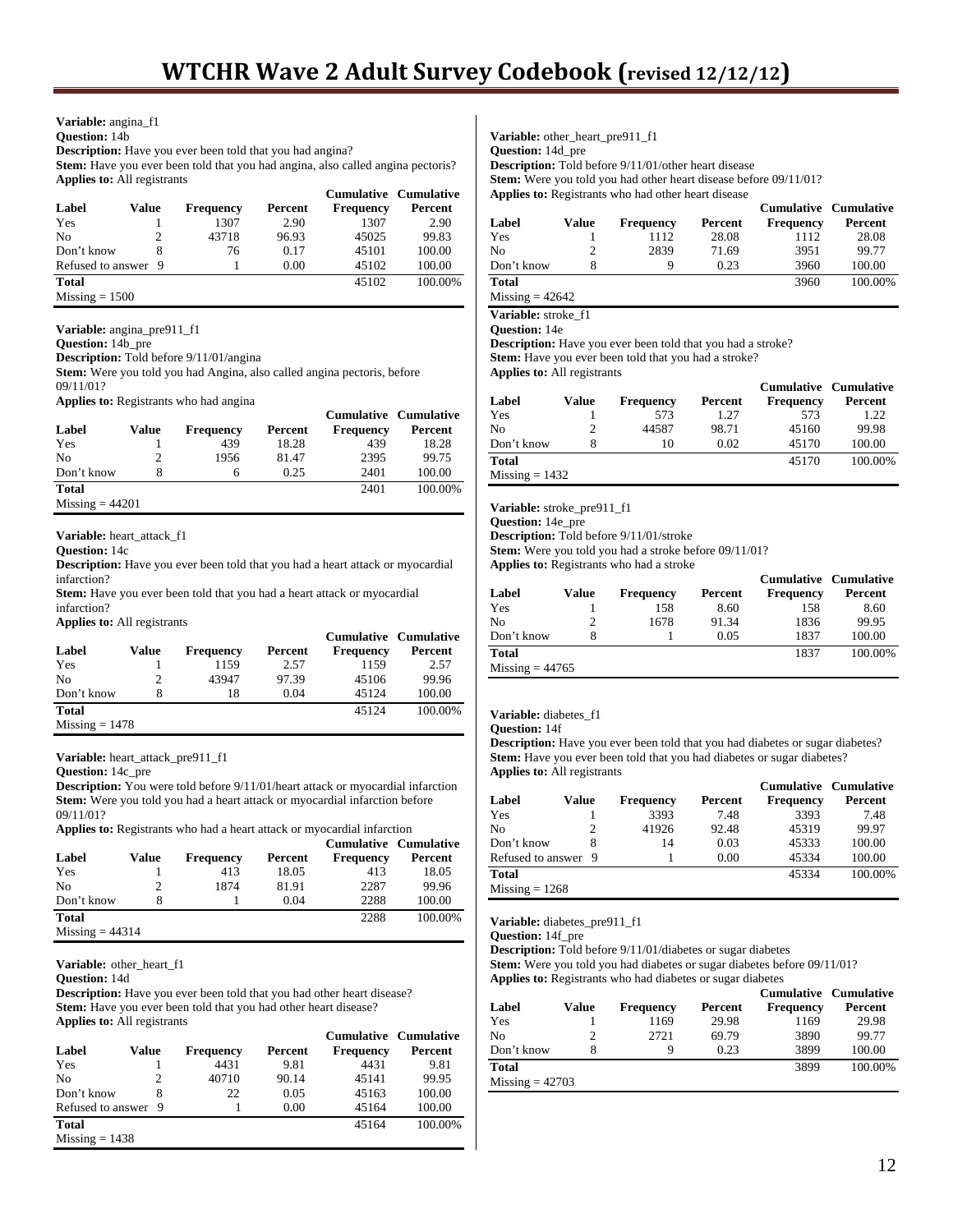**Variable:** angina_f1
**Question:** 14b
**Description:** Have you ever been told that you had angina?
**Stem:** Have you ever been told that you had angina, also called angina pectoris?
**Applies to:** All registrants

| Label | Value | Frequency | Percent | Cumulative Frequency | Cumulative Percent |
|---|---|---|---|---|---|
| Yes | 1 | 1307 | 2.90 | 1307 | 2.90 |
| No | 2 | 43718 | 96.93 | 45025 | 99.83 |
| Don't know | 8 | 76 | 0.17 | 45101 | 100.00 |
| Refused to answer | 9 | 1 | 0.00 | 45102 | 100.00 |
| **Total** | | | | 45102 | 100.00% |

Missing = 1500

**Variable:** angina_pre911_f1
**Question:** 14b_pre
**Description:** Told before 9/11/01/angina
**Stem:** Were you told you had Angina, also called angina pectoris, before 09/11/01?
**Applies to:** Registrants who had angina

| Label | Value | Frequency | Percent | Cumulative Frequency | Cumulative Percent |
|---|---|---|---|---|---|
| Yes | 1 | 439 | 18.28 | 439 | 18.28 |
| No | 2 | 1956 | 81.47 | 2395 | 99.75 |
| Don't know | 8 | 6 | 0.25 | 2401 | 100.00 |
| **Total** | | | | 2401 | 100.00% |

Missing = 44201

**Variable:** heart_attack_f1
**Question:** 14c
**Description:** Have you ever been told that you had a heart attack or myocardial infarction?
**Stem:** Have you ever been told that you had a heart attack or myocardial infarction?
**Applies to:** All registrants

| Label | Value | Frequency | Percent | Cumulative Frequency | Cumulative Percent |
|---|---|---|---|---|---|
| Yes | 1 | 1159 | 2.57 | 1159 | 2.57 |
| No | 2 | 43947 | 97.39 | 45106 | 99.96 |
| Don't know | 8 | 18 | 0.04 | 45124 | 100.00 |
| **Total** | | | | 45124 | 100.00% |

Missing = 1478

**Variable:** heart_attack_pre911_f1
**Question:** 14c_pre
**Description:** You were told before 9/11/01/heart attack or myocardial infarction
**Stem:** Were you told you had a heart attack or myocardial infarction before 09/11/01?
**Applies to:** Registrants who had a heart attack or myocardial infarction

| Label | Value | Frequency | Percent | Cumulative Frequency | Cumulative Percent |
|---|---|---|---|---|---|
| Yes | 1 | 413 | 18.05 | 413 | 18.05 |
| No | 2 | 1874 | 81.91 | 2287 | 99.96 |
| Don't know | 8 | 1 | 0.04 | 2288 | 100.00 |
| **Total** | | | | 2288 | 100.00% |

Missing = 44314

**Variable:** other_heart_f1
**Question:** 14d
**Description:** Have you ever been told that you had other heart disease?
**Stem:** Have you ever been told that you had other heart disease?
**Applies to:** All registrants

| Label | Value | Frequency | Percent | Cumulative Frequency | Cumulative Percent |
|---|---|---|---|---|---|
| Yes | 1 | 4431 | 9.81 | 4431 | 9.81 |
| No | 2 | 40710 | 90.14 | 45141 | 99.95 |
| Don't know | 8 | 22 | 0.05 | 45163 | 100.00 |
| Refused to answer | 9 | 1 | 0.00 | 45164 | 100.00 |
| **Total** | | | | 45164 | 100.00% |

Missing = 1438

**Variable:** other_heart_pre911_f1
**Question:** 14d_pre
**Description:** Told before 9/11/01/other heart disease
**Stem:** Were you told you had other heart disease before 09/11/01?
**Applies to:** Registrants who had other heart disease

| Label | Value | Frequency | Percent | Cumulative Frequency | Cumulative Percent |
|---|---|---|---|---|---|
| Yes | 1 | 1112 | 28.08 | 1112 | 28.08 |
| No | 2 | 2839 | 71.69 | 3951 | 99.77 |
| Don't know | 8 | 9 | 0.23 | 3960 | 100.00 |
| **Total** | | | | 3960 | 100.00% |

Missing = 42642

**Variable:** stroke_f1
**Question:** 14e
**Description:** Have you ever been told that you had a stroke?
**Stem:** Have you ever been told that you had a stroke?
**Applies to:** All registrants

| Label | Value | Frequency | Percent | Cumulative Frequency | Cumulative Percent |
|---|---|---|---|---|---|
| Yes | 1 | 573 | 1.27 | 573 | 1.22 |
| No | 2 | 44587 | 98.71 | 45160 | 99.98 |
| Don't know | 8 | 10 | 0.02 | 45170 | 100.00 |
| **Total** | | | | 45170 | 100.00% |

Missing = 1432

**Variable:** stroke_pre911_f1
**Question:** 14e_pre
**Description:** Told before 9/11/01/stroke
**Stem:** Were you told you had a stroke before 09/11/01?
**Applies to:** Registrants who had a stroke

| Label | Value | Frequency | Percent | Cumulative Frequency | Cumulative Percent |
|---|---|---|---|---|---|
| Yes | 1 | 158 | 8.60 | 158 | 8.60 |
| No | 2 | 1678 | 91.34 | 1836 | 99.95 |
| Don't know | 8 | 1 | 0.05 | 1837 | 100.00 |
| **Total** | | | | 1837 | 100.00% |

Missing = 44765

**Variable:** diabetes_f1
**Question:** 14f
**Description:** Have you ever been told that you had diabetes or sugar diabetes?
**Stem:** Have you ever been told that you had diabetes or sugar diabetes?
**Applies to:** All registrants

| Label | Value | Frequency | Percent | Cumulative Frequency | Cumulative Percent |
|---|---|---|---|---|---|
| Yes | 1 | 3393 | 7.48 | 3393 | 7.48 |
| No | 2 | 41926 | 92.48 | 45319 | 99.97 |
| Don't know | 8 | 14 | 0.03 | 45333 | 100.00 |
| Refused to answer | 9 | 1 | 0.00 | 45334 | 100.00 |
| **Total** | | | | 45334 | 100.00% |

Missing = 1268

**Variable:** diabetes_pre911_f1
**Question:** 14f_pre
**Description:** Told before 9/11/01/diabetes or sugar diabetes
**Stem:** Were you told you had diabetes or sugar diabetes before 09/11/01?
**Applies to:** Registrants who had diabetes or sugar diabetes

| Label | Value | Frequency | Percent | Cumulative Frequency | Cumulative Percent |
|---|---|---|---|---|---|
| Yes | 1 | 1169 | 29.98 | 1169 | 29.98 |
| No | 2 | 2721 | 69.79 | 3890 | 99.77 |
| Don't know | 8 | 9 | 0.23 | 3899 | 100.00 |
| **Total** | | | | 3899 | 100.00% |

Missing = 42703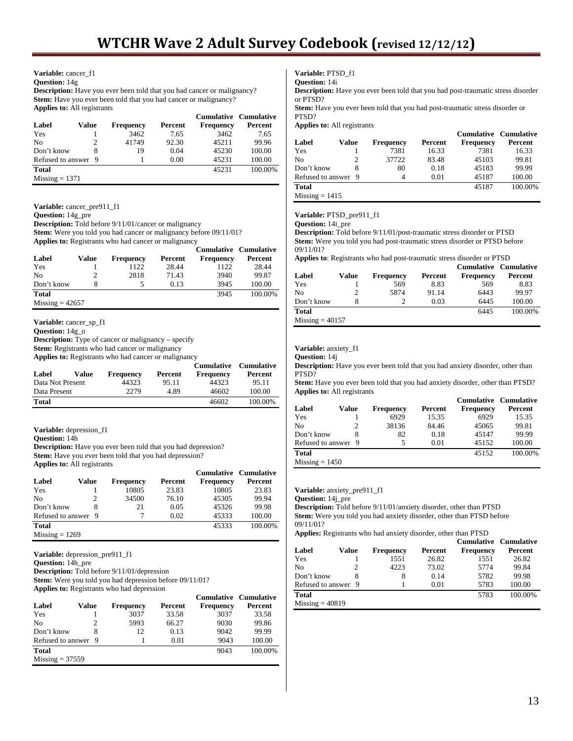**Variable:** cancer_f1
**Question:** 14g
**Description:** Have you ever been told that you had cancer or malignancy?
**Stem:** Have you ever been told that you had cancer or malignancy?
**Applies to:** All registrants

| Label | Value | Frequency | Percent | Cumulative Frequency | Cumulative Percent |
|---|---|---|---|---|---|
| Yes | 1 | 3462 | 7.65 | 3462 | 7.65 |
| No | 2 | 41749 | 92.30 | 45211 | 99.96 |
| Don't know | 8 | 19 | 0.04 | 45230 | 100.00 |
| Refused to answer | 9 | 1 | 0.00 | 45231 | 100.00 |
| **Total** | | | | 45231 | 100.00% |
| Missing = 1371 | | | | | |

**Variable:** cancer_pre911_f1
**Question:** 14g_pre
**Description:** Told before 9/11/01/cancer or malignancy
**Stem:** Were you told you had cancer or malignancy before 09/11/01?
**Applies to:** Registrants who had cancer or malignancy

| Label | Value | Frequency | Percent | Cumulative Frequency | Cumulative Percent |
|---|---|---|---|---|---|
| Yes | 1 | 1122 | 28.44 | 1122 | 28.44 |
| No | 2 | 2818 | 71.43 | 3940 | 99.87 |
| Don't know | 8 | 5 | 0.13 | 3945 | 100.00 |
| **Total** | | | | 3945 | 100.00% |
| Missing = 42657 | | | | | |

**Variable:** cancer_sp_f1
**Question:** 14g_o
**Description:** Type of cancer or malignancy – specify
**Stem:** Registrants who had cancer or malignancy
**Applies to:** Registrants who had cancer or malignancy

| Label | Value | Frequency | Percent | Cumulative Frequency | Cumulative Percent |
|---|---|---|---|---|---|
| Data Not Present | | 44323 | 95.11 | 44323 | 95.11 |
| Data Present | | 2279 | 4.89 | 46602 | 100.00 |
| **Total** | | | | 46602 | 100.00% |

**Variable:** depression_f1
**Question:** 14h
**Description:** Have you ever been told that you had depression?
**Stem:** Have you ever been told that you had depression?
**Applies to:** All registrants

| Label | Value | Frequency | Percent | Cumulative Frequency | Cumulative Percent |
|---|---|---|---|---|---|
| Yes | 1 | 10805 | 23.83 | 10805 | 23.83 |
| No | 2 | 34500 | 76.10 | 45305 | 99.94 |
| Don't know | 8 | 21 | 0.05 | 45326 | 99.98 |
| Refused to answer | 9 | 7 | 0.02 | 45333 | 100.00 |
| **Total** | | | | 45333 | 100.00% |
| Missing = 1269 | | | | | |

**Variable:** depression_pre911_f1
**Question:** 14h_pre
**Description:** Told before 9/11/01/depression
**Stem:** Were you told you had depression before 09/11/01?
**Applies to:** Registrants who had depression

| Label | Value | Frequency | Percent | Cumulative Frequency | Cumulative Percent |
|---|---|---|---|---|---|
| Yes | 1 | 3037 | 33.58 | 3037 | 33.58 |
| No | 2 | 5993 | 66.27 | 9030 | 99.86 |
| Don't know | 8 | 12 | 0.13 | 9042 | 99.99 |
| Refused to answer | 9 | 1 | 0.01 | 9043 | 100.00 |
| **Total** | | | | 9043 | 100.00% |
| Missing = 37559 | | | | | |

**Variable:** PTSD_f1
**Question:** 14i
**Description:** Have you ever been told that you had post-traumatic stress disorder or PTSD?
**Stem:** Have you ever been told that you had post-traumatic stress disorder or PTSD?
**Applies to:** All registrants

| Label | Value | Frequency | Percent | Cumulative Frequency | Cumulative Percent |
|---|---|---|---|---|---|
| Yes | 1 | 7381 | 16.33 | 7381 | 16.33 |
| No | 2 | 37722 | 83.48 | 45103 | 99.81 |
| Don't know | 8 | 80 | 0.18 | 45183 | 99.99 |
| Refused to answer | 9 | 4 | 0.01 | 45187 | 100.00 |
| **Total** | | | | 45187 | 100.00% |
| Missing = 1415 | | | | | |

**Variable:** PTSD_pre911_f1
**Question:** 14i_pre
**Description:** Told before 9/11/01/post-traumatic stress disorder or PTSD
**Stem:** Were you told you had post-traumatic stress disorder or PTSD before 09/11/01?
**Applies to**: Registrants who had post-traumatic stress disorder or PTSD

| Label | Value | Frequency | Percent | Cumulative Frequency | Cumulative Percent |
|---|---|---|---|---|---|
| Yes | 1 | 569 | 8.83 | 569 | 8.83 |
| No | 2 | 5874 | 91.14 | 6443 | 99.97 |
| Don't know | 8 | 2 | 0.03 | 6445 | 100.00 |
| **Total** | | | | 6445 | 100.00% |
| Missing = 40157 | | | | | |

**Variable:** anxiety_f1
**Question:** 14j
**Description:** Have you ever been told that you had anxiety disorder, other than PTSD?
**Stem:** Have you ever been told that you had anxiety disorder, other than PTSD?
**Applies to:** All registrants

| Label | Value | Frequency | Percent | Cumulative Frequency | Cumulative Percent |
|---|---|---|---|---|---|
| Yes | 1 | 6929 | 15.35 | 6929 | 15.35 |
| No | 2 | 38136 | 84.46 | 45065 | 99.81 |
| Don't know | 8 | 82 | 0.18 | 45147 | 99.99 |
| Refused to answer | 9 | 5 | 0.01 | 45152 | 100.00 |
| **Total** | | | | 45152 | 100.00% |
| Missing = 1450 | | | | | |

**Variable:** anxiety_pre911_f1
**Question:** 14j_pre
**Description:** Told before 9/11/01/anxiety disorder, other than PTSD
**Stem:** Were you told you had anxiety disorder, other than PTSD before 09/11/01?
**Applies:** Registrants who had anxiety disorder, other than PTSD

| Label | Value | Frequency | Percent | Cumulative Frequency | Cumulative Percent |
|---|---|---|---|---|---|
| Yes | 1 | 1551 | 26.82 | 1551 | 26.82 |
| No | 2 | 4223 | 73.02 | 5774 | 99.84 |
| Don't know | 8 | 8 | 0.14 | 5782 | 99.98 |
| Refused to answer | 9 | 1 | 0.01 | 5783 | 100.00 |
| **Total** | | | | 5783 | 100.00% |
| Missing = 40819 | | | | | |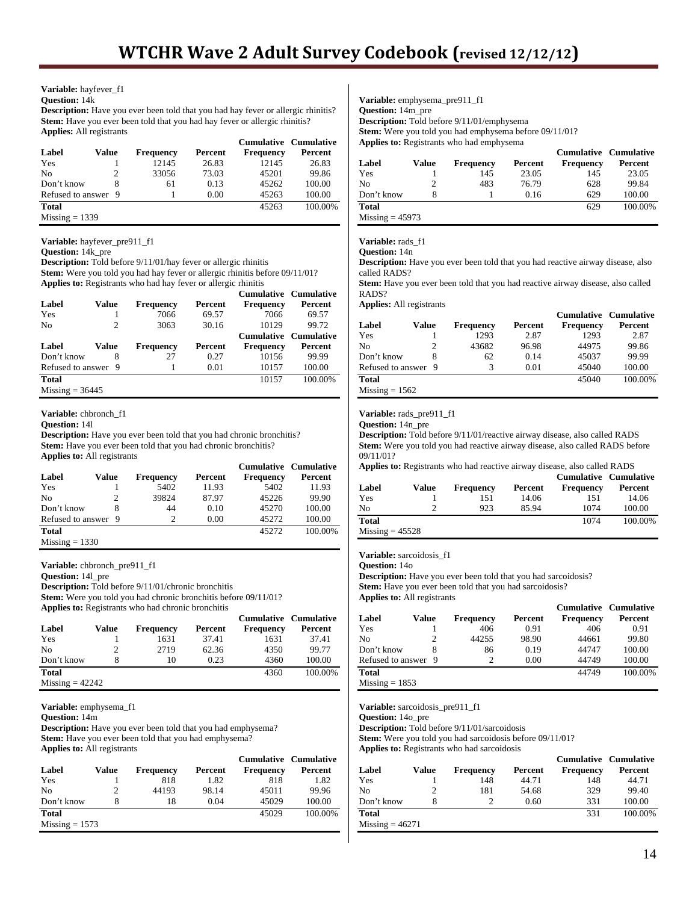**Variable:** hayfever_f1
**Question:** 14k
**Description:** Have you ever been told that you had hay fever or allergic rhinitis?
**Stem:** Have you ever been told that you had hay fever or allergic rhinitis?
**Applies:** All registrants

| Label | Value | Frequency | Percent | Cumulative Frequency | Cumulative Percent |
|---|---|---|---|---|---|
| Yes | 1 | 12145 | 26.83 | 12145 | 26.83 |
| No | 2 | 33056 | 73.03 | 45201 | 99.86 |
| Don't know | 8 | 61 | 0.13 | 45262 | 100.00 |
| Refused to answer | 9 | 1 | 0.00 | 45263 | 100.00 |
| **Total** | | | | 45263 | 100.00% |

Missing = 1339

**Variable:** hayfever_pre911_f1
**Question:** 14k_pre
**Description:** Told before 9/11/01/hay fever or allergic rhinitis
**Stem:** Were you told you had hay fever or allergic rhinitis before 09/11/01?
**Applies to:** Registrants who had hay fever or allergic rhinitis

| Label | Value | Frequency | Percent | Cumulative Frequency | Cumulative Percent |
|---|---|---|---|---|---|
| Yes | 1 | 7066 | 69.57 | 7066 | 69.57 |
| No | 2 | 3063 | 30.16 | 10129 | 99.72 |
| Don't know | 8 | 27 | 0.27 | 10156 | 99.99 |
| Refused to answer | 9 | 1 | 0.01 | 10157 | 100.00 |
| **Total** | | | | 10157 | 100.00% |

Missing = 36445

**Variable:** chbronch_f1
**Question:** 14l
**Description:** Have you ever been told that you had chronic bronchitis?
**Stem:** Have you ever been told that you had chronic bronchitis?
**Applies to:** All registrants

| Label | Value | Frequency | Percent | Cumulative Frequency | Cumulative Percent |
|---|---|---|---|---|---|
| Yes | 1 | 5402 | 11.93 | 5402 | 11.93 |
| No | 2 | 39824 | 87.97 | 45226 | 99.90 |
| Don't know | 8 | 44 | 0.10 | 45270 | 100.00 |
| Refused to answer | 9 | 2 | 0.00 | 45272 | 100.00 |
| **Total** | | | | 45272 | 100.00% |

Missing = 1330

**Variable:** chbronch_pre911_f1
**Question:** 14l_pre
**Description:** Told before 9/11/01/chronic bronchitis
**Stem:** Were you told you had chronic bronchitis before 09/11/01?
**Applies to:** Registrants who had chronic bronchitis

| Label | Value | Frequency | Percent | Cumulative Frequency | Cumulative Percent |
|---|---|---|---|---|---|
| Yes | 1 | 1631 | 37.41 | 1631 | 37.41 |
| No | 2 | 2719 | 62.36 | 4350 | 99.77 |
| Don't know | 8 | 10 | 0.23 | 4360 | 100.00 |
| **Total** | | | | 4360 | 100.00% |

Missing = 42242

**Variable:** emphysema_f1
**Question:** 14m
**Description:** Have you ever been told that you had emphysema?
**Stem:** Have you ever been told that you had emphysema?
**Applies to:** All registrants

| Label | Value | Frequency | Percent | Cumulative Frequency | Cumulative Percent |
|---|---|---|---|---|---|
| Yes | 1 | 818 | 1.82 | 818 | 1.82 |
| No | 2 | 44193 | 98.14 | 45011 | 99.96 |
| Don't know | 8 | 18 | 0.04 | 45029 | 100.00 |
| **Total** | | | | 45029 | 100.00% |

Missing = 1573

**Variable:** emphysema_pre911_f1
**Question:** 14m_pre
**Description:** Told before 9/11/01/emphysema
**Stem:** Were you told you had emphysema before 09/11/01?
**Applies to:** Registrants who had emphysema

| Label | Value | Frequency | Percent | Cumulative Frequency | Cumulative Percent |
|---|---|---|---|---|---|
| Yes | 1 | 145 | 23.05 | 145 | 23.05 |
| No | 2 | 483 | 76.79 | 628 | 99.84 |
| Don't know | 8 | 1 | 0.16 | 629 | 100.00 |
| **Total** | | | | 629 | 100.00% |

Missing = 45973

**Variable:** rads_f1
**Question:** 14n
**Description:** Have you ever been told that you had reactive airway disease, also called RADS?
**Stem:** Have you ever been told that you had reactive airway disease, also called RADS?
**Applies:** All registrants

| Label | Value | Frequency | Percent | Cumulative Frequency | Cumulative Percent |
|---|---|---|---|---|---|
| Yes | 1 | 1293 | 2.87 | 1293 | 2.87 |
| No | 2 | 43682 | 96.98 | 44975 | 99.86 |
| Don't know | 8 | 62 | 0.14 | 45037 | 99.99 |
| Refused to answer | 9 | 3 | 0.01 | 45040 | 100.00 |
| **Total** | | | | 45040 | 100.00% |

Missing = 1562

**Variable:** rads_pre911_f1
**Question:** 14n_pre
**Description:** Told before 9/11/01/reactive airway disease, also called RADS
**Stem:** Were you told you had reactive airway disease, also called RADS before 09/11/01?
**Applies to:** Registrants who had reactive airway disease, also called RADS

| Label | Value | Frequency | Percent | Cumulative Frequency | Cumulative Percent |
|---|---|---|---|---|---|
| Yes | 1 | 151 | 14.06 | 151 | 14.06 |
| No | 2 | 923 | 85.94 | 1074 | 100.00 |
| **Total** | | | | 1074 | 100.00% |

Missing = 45528

**Variable:** sarcoidosis_f1
**Question:** 14o
**Description:** Have you ever been told that you had sarcoidosis?
**Stem:** Have you ever been told that you had sarcoidosis?
**Applies to:** All registrants

| Label | Value | Frequency | Percent | Cumulative Frequency | Cumulative Percent |
|---|---|---|---|---|---|
| Yes | 1 | 406 | 0.91 | 406 | 0.91 |
| No | 2 | 44255 | 98.90 | 44661 | 99.80 |
| Don't know | 8 | 86 | 0.19 | 44747 | 100.00 |
| Refused to answer | 9 | 2 | 0.00 | 44749 | 100.00 |
| **Total** | | | | 44749 | 100.00% |

Missing = 1853

**Variable:** sarcoidosis_pre911_f1
**Question:** 14o_pre
**Description:** Told before 9/11/01/sarcoidosis
**Stem:** Were you told you had sarcoidosis before 09/11/01?
**Applies to:** Registrants who had sarcoidosis

| Label | Value | Frequency | Percent | Cumulative Frequency | Cumulative Percent |
|---|---|---|---|---|---|
| Yes | 1 | 148 | 44.71 | 148 | 44.71 |
| No | 2 | 181 | 54.68 | 329 | 99.40 |
| Don't know | 8 | 2 | 0.60 | 331 | 100.00 |
| **Total** | | | | 331 | 100.00% |

Missing = 46271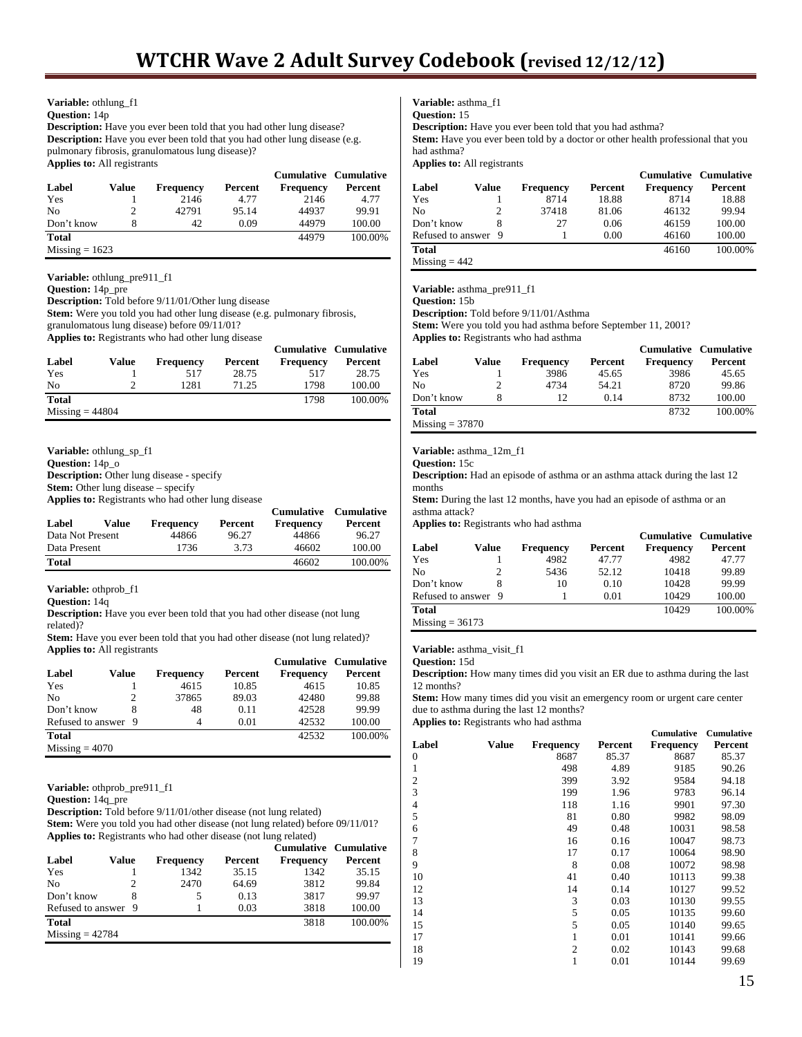**Variable:** othlung_f1
**Question:** 14p
**Description:** Have you ever been told that you had other lung disease?
**Description:** Have you ever been told that you had other lung disease (e.g. pulmonary fibrosis, granulomatous lung disease)?
**Applies to:** All registrants

| Label | Value | Frequency | Percent | Cumulative Frequency | Cumulative Percent |
|---|---|---|---|---|---|
| Yes | 1 | 2146 | 4.77 | 2146 | 4.77 |
| No | 2 | 42791 | 95.14 | 44937 | 99.91 |
| Don't know | 8 | 42 | 0.09 | 44979 | 100.00 |
| **Total** | | | | 44979 | 100.00% |

Missing = 1623

**Variable:** othlung_pre911_f1
**Question:** 14p_pre
**Description:** Told before 9/11/01/Other lung disease
**Stem:** Were you told you had other lung disease (e.g. pulmonary fibrosis, granulomatous lung disease) before 09/11/01?
**Applies to:** Registrants who had other lung disease

| Label | Value | Frequency | Percent | Cumulative Frequency | Cumulative Percent |
|---|---|---|---|---|---|
| Yes | 1 | 517 | 28.75 | 517 | 28.75 |
| No | 2 | 1281 | 71.25 | 1798 | 100.00 |
| **Total** | | | | 1798 | 100.00% |

Missing = 44804

**Variable:** othlung_sp_f1
**Question:** 14p_o
**Description:** Other lung disease - specify
**Stem:** Other lung disease – specify
**Applies to:** Registrants who had other lung disease

| Label | Value | Frequency | Percent | Cumulative Frequency | Cumulative Percent |
|---|---|---|---|---|---|
| Data Not Present | | 44866 | 96.27 | 44866 | 96.27 |
| Data Present | | 1736 | 3.73 | 46602 | 100.00 |
| **Total** | | | | 46602 | 100.00% |

**Variable:** othprob_f1
**Question:** 14q
**Description:** Have you ever been told that you had other disease (not lung related)?
**Stem:** Have you ever been told that you had other disease (not lung related)?
**Applies to:** All registrants

| Label | Value | Frequency | Percent | Cumulative Frequency | Cumulative Percent |
|---|---|---|---|---|---|
| Yes | 1 | 4615 | 10.85 | 4615 | 10.85 |
| No | 2 | 37865 | 89.03 | 42480 | 99.88 |
| Don't know | 8 | 48 | 0.11 | 42528 | 99.99 |
| Refused to answer | 9 | 4 | 0.01 | 42532 | 100.00 |
| **Total** | | | | 42532 | 100.00% |

Missing = 4070

**Variable:** othprob_pre911_f1
**Question:** 14q_pre
**Description:** Told before 9/11/01/other disease (not lung related)
**Stem:** Were you told you had other disease (not lung related) before 09/11/01?
**Applies to:** Registrants who had other disease (not lung related)

| Label | Value | Frequency | Percent | Cumulative Frequency | Cumulative Percent |
|---|---|---|---|---|---|
| Yes | 1 | 1342 | 35.15 | 1342 | 35.15 |
| No | 2 | 2470 | 64.69 | 3812 | 99.84 |
| Don't know | 8 | 5 | 0.13 | 3817 | 99.97 |
| Refused to answer | 9 | 1 | 0.03 | 3818 | 100.00 |
| **Total** | | | | 3818 | 100.00% |

Missing = 42784

**Variable:** asthma_f1
**Question:** 15
**Description:** Have you ever been told that you had asthma?
**Stem:** Have you ever been told by a doctor or other health professional that you had asthma?
**Applies to:** All registrants

| Label | Value | Frequency | Percent | Cumulative Frequency | Cumulative Percent |
|---|---|---|---|---|---|
| Yes | 1 | 8714 | 18.88 | 8714 | 18.88 |
| No | 2 | 37418 | 81.06 | 46132 | 99.94 |
| Don't know | 8 | 27 | 0.06 | 46159 | 100.00 |
| Refused to answer | 9 | 1 | 0.00 | 46160 | 100.00 |
| **Total** | | | | 46160 | 100.00% |

Missing = 442

**Variable:** asthma_pre911_f1
**Question:** 15b
**Description:** Told before 9/11/01/Asthma
**Stem:** Were you told you had asthma before September 11, 2001?
**Applies to:** Registrants who had asthma

| Label | Value | Frequency | Percent | Cumulative Frequency | Cumulative Percent |
|---|---|---|---|---|---|
| Yes | 1 | 3986 | 45.65 | 3986 | 45.65 |
| No | 2 | 4734 | 54.21 | 8720 | 99.86 |
| Don't know | 8 | 12 | 0.14 | 8732 | 100.00 |
| **Total** | | | | 8732 | 100.00% |

Missing = 37870

**Variable:** asthma_12m_f1
**Question:** 15c
**Description:** Had an episode of asthma or an asthma attack during the last 12 months
**Stem:** During the last 12 months, have you had an episode of asthma or an asthma attack?
**Applies to:** Registrants who had asthma

| Label | Value | Frequency | Percent | Cumulative Frequency | Cumulative Percent |
|---|---|---|---|---|---|
| Yes | 1 | 4982 | 47.77 | 4982 | 47.77 |
| No | 2 | 5436 | 52.12 | 10418 | 99.89 |
| Don't know | 8 | 10 | 0.10 | 10428 | 99.99 |
| Refused to answer | 9 | 1 | 0.01 | 10429 | 100.00 |
| **Total** | | | | 10429 | 100.00% |

Missing = 36173

**Variable:** asthma_visit_f1
**Question:** 15d
**Description:** How many times did you visit an ER due to asthma during the last 12 months?
**Stem:** How many times did you visit an emergency room or urgent care center due to asthma during the last 12 months?
**Applies to:** Registrants who had asthma

| Label | Value | Frequency | Percent | Cumulative Frequency | Cumulative Percent |
|---|---|---|---|---|---|
| 0 | | 8687 | 85.37 | 8687 | 85.37 |
| 1 | | 498 | 4.89 | 9185 | 90.26 |
| 2 | | 399 | 3.92 | 9584 | 94.18 |
| 3 | | 199 | 1.96 | 9783 | 96.14 |
| 4 | | 118 | 1.16 | 9901 | 97.30 |
| 5 | | 81 | 0.80 | 9982 | 98.09 |
| 6 | | 49 | 0.48 | 10031 | 98.58 |
| 7 | | 16 | 0.16 | 10047 | 98.73 |
| 8 | | 17 | 0.17 | 10064 | 98.90 |
| 9 | | 8 | 0.08 | 10072 | 98.98 |
| 10 | | 41 | 0.40 | 10113 | 99.38 |
| 12 | | 14 | 0.14 | 10127 | 99.52 |
| 13 | | 3 | 0.03 | 10130 | 99.55 |
| 14 | | 5 | 0.05 | 10135 | 99.60 |
| 15 | | 5 | 0.05 | 10140 | 99.65 |
| 17 | | 1 | 0.01 | 10141 | 99.66 |
| 18 | | 2 | 0.02 | 10143 | 99.68 |
| 19 | | 1 | 0.01 | 10144 | 99.69 |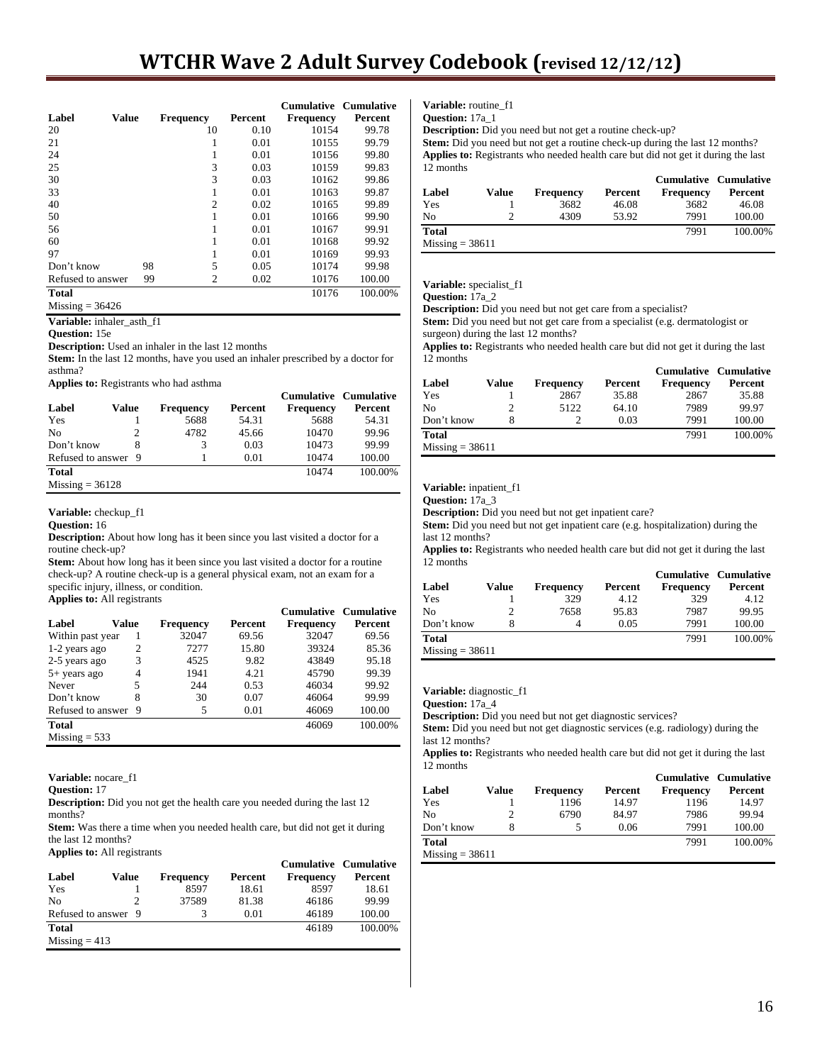| Label | Value | Frequency | Percent | Cumulative Frequency | Cumulative Percent |
|---|---|---|---|---|---|
| 20 | | 10 | 0.10 | 10154 | 99.78 |
| 21 | | 1 | 0.01 | 10155 | 99.79 |
| 24 | | 1 | 0.01 | 10156 | 99.80 |
| 25 | | 3 | 0.03 | 10159 | 99.83 |
| 30 | | 3 | 0.03 | 10162 | 99.86 |
| 33 | | 1 | 0.01 | 10163 | 99.87 |
| 40 | | 2 | 0.02 | 10165 | 99.89 |
| 50 | | 1 | 0.01 | 10166 | 99.90 |
| 56 | | 1 | 0.01 | 10167 | 99.91 |
| 60 | | 1 | 0.01 | 10168 | 99.92 |
| 97 | | 1 | 0.01 | 10169 | 99.93 |
| Don't know | 98 | 5 | 0.05 | 10174 | 99.98 |
| Refused to answer | 99 | 2 | 0.02 | 10176 | 100.00 |
| **Total** | | | | 10176 | 100.00% |

Missing = 36426

**Variable:** inhaler_asth_f1
**Question:** 15e
**Description:** Used an inhaler in the last 12 months
**Stem:** In the last 12 months, have you used an inhaler prescribed by a doctor for asthma?
**Applies to:** Registrants who had asthma

| Label | Value | Frequency | Percent | Cumulative Frequency | Cumulative Percent |
|---|---|---|---|---|---|
| Yes | 1 | 5688 | 54.31 | 5688 | 54.31 |
| No | 2 | 4782 | 45.66 | 10470 | 99.96 |
| Don't know | 8 | 3 | 0.03 | 10473 | 99.99 |
| Refused to answer | 9 | 1 | 0.01 | 10474 | 100.00 |
| **Total** | | | | 10474 | 100.00% |

Missing = 36128

**Variable:** checkup_f1
**Question:** 16
**Description:** About how long has it been since you last visited a doctor for a routine check-up?
**Stem:** About how long has it been since you last visited a doctor for a routine check-up? A routine check-up is a general physical exam, not an exam for a specific injury, illness, or condition.
**Applies to:** All registrants

| Label | Value | Frequency | Percent | Cumulative Frequency | Cumulative Percent |
|---|---|---|---|---|---|
| Within past year | 1 | 32047 | 69.56 | 32047 | 69.56 |
| 1-2 years ago | 2 | 7277 | 15.80 | 39324 | 85.36 |
| 2-5 years ago | 3 | 4525 | 9.82 | 43849 | 95.18 |
| 5+ years ago | 4 | 1941 | 4.21 | 45790 | 99.39 |
| Never | 5 | 244 | 0.53 | 46034 | 99.92 |
| Don't know | 8 | 30 | 0.07 | 46064 | 99.99 |
| Refused to answer | 9 | 5 | 0.01 | 46069 | 100.00 |
| **Total** | | | | 46069 | 100.00% |

Missing = 533

**Variable:** nocare_f1
**Question:** 17
**Description:** Did you not get the health care you needed during the last 12 months?
**Stem:** Was there a time when you needed health care, but did not get it during the last 12 months?
**Applies to:** All registrants

| Label | Value | Frequency | Percent | Cumulative Frequency | Cumulative Percent |
|---|---|---|---|---|---|
| Yes | 1 | 8597 | 18.61 | 8597 | 18.61 |
| No | 2 | 37589 | 81.38 | 46186 | 99.99 |
| Refused to answer | 9 | 3 | 0.01 | 46189 | 100.00 |
| **Total** | | | | 46189 | 100.00% |

Missing = 413

**Variable:** routine_f1
**Question:** 17a_1
**Description:** Did you need but not get a routine check-up?
**Stem:** Did you need but not get a routine check-up during the last 12 months?
**Applies to:** Registrants who needed health care but did not get it during the last 12 months

| Label | Value | Frequency | Percent | Cumulative Frequency | Cumulative Percent |
|---|---|---|---|---|---|
| Yes | 1 | 3682 | 46.08 | 3682 | 46.08 |
| No | 2 | 4309 | 53.92 | 7991 | 100.00 |
| **Total** | | | | 7991 | 100.00% |

Missing = 38611

**Variable:** specialist_f1
**Question:** 17a_2
**Description:** Did you need but not get care from a specialist?
**Stem:** Did you need but not get care from a specialist (e.g. dermatologist or surgeon) during the last 12 months?
**Applies to:** Registrants who needed health care but did not get it during the last 12 months

| Label | Value | Frequency | Percent | Cumulative Frequency | Cumulative Percent |
|---|---|---|---|---|---|
| Yes | 1 | 2867 | 35.88 | 2867 | 35.88 |
| No | 2 | 5122 | 64.10 | 7989 | 99.97 |
| Don't know | 8 | 2 | 0.03 | 7991 | 100.00 |
| **Total** | | | | 7991 | 100.00% |

Missing = 38611

**Variable:** inpatient_f1
**Question:** 17a_3
**Description:** Did you need but not get inpatient care?
**Stem:** Did you need but not get inpatient care (e.g. hospitalization) during the last 12 months?
**Applies to:** Registrants who needed health care but did not get it during the last 12 months

| Label | Value | Frequency | Percent | Cumulative Frequency | Cumulative Percent |
|---|---|---|---|---|---|
| Yes | 1 | 329 | 4.12 | 329 | 4.12 |
| No | 2 | 7658 | 95.83 | 7987 | 99.95 |
| Don't know | 8 | 4 | 0.05 | 7991 | 100.00 |
| **Total** | | | | 7991 | 100.00% |

Missing = 38611

**Variable:** diagnostic_f1
**Question:** 17a_4
**Description:** Did you need but not get diagnostic services?
**Stem:** Did you need but not get diagnostic services (e.g. radiology) during the last 12 months?
**Applies to:** Registrants who needed health care but did not get it during the last 12 months

| Label | Value | Frequency | Percent | Cumulative Frequency | Cumulative Percent |
|---|---|---|---|---|---|
| Yes | 1 | 1196 | 14.97 | 1196 | 14.97 |
| No | 2 | 6790 | 84.97 | 7986 | 99.94 |
| Don't know | 8 | 5 | 0.06 | 7991 | 100.00 |
| **Total** | | | | 7991 | 100.00% |

Missing = 38611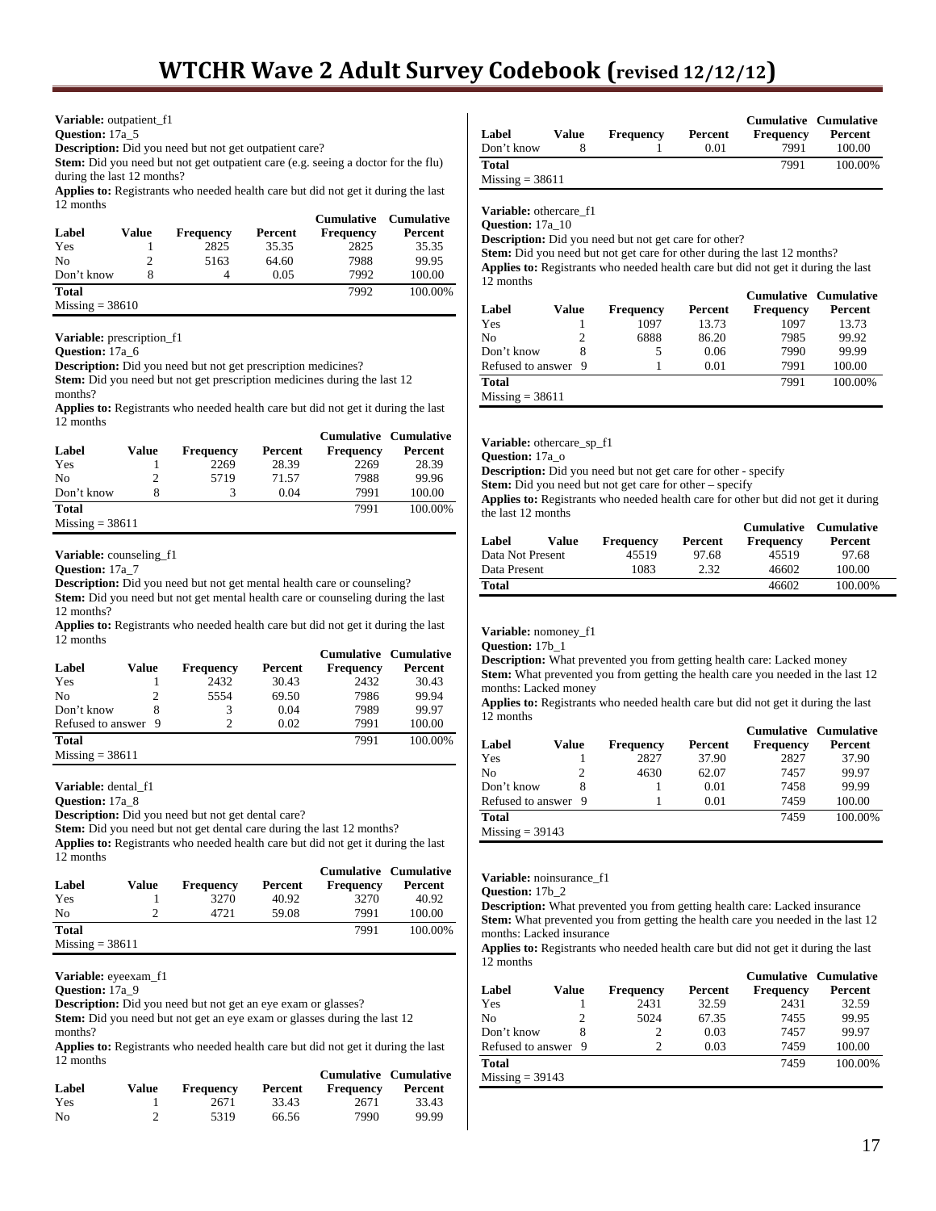**Variable:** outpatient_f1
**Question:** 17a_5
**Description:** Did you need but not get outpatient care?
**Stem:** Did you need but not get outpatient care (e.g. seeing a doctor for the flu) during the last 12 months?
**Applies to:** Registrants who needed health care but did not get it during the last 12 months

| Label | Value | Frequency | Percent | Cumulative Frequency | Cumulative Percent |
|---|---|---|---|---|---|
| Yes | 1 | 2825 | 35.35 | 2825 | 35.35 |
| No | 2 | 5163 | 64.60 | 7988 | 99.95 |
| Don't know | 8 | 4 | 0.05 | 7992 | 100.00 |
| **Total** | | | | 7992 | 100.00% |
| Missing = 38610 | | | | | |

**Variable:** prescription_f1
**Question:** 17a_6
**Description:** Did you need but not get prescription medicines?
**Stem:** Did you need but not get prescription medicines during the last 12 months?
**Applies to:** Registrants who needed health care but did not get it during the last 12 months

| Label | Value | Frequency | Percent | Cumulative Frequency | Cumulative Percent |
|---|---|---|---|---|---|
| Yes | 1 | 2269 | 28.39 | 2269 | 28.39 |
| No | 2 | 5719 | 71.57 | 7988 | 99.96 |
| Don't know | 8 | 3 | 0.04 | 7991 | 100.00 |
| **Total** | | | | 7991 | 100.00% |
| Missing = 38611 | | | | | |

**Variable:** counseling_f1
**Question:** 17a_7
**Description:** Did you need but not get mental health care or counseling?
**Stem:** Did you need but not get mental health care or counseling during the last 12 months?
**Applies to:** Registrants who needed health care but did not get it during the last 12 months

| Label | Value | Frequency | Percent | Cumulative Frequency | Cumulative Percent |
|---|---|---|---|---|---|
| Yes | 1 | 2432 | 30.43 | 2432 | 30.43 |
| No | 2 | 5554 | 69.50 | 7986 | 99.94 |
| Don't know | 8 | 3 | 0.04 | 7989 | 99.97 |
| Refused to answer | 9 | 2 | 0.02 | 7991 | 100.00 |
| **Total** | | | | 7991 | 100.00% |
| Missing = 38611 | | | | | |

**Variable:** dental_f1
**Question:** 17a_8
**Description:** Did you need but not get dental care?
**Stem:** Did you need but not get dental care during the last 12 months?
**Applies to:** Registrants who needed health care but did not get it during the last 12 months

| Label | Value | Frequency | Percent | Cumulative Frequency | Cumulative Percent |
|---|---|---|---|---|---|
| Yes | 1 | 3270 | 40.92 | 3270 | 40.92 |
| No | 2 | 4721 | 59.08 | 7991 | 100.00 |
| **Total** | | | | 7991 | 100.00% |
| Missing = 38611 | | | | | |

**Variable:** eyeexam_f1
**Question:** 17a_9
**Description:** Did you need but not get an eye exam or glasses?
**Stem:** Did you need but not get an eye exam or glasses during the last 12 months?
**Applies to:** Registrants who needed health care but did not get it during the last 12 months

| Label | Value | Frequency | Percent | Cumulative Frequency | Cumulative Percent |
|---|---|---|---|---|---|
| Yes | 1 | 2671 | 33.43 | 2671 | 33.43 |
| No | 2 | 5319 | 66.56 | 7990 | 99.99 |
| Don't know | 8 | 1 | 0.01 | 7991 | 100.00 |
| **Total** | | | | 7991 | 100.00% |
| Missing = 38611 | | | | | |

**Variable:** othercare_f1
**Question:** 17a_10
**Description:** Did you need but not get care for other?
**Stem:** Did you need but not get care for other during the last 12 months?
**Applies to:** Registrants who needed health care but did not get it during the last 12 months

| Label | Value | Frequency | Percent | Cumulative Frequency | Cumulative Percent |
|---|---|---|---|---|---|
| Yes | 1 | 1097 | 13.73 | 1097 | 13.73 |
| No | 2 | 6888 | 86.20 | 7985 | 99.92 |
| Don't know | 8 | 5 | 0.06 | 7990 | 99.99 |
| Refused to answer | 9 | 1 | 0.01 | 7991 | 100.00 |
| **Total** | | | | 7991 | 100.00% |
| Missing = 38611 | | | | | |

**Variable:** othercare_sp_f1
**Question:** 17a_o
**Description:** Did you need but not get care for other - specify
**Stem:** Did you need but not get care for other – specify
**Applies to:** Registrants who needed health care for other but did not get it during the last 12 months

| Label | Value | Frequency | Percent | Cumulative Frequency | Cumulative Percent |
|---|---|---|---|---|---|
| Data Not Present | | 45519 | 97.68 | 45519 | 97.68 |
| Data Present | | 1083 | 2.32 | 46602 | 100.00 |
| **Total** | | | | 46602 | 100.00% |

**Variable:** nomoney_f1
**Question:** 17b_1
**Description:** What prevented you from getting health care: Lacked money
**Stem:** What prevented you from getting the health care you needed in the last 12 months: Lacked money
**Applies to:** Registrants who needed health care but did not get it during the last 12 months

| Label | Value | Frequency | Percent | Cumulative Frequency | Cumulative Percent |
|---|---|---|---|---|---|
| Yes | 1 | 2827 | 37.90 | 2827 | 37.90 |
| No | 2 | 4630 | 62.07 | 7457 | 99.97 |
| Don't know | 8 | 1 | 0.01 | 7458 | 99.99 |
| Refused to answer | 9 | 1 | 0.01 | 7459 | 100.00 |
| **Total** | | | | 7459 | 100.00% |
| Missing = 39143 | | | | | |

**Variable:** noinsurance_f1
**Question:** 17b_2
**Description:** What prevented you from getting health care: Lacked insurance
**Stem:** What prevented you from getting the health care you needed in the last 12 months: Lacked insurance
**Applies to:** Registrants who needed health care but did not get it during the last 12 months

| Label | Value | Frequency | Percent | Cumulative Frequency | Cumulative Percent |
|---|---|---|---|---|---|
| Yes | 1 | 2431 | 32.59 | 2431 | 32.59 |
| No | 2 | 5024 | 67.35 | 7455 | 99.95 |
| Don't know | 8 | 2 | 0.03 | 7457 | 99.97 |
| Refused to answer | 9 | 2 | 0.03 | 7459 | 100.00 |
| **Total** | | | | 7459 | 100.00% |
| Missing = 39143 | | | | | |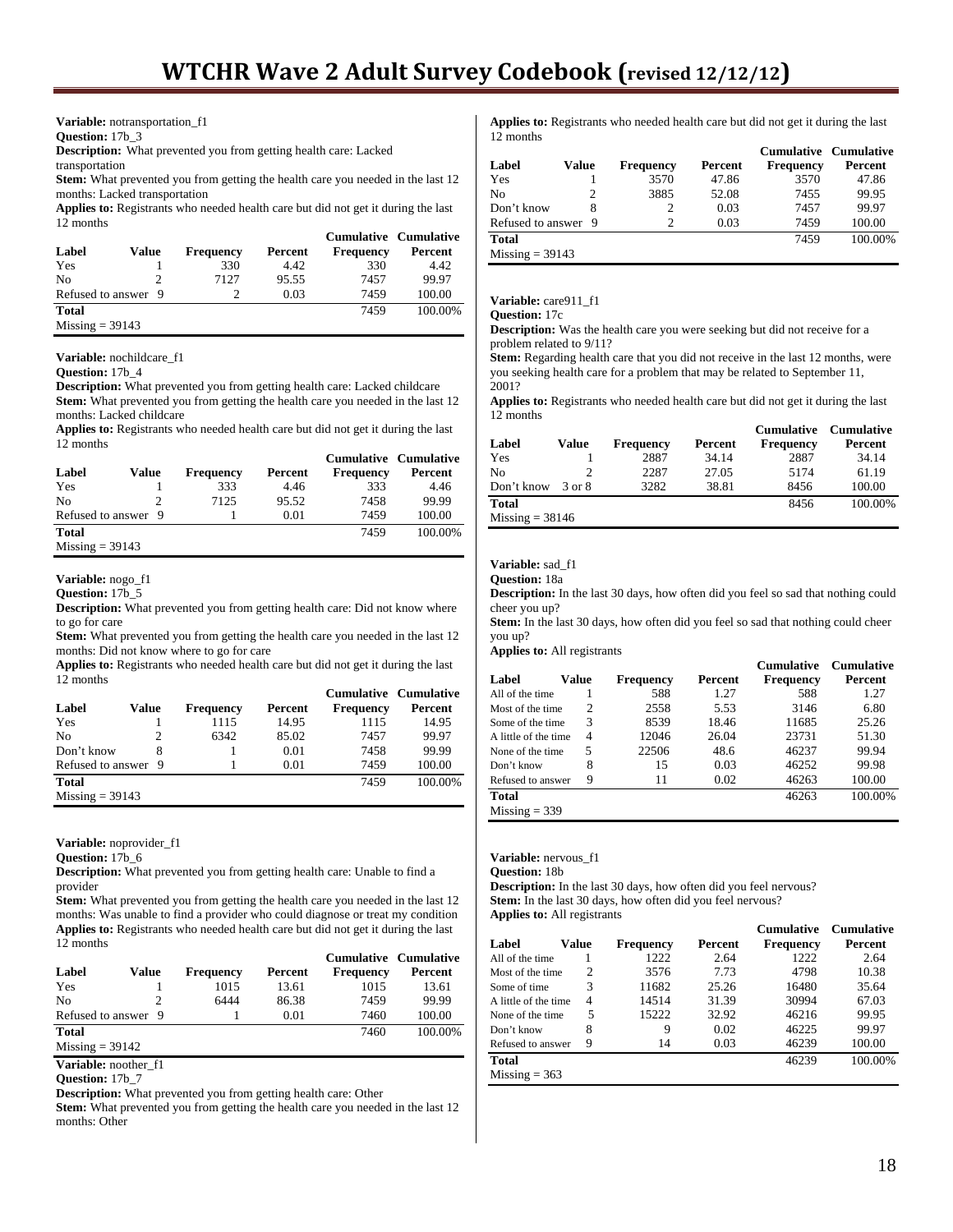**Variable:** notransportation_f1
**Question:** 17b_3
**Description:** What prevented you from getting health care: Lacked transportation
**Stem:** What prevented you from getting the health care you needed in the last 12 months: Lacked transportation
**Applies to:** Registrants who needed health care but did not get it during the last 12 months

| Label | Value | Frequency | Percent | Cumulative Frequency | Cumulative Percent |
|---|---|---|---|---|---|
| Yes | 1 | 330 | 4.42 | 330 | 4.42 |
| No | 2 | 7127 | 95.55 | 7457 | 99.97 |
| Refused to answer | 9 | 2 | 0.03 | 7459 | 100.00 |
| **Total** | | | | 7459 | 100.00% |
| Missing = 39143 | | | | | |

**Variable:** nochildcare_f1
**Question:** 17b_4
**Description:** What prevented you from getting health care: Lacked childcare
**Stem:** What prevented you from getting the health care you needed in the last 12 months: Lacked childcare
**Applies to:** Registrants who needed health care but did not get it during the last 12 months

| Label | Value | Frequency | Percent | Cumulative Frequency | Cumulative Percent |
|---|---|---|---|---|---|
| Yes | 1 | 333 | 4.46 | 333 | 4.46 |
| No | 2 | 7125 | 95.52 | 7458 | 99.99 |
| Refused to answer | 9 | 1 | 0.01 | 7459 | 100.00 |
| **Total** | | | | 7459 | 100.00% |
| Missing = 39143 | | | | | |

**Variable:** nogo_f1
**Question:** 17b_5
**Description:** What prevented you from getting health care: Did not know where to go for care
**Stem:** What prevented you from getting the health care you needed in the last 12 months: Did not know where to go for care
**Applies to:** Registrants who needed health care but did not get it during the last 12 months

| Label | Value | Frequency | Percent | Cumulative Frequency | Cumulative Percent |
|---|---|---|---|---|---|
| Yes | 1 | 1115 | 14.95 | 1115 | 14.95 |
| No | 2 | 6342 | 85.02 | 7457 | 99.97 |
| Don't know | 8 | 1 | 0.01 | 7458 | 99.99 |
| Refused to answer | 9 | 1 | 0.01 | 7459 | 100.00 |
| **Total** | | | | 7459 | 100.00% |
| Missing = 39143 | | | | | |

**Variable:** noprovider_f1
**Question:** 17b_6
**Description:** What prevented you from getting health care: Unable to find a provider
**Stem:** What prevented you from getting the health care you needed in the last 12 months: Was unable to find a provider who could diagnose or treat my condition
**Applies to:** Registrants who needed health care but did not get it during the last 12 months

| Label | Value | Frequency | Percent | Cumulative Frequency | Cumulative Percent |
|---|---|---|---|---|---|
| Yes | 1 | 1015 | 13.61 | 1015 | 13.61 |
| No | 2 | 6444 | 86.38 | 7459 | 99.99 |
| Refused to answer | 9 | 1 | 0.01 | 7460 | 100.00 |
| **Total** | | | | 7460 | 100.00% |
| Missing = 39142 | | | | | |

**Variable:** noother_f1
**Question:** 17b_7
**Description:** What prevented you from getting health care: Other
**Stem:** What prevented you from getting the health care you needed in the last 12 months: Other
**Applies to:** Registrants who needed health care but did not get it during the last 12 months

| Label | Value | Frequency | Percent | Cumulative Frequency | Cumulative Percent |
|---|---|---|---|---|---|
| Yes | 1 | 3570 | 47.86 | 3570 | 47.86 |
| No | 2 | 3885 | 52.08 | 7455 | 99.95 |
| Don't know | 8 | 2 | 0.03 | 7457 | 99.97 |
| Refused to answer | 9 | 2 | 0.03 | 7459 | 100.00 |
| **Total** | | | | 7459 | 100.00% |
| Missing = 39143 | | | | | |

**Variable:** care911_f1
**Question:** 17c
**Description:** Was the health care you were seeking but did not receive for a problem related to 9/11?
**Stem:** Regarding health care that you did not receive in the last 12 months, were you seeking health care for a problem that may be related to September 11, 2001?
**Applies to:** Registrants who needed health care but did not get it during the last 12 months

| Label | Value | Frequency | Percent | Cumulative Frequency | Cumulative Percent |
|---|---|---|---|---|---|
| Yes | 1 | 2887 | 34.14 | 2887 | 34.14 |
| No | 2 | 2287 | 27.05 | 5174 | 61.19 |
| Don't know | 3 or 8 | 3282 | 38.81 | 8456 | 100.00 |
| **Total** | | | | 8456 | 100.00% |
| Missing = 38146 | | | | | |

**Variable:** sad_f1
**Question:** 18a
**Description:** In the last 30 days, how often did you feel so sad that nothing could cheer you up?
**Stem:** In the last 30 days, how often did you feel so sad that nothing could cheer you up?
**Applies to:** All registrants

| Label | Value | Frequency | Percent | Cumulative Frequency | Cumulative Percent |
|---|---|---|---|---|---|
| All of the time | 1 | 588 | 1.27 | 588 | 1.27 |
| Most of the time | 2 | 2558 | 5.53 | 3146 | 6.80 |
| Some of the time | 3 | 8539 | 18.46 | 11685 | 25.26 |
| A little of the time | 4 | 12046 | 26.04 | 23731 | 51.30 |
| None of the time | 5 | 22506 | 48.6 | 46237 | 99.94 |
| Don't know | 8 | 15 | 0.03 | 46252 | 99.98 |
| Refused to answer | 9 | 11 | 0.02 | 46263 | 100.00 |
| **Total** | | | | 46263 | 100.00% |
| Missing = 339 | | | | | |

**Variable:** nervous_f1
**Question:** 18b
**Description:** In the last 30 days, how often did you feel nervous?
**Stem:** In the last 30 days, how often did you feel nervous?
**Applies to:** All registrants

| Label | Value | Frequency | Percent | Cumulative Frequency | Cumulative Percent |
|---|---|---|---|---|---|
| All of the time | 1 | 1222 | 2.64 | 1222 | 2.64 |
| Most of the time | 2 | 3576 | 7.73 | 4798 | 10.38 |
| Some of time | 3 | 11682 | 25.26 | 16480 | 35.64 |
| A little of the time | 4 | 14514 | 31.39 | 30994 | 67.03 |
| None of the time | 5 | 15222 | 32.92 | 46216 | 99.95 |
| Don't know | 8 | 9 | 0.02 | 46225 | 99.97 |
| Refused to answer | 9 | 14 | 0.03 | 46239 | 100.00 |
| **Total** | | | | 46239 | 100.00% |
| Missing = 363 | | | | | |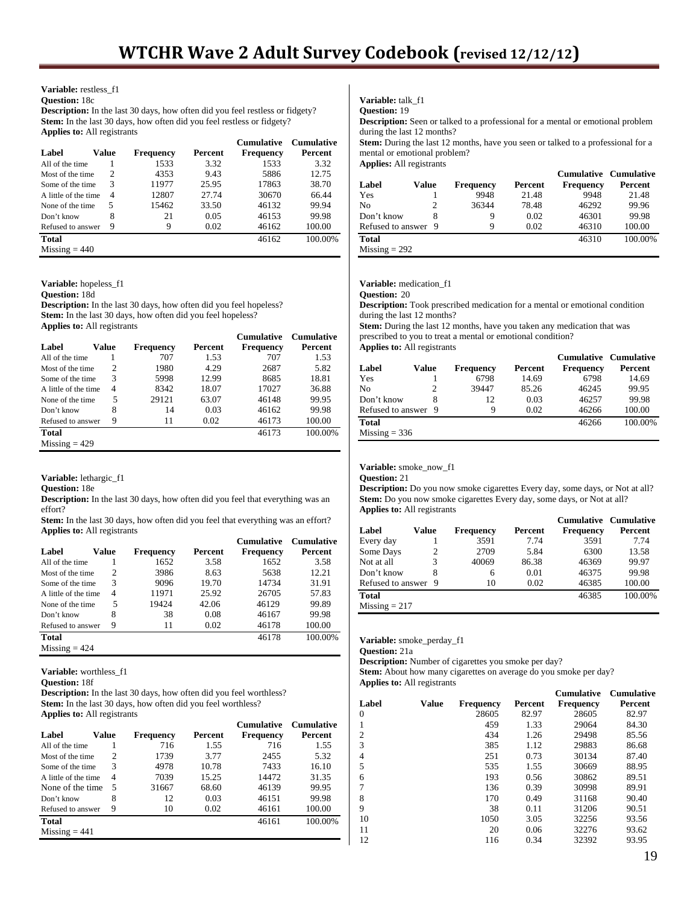**Variable:** restless_f1
**Question:** 18c
**Description:** In the last 30 days, how often did you feel restless or fidgety?
**Stem:** In the last 30 days, how often did you feel restless or fidgety?
**Applies to:** All registrants

| Label | Value | Frequency | Percent | Cumulative Frequency | Cumulative Percent |
|---|---|---|---|---|---|
| All of the time | 1 | 1533 | 3.32 | 1533 | 3.32 |
| Most of the time | 2 | 4353 | 9.43 | 5886 | 12.75 |
| Some of the time | 3 | 11977 | 25.95 | 17863 | 38.70 |
| A little of the time | 4 | 12807 | 27.74 | 30670 | 66.44 |
| None of the time | 5 | 15462 | 33.50 | 46132 | 99.94 |
| Don't know | 8 | 21 | 0.05 | 46153 | 99.98 |
| Refused to answer | 9 | 9 | 0.02 | 46162 | 100.00 |
| **Total** | | | | 46162 | 100.00% |

Missing = 440

**Variable:** hopeless_f1
**Question:** 18d
**Description:** In the last 30 days, how often did you feel hopeless?
**Stem:** In the last 30 days, how often did you feel hopeless?
**Applies to:** All registrants

| Label | Value | Frequency | Percent | Cumulative Frequency | Cumulative Percent |
|---|---|---|---|---|---|
| All of the time | 1 | 707 | 1.53 | 707 | 1.53 |
| Most of the time | 2 | 1980 | 4.29 | 2687 | 5.82 |
| Some of the time | 3 | 5998 | 12.99 | 8685 | 18.81 |
| A little of the time | 4 | 8342 | 18.07 | 17027 | 36.88 |
| None of the time | 5 | 29121 | 63.07 | 46148 | 99.95 |
| Don't know | 8 | 14 | 0.03 | 46162 | 99.98 |
| Refused to answer | 9 | 11 | 0.02 | 46173 | 100.00 |
| **Total** | | | | 46173 | 100.00% |

Missing = 429

**Variable:** lethargic_f1
**Question:** 18e
**Description:** In the last 30 days, how often did you feel that everything was an effort?
**Stem:** In the last 30 days, how often did you feel that everything was an effort?
**Applies to:** All registrants

| Label | Value | Frequency | Percent | Cumulative Frequency | Cumulative Percent |
|---|---|---|---|---|---|
| All of the time | 1 | 1652 | 3.58 | 1652 | 3.58 |
| Most of the time | 2 | 3986 | 8.63 | 5638 | 12.21 |
| Some of the time | 3 | 9096 | 19.70 | 14734 | 31.91 |
| A little of the time | 4 | 11971 | 25.92 | 26705 | 57.83 |
| None of the time | 5 | 19424 | 42.06 | 46129 | 99.89 |
| Don't know | 8 | 38 | 0.08 | 46167 | 99.98 |
| Refused to answer | 9 | 11 | 0.02 | 46178 | 100.00 |
| **Total** | | | | 46178 | 100.00% |

Missing = 424

**Variable:** worthless_f1
**Question:** 18f
**Description:** In the last 30 days, how often did you feel worthless?
**Stem:** In the last 30 days, how often did you feel worthless?
**Applies to:** All registrants

| Label | Value | Frequency | Percent | Cumulative Frequency | Cumulative Percent |
|---|---|---|---|---|---|
| All of the time | 1 | 716 | 1.55 | 716 | 1.55 |
| Most of the time | 2 | 1739 | 3.77 | 2455 | 5.32 |
| Some of the time | 3 | 4978 | 10.78 | 7433 | 16.10 |
| A little of the time | 4 | 7039 | 15.25 | 14472 | 31.35 |
| None of the time | 5 | 31667 | 68.60 | 46139 | 99.95 |
| Don't know | 8 | 12 | 0.03 | 46151 | 99.98 |
| Refused to answer | 9 | 10 | 0.02 | 46161 | 100.00 |
| **Total** | | | | 46161 | 100.00% |

Missing = 441

**Variable:** talk_f1
**Question:** 19
**Description:** Seen or talked to a professional for a mental or emotional problem during the last 12 months?
**Stem:** During the last 12 months, have you seen or talked to a professional for a mental or emotional problem?
**Applies:** All registrants

| Label | Value | Frequency | Percent | Cumulative Frequency | Cumulative Percent |
|---|---|---|---|---|---|
| Yes | 1 | 9948 | 21.48 | 9948 | 21.48 |
| No | 2 | 36344 | 78.48 | 46292 | 99.96 |
| Don't know | 8 | 9 | 0.02 | 46301 | 99.98 |
| Refused to answer | 9 | 9 | 0.02 | 46310 | 100.00 |
| **Total** | | | | 46310 | 100.00% |

Missing = 292

**Variable:** medication_f1
**Question:** 20
**Description:** Took prescribed medication for a mental or emotional condition during the last 12 months?
**Stem:** During the last 12 months, have you taken any medication that was prescribed to you to treat a mental or emotional condition?
**Applies to:** All registrants

| Label | Value | Frequency | Percent | Cumulative Frequency | Cumulative Percent |
|---|---|---|---|---|---|
| Yes | 1 | 6798 | 14.69 | 6798 | 14.69 |
| No | 2 | 39447 | 85.26 | 46245 | 99.95 |
| Don't know | 8 | 12 | 0.03 | 46257 | 99.98 |
| Refused to answer | 9 | 9 | 0.02 | 46266 | 100.00 |
| **Total** | | | | 46266 | 100.00% |

Missing = 336

**Variable:** smoke_now_f1
**Question:** 21
**Description:** Do you now smoke cigarettes Every day, some days, or Not at all?
**Stem:** Do you now smoke cigarettes Every day, some days, or Not at all?
**Applies to:** All registrants

| Label | Value | Frequency | Percent | Cumulative Frequency | Cumulative Percent |
|---|---|---|---|---|---|
| Every day | 1 | 3591 | 7.74 | 3591 | 7.74 |
| Some Days | 2 | 2709 | 5.84 | 6300 | 13.58 |
| Not at all | 3 | 40069 | 86.38 | 46369 | 99.97 |
| Don't know | 8 | 6 | 0.01 | 46375 | 99.98 |
| Refused to answer | 9 | 10 | 0.02 | 46385 | 100.00 |
| **Total** | | | | 46385 | 100.00% |

Missing = 217

**Variable:** smoke_perday_f1
**Question:** 21a
**Description:** Number of cigarettes you smoke per day?
**Stem:** About how many cigarettes on average do you smoke per day?
**Applies to:** All registrants

| Label | Value | Frequency | Percent | Cumulative Frequency | Cumulative Percent |
|---|---|---|---|---|---|
| 0 | | 28605 | 82.97 | 28605 | 82.97 |
| 1 | | 459 | 1.33 | 29064 | 84.30 |
| 2 | | 434 | 1.26 | 29498 | 85.56 |
| 3 | | 385 | 1.12 | 29883 | 86.68 |
| 4 | | 251 | 0.73 | 30134 | 87.40 |
| 5 | | 535 | 1.55 | 30669 | 88.95 |
| 6 | | 193 | 0.56 | 30862 | 89.51 |
| 7 | | 136 | 0.39 | 30998 | 89.91 |
| 8 | | 170 | 0.49 | 31168 | 90.40 |
| 9 | | 38 | 0.11 | 31206 | 90.51 |
| 10 | | 1050 | 3.05 | 32256 | 93.56 |
| 11 | | 20 | 0.06 | 32276 | 93.62 |
| 12 | | 116 | 0.34 | 32392 | 93.95 |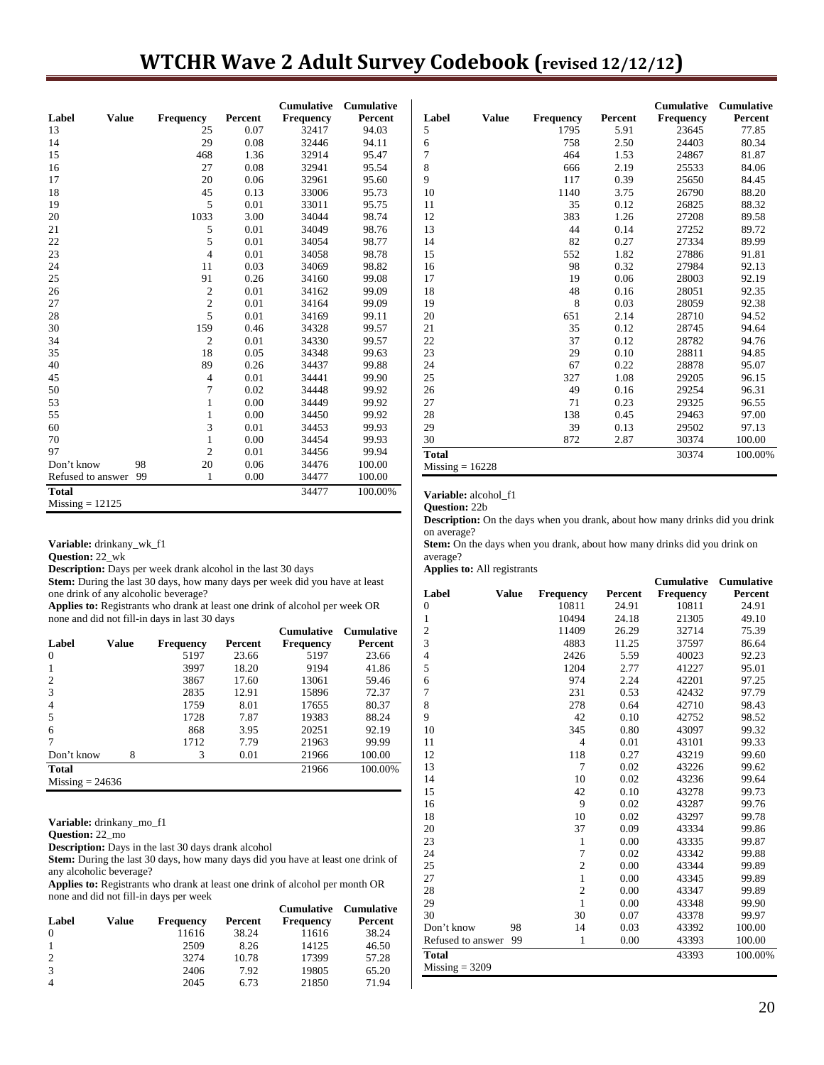| Label | Value | Frequency | Percent | Cumulative Frequency | Cumulative Percent |
|---|---|---|---|---|---|
| 13 | | 25 | 0.07 | 32417 | 94.03 |
| 14 | | 29 | 0.08 | 32446 | 94.11 |
| 15 | | 468 | 1.36 | 32914 | 95.47 |
| 16 | | 27 | 0.08 | 32941 | 95.54 |
| 17 | | 20 | 0.06 | 32961 | 95.60 |
| 18 | | 45 | 0.13 | 33006 | 95.73 |
| 19 | | 5 | 0.01 | 33011 | 95.75 |
| 20 | | 1033 | 3.00 | 34044 | 98.74 |
| 21 | | 5 | 0.01 | 34049 | 98.76 |
| 22 | | 5 | 0.01 | 34054 | 98.77 |
| 23 | | 4 | 0.01 | 34058 | 98.78 |
| 24 | | 11 | 0.03 | 34069 | 98.82 |
| 25 | | 91 | 0.26 | 34160 | 99.08 |
| 26 | | 2 | 0.01 | 34162 | 99.09 |
| 27 | | 2 | 0.01 | 34164 | 99.09 |
| 28 | | 5 | 0.01 | 34169 | 99.11 |
| 30 | | 159 | 0.46 | 34328 | 99.57 |
| 34 | | 2 | 0.01 | 34330 | 99.57 |
| 35 | | 18 | 0.05 | 34348 | 99.63 |
| 40 | | 89 | 0.26 | 34437 | 99.88 |
| 45 | | 4 | 0.01 | 34441 | 99.90 |
| 50 | | 7 | 0.02 | 34448 | 99.92 |
| 53 | | 1 | 0.00 | 34449 | 99.92 |
| 55 | | 1 | 0.00 | 34450 | 99.92 |
| 60 | | 3 | 0.01 | 34453 | 99.93 |
| 70 | | 1 | 0.00 | 34454 | 99.93 |
| 97 | | 2 | 0.01 | 34456 | 99.94 |
| Don't know | 98 | 20 | 0.06 | 34476 | 100.00 |
| Refused to answer | 99 | 1 | 0.00 | 34477 | 100.00 |
| **Total** | | | | 34477 | 100.00% |

Missing = 12125

**Variable:** drinkany_wk_f1
**Question:** 22_wk
**Description:** Days per week drank alcohol in the last 30 days
**Stem:** During the last 30 days, how many days per week did you have at least one drink of any alcoholic beverage?
**Applies to:** Registrants who drank at least one drink of alcohol per week OR none and did not fill-in days in last 30 days

| Label | Value | Frequency | Percent | Cumulative Frequency | Cumulative Percent |
|---|---|---|---|---|---|
| 0 | | 5197 | 23.66 | 5197 | 23.66 |
| 1 | | 3997 | 18.20 | 9194 | 41.86 |
| 2 | | 3867 | 17.60 | 13061 | 59.46 |
| 3 | | 2835 | 12.91 | 15896 | 72.37 |
| 4 | | 1759 | 8.01 | 17655 | 80.37 |
| 5 | | 1728 | 7.87 | 19383 | 88.24 |
| 6 | | 868 | 3.95 | 20251 | 92.19 |
| 7 | | 1712 | 7.79 | 21963 | 99.99 |
| Don't know | 8 | 3 | 0.01 | 21966 | 100.00 |
| **Total** | | | | 21966 | 100.00% |

Missing = 24636

**Variable:** drinkany_mo_f1
**Question:** 22_mo
**Description:** Days in the last 30 days drank alcohol
**Stem:** During the last 30 days, how many days did you have at least one drink of any alcoholic beverage?
**Applies to:** Registrants who drank at least one drink of alcohol per month OR none and did not fill-in days per week

| Label | Value | Frequency | Percent | Cumulative Frequency | Cumulative Percent |
|---|---|---|---|---|---|
| 0 | | 11616 | 38.24 | 11616 | 38.24 |
| 1 | | 2509 | 8.26 | 14125 | 46.50 |
| 2 | | 3274 | 10.78 | 17399 | 57.28 |
| 3 | | 2406 | 7.92 | 19805 | 65.20 |
| 4 | | 2045 | 6.73 | 21850 | 71.94 |
| 5 | | 1795 | 5.91 | 23645 | 77.85 |
| 6 | | 758 | 2.50 | 24403 | 80.34 |
| 7 | | 464 | 1.53 | 24867 | 81.87 |
| 8 | | 666 | 2.19 | 25533 | 84.06 |
| 9 | | 117 | 0.39 | 25650 | 84.45 |
| 10 | | 1140 | 3.75 | 26790 | 88.20 |
| 11 | | 35 | 0.12 | 26825 | 88.32 |
| 12 | | 383 | 1.26 | 27208 | 89.58 |
| 13 | | 44 | 0.14 | 27252 | 89.72 |
| 14 | | 82 | 0.27 | 27334 | 89.99 |
| 15 | | 552 | 1.82 | 27886 | 91.81 |
| 16 | | 98 | 0.32 | 27984 | 92.13 |
| 17 | | 19 | 0.06 | 28003 | 92.19 |
| 18 | | 48 | 0.16 | 28051 | 92.35 |
| 19 | | 8 | 0.03 | 28059 | 92.38 |
| 20 | | 651 | 2.14 | 28710 | 94.52 |
| 21 | | 35 | 0.12 | 28745 | 94.64 |
| 22 | | 37 | 0.12 | 28782 | 94.76 |
| 23 | | 29 | 0.10 | 28811 | 94.85 |
| 24 | | 67 | 0.22 | 28878 | 95.07 |
| 25 | | 327 | 1.08 | 29205 | 96.15 |
| 26 | | 49 | 0.16 | 29254 | 96.31 |
| 27 | | 71 | 0.23 | 29325 | 96.55 |
| 28 | | 138 | 0.45 | 29463 | 97.00 |
| 29 | | 39 | 0.13 | 29502 | 97.13 |
| 30 | | 872 | 2.87 | 30374 | 100.00 |
| **Total** | | | | 30374 | 100.00% |

Missing = 16228

**Variable:** alcohol_f1
**Question:** 22b
**Description:** On the days when you drank, about how many drinks did you drink on average?
**Stem:** On the days when you drank, about how many drinks did you drink on average?
**Applies to:** All registrants

| Label | Value | Frequency | Percent | Cumulative Frequency | Cumulative Percent |
|---|---|---|---|---|---|
| 0 | | 10811 | 24.91 | 10811 | 24.91 |
| 1 | | 10494 | 24.18 | 21305 | 49.10 |
| 2 | | 11409 | 26.29 | 32714 | 75.39 |
| 3 | | 4883 | 11.25 | 37597 | 86.64 |
| 4 | | 2426 | 5.59 | 40023 | 92.23 |
| 5 | | 1204 | 2.77 | 41227 | 95.01 |
| 6 | | 974 | 2.24 | 42201 | 97.25 |
| 7 | | 231 | 0.53 | 42432 | 97.79 |
| 8 | | 278 | 0.64 | 42710 | 98.43 |
| 9 | | 42 | 0.10 | 42752 | 98.52 |
| 10 | | 345 | 0.80 | 43097 | 99.32 |
| 11 | | 4 | 0.01 | 43101 | 99.33 |
| 12 | | 118 | 0.27 | 43219 | 99.60 |
| 13 | | 7 | 0.02 | 43226 | 99.62 |
| 14 | | 10 | 0.02 | 43236 | 99.64 |
| 15 | | 42 | 0.10 | 43278 | 99.73 |
| 16 | | 9 | 0.02 | 43287 | 99.76 |
| 18 | | 10 | 0.02 | 43297 | 99.78 |
| 20 | | 37 | 0.09 | 43334 | 99.86 |
| 23 | | 1 | 0.00 | 43335 | 99.87 |
| 24 | | 7 | 0.02 | 43342 | 99.88 |
| 25 | | 2 | 0.00 | 43344 | 99.89 |
| 27 | | 1 | 0.00 | 43345 | 99.89 |
| 28 | | 2 | 0.00 | 43347 | 99.89 |
| 29 | | 1 | 0.00 | 43348 | 99.90 |
| 30 | | 30 | 0.07 | 43378 | 99.97 |
| Don't know | 98 | 14 | 0.03 | 43392 | 100.00 |
| Refused to answer | 99 | 1 | 0.00 | 43393 | 100.00 |
| **Total** | | | | 43393 | 100.00% |

Missing = 3209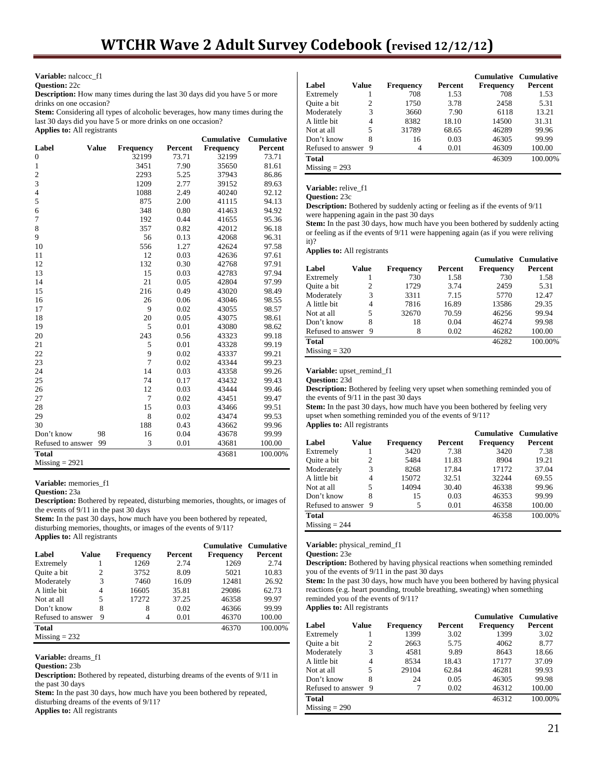**Variable:** nalcocc_f1
**Question:** 22c
**Description:** How many times during the last 30 days did you have 5 or more drinks on one occasion?
**Stem:** Considering all types of alcoholic beverages, how many times during the last 30 days did you have 5 or more drinks on one occasion?
**Applies to:** All registrants

| Label | Value | Frequency | Percent | Cumulative Frequency | Cumulative Percent |
|---|---|---|---|---|---|
| 0 | | 32199 | 73.71 | 32199 | 73.71 |
| 1 | | 3451 | 7.90 | 35650 | 81.61 |
| 2 | | 2293 | 5.25 | 37943 | 86.86 |
| 3 | | 1209 | 2.77 | 39152 | 89.63 |
| 4 | | 1088 | 2.49 | 40240 | 92.12 |
| 5 | | 875 | 2.00 | 41115 | 94.13 |
| 6 | | 348 | 0.80 | 41463 | 94.92 |
| 7 | | 192 | 0.44 | 41655 | 95.36 |
| 8 | | 357 | 0.82 | 42012 | 96.18 |
| 9 | | 56 | 0.13 | 42068 | 96.31 |
| 10 | | 556 | 1.27 | 42624 | 97.58 |
| 11 | | 12 | 0.03 | 42636 | 97.61 |
| 12 | | 132 | 0.30 | 42768 | 97.91 |
| 13 | | 15 | 0.03 | 42783 | 97.94 |
| 14 | | 21 | 0.05 | 42804 | 97.99 |
| 15 | | 216 | 0.49 | 43020 | 98.49 |
| 16 | | 26 | 0.06 | 43046 | 98.55 |
| 17 | | 9 | 0.02 | 43055 | 98.57 |
| 18 | | 20 | 0.05 | 43075 | 98.61 |
| 19 | | 5 | 0.01 | 43080 | 98.62 |
| 20 | | 243 | 0.56 | 43323 | 99.18 |
| 21 | | 5 | 0.01 | 43328 | 99.19 |
| 22 | | 9 | 0.02 | 43337 | 99.21 |
| 23 | | 7 | 0.02 | 43344 | 99.23 |
| 24 | | 14 | 0.03 | 43358 | 99.26 |
| 25 | | 74 | 0.17 | 43432 | 99.43 |
| 26 | | 12 | 0.03 | 43444 | 99.46 |
| 27 | | 7 | 0.02 | 43451 | 99.47 |
| 28 | | 15 | 0.03 | 43466 | 99.51 |
| 29 | | 8 | 0.02 | 43474 | 99.53 |
| 30 | | 188 | 0.43 | 43662 | 99.96 |
| Don't know | 98 | 16 | 0.04 | 43678 | 99.99 |
| Refused to answer | 99 | 3 | 0.01 | 43681 | 100.00 |
| **Total** | | | | 43681 | 100.00% |

Missing = 2921

**Variable:** memories_f1
**Question:** 23a
**Description:** Bothered by repeated, disturbing memories, thoughts, or images of the events of 9/11 in the past 30 days
**Stem:** In the past 30 days, how much have you been bothered by repeated, disturbing memories, thoughts, or images of the events of 9/11?
**Applies to:** All registrants

| Label | Value | Frequency | Percent | Cumulative Frequency | Cumulative Percent |
|---|---|---|---|---|---|
| Extremely | 1 | 1269 | 2.74 | 1269 | 2.74 |
| Quite a bit | 2 | 3752 | 8.09 | 5021 | 10.83 |
| Moderately | 3 | 7460 | 16.09 | 12481 | 26.92 |
| A little bit | 4 | 16605 | 35.81 | 29086 | 62.73 |
| Not at all | 5 | 17272 | 37.25 | 46358 | 99.97 |
| Don't know | 8 | 8 | 0.02 | 46366 | 99.99 |
| Refused to answer | 9 | 4 | 0.01 | 46370 | 100.00 |
| **Total** | | | | 46370 | 100.00% |

Missing = 232

**Variable:** dreams_f1
**Question:** 23b
**Description:** Bothered by repeated, disturbing dreams of the events of 9/11 in the past 30 days
**Stem:** In the past 30 days, how much have you been bothered by repeated, disturbing dreams of the events of 9/11?
**Applies to:** All registrants

| Label | Value | Frequency | Percent | Cumulative Frequency | Cumulative Percent |
|---|---|---|---|---|---|
| Extremely | 1 | 708 | 1.53 | 708 | 1.53 |
| Quite a bit | 2 | 1750 | 3.78 | 2458 | 5.31 |
| Moderately | 3 | 3660 | 7.90 | 6118 | 13.21 |
| A little bit | 4 | 8382 | 18.10 | 14500 | 31.31 |
| Not at all | 5 | 31789 | 68.65 | 46289 | 99.96 |
| Don't know | 8 | 16 | 0.03 | 46305 | 99.99 |
| Refused to answer | 9 | 4 | 0.01 | 46309 | 100.00 |
| **Total** | | | | 46309 | 100.00% |

Missing = 293

**Variable:** relive_f1
**Question:** 23c
**Description:** Bothered by suddenly acting or feeling as if the events of 9/11 were happening again in the past 30 days
**Stem:** In the past 30 days, how much have you been bothered by suddenly acting or feeling as if the events of 9/11 were happening again (as if you were reliving it)?
**Applies to:** All registrants

| Label | Value | Frequency | Percent | Cumulative Frequency | Cumulative Percent |
|---|---|---|---|---|---|
| Extremely | 1 | 730 | 1.58 | 730 | 1.58 |
| Quite a bit | 2 | 1729 | 3.74 | 2459 | 5.31 |
| Moderately | 3 | 3311 | 7.15 | 5770 | 12.47 |
| A little bit | 4 | 7816 | 16.89 | 13586 | 29.35 |
| Not at all | 5 | 32670 | 70.59 | 46256 | 99.94 |
| Don't know | 8 | 18 | 0.04 | 46274 | 99.98 |
| Refused to answer | 9 | 8 | 0.02 | 46282 | 100.00 |
| **Total** | | | | 46282 | 100.00% |

Missing = 320

**Variable:** upset_remind_f1
**Question:** 23d
**Description:** Bothered by feeling very upset when something reminded you of the events of 9/11 in the past 30 days
**Stem:** In the past 30 days, how much have you been bothered by feeling very upset when something reminded you of the events of 9/11?
**Applies to:** All registrants

| Label | Value | Frequency | Percent | Cumulative Frequency | Cumulative Percent |
|---|---|---|---|---|---|
| Extremely | 1 | 3420 | 7.38 | 3420 | 7.38 |
| Quite a bit | 2 | 5484 | 11.83 | 8904 | 19.21 |
| Moderately | 3 | 8268 | 17.84 | 17172 | 37.04 |
| A little bit | 4 | 15072 | 32.51 | 32244 | 69.55 |
| Not at all | 5 | 14094 | 30.40 | 46338 | 99.96 |
| Don't know | 8 | 15 | 0.03 | 46353 | 99.99 |
| Refused to answer | 9 | 5 | 0.01 | 46358 | 100.00 |
| **Total** | | | | 46358 | 100.00% |

Missing = 244

**Variable:** physical_remind_f1
**Question:** 23e
**Description:** Bothered by having physical reactions when something reminded you of the events of 9/11 in the past 30 days
**Stem:** In the past 30 days, how much have you been bothered by having physical reactions (e.g. heart pounding, trouble breathing, sweating) when something reminded you of the events of 9/11?
**Applies to:** All registrants

| Label | Value | Frequency | Percent | Cumulative Frequency | Cumulative Percent |
|---|---|---|---|---|---|
| Extremely | 1 | 1399 | 3.02 | 1399 | 3.02 |
| Quite a bit | 2 | 2663 | 5.75 | 4062 | 8.77 |
| Moderately | 3 | 4581 | 9.89 | 8643 | 18.66 |
| A little bit | 4 | 8534 | 18.43 | 17177 | 37.09 |
| Not at all | 5 | 29104 | 62.84 | 46281 | 99.93 |
| Don't know | 8 | 24 | 0.05 | 46305 | 99.98 |
| Refused to answer | 9 | 7 | 0.02 | 46312 | 100.00 |
| **Total** | | | | 46312 | 100.00% |

Missing = 290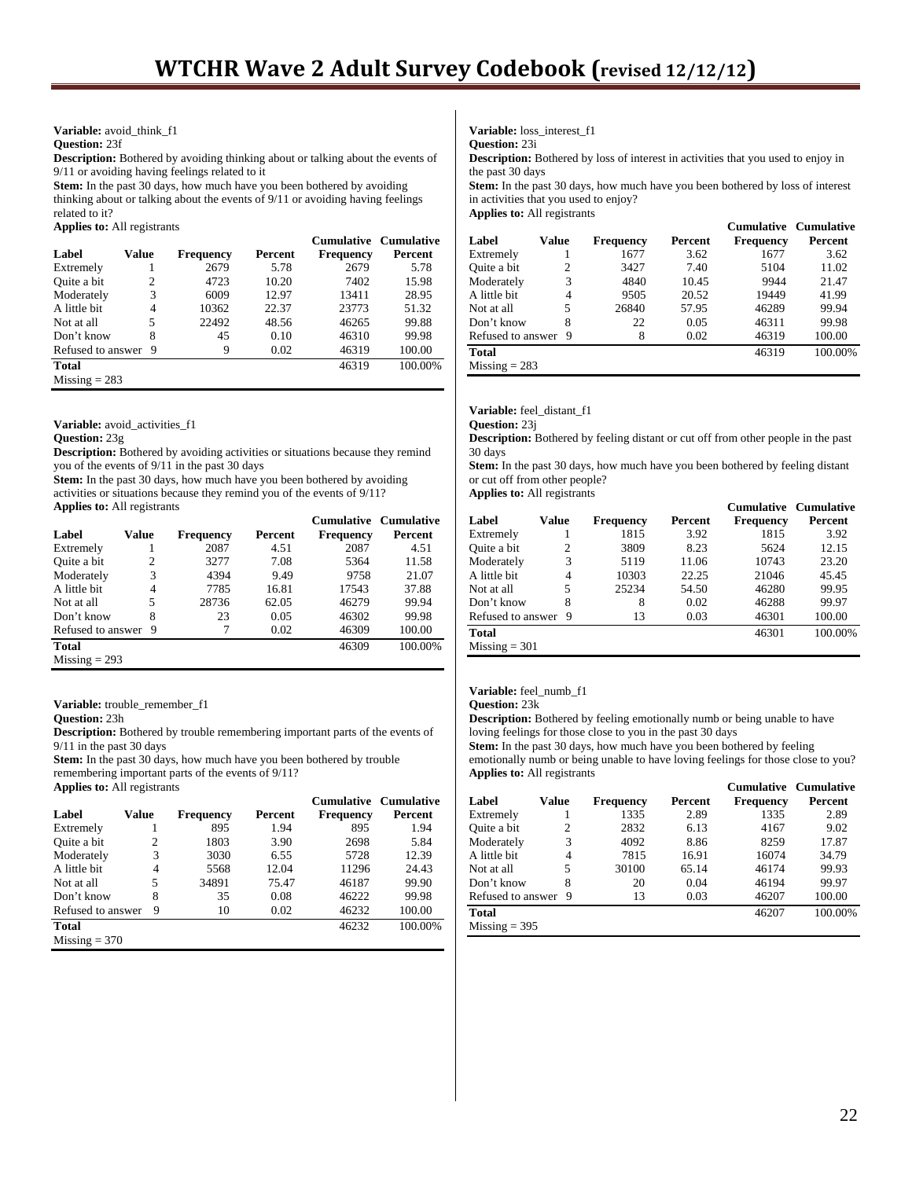**Variable:** avoid_think_f1
**Question:** 23f
**Description:** Bothered by avoiding thinking about or talking about the events of 9/11 or avoiding having feelings related to it
**Stem:** In the past 30 days, how much have you been bothered by avoiding thinking about or talking about the events of 9/11 or avoiding having feelings related to it?
**Applies to:** All registrants

| Label | Value | Frequency | Percent | Cumulative Frequency | Cumulative Percent |
|---|---|---|---|---|---|
| Extremely | 1 | 2679 | 5.78 | 2679 | 5.78 |
| Quite a bit | 2 | 4723 | 10.20 | 7402 | 15.98 |
| Moderately | 3 | 6009 | 12.97 | 13411 | 28.95 |
| A little bit | 4 | 10362 | 22.37 | 23773 | 51.32 |
| Not at all | 5 | 22492 | 48.56 | 46265 | 99.88 |
| Don't know | 8 | 45 | 0.10 | 46310 | 99.98 |
| Refused to answer | 9 | 9 | 0.02 | 46319 | 100.00 |
| **Total** | | | | 46319 | 100.00% |
| Missing = 283 | | | | | |

**Variable:** avoid_activities_f1
**Question:** 23g
**Description:** Bothered by avoiding activities or situations because they remind you of the events of 9/11 in the past 30 days
**Stem:** In the past 30 days, how much have you been bothered by avoiding activities or situations because they remind you of the events of 9/11?
**Applies to:** All registrants

| Label | Value | Frequency | Percent | Cumulative Frequency | Cumulative Percent |
|---|---|---|---|---|---|
| Extremely | 1 | 2087 | 4.51 | 2087 | 4.51 |
| Quite a bit | 2 | 3277 | 7.08 | 5364 | 11.58 |
| Moderately | 3 | 4394 | 9.49 | 9758 | 21.07 |
| A little bit | 4 | 7785 | 16.81 | 17543 | 37.88 |
| Not at all | 5 | 28736 | 62.05 | 46279 | 99.94 |
| Don't know | 8 | 23 | 0.05 | 46302 | 99.98 |
| Refused to answer | 9 | 7 | 0.02 | 46309 | 100.00 |
| **Total** | | | | 46309 | 100.00% |
| Missing = 293 | | | | | |

**Variable:** trouble_remember_f1
**Question:** 23h
**Description:** Bothered by trouble remembering important parts of the events of 9/11 in the past 30 days
**Stem:** In the past 30 days, how much have you been bothered by trouble remembering important parts of the events of 9/11?
**Applies to:** All registrants

| Label | Value | Frequency | Percent | Cumulative Frequency | Cumulative Percent |
|---|---|---|---|---|---|
| Extremely | 1 | 895 | 1.94 | 895 | 1.94 |
| Quite a bit | 2 | 1803 | 3.90 | 2698 | 5.84 |
| Moderately | 3 | 3030 | 6.55 | 5728 | 12.39 |
| A little bit | 4 | 5568 | 12.04 | 11296 | 24.43 |
| Not at all | 5 | 34891 | 75.47 | 46187 | 99.90 |
| Don't know | 8 | 35 | 0.08 | 46222 | 99.98 |
| Refused to answer | 9 | 10 | 0.02 | 46232 | 100.00 |
| **Total** | | | | 46232 | 100.00% |
| Missing = 370 | | | | | |

**Variable:** loss_interest_f1
**Question:** 23i
**Description:** Bothered by loss of interest in activities that you used to enjoy in the past 30 days
**Stem:** In the past 30 days, how much have you been bothered by loss of interest in activities that you used to enjoy?
**Applies to:** All registrants

| Label | Value | Frequency | Percent | Cumulative Frequency | Cumulative Percent |
|---|---|---|---|---|---|
| Extremely | 1 | 1677 | 3.62 | 1677 | 3.62 |
| Quite a bit | 2 | 3427 | 7.40 | 5104 | 11.02 |
| Moderately | 3 | 4840 | 10.45 | 9944 | 21.47 |
| A little bit | 4 | 9505 | 20.52 | 19449 | 41.99 |
| Not at all | 5 | 26840 | 57.95 | 46289 | 99.94 |
| Don't know | 8 | 22 | 0.05 | 46311 | 99.98 |
| Refused to answer | 9 | 8 | 0.02 | 46319 | 100.00 |
| **Total** | | | | 46319 | 100.00% |
| Missing = 283 | | | | | |

**Variable:** feel_distant_f1
**Question:** 23j
**Description:** Bothered by feeling distant or cut off from other people in the past 30 days
**Stem:** In the past 30 days, how much have you been bothered by feeling distant or cut off from other people?
**Applies to:** All registrants

| Label | Value | Frequency | Percent | Cumulative Frequency | Cumulative Percent |
|---|---|---|---|---|---|
| Extremely | 1 | 1815 | 3.92 | 1815 | 3.92 |
| Quite a bit | 2 | 3809 | 8.23 | 5624 | 12.15 |
| Moderately | 3 | 5119 | 11.06 | 10743 | 23.20 |
| A little bit | 4 | 10303 | 22.25 | 21046 | 45.45 |
| Not at all | 5 | 25234 | 54.50 | 46280 | 99.95 |
| Don't know | 8 | 8 | 0.02 | 46288 | 99.97 |
| Refused to answer | 9 | 13 | 0.03 | 46301 | 100.00 |
| **Total** | | | | 46301 | 100.00% |
| Missing = 301 | | | | | |

**Variable:** feel_numb_f1
**Question:** 23k
**Description:** Bothered by feeling emotionally numb or being unable to have loving feelings for those close to you in the past 30 days
**Stem:** In the past 30 days, how much have you been bothered by feeling emotionally numb or being unable to have loving feelings for those close to you?
**Applies to:** All registrants

| Label | Value | Frequency | Percent | Cumulative Frequency | Cumulative Percent |
|---|---|---|---|---|---|
| Extremely | 1 | 1335 | 2.89 | 1335 | 2.89 |
| Quite a bit | 2 | 2832 | 6.13 | 4167 | 9.02 |
| Moderately | 3 | 4092 | 8.86 | 8259 | 17.87 |
| A little bit | 4 | 7815 | 16.91 | 16074 | 34.79 |
| Not at all | 5 | 30100 | 65.14 | 46174 | 99.93 |
| Don't know | 8 | 20 | 0.04 | 46194 | 99.97 |
| Refused to answer | 9 | 13 | 0.03 | 46207 | 100.00 |
| **Total** | | | | 46207 | 100.00% |
| Missing = 395 | | | | | |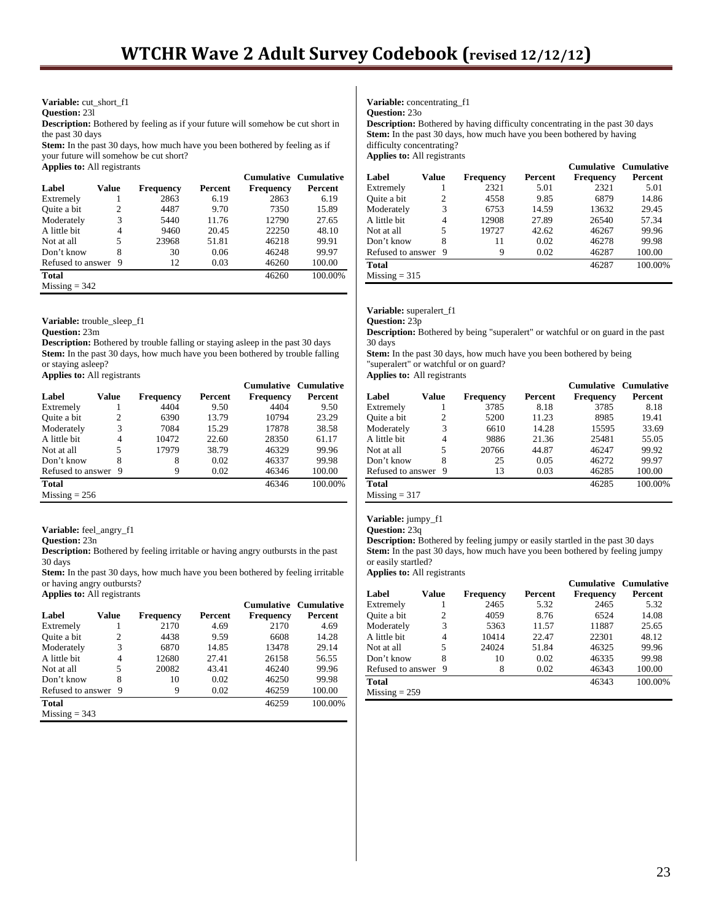**Variable:** cut_short_f1
**Question:** 23l
**Description:** Bothered by feeling as if your future will somehow be cut short in the past 30 days
**Stem:** In the past 30 days, how much have you been bothered by feeling as if your future will somehow be cut short?
**Applies to:** All registrants

| Label | Value | Frequency | Percent | Cumulative Frequency | Cumulative Percent |
|---|---|---|---|---|---|
| Extremely | 1 | 2863 | 6.19 | 2863 | 6.19 |
| Quite a bit | 2 | 4487 | 9.70 | 7350 | 15.89 |
| Moderately | 3 | 5440 | 11.76 | 12790 | 27.65 |
| A little bit | 4 | 9460 | 20.45 | 22250 | 48.10 |
| Not at all | 5 | 23968 | 51.81 | 46218 | 99.91 |
| Don't know | 8 | 30 | 0.06 | 46248 | 99.97 |
| Refused to answer | 9 | 12 | 0.03 | 46260 | 100.00 |
| **Total** | | | | 46260 | 100.00% |
| Missing = 342 | | | | | |

**Variable:** trouble_sleep_f1
**Question:** 23m
**Description:** Bothered by trouble falling or staying asleep in the past 30 days
**Stem:** In the past 30 days, how much have you been bothered by trouble falling or staying asleep?
**Applies to:** All registrants

| Label | Value | Frequency | Percent | Cumulative Frequency | Cumulative Percent |
|---|---|---|---|---|---|
| Extremely | 1 | 4404 | 9.50 | 4404 | 9.50 |
| Quite a bit | 2 | 6390 | 13.79 | 10794 | 23.29 |
| Moderately | 3 | 7084 | 15.29 | 17878 | 38.58 |
| A little bit | 4 | 10472 | 22.60 | 28350 | 61.17 |
| Not at all | 5 | 17979 | 38.79 | 46329 | 99.96 |
| Don't know | 8 | 8 | 0.02 | 46337 | 99.98 |
| Refused to answer | 9 | 9 | 0.02 | 46346 | 100.00 |
| **Total** | | | | 46346 | 100.00% |
| Missing = 256 | | | | | |

**Variable:** feel_angry_f1
**Question:** 23n
**Description:** Bothered by feeling irritable or having angry outbursts in the past 30 days
**Stem:** In the past 30 days, how much have you been bothered by feeling irritable or having angry outbursts?
**Applies to:** All registrants

| Label | Value | Frequency | Percent | Cumulative Frequency | Cumulative Percent |
|---|---|---|---|---|---|
| Extremely | 1 | 2170 | 4.69 | 2170 | 4.69 |
| Quite a bit | 2 | 4438 | 9.59 | 6608 | 14.28 |
| Moderately | 3 | 6870 | 14.85 | 13478 | 29.14 |
| A little bit | 4 | 12680 | 27.41 | 26158 | 56.55 |
| Not at all | 5 | 20082 | 43.41 | 46240 | 99.96 |
| Don't know | 8 | 10 | 0.02 | 46250 | 99.98 |
| Refused to answer | 9 | 9 | 0.02 | 46259 | 100.00 |
| **Total** | | | | 46259 | 100.00% |
| Missing = 343 | | | | | |

**Variable:** concentrating_f1
**Question:** 23o
**Description:** Bothered by having difficulty concentrating in the past 30 days
**Stem:** In the past 30 days, how much have you been bothered by having difficulty concentrating?
**Applies to:** All registrants

| Label | Value | Frequency | Percent | Cumulative Frequency | Cumulative Percent |
|---|---|---|---|---|---|
| Extremely | 1 | 2321 | 5.01 | 2321 | 5.01 |
| Quite a bit | 2 | 4558 | 9.85 | 6879 | 14.86 |
| Moderately | 3 | 6753 | 14.59 | 13632 | 29.45 |
| A little bit | 4 | 12908 | 27.89 | 26540 | 57.34 |
| Not at all | 5 | 19727 | 42.62 | 46267 | 99.96 |
| Don't know | 8 | 11 | 0.02 | 46278 | 99.98 |
| Refused to answer | 9 | 9 | 0.02 | 46287 | 100.00 |
| **Total** | | | | 46287 | 100.00% |
| Missing = 315 | | | | | |

**Variable:** superalert_f1
**Question:** 23p
**Description:** Bothered by being "superalert" or watchful or on guard in the past 30 days
**Stem:** In the past 30 days, how much have you been bothered by being "superalert" or watchful or on guard?
**Applies to:** All registrants

| Label | Value | Frequency | Percent | Cumulative Frequency | Cumulative Percent |
|---|---|---|---|---|---|
| Extremely | 1 | 3785 | 8.18 | 3785 | 8.18 |
| Quite a bit | 2 | 5200 | 11.23 | 8985 | 19.41 |
| Moderately | 3 | 6610 | 14.28 | 15595 | 33.69 |
| A little bit | 4 | 9886 | 21.36 | 25481 | 55.05 |
| Not at all | 5 | 20766 | 44.87 | 46247 | 99.92 |
| Don't know | 8 | 25 | 0.05 | 46272 | 99.97 |
| Refused to answer | 9 | 13 | 0.03 | 46285 | 100.00 |
| **Total** | | | | 46285 | 100.00% |
| Missing = 317 | | | | | |

**Variable:** jumpy_f1
**Question:** 23q
**Description:** Bothered by feeling jumpy or easily startled in the past 30 days
**Stem:** In the past 30 days, how much have you been bothered by feeling jumpy or easily startled?
**Applies to:** All registrants

| Label | Value | Frequency | Percent | Cumulative Frequency | Cumulative Percent |
|---|---|---|---|---|---|
| Extremely | 1 | 2465 | 5.32 | 2465 | 5.32 |
| Quite a bit | 2 | 4059 | 8.76 | 6524 | 14.08 |
| Moderately | 3 | 5363 | 11.57 | 11887 | 25.65 |
| A little bit | 4 | 10414 | 22.47 | 22301 | 48.12 |
| Not at all | 5 | 24024 | 51.84 | 46325 | 99.96 |
| Don't know | 8 | 10 | 0.02 | 46335 | 99.98 |
| Refused to answer | 9 | 8 | 0.02 | 46343 | 100.00 |
| **Total** | | | | 46343 | 100.00% |
| Missing = 259 | | | | | |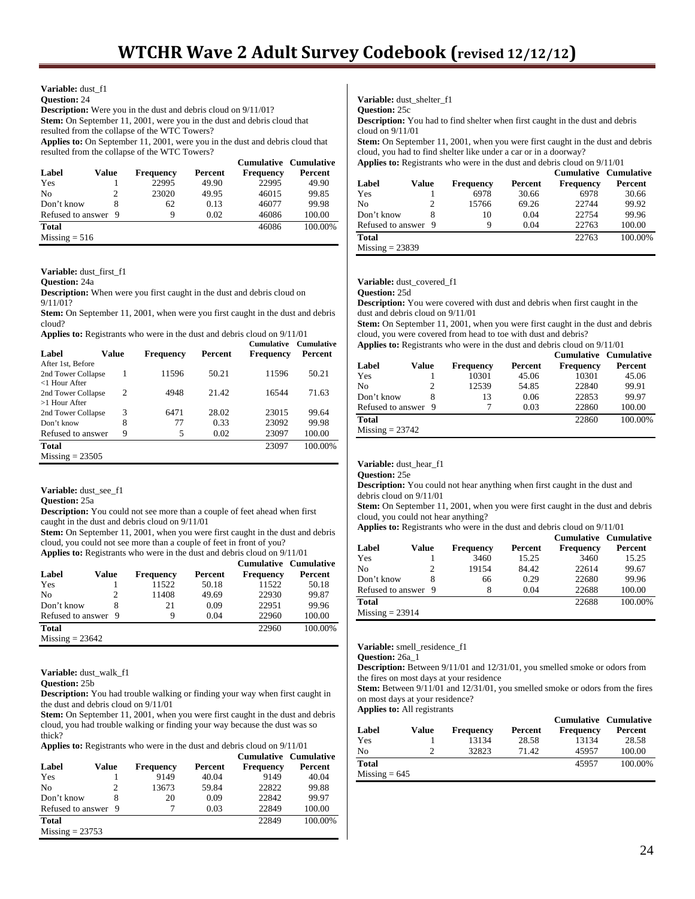**Variable:** dust_f1
**Question:** 24
**Description:** Were you in the dust and debris cloud on 9/11/01?
**Stem:** On September 11, 2001, were you in the dust and debris cloud that resulted from the collapse of the WTC Towers?
**Applies to:** On September 11, 2001, were you in the dust and debris cloud that resulted from the collapse of the WTC Towers?

| Label | Value | Frequency | Percent | Cumulative Frequency | Cumulative Percent |
|---|---|---|---|---|---|
| Yes | 1 | 22995 | 49.90 | 22995 | 49.90 |
| No | 2 | 23020 | 49.95 | 46015 | 99.85 |
| Don't know | 8 | 62 | 0.13 | 46077 | 99.98 |
| Refused to answer | 9 | 9 | 0.02 | 46086 | 100.00 |
| **Total** | | | | 46086 | 100.00% |
| Missing = 516 | | | | | |

**Variable:** dust_first_f1
**Question:** 24a
**Description:** When were you first caught in the dust and debris cloud on 9/11/01?
**Stem:** On September 11, 2001, when were you first caught in the dust and debris cloud?
**Applies to:** Registrants who were in the dust and debris cloud on 9/11/01

| Label | Value | Frequency | Percent | Cumulative Frequency | Cumulative Percent |
|---|---|---|---|---|---|
| After 1st, Before 2nd Tower Collapse | 1 | 11596 | 50.21 | 11596 | 50.21 |
| <1 Hour After 2nd Tower Collapse | 2 | 4948 | 21.42 | 16544 | 71.63 |
| >1 Hour After 2nd Tower Collapse | 3 | 6471 | 28.02 | 23015 | 99.64 |
| Don't know | 8 | 77 | 0.33 | 23092 | 99.98 |
| Refused to answer | 9 | 5 | 0.02 | 23097 | 100.00 |
| **Total** | | | | 23097 | 100.00% |
| Missing = 23505 | | | | | |

**Variable:** dust_see_f1
**Question:** 25a
**Description:** You could not see more than a couple of feet ahead when first caught in the dust and debris cloud on 9/11/01
**Stem:** On September 11, 2001, when you were first caught in the dust and debris cloud, you could not see more than a couple of feet in front of you?
**Applies to:** Registrants who were in the dust and debris cloud on 9/11/01

| Label | Value | Frequency | Percent | Cumulative Frequency | Cumulative Percent |
|---|---|---|---|---|---|
| Yes | 1 | 11522 | 50.18 | 11522 | 50.18 |
| No | 2 | 11408 | 49.69 | 22930 | 99.87 |
| Don't know | 8 | 21 | 0.09 | 22951 | 99.96 |
| Refused to answer | 9 | 9 | 0.04 | 22960 | 100.00 |
| **Total** | | | | 22960 | 100.00% |
| Missing = 23642 | | | | | |

**Variable:** dust_walk_f1
**Question:** 25b
**Description:** You had trouble walking or finding your way when first caught in the dust and debris cloud on 9/11/01
**Stem:** On September 11, 2001, when you were first caught in the dust and debris cloud, you had trouble walking or finding your way because the dust was so thick?
**Applies to:** Registrants who were in the dust and debris cloud on 9/11/01

| Label | Value | Frequency | Percent | Cumulative Frequency | Cumulative Percent |
|---|---|---|---|---|---|
| Yes | 1 | 9149 | 40.04 | 9149 | 40.04 |
| No | 2 | 13673 | 59.84 | 22822 | 99.88 |
| Don't know | 8 | 20 | 0.09 | 22842 | 99.97 |
| Refused to answer | 9 | 7 | 0.03 | 22849 | 100.00 |
| **Total** | | | | 22849 | 100.00% |
| Missing = 23753 | | | | | |

**Variable:** dust_shelter_f1
**Question:** 25c
**Description:** You had to find shelter when first caught in the dust and debris cloud on 9/11/01
**Stem:** On September 11, 2001, when you were first caught in the dust and debris cloud, you had to find shelter like under a car or in a doorway?
**Applies to:** Registrants who were in the dust and debris cloud on 9/11/01

| Label | Value | Frequency | Percent | Cumulative Frequency | Cumulative Percent |
|---|---|---|---|---|---|
| Yes | 1 | 6978 | 30.66 | 6978 | 30.66 |
| No | 2 | 15766 | 69.26 | 22744 | 99.92 |
| Don't know | 8 | 10 | 0.04 | 22754 | 99.96 |
| Refused to answer | 9 | 9 | 0.04 | 22763 | 100.00 |
| **Total** | | | | 22763 | 100.00% |
| Missing = 23839 | | | | | |

**Variable:** dust_covered_f1
**Question:** 25d
**Description:** You were covered with dust and debris when first caught in the dust and debris cloud on 9/11/01
**Stem:** On September 11, 2001, when you were first caught in the dust and debris cloud, you were covered from head to toe with dust and debris?
**Applies to:** Registrants who were in the dust and debris cloud on 9/11/01

| Label | Value | Frequency | Percent | Cumulative Frequency | Cumulative Percent |
|---|---|---|---|---|---|
| Yes | 1 | 10301 | 45.06 | 10301 | 45.06 |
| No | 2 | 12539 | 54.85 | 22840 | 99.91 |
| Don't know | 8 | 13 | 0.06 | 22853 | 99.97 |
| Refused to answer | 9 | 7 | 0.03 | 22860 | 100.00 |
| **Total** | | | | 22860 | 100.00% |
| Missing = 23742 | | | | | |

**Variable:** dust_hear_f1
**Question:** 25e
**Description:** You could not hear anything when first caught in the dust and debris cloud on 9/11/01
**Stem:** On September 11, 2001, when you were first caught in the dust and debris cloud, you could not hear anything?
**Applies to:** Registrants who were in the dust and debris cloud on 9/11/01

| Label | Value | Frequency | Percent | Cumulative Frequency | Cumulative Percent |
|---|---|---|---|---|---|
| Yes | 1 | 3460 | 15.25 | 3460 | 15.25 |
| No | 2 | 19154 | 84.42 | 22614 | 99.67 |
| Don't know | 8 | 66 | 0.29 | 22680 | 99.96 |
| Refused to answer | 9 | 8 | 0.04 | 22688 | 100.00 |
| **Total** | | | | 22688 | 100.00% |
| Missing = 23914 | | | | | |

**Variable:** smell_residence_f1
**Question:** 26a_1
**Description:** Between 9/11/01 and 12/31/01, you smelled smoke or odors from the fires on most days at your residence
**Stem:** Between 9/11/01 and 12/31/01, you smelled smoke or odors from the fires on most days at your residence?
**Applies to:** All registrants

| Label | Value | Frequency | Percent | Cumulative Frequency | Cumulative Percent |
|---|---|---|---|---|---|
| Yes | 1 | 13134 | 28.58 | 13134 | 28.58 |
| No | 2 | 32823 | 71.42 | 45957 | 100.00 |
| **Total** | | | | 45957 | 100.00% |
| Missing = 645 | | | | | |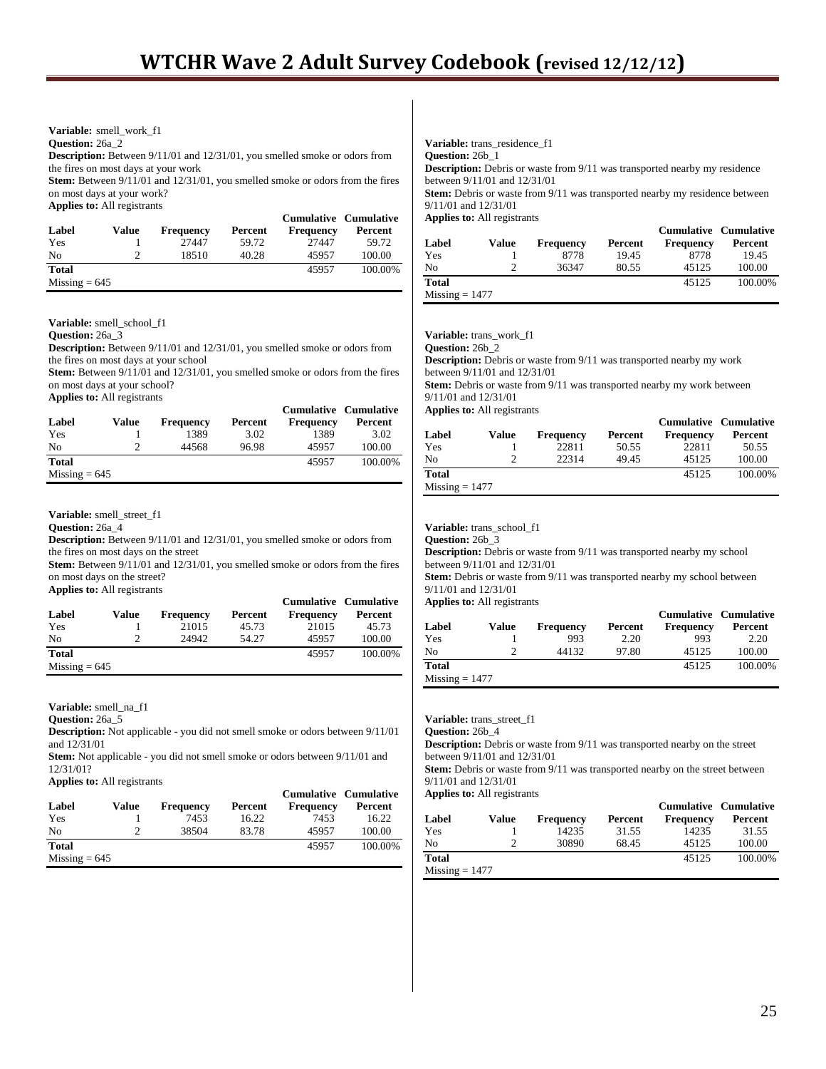**Variable:** smell_work_f1
**Question:** 26a_2
**Description:** Between 9/11/01 and 12/31/01, you smelled smoke or odors from the fires on most days at your work
**Stem:** Between 9/11/01 and 12/31/01, you smelled smoke or odors from the fires on most days at your work?
**Applies to:** All registrants

| Label | Value | Frequency | Percent | Cumulative Frequency | Cumulative Percent |
|---|---|---|---|---|---|
| Yes | 1 | 27447 | 59.72 | 27447 | 59.72 |
| No | 2 | 18510 | 40.28 | 45957 | 100.00 |
| **Total** | | | | 45957 | 100.00% |
| Missing = 645 | | | | | |

**Variable:** smell_school_f1
**Question:** 26a_3
**Description:** Between 9/11/01 and 12/31/01, you smelled smoke or odors from the fires on most days at your school
**Stem:** Between 9/11/01 and 12/31/01, you smelled smoke or odors from the fires on most days at your school?
**Applies to:** All registrants

| Label | Value | Frequency | Percent | Cumulative Frequency | Cumulative Percent |
|---|---|---|---|---|---|
| Yes | 1 | 1389 | 3.02 | 1389 | 3.02 |
| No | 2 | 44568 | 96.98 | 45957 | 100.00 |
| **Total** | | | | 45957 | 100.00% |
| Missing = 645 | | | | | |

**Variable:** smell_street_f1
**Question:** 26a_4
**Description:** Between 9/11/01 and 12/31/01, you smelled smoke or odors from the fires on most days on the street
**Stem:** Between 9/11/01 and 12/31/01, you smelled smoke or odors from the fires on most days on the street?
**Applies to:** All registrants

| Label | Value | Frequency | Percent | Cumulative Frequency | Cumulative Percent |
|---|---|---|---|---|---|
| Yes | 1 | 21015 | 45.73 | 21015 | 45.73 |
| No | 2 | 24942 | 54.27 | 45957 | 100.00 |
| **Total** | | | | 45957 | 100.00% |
| Missing = 645 | | | | | |

**Variable:** smell_na_f1
**Question:** 26a_5
**Description:** Not applicable - you did not smell smoke or odors between 9/11/01 and 12/31/01
**Stem:** Not applicable - you did not smell smoke or odors between 9/11/01 and 12/31/01?
**Applies to:** All registrants

| Label | Value | Frequency | Percent | Cumulative Frequency | Cumulative Percent |
|---|---|---|---|---|---|
| Yes | 1 | 7453 | 16.22 | 7453 | 16.22 |
| No | 2 | 38504 | 83.78 | 45957 | 100.00 |
| **Total** | | | | 45957 | 100.00% |
| Missing = 645 | | | | | |

**Variable:** trans_residence_f1
**Question:** 26b_1
**Description:** Debris or waste from 9/11 was transported nearby my residence between 9/11/01 and 12/31/01
**Stem:** Debris or waste from 9/11 was transported nearby my residence between 9/11/01 and 12/31/01
**Applies to:** All registrants

| Label | Value | Frequency | Percent | Cumulative Frequency | Cumulative Percent |
|---|---|---|---|---|---|
| Yes | 1 | 8778 | 19.45 | 8778 | 19.45 |
| No | 2 | 36347 | 80.55 | 45125 | 100.00 |
| **Total** | | | | 45125 | 100.00% |
| Missing = 1477 | | | | | |

**Variable:** trans_work_f1
**Question:** 26b_2
**Description:** Debris or waste from 9/11 was transported nearby my work between 9/11/01 and 12/31/01
**Stem:** Debris or waste from 9/11 was transported nearby my work between 9/11/01 and 12/31/01
**Applies to:** All registrants

| Label | Value | Frequency | Percent | Cumulative Frequency | Cumulative Percent |
|---|---|---|---|---|---|
| Yes | 1 | 22811 | 50.55 | 22811 | 50.55 |
| No | 2 | 22314 | 49.45 | 45125 | 100.00 |
| **Total** | | | | 45125 | 100.00% |
| Missing = 1477 | | | | | |

**Variable:** trans_school_f1
**Question:** 26b_3
**Description:** Debris or waste from 9/11 was transported nearby my school between 9/11/01 and 12/31/01
**Stem:** Debris or waste from 9/11 was transported nearby my school between 9/11/01 and 12/31/01
**Applies to:** All registrants

| Label | Value | Frequency | Percent | Cumulative Frequency | Cumulative Percent |
|---|---|---|---|---|---|
| Yes | 1 | 993 | 2.20 | 993 | 2.20 |
| No | 2 | 44132 | 97.80 | 45125 | 100.00 |
| **Total** | | | | 45125 | 100.00% |
| Missing = 1477 | | | | | |

**Variable:** trans_street_f1
**Question:** 26b_4
**Description:** Debris or waste from 9/11 was transported nearby on the street between 9/11/01 and 12/31/01
**Stem:** Debris or waste from 9/11 was transported nearby on the street between 9/11/01 and 12/31/01
**Applies to:** All registrants

| Label | Value | Frequency | Percent | Cumulative Frequency | Cumulative Percent |
|---|---|---|---|---|---|
| Yes | 1 | 14235 | 31.55 | 14235 | 31.55 |
| No | 2 | 30890 | 68.45 | 45125 | 100.00 |
| **Total** | | | | 45125 | 100.00% |
| Missing = 1477 | | | | | |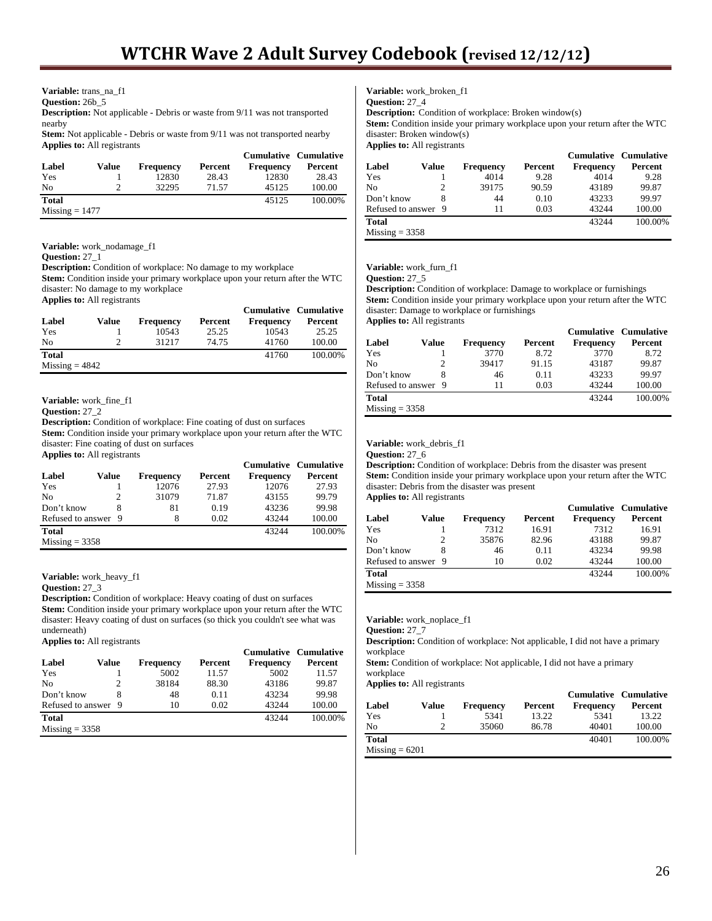**Variable:** trans_na_f1
**Question:** 26b_5
**Description:** Not applicable - Debris or waste from 9/11 was not transported nearby
**Stem:** Not applicable - Debris or waste from 9/11 was not transported nearby
**Applies to:** All registrants

| Label | Value | Frequency | Percent | Cumulative Frequency | Cumulative Percent |
|---|---|---|---|---|---|
| Yes | 1 | 12830 | 28.43 | 12830 | 28.43 |
| No | 2 | 32295 | 71.57 | 45125 | 100.00 |
| **Total** | | | | 45125 | 100.00% |

Missing = 1477

**Variable:** work_nodamage_f1
**Question:** 27_1
**Description:** Condition of workplace: No damage to my workplace
**Stem:** Condition inside your primary workplace upon your return after the WTC disaster: No damage to my workplace
**Applies to:** All registrants

| Label | Value | Frequency | Percent | Cumulative Frequency | Cumulative Percent |
|---|---|---|---|---|---|
| Yes | 1 | 10543 | 25.25 | 10543 | 25.25 |
| No | 2 | 31217 | 74.75 | 41760 | 100.00 |
| **Total** | | | | 41760 | 100.00% |

Missing = 4842

**Variable:** work_fine_f1
**Question:** 27_2
**Description:** Condition of workplace: Fine coating of dust on surfaces
**Stem:** Condition inside your primary workplace upon your return after the WTC disaster: Fine coating of dust on surfaces
**Applies to:** All registrants

| Label | Value | Frequency | Percent | Cumulative Frequency | Cumulative Percent |
|---|---|---|---|---|---|
| Yes | 1 | 12076 | 27.93 | 12076 | 27.93 |
| No | 2 | 31079 | 71.87 | 43155 | 99.79 |
| Don't know | 8 | 81 | 0.19 | 43236 | 99.98 |
| Refused to answer | 9 | 8 | 0.02 | 43244 | 100.00 |
| **Total** | | | | 43244 | 100.00% |

Missing = 3358

**Variable:** work_heavy_f1
**Question:** 27_3
**Description:** Condition of workplace: Heavy coating of dust on surfaces
**Stem:** Condition inside your primary workplace upon your return after the WTC disaster: Heavy coating of dust on surfaces (so thick you couldn't see what was underneath)
**Applies to:** All registrants

| Label | Value | Frequency | Percent | Cumulative Frequency | Cumulative Percent |
|---|---|---|---|---|---|
| Yes | 1 | 5002 | 11.57 | 5002 | 11.57 |
| No | 2 | 38184 | 88.30 | 43186 | 99.87 |
| Don't know | 8 | 48 | 0.11 | 43234 | 99.98 |
| Refused to answer | 9 | 10 | 0.02 | 43244 | 100.00 |
| **Total** | | | | 43244 | 100.00% |

Missing = 3358

**Variable:** work_broken_f1
**Question:** 27_4
**Description:** Condition of workplace: Broken window(s)
**Stem:** Condition inside your primary workplace upon your return after the WTC disaster: Broken window(s)
**Applies to:** All registrants

| Label | Value | Frequency | Percent | Cumulative Frequency | Cumulative Percent |
|---|---|---|---|---|---|
| Yes | 1 | 4014 | 9.28 | 4014 | 9.28 |
| No | 2 | 39175 | 90.59 | 43189 | 99.87 |
| Don't know | 8 | 44 | 0.10 | 43233 | 99.97 |
| Refused to answer | 9 | 11 | 0.03 | 43244 | 100.00 |
| **Total** | | | | 43244 | 100.00% |

Missing = 3358

**Variable:** work_furn_f1
**Question:** 27_5
**Description:** Condition of workplace: Damage to workplace or furnishings
**Stem:** Condition inside your primary workplace upon your return after the WTC disaster: Damage to workplace or furnishings
**Applies to:** All registrants

| Label | Value | Frequency | Percent | Cumulative Frequency | Cumulative Percent |
|---|---|---|---|---|---|
| Yes | 1 | 3770 | 8.72 | 3770 | 8.72 |
| No | 2 | 39417 | 91.15 | 43187 | 99.87 |
| Don't know | 8 | 46 | 0.11 | 43233 | 99.97 |
| Refused to answer | 9 | 11 | 0.03 | 43244 | 100.00 |
| **Total** | | | | 43244 | 100.00% |

Missing = 3358

**Variable:** work_debris_f1
**Question:** 27_6
**Description:** Condition of workplace: Debris from the disaster was present
**Stem:** Condition inside your primary workplace upon your return after the WTC disaster: Debris from the disaster was present
**Applies to:** All registrants

| Label | Value | Frequency | Percent | Cumulative Frequency | Cumulative Percent |
|---|---|---|---|---|---|
| Yes | 1 | 7312 | 16.91 | 7312 | 16.91 |
| No | 2 | 35876 | 82.96 | 43188 | 99.87 |
| Don't know | 8 | 46 | 0.11 | 43234 | 99.98 |
| Refused to answer | 9 | 10 | 0.02 | 43244 | 100.00 |
| **Total** | | | | 43244 | 100.00% |

Missing = 3358

**Variable:** work_noplace_f1
**Question:** 27_7
**Description:** Condition of workplace: Not applicable, I did not have a primary workplace
**Stem:** Condition of workplace: Not applicable, I did not have a primary workplace
**Applies to:** All registrants

| Label | Value | Frequency | Percent | Cumulative Frequency | Cumulative Percent |
|---|---|---|---|---|---|
| Yes | 1 | 5341 | 13.22 | 5341 | 13.22 |
| No | 2 | 35060 | 86.78 | 40401 | 100.00 |
| **Total** | | | | 40401 | 100.00% |

Missing = 6201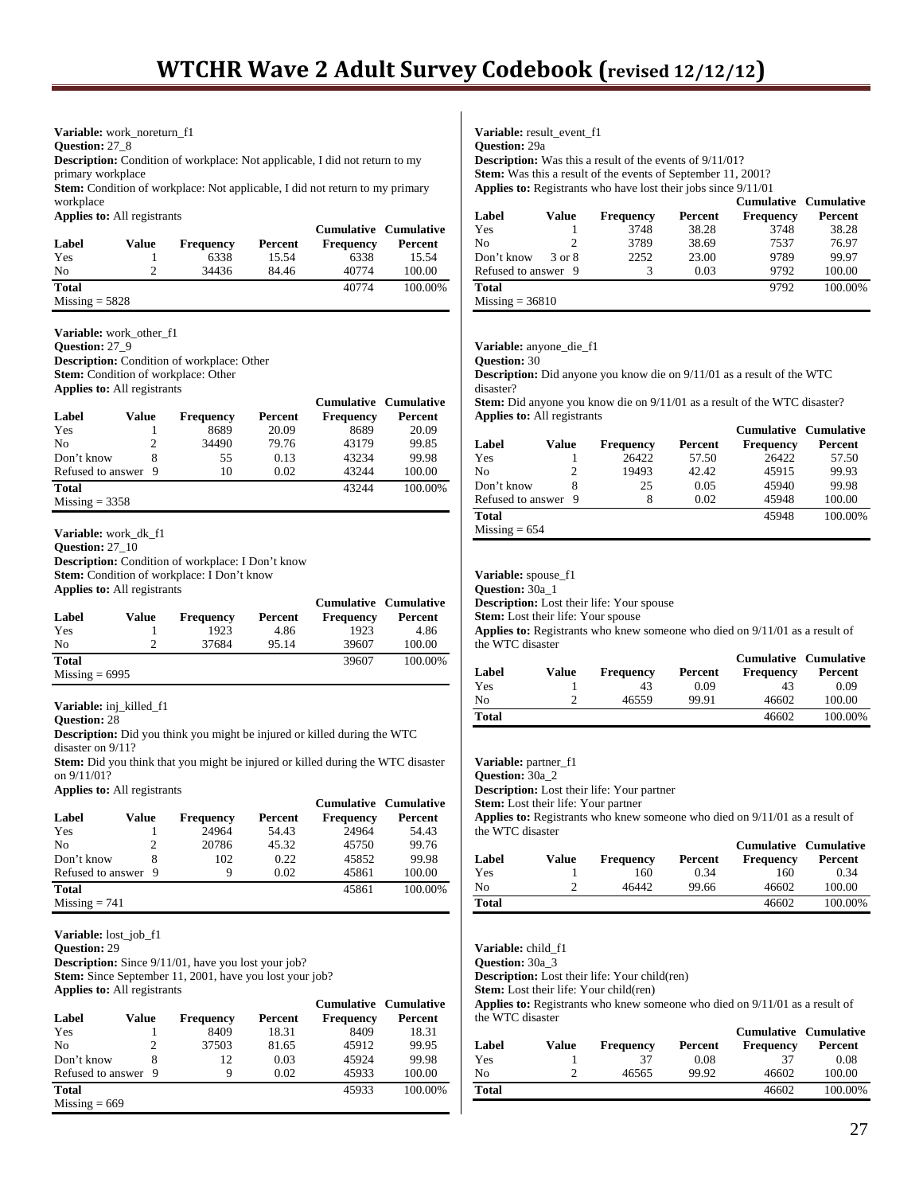**Variable:** work_noreturn_f1
**Question:** 27_8
**Description:** Condition of workplace: Not applicable, I did not return to my primary workplace
**Stem:** Condition of workplace: Not applicable, I did not return to my primary workplace
**Applies to:** All registrants

| Label | Value | Frequency | Percent | Cumulative Frequency | Cumulative Percent |
|---|---|---|---|---|---|
| Yes | 1 | 6338 | 15.54 | 6338 | 15.54 |
| No | 2 | 34436 | 84.46 | 40774 | 100.00 |
| **Total** | | | | 40774 | 100.00% |

Missing = 5828

**Variable:** work_other_f1
**Question:** 27_9
**Description:** Condition of workplace: Other
**Stem:** Condition of workplace: Other
**Applies to:** All registrants

| Label | Value | Frequency | Percent | Cumulative Frequency | Cumulative Percent |
|---|---|---|---|---|---|
| Yes | 1 | 8689 | 20.09 | 8689 | 20.09 |
| No | 2 | 34490 | 79.76 | 43179 | 99.85 |
| Don't know | 8 | 55 | 0.13 | 43234 | 99.98 |
| Refused to answer | 9 | 10 | 0.02 | 43244 | 100.00 |
| **Total** | | | | 43244 | 100.00% |

Missing = 3358

**Variable:** work_dk_f1
**Question:** 27_10
**Description:** Condition of workplace: I Don't know
**Stem:** Condition of workplace: I Don't know
**Applies to:** All registrants

| Label | Value | Frequency | Percent | Cumulative Frequency | Cumulative Percent |
|---|---|---|---|---|---|
| Yes | 1 | 1923 | 4.86 | 1923 | 4.86 |
| No | 2 | 37684 | 95.14 | 39607 | 100.00 |
| **Total** | | | | 39607 | 100.00% |

Missing = 6995

**Variable:** inj_killed_f1
**Question:** 28
**Description:** Did you think you might be injured or killed during the WTC disaster on 9/11?
**Stem:** Did you think that you might be injured or killed during the WTC disaster on 9/11/01?
**Applies to:** All registrants

| Label | Value | Frequency | Percent | Cumulative Frequency | Cumulative Percent |
|---|---|---|---|---|---|
| Yes | 1 | 24964 | 54.43 | 24964 | 54.43 |
| No | 2 | 20786 | 45.32 | 45750 | 99.76 |
| Don't know | 8 | 102 | 0.22 | 45852 | 99.98 |
| Refused to answer | 9 | 9 | 0.02 | 45861 | 100.00 |
| **Total** | | | | 45861 | 100.00% |

Missing = 741

**Variable:** lost_job_f1
**Question:** 29
**Description:** Since 9/11/01, have you lost your job?
**Stem:** Since September 11, 2001, have you lost your job?
**Applies to:** All registrants

| Label | Value | Frequency | Percent | Cumulative Frequency | Cumulative Percent |
|---|---|---|---|---|---|
| Yes | 1 | 8409 | 18.31 | 8409 | 18.31 |
| No | 2 | 37503 | 81.65 | 45912 | 99.95 |
| Don't know | 8 | 12 | 0.03 | 45924 | 99.98 |
| Refused to answer | 9 | 9 | 0.02 | 45933 | 100.00 |
| **Total** | | | | 45933 | 100.00% |

Missing = 669

**Variable:** result_event_f1
**Question:** 29a
**Description:** Was this a result of the events of 9/11/01?
**Stem:** Was this a result of the events of September 11, 2001?
**Applies to:** Registrants who have lost their jobs since 9/11/01

| Label | Value | Frequency | Percent | Cumulative Frequency | Cumulative Percent |
|---|---|---|---|---|---|
| Yes | 1 | 3748 | 38.28 | 3748 | 38.28 |
| No | 2 | 3789 | 38.69 | 7537 | 76.97 |
| Don't know | 3 or 8 | 2252 | 23.00 | 9789 | 99.97 |
| Refused to answer | 9 | 3 | 0.03 | 9792 | 100.00 |
| **Total** | | | | 9792 | 100.00% |

Missing = 36810

**Variable:** anyone_die_f1
**Question:** 30
**Description:** Did anyone you know die on 9/11/01 as a result of the WTC disaster?
**Stem:** Did anyone you know die on 9/11/01 as a result of the WTC disaster?
**Applies to:** All registrants

| Label | Value | Frequency | Percent | Cumulative Frequency | Cumulative Percent |
|---|---|---|---|---|---|
| Yes | 1 | 26422 | 57.50 | 26422 | 57.50 |
| No | 2 | 19493 | 42.42 | 45915 | 99.93 |
| Don't know | 8 | 25 | 0.05 | 45940 | 99.98 |
| Refused to answer | 9 | 8 | 0.02 | 45948 | 100.00 |
| **Total** | | | | 45948 | 100.00% |

Missing = 654

**Variable:** spouse_f1
**Question:** 30a_1
**Description:** Lost their life: Your spouse
**Stem:** Lost their life: Your spouse
**Applies to:** Registrants who knew someone who died on 9/11/01 as a result of the WTC disaster

| Label | Value | Frequency | Percent | Cumulative Frequency | Cumulative Percent |
|---|---|---|---|---|---|
| Yes | 1 | 43 | 0.09 | 43 | 0.09 |
| No | 2 | 46559 | 99.91 | 46602 | 100.00 |
| **Total** | | | | 46602 | 100.00% |

**Variable:** partner_f1
**Question:** 30a_2
**Description:** Lost their life: Your partner
**Stem:** Lost their life: Your partner
**Applies to:** Registrants who knew someone who died on 9/11/01 as a result of the WTC disaster

| Label | Value | Frequency | Percent | Cumulative Frequency | Cumulative Percent |
|---|---|---|---|---|---|
| Yes | 1 | 160 | 0.34 | 160 | 0.34 |
| No | 2 | 46442 | 99.66 | 46602 | 100.00 |
| **Total** | | | | 46602 | 100.00% |

**Variable:** child_f1
**Question:** 30a_3
**Description:** Lost their life: Your child(ren)
**Stem:** Lost their life: Your child(ren)
**Applies to:** Registrants who knew someone who died on 9/11/01 as a result of the WTC disaster

| Label | Value | Frequency | Percent | Cumulative Frequency | Cumulative Percent |
|---|---|---|---|---|---|
| Yes | 1 | 37 | 0.08 | 37 | 0.08 |
| No | 2 | 46565 | 99.92 | 46602 | 100.00 |
| **Total** | | | | 46602 | 100.00% |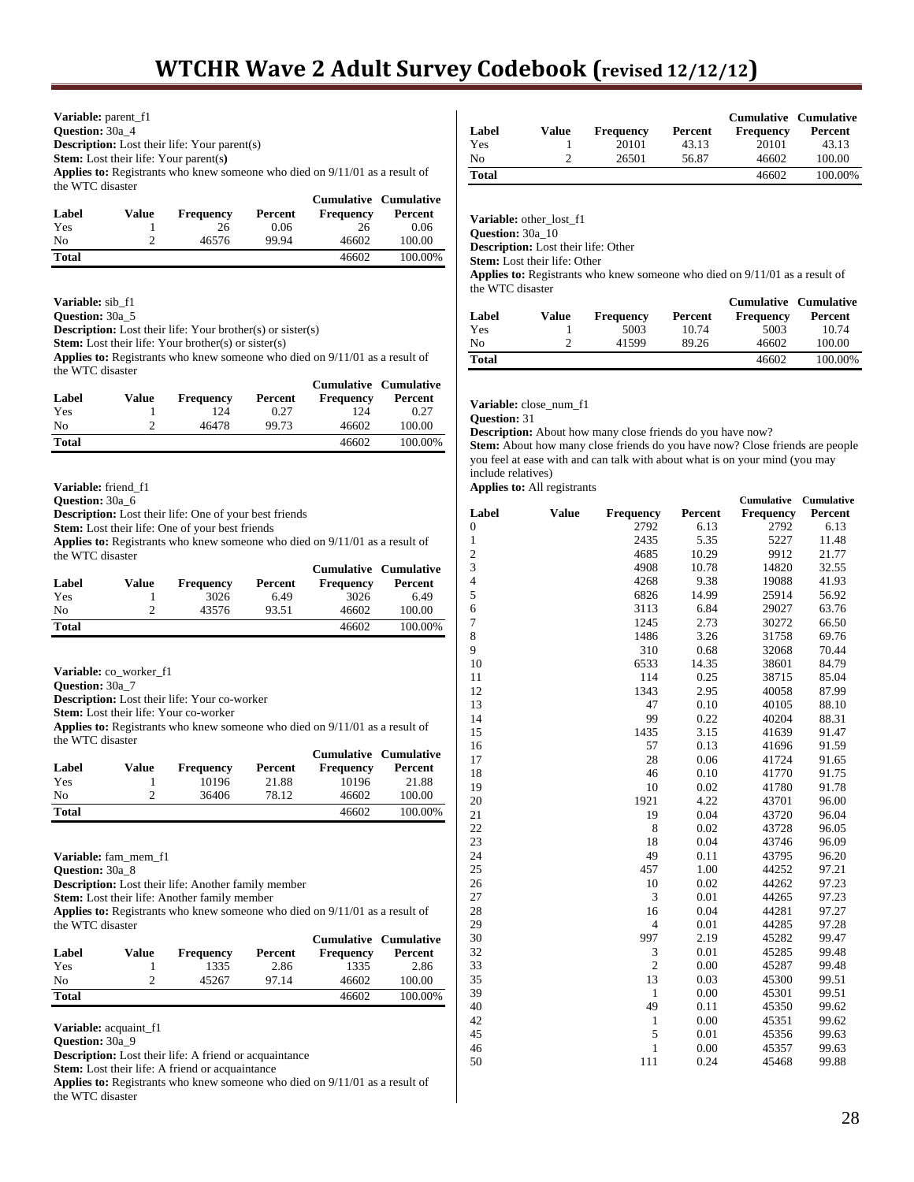**Variable:** parent_f1
**Question:** 30a_4
**Description:** Lost their life: Your parent(s)
**Stem:** Lost their life: Your parent(s)
**Applies to:** Registrants who knew someone who died on 9/11/01 as a result of the WTC disaster

| Label | Value | Frequency | Percent | Cumulative Frequency | Cumulative Percent |
|---|---|---|---|---|---|
| Yes | 1 | 26 | 0.06 | 26 | 0.06 |
| No | 2 | 46576 | 99.94 | 46602 | 100.00 |
| **Total** | | | | 46602 | 100.00% |

**Variable:** sib_f1
**Question:** 30a_5
**Description:** Lost their life: Your brother(s) or sister(s)
**Stem:** Lost their life: Your brother(s) or sister(s)
**Applies to:** Registrants who knew someone who died on 9/11/01 as a result of the WTC disaster

| Label | Value | Frequency | Percent | Cumulative Frequency | Cumulative Percent |
|---|---|---|---|---|---|
| Yes | 1 | 124 | 0.27 | 124 | 0.27 |
| No | 2 | 46478 | 99.73 | 46602 | 100.00 |
| **Total** | | | | 46602 | 100.00% |

**Variable:** friend_f1
**Question:** 30a_6
**Description:** Lost their life: One of your best friends
**Stem:** Lost their life: One of your best friends
**Applies to:** Registrants who knew someone who died on 9/11/01 as a result of the WTC disaster

| Label | Value | Frequency | Percent | Cumulative Frequency | Cumulative Percent |
|---|---|---|---|---|---|
| Yes | 1 | 3026 | 6.49 | 3026 | 6.49 |
| No | 2 | 43576 | 93.51 | 46602 | 100.00 |
| **Total** | | | | 46602 | 100.00% |

**Variable:** co_worker_f1
**Question:** 30a_7
**Description:** Lost their life: Your co-worker
**Stem:** Lost their life: Your co-worker
**Applies to:** Registrants who knew someone who died on 9/11/01 as a result of the WTC disaster

| Label | Value | Frequency | Percent | Cumulative Frequency | Cumulative Percent |
|---|---|---|---|---|---|
| Yes | 1 | 10196 | 21.88 | 10196 | 21.88 |
| No | 2 | 36406 | 78.12 | 46602 | 100.00 |
| **Total** | | | | 46602 | 100.00% |

**Variable:** fam_mem_f1
**Question:** 30a_8
**Description:** Lost their life: Another family member
**Stem:** Lost their life: Another family member
**Applies to:** Registrants who knew someone who died on 9/11/01 as a result of the WTC disaster

| Label | Value | Frequency | Percent | Cumulative Frequency | Cumulative Percent |
|---|---|---|---|---|---|
| Yes | 1 | 1335 | 2.86 | 1335 | 2.86 |
| No | 2 | 45267 | 97.14 | 46602 | 100.00 |
| **Total** | | | | 46602 | 100.00% |

**Variable:** acquaint_f1
**Question:** 30a_9
**Description:** Lost their life: A friend or acquaintance
**Stem:** Lost their life: A friend or acquaintance
**Applies to:** Registrants who knew someone who died on 9/11/01 as a result of the WTC disaster

| Label | Value | Frequency | Percent | Cumulative Frequency | Cumulative Percent |
|---|---|---|---|---|---|
| Yes | 1 | 20101 | 43.13 | 20101 | 43.13 |
| No | 2 | 26501 | 56.87 | 46602 | 100.00 |
| **Total** | | | | 46602 | 100.00% |

**Variable:** other_lost_f1
**Question:** 30a_10
**Description:** Lost their life: Other
**Stem:** Lost their life: Other
**Applies to:** Registrants who knew someone who died on 9/11/01 as a result of the WTC disaster

| Label | Value | Frequency | Percent | Cumulative Frequency | Cumulative Percent |
|---|---|---|---|---|---|
| Yes | 1 | 5003 | 10.74 | 5003 | 10.74 |
| No | 2 | 41599 | 89.26 | 46602 | 100.00 |
| **Total** | | | | 46602 | 100.00% |

**Variable:** close_num_f1
**Question:** 31
**Description:** About how many close friends do you have now?
**Stem:** About how many close friends do you have now? Close friends are people you feel at ease with and can talk with about what is on your mind (you may include relatives)
**Applies to:** All registrants

| Label | Value | Frequency | Percent | Cumulative Frequency | Cumulative Percent |
|---|---|---|---|---|---|
| 0 | | 2792 | 6.13 | 2792 | 6.13 |
| 1 | | 2435 | 5.35 | 5227 | 11.48 |
| 2 | | 4685 | 10.29 | 9912 | 21.77 |
| 3 | | 4908 | 10.78 | 14820 | 32.55 |
| 4 | | 4268 | 9.38 | 19088 | 41.93 |
| 5 | | 6826 | 14.99 | 25914 | 56.92 |
| 6 | | 3113 | 6.84 | 29027 | 63.76 |
| 7 | | 1245 | 2.73 | 30272 | 66.50 |
| 8 | | 1486 | 3.26 | 31758 | 69.76 |
| 9 | | 310 | 0.68 | 32068 | 70.44 |
| 10 | | 6533 | 14.35 | 38601 | 84.79 |
| 11 | | 114 | 0.25 | 38715 | 85.04 |
| 12 | | 1343 | 2.95 | 40058 | 87.99 |
| 13 | | 47 | 0.10 | 40105 | 88.10 |
| 14 | | 99 | 0.22 | 40204 | 88.31 |
| 15 | | 1435 | 3.15 | 41639 | 91.47 |
| 16 | | 57 | 0.13 | 41696 | 91.59 |
| 17 | | 28 | 0.06 | 41724 | 91.65 |
| 18 | | 46 | 0.10 | 41770 | 91.75 |
| 19 | | 10 | 0.02 | 41780 | 91.78 |
| 20 | | 1921 | 4.22 | 43701 | 96.00 |
| 21 | | 19 | 0.04 | 43720 | 96.04 |
| 22 | | 8 | 0.02 | 43728 | 96.05 |
| 23 | | 18 | 0.04 | 43746 | 96.09 |
| 24 | | 49 | 0.11 | 43795 | 96.20 |
| 25 | | 457 | 1.00 | 44252 | 97.21 |
| 26 | | 10 | 0.02 | 44262 | 97.23 |
| 27 | | 3 | 0.01 | 44265 | 97.23 |
| 28 | | 16 | 0.04 | 44281 | 97.27 |
| 29 | | 4 | 0.01 | 44285 | 97.28 |
| 30 | | 997 | 2.19 | 45282 | 99.47 |
| 32 | | 3 | 0.01 | 45285 | 99.48 |
| 33 | | 2 | 0.00 | 45287 | 99.48 |
| 35 | | 13 | 0.03 | 45300 | 99.51 |
| 39 | | 1 | 0.00 | 45301 | 99.51 |
| 40 | | 49 | 0.11 | 45350 | 99.62 |
| 42 | | 1 | 0.00 | 45351 | 99.62 |
| 45 | | 5 | 0.01 | 45356 | 99.63 |
| 46 | | 1 | 0.00 | 45357 | 99.63 |
| 50 | | 111 | 0.24 | 45468 | 99.88 |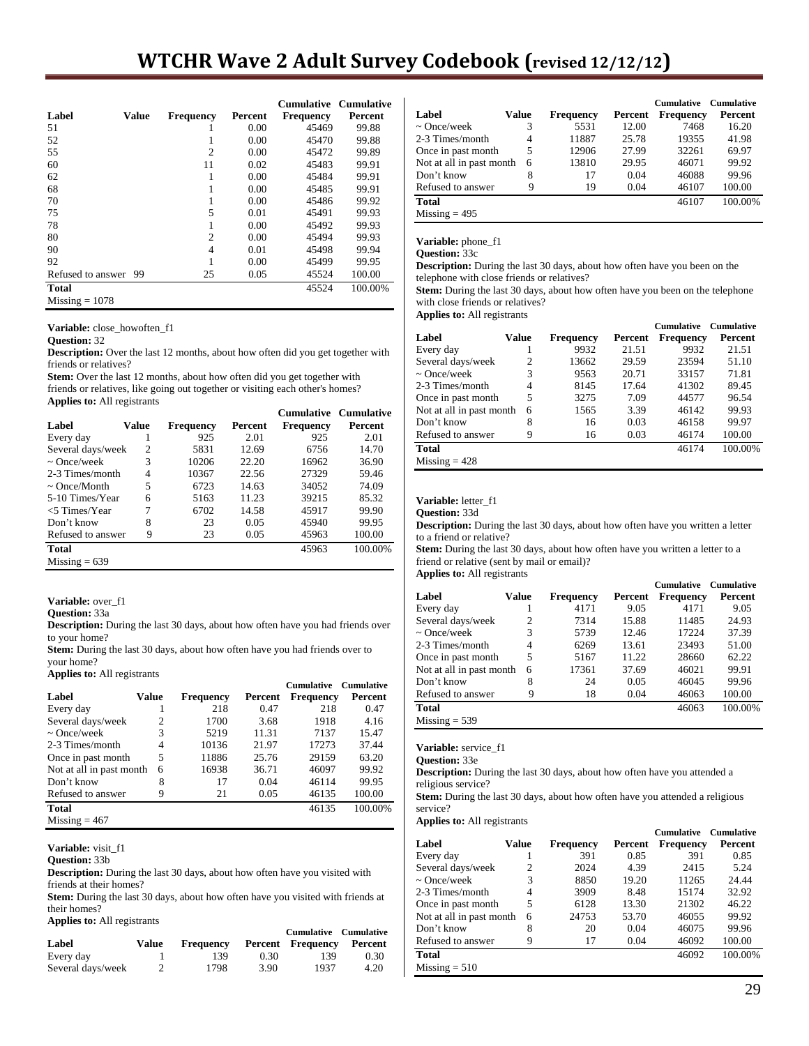| Label | Value | Frequency | Percent | Cumulative Frequency | Cumulative Percent |
|---|---|---|---|---|---|
| 51 | | 1 | 0.00 | 45469 | 99.88 |
| 52 | | 1 | 0.00 | 45470 | 99.88 |
| 55 | | 2 | 0.00 | 45472 | 99.89 |
| 60 | | 11 | 0.02 | 45483 | 99.91 |
| 62 | | 1 | 0.00 | 45484 | 99.91 |
| 68 | | 1 | 0.00 | 45485 | 99.91 |
| 70 | | 1 | 0.00 | 45486 | 99.92 |
| 75 | | 5 | 0.01 | 45491 | 99.93 |
| 78 | | 1 | 0.00 | 45492 | 99.93 |
| 80 | | 2 | 0.00 | 45494 | 99.93 |
| 90 | | 4 | 0.01 | 45498 | 99.94 |
| 92 | | 1 | 0.00 | 45499 | 99.95 |
| Refused to answer | 99 | 25 | 0.05 | 45524 | 100.00 |
| **Total** | | | | 45524 | 100.00% |
| Missing = 1078 | | | | | |

**Variable:** close_howoften_f1
**Question:** 32
**Description:** Over the last 12 months, about how often did you get together with friends or relatives?
**Stem:** Over the last 12 months, about how often did you get together with friends or relatives, like going out together or visiting each other's homes?
**Applies to:** All registrants

| Label | Value | Frequency | Percent | Cumulative Frequency | Cumulative Percent |
|---|---|---|---|---|---|
| Every day | 1 | 925 | 2.01 | 925 | 2.01 |
| Several days/week | 2 | 5831 | 12.69 | 6756 | 14.70 |
| ~ Once/week | 3 | 10206 | 22.20 | 16962 | 36.90 |
| 2-3 Times/month | 4 | 10367 | 22.56 | 27329 | 59.46 |
| ~ Once/Month | 5 | 6723 | 14.63 | 34052 | 74.09 |
| 5-10 Times/Year | 6 | 5163 | 11.23 | 39215 | 85.32 |
| <5 Times/Year | 7 | 6702 | 14.58 | 45917 | 99.90 |
| Don't know | 8 | 23 | 0.05 | 45940 | 99.95 |
| Refused to answer | 9 | 23 | 0.05 | 45963 | 100.00 |
| **Total** | | | | 45963 | 100.00% |
| Missing = 639 | | | | | |

**Variable:** over_f1
**Question:** 33a
**Description:** During the last 30 days, about how often have you had friends over to your home?
**Stem:** During the last 30 days, about how often have you had friends over to your home?
**Applies to:** All registrants

| Label | Value | Frequency | Percent | Cumulative Frequency | Cumulative Percent |
|---|---|---|---|---|---|
| Every day | 1 | 218 | 0.47 | 218 | 0.47 |
| Several days/week | 2 | 1700 | 3.68 | 1918 | 4.16 |
| ~ Once/week | 3 | 5219 | 11.31 | 7137 | 15.47 |
| 2-3 Times/month | 4 | 10136 | 21.97 | 17273 | 37.44 |
| Once in past month | 5 | 11886 | 25.76 | 29159 | 63.20 |
| Not at all in past month | 6 | 16938 | 36.71 | 46097 | 99.92 |
| Don't know | 8 | 17 | 0.04 | 46114 | 99.95 |
| Refused to answer | 9 | 21 | 0.05 | 46135 | 100.00 |
| **Total** | | | | 46135 | 100.00% |
| Missing = 467 | | | | | |

**Variable:** visit_f1
**Question:** 33b
**Description:** During the last 30 days, about how often have you visited with friends at their homes?
**Stem:** During the last 30 days, about how often have you visited with friends at their homes?
**Applies to:** All registrants

| Label | Value | Frequency | Percent | Cumulative Frequency | Cumulative Percent |
|---|---|---|---|---|---|
| Every day | 1 | 139 | 0.30 | 139 | 0.30 |
| Several days/week | 2 | 1798 | 3.90 | 1937 | 4.20 |
| ~ Once/week | 3 | 5531 | 12.00 | 7468 | 16.20 |
| 2-3 Times/month | 4 | 11887 | 25.78 | 19355 | 41.98 |
| Once in past month | 5 | 12906 | 27.99 | 32261 | 69.97 |
| Not at all in past month | 6 | 13810 | 29.95 | 46071 | 99.92 |
| Don't know | 8 | 17 | 0.04 | 46088 | 99.96 |
| Refused to answer | 9 | 19 | 0.04 | 46107 | 100.00 |
| **Total** | | | | 46107 | 100.00% |
| Missing = 495 | | | | | |

**Variable:** phone_f1
**Question:** 33c
**Description:** During the last 30 days, about how often have you been on the telephone with close friends or relatives?
**Stem:** During the last 30 days, about how often have you been on the telephone with close friends or relatives?
**Applies to:** All registrants

| Label | Value | Frequency | Percent | Cumulative Frequency | Cumulative Percent |
|---|---|---|---|---|---|
| Every day | 1 | 9932 | 21.51 | 9932 | 21.51 |
| Several days/week | 2 | 13662 | 29.59 | 23594 | 51.10 |
| ~ Once/week | 3 | 9563 | 20.71 | 33157 | 71.81 |
| 2-3 Times/month | 4 | 8145 | 17.64 | 41302 | 89.45 |
| Once in past month | 5 | 3275 | 7.09 | 44577 | 96.54 |
| Not at all in past month | 6 | 1565 | 3.39 | 46142 | 99.93 |
| Don't know | 8 | 16 | 0.03 | 46158 | 99.97 |
| Refused to answer | 9 | 16 | 0.03 | 46174 | 100.00 |
| **Total** | | | | 46174 | 100.00% |
| Missing = 428 | | | | | |

**Variable:** letter_f1
**Question:** 33d
**Description:** During the last 30 days, about how often have you written a letter to a friend or relative?
**Stem:** During the last 30 days, about how often have you written a letter to a friend or relative (sent by mail or email)?
**Applies to:** All registrants

| Label | Value | Frequency | Percent | Cumulative Frequency | Cumulative Percent |
|---|---|---|---|---|---|
| Every day | 1 | 4171 | 9.05 | 4171 | 9.05 |
| Several days/week | 2 | 7314 | 15.88 | 11485 | 24.93 |
| ~ Once/week | 3 | 5739 | 12.46 | 17224 | 37.39 |
| 2-3 Times/month | 4 | 6269 | 13.61 | 23493 | 51.00 |
| Once in past month | 5 | 5167 | 11.22 | 28660 | 62.22 |
| Not at all in past month | 6 | 17361 | 37.69 | 46021 | 99.91 |
| Don't know | 8 | 24 | 0.05 | 46045 | 99.96 |
| Refused to answer | 9 | 18 | 0.04 | 46063 | 100.00 |
| **Total** | | | | 46063 | 100.00% |
| Missing = 539 | | | | | |

**Variable:** service_f1
**Question:** 33e
**Description:** During the last 30 days, about how often have you attended a religious service?
**Stem:** During the last 30 days, about how often have you attended a religious service?
**Applies to:** All registrants

| Label | Value | Frequency | Percent | Cumulative Frequency | Cumulative Percent |
|---|---|---|---|---|---|
| Every day | 1 | 391 | 0.85 | 391 | 0.85 |
| Several days/week | 2 | 2024 | 4.39 | 2415 | 5.24 |
| ~ Once/week | 3 | 8850 | 19.20 | 11265 | 24.44 |
| 2-3 Times/month | 4 | 3909 | 8.48 | 15174 | 32.92 |
| Once in past month | 5 | 6128 | 13.30 | 21302 | 46.22 |
| Not at all in past month | 6 | 24753 | 53.70 | 46055 | 99.92 |
| Don't know | 8 | 20 | 0.04 | 46075 | 99.96 |
| Refused to answer | 9 | 17 | 0.04 | 46092 | 100.00 |
| **Total** | | | | 46092 | 100.00% |
| Missing = 510 | | | | | |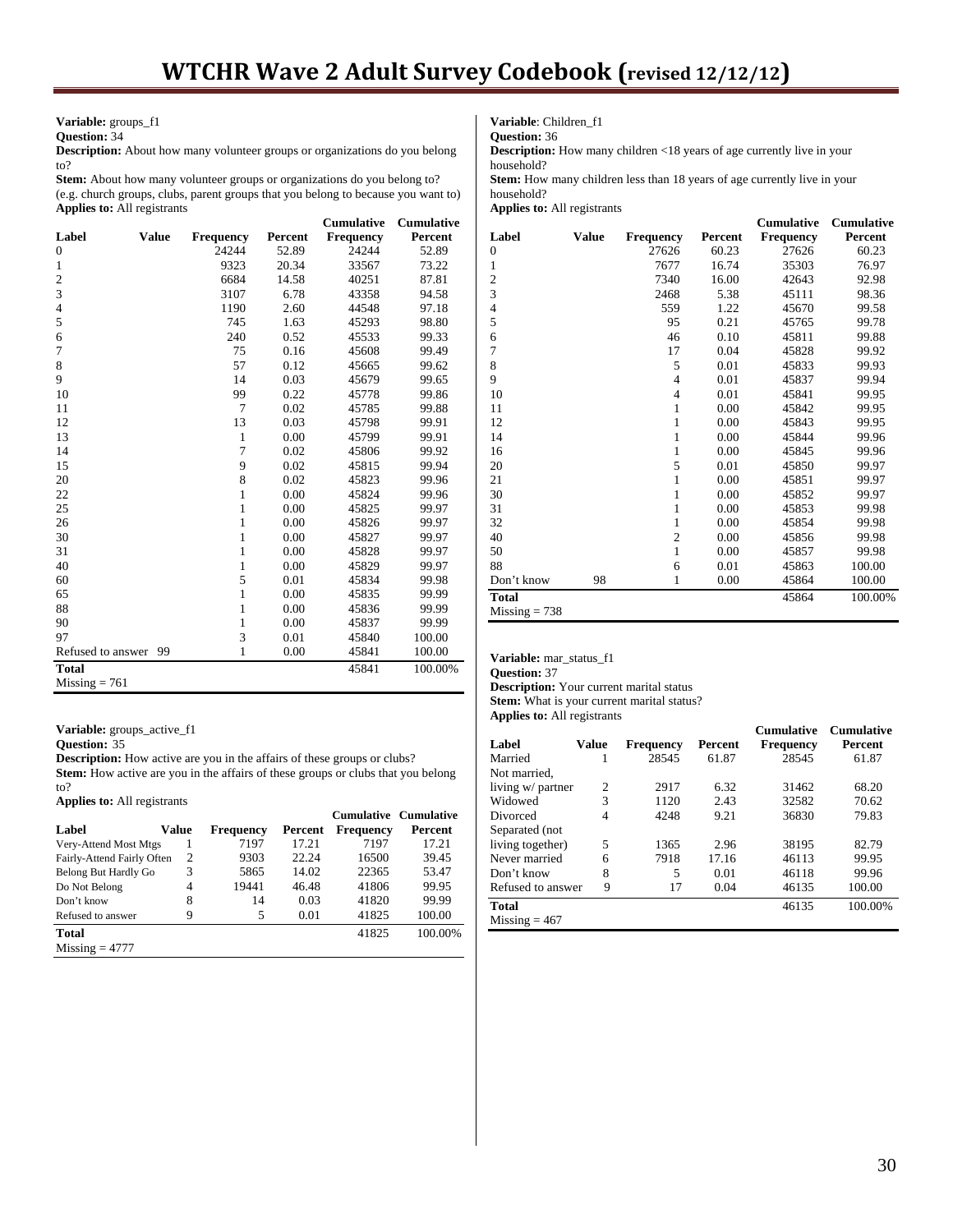**Variable:** groups_f1
**Question:** 34
**Description:** About how many volunteer groups or organizations do you belong to?
**Stem:** About how many volunteer groups or organizations do you belong to? (e.g. church groups, clubs, parent groups that you belong to because you want to)
**Applies to:** All registrants

| Label | Value | Frequency | Percent | Cumulative Frequency | Cumulative Percent |
|---|---|---|---|---|---|
| 0 | | 24244 | 52.89 | 24244 | 52.89 |
| 1 | | 9323 | 20.34 | 33567 | 73.22 |
| 2 | | 6684 | 14.58 | 40251 | 87.81 |
| 3 | | 3107 | 6.78 | 43358 | 94.58 |
| 4 | | 1190 | 2.60 | 44548 | 97.18 |
| 5 | | 745 | 1.63 | 45293 | 98.80 |
| 6 | | 240 | 0.52 | 45533 | 99.33 |
| 7 | | 75 | 0.16 | 45608 | 99.49 |
| 8 | | 57 | 0.12 | 45665 | 99.62 |
| 9 | | 14 | 0.03 | 45679 | 99.65 |
| 10 | | 99 | 0.22 | 45778 | 99.86 |
| 11 | | 7 | 0.02 | 45785 | 99.88 |
| 12 | | 13 | 0.03 | 45798 | 99.91 |
| 13 | | 1 | 0.00 | 45799 | 99.91 |
| 14 | | 7 | 0.02 | 45806 | 99.92 |
| 15 | | 9 | 0.02 | 45815 | 99.94 |
| 20 | | 8 | 0.02 | 45823 | 99.96 |
| 22 | | 1 | 0.00 | 45824 | 99.96 |
| 25 | | 1 | 0.00 | 45825 | 99.97 |
| 26 | | 1 | 0.00 | 45826 | 99.97 |
| 30 | | 1 | 0.00 | 45827 | 99.97 |
| 31 | | 1 | 0.00 | 45828 | 99.97 |
| 40 | | 1 | 0.00 | 45829 | 99.97 |
| 60 | | 5 | 0.01 | 45834 | 99.98 |
| 65 | | 1 | 0.00 | 45835 | 99.99 |
| 88 | | 1 | 0.00 | 45836 | 99.99 |
| 90 | | 1 | 0.00 | 45837 | 99.99 |
| 97 | | 3 | 0.01 | 45840 | 100.00 |
| Refused to answer | 99 | 1 | 0.00 | 45841 | 100.00 |
| **Total** | | | | 45841 | 100.00% |
| Missing = 761 | | | | | |

**Variable:** groups_active_f1
**Question:** 35
**Description:** How active are you in the affairs of these groups or clubs?
**Stem:** How active are you in the affairs of these groups or clubs that you belong to?
**Applies to:** All registrants

| Label | Value | Frequency | Percent | Cumulative Frequency | Cumulative Percent |
|---|---|---|---|---|---|
| Very-Attend Most Mtgs | 1 | 7197 | 17.21 | 7197 | 17.21 |
| Fairly-Attend Fairly Often | 2 | 9303 | 22.24 | 16500 | 39.45 |
| Belong But Hardly Go | 3 | 5865 | 14.02 | 22365 | 53.47 |
| Do Not Belong | 4 | 19441 | 46.48 | 41806 | 99.95 |
| Don't know | 8 | 14 | 0.03 | 41820 | 99.99 |
| Refused to answer | 9 | 5 | 0.01 | 41825 | 100.00 |
| **Total** | | | | 41825 | 100.00% |
| Missing = 4777 | | | | | |

**Variable**: Children_f1
**Question:** 36
**Description:** How many children <18 years of age currently live in your household?
**Stem:** How many children less than 18 years of age currently live in your household?
**Applies to:** All registrants

| Label | Value | Frequency | Percent | Cumulative Frequency | Cumulative Percent |
|---|---|---|---|---|---|
| 0 | | 27626 | 60.23 | 27626 | 60.23 |
| 1 | | 7677 | 16.74 | 35303 | 76.97 |
| 2 | | 7340 | 16.00 | 42643 | 92.98 |
| 3 | | 2468 | 5.38 | 45111 | 98.36 |
| 4 | | 559 | 1.22 | 45670 | 99.58 |
| 5 | | 95 | 0.21 | 45765 | 99.78 |
| 6 | | 46 | 0.10 | 45811 | 99.88 |
| 7 | | 17 | 0.04 | 45828 | 99.92 |
| 8 | | 5 | 0.01 | 45833 | 99.93 |
| 9 | | 4 | 0.01 | 45837 | 99.94 |
| 10 | | 4 | 0.01 | 45841 | 99.95 |
| 11 | | 1 | 0.00 | 45842 | 99.95 |
| 12 | | 1 | 0.00 | 45843 | 99.95 |
| 14 | | 1 | 0.00 | 45844 | 99.96 |
| 16 | | 1 | 0.00 | 45845 | 99.96 |
| 20 | | 5 | 0.01 | 45850 | 99.97 |
| 21 | | 1 | 0.00 | 45851 | 99.97 |
| 30 | | 1 | 0.00 | 45852 | 99.97 |
| 31 | | 1 | 0.00 | 45853 | 99.98 |
| 32 | | 1 | 0.00 | 45854 | 99.98 |
| 40 | | 2 | 0.00 | 45856 | 99.98 |
| 50 | | 1 | 0.00 | 45857 | 99.98 |
| 88 | | 6 | 0.01 | 45863 | 100.00 |
| Don't know | 98 | 1 | 0.00 | 45864 | 100.00 |
| **Total** | | | | 45864 | 100.00% |
| Missing = 738 | | | | | |

**Variable:** mar_status_f1
**Question:** 37
**Description:** Your current marital status
**Stem:** What is your current marital status?
**Applies to:** All registrants

| Label | Value | Frequency | Percent | Cumulative Frequency | Cumulative Percent |
|---|---|---|---|---|---|
| Married | 1 | 28545 | 61.87 | 28545 | 61.87 |
| Not married, living w/ partner | 2 | 2917 | 6.32 | 31462 | 68.20 |
| Widowed | 3 | 1120 | 2.43 | 32582 | 70.62 |
| Divorced | 4 | 4248 | 9.21 | 36830 | 79.83 |
| Separated (not living together) | 5 | 1365 | 2.96 | 38195 | 82.79 |
| Never married | 6 | 7918 | 17.16 | 46113 | 99.95 |
| Don't know | 8 | 5 | 0.01 | 46118 | 99.96 |
| Refused to answer | 9 | 17 | 0.04 | 46135 | 100.00 |
| **Total** | | | | 46135 | 100.00% |
| Missing = 467 | | | | | |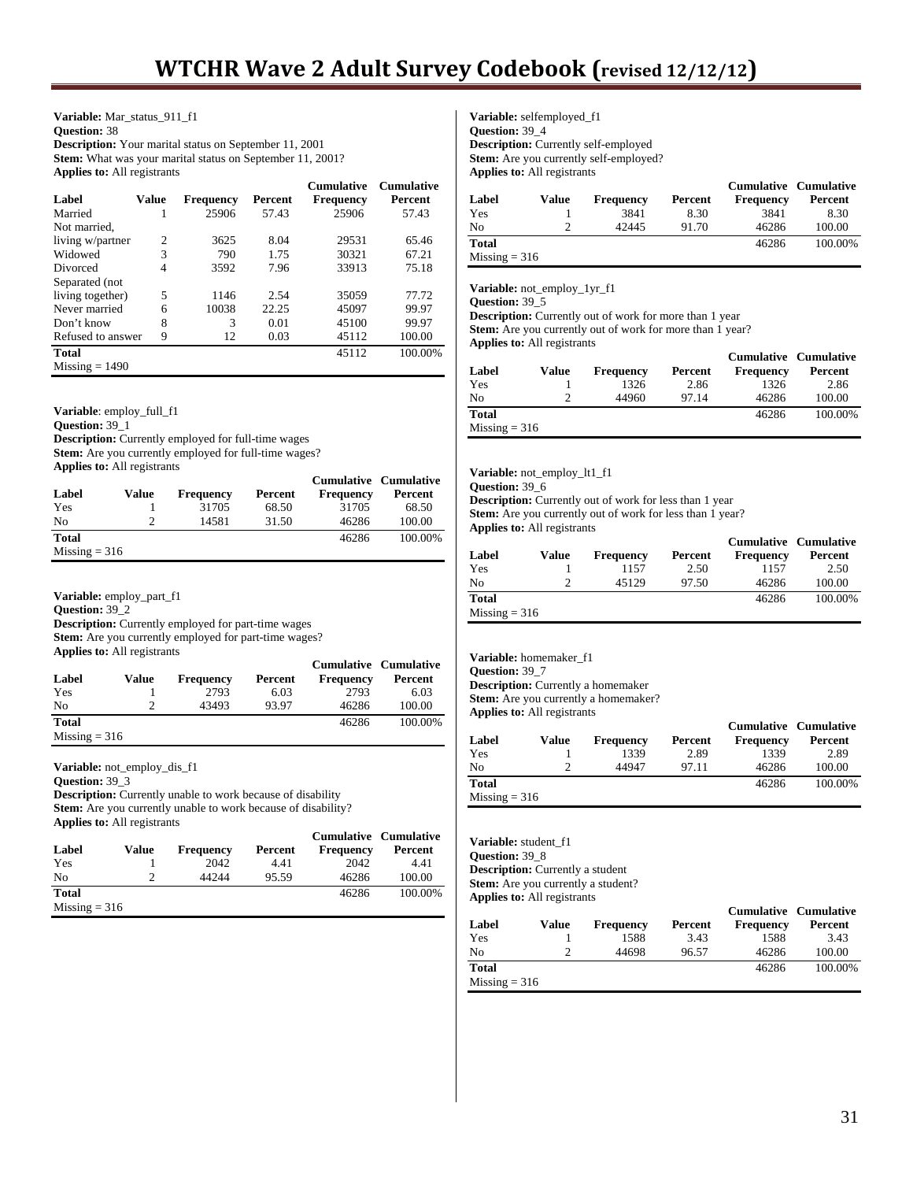**Variable:** Mar_status_911_f1
**Question:** 38
**Description:** Your marital status on September 11, 2001
**Stem:** What was your marital status on September 11, 2001?
**Applies to:** All registrants

| Label | Value | Frequency | Percent | Cumulative Frequency | Cumulative Percent |
|---|---|---|---|---|---|
| Married | 1 | 25906 | 57.43 | 25906 | 57.43 |
| Not married, living w/partner | 2 | 3625 | 8.04 | 29531 | 65.46 |
| Widowed | 3 | 790 | 1.75 | 30321 | 67.21 |
| Divorced | 4 | 3592 | 7.96 | 33913 | 75.18 |
| Separated (not living together) | 5 | 1146 | 2.54 | 35059 | 77.72 |
| Never married | 6 | 10038 | 22.25 | 45097 | 99.97 |
| Don't know | 8 | 3 | 0.01 | 45100 | 99.97 |
| Refused to answer | 9 | 12 | 0.03 | 45112 | 100.00 |
| **Total** | | | | 45112 | 100.00% |
| Missing = 1490 | | | | | |

**Variable**: employ_full_f1
**Question:** 39_1
**Description:** Currently employed for full-time wages
**Stem:** Are you currently employed for full-time wages?
**Applies to:** All registrants

| Label | Value | Frequency | Percent | Cumulative Frequency | Cumulative Percent |
|---|---|---|---|---|---|
| Yes | 1 | 31705 | 68.50 | 31705 | 68.50 |
| No | 2 | 14581 | 31.50 | 46286 | 100.00 |
| **Total** | | | | 46286 | 100.00% |
| Missing = 316 | | | | | |

**Variable:** employ_part_f1
**Question:** 39_2
**Description:** Currently employed for part-time wages
**Stem:** Are you currently employed for part-time wages?
**Applies to:** All registrants

| Label | Value | Frequency | Percent | Cumulative Frequency | Cumulative Percent |
|---|---|---|---|---|---|
| Yes | 1 | 2793 | 6.03 | 2793 | 6.03 |
| No | 2 | 43493 | 93.97 | 46286 | 100.00 |
| **Total** | | | | 46286 | 100.00% |
| Missing = 316 | | | | | |

**Variable:** not_employ_dis_f1
**Question:** 39_3
**Description:** Currently unable to work because of disability
**Stem:** Are you currently unable to work because of disability?
**Applies to:** All registrants

| Label | Value | Frequency | Percent | Cumulative Frequency | Cumulative Percent |
|---|---|---|---|---|---|
| Yes | 1 | 2042 | 4.41 | 2042 | 4.41 |
| No | 2 | 44244 | 95.59 | 46286 | 100.00 |
| **Total** | | | | 46286 | 100.00% |
| Missing = 316 | | | | | |

**Variable:** selfemployed_f1
**Question:** 39_4
**Description:** Currently self-employed
**Stem:** Are you currently self-employed?
**Applies to:** All registrants

| Label | Value | Frequency | Percent | Cumulative Frequency | Cumulative Percent |
|---|---|---|---|---|---|
| Yes | 1 | 3841 | 8.30 | 3841 | 8.30 |
| No | 2 | 42445 | 91.70 | 46286 | 100.00 |
| **Total** | | | | 46286 | 100.00% |
| Missing = 316 | | | | | |

**Variable:** not_employ_1yr_f1
**Question:** 39_5
**Description:** Currently out of work for more than 1 year
**Stem:** Are you currently out of work for more than 1 year?
**Applies to:** All registrants

| Label | Value | Frequency | Percent | Cumulative Frequency | Cumulative Percent |
|---|---|---|---|---|---|
| Yes | 1 | 1326 | 2.86 | 1326 | 2.86 |
| No | 2 | 44960 | 97.14 | 46286 | 100.00 |
| **Total** | | | | 46286 | 100.00% |
| Missing = 316 | | | | | |

**Variable:** not_employ_lt1_f1
**Question:** 39_6
**Description:** Currently out of work for less than 1 year
**Stem:** Are you currently out of work for less than 1 year?
**Applies to:** All registrants

| Label | Value | Frequency | Percent | Cumulative Frequency | Cumulative Percent |
|---|---|---|---|---|---|
| Yes | 1 | 1157 | 2.50 | 1157 | 2.50 |
| No | 2 | 45129 | 97.50 | 46286 | 100.00 |
| **Total** | | | | 46286 | 100.00% |
| Missing = 316 | | | | | |

**Variable:** homemaker_f1
**Question:** 39_7
**Description:** Currently a homemaker
**Stem:** Are you currently a homemaker?
**Applies to:** All registrants

| Label | Value | Frequency | Percent | Cumulative Frequency | Cumulative Percent |
|---|---|---|---|---|---|
| Yes | 1 | 1339 | 2.89 | 1339 | 2.89 |
| No | 2 | 44947 | 97.11 | 46286 | 100.00 |
| **Total** | | | | 46286 | 100.00% |
| Missing = 316 | | | | | |

**Variable:** student_f1
**Question:** 39_8
**Description:** Currently a student
**Stem:** Are you currently a student?
**Applies to:** All registrants

| Label | Value | Frequency | Percent | Cumulative Frequency | Cumulative Percent |
|---|---|---|---|---|---|
| Yes | 1 | 1588 | 3.43 | 1588 | 3.43 |
| No | 2 | 44698 | 96.57 | 46286 | 100.00 |
| **Total** | | | | 46286 | 100.00% |
| Missing = 316 | | | | | |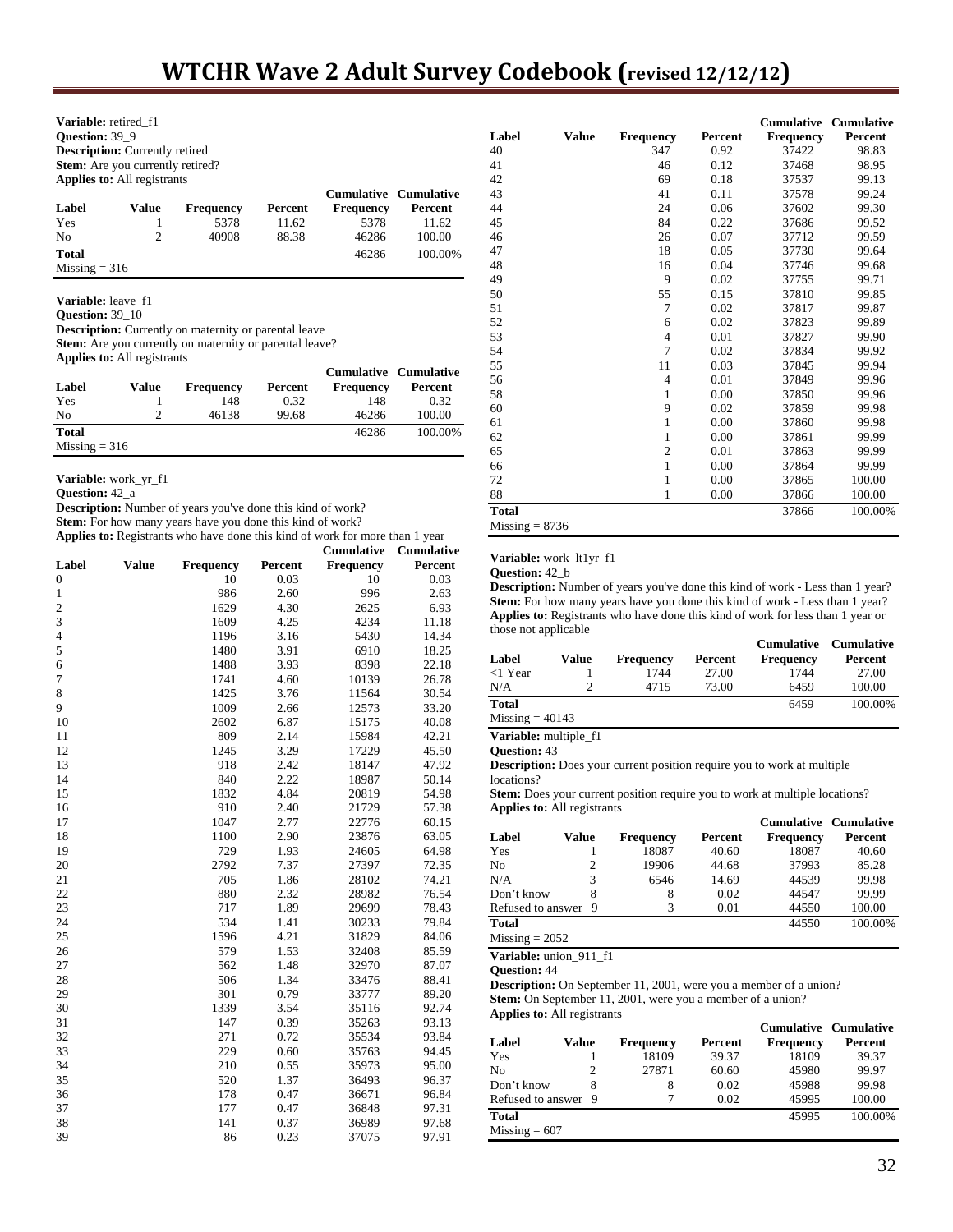**Variable:** retired_f1
**Question:** 39_9
**Description:** Currently retired
**Stem:** Are you currently retired?
**Applies to:** All registrants

| Label | Value | Frequency | Percent | Cumulative Frequency | Cumulative Percent |
|---|---|---|---|---|---|
| Yes | 1 | 5378 | 11.62 | 5378 | 11.62 |
| No | 2 | 40908 | 88.38 | 46286 | 100.00 |
| **Total** | | | | 46286 | 100.00% |

Missing = 316

**Variable:** leave_f1
**Question:** 39_10
**Description:** Currently on maternity or parental leave
**Stem:** Are you currently on maternity or parental leave?
**Applies to:** All registrants

| Label | Value | Frequency | Percent | Cumulative Frequency | Cumulative Percent |
|---|---|---|---|---|---|
| Yes | 1 | 148 | 0.32 | 148 | 0.32 |
| No | 2 | 46138 | 99.68 | 46286 | 100.00 |
| **Total** | | | | 46286 | 100.00% |

Missing = 316

**Variable:** work_yr_f1
**Question:** 42_a
**Description:** Number of years you've done this kind of work?
**Stem:** For how many years have you done this kind of work?
**Applies to:** Registrants who have done this kind of work for more than 1 year

| Label | Value | Frequency | Percent | Cumulative Frequency | Cumulative Percent |
|---|---|---|---|---|---|
| 0 | | 10 | 0.03 | 10 | 0.03 |
| 1 | | 986 | 2.60 | 996 | 2.63 |
| 2 | | 1629 | 4.30 | 2625 | 6.93 |
| 3 | | 1609 | 4.25 | 4234 | 11.18 |
| 4 | | 1196 | 3.16 | 5430 | 14.34 |
| 5 | | 1480 | 3.91 | 6910 | 18.25 |
| 6 | | 1488 | 3.93 | 8398 | 22.18 |
| 7 | | 1741 | 4.60 | 10139 | 26.78 |
| 8 | | 1425 | 3.76 | 11564 | 30.54 |
| 9 | | 1009 | 2.66 | 12573 | 33.20 |
| 10 | | 2602 | 6.87 | 15175 | 40.08 |
| 11 | | 809 | 2.14 | 15984 | 42.21 |
| 12 | | 1245 | 3.29 | 17229 | 45.50 |
| 13 | | 918 | 2.42 | 18147 | 47.92 |
| 14 | | 840 | 2.22 | 18987 | 50.14 |
| 15 | | 1832 | 4.84 | 20819 | 54.98 |
| 16 | | 910 | 2.40 | 21729 | 57.38 |
| 17 | | 1047 | 2.77 | 22776 | 60.15 |
| 18 | | 1100 | 2.90 | 23876 | 63.05 |
| 19 | | 729 | 1.93 | 24605 | 64.98 |
| 20 | | 2792 | 7.37 | 27397 | 72.35 |
| 21 | | 705 | 1.86 | 28102 | 74.21 |
| 22 | | 880 | 2.32 | 28982 | 76.54 |
| 23 | | 717 | 1.89 | 29699 | 78.43 |
| 24 | | 534 | 1.41 | 30233 | 79.84 |
| 25 | | 1596 | 4.21 | 31829 | 84.06 |
| 26 | | 579 | 1.53 | 32408 | 85.59 |
| 27 | | 562 | 1.48 | 32970 | 87.07 |
| 28 | | 506 | 1.34 | 33476 | 88.41 |
| 29 | | 301 | 0.79 | 33777 | 89.20 |
| 30 | | 1339 | 3.54 | 35116 | 92.74 |
| 31 | | 147 | 0.39 | 35263 | 93.13 |
| 32 | | 271 | 0.72 | 35534 | 93.84 |
| 33 | | 229 | 0.60 | 35763 | 94.45 |
| 34 | | 210 | 0.55 | 35973 | 95.00 |
| 35 | | 520 | 1.37 | 36493 | 96.37 |
| 36 | | 178 | 0.47 | 36671 | 96.84 |
| 37 | | 177 | 0.47 | 36848 | 97.31 |
| 38 | | 141 | 0.37 | 36989 | 97.68 |
| 39 | | 86 | 0.23 | 37075 | 97.91 |
| 40 | | 347 | 0.92 | 37422 | 98.83 |
| 41 | | 46 | 0.12 | 37468 | 98.95 |
| 42 | | 69 | 0.18 | 37537 | 99.13 |
| 43 | | 41 | 0.11 | 37578 | 99.24 |
| 44 | | 24 | 0.06 | 37602 | 99.30 |
| 45 | | 84 | 0.22 | 37686 | 99.52 |
| 46 | | 26 | 0.07 | 37712 | 99.59 |
| 47 | | 18 | 0.05 | 37730 | 99.64 |
| 48 | | 16 | 0.04 | 37746 | 99.68 |
| 49 | | 9 | 0.02 | 37755 | 99.71 |
| 50 | | 55 | 0.15 | 37810 | 99.85 |
| 51 | | 7 | 0.02 | 37817 | 99.87 |
| 52 | | 6 | 0.02 | 37823 | 99.89 |
| 53 | | 4 | 0.01 | 37827 | 99.90 |
| 54 | | 7 | 0.02 | 37834 | 99.92 |
| 55 | | 11 | 0.03 | 37845 | 99.94 |
| 56 | | 4 | 0.01 | 37849 | 99.96 |
| 58 | | 1 | 0.00 | 37850 | 99.96 |
| 60 | | 9 | 0.02 | 37859 | 99.98 |
| 61 | | 1 | 0.00 | 37860 | 99.98 |
| 62 | | 1 | 0.00 | 37861 | 99.99 |
| 65 | | 2 | 0.01 | 37863 | 99.99 |
| 66 | | 1 | 0.00 | 37864 | 99.99 |
| 72 | | 1 | 0.00 | 37865 | 100.00 |
| 88 | | 1 | 0.00 | 37866 | 100.00 |
| **Total** | | | | 37866 | 100.00% |

Missing = 8736

**Variable:** work_lt1yr_f1
**Question:** 42_b
**Description:** Number of years you've done this kind of work - Less than 1 year?
**Stem:** For how many years have you done this kind of work - Less than 1 year?
**Applies to:** Registrants who have done this kind of work for less than 1 year or those not applicable

| Label | Value | Frequency | Percent | Cumulative Frequency | Cumulative Percent |
|---|---|---|---|---|---|
| <1 Year | 1 | 1744 | 27.00 | 1744 | 27.00 |
| N/A | 2 | 4715 | 73.00 | 6459 | 100.00 |
| **Total** | | | | 6459 | 100.00% |

Missing = 40143

**Variable:** multiple_f1
**Question:** 43
**Description:** Does your current position require you to work at multiple locations?
**Stem:** Does your current position require you to work at multiple locations?
**Applies to:** All registrants

| Label | Value | Frequency | Percent | Cumulative Frequency | Cumulative Percent |
|---|---|---|---|---|---|
| Yes | 1 | 18087 | 40.60 | 18087 | 40.60 |
| No | 2 | 19906 | 44.68 | 37993 | 85.28 |
| N/A | 3 | 6546 | 14.69 | 44539 | 99.98 |
| Don't know | 8 | 8 | 0.02 | 44547 | 99.99 |
| Refused to answer | 9 | 3 | 0.01 | 44550 | 100.00 |
| **Total** | | | | 44550 | 100.00% |

Missing = 2052

**Variable:** union_911_f1
**Question:** 44
**Description:** On September 11, 2001, were you a member of a union?
**Stem:** On September 11, 2001, were you a member of a union?
**Applies to:** All registrants

| Label | Value | Frequency | Percent | Cumulative Frequency | Cumulative Percent |
|---|---|---|---|---|---|
| Yes | 1 | 18109 | 39.37 | 18109 | 39.37 |
| No | 2 | 27871 | 60.60 | 45980 | 99.97 |
| Don't know | 8 | 8 | 0.02 | 45988 | 99.98 |
| Refused to answer | 9 | 7 | 0.02 | 45995 | 100.00 |
| **Total** | | | | 45995 | 100.00% |

Missing = 607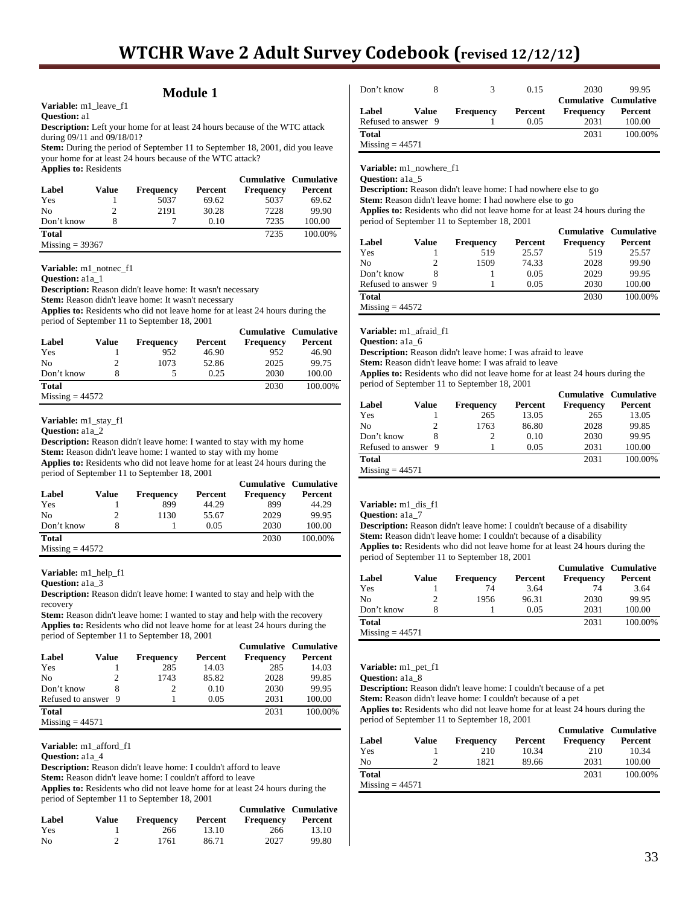## Module 1

**Variable:** m1_leave_f1
**Question:** a1
**Description:** Left your home for at least 24 hours because of the WTC attack during 09/11 and 09/18/01?
**Stem:** During the period of September 11 to September 18, 2001, did you leave your home for at least 24 hours because of the WTC attack?
**Applies to:** Residents

| Label | Value | Frequency | Percent | Cumulative Frequency | Cumulative Percent |
|---|---|---|---|---|---|
| Yes | 1 | 5037 | 69.62 | 5037 | 69.62 |
| No | 2 | 2191 | 30.28 | 7228 | 99.90 |
| Don't know | 8 | 7 | 0.10 | 7235 | 100.00 |
| **Total** | | | | 7235 | 100.00% |
| Missing = 39367 | | | | | |

**Variable:** m1_notnec_f1
**Question:** a1a_1
**Description:** Reason didn't leave home: It wasn't necessary
**Stem:** Reason didn't leave home: It wasn't necessary
**Applies to:** Residents who did not leave home for at least 24 hours during the period of September 11 to September 18, 2001

| Label | Value | Frequency | Percent | Cumulative Frequency | Cumulative Percent |
|---|---|---|---|---|---|
| Yes | 1 | 952 | 46.90 | 952 | 46.90 |
| No | 2 | 1073 | 52.86 | 2025 | 99.75 |
| Don't know | 8 | 5 | 0.25 | 2030 | 100.00 |
| **Total** | | | | 2030 | 100.00% |
| Missing = 44572 | | | | | |

**Variable:** m1_stay_f1
**Question:** a1a_2
**Description:** Reason didn't leave home: I wanted to stay with my home
**Stem:** Reason didn't leave home: I wanted to stay with my home
**Applies to:** Residents who did not leave home for at least 24 hours during the period of September 11 to September 18, 2001

| Label | Value | Frequency | Percent | Cumulative Frequency | Cumulative Percent |
|---|---|---|---|---|---|
| Yes | 1 | 899 | 44.29 | 899 | 44.29 |
| No | 2 | 1130 | 55.67 | 2029 | 99.95 |
| Don't know | 8 | 1 | 0.05 | 2030 | 100.00 |
| **Total** | | | | 2030 | 100.00% |
| Missing = 44572 | | | | | |

**Variable:** m1_help_f1
**Question:** a1a_3
**Description:** Reason didn't leave home: I wanted to stay and help with the recovery
**Stem:** Reason didn't leave home: I wanted to stay and help with the recovery
**Applies to:** Residents who did not leave home for at least 24 hours during the period of September 11 to September 18, 2001

| Label | Value | Frequency | Percent | Cumulative Frequency | Cumulative Percent |
|---|---|---|---|---|---|
| Yes | 1 | 285 | 14.03 | 285 | 14.03 |
| No | 2 | 1743 | 85.82 | 2028 | 99.85 |
| Don't know | 8 | 2 | 0.10 | 2030 | 99.95 |
| Refused to answer | 9 | 1 | 0.05 | 2031 | 100.00 |
| **Total** | | | | 2031 | 100.00% |
| Missing = 44571 | | | | | |

**Variable:** m1_afford_f1
**Question:** a1a_4
**Description:** Reason didn't leave home: I couldn't afford to leave
**Stem:** Reason didn't leave home: I couldn't afford to leave
**Applies to:** Residents who did not leave home for at least 24 hours during the period of September 11 to September 18, 2001

| Label | Value | Frequency | Percent | Cumulative Frequency | Cumulative Percent |
|---|---|---|---|---|---|
| Yes | 1 | 266 | 13.10 | 266 | 13.10 |
| No | 2 | 1761 | 86.71 | 2027 | 99.80 |
| Don't know | 8 | 3 | 0.15 | 2030 | 99.95 |
| Refused to answer | 9 | 1 | 0.05 | 2031 | 100.00 |
| **Total** | | | | 2031 | 100.00% |
| Missing = 44571 | | | | | |

**Variable:** m1_nowhere_f1
**Question:** a1a_5
**Description:** Reason didn't leave home: I had nowhere else to go
**Stem:** Reason didn't leave home: I had nowhere else to go
**Applies to:** Residents who did not leave home for at least 24 hours during the period of September 11 to September 18, 2001

| Label | Value | Frequency | Percent | Cumulative Frequency | Cumulative Percent |
|---|---|---|---|---|---|
| Yes | 1 | 519 | 25.57 | 519 | 25.57 |
| No | 2 | 1509 | 74.33 | 2028 | 99.90 |
| Don't know | 8 | 1 | 0.05 | 2029 | 99.95 |
| Refused to answer | 9 | 1 | 0.05 | 2030 | 100.00 |
| **Total** | | | | 2030 | 100.00% |
| Missing = 44572 | | | | | |

**Variable:** m1_afraid_f1
**Question:** a1a_6
**Description:** Reason didn't leave home: I was afraid to leave
**Stem:** Reason didn't leave home: I was afraid to leave
**Applies to:** Residents who did not leave home for at least 24 hours during the period of September 11 to September 18, 2001

| Label | Value | Frequency | Percent | Cumulative Frequency | Cumulative Percent |
|---|---|---|---|---|---|
| Yes | 1 | 265 | 13.05 | 265 | 13.05 |
| No | 2 | 1763 | 86.80 | 2028 | 99.85 |
| Don't know | 8 | 2 | 0.10 | 2030 | 99.95 |
| Refused to answer | 9 | 1 | 0.05 | 2031 | 100.00 |
| **Total** | | | | 2031 | 100.00% |
| Missing = 44571 | | | | | |

**Variable:** m1_dis_f1
**Question:** a1a_7
**Description:** Reason didn't leave home: I couldn't because of a disability
**Stem:** Reason didn't leave home: I couldn't because of a disability
**Applies to:** Residents who did not leave home for at least 24 hours during the period of September 11 to September 18, 2001

| Label | Value | Frequency | Percent | Cumulative Frequency | Cumulative Percent |
|---|---|---|---|---|---|
| Yes | 1 | 74 | 3.64 | 74 | 3.64 |
| No | 2 | 1956 | 96.31 | 2030 | 99.95 |
| Don't know | 8 | 1 | 0.05 | 2031 | 100.00 |
| **Total** | | | | 2031 | 100.00% |
| Missing = 44571 | | | | | |

**Variable:** m1_pet_f1
**Question:** a1a_8
**Description:** Reason didn't leave home: I couldn't because of a pet
**Stem:** Reason didn't leave home: I couldn't because of a pet
**Applies to:** Residents who did not leave home for at least 24 hours during the period of September 11 to September 18, 2001

| Label | Value | Frequency | Percent | Cumulative Frequency | Cumulative Percent |
|---|---|---|---|---|---|
| Yes | 1 | 210 | 10.34 | 210 | 10.34 |
| No | 2 | 1821 | 89.66 | 2031 | 100.00 |
| **Total** | | | | 2031 | 100.00% |
| Missing = 44571 | | | | | |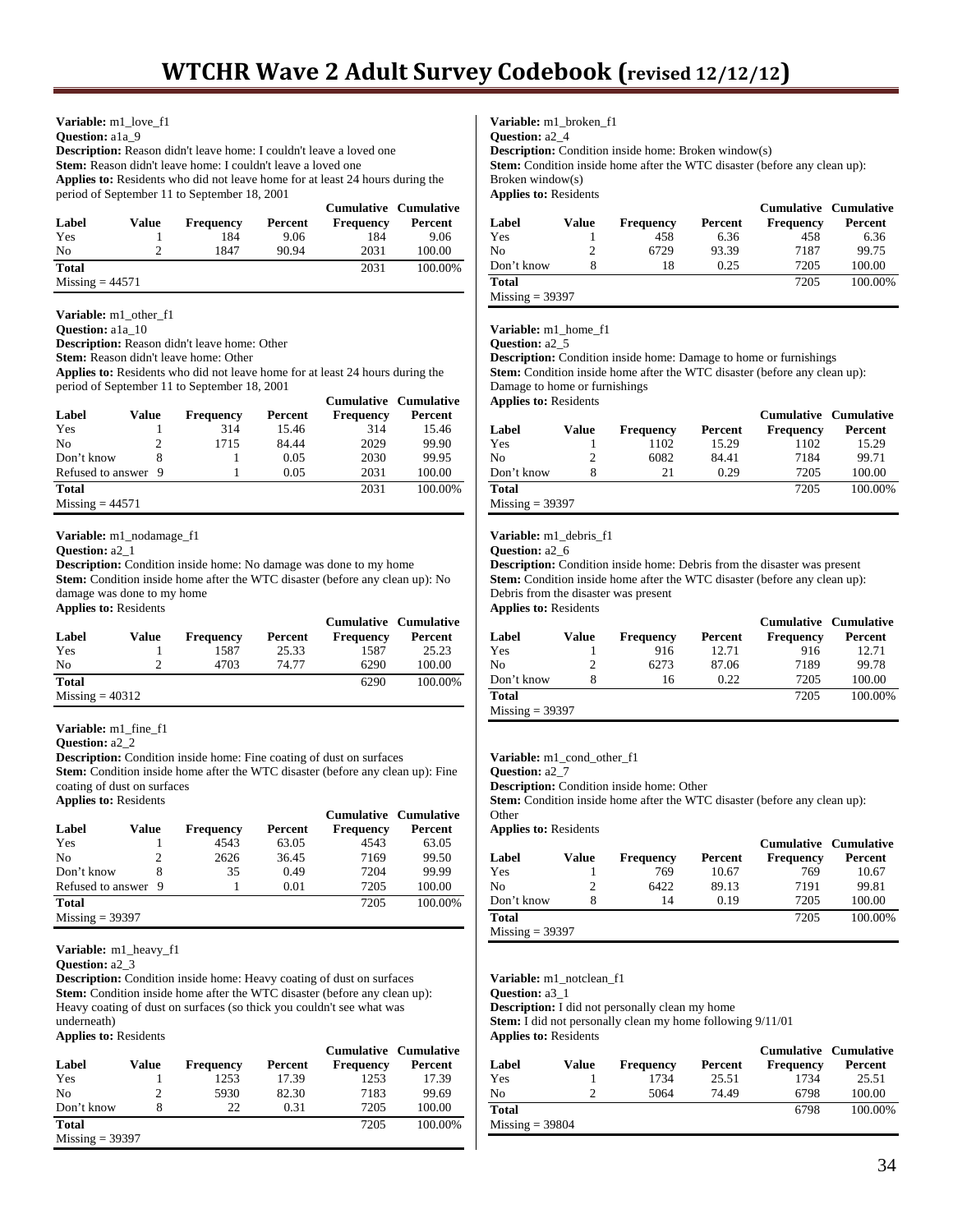**Variable:** m1_love_f1
**Question:** a1a_9
**Description:** Reason didn't leave home: I couldn't leave a loved one
**Stem:** Reason didn't leave home: I couldn't leave a loved one
**Applies to:** Residents who did not leave home for at least 24 hours during the period of September 11 to September 18, 2001

| Label | Value | Frequency | Percent | Cumulative Frequency | Cumulative Percent |
|---|---|---|---|---|---|
| Yes | 1 | 184 | 9.06 | 184 | 9.06 |
| No | 2 | 1847 | 90.94 | 2031 | 100.00 |
| **Total** | | | | 2031 | 100.00% |

Missing = 44571

**Variable:** m1_other_f1
**Question:** a1a_10
**Description:** Reason didn't leave home: Other
**Stem:** Reason didn't leave home: Other
**Applies to:** Residents who did not leave home for at least 24 hours during the period of September 11 to September 18, 2001

| Label | Value | Frequency | Percent | Cumulative Frequency | Cumulative Percent |
|---|---|---|---|---|---|
| Yes | 1 | 314 | 15.46 | 314 | 15.46 |
| No | 2 | 1715 | 84.44 | 2029 | 99.90 |
| Don't know | 8 | 1 | 0.05 | 2030 | 99.95 |
| Refused to answer | 9 | 1 | 0.05 | 2031 | 100.00 |
| **Total** | | | | 2031 | 100.00% |

Missing = 44571

**Variable:** m1_nodamage_f1
**Question:** a2_1
**Description:** Condition inside home: No damage was done to my home
**Stem:** Condition inside home after the WTC disaster (before any clean up): No damage was done to my home
**Applies to:** Residents

| Label | Value | Frequency | Percent | Cumulative Frequency | Cumulative Percent |
|---|---|---|---|---|---|
| Yes | 1 | 1587 | 25.33 | 1587 | 25.23 |
| No | 2 | 4703 | 74.77 | 6290 | 100.00 |
| **Total** | | | | 6290 | 100.00% |

Missing = 40312

**Variable:** m1_fine_f1
**Question:** a2_2
**Description:** Condition inside home: Fine coating of dust on surfaces
**Stem:** Condition inside home after the WTC disaster (before any clean up): Fine coating of dust on surfaces
**Applies to:** Residents

| Label | Value | Frequency | Percent | Cumulative Frequency | Cumulative Percent |
|---|---|---|---|---|---|
| Yes | 1 | 4543 | 63.05 | 4543 | 63.05 |
| No | 2 | 2626 | 36.45 | 7169 | 99.50 |
| Don't know | 8 | 35 | 0.49 | 7204 | 99.99 |
| Refused to answer | 9 | 1 | 0.01 | 7205 | 100.00 |
| **Total** | | | | 7205 | 100.00% |

Missing = 39397

**Variable:** m1_heavy_f1
**Question:** a2_3
**Description:** Condition inside home: Heavy coating of dust on surfaces
**Stem:** Condition inside home after the WTC disaster (before any clean up): Heavy coating of dust on surfaces (so thick you couldn't see what was underneath)
**Applies to:** Residents

| Label | Value | Frequency | Percent | Cumulative Frequency | Cumulative Percent |
|---|---|---|---|---|---|
| Yes | 1 | 1253 | 17.39 | 1253 | 17.39 |
| No | 2 | 5930 | 82.30 | 7183 | 99.69 |
| Don't know | 8 | 22 | 0.31 | 7205 | 100.00 |
| **Total** | | | | 7205 | 100.00% |

Missing = 39397

**Variable:** m1_broken_f1
**Question:** a2_4
**Description:** Condition inside home: Broken window(s)
**Stem:** Condition inside home after the WTC disaster (before any clean up): Broken window(s)
**Applies to:** Residents

| Label | Value | Frequency | Percent | Cumulative Frequency | Cumulative Percent |
|---|---|---|---|---|---|
| Yes | 1 | 458 | 6.36 | 458 | 6.36 |
| No | 2 | 6729 | 93.39 | 7187 | 99.75 |
| Don't know | 8 | 18 | 0.25 | 7205 | 100.00 |
| **Total** | | | | 7205 | 100.00% |

Missing = 39397

**Variable:** m1_home_f1
**Question:** a2_5
**Description:** Condition inside home: Damage to home or furnishings
**Stem:** Condition inside home after the WTC disaster (before any clean up): Damage to home or furnishings
**Applies to:** Residents

| Label | Value | Frequency | Percent | Cumulative Frequency | Cumulative Percent |
|---|---|---|---|---|---|
| Yes | 1 | 1102 | 15.29 | 1102 | 15.29 |
| No | 2 | 6082 | 84.41 | 7184 | 99.71 |
| Don't know | 8 | 21 | 0.29 | 7205 | 100.00 |
| **Total** | | | | 7205 | 100.00% |

Missing = 39397

**Variable:** m1_debris_f1
**Question:** a2_6
**Description:** Condition inside home: Debris from the disaster was present
**Stem:** Condition inside home after the WTC disaster (before any clean up): Debris from the disaster was present
**Applies to:** Residents

| Label | Value | Frequency | Percent | Cumulative Frequency | Cumulative Percent |
|---|---|---|---|---|---|
| Yes | 1 | 916 | 12.71 | 916 | 12.71 |
| No | 2 | 6273 | 87.06 | 7189 | 99.78 |
| Don't know | 8 | 16 | 0.22 | 7205 | 100.00 |
| **Total** | | | | 7205 | 100.00% |

Missing = 39397

**Variable:** m1_cond_other_f1
**Question:** a2_7
**Description:** Condition inside home: Other
**Stem:** Condition inside home after the WTC disaster (before any clean up): Other
**Applies to:** Residents

| Label | Value | Frequency | Percent | Cumulative Frequency | Cumulative Percent |
|---|---|---|---|---|---|
| Yes | 1 | 769 | 10.67 | 769 | 10.67 |
| No | 2 | 6422 | 89.13 | 7191 | 99.81 |
| Don't know | 8 | 14 | 0.19 | 7205 | 100.00 |
| **Total** | | | | 7205 | 100.00% |

Missing = 39397

**Variable:** m1_notclean_f1
**Question:** a3_1
**Description:** I did not personally clean my home
**Stem:** I did not personally clean my home following 9/11/01
**Applies to:** Residents

| Label | Value | Frequency | Percent | Cumulative Frequency | Cumulative Percent |
|---|---|---|---|---|---|
| Yes | 1 | 1734 | 25.51 | 1734 | 25.51 |
| No | 2 | 5064 | 74.49 | 6798 | 100.00 |
| **Total** | | | | 6798 | 100.00% |

Missing = 39804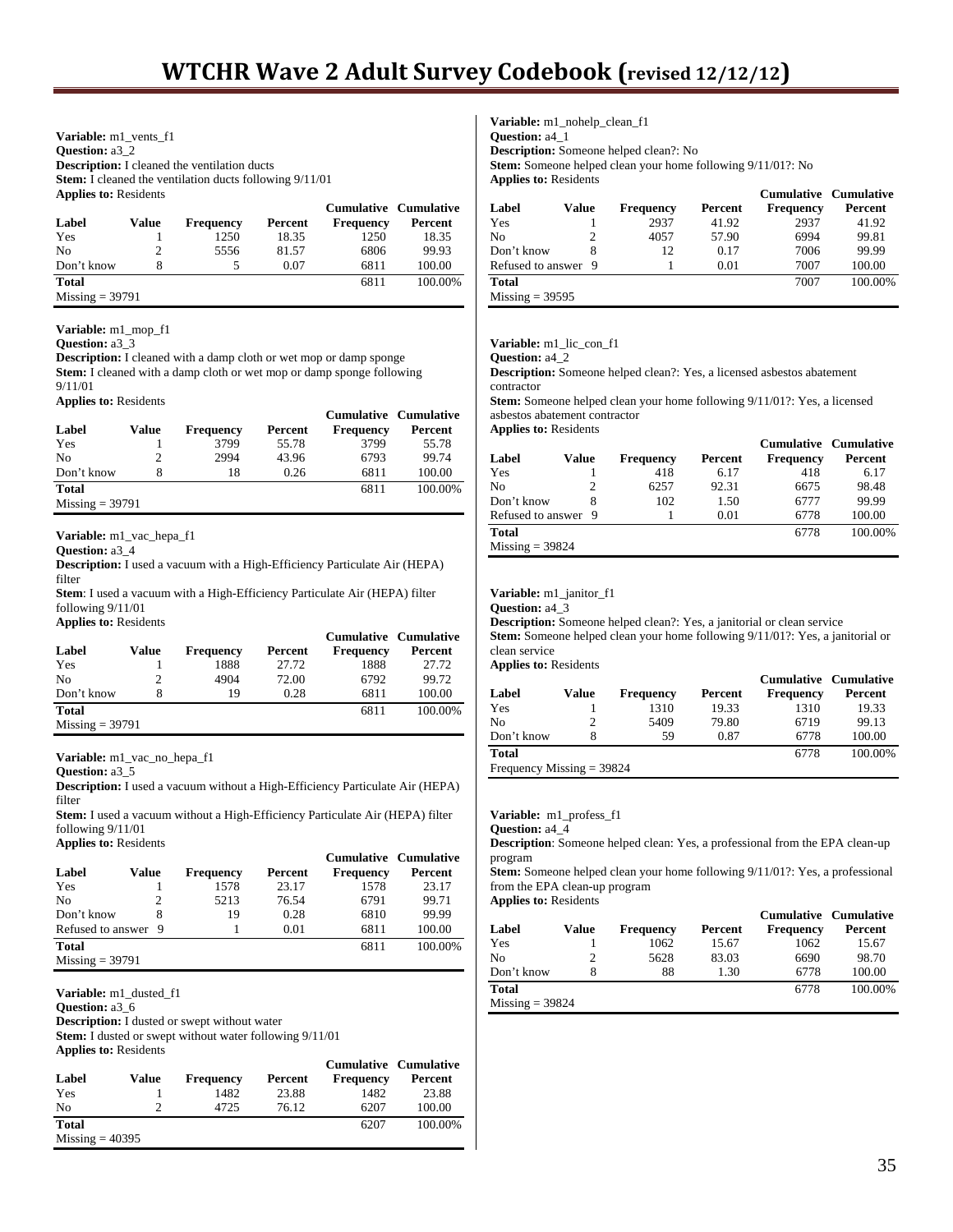**Variable:** m1_vents_f1
**Question:** a3_2
**Description:** I cleaned the ventilation ducts
**Stem:** I cleaned the ventilation ducts following 9/11/01
**Applies to:** Residents

| Label | Value | Frequency | Percent | Cumulative Frequency | Cumulative Percent |
|---|---|---|---|---|---|
| Yes | 1 | 1250 | 18.35 | 1250 | 18.35 |
| No | 2 | 5556 | 81.57 | 6806 | 99.93 |
| Don't know | 8 | 5 | 0.07 | 6811 | 100.00 |
| **Total** | | | | 6811 | 100.00% |
| Missing = 39791 | | | | | |

**Variable:** m1_mop_f1
**Question:** a3_3
**Description:** I cleaned with a damp cloth or wet mop or damp sponge
**Stem:** I cleaned with a damp cloth or wet mop or damp sponge following 9/11/01
**Applies to:** Residents

| Label | Value | Frequency | Percent | Cumulative Frequency | Cumulative Percent |
|---|---|---|---|---|---|
| Yes | 1 | 3799 | 55.78 | 3799 | 55.78 |
| No | 2 | 2994 | 43.96 | 6793 | 99.74 |
| Don't know | 8 | 18 | 0.26 | 6811 | 100.00 |
| **Total** | | | | 6811 | 100.00% |
| Missing = 39791 | | | | | |

**Variable:** m1_vac_hepa_f1
**Question:** a3_4
**Description:** I used a vacuum with a High-Efficiency Particulate Air (HEPA) filter
**Stem**: I used a vacuum with a High-Efficiency Particulate Air (HEPA) filter following 9/11/01
**Applies to:** Residents

| Label | Value | Frequency | Percent | Cumulative Frequency | Cumulative Percent |
|---|---|---|---|---|---|
| Yes | 1 | 1888 | 27.72 | 1888 | 27.72 |
| No | 2 | 4904 | 72.00 | 6792 | 99.72 |
| Don't know | 8 | 19 | 0.28 | 6811 | 100.00 |
| **Total** | | | | 6811 | 100.00% |
| Missing = 39791 | | | | | |

**Variable:** m1_vac_no_hepa_f1
**Question:** a3_5
**Description:** I used a vacuum without a High-Efficiency Particulate Air (HEPA) filter
**Stem:** I used a vacuum without a High-Efficiency Particulate Air (HEPA) filter following 9/11/01
**Applies to:** Residents

| Label | Value | Frequency | Percent | Cumulative Frequency | Cumulative Percent |
|---|---|---|---|---|---|
| Yes | 1 | 1578 | 23.17 | 1578 | 23.17 |
| No | 2 | 5213 | 76.54 | 6791 | 99.71 |
| Don't know | 8 | 19 | 0.28 | 6810 | 99.99 |
| Refused to answer | 9 | 1 | 0.01 | 6811 | 100.00 |
| **Total** | | | | 6811 | 100.00% |
| Missing = 39791 | | | | | |

**Variable:** m1_dusted_f1
**Question:** a3_6
**Description:** I dusted or swept without water
**Stem:** I dusted or swept without water following 9/11/01
**Applies to:** Residents

| Label | Value | Frequency | Percent | Cumulative Frequency | Cumulative Percent |
|---|---|---|---|---|---|
| Yes | 1 | 1482 | 23.88 | 1482 | 23.88 |
| No | 2 | 4725 | 76.12 | 6207 | 100.00 |
| **Total** | | | | 6207 | 100.00% |
| Missing = 40395 | | | | | |

**Variable:** m1_nohelp_clean_f1
**Question:** a4_1
**Description:** Someone helped clean?: No
**Stem:** Someone helped clean your home following 9/11/01?: No
**Applies to:** Residents

| Label | Value | Frequency | Percent | Cumulative Frequency | Cumulative Percent |
|---|---|---|---|---|---|
| Yes | 1 | 2937 | 41.92 | 2937 | 41.92 |
| No | 2 | 4057 | 57.90 | 6994 | 99.81 |
| Don't know | 8 | 12 | 0.17 | 7006 | 99.99 |
| Refused to answer | 9 | 1 | 0.01 | 7007 | 100.00 |
| **Total** | | | | 7007 | 100.00% |
| Missing = 39595 | | | | | |

**Variable:** m1_lic_con_f1
**Question:** a4_2
**Description:** Someone helped clean?: Yes, a licensed asbestos abatement contractor
**Stem:** Someone helped clean your home following 9/11/01?: Yes, a licensed asbestos abatement contractor
**Applies to:** Residents

| Label | Value | Frequency | Percent | Cumulative Frequency | Cumulative Percent |
|---|---|---|---|---|---|
| Yes | 1 | 418 | 6.17 | 418 | 6.17 |
| No | 2 | 6257 | 92.31 | 6675 | 98.48 |
| Don't know | 8 | 102 | 1.50 | 6777 | 99.99 |
| Refused to answer | 9 | 1 | 0.01 | 6778 | 100.00 |
| **Total** | | | | 6778 | 100.00% |
| Missing = 39824 | | | | | |

**Variable:** m1_janitor_f1
**Question:** a4_3
**Description:** Someone helped clean?: Yes, a janitorial or clean service
**Stem:** Someone helped clean your home following 9/11/01?: Yes, a janitorial or clean service
**Applies to:** Residents

| Label | Value | Frequency | Percent | Cumulative Frequency | Cumulative Percent |
|---|---|---|---|---|---|
| Yes | 1 | 1310 | 19.33 | 1310 | 19.33 |
| No | 2 | 5409 | 79.80 | 6719 | 99.13 |
| Don't know | 8 | 59 | 0.87 | 6778 | 100.00 |
| **Total** | | | | 6778 | 100.00% |
| Frequency Missing = 39824 | | | | | |

**Variable:** m1_profess_f1
**Question:** a4_4
**Description**: Someone helped clean: Yes, a professional from the EPA clean-up program
**Stem:** Someone helped clean your home following 9/11/01?: Yes, a professional from the EPA clean-up program
**Applies to:** Residents

| Label | Value | Frequency | Percent | Cumulative Frequency | Cumulative Percent |
|---|---|---|---|---|---|
| Yes | 1 | 1062 | 15.67 | 1062 | 15.67 |
| No | 2 | 5628 | 83.03 | 6690 | 98.70 |
| Don't know | 8 | 88 | 1.30 | 6778 | 100.00 |
| **Total** | | | | 6778 | 100.00% |
| Missing = 39824 | | | | | |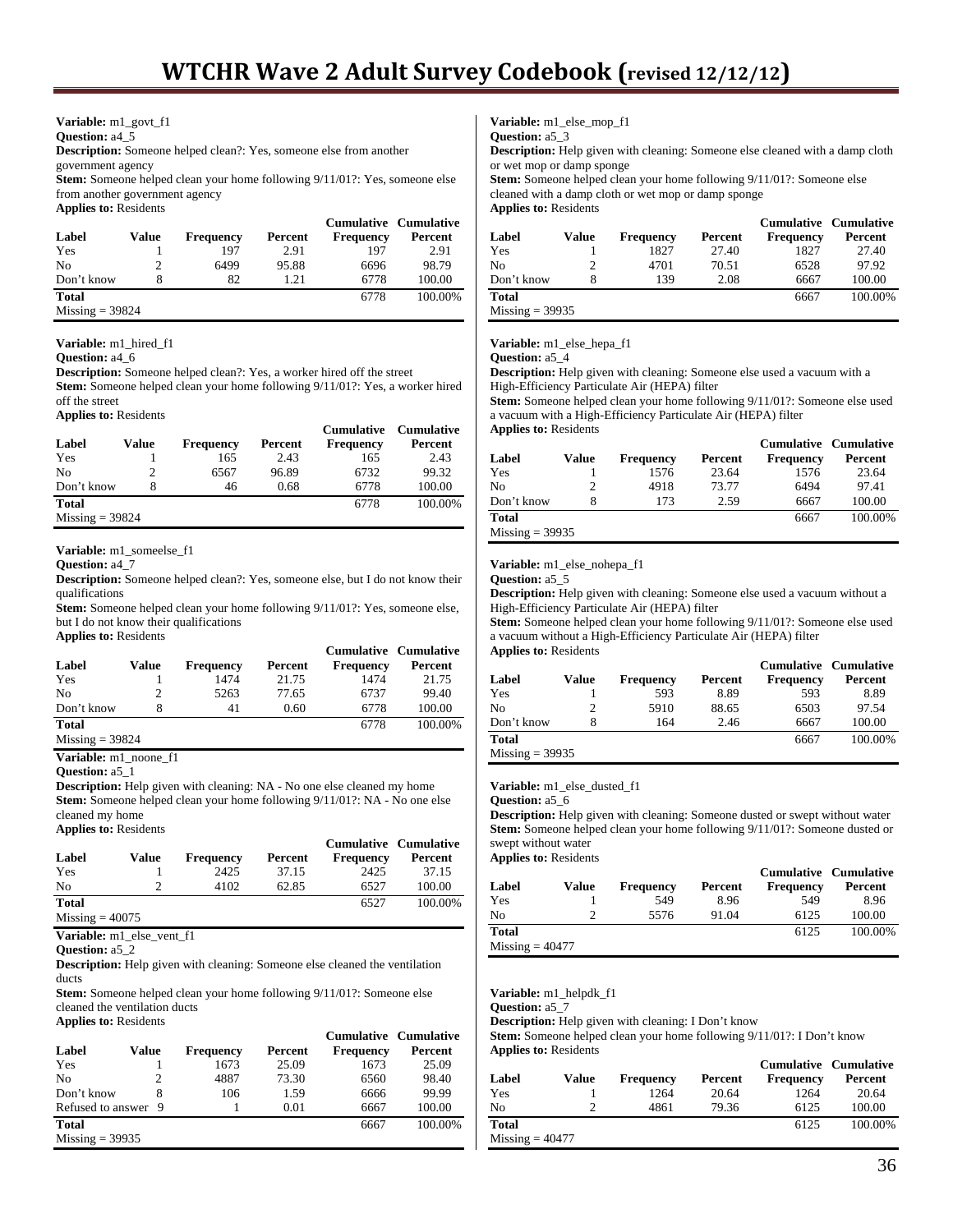**Variable:** m1_govt_f1
**Question:** a4_5
**Description:** Someone helped clean?: Yes, someone else from another government agency
**Stem:** Someone helped clean your home following 9/11/01?: Yes, someone else from another government agency
**Applies to:** Residents

| Label | Value | Frequency | Percent | Cumulative Frequency | Cumulative Percent |
|---|---|---|---|---|---|
| Yes | 1 | 197 | 2.91 | 197 | 2.91 |
| No | 2 | 6499 | 95.88 | 6696 | 98.79 |
| Don't know | 8 | 82 | 1.21 | 6778 | 100.00 |
| **Total** | | | | 6778 | 100.00% |

Missing = 39824

**Variable:** m1_hired_f1
**Question:** a4_6
**Description:** Someone helped clean?: Yes, a worker hired off the street
**Stem:** Someone helped clean your home following 9/11/01?: Yes, a worker hired off the street
**Applies to:** Residents

| Label | Value | Frequency | Percent | Cumulative Frequency | Cumulative Percent |
|---|---|---|---|---|---|
| Yes | 1 | 165 | 2.43 | 165 | 2.43 |
| No | 2 | 6567 | 96.89 | 6732 | 99.32 |
| Don't know | 8 | 46 | 0.68 | 6778 | 100.00 |
| **Total** | | | | 6778 | 100.00% |

Missing = 39824

**Variable:** m1_someelse_f1
**Question:** a4_7
**Description:** Someone helped clean?: Yes, someone else, but I do not know their qualifications
**Stem:** Someone helped clean your home following 9/11/01?: Yes, someone else, but I do not know their qualifications
**Applies to:** Residents

| Label | Value | Frequency | Percent | Cumulative Frequency | Cumulative Percent |
|---|---|---|---|---|---|
| Yes | 1 | 1474 | 21.75 | 1474 | 21.75 |
| No | 2 | 5263 | 77.65 | 6737 | 99.40 |
| Don't know | 8 | 41 | 0.60 | 6778 | 100.00 |
| **Total** | | | | 6778 | 100.00% |

Missing = 39824

**Variable:** m1_noone_f1
**Question:** a5_1
**Description:** Help given with cleaning: NA - No one else cleaned my home
**Stem:** Someone helped clean your home following 9/11/01?: NA - No one else cleaned my home
**Applies to:** Residents

| Label | Value | Frequency | Percent | Cumulative Frequency | Cumulative Percent |
|---|---|---|---|---|---|
| Yes | 1 | 2425 | 37.15 | 2425 | 37.15 |
| No | 2 | 4102 | 62.85 | 6527 | 100.00 |
| **Total** | | | | 6527 | 100.00% |

Missing = 40075

**Variable:** m1_else_vent_f1
**Question:** a5_2
**Description:** Help given with cleaning: Someone else cleaned the ventilation ducts
**Stem:** Someone helped clean your home following 9/11/01?: Someone else cleaned the ventilation ducts
**Applies to:** Residents

| Label | Value | Frequency | Percent | Cumulative Frequency | Cumulative Percent |
|---|---|---|---|---|---|
| Yes | 1 | 1673 | 25.09 | 1673 | 25.09 |
| No | 2 | 4887 | 73.30 | 6560 | 98.40 |
| Don't know | 8 | 106 | 1.59 | 6666 | 99.99 |
| Refused to answer | 9 | 1 | 0.01 | 6667 | 100.00 |
| **Total** | | | | 6667 | 100.00% |

Missing = 39935

**Variable:** m1_else_mop_f1
**Question:** a5_3
**Description:** Help given with cleaning: Someone else cleaned with a damp cloth or wet mop or damp sponge
**Stem:** Someone helped clean your home following 9/11/01?: Someone else cleaned with a damp cloth or wet mop or damp sponge
**Applies to:** Residents

| Label | Value | Frequency | Percent | Cumulative Frequency | Cumulative Percent |
|---|---|---|---|---|---|
| Yes | 1 | 1827 | 27.40 | 1827 | 27.40 |
| No | 2 | 4701 | 70.51 | 6528 | 97.92 |
| Don't know | 8 | 139 | 2.08 | 6667 | 100.00 |
| **Total** | | | | 6667 | 100.00% |

Missing = 39935

**Variable:** m1_else_hepa_f1
**Question:** a5_4
**Description:** Help given with cleaning: Someone else used a vacuum with a High-Efficiency Particulate Air (HEPA) filter
**Stem:** Someone helped clean your home following 9/11/01?: Someone else used a vacuum with a High-Efficiency Particulate Air (HEPA) filter
**Applies to:** Residents

| Label | Value | Frequency | Percent | Cumulative Frequency | Cumulative Percent |
|---|---|---|---|---|---|
| Yes | 1 | 1576 | 23.64 | 1576 | 23.64 |
| No | 2 | 4918 | 73.77 | 6494 | 97.41 |
| Don't know | 8 | 173 | 2.59 | 6667 | 100.00 |
| **Total** | | | | 6667 | 100.00% |

Missing = 39935

**Variable:** m1_else_nohepa_f1
**Question:** a5_5
**Description:** Help given with cleaning: Someone else used a vacuum without a High-Efficiency Particulate Air (HEPA) filter
**Stem:** Someone helped clean your home following 9/11/01?: Someone else used a vacuum without a High-Efficiency Particulate Air (HEPA) filter
**Applies to:** Residents

| Label | Value | Frequency | Percent | Cumulative Frequency | Cumulative Percent |
|---|---|---|---|---|---|
| Yes | 1 | 593 | 8.89 | 593 | 8.89 |
| No | 2 | 5910 | 88.65 | 6503 | 97.54 |
| Don't know | 8 | 164 | 2.46 | 6667 | 100.00 |
| **Total** | | | | 6667 | 100.00% |

Missing = 39935

**Variable:** m1_else_dusted_f1
**Question:** a5_6
**Description:** Help given with cleaning: Someone dusted or swept without water
**Stem:** Someone helped clean your home following 9/11/01?: Someone dusted or swept without water
**Applies to:** Residents

| Label | Value | Frequency | Percent | Cumulative Frequency | Cumulative Percent |
|---|---|---|---|---|---|
| Yes | 1 | 549 | 8.96 | 549 | 8.96 |
| No | 2 | 5576 | 91.04 | 6125 | 100.00 |
| **Total** | | | | 6125 | 100.00% |

Missing = 40477

**Variable:** m1_helpdk_f1
**Question:** a5_7
**Description:** Help given with cleaning: I Don't know
**Stem:** Someone helped clean your home following 9/11/01?: I Don't know
**Applies to:** Residents

| Label | Value | Frequency | Percent | Cumulative Frequency | Cumulative Percent |
|---|---|---|---|---|---|
| Yes | 1 | 1264 | 20.64 | 1264 | 20.64 |
| No | 2 | 4861 | 79.36 | 6125 | 100.00 |
| **Total** | | | | 6125 | 100.00% |

Missing = 40477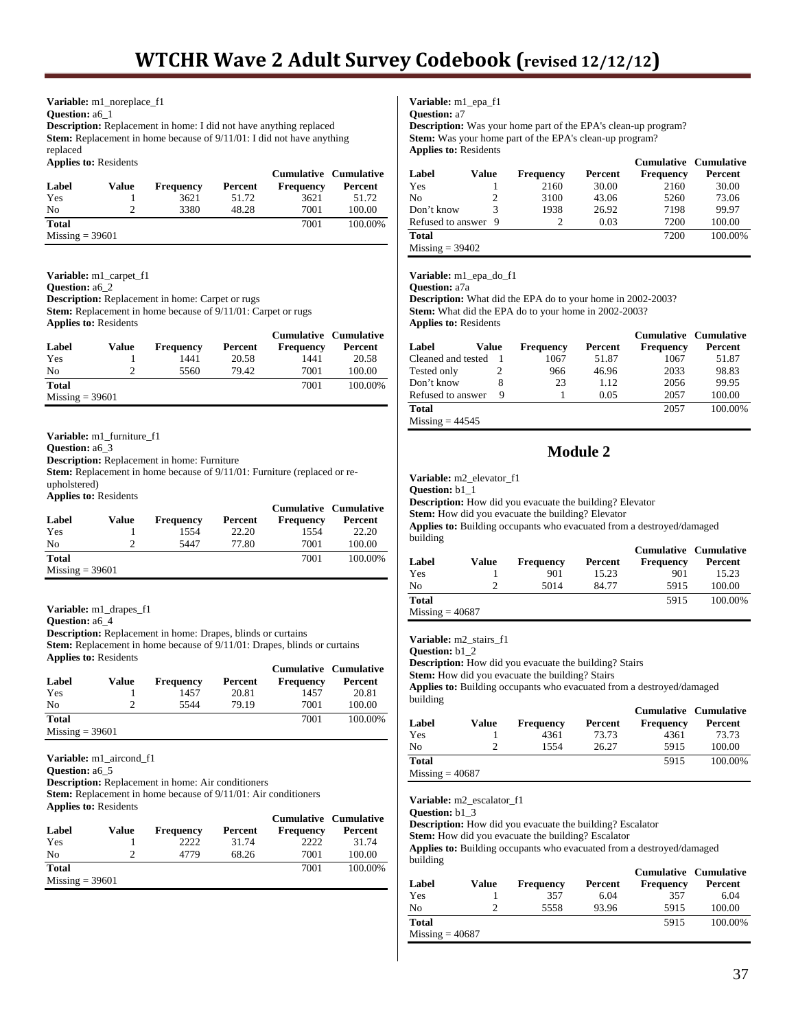**Variable:** m1_noreplace_f1
**Question:** a6_1
**Description:** Replacement in home: I did not have anything replaced
**Stem:** Replacement in home because of 9/11/01: I did not have anything replaced
**Applies to:** Residents

| Label | Value | Frequency | Percent | Cumulative Frequency | Cumulative Percent |
|---|---|---|---|---|---|
| Yes | 1 | 3621 | 51.72 | 3621 | 51.72 |
| No | 2 | 3380 | 48.28 | 7001 | 100.00 |
| **Total** | | | | 7001 | 100.00% |
| Missing = 39601 | | | | | |

**Variable:** m1_carpet_f1
**Question:** a6_2
**Description:** Replacement in home: Carpet or rugs
**Stem:** Replacement in home because of 9/11/01: Carpet or rugs
**Applies to:** Residents

| Label | Value | Frequency | Percent | Cumulative Frequency | Cumulative Percent |
|---|---|---|---|---|---|
| Yes | 1 | 1441 | 20.58 | 1441 | 20.58 |
| No | 2 | 5560 | 79.42 | 7001 | 100.00 |
| **Total** | | | | 7001 | 100.00% |
| Missing = 39601 | | | | | |

**Variable:** m1_furniture_f1
**Question:** a6_3
**Description:** Replacement in home: Furniture
**Stem:** Replacement in home because of 9/11/01: Furniture (replaced or re-upholstered)
**Applies to:** Residents

| Label | Value | Frequency | Percent | Cumulative Frequency | Cumulative Percent |
|---|---|---|---|---|---|
| Yes | 1 | 1554 | 22.20 | 1554 | 22.20 |
| No | 2 | 5447 | 77.80 | 7001 | 100.00 |
| **Total** | | | | 7001 | 100.00% |
| Missing = 39601 | | | | | |

**Variable:** m1_drapes_f1
**Question:** a6_4
**Description:** Replacement in home: Drapes, blinds or curtains
**Stem:** Replacement in home because of 9/11/01: Drapes, blinds or curtains
**Applies to:** Residents

| Label | Value | Frequency | Percent | Cumulative Frequency | Cumulative Percent |
|---|---|---|---|---|---|
| Yes | 1 | 1457 | 20.81 | 1457 | 20.81 |
| No | 2 | 5544 | 79.19 | 7001 | 100.00 |
| **Total** | | | | 7001 | 100.00% |
| Missing = 39601 | | | | | |

**Variable:** m1_aircond_f1
**Question:** a6_5
**Description:** Replacement in home: Air conditioners
**Stem:** Replacement in home because of 9/11/01: Air conditioners
**Applies to:** Residents

| Label | Value | Frequency | Percent | Cumulative Frequency | Cumulative Percent |
|---|---|---|---|---|---|
| Yes | 1 | 2222 | 31.74 | 2222 | 31.74 |
| No | 2 | 4779 | 68.26 | 7001 | 100.00 |
| **Total** | | | | 7001 | 100.00% |
| Missing = 39601 | | | | | |

**Variable:** m1_epa_f1
**Question:** a7
**Description:** Was your home part of the EPA's clean-up program?
**Stem:** Was your home part of the EPA's clean-up program?
**Applies to:** Residents

| Label | Value | Frequency | Percent | Cumulative Frequency | Cumulative Percent |
|---|---|---|---|---|---|
| Yes | 1 | 2160 | 30.00 | 2160 | 30.00 |
| No | 2 | 3100 | 43.06 | 5260 | 73.06 |
| Don't know | 3 | 1938 | 26.92 | 7198 | 99.97 |
| Refused to answer | 9 | 2 | 0.03 | 7200 | 100.00 |
| **Total** | | | | 7200 | 100.00% |
| Missing = 39402 | | | | | |

**Variable:** m1_epa_do_f1
**Question:** a7a
**Description:** What did the EPA do to your home in 2002-2003?
**Stem:** What did the EPA do to your home in 2002-2003?
**Applies to:** Residents

| Label | Value | Frequency | Percent | Cumulative Frequency | Cumulative Percent |
|---|---|---|---|---|---|
| Cleaned and tested | 1 | 1067 | 51.87 | 1067 | 51.87 |
| Tested only | 2 | 966 | 46.96 | 2033 | 98.83 |
| Don't know | 8 | 23 | 1.12 | 2056 | 99.95 |
| Refused to answer | 9 | 1 | 0.05 | 2057 | 100.00 |
| **Total** | | | | 2057 | 100.00% |
| Missing = 44545 | | | | | |

## Module 2

**Variable:** m2_elevator_f1
**Question:** b1_1
**Description:** How did you evacuate the building? Elevator
**Stem:** How did you evacuate the building? Elevator
**Applies to:** Building occupants who evacuated from a destroyed/damaged building

| Label | Value | Frequency | Percent | Cumulative Frequency | Cumulative Percent |
|---|---|---|---|---|---|
| Yes | 1 | 901 | 15.23 | 901 | 15.23 |
| No | 2 | 5014 | 84.77 | 5915 | 100.00 |
| **Total** | | | | 5915 | 100.00% |
| Missing = 40687 | | | | | |

**Variable:** m2_stairs_f1
**Question:** b1_2
**Description:** How did you evacuate the building? Stairs
**Stem:** How did you evacuate the building? Stairs
**Applies to:** Building occupants who evacuated from a destroyed/damaged building

| Label | Value | Frequency | Percent | Cumulative Frequency | Cumulative Percent |
|---|---|---|---|---|---|
| Yes | 1 | 4361 | 73.73 | 4361 | 73.73 |
| No | 2 | 1554 | 26.27 | 5915 | 100.00 |
| **Total** | | | | 5915 | 100.00% |
| Missing = 40687 | | | | | |

**Variable:** m2_escalator_f1
**Question:** b1_3
**Description:** How did you evacuate the building? Escalator
**Stem:** How did you evacuate the building? Escalator
**Applies to:** Building occupants who evacuated from a destroyed/damaged building

| Label | Value | Frequency | Percent | Cumulative Frequency | Cumulative Percent |
|---|---|---|---|---|---|
| Yes | 1 | 357 | 6.04 | 357 | 6.04 |
| No | 2 | 5558 | 93.96 | 5915 | 100.00 |
| **Total** | | | | 5915 | 100.00% |
| Missing = 40687 | | | | | |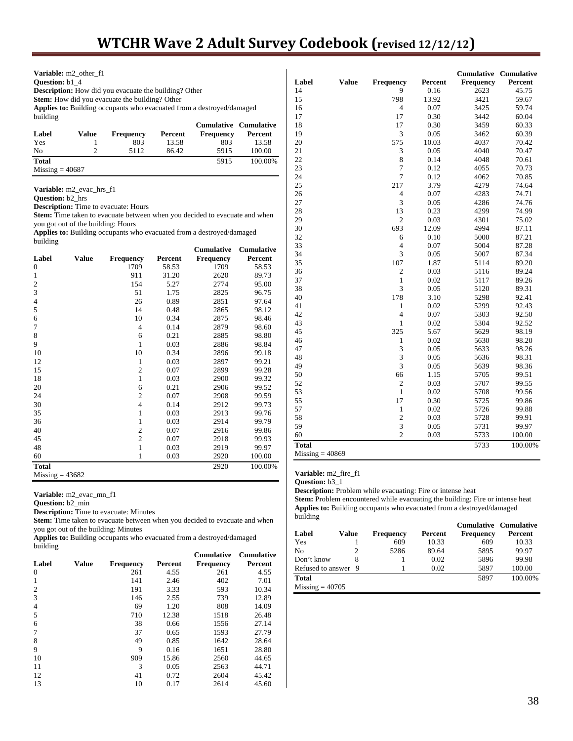**Variable:** m2_other_f1
**Question:** b1_4
**Description:** How did you evacuate the building? Other
**Stem:** How did you evacuate the building? Other
**Applies to:** Building occupants who evacuated from a destroyed/damaged building

| Label | Value | Frequency | Percent | Cumulative Frequency | Cumulative Percent |
|---|---|---|---|---|---|
| Yes | 1 | 803 | 13.58 | 803 | 13.58 |
| No | 2 | 5112 | 86.42 | 5915 | 100.00 |
| **Total** | | | | 5915 | 100.00% |

Missing = 40687

**Variable:** m2_evac_hrs_f1
**Question:** b2_hrs
**Description:** Time to evacuate: Hours
**Stem:** Time taken to evacuate between when you decided to evacuate and when you got out of the building: Hours
**Applies to:** Building occupants who evacuated from a destroyed/damaged building

| Label | Value | Frequency | Percent | Cumulative Frequency | Cumulative Percent |
|---|---|---|---|---|---|
| 0 | | 1709 | 58.53 | 1709 | 58.53 |
| 1 | | 911 | 31.20 | 2620 | 89.73 |
| 2 | | 154 | 5.27 | 2774 | 95.00 |
| 3 | | 51 | 1.75 | 2825 | 96.75 |
| 4 | | 26 | 0.89 | 2851 | 97.64 |
| 5 | | 14 | 0.48 | 2865 | 98.12 |
| 6 | | 10 | 0.34 | 2875 | 98.46 |
| 7 | | 4 | 0.14 | 2879 | 98.60 |
| 8 | | 6 | 0.21 | 2885 | 98.80 |
| 9 | | 1 | 0.03 | 2886 | 98.84 |
| 10 | | 10 | 0.34 | 2896 | 99.18 |
| 12 | | 1 | 0.03 | 2897 | 99.21 |
| 15 | | 2 | 0.07 | 2899 | 99.28 |
| 18 | | 1 | 0.03 | 2900 | 99.32 |
| 20 | | 6 | 0.21 | 2906 | 99.52 |
| 24 | | 2 | 0.07 | 2908 | 99.59 |
| 30 | | 4 | 0.14 | 2912 | 99.73 |
| 35 | | 1 | 0.03 | 2913 | 99.76 |
| 36 | | 1 | 0.03 | 2914 | 99.79 |
| 40 | | 2 | 0.07 | 2916 | 99.86 |
| 45 | | 2 | 0.07 | 2918 | 99.93 |
| 48 | | 1 | 0.03 | 2919 | 99.97 |
| 60 | | 1 | 0.03 | 2920 | 100.00 |
| **Total** | | | | 2920 | 100.00% |

Missing = 43682

**Variable:** m2_evac_mn_f1
**Question:** b2_min
**Description:** Time to evacuate: Minutes
**Stem:** Time taken to evacuate between when you decided to evacuate and when you got out of the building: Minutes
**Applies to:** Building occupants who evacuated from a destroyed/damaged building

| Label | Value | Frequency | Percent | Cumulative Frequency | Cumulative Percent |
|---|---|---|---|---|---|
| 0 | | 261 | 4.55 | 261 | 4.55 |
| 1 | | 141 | 2.46 | 402 | 7.01 |
| 2 | | 191 | 3.33 | 593 | 10.34 |
| 3 | | 146 | 2.55 | 739 | 12.89 |
| 4 | | 69 | 1.20 | 808 | 14.09 |
| 5 | | 710 | 12.38 | 1518 | 26.48 |
| 6 | | 38 | 0.66 | 1556 | 27.14 |
| 7 | | 37 | 0.65 | 1593 | 27.79 |
| 8 | | 49 | 0.85 | 1642 | 28.64 |
| 9 | | 9 | 0.16 | 1651 | 28.80 |
| 10 | | 909 | 15.86 | 2560 | 44.65 |
| 11 | | 3 | 0.05 | 2563 | 44.71 |
| 12 | | 41 | 0.72 | 2604 | 45.42 |
| 13 | | 10 | 0.17 | 2614 | 45.60 |
| 14 | | 9 | 0.16 | 2623 | 45.75 |
| 15 | | 798 | 13.92 | 3421 | 59.67 |
| 16 | | 4 | 0.07 | 3425 | 59.74 |
| 17 | | 17 | 0.30 | 3442 | 60.04 |
| 18 | | 17 | 0.30 | 3459 | 60.33 |
| 19 | | 3 | 0.05 | 3462 | 60.39 |
| 20 | | 575 | 10.03 | 4037 | 70.42 |
| 21 | | 3 | 0.05 | 4040 | 70.47 |
| 22 | | 8 | 0.14 | 4048 | 70.61 |
| 23 | | 7 | 0.12 | 4055 | 70.73 |
| 24 | | 7 | 0.12 | 4062 | 70.85 |
| 25 | | 217 | 3.79 | 4279 | 74.64 |
| 26 | | 4 | 0.07 | 4283 | 74.71 |
| 27 | | 3 | 0.05 | 4286 | 74.76 |
| 28 | | 13 | 0.23 | 4299 | 74.99 |
| 29 | | 2 | 0.03 | 4301 | 75.02 |
| 30 | | 693 | 12.09 | 4994 | 87.11 |
| 32 | | 6 | 0.10 | 5000 | 87.21 |
| 33 | | 4 | 0.07 | 5004 | 87.28 |
| 34 | | 3 | 0.05 | 5007 | 87.34 |
| 35 | | 107 | 1.87 | 5114 | 89.20 |
| 36 | | 2 | 0.03 | 5116 | 89.24 |
| 37 | | 1 | 0.02 | 5117 | 89.26 |
| 38 | | 3 | 0.05 | 5120 | 89.31 |
| 40 | | 178 | 3.10 | 5298 | 92.41 |
| 41 | | 1 | 0.02 | 5299 | 92.43 |
| 42 | | 4 | 0.07 | 5303 | 92.50 |
| 43 | | 1 | 0.02 | 5304 | 92.52 |
| 45 | | 325 | 5.67 | 5629 | 98.19 |
| 46 | | 1 | 0.02 | 5630 | 98.20 |
| 47 | | 3 | 0.05 | 5633 | 98.26 |
| 48 | | 3 | 0.05 | 5636 | 98.31 |
| 49 | | 3 | 0.05 | 5639 | 98.36 |
| 50 | | 66 | 1.15 | 5705 | 99.51 |
| 52 | | 2 | 0.03 | 5707 | 99.55 |
| 53 | | 1 | 0.02 | 5708 | 99.56 |
| 55 | | 17 | 0.30 | 5725 | 99.86 |
| 57 | | 1 | 0.02 | 5726 | 99.88 |
| 58 | | 2 | 0.03 | 5728 | 99.91 |
| 59 | | 3 | 0.05 | 5731 | 99.97 |
| 60 | | 2 | 0.03 | 5733 | 100.00 |
| **Total** | | | | 5733 | 100.00% |

Missing = 40869

**Variable:** m2_fire_f1
**Question:** b3_1
**Description:** Problem while evacuating: Fire or intense heat
**Stem:** Problem encountered while evacuating the building: Fire or intense heat
**Applies to:** Building occupants who evacuated from a destroyed/damaged building

| Label | Value | Frequency | Percent | Cumulative Frequency | Cumulative Percent |
|---|---|---|---|---|---|
| Yes | 1 | 609 | 10.33 | 609 | 10.33 |
| No | 2 | 5286 | 89.64 | 5895 | 99.97 |
| Don't know | 8 | 1 | 0.02 | 5896 | 99.98 |
| Refused to answer | 9 | 1 | 0.02 | 5897 | 100.00 |
| **Total** | | | | 5897 | 100.00% |

Missing = 40705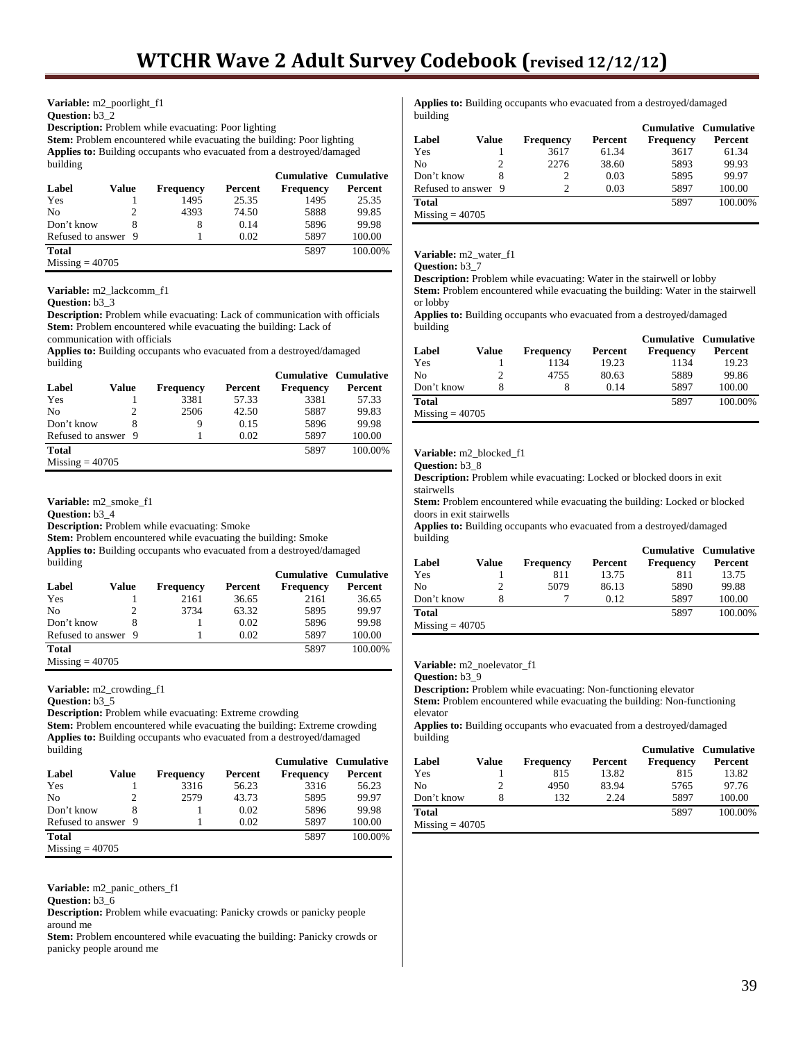**Variable:** m2_poorlight_f1
**Question:** b3_2
**Description:** Problem while evacuating: Poor lighting
**Stem:** Problem encountered while evacuating the building: Poor lighting
**Applies to:** Building occupants who evacuated from a destroyed/damaged building

| Label | Value | Frequency | Percent | Cumulative Frequency | Cumulative Percent |
|---|---|---|---|---|---|
| Yes | 1 | 1495 | 25.35 | 1495 | 25.35 |
| No | 2 | 4393 | 74.50 | 5888 | 99.85 |
| Don't know | 8 | 8 | 0.14 | 5896 | 99.98 |
| Refused to answer | 9 | 1 | 0.02 | 5897 | 100.00 |
| **Total** | | | | 5897 | 100.00% |
| Missing = 40705 | | | | | |

**Variable:** m2_lackcomm_f1
**Question:** b3_3
**Description:** Problem while evacuating: Lack of communication with officials
**Stem:** Problem encountered while evacuating the building: Lack of communication with officials
**Applies to:** Building occupants who evacuated from a destroyed/damaged building

| Label | Value | Frequency | Percent | Cumulative Frequency | Cumulative Percent |
|---|---|---|---|---|---|
| Yes | 1 | 3381 | 57.33 | 3381 | 57.33 |
| No | 2 | 2506 | 42.50 | 5887 | 99.83 |
| Don't know | 8 | 9 | 0.15 | 5896 | 99.98 |
| Refused to answer | 9 | 1 | 0.02 | 5897 | 100.00 |
| **Total** | | | | 5897 | 100.00% |
| Missing = 40705 | | | | | |

**Variable:** m2_smoke_f1
**Question:** b3_4
**Description:** Problem while evacuating: Smoke
**Stem:** Problem encountered while evacuating the building: Smoke
**Applies to:** Building occupants who evacuated from a destroyed/damaged building

| Label | Value | Frequency | Percent | Cumulative Frequency | Cumulative Percent |
|---|---|---|---|---|---|
| Yes | 1 | 2161 | 36.65 | 2161 | 36.65 |
| No | 2 | 3734 | 63.32 | 5895 | 99.97 |
| Don't know | 8 | 1 | 0.02 | 5896 | 99.98 |
| Refused to answer | 9 | 1 | 0.02 | 5897 | 100.00 |
| **Total** | | | | 5897 | 100.00% |
| Missing = 40705 | | | | | |

**Variable:** m2_crowding_f1
**Question:** b3_5
**Description:** Problem while evacuating: Extreme crowding
**Stem:** Problem encountered while evacuating the building: Extreme crowding
**Applies to:** Building occupants who evacuated from a destroyed/damaged building

| Label | Value | Frequency | Percent | Cumulative Frequency | Cumulative Percent |
|---|---|---|---|---|---|
| Yes | 1 | 3316 | 56.23 | 3316 | 56.23 |
| No | 2 | 2579 | 43.73 | 5895 | 99.97 |
| Don't know | 8 | 1 | 0.02 | 5896 | 99.98 |
| Refused to answer | 9 | 1 | 0.02 | 5897 | 100.00 |
| **Total** | | | | 5897 | 100.00% |
| Missing = 40705 | | | | | |

**Variable:** m2_panic_others_f1
**Question:** b3_6
**Description:** Problem while evacuating: Panicky crowds or panicky people around me
**Stem:** Problem encountered while evacuating the building: Panicky crowds or panicky people around me
**Applies to:** Building occupants who evacuated from a destroyed/damaged building

| Label | Value | Frequency | Percent | Cumulative Frequency | Cumulative Percent |
|---|---|---|---|---|---|
| Yes | 1 | 3617 | 61.34 | 3617 | 61.34 |
| No | 2 | 2276 | 38.60 | 5893 | 99.93 |
| Don't know | 8 | 2 | 0.03 | 5895 | 99.97 |
| Refused to answer | 9 | 2 | 0.03 | 5897 | 100.00 |
| **Total** | | | | 5897 | 100.00% |
| Missing = 40705 | | | | | |

**Variable:** m2_water_f1
**Question:** b3_7
**Description:** Problem while evacuating: Water in the stairwell or lobby
**Stem:** Problem encountered while evacuating the building: Water in the stairwell or lobby
**Applies to:** Building occupants who evacuated from a destroyed/damaged building

| Label | Value | Frequency | Percent | Cumulative Frequency | Cumulative Percent |
|---|---|---|---|---|---|
| Yes | 1 | 1134 | 19.23 | 1134 | 19.23 |
| No | 2 | 4755 | 80.63 | 5889 | 99.86 |
| Don't know | 8 | 8 | 0.14 | 5897 | 100.00 |
| **Total** | | | | 5897 | 100.00% |
| Missing = 40705 | | | | | |

**Variable:** m2_blocked_f1
**Question:** b3_8
**Description:** Problem while evacuating: Locked or blocked doors in exit stairwells
**Stem:** Problem encountered while evacuating the building: Locked or blocked doors in exit stairwells
**Applies to:** Building occupants who evacuated from a destroyed/damaged building

| Label | Value | Frequency | Percent | Cumulative Frequency | Cumulative Percent |
|---|---|---|---|---|---|
| Yes | 1 | 811 | 13.75 | 811 | 13.75 |
| No | 2 | 5079 | 86.13 | 5890 | 99.88 |
| Don't know | 8 | 7 | 0.12 | 5897 | 100.00 |
| **Total** | | | | 5897 | 100.00% |
| Missing = 40705 | | | | | |

**Variable:** m2_noelevator_f1
**Question:** b3_9
**Description:** Problem while evacuating: Non-functioning elevator
**Stem:** Problem encountered while evacuating the building: Non-functioning elevator
**Applies to:** Building occupants who evacuated from a destroyed/damaged building

| Label | Value | Frequency | Percent | Cumulative Frequency | Cumulative Percent |
|---|---|---|---|---|---|
| Yes | 1 | 815 | 13.82 | 815 | 13.82 |
| No | 2 | 4950 | 83.94 | 5765 | 97.76 |
| Don't know | 8 | 132 | 2.24 | 5897 | 100.00 |
| **Total** | | | | 5897 | 100.00% |
| Missing = 40705 | | | | | |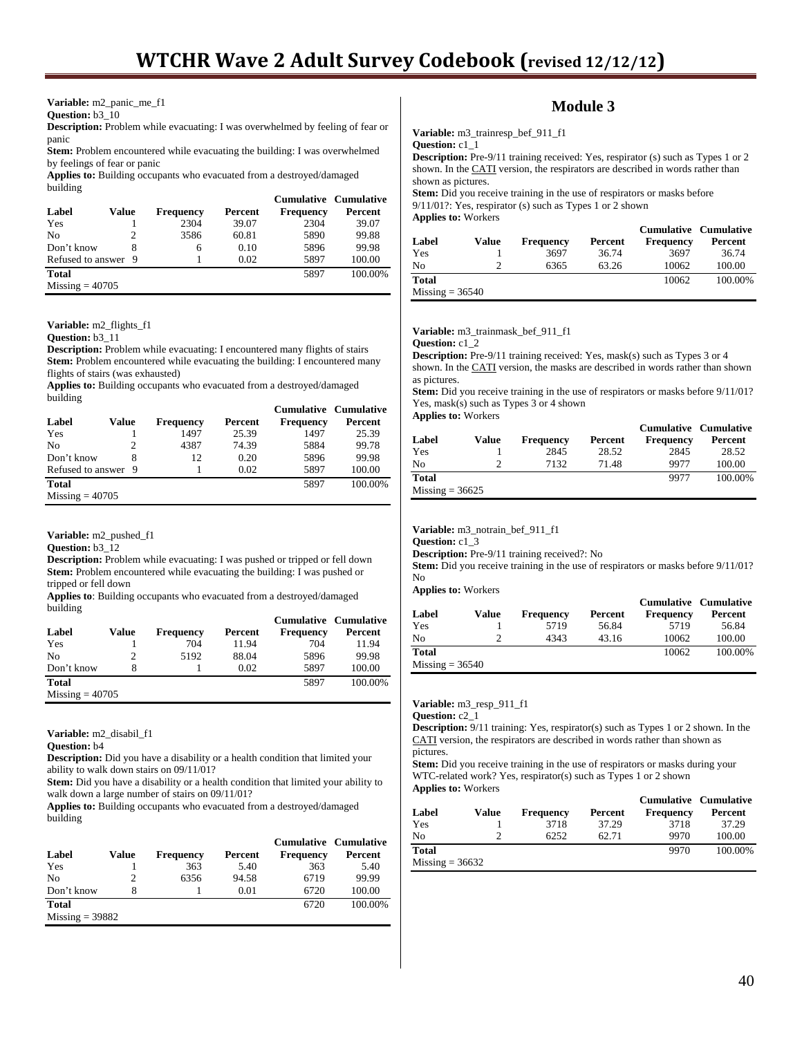**Variable:** m2_panic_me_f1
**Question:** b3_10
**Description:** Problem while evacuating: I was overwhelmed by feeling of fear or panic
**Stem:** Problem encountered while evacuating the building: I was overwhelmed by feelings of fear or panic
**Applies to:** Building occupants who evacuated from a destroyed/damaged building

| Label | Value | Frequency | Percent | Cumulative Frequency | Cumulative Percent |
|---|---|---|---|---|---|
| Yes | 1 | 2304 | 39.07 | 2304 | 39.07 |
| No | 2 | 3586 | 60.81 | 5890 | 99.88 |
| Don't know | 8 | 6 | 0.10 | 5896 | 99.98 |
| Refused to answer | 9 | 1 | 0.02 | 5897 | 100.00 |
| **Total** | | | | 5897 | 100.00% |
| Missing = 40705 | | | | | |

**Variable:** m2_flights_f1
**Question:** b3_11
**Description:** Problem while evacuating: I encountered many flights of stairs
**Stem:** Problem encountered while evacuating the building: I encountered many flights of stairs (was exhausted)
**Applies to:** Building occupants who evacuated from a destroyed/damaged building

| Label | Value | Frequency | Percent | Cumulative Frequency | Cumulative Percent |
|---|---|---|---|---|---|
| Yes | 1 | 1497 | 25.39 | 1497 | 25.39 |
| No | 2 | 4387 | 74.39 | 5884 | 99.78 |
| Don't know | 8 | 12 | 0.20 | 5896 | 99.98 |
| Refused to answer | 9 | 1 | 0.02 | 5897 | 100.00 |
| **Total** | | | | 5897 | 100.00% |
| Missing = 40705 | | | | | |

**Variable:** m2_pushed_f1
**Question:** b3_12
**Description:** Problem while evacuating: I was pushed or tripped or fell down
**Stem:** Problem encountered while evacuating the building: I was pushed or tripped or fell down
**Applies to**: Building occupants who evacuated from a destroyed/damaged building

| Label | Value | Frequency | Percent | Cumulative Frequency | Cumulative Percent |
|---|---|---|---|---|---|
| Yes | 1 | 704 | 11.94 | 704 | 11.94 |
| No | 2 | 5192 | 88.04 | 5896 | 99.98 |
| Don't know | 8 | 1 | 0.02 | 5897 | 100.00 |
| **Total** | | | | 5897 | 100.00% |
| Missing = 40705 | | | | | |

**Variable:** m2_disabil_f1
**Question:** b4
**Description:** Did you have a disability or a health condition that limited your ability to walk down stairs on 09/11/01?
**Stem:** Did you have a disability or a health condition that limited your ability to walk down a large number of stairs on 09/11/01?
**Applies to:** Building occupants who evacuated from a destroyed/damaged building

| Label | Value | Frequency | Percent | Cumulative Frequency | Cumulative Percent |
|---|---|---|---|---|---|
| Yes | 1 | 363 | 5.40 | 363 | 5.40 |
| No | 2 | 6356 | 94.58 | 6719 | 99.99 |
| Don't know | 8 | 1 | 0.01 | 6720 | 100.00 |
| **Total** | | | | 6720 | 100.00% |
| Missing = 39882 | | | | | |

## Module 3

**Variable:** m3_trainresp_bef_911_f1
**Question:** c1_1
**Description:** Pre-9/11 training received: Yes, respirator (s) such as Types 1 or 2 shown. In the CATI version, the respirators are described in words rather than shown as pictures.
**Stem:** Did you receive training in the use of respirators or masks before 9/11/01?: Yes, respirator (s) such as Types 1 or 2 shown
**Applies to:** Workers

| Label | Value | Frequency | Percent | Cumulative Frequency | Cumulative Percent |
|---|---|---|---|---|---|
| Yes | 1 | 3697 | 36.74 | 3697 | 36.74 |
| No | 2 | 6365 | 63.26 | 10062 | 100.00 |
| **Total** | | | | 10062 | 100.00% |
| Missing = 36540 | | | | | |

**Variable:** m3_trainmask_bef_911_f1
**Question:** c1_2
**Description:** Pre-9/11 training received: Yes, mask(s) such as Types 3 or 4 shown. In the CATI version, the masks are described in words rather than shown as pictures.
**Stem:** Did you receive training in the use of respirators or masks before 9/11/01? Yes, mask(s) such as Types 3 or 4 shown
**Applies to:** Workers

| Label | Value | Frequency | Percent | Cumulative Frequency | Cumulative Percent |
|---|---|---|---|---|---|
| Yes | 1 | 2845 | 28.52 | 2845 | 28.52 |
| No | 2 | 7132 | 71.48 | 9977 | 100.00 |
| **Total** | | | | 9977 | 100.00% |
| Missing = 36625 | | | | | |

**Variable:** m3_notrain_bef_911_f1
**Question:** c1_3
**Description:** Pre-9/11 training received?: No
**Stem:** Did you receive training in the use of respirators or masks before 9/11/01? No
**Applies to:** Workers

| Label | Value | Frequency | Percent | Cumulative Frequency | Cumulative Percent |
|---|---|---|---|---|---|
| Yes | 1 | 5719 | 56.84 | 5719 | 56.84 |
| No | 2 | 4343 | 43.16 | 10062 | 100.00 |
| **Total** | | | | 10062 | 100.00% |
| Missing = 36540 | | | | | |

**Variable:** m3_resp_911_f1
**Question:** c2_1
**Description:** 9/11 training: Yes, respirator(s) such as Types 1 or 2 shown. In the CATI version, the respirators are described in words rather than shown as pictures.
**Stem:** Did you receive training in the use of respirators or masks during your WTC-related work? Yes, respirator(s) such as Types 1 or 2 shown
**Applies to:** Workers

| Label | Value | Frequency | Percent | Cumulative Frequency | Cumulative Percent |
|---|---|---|---|---|---|
| Yes | 1 | 3718 | 37.29 | 3718 | 37.29 |
| No | 2 | 6252 | 62.71 | 9970 | 100.00 |
| **Total** | | | | 9970 | 100.00% |
| Missing = 36632 | | | | | |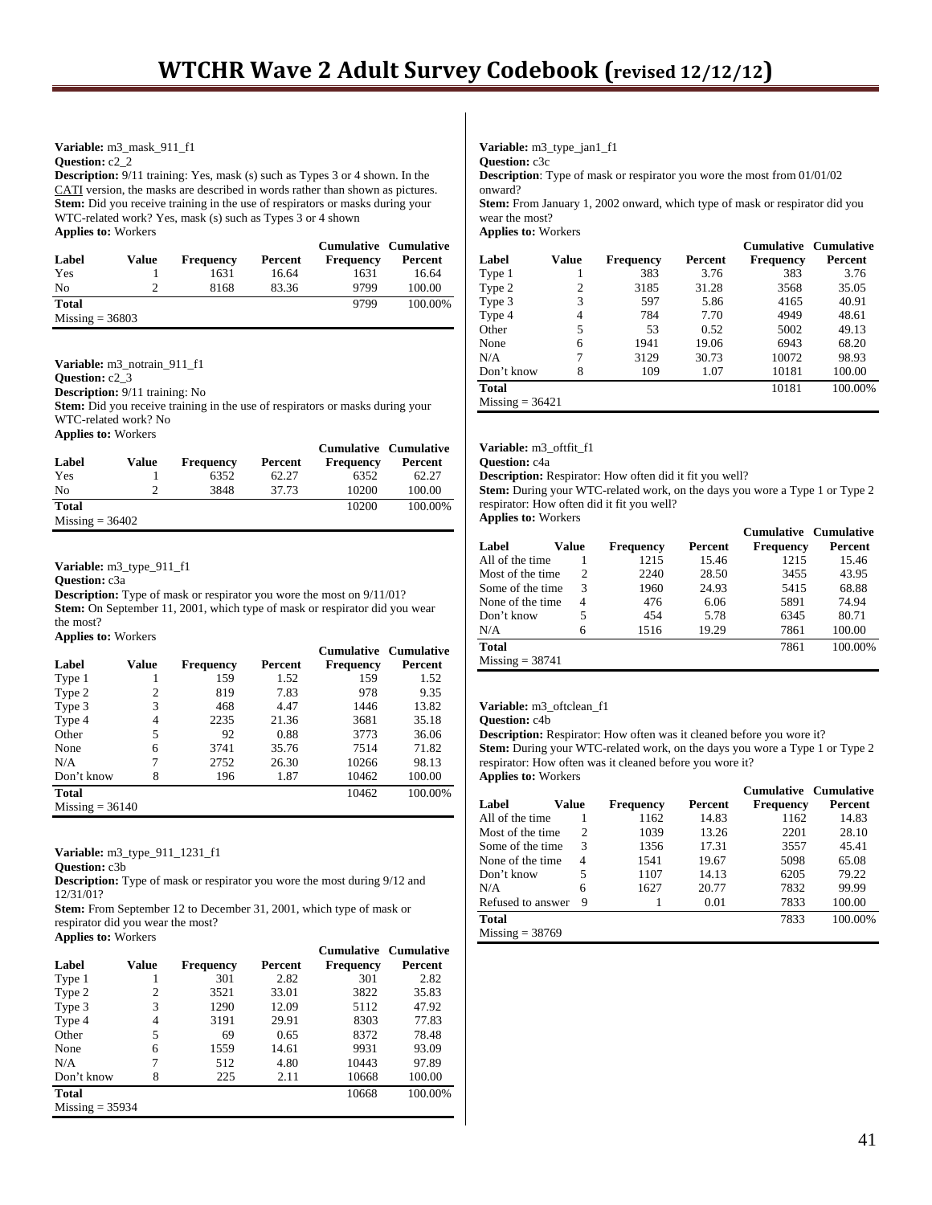**Variable:** m3_mask_911_f1
**Question:** c2_2
**Description:** 9/11 training: Yes, mask (s) such as Types 3 or 4 shown. In the CATI version, the masks are described in words rather than shown as pictures.
**Stem:** Did you receive training in the use of respirators or masks during your WTC-related work? Yes, mask (s) such as Types 3 or 4 shown
**Applies to:** Workers

| Label | Value | Frequency | Percent | Cumulative Frequency | Cumulative Percent |
|---|---|---|---|---|---|
| Yes | 1 | 1631 | 16.64 | 1631 | 16.64 |
| No | 2 | 8168 | 83.36 | 9799 | 100.00 |
| **Total** | | | | 9799 | 100.00% |

Missing = 36803

**Variable:** m3_notrain_911_f1
**Question:** c2_3
**Description:** 9/11 training: No
**Stem:** Did you receive training in the use of respirators or masks during your WTC-related work? No
**Applies to:** Workers

| Label | Value | Frequency | Percent | Cumulative Frequency | Cumulative Percent |
|---|---|---|---|---|---|
| Yes | 1 | 6352 | 62.27 | 6352 | 62.27 |
| No | 2 | 3848 | 37.73 | 10200 | 100.00 |
| **Total** | | | | 10200 | 100.00% |

Missing = 36402

**Variable:** m3_type_911_f1
**Question:** c3a
**Description:** Type of mask or respirator you wore the most on 9/11/01?
**Stem:** On September 11, 2001, which type of mask or respirator did you wear the most?
**Applies to:** Workers

| Label | Value | Frequency | Percent | Cumulative Frequency | Cumulative Percent |
|---|---|---|---|---|---|
| Type 1 | 1 | 159 | 1.52 | 159 | 1.52 |
| Type 2 | 2 | 819 | 7.83 | 978 | 9.35 |
| Type 3 | 3 | 468 | 4.47 | 1446 | 13.82 |
| Type 4 | 4 | 2235 | 21.36 | 3681 | 35.18 |
| Other | 5 | 92 | 0.88 | 3773 | 36.06 |
| None | 6 | 3741 | 35.76 | 7514 | 71.82 |
| N/A | 7 | 2752 | 26.30 | 10266 | 98.13 |
| Don't know | 8 | 196 | 1.87 | 10462 | 100.00 |
| **Total** | | | | 10462 | 100.00% |

Missing = 36140

**Variable:** m3_type_911_1231_f1
**Question:** c3b
**Description:** Type of mask or respirator you wore the most during 9/12 and 12/31/01?
**Stem:** From September 12 to December 31, 2001, which type of mask or respirator did you wear the most?
**Applies to:** Workers

| Label | Value | Frequency | Percent | Cumulative Frequency | Cumulative Percent |
|---|---|---|---|---|---|
| Type 1 | 1 | 301 | 2.82 | 301 | 2.82 |
| Type 2 | 2 | 3521 | 33.01 | 3822 | 35.83 |
| Type 3 | 3 | 1290 | 12.09 | 5112 | 47.92 |
| Type 4 | 4 | 3191 | 29.91 | 8303 | 77.83 |
| Other | 5 | 69 | 0.65 | 8372 | 78.48 |
| None | 6 | 1559 | 14.61 | 9931 | 93.09 |
| N/A | 7 | 512 | 4.80 | 10443 | 97.89 |
| Don't know | 8 | 225 | 2.11 | 10668 | 100.00 |
| **Total** | | | | 10668 | 100.00% |

Missing = 35934

**Variable:** m3_type_jan1_f1
**Question:** c3c
**Description**: Type of mask or respirator you wore the most from 01/01/02 onward?
**Stem:** From January 1, 2002 onward, which type of mask or respirator did you wear the most?
**Applies to:** Workers

| Label | Value | Frequency | Percent | Cumulative Frequency | Cumulative Percent |
|---|---|---|---|---|---|
| Type 1 | 1 | 383 | 3.76 | 383 | 3.76 |
| Type 2 | 2 | 3185 | 31.28 | 3568 | 35.05 |
| Type 3 | 3 | 597 | 5.86 | 4165 | 40.91 |
| Type 4 | 4 | 784 | 7.70 | 4949 | 48.61 |
| Other | 5 | 53 | 0.52 | 5002 | 49.13 |
| None | 6 | 1941 | 19.06 | 6943 | 68.20 |
| N/A | 7 | 3129 | 30.73 | 10072 | 98.93 |
| Don't know | 8 | 109 | 1.07 | 10181 | 100.00 |
| **Total** | | | | 10181 | 100.00% |

Missing = 36421

**Variable:** m3_oftfit_f1
**Question:** c4a
**Description:** Respirator: How often did it fit you well?
**Stem:** During your WTC-related work, on the days you wore a Type 1 or Type 2 respirator: How often did it fit you well?
**Applies to:** Workers

| Label | Value | Frequency | Percent | Cumulative Frequency | Cumulative Percent |
|---|---|---|---|---|---|
| All of the time | 1 | 1215 | 15.46 | 1215 | 15.46 |
| Most of the time | 2 | 2240 | 28.50 | 3455 | 43.95 |
| Some of the time | 3 | 1960 | 24.93 | 5415 | 68.88 |
| None of the time | 4 | 476 | 6.06 | 5891 | 74.94 |
| Don't know | 5 | 454 | 5.78 | 6345 | 80.71 |
| N/A | 6 | 1516 | 19.29 | 7861 | 100.00 |
| **Total** | | | | 7861 | 100.00% |

Missing = 38741

**Variable:** m3_oftclean_f1
**Question:** c4b
**Description:** Respirator: How often was it cleaned before you wore it?
**Stem:** During your WTC-related work, on the days you wore a Type 1 or Type 2 respirator: How often was it cleaned before you wore it?
**Applies to:** Workers

| Label | Value | Frequency | Percent | Cumulative Frequency | Cumulative Percent |
|---|---|---|---|---|---|
| All of the time | 1 | 1162 | 14.83 | 1162 | 14.83 |
| Most of the time | 2 | 1039 | 13.26 | 2201 | 28.10 |
| Some of the time | 3 | 1356 | 17.31 | 3557 | 45.41 |
| None of the time | 4 | 1541 | 19.67 | 5098 | 65.08 |
| Don't know | 5 | 1107 | 14.13 | 6205 | 79.22 |
| N/A | 6 | 1627 | 20.77 | 7832 | 99.99 |
| Refused to answer | 9 | 1 | 0.01 | 7833 | 100.00 |
| **Total** | | | | 7833 | 100.00% |

Missing = 38769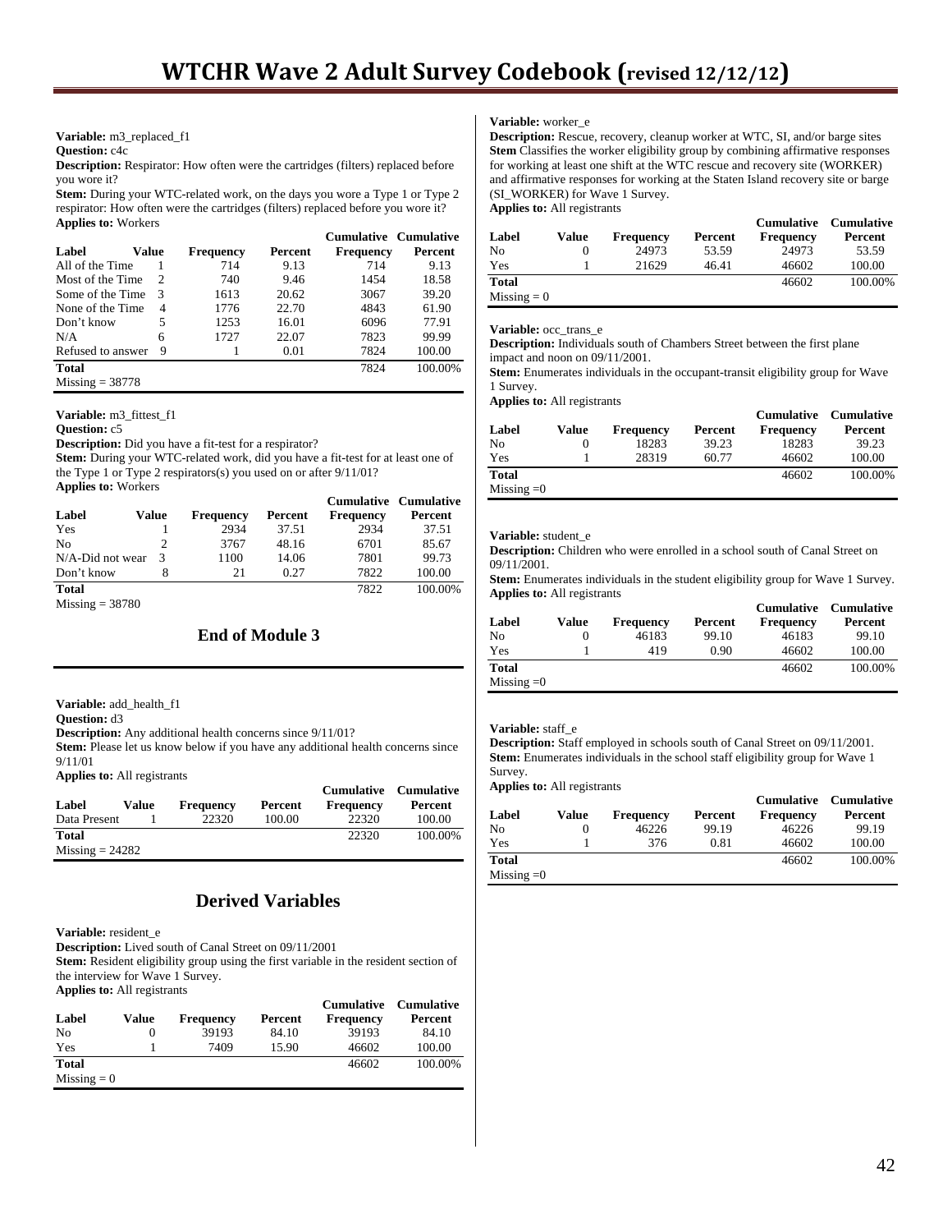**Variable:** m3_replaced_f1
**Question:** c4c
**Description:** Respirator: How often were the cartridges (filters) replaced before you wore it?
**Stem:** During your WTC-related work, on the days you wore a Type 1 or Type 2 respirator: How often were the cartridges (filters) replaced before you wore it?
**Applies to:** Workers

| Label | Value | Frequency | Percent | Cumulative Frequency | Cumulative Percent |
|---|---|---|---|---|---|
| All of the Time | 1 | 714 | 9.13 | 714 | 9.13 |
| Most of the Time | 2 | 740 | 9.46 | 1454 | 18.58 |
| Some of the Time | 3 | 1613 | 20.62 | 3067 | 39.20 |
| None of the Time | 4 | 1776 | 22.70 | 4843 | 61.90 |
| Don't know | 5 | 1253 | 16.01 | 6096 | 77.91 |
| N/A | 6 | 1727 | 22.07 | 7823 | 99.99 |
| Refused to answer | 9 | 1 | 0.01 | 7824 | 100.00 |
| **Total** | | | | 7824 | 100.00% |

Missing = 38778

**Variable:** m3_fittest_f1
**Question:** c5
**Description:** Did you have a fit-test for a respirator?
**Stem:** During your WTC-related work, did you have a fit-test for at least one of the Type 1 or Type 2 respirators(s) you used on or after 9/11/01?
**Applies to:** Workers

| Label | Value | Frequency | Percent | Cumulative Frequency | Cumulative Percent |
|---|---|---|---|---|---|
| Yes | 1 | 2934 | 37.51 | 2934 | 37.51 |
| No | 2 | 3767 | 48.16 | 6701 | 85.67 |
| N/A-Did not wear | 3 | 1100 | 14.06 | 7801 | 99.73 |
| Don't know | 8 | 21 | 0.27 | 7822 | 100.00 |
| **Total** | | | | 7822 | 100.00% |

Missing = 38780

## End of Module 3

**Variable:** add_health_f1
**Question:** d3
**Description:** Any additional health concerns since 9/11/01?
**Stem:** Please let us know below if you have any additional health concerns since 9/11/01
**Applies to:** All registrants

| Label | Value | Frequency | Percent | Cumulative Frequency | Cumulative Percent |
|---|---|---|---|---|---|
| Data Present | 1 | 22320 | 100.00 | 22320 | 100.00 |
| **Total** | | | | 22320 | 100.00% |

Missing = 24282

## Derived Variables

**Variable:** resident_e
**Description:** Lived south of Canal Street on 09/11/2001
**Stem:** Resident eligibility group using the first variable in the resident section of the interview for Wave 1 Survey.
**Applies to:** All registrants

| Label | Value | Frequency | Percent | Cumulative Frequency | Cumulative Percent |
|---|---|---|---|---|---|
| No | 0 | 39193 | 84.10 | 39193 | 84.10 |
| Yes | 1 | 7409 | 15.90 | 46602 | 100.00 |
| **Total** | | | | 46602 | 100.00% |

Missing = 0

**Variable:** worker_e
**Description:** Rescue, recovery, cleanup worker at WTC, SI, and/or barge sites
**Stem** Classifies the worker eligibility group by combining affirmative responses for working at least one shift at the WTC rescue and recovery site (WORKER) and affirmative responses for working at the Staten Island recovery site or barge (SI_WORKER) for Wave 1 Survey.
**Applies to:** All registrants

| Label | Value | Frequency | Percent | Cumulative Frequency | Cumulative Percent |
|---|---|---|---|---|---|
| No | 0 | 24973 | 53.59 | 24973 | 53.59 |
| Yes | 1 | 21629 | 46.41 | 46602 | 100.00 |
| **Total** | | | | 46602 | 100.00% |

Missing = 0

**Variable:** occ_trans_e
**Description:** Individuals south of Chambers Street between the first plane impact and noon on 09/11/2001.
**Stem:** Enumerates individuals in the occupant-transit eligibility group for Wave 1 Survey.
**Applies to:** All registrants

| Label | Value | Frequency | Percent | Cumulative Frequency | Cumulative Percent |
|---|---|---|---|---|---|
| No | 0 | 18283 | 39.23 | 18283 | 39.23 |
| Yes | 1 | 28319 | 60.77 | 46602 | 100.00 |
| **Total** | | | | 46602 | 100.00% |

Missing =0

**Variable:** student_e
**Description:** Children who were enrolled in a school south of Canal Street on 09/11/2001.
**Stem:** Enumerates individuals in the student eligibility group for Wave 1 Survey.
**Applies to:** All registrants

| Label | Value | Frequency | Percent | Cumulative Frequency | Cumulative Percent |
|---|---|---|---|---|---|
| No | 0 | 46183 | 99.10 | 46183 | 99.10 |
| Yes | 1 | 419 | 0.90 | 46602 | 100.00 |
| **Total** | | | | 46602 | 100.00% |

Missing =0

**Variable:** staff_e
**Description:** Staff employed in schools south of Canal Street on 09/11/2001.
**Stem:** Enumerates individuals in the school staff eligibility group for Wave 1 Survey.
**Applies to:** All registrants

| Label | Value | Frequency | Percent | Cumulative Frequency | Cumulative Percent |
|---|---|---|---|---|---|
| No | 0 | 46226 | 99.19 | 46226 | 99.19 |
| Yes | 1 | 376 | 0.81 | 46602 | 100.00 |
| **Total** | | | | 46602 | 100.00% |

Missing =0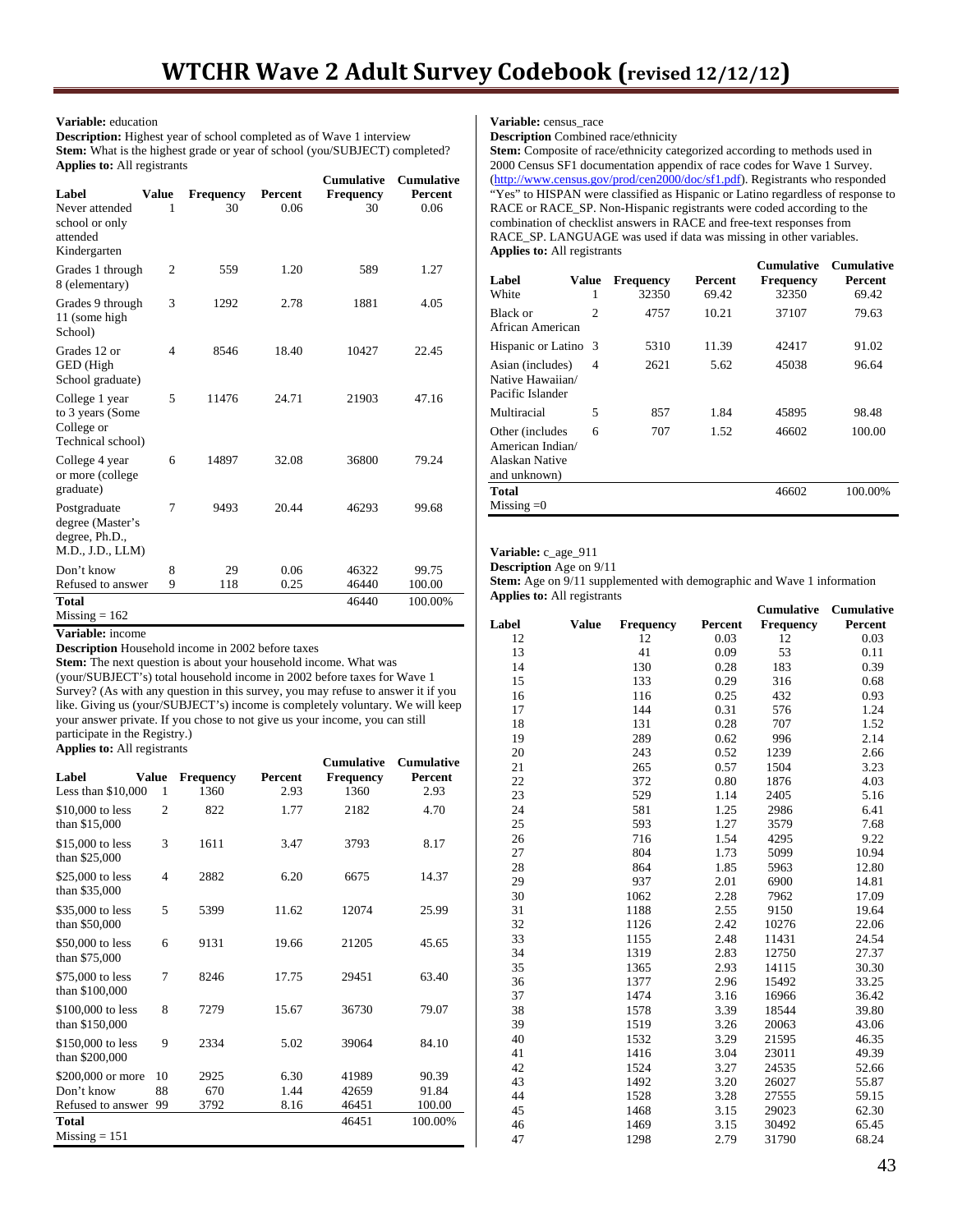**Variable:** education
**Description:** Highest year of school completed as of Wave 1 interview
**Stem:** What is the highest grade or year of school (you/SUBJECT) completed?
**Applies to:** All registrants

| Label | Value | Frequency | Percent | Cumulative Frequency | Cumulative Percent |
|---|---|---|---|---|---|
| Never attended school or only attended Kindergarten | 1 | 30 | 0.06 | 30 | 0.06 |
| Grades 1 through 8 (elementary) | 2 | 559 | 1.20 | 589 | 1.27 |
| Grades 9 through 11 (some high School) | 3 | 1292 | 2.78 | 1881 | 4.05 |
| Grades 12 or GED (High School graduate) | 4 | 8546 | 18.40 | 10427 | 22.45 |
| College 1 year to 3 years (Some College or Technical school) | 5 | 11476 | 24.71 | 21903 | 47.16 |
| College 4 year or more (college graduate) | 6 | 14897 | 32.08 | 36800 | 79.24 |
| Postgraduate degree (Master's degree, Ph.D., M.D., J.D., LLM) | 7 | 9493 | 20.44 | 46293 | 99.68 |
| Don't know | 8 | 29 | 0.06 | 46322 | 99.75 |
| Refused to answer | 9 | 118 | 0.25 | 46440 | 100.00 |
| **Total** | | | | 46440 | 100.00% |
| Missing = 162 | | | | | |

**Variable:** income
**Description** Household income in 2002 before taxes
**Stem:** The next question is about your household income. What was (your/SUBJECT's) total household income in 2002 before taxes for Wave 1 Survey? (As with any question in this survey, you may refuse to answer it if you like. Giving us (your/SUBJECT's) income is completely voluntary. We will keep your answer private. If you chose to not give us your income, you can still participate in the Registry.)
**Applies to:** All registrants

| Label | Value | Frequency | Percent | Cumulative Frequency | Cumulative Percent |
|---|---|---|---|---|---|
| Less than $10,000 | 1 | 1360 | 2.93 | 1360 | 2.93 |
| $10,000 to less than $15,000 | 2 | 822 | 1.77 | 2182 | 4.70 |
| $15,000 to less than $25,000 | 3 | 1611 | 3.47 | 3793 | 8.17 |
| $25,000 to less than $35,000 | 4 | 2882 | 6.20 | 6675 | 14.37 |
| $35,000 to less than $50,000 | 5 | 5399 | 11.62 | 12074 | 25.99 |
| $50,000 to less than $75,000 | 6 | 9131 | 19.66 | 21205 | 45.65 |
| $75,000 to less than $100,000 | 7 | 8246 | 17.75 | 29451 | 63.40 |
| $100,000 to less than $150,000 | 8 | 7279 | 15.67 | 36730 | 79.07 |
| $150,000 to less than $200,000 | 9 | 2334 | 5.02 | 39064 | 84.10 |
| $200,000 or more | 10 | 2925 | 6.30 | 41989 | 90.39 |
| Don't know | 88 | 670 | 1.44 | 42659 | 91.84 |
| Refused to answer | 99 | 3792 | 8.16 | 46451 | 100.00 |
| **Total** | | | | 46451 | 100.00% |
| Missing = 151 | | | | | |

**Variable:** census_race
**Description** Combined race/ethnicity
**Stem:** Composite of race/ethnicity categorized according to methods used in 2000 Census SF1 documentation appendix of race codes for Wave 1 Survey. (http://www.census.gov/prod/cen2000/doc/sf1.pdf). Registrants who responded "Yes" to HISPAN were classified as Hispanic or Latino regardless of response to RACE or RACE_SP. Non-Hispanic registrants were coded according to the combination of checklist answers in RACE and free-text responses from RACE_SP. LANGUAGE was used if data was missing in other variables.
**Applies to:** All registrants

| Label | Value | Frequency | Percent | Cumulative Frequency | Cumulative Percent |
|---|---|---|---|---|---|
| White | 1 | 32350 | 69.42 | 32350 | 69.42 |
| Black or African American | 2 | 4757 | 10.21 | 37107 | 79.63 |
| Hispanic or Latino | 3 | 5310 | 11.39 | 42417 | 91.02 |
| Asian (includes) Native Hawaiian/ Pacific Islander | 4 | 2621 | 5.62 | 45038 | 96.64 |
| Multiracial | 5 | 857 | 1.84 | 45895 | 98.48 |
| Other (includes American Indian/ Alaskan Native and unknown) | 6 | 707 | 1.52 | 46602 | 100.00 |
| **Total** | | | | 46602 | 100.00% |
| Missing =0 | | | | | |

**Variable:** c_age_911
**Description** Age on 9/11
**Stem:** Age on 9/11 supplemented with demographic and Wave 1 information
**Applies to:** All registrants

| Label | Value | Frequency | Percent | Cumulative Frequency | Cumulative Percent |
|---|---|---|---|---|---|
| 12 | | 12 | 0.03 | 12 | 0.03 |
| 13 | | 41 | 0.09 | 53 | 0.11 |
| 14 | | 130 | 0.28 | 183 | 0.39 |
| 15 | | 133 | 0.29 | 316 | 0.68 |
| 16 | | 116 | 0.25 | 432 | 0.93 |
| 17 | | 144 | 0.31 | 576 | 1.24 |
| 18 | | 131 | 0.28 | 707 | 1.52 |
| 19 | | 289 | 0.62 | 996 | 2.14 |
| 20 | | 243 | 0.52 | 1239 | 2.66 |
| 21 | | 265 | 0.57 | 1504 | 3.23 |
| 22 | | 372 | 0.80 | 1876 | 4.03 |
| 23 | | 529 | 1.14 | 2405 | 5.16 |
| 24 | | 581 | 1.25 | 2986 | 6.41 |
| 25 | | 593 | 1.27 | 3579 | 7.68 |
| 26 | | 716 | 1.54 | 4295 | 9.22 |
| 27 | | 804 | 1.73 | 5099 | 10.94 |
| 28 | | 864 | 1.85 | 5963 | 12.80 |
| 29 | | 937 | 2.01 | 6900 | 14.81 |
| 30 | | 1062 | 2.28 | 7962 | 17.09 |
| 31 | | 1188 | 2.55 | 9150 | 19.64 |
| 32 | | 1126 | 2.42 | 10276 | 22.06 |
| 33 | | 1155 | 2.48 | 11431 | 24.54 |
| 34 | | 1319 | 2.83 | 12750 | 27.37 |
| 35 | | 1365 | 2.93 | 14115 | 30.30 |
| 36 | | 1377 | 2.96 | 15492 | 33.25 |
| 37 | | 1474 | 3.16 | 16966 | 36.42 |
| 38 | | 1578 | 3.39 | 18544 | 39.80 |
| 39 | | 1519 | 3.26 | 20063 | 43.06 |
| 40 | | 1532 | 3.29 | 21595 | 46.35 |
| 41 | | 1416 | 3.04 | 23011 | 49.39 |
| 42 | | 1524 | 3.27 | 24535 | 52.66 |
| 43 | | 1492 | 3.20 | 26027 | 55.87 |
| 44 | | 1528 | 3.28 | 27555 | 59.15 |
| 45 | | 1468 | 3.15 | 29023 | 62.30 |
| 46 | | 1469 | 3.15 | 30492 | 65.45 |
| 47 | | 1298 | 2.79 | 31790 | 68.24 |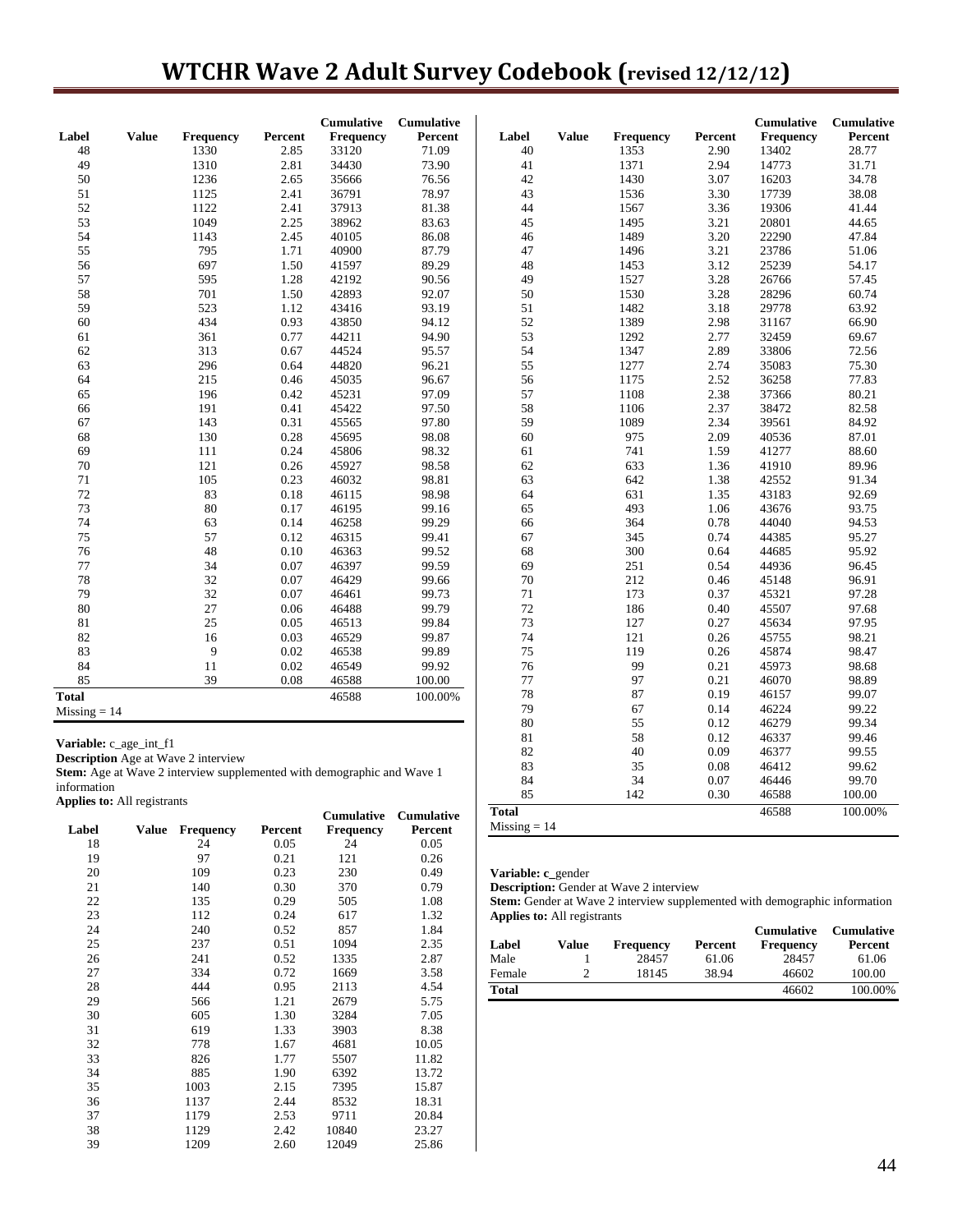| Label | Value | Frequency | Percent | Cumulative Frequency | Cumulative Percent |
|---|---|---|---|---|---|
| 48 | | 1330 | 2.85 | 33120 | 71.09 |
| 49 | | 1310 | 2.81 | 34430 | 73.90 |
| 50 | | 1236 | 2.65 | 35666 | 76.56 |
| 51 | | 1125 | 2.41 | 36791 | 78.97 |
| 52 | | 1122 | 2.41 | 37913 | 81.38 |
| 53 | | 1049 | 2.25 | 38962 | 83.63 |
| 54 | | 1143 | 2.45 | 40105 | 86.08 |
| 55 | | 795 | 1.71 | 40900 | 87.79 |
| 56 | | 697 | 1.50 | 41597 | 89.29 |
| 57 | | 595 | 1.28 | 42192 | 90.56 |
| 58 | | 701 | 1.50 | 42893 | 92.07 |
| 59 | | 523 | 1.12 | 43416 | 93.19 |
| 60 | | 434 | 0.93 | 43850 | 94.12 |
| 61 | | 361 | 0.77 | 44211 | 94.90 |
| 62 | | 313 | 0.67 | 44524 | 95.57 |
| 63 | | 296 | 0.64 | 44820 | 96.21 |
| 64 | | 215 | 0.46 | 45035 | 96.67 |
| 65 | | 196 | 0.42 | 45231 | 97.09 |
| 66 | | 191 | 0.41 | 45422 | 97.50 |
| 67 | | 143 | 0.31 | 45565 | 97.80 |
| 68 | | 130 | 0.28 | 45695 | 98.08 |
| 69 | | 111 | 0.24 | 45806 | 98.32 |
| 70 | | 121 | 0.26 | 45927 | 98.58 |
| 71 | | 105 | 0.23 | 46032 | 98.81 |
| 72 | | 83 | 0.18 | 46115 | 98.98 |
| 73 | | 80 | 0.17 | 46195 | 99.16 |
| 74 | | 63 | 0.14 | 46258 | 99.29 |
| 75 | | 57 | 0.12 | 46315 | 99.41 |
| 76 | | 48 | 0.10 | 46363 | 99.52 |
| 77 | | 34 | 0.07 | 46397 | 99.59 |
| 78 | | 32 | 0.07 | 46429 | 99.66 |
| 79 | | 32 | 0.07 | 46461 | 99.73 |
| 80 | | 27 | 0.06 | 46488 | 99.79 |
| 81 | | 25 | 0.05 | 46513 | 99.84 |
| 82 | | 16 | 0.03 | 46529 | 99.87 |
| 83 | | 9 | 0.02 | 46538 | 99.89 |
| 84 | | 11 | 0.02 | 46549 | 99.92 |
| 85 | | 39 | 0.08 | 46588 | 100.00 |
| **Total** | | | | 46588 | 100.00% |
| Missing = 14 | | | | | |

**Variable:** c_age_int_f1
**Description** Age at Wave 2 interview
**Stem:** Age at Wave 2 interview supplemented with demographic and Wave 1 information
**Applies to:** All registrants

| Label | Value | Frequency | Percent | Cumulative Frequency | Cumulative Percent |
|---|---|---|---|---|---|
| 18 | | 24 | 0.05 | 24 | 0.05 |
| 19 | | 97 | 0.21 | 121 | 0.26 |
| 20 | | 109 | 0.23 | 230 | 0.49 |
| 21 | | 140 | 0.30 | 370 | 0.79 |
| 22 | | 135 | 0.29 | 505 | 1.08 |
| 23 | | 112 | 0.24 | 617 | 1.32 |
| 24 | | 240 | 0.52 | 857 | 1.84 |
| 25 | | 237 | 0.51 | 1094 | 2.35 |
| 26 | | 241 | 0.52 | 1335 | 2.87 |
| 27 | | 334 | 0.72 | 1669 | 3.58 |
| 28 | | 444 | 0.95 | 2113 | 4.54 |
| 29 | | 566 | 1.21 | 2679 | 5.75 |
| 30 | | 605 | 1.30 | 3284 | 7.05 |
| 31 | | 619 | 1.33 | 3903 | 8.38 |
| 32 | | 778 | 1.67 | 4681 | 10.05 |
| 33 | | 826 | 1.77 | 5507 | 11.82 |
| 34 | | 885 | 1.90 | 6392 | 13.72 |
| 35 | | 1003 | 2.15 | 7395 | 15.87 |
| 36 | | 1137 | 2.44 | 8532 | 18.31 |
| 37 | | 1179 | 2.53 | 9711 | 20.84 |
| 38 | | 1129 | 2.42 | 10840 | 23.27 |
| 39 | | 1209 | 2.60 | 12049 | 25.86 |
| 40 | | 1353 | 2.90 | 13402 | 28.77 |
| 41 | | 1371 | 2.94 | 14773 | 31.71 |
| 42 | | 1430 | 3.07 | 16203 | 34.78 |
| 43 | | 1536 | 3.30 | 17739 | 38.08 |
| 44 | | 1567 | 3.36 | 19306 | 41.44 |
| 45 | | 1495 | 3.21 | 20801 | 44.65 |
| 46 | | 1489 | 3.20 | 22290 | 47.84 |
| 47 | | 1496 | 3.21 | 23786 | 51.06 |
| 48 | | 1453 | 3.12 | 25239 | 54.17 |
| 49 | | 1527 | 3.28 | 26766 | 57.45 |
| 50 | | 1530 | 3.28 | 28296 | 60.74 |
| 51 | | 1482 | 3.18 | 29778 | 63.92 |
| 52 | | 1389 | 2.98 | 31167 | 66.90 |
| 53 | | 1292 | 2.77 | 32459 | 69.67 |
| 54 | | 1347 | 2.89 | 33806 | 72.56 |
| 55 | | 1277 | 2.74 | 35083 | 75.30 |
| 56 | | 1175 | 2.52 | 36258 | 77.83 |
| 57 | | 1108 | 2.38 | 37366 | 80.21 |
| 58 | | 1106 | 2.37 | 38472 | 82.58 |
| 59 | | 1089 | 2.34 | 39561 | 84.92 |
| 60 | | 975 | 2.09 | 40536 | 87.01 |
| 61 | | 741 | 1.59 | 41277 | 88.60 |
| 62 | | 633 | 1.36 | 41910 | 89.96 |
| 63 | | 642 | 1.38 | 42552 | 91.34 |
| 64 | | 631 | 1.35 | 43183 | 92.69 |
| 65 | | 493 | 1.06 | 43676 | 93.75 |
| 66 | | 364 | 0.78 | 44040 | 94.53 |
| 67 | | 345 | 0.74 | 44385 | 95.27 |
| 68 | | 300 | 0.64 | 44685 | 95.92 |
| 69 | | 251 | 0.54 | 44936 | 96.45 |
| 70 | | 212 | 0.46 | 45148 | 96.91 |
| 71 | | 173 | 0.37 | 45321 | 97.28 |
| 72 | | 186 | 0.40 | 45507 | 97.68 |
| 73 | | 127 | 0.27 | 45634 | 97.95 |
| 74 | | 121 | 0.26 | 45755 | 98.21 |
| 75 | | 119 | 0.26 | 45874 | 98.47 |
| 76 | | 99 | 0.21 | 45973 | 98.68 |
| 77 | | 97 | 0.21 | 46070 | 98.89 |
| 78 | | 87 | 0.19 | 46157 | 99.07 |
| 79 | | 67 | 0.14 | 46224 | 99.22 |
| 80 | | 55 | 0.12 | 46279 | 99.34 |
| 81 | | 58 | 0.12 | 46337 | 99.46 |
| 82 | | 40 | 0.09 | 46377 | 99.55 |
| 83 | | 35 | 0.08 | 46412 | 99.62 |
| 84 | | 34 | 0.07 | 46446 | 99.70 |
| 85 | | 142 | 0.30 | 46588 | 100.00 |
| **Total** | | | | 46588 | 100.00% |
| Missing = 14 | | | | | |

**Variable: c**_gender
**Description:** Gender at Wave 2 interview
**Stem:** Gender at Wave 2 interview supplemented with demographic information
**Applies to:** All registrants

| Label | Value | Frequency | Percent | Cumulative Frequency | Cumulative Percent |
|---|---|---|---|---|---|
| Male | 1 | 28457 | 61.06 | 28457 | 61.06 |
| Female | 2 | 18145 | 38.94 | 46602 | 100.00 |
| **Total** | | | | 46602 | 100.00% |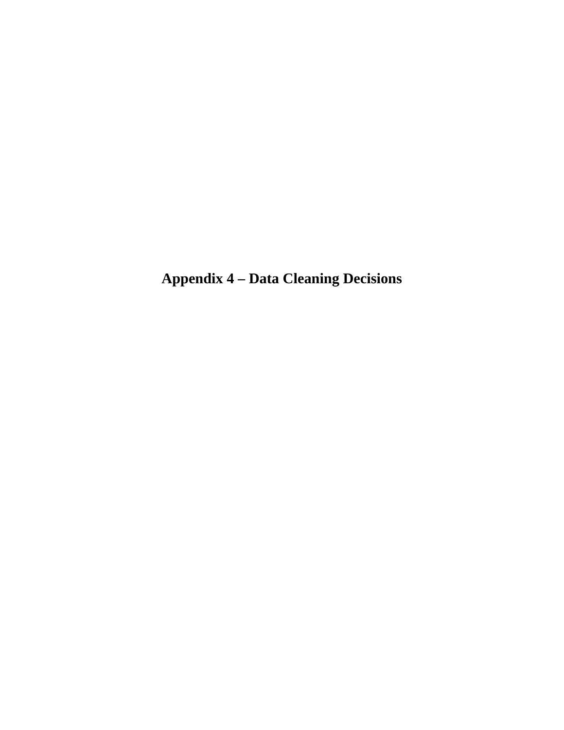# Appendix 4 – Data Cleaning Decisions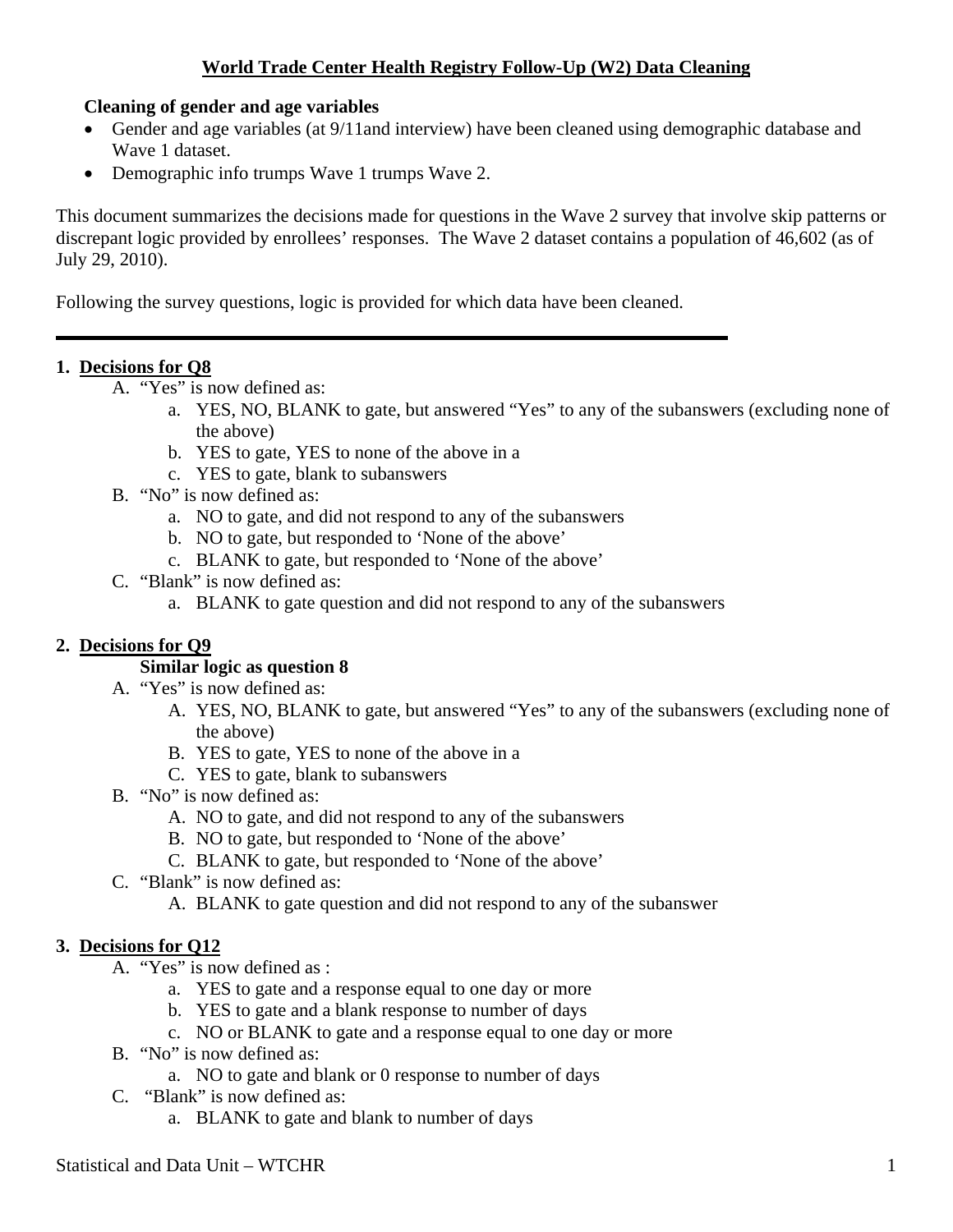# World Trade Center Health Registry Follow-Up (W2) Data Cleaning

**Cleaning of gender and age variables**

- Gender and age variables (at 9/11and interview) have been cleaned using demographic database and Wave 1 dataset.
- Demographic info trumps Wave 1 trumps Wave 2.

This document summarizes the decisions made for questions in the Wave 2 survey that involve skip patterns or discrepant logic provided by enrollees' responses. The Wave 2 dataset contains a population of 46,602 (as of July 29, 2010).

Following the survey questions, logic is provided for which data have been cleaned.

---

**1. Decisions for Q8**

A. "Yes" is now defined as:
   a. YES, NO, BLANK to gate, but answered "Yes" to any of the subanswers (excluding none of the above)
   b. YES to gate, YES to none of the above in a
   c. YES to gate, blank to subanswers

B. "No" is now defined as:
   a. NO to gate, and did not respond to any of the subanswers
   b. NO to gate, but responded to 'None of the above'
   c. BLANK to gate, but responded to 'None of the above'

C. "Blank" is now defined as:
   a. BLANK to gate question and did not respond to any of the subanswers

**2. Decisions for Q9**

**Similar logic as question 8**

A. "Yes" is now defined as:
   A. YES, NO, BLANK to gate, but answered "Yes" to any of the subanswers (excluding none of the above)
   B. YES to gate, YES to none of the above in a
   C. YES to gate, blank to subanswers

B. "No" is now defined as:
   A. NO to gate, and did not respond to any of the subanswers
   B. NO to gate, but responded to 'None of the above'
   C. BLANK to gate, but responded to 'None of the above'

C. "Blank" is now defined as:
   A. BLANK to gate question and did not respond to any of the subanswer

**3. Decisions for Q12**

A. "Yes" is now defined as :
   a. YES to gate and a response equal to one day or more
   b. YES to gate and a blank response to number of days
   c. NO or BLANK to gate and a response equal to one day or more

B. "No" is now defined as:
   a. NO to gate and blank or 0 response to number of days

C. "Blank" is now defined as:
   a. BLANK to gate and blank to number of days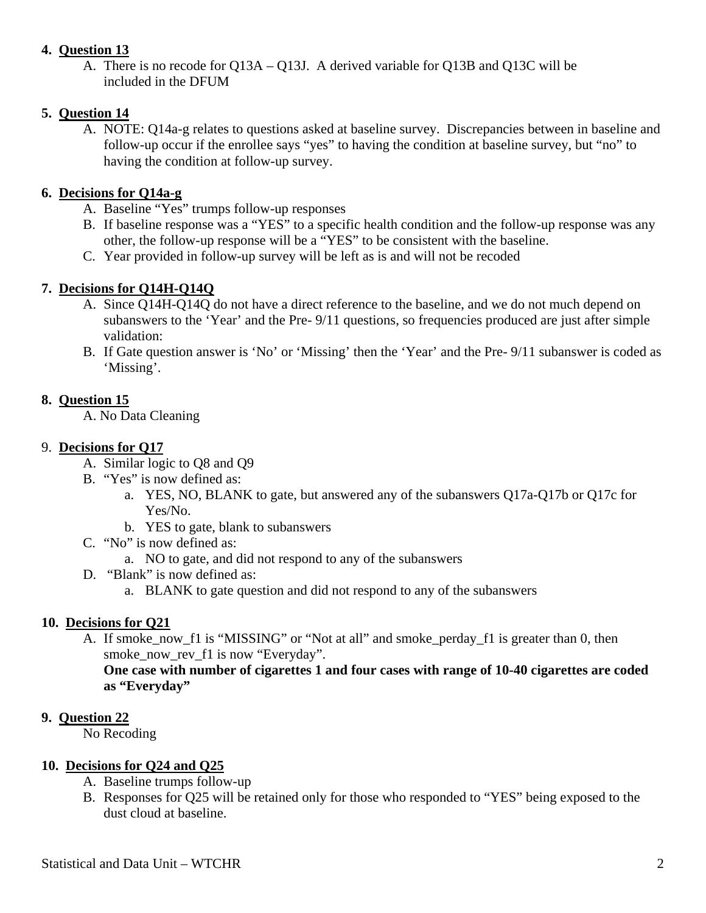4. **<u>Question 13</u>**
   A. There is no recode for Q13A – Q13J. A derived variable for Q13B and Q13C will be included in the DFUM

5. **<u>Question 14</u>**
   A. NOTE: Q14a-g relates to questions asked at baseline survey. Discrepancies between in baseline and follow-up occur if the enrollee says "yes" to having the condition at baseline survey, but "no" to having the condition at follow-up survey.

6. **<u>Decisions for Q14a-g</u>**
   A. Baseline "Yes" trumps follow-up responses
   B. If baseline response was a "YES" to a specific health condition and the follow-up response was any other, the follow-up response will be a "YES" to be consistent with the baseline.
   C. Year provided in follow-up survey will be left as is and will not be recoded

7. **<u>Decisions for Q14H-Q14Q</u>**
   A. Since Q14H-Q14Q do not have a direct reference to the baseline, and we do not much depend on subanswers to the 'Year' and the Pre- 9/11 questions, so frequencies produced are just after simple validation:
   B. If Gate question answer is 'No' or 'Missing' then the 'Year' and the Pre- 9/11 subanswer is coded as 'Missing'.

8. **<u>Question 15</u>**
   A. No Data Cleaning

9. **<u>Decisions for Q17</u>**
   A. Similar logic to Q8 and Q9
   B. "Yes" is now defined as:
      a. YES, NO, BLANK to gate, but answered any of the subanswers Q17a-Q17b or Q17c for Yes/No.
      b. YES to gate, blank to subanswers
   C. "No" is now defined as:
      a. NO to gate, and did not respond to any of the subanswers
   D. "Blank" is now defined as:
      a. BLANK to gate question and did not respond to any of the subanswers

10. **<u>Decisions for Q21</u>**
    A. If smoke_now_f1 is "MISSING" or "Not at all" and smoke_perday_f1 is greater than 0, then smoke_now_rev_f1 is now "Everyday".
    **One case with number of cigarettes 1 and four cases with range of 10-40 cigarettes are coded as "Everyday"**

9. **<u>Question 22</u>**
   No Recoding

10. **<u>Decisions for Q24 and Q25</u>**
    A. Baseline trumps follow-up
    B. Responses for Q25 will be retained only for those who responded to "YES" being exposed to the dust cloud at baseline.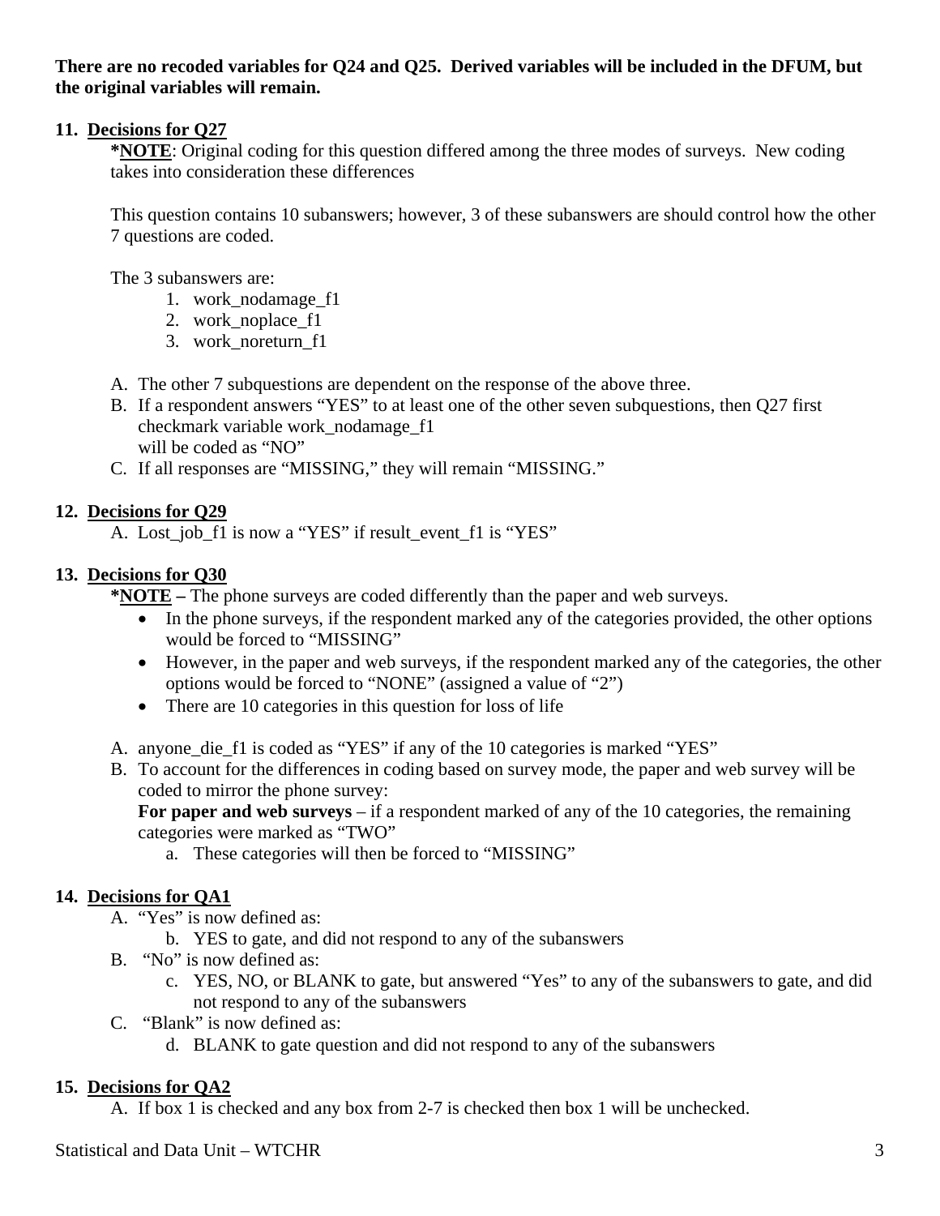**There are no recoded variables for Q24 and Q25. Derived variables will be included in the DFUM, but the original variables will remain.**

11. **Decisions for Q27**

    ***NOTE**: Original coding for this question differed among the three modes of surveys. New coding takes into consideration these differences

    This question contains 10 subanswers; however, 3 of these subanswers are should control how the other 7 questions are coded.

    The 3 subanswers are:
    1. work_nodamage_f1
    2. work_noplace_f1
    3. work_noreturn_f1

    A. The other 7 subquestions are dependent on the response of the above three.
    B. If a respondent answers "YES" to at least one of the other seven subquestions, then Q27 first checkmark variable work_nodamage_f1 will be coded as "NO"
    C. If all responses are "MISSING," they will remain "MISSING."

12. **Decisions for Q29**

    A. Lost_job_f1 is now a "YES" if result_event_f1 is "YES"

13. **Decisions for Q30**

    ***NOTE** – The phone surveys are coded differently than the paper and web surveys.

    - In the phone surveys, if the respondent marked any of the categories provided, the other options would be forced to "MISSING"
    - However, in the paper and web surveys, if the respondent marked any of the categories, the other options would be forced to "NONE" (assigned a value of "2")
    - There are 10 categories in this question for loss of life

    A. anyone_die_f1 is coded as "YES" if any of the 10 categories is marked "YES"
    B. To account for the differences in coding based on survey mode, the paper and web survey will be coded to mirror the phone survey:
       **For paper and web surveys** – if a respondent marked of any of the 10 categories, the remaining categories were marked as "TWO"
       a. These categories will then be forced to "MISSING"

14. **Decisions for QA1**

    A. "Yes" is now defined as:
       b. YES to gate, and did not respond to any of the subanswers
    B. "No" is now defined as:
       c. YES, NO, or BLANK to gate, but answered "Yes" to any of the subanswers to gate, and did not respond to any of the subanswers
    C. "Blank" is now defined as:
       d. BLANK to gate question and did not respond to any of the subanswers

15. **Decisions for QA2**

    A. If box 1 is checked and any box from 2-7 is checked then box 1 will be unchecked.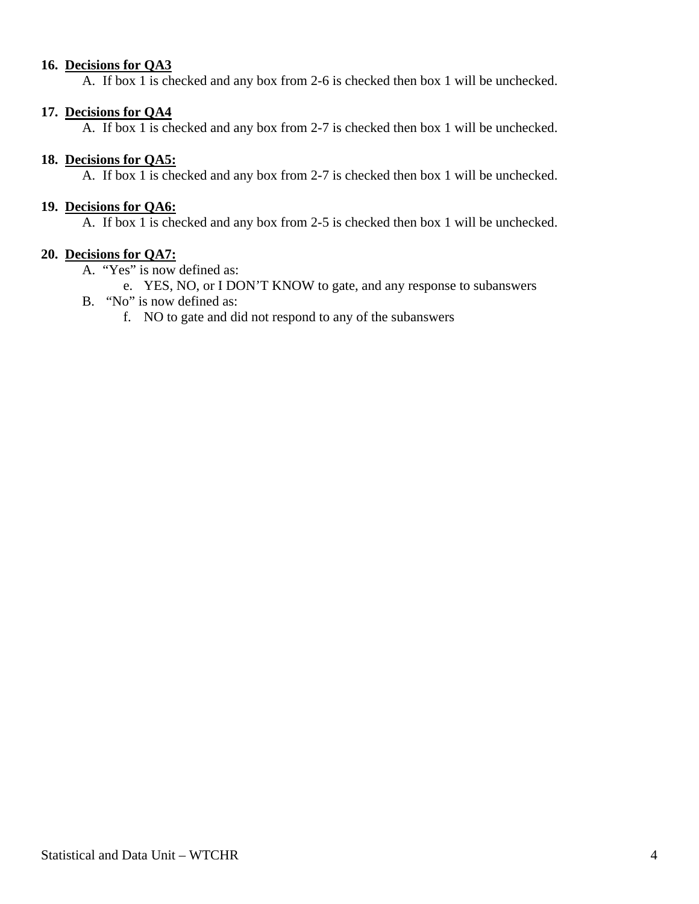**16. Decisions for QA3**

A. If box 1 is checked and any box from 2-6 is checked then box 1 will be unchecked.

**17. Decisions for QA4**

A. If box 1 is checked and any box from 2-7 is checked then box 1 will be unchecked.

**18. Decisions for QA5:**

A. If box 1 is checked and any box from 2-7 is checked then box 1 will be unchecked.

**19. Decisions for QA6:**

A. If box 1 is checked and any box from 2-5 is checked then box 1 will be unchecked.

**20. Decisions for QA7:**

A. “Yes” is now defined as:
   - e. YES, NO, or I DON’T KNOW to gate, and any response to subanswers

B. “No” is now defined as:
   - f. NO to gate and did not respond to any of the subanswers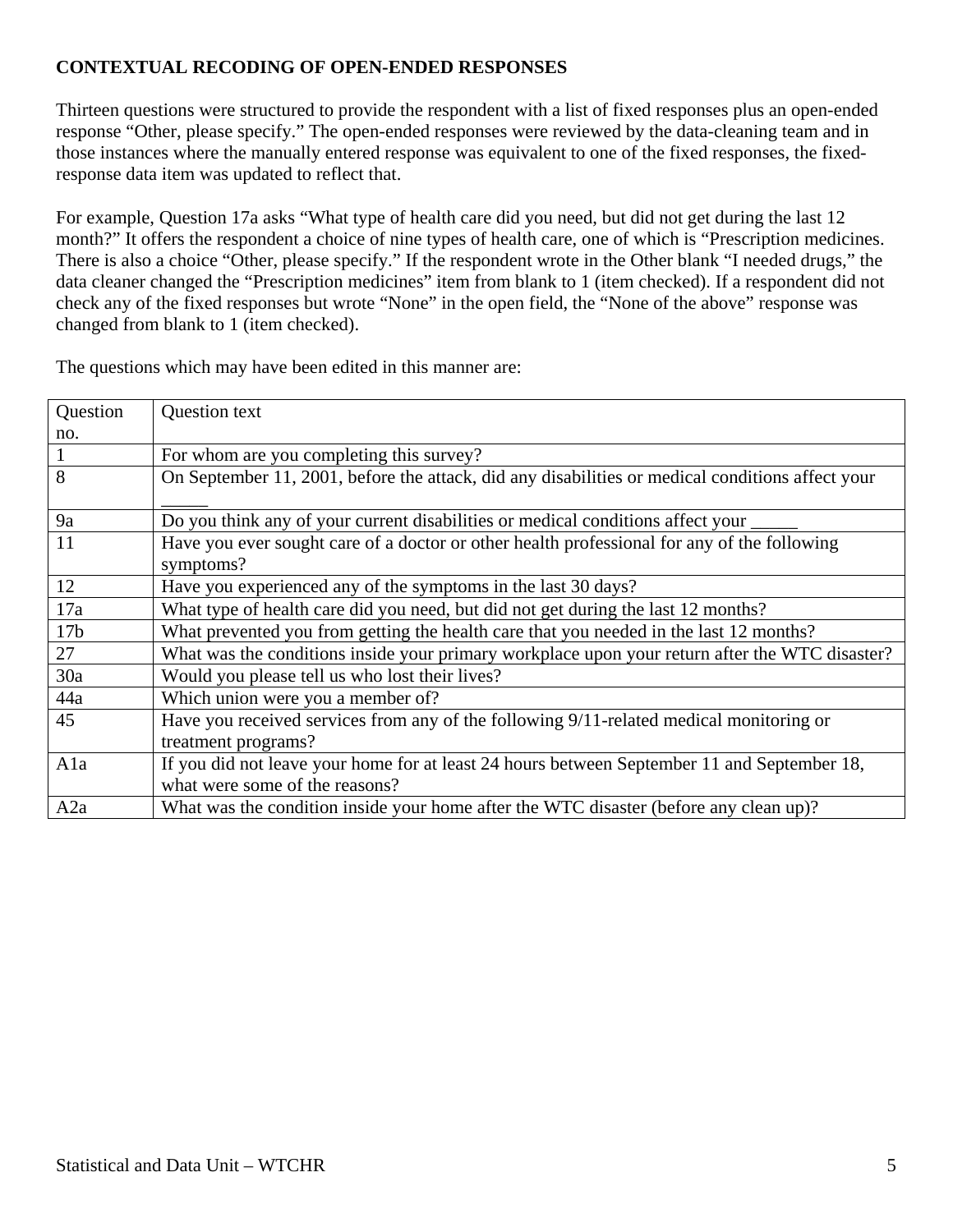**CONTEXTUAL RECODING OF OPEN-ENDED RESPONSES**

Thirteen questions were structured to provide the respondent with a list of fixed responses plus an open-ended response "Other, please specify." The open-ended responses were reviewed by the data-cleaning team and in those instances where the manually entered response was equivalent to one of the fixed responses, the fixed-response data item was updated to reflect that.

For example, Question 17a asks "What type of health care did you need, but did not get during the last 12 month?" It offers the respondent a choice of nine types of health care, one of which is "Prescription medicines. There is also a choice "Other, please specify." If the respondent wrote in the Other blank "I needed drugs," the data cleaner changed the "Prescription medicines" item from blank to 1 (item checked). If a respondent did not check any of the fixed responses but wrote "None" in the open field, the "None of the above" response was changed from blank to 1 (item checked).

The questions which may have been edited in this manner are:

| Question no. | Question text |
|---|---|
| 1 | For whom are you completing this survey? |
| 8 | On September 11, 2001, before the attack, did any disabilities or medical conditions affect your _____ |
| 9a | Do you think any of your current disabilities or medical conditions affect your _____ |
| 11 | Have you ever sought care of a doctor or other health professional for any of the following symptoms? |
| 12 | Have you experienced any of the symptoms in the last 30 days? |
| 17a | What type of health care did you need, but did not get during the last 12 months? |
| 17b | What prevented you from getting the health care that you needed in the last 12 months? |
| 27 | What was the conditions inside your primary workplace upon your return after the WTC disaster? |
| 30a | Would you please tell us who lost their lives? |
| 44a | Which union were you a member of? |
| 45 | Have you received services from any of the following 9/11-related medical monitoring or treatment programs? |
| A1a | If you did not leave your home for at least 24 hours between September 11 and September 18, what were some of the reasons? |
| A2a | What was the condition inside your home after the WTC disaster (before any clean up)? |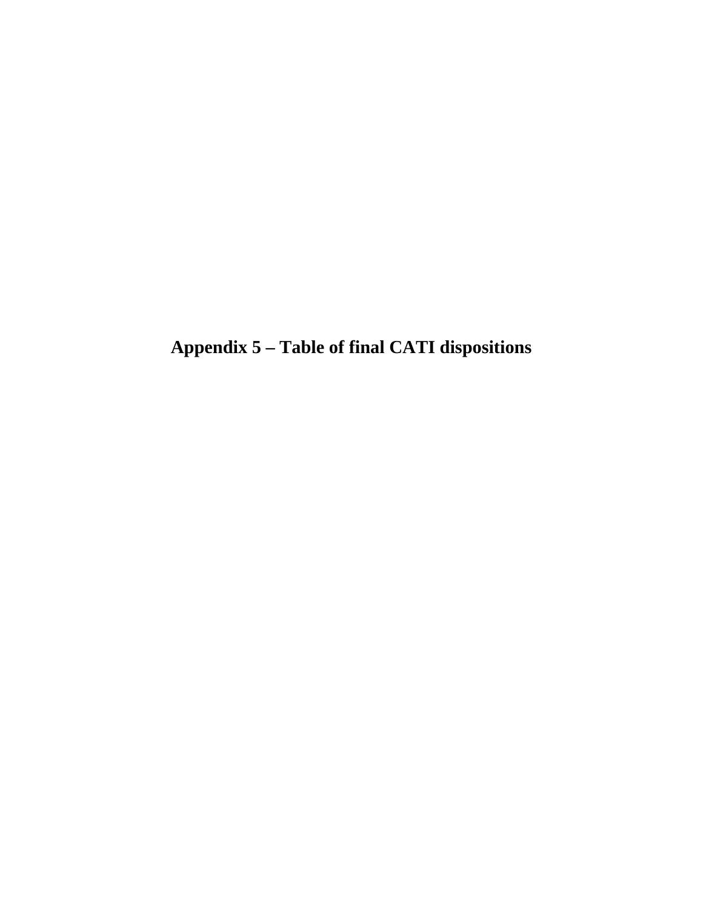# Appendix 5 – Table of final CATI dispositions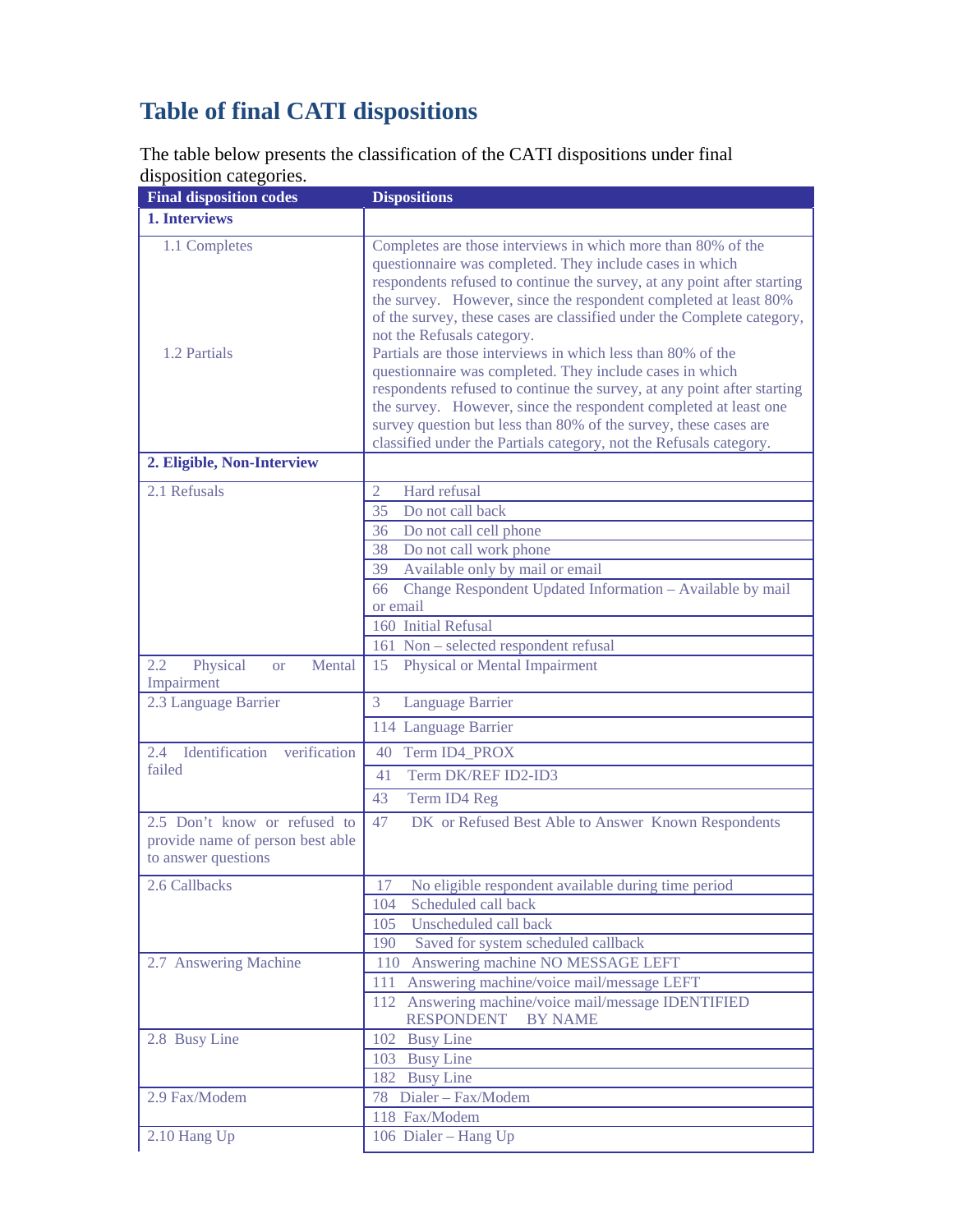# Table of final CATI dispositions

The table below presents the classification of the CATI dispositions under final disposition categories.

| Final disposition codes | Dispositions |
|---|---|
| **1. Interviews** | |
| 1.1 Completes | Completes are those interviews in which more than 80% of the questionnaire was completed. They include cases in which respondents refused to continue the survey, at any point after starting the survey. However, since the respondent completed at least 80% of the survey, these cases are classified under the Complete category, not the Refusals category. |
| 1.2 Partials | Partials are those interviews in which less than 80% of the questionnaire was completed. They include cases in which respondents refused to continue the survey, at any point after starting the survey. However, since the respondent completed at least one survey question but less than 80% of the survey, these cases are classified under the Partials category, not the Refusals category. |
| **2. Eligible, Non-Interview** | |
| 2.1 Refusals | 2 Hard refusal |
| | 35 Do not call back |
| | 36 Do not call cell phone |
| | 38 Do not call work phone |
| | 39 Available only by mail or email |
| | 66 Change Respondent Updated Information – Available by mail or email |
| | 160 Initial Refusal |
| | 161 Non – selected respondent refusal |
| 2.2 Physical or Mental Impairment | 15 Physical or Mental Impairment |
| 2.3 Language Barrier | 3 Language Barrier |
| | 114 Language Barrier |
| 2.4 Identification verification failed | 40 Term ID4_PROX |
| | 41 Term DK/REF ID2-ID3 |
| | 43 Term ID4 Reg |
| 2.5 Don't know or refused to provide name of person best able to answer questions | 47 DK or Refused Best Able to Answer Known Respondents |
| 2.6 Callbacks | 17 No eligible respondent available during time period |
| | 104 Scheduled call back |
| | 105 Unscheduled call back |
| | 190 Saved for system scheduled callback |
| 2.7 Answering Machine | 110 Answering machine NO MESSAGE LEFT |
| | 111 Answering machine/voice mail/message LEFT |
| | 112 Answering machine/voice mail/message IDENTIFIED RESPONDENT BY NAME |
| 2.8 Busy Line | 102 Busy Line |
| | 103 Busy Line |
| | 182 Busy Line |
| 2.9 Fax/Modem | 78 Dialer – Fax/Modem |
| | 118 Fax/Modem |
| 2.10 Hang Up | 106 Dialer – Hang Up |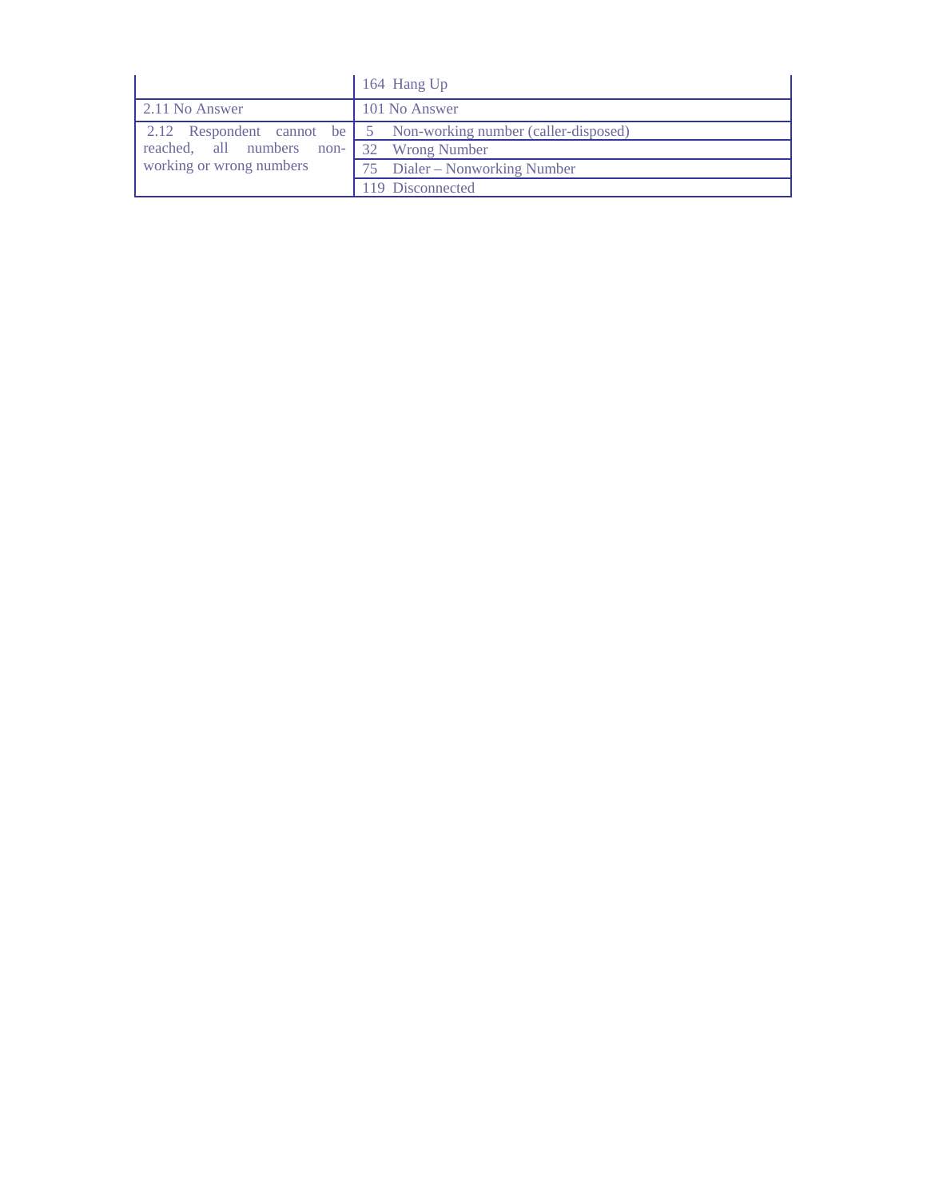| | |
|---|---|
| | 164 Hang Up |
| 2.11 No Answer | 101 No Answer |
| 2.12 Respondent cannot be reached, all numbers non-working or wrong numbers | 5 Non-working number (caller-disposed) |
| | 32 Wrong Number |
| | 75 Dialer – Nonworking Number |
| | 119 Disconnected |